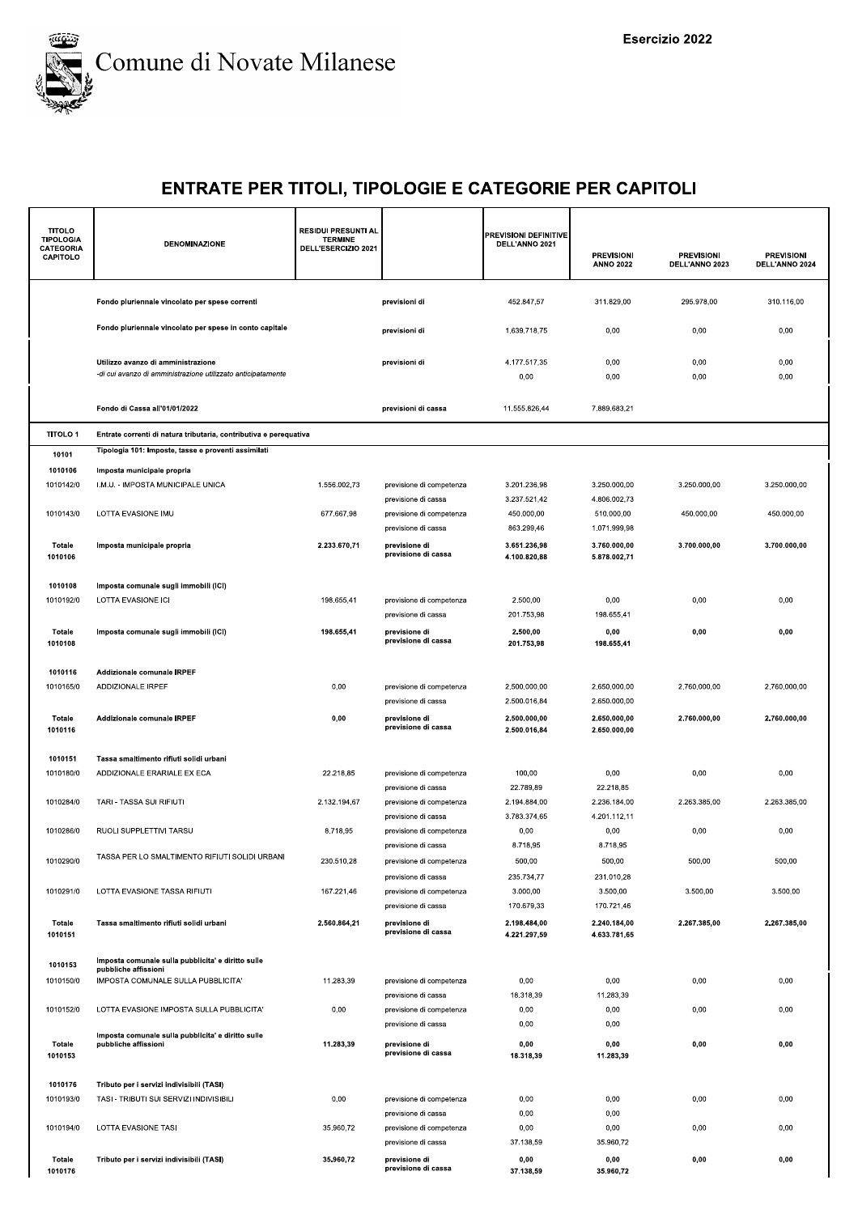# Comune di Novate Milanese

Esercizio 2022

## ENTRATE PER TITOLI, TIPOLOGIE E CATEGORIE PER CAPITOLI

| TITOLO TIPOLOGIA CATEGORIA CAPITOLO | DENOMINAZIONE | RESIDUI PRESUNTI AL TERMINE DELL'ESERCIZIO 2021 | | PREVISIONI DEFINITIVE DELL'ANNO 2021 | PREVISIONI ANNO 2022 | PREVISIONI DELL'ANNO 2023 | PREVISIONI DELL'ANNO 2024 |
|---|---|---|---|---|---|---|---|
| | Fondo pluriennale vincolato per spese correnti | | previsioni di | 452.847,57 | 311.829,00 | 295.978,00 | 310.116,00 |
| | Fondo pluriennale vincolato per spese in conto capitale | | previsioni di | 1.639.718,75 | 0,00 | 0,00 | 0,00 |
| | Utilizzo avanzo di amministrazione | | previsioni di | 4.177.517,35 | 0,00 | 0,00 | 0,00 |
| | *-di cui avanzo di amministrazione utilizzato anticipatamente* | | | 0,00 | 0,00 | 0,00 | 0,00 |
| | Fondo di Cassa all'01/01/2022 | | previsioni di cassa | 11.555.826,44 | 7.889.683,21 | | |
| TITOLO 1 | Entrate correnti di natura tributaria, contributiva e perequativa | | | | | | |
| 10101 | Tipologia 101: Imposte, tasse e proventi assimilati | | | | | | |
| 1010106 | Imposta municipale propria | | | | | | |
| 1010142/0 | I.M.U. - IMPOSTA MUNICIPALE UNICA | 1.556.002,73 | previsione di competenza | 3.201.236,98 | 3.250.000,00 | 3.250.000,00 | 3.250.000,00 |
| | | | previsione di cassa | 3.237.521,42 | 4.806.002,73 | | |
| 1010143/0 | LOTTA EVASIONE IMU | 677.667,98 | previsione di competenza | 450.000,00 | 510.000,00 | 450.000,00 | 450.000,00 |
| | | | previsione di cassa | 863.299,46 | 1.071.999,98 | | |
| **Totale 1010106** | **Imposta municipale propria** | **2.233.670,71** | previsione di | **3.651.236,98** | **3.760.000,00** | **3.700.000,00** | **3.700.000,00** |
| | | | previsione di cassa | **4.100.820,88** | **5.878.002,71** | | |
| 1010108 | Imposta comunale sugli immobili (ICI) | | | | | | |
| 1010192/0 | LOTTA EVASIONE ICI | 198.655,41 | previsione di competenza | 2.500,00 | 0,00 | 0,00 | 0,00 |
| | | | previsione di cassa | 201.753,98 | 198.655,41 | | |
| **Totale 1010108** | **Imposta comunale sugli immobili (ICI)** | **198.655,41** | previsione di | **2.500,00** | **0,00** | **0,00** | **0,00** |
| | | | previsione di cassa | **201.753,98** | **198.655,41** | | |
| 1010116 | Addizionale comunale IRPEF | | | | | | |
| 1010165/0 | ADDIZIONALE IRPEF | 0,00 | previsione di competenza | 2.500.000,00 | 2.650.000,00 | 2.760.000,00 | 2.760.000,00 |
| | | | previsione di cassa | 2.500.016,84 | 2.650.000,00 | | |
| **Totale 1010116** | **Addizionale comunale IRPEF** | **0,00** | previsione di | **2.500.000,00** | **2.650.000,00** | **2.760.000,00** | **2.760.000,00** |
| | | | previsione di cassa | **2.500.016,84** | **2.650.000,00** | | |
| 1010151 | Tassa smaltimento rifiuti solidi urbani | | | | | | |
| 1010180/0 | ADDIZIONALE ERARIALE EX ECA | 22.218,85 | previsione di competenza | 100,00 | 0,00 | 0,00 | 0,00 |
| | | | previsione di cassa | 22.789,89 | 22.218,85 | | |
| 1010284/0 | TARI - TASSA SUI RIFIUTI | 2.132.194,67 | previsione di competenza | 2.194.884,00 | 2.236.184,00 | 2.263.385,00 | 2.263.385,00 |
| | | | previsione di cassa | 3.783.374,65 | 4.201.112,11 | | |
| 1010286/0 | RUOLI SUPPLETTIVI TARSU | 8.718,95 | previsione di competenza | 0,00 | 0,00 | 0,00 | 0,00 |
| | | | previsione di cassa | 8.718,95 | 8.718,95 | | |
| 1010290/0 | TASSA PER LO SMALTIMENTO RIFIUTI SOLIDI URBANI | 230.510,28 | previsione di competenza | 500,00 | 500,00 | 500,00 | 500,00 |
| | | | previsione di cassa | 235.734,77 | 231.010,28 | | |
| 1010291/0 | LOTTA EVASIONE TASSA RIFIUTI | 167.221,46 | previsione di competenza | 3.000,00 | 3.500,00 | 3.500,00 | 3.500,00 |
| | | | previsione di cassa | 170.679,33 | 170.721,46 | | |
| **Totale 1010151** | **Tassa smaltimento rifiuti solidi urbani** | **2.560.864,21** | previsione di | **2.198.484,00** | **2.240.184,00** | **2.267.385,00** | **2.267.385,00** |
| | | | previsione di cassa | **4.221.297,59** | **4.633.781,65** | | |
| 1010153 | Imposta comunale sulla pubblicita' e diritto sulle pubbliche affissioni | | | | | | |
| 1010150/0 | IMPOSTA COMUNALE SULLA PUBBLICITA' | 11.283,39 | previsione di competenza | 0,00 | 0,00 | 0,00 | 0,00 |
| | | | previsione di cassa | 18.318,39 | 11.283,39 | | |
| 1010152/0 | LOTTA EVASIONE IMPOSTA SULLA PUBBLICITA' | 0,00 | previsione di competenza | 0,00 | 0,00 | 0,00 | 0,00 |
| | | | previsione di cassa | 0,00 | 0,00 | | |
| **Totale 1010153** | **Imposta comunale sulla pubblicita' e diritto sulle pubbliche affissioni** | **11.283,39** | previsione di | **0,00** | **0,00** | **0,00** | **0,00** |
| | | | previsione di cassa | **18.318,39** | **11.283,39** | | |
| 1010176 | Tributo per i servizi indivisibili (TASI) | | | | | | |
| 1010193/0 | TASI - TRIBUTI SUI SERVIZI INDIVISIBILI | 0,00 | previsione di competenza | 0,00 | 0,00 | 0,00 | 0,00 |
| | | | previsione di cassa | 0,00 | 0,00 | | |
| 1010194/0 | LOTTA EVASIONE TASI | 35.960,72 | previsione di competenza | 0,00 | 0,00 | 0,00 | 0,00 |
| | | | previsione di cassa | 37.138,59 | 35.960,72 | | |
| **Totale 1010176** | **Tributo per i servizi indivisibili (TASI)** | **35.960,72** | previsione di | **0,00** | **0,00** | **0,00** | **0,00** |
| | | | previsione di cassa | **37.138,59** | **35.960,72** | | |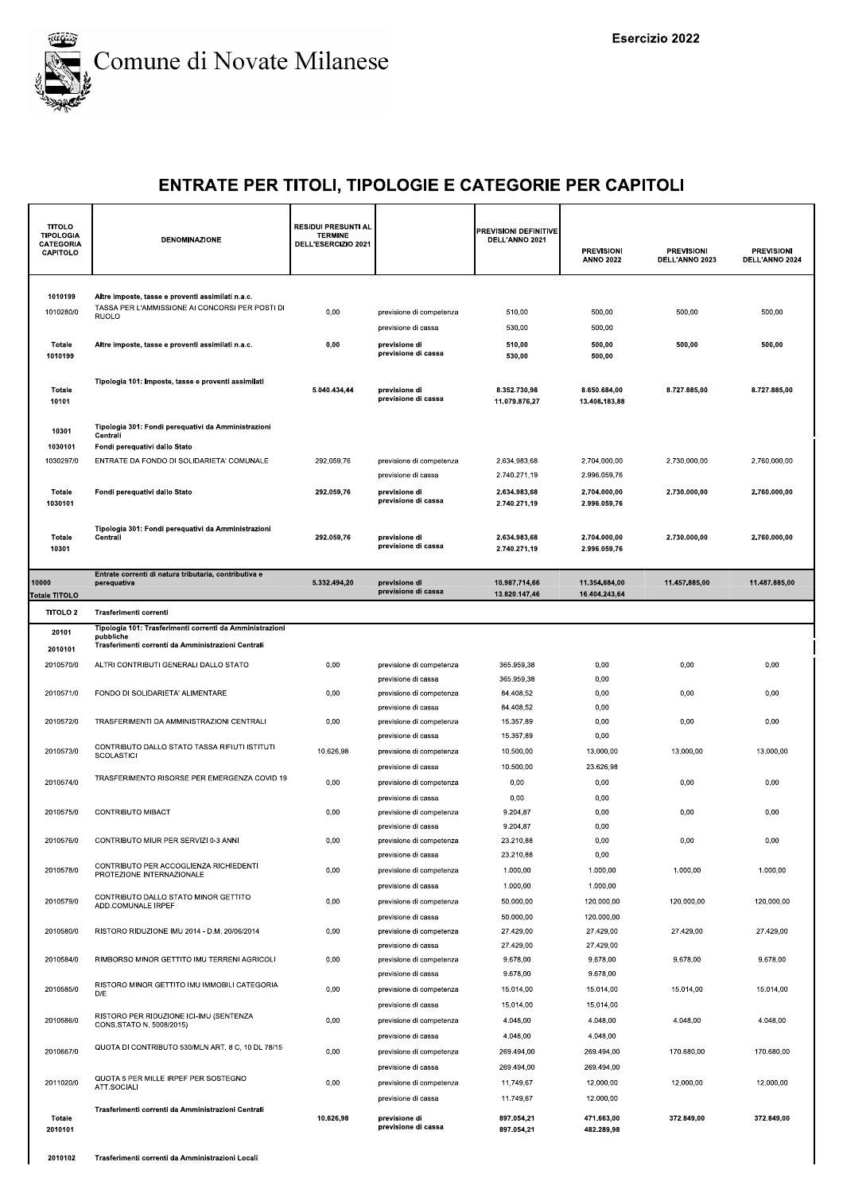Comune di Novate Milanese

Esercizio 2022

## ENTRATE PER TITOLI, TIPOLOGIE E CATEGORIE PER CAPITOLI

| TITOLO TIPOLOGIA CATEGORIA CAPITOLO | DENOMINAZIONE | RESIDUI PRESUNTI AL TERMINE DELL'ESERCIZIO 2021 | | PREVISIONI DEFINITIVE DELL'ANNO 2021 | PREVISIONI ANNO 2022 | PREVISIONI DELL'ANNO 2023 | PREVISIONI DELL'ANNO 2024 |
|---|---|---|---|---|---|---|---|
| 1010199 | **Altre imposte, tasse e proventi assimilati n.a.c.** | | | | | | |
| 1010280/0 | TASSA PER L'AMMISSIONE AI CONCORSI PER POSTI DI RUOLO | 0,00 | previsione di competenza | 510,00 | 500,00 | 500,00 | 500,00 |
| | | | previsione di cassa | 530,00 | 500,00 | | |
| **Totale 1010199** | **Altre imposte, tasse e proventi assimilati n.a.c.** | **0,00** | **previsione di competenza** | **510,00** | **500,00** | **500,00** | **500,00** |
| | | | **previsione di cassa** | **530,00** | **500,00** | | |
| **Totale 10101** | **Tipologia 101: Imposte, tasse e proventi assimilati** | **5.040.434,44** | **previsione di competenza** | **8.352.730,98** | **8.650.684,00** | **8.727.885,00** | **8.727.885,00** |
| | | | **previsione di cassa** | **11.079.876,27** | **13.408.183,88** | | |
| 10301 | **Tipologia 301: Fondi perequativi da Amministrazioni Centrali** | | | | | | |
| 1030101 | **Fondi perequativi dallo Stato** | | | | | | |
| 1030297/0 | ENTRATE DA FONDO DI SOLIDARIETA' COMUNALE | 292.059,76 | previsione di competenza | 2.634.983,68 | 2.704.000,00 | 2.730.000,00 | 2.760.000,00 |
| | | | previsione di cassa | 2.740.271,19 | 2.996.059,76 | | |
| **Totale 1030101** | **Fondi perequativi dallo Stato** | **292.059,76** | **previsione di competenza** | **2.634.983,68** | **2.704.000,00** | **2.730.000,00** | **2.760.000,00** |
| | | | **previsione di cassa** | **2.740.271,19** | **2.996.059,76** | | |
| **Totale 10301** | **Tipologia 301: Fondi perequativi da Amministrazioni Centrali** | **292.059,76** | **previsione di competenza** | **2.634.983,68** | **2.704.000,00** | **2.730.000,00** | **2.760.000,00** |
| | | | **previsione di cassa** | **2.740.271,19** | **2.996.059,76** | | |
| **10000 Totale TITOLO** | **Entrate correnti di natura tributaria, contributiva e perequativa** | **5.332.494,20** | **previsione di competenza** | **10.987.714,66** | **11.354.684,00** | **11.457.885,00** | **11.487.885,00** |
| | | | **previsione di cassa** | **13.820.147,46** | **16.404.243,64** | | |
| **TITOLO 2** | **Trasferimenti correnti** | | | | | | |
| 20101 | **Tipologia 101: Trasferimenti correnti da Amministrazioni pubbliche** | | | | | | |
| 2010101 | **Trasferimenti correnti da Amministrazioni Centrali** | | | | | | |
| 2010570/0 | ALTRI CONTRIBUTI GENERALI DALLO STATO | 0,00 | previsione di competenza | 365.959,38 | 0,00 | 0,00 | 0,00 |
| | | | previsione di cassa | 365.959,38 | 0,00 | | |
| 2010571/0 | FONDO DI SOLIDARIETA' ALIMENTARE | 0,00 | previsione di competenza | 84.408,52 | 0,00 | 0,00 | 0,00 |
| | | | previsione di cassa | 84.408,52 | 0,00 | | |
| 2010572/0 | TRASFERIMENTI DA AMMINISTRAZIONI CENTRALI | 0,00 | previsione di competenza | 15.357,89 | 0,00 | 0,00 | 0,00 |
| | | | previsione di cassa | 15.357,89 | 0,00 | | |
| 2010573/0 | CONTRIBUTO DALLO STATO TASSA RIFIUTI ISTITUTI SCOLASTICI | 10.626,98 | previsione di competenza | 10.500,00 | 13.000,00 | 13.000,00 | 13.000,00 |
| | | | previsione di cassa | 10.500,00 | 23.626,98 | | |
| 2010574/0 | TRASFERIMENTO RISORSE PER EMERGENZA COVID 19 | 0,00 | previsione di competenza | 0,00 | 0,00 | 0,00 | 0,00 |
| | | | previsione di cassa | 0,00 | 0,00 | | |
| 2010575/0 | CONTRIBUTO MIBACT | 0,00 | previsione di competenza | 9.204,87 | 0,00 | 0,00 | 0,00 |
| | | | previsione di cassa | 9.204,87 | 0,00 | | |
| 2010576/0 | CONTRIBUTO MIUR PER SERVIZI 0-3 ANNI | 0,00 | previsione di competenza | 23.210,88 | 0,00 | 0,00 | 0,00 |
| | | | previsione di cassa | 23.210,88 | 0,00 | | |
| 2010578/0 | CONTRIBUTO PER ACCOGLIENZA RICHIEDENTI PROTEZIONE INTERNAZIONALE | 0,00 | previsione di competenza | 1.000,00 | 1.000,00 | 1.000,00 | 1.000,00 |
| | | | previsione di cassa | 1.000,00 | 1.000,00 | | |
| 2010579/0 | CONTRIBUTO DALLO STATO MINOR GETTITO ADD.COMUNALE IRPEF | 0,00 | previsione di competenza | 50.000,00 | 120.000,00 | 120.000,00 | 120.000,00 |
| | | | previsione di cassa | 50.000,00 | 120.000,00 | | |
| 2010580/0 | RISTORO RIDUZIONE IMU 2014 - D.M. 20/06/2014 | 0,00 | previsione di competenza | 27.429,00 | 27.429,00 | 27.429,00 | 27.429,00 |
| | | | previsione di cassa | 27.429,00 | 27.429,00 | | |
| 2010584/0 | RIMBORSO MINOR GETTITO IMU TERRENI AGRICOLI | 0,00 | previsione di competenza | 9.678,00 | 9.678,00 | 9.678,00 | 9.678,00 |
| | | | previsione di cassa | 9.678,00 | 9.678,00 | | |
| 2010585/0 | RISTORO MINOR GETTITO IMU IMMOBILI CATEGORIA D/E | 0,00 | previsione di competenza | 15.014,00 | 15.014,00 | 15.014,00 | 15.014,00 |
| | | | previsione di cassa | 15.014,00 | 15.014,00 | | |
| 2010586/0 | RISTORO PER RIDUZIONE ICI-IMU (SENTENZA CONS.STATO N. 5008/2015) | 0,00 | previsione di competenza | 4.048,00 | 4.048,00 | 4.048,00 | 4.048,00 |
| | | | previsione di cassa | 4.048,00 | 4.048,00 | | |
| 2010667/0 | QUOTA DI CONTRIBUTO 530/MLN ART. 8 C, 10 DL 78/15 | 0,00 | previsione di competenza | 269.494,00 | 269.494,00 | 170.680,00 | 170.680,00 |
| | | | previsione di cassa | 269.494,00 | 269.494,00 | | |
| 2011020/0 | QUOTA 5 PER MILLE IRPEF PER SOSTEGNO ATT.SOCIALI | 0,00 | previsione di competenza | 11.749,67 | 12.000,00 | 12.000,00 | 12.000,00 |
| | | | previsione di cassa | 11.749,67 | 12.000,00 | | |
| **Totale 2010101** | **Trasferimenti correnti da Amministrazioni Centrali** | **10.626,98** | **previsione di competenza** | **897.054,21** | **471.663,00** | **372.849,00** | **372.849,00** |
| | | | **previsione di cassa** | **897.054,21** | **482.289,98** | | |
| 2010102 | **Trasferimenti correnti da Amministrazioni Locali** | | | | | | |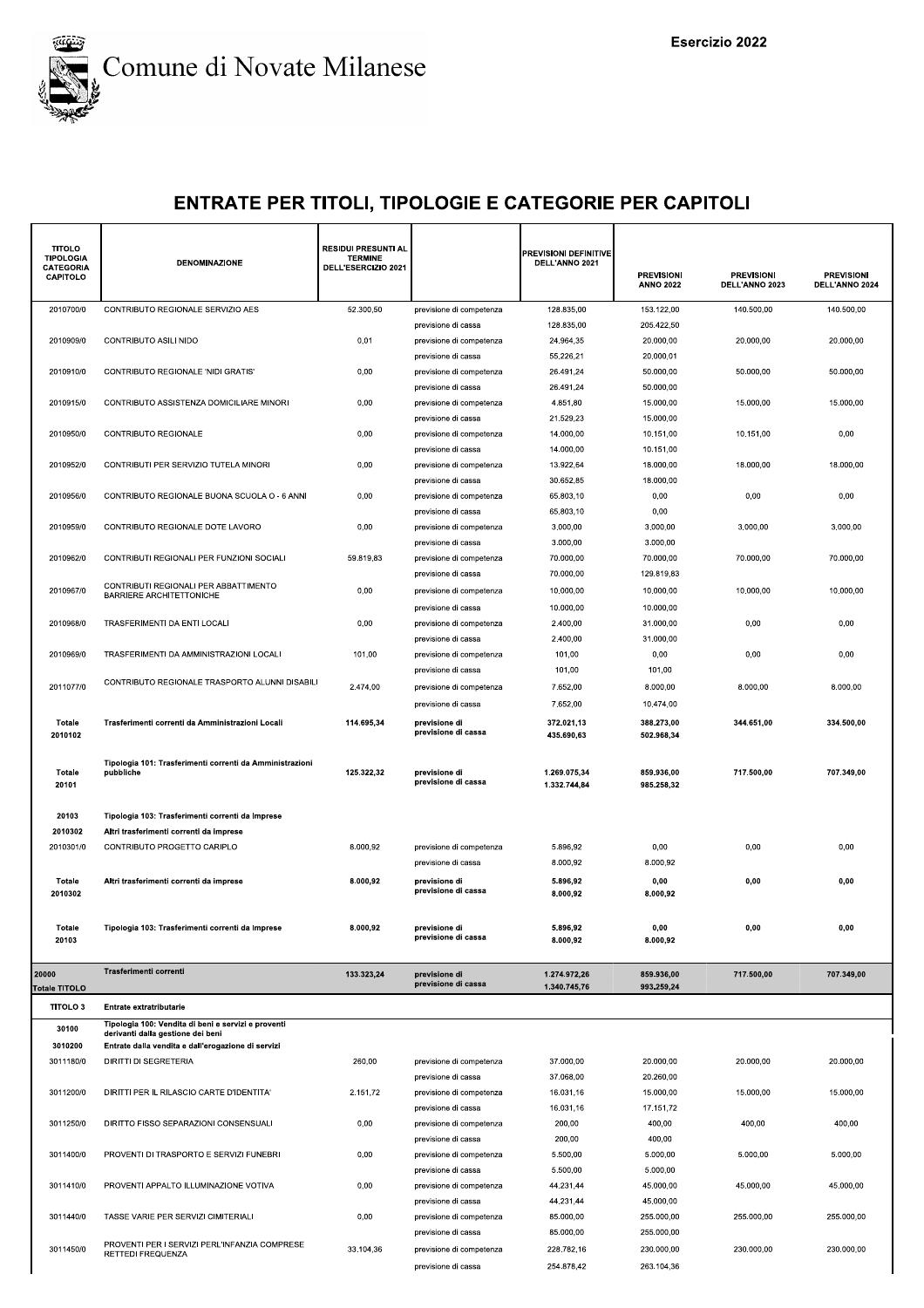Comune di Novate Milanese

Esercizio 2022

## ENTRATE PER TITOLI, TIPOLOGIE E CATEGORIE PER CAPITOLI

| TITOLO TIPOLOGIA CATEGORIA CAPITOLO | DENOMINAZIONE | RESIDUI PRESUNTI AL TERMINE DELL'ESERCIZIO 2021 | | PREVISIONI DEFINITIVE DELL'ANNO 2021 | PREVISIONI ANNO 2022 | PREVISIONI DELL'ANNO 2023 | PREVISIONI DELL'ANNO 2024 |
|---|---|---|---|---|---|---|---|
| 2010700/0 | CONTRIBUTO REGIONALE SERVIZIO AES | 52.300,50 | previsione di competenza | 128.835,00 | 153.122,00 | 140.500,00 | 140.500,00 |
| | | | previsione di cassa | 128.835,00 | 205.422,50 | | |
| 2010909/0 | CONTRIBUTO ASILI NIDO | 0,01 | previsione di competenza | 24.964,35 | 20.000,00 | 20.000,00 | 20.000,00 |
| | | | previsione di cassa | 55.226,21 | 20.000,01 | | |
| 2010910/0 | CONTRIBUTO REGIONALE 'NIDI GRATIS' | 0,00 | previsione di competenza | 26.491,24 | 50.000,00 | 50.000,00 | 50.000,00 |
| | | | previsione di cassa | 26.491,24 | 50.000,00 | | |
| 2010915/0 | CONTRIBUTO ASSISTENZA DOMICILIARE MINORI | 0,00 | previsione di competenza | 4.851,80 | 15.000,00 | 15.000,00 | 15.000,00 |
| | | | previsione di cassa | 21.529,23 | 15.000,00 | | |
| 2010950/0 | CONTRIBUTO REGIONALE | 0,00 | previsione di competenza | 14.000,00 | 10.151,00 | 10.151,00 | 0,00 |
| | | | previsione di cassa | 14.000,00 | 10.151,00 | | |
| 2010952/0 | CONTRIBUTI PER SERVIZIO TUTELA MINORI | 0,00 | previsione di competenza | 13.922,64 | 18.000,00 | 18.000,00 | 18.000,00 |
| | | | previsione di cassa | 30.652,85 | 18.000,00 | | |
| 2010956/0 | CONTRIBUTO REGIONALE BUONA SCUOLA O - 6 ANNI | 0,00 | previsione di competenza | 65.803,10 | 0,00 | 0,00 | 0,00 |
| | | | previsione di cassa | 65.803,10 | 0,00 | | |
| 2010959/0 | CONTRIBUTO REGIONALE DOTE LAVORO | 0,00 | previsione di competenza | 3.000,00 | 3.000,00 | 3.000,00 | 3.000,00 |
| | | | previsione di cassa | 3.000,00 | 3.000,00 | | |
| 2010962/0 | CONTRIBUTI REGIONALI PER FUNZIONI SOCIALI | 59.819,83 | previsione di competenza | 70.000,00 | 70.000,00 | 70.000,00 | 70.000,00 |
| | | | previsione di cassa | 70.000,00 | 129.819,83 | | |
| 2010967/0 | CONTRIBUTI REGIONALI PER ABBATTIMENTO BARRIERE ARCHITETTONICHE | 0,00 | previsione di competenza | 10.000,00 | 10.000,00 | 10.000,00 | 10.000,00 |
| | | | previsione di cassa | 10.000,00 | 10.000,00 | | |
| 2010968/0 | TRASFERIMENTI DA ENTI LOCALI | 0,00 | previsione di competenza | 2.400,00 | 31.000,00 | 0,00 | 0,00 |
| | | | previsione di cassa | 2.400,00 | 31.000,00 | | |
| 2010969/0 | TRASFERIMENTI DA AMMINISTRAZIONI LOCALI | 101,00 | previsione di competenza | 101,00 | 0,00 | 0,00 | 0,00 |
| | | | previsione di cassa | 101,00 | 101,00 | | |
| 2011077/0 | CONTRIBUTO REGIONALE TRASPORTO ALUNNI DISABILI | 2.474,00 | previsione di competenza | 7.652,00 | 8.000,00 | 8.000,00 | 8.000,00 |
| | | | previsione di cassa | 7.652,00 | 10.474,00 | | |
| **Totale 2010102** | **Trasferimenti correnti da Amministrazioni Locali** | **114.695,34** | **previsione di** | **372.021,13** | **388.273,00** | **344.651,00** | **334.500,00** |
| | | | **previsione di cassa** | **435.690,63** | **502.968,34** | | |
| **Totale 20101** | **Tipologia 101: Trasferimenti correnti da Amministrazioni pubbliche** | **125.322,32** | **previsione di** | **1.269.075,34** | **859.936,00** | **717.500,00** | **707.349,00** |
| | | | **previsione di cassa** | **1.332.744,84** | **985.258,32** | | |
| **20103** | **Tipologia 103: Trasferimenti correnti da Imprese** | | | | | | |
| **2010302** | **Altri trasferimenti correnti da imprese** | | | | | | |
| 2010301/0 | CONTRIBUTO PROGETTO CARIPLO | 8.000,92 | previsione di competenza | 5.896,92 | 0,00 | 0,00 | 0,00 |
| | | | previsione di cassa | 8.000,92 | 8.000,92 | | |
| **Totale 2010302** | **Altri trasferimenti correnti da imprese** | **8.000,92** | **previsione di** | **5.896,92** | **0,00** | **0,00** | **0,00** |
| | | | **previsione di cassa** | **8.000,92** | **8.000,92** | | |
| **Totale 20103** | **Tipologia 103: Trasferimenti correnti da Imprese** | **8.000,92** | **previsione di** | **5.896,92** | **0,00** | **0,00** | **0,00** |
| | | | **previsione di cassa** | **8.000,92** | **8.000,92** | | |
| **20000 Totale TITOLO** | **Trasferimenti correnti** | **133.323,24** | **previsione di** | **1.274.972,26** | **859.936,00** | **717.500,00** | **707.349,00** |
| | | | **previsione di cassa** | **1.340.745,76** | **993.259,24** | | |
| **TITOLO 3** | **Entrate extratributarie** | | | | | | |
| **30100** | **Tipologia 100: Vendita di beni e servizi e proventi derivanti dalla gestione dei beni** | | | | | | |
| **3010200** | **Entrate dalla vendita e dall'erogazione di servizi** | | | | | | |
| 3011180/0 | DIRITTI DI SEGRETERIA | 260,00 | previsione di competenza | 37.000,00 | 20.000,00 | 20.000,00 | 20.000,00 |
| | | | previsione di cassa | 37.068,00 | 20.260,00 | | |
| 3011200/0 | DIRITTI PER IL RILASCIO CARTE D'IDENTITA' | 2.151,72 | previsione di competenza | 16.031,16 | 15.000,00 | 15.000,00 | 15.000,00 |
| | | | previsione di cassa | 16.031,16 | 17.151,72 | | |
| 3011250/0 | DIRITTO FISSO SEPARAZIONI CONSENSUALI | 0,00 | previsione di competenza | 200,00 | 400,00 | 400,00 | 400,00 |
| | | | previsione di cassa | 200,00 | 400,00 | | |
| 3011400/0 | PROVENTI DI TRASPORTO E SERVIZI FUNEBRI | 0,00 | previsione di competenza | 5.500,00 | 5.000,00 | 5.000,00 | 5.000,00 |
| | | | previsione di cassa | 5.500,00 | 5.000,00 | | |
| 3011410/0 | PROVENTI APPALTO ILLUMINAZIONE VOTIVA | 0,00 | previsione di competenza | 44.231,44 | 45.000,00 | 45.000,00 | 45.000,00 |
| | | | previsione di cassa | 44.231,44 | 45.000,00 | | |
| 3011440/0 | TASSE VARIE PER SERVIZI CIMITERIALI | 0,00 | previsione di competenza | 85.000,00 | 255.000,00 | 255.000,00 | 255.000,00 |
| | | | previsione di cassa | 85.000,00 | 255.000,00 | | |
| 3011450/0 | PROVENTI PER I SERVIZI PERL'INFANZIA COMPRESE RETTEDI FREQUENZA | 33.104,36 | previsione di competenza | 228.782,16 | 230.000,00 | 230.000,00 | 230.000,00 |
| | | | previsione di cassa | 254.878,42 | 263.104,36 | | |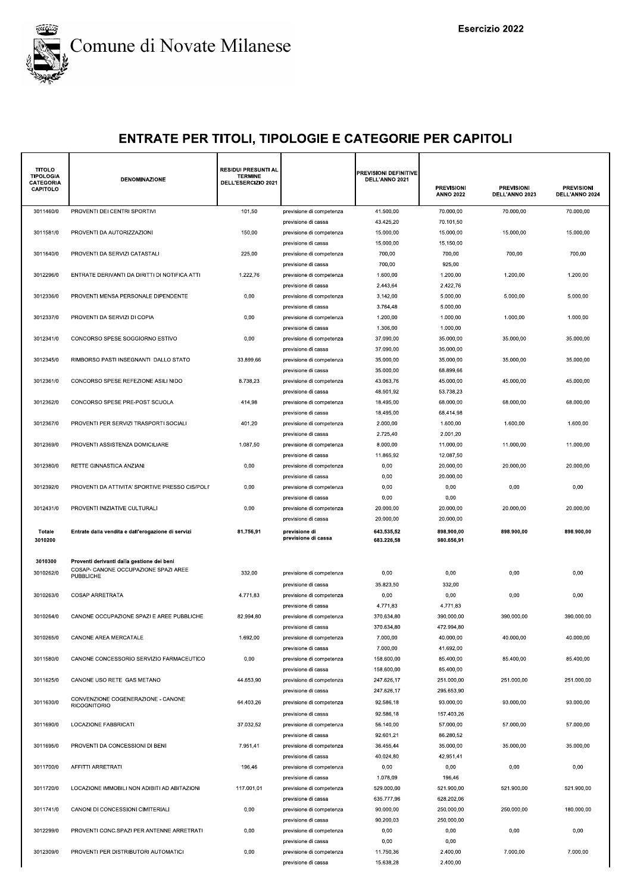# Comune di Novate Milanese

Esercizio 2022

## ENTRATE PER TITOLI, TIPOLOGIE E CATEGORIE PER CAPITOLI

| TITOLO TIPOLOGIA CATEGORIA CAPITOLO | DENOMINAZIONE | RESIDUI PRESUNTI AL TERMINE DELL'ESERCIZIO 2021 | | PREVISIONI DEFINITIVE DELL'ANNO 2021 | PREVISIONI ANNO 2022 | PREVISIONI DELL'ANNO 2023 | PREVISIONI DELL'ANNO 2024 |
|---|---|---|---|---|---|---|---|
| 3011460/0 | PROVENTI DEI CENTRI SPORTIVI | 101,50 | previsione di competenza | 41.500,00 | 70.000,00 | 70.000,00 | 70.000,00 |
| | | | previsione di cassa | 43.425,20 | 70.101,50 | | |
| 3011581/0 | PROVENTI DA AUTORIZZAZIONI | 150,00 | previsione di competenza | 15.000,00 | 15.000,00 | 15.000,00 | 15.000,00 |
| | | | previsione di cassa | 15.000,00 | 15.150,00 | | |
| 3011640/0 | PROVENTI DA SERVIZI CATASTALI | 225,00 | previsione di competenza | 700,00 | 700,00 | 700,00 | 700,00 |
| | | | previsione di cassa | 700,00 | 925,00 | | |
| 3012296/0 | ENTRATE DERIVANTI DA DIRITTI DI NOTIFICA ATTI | 1.222,76 | previsione di competenza | 1.600,00 | 1.200,00 | 1.200,00 | 1.200,00 |
| | | | previsione di cassa | 2.443,64 | 2.422,76 | | |
| 3012336/0 | PROVENTI MENSA PERSONALE DIPENDENTE | 0,00 | previsione di competenza | 3.142,00 | 5.000,00 | 5.000,00 | 5.000,00 |
| | | | previsione di cassa | 3.764,48 | 5.000,00 | | |
| 3012337/0 | PROVENTI DA SERVIZI DI COPIA | 0,00 | previsione di competenza | 1.200,00 | 1.000,00 | 1.000,00 | 1.000,00 |
| | | | previsione di cassa | 1.306,00 | 1.000,00 | | |
| 3012341/0 | CONCORSO SPESE SOGGIORNO ESTIVO | 0,00 | previsione di competenza | 37.090,00 | 35.000,00 | 35.000,00 | 35.000,00 |
| | | | previsione di cassa | 37.090,00 | 35.000,00 | | |
| 3012345/0 | RIMBORSO PASTI INSEGNANTI DALLO STATO | 33.899,66 | previsione di competenza | 35.000,00 | 35.000,00 | 35.000,00 | 35.000,00 |
| | | | previsione di cassa | 35.000,00 | 68.899,66 | | |
| 3012361/0 | CONCORSO SPESE REFEZIONE ASILI NIDO | 8.738,23 | previsione di competenza | 43.063,76 | 45.000,00 | 45.000,00 | 45.000,00 |
| | | | previsione di cassa | 48.501,92 | 53.738,23 | | |
| 3012362/0 | CONCORSO SPESE PRE-POST SCUOLA | 414,98 | previsione di competenza | 18.495,00 | 68.000,00 | 68.000,00 | 68.000,00 |
| | | | previsione di cassa | 18.495,00 | 68.414,98 | | |
| 3012367/0 | PROVENTI PER SERVIZI TRASPORTI SOCIALI | 401,20 | previsione di competenza | 2.000,00 | 1.600,00 | 1.600,00 | 1.600,00 |
| | | | previsione di cassa | 2.725,40 | 2.001,20 | | |
| 3012369/0 | PROVENTI ASSISTENZA DOMICILIARE | 1.087,50 | previsione di competenza | 8.000,00 | 11.000,00 | 11.000,00 | 11.000,00 |
| | | | previsione di cassa | 11.865,92 | 12.087,50 | | |
| 3012380/0 | RETTE GINNASTICA ANZIANI | 0,00 | previsione di competenza | 0,00 | 20.000,00 | 20.000,00 | 20.000,00 |
| | | | previsione di cassa | 0,00 | 20.000,00 | | |
| 3012392/0 | PROVENTI DA ATTIVITA' SPORTIVE PRESSO CIS/POLI' | 0,00 | previsione di competenza | 0,00 | 0,00 | 0,00 | 0,00 |
| | | | previsione di cassa | 0,00 | 0,00 | | |
| 3012431/0 | PROVENTI INIZIATIVE CULTURALI | 0,00 | previsione di competenza | 20.000,00 | 20.000,00 | 20.000,00 | 20.000,00 |
| | | | previsione di cassa | 20.000,00 | 20.000,00 | | |
| **Totale 3010200** | **Entrate dalla vendita e dall'erogazione di servizi** | **81.756,91** | **previsione di** | **643.535,52** | **898.900,00** | **898.900,00** | **898.900,00** |
| | | | **previsione di cassa** | **683.226,58** | **980.656,91** | | |
| **3010300** | **Proventi derivanti dalla gestione dei beni** | | | | | | |
| 3010262/0 | COSAP- CANONE OCCUPAZIONE SPAZI AREE PUBBLICHE | 332,00 | previsione di competenza | 0,00 | 0,00 | 0,00 | 0,00 |
| | | | previsione di cassa | 35.823,50 | 332,00 | | |
| 3010263/0 | COSAP ARRETRATA | 4.771,83 | previsione di competenza | 0,00 | 0,00 | 0,00 | 0,00 |
| | | | previsione di cassa | 4.771,83 | 4.771,83 | | |
| 3010264/0 | CANONE OCCUPAZIONE SPAZI E AREE PUBBLICHE | 82.994,80 | previsione di competenza | 370.634,80 | 390.000,00 | 390.000,00 | 390.000,00 |
| | | | previsione di cassa | 370.634,80 | 472.994,80 | | |
| 3010265/0 | CANONE AREA MERCATALE | 1.692,00 | previsione di competenza | 7.000,00 | 40.000,00 | 40.000,00 | 40.000,00 |
| | | | previsione di cassa | 7.000,00 | 41.692,00 | | |
| 3011580/0 | CANONE CONCESSORIO SERVIZIO FARMACEUTICO | 0,00 | previsione di competenza | 158.600,00 | 85.400,00 | 85.400,00 | 85.400,00 |
| | | | previsione di cassa | 158.600,00 | 85.400,00 | | |
| 3011625/0 | CANONE USO RETE GAS METANO | 44.653,90 | previsione di competenza | 247.626,17 | 251.000,00 | 251.000,00 | 251.000,00 |
| | | | previsione di cassa | 247.626,17 | 295.653,90 | | |
| 3011630/0 | CONVENZIONE COGENERAZIONE - CANONE RICOGNITORIO | 64.403,26 | previsione di competenza | 92.586,18 | 93.000,00 | 93.000,00 | 93.000,00 |
| | | | previsione di cassa | 92.586,18 | 157.403,26 | | |
| 3011690/0 | LOCAZIONE FABBRICATI | 37.032,52 | previsione di competenza | 56.140,00 | 57.000,00 | 57.000,00 | 57.000,00 |
| | | | previsione di cassa | 92.601,21 | 86.280,52 | | |
| 3011695/0 | PROVENTI DA CONCESSIONI DI BENI | 7.951,41 | previsione di competenza | 36.455,44 | 35.000,00 | 35.000,00 | 35.000,00 |
| | | | previsione di cassa | 40.024,80 | 42.951,41 | | |
| 3011700/0 | AFFITTI ARRETRATI | 196,46 | previsione di competenza | 0,00 | 0,00 | 0,00 | 0,00 |
| | | | previsione di cassa | 1.078,09 | 196,46 | | |
| 3011720/0 | LOCAZIONE IMMOBILI NON ADIBITI AD ABITAZIONI | 117.001,01 | previsione di competenza | 529.000,00 | 521.900,00 | 521.900,00 | 521.900,00 |
| | | | previsione di cassa | 635.777,96 | 628.202,06 | | |
| 3011741/0 | CANONI DI CONCESSIONI CIMITERIALI | 0,00 | previsione di competenza | 90.000,00 | 250.000,00 | 250.000,00 | 180.000,00 |
| | | | previsione di cassa | 90.200,03 | 250.000,00 | | |
| 3012299/0 | PROVENTI CONC.SPAZI PER ANTENNE ARRETRATI | 0,00 | previsione di competenza | 0,00 | 0,00 | 0,00 | 0,00 |
| | | | previsione di cassa | 0,00 | 0,00 | | |
| 3012309/0 | PROVENTI PER DISTRIBUTORI AUTOMATICI | 0,00 | previsione di competenza | 11.750,36 | 2.400,00 | 7.000,00 | 7.000,00 |
| | | | previsione di cassa | 15.638,28 | 2.400,00 | | |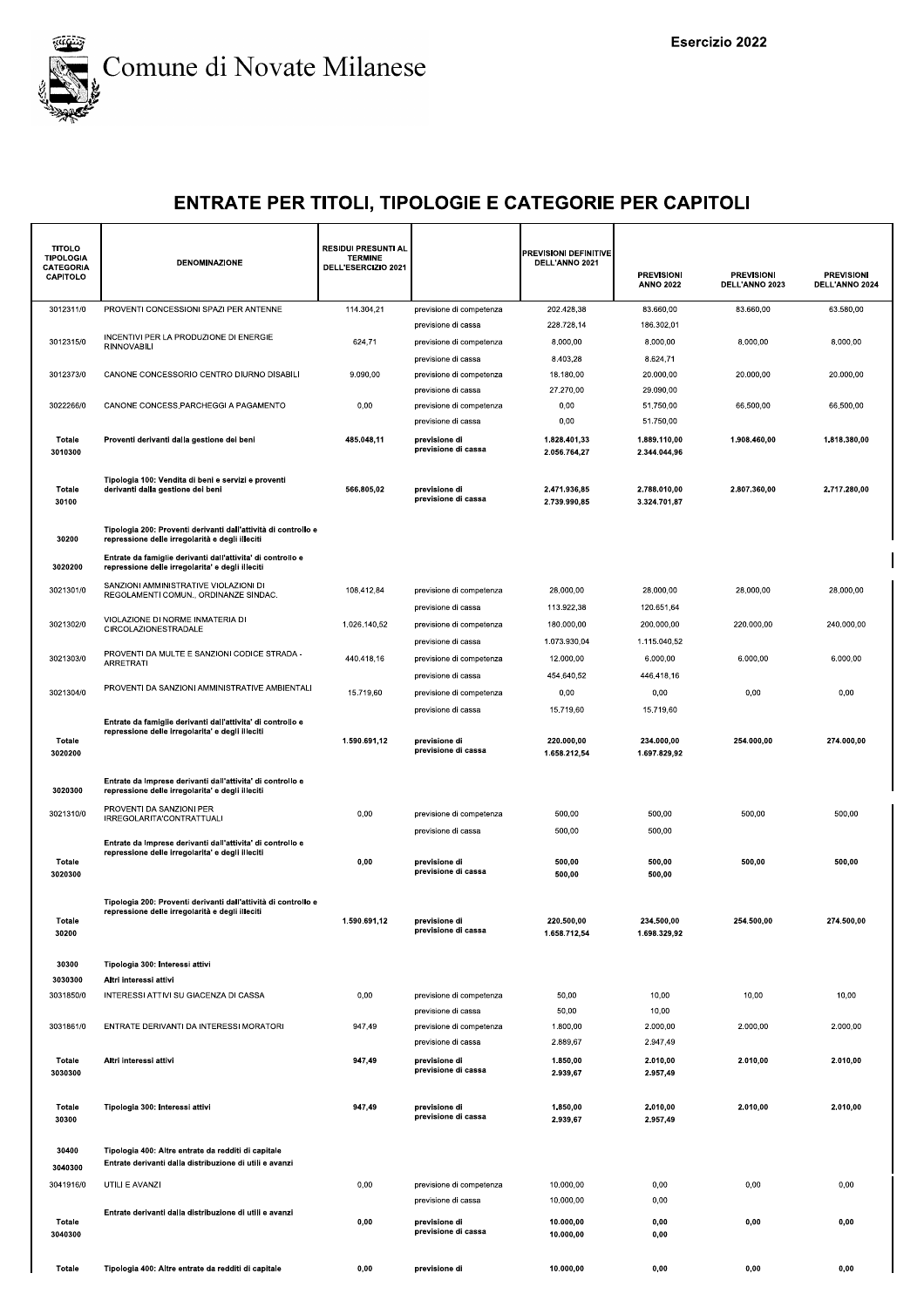Esercizio 2022

# Comune di Novate Milanese

## ENTRATE PER TITOLI, TIPOLOGIE E CATEGORIE PER CAPITOLI

| TITOLO TIPOLOGIA CATEGORIA CAPITOLO | DENOMINAZIONE | RESIDUI PRESUNTI AL TERMINE DELL'ESERCIZIO 2021 | | PREVISIONI DEFINITIVE DELL'ANNO 2021 | PREVISIONI ANNO 2022 | PREVISIONI DELL'ANNO 2023 | PREVISIONI DELL'ANNO 2024 |
|---|---|---|---|---|---|---|---|
| 3012311/0 | PROVENTI CONCESSIONI SPAZI PER ANTENNE | 114.304,21 | previsione di competenza | 202.428,38 | 83.660,00 | 83.660,00 | 63.580,00 |
| | | | previsione di cassa | 228.728,14 | 186.302,01 | | |
| 3012315/0 | INCENTIVI PER LA PRODUZIONE DI ENERGIE RINNOVABILI | 624,71 | previsione di competenza | 8.000,00 | 8.000,00 | 8.000,00 | 8.000,00 |
| | | | previsione di cassa | 8.403,28 | 8.624,71 | | |
| 3012373/0 | CANONE CONCESSORIO CENTRO DIURNO DISABILI | 9.090,00 | previsione di competenza | 18.180,00 | 20.000,00 | 20.000,00 | 20.000,00 |
| | | | previsione di cassa | 27.270,00 | 29.090,00 | | |
| 3022266/0 | CANONE CONCESS.PARCHEGGI A PAGAMENTO | 0,00 | previsione di competenza | 0,00 | 51.750,00 | 66.500,00 | 66.500,00 |
| | | | previsione di cassa | 0,00 | 51.750,00 | | |
| **Totale 3010300** | **Proventi derivanti dalla gestione dei beni** | **485.048,11** | **previsione di** | **1.828.401,33** | **1.889.110,00** | **1.908.460,00** | **1.818.380,00** |
| | | | **previsione di cassa** | **2.056.764,27** | **2.344.044,96** | | |
| **Totale 30100** | **Tipologia 100: Vendita di beni e servizi e proventi derivanti dalla gestione dei beni** | **566.805,02** | **previsione di** | **2.471.936,85** | **2.788.010,00** | **2.807.360,00** | **2.717.280,00** |
| | | | **previsione di cassa** | **2.739.990,85** | **3.324.701,87** | | |
| **30200** | **Tipologia 200: Proventi derivanti dall'attività di controllo e repressione delle irregolarità e degli illeciti** | | | | | | |
| **3020200** | **Entrate da famiglie derivanti dall'attivita' di controllo e repressione delle irregolarita' e degli illeciti** | | | | | | |
| 3021301/0 | SANZIONI AMMINISTRATIVE VIOLAZIONI DI REGOLAMENTI COMUN., ORDINANZE SINDAC. | 108.412,84 | previsione di competenza | 28.000,00 | 28.000,00 | 28.000,00 | 28.000,00 |
| | | | previsione di cassa | 113.922,38 | 120.651,64 | | |
| 3021302/0 | VIOLAZIONE DI NORME INMATERIA DI CIRCOLAZIONESTRADALE | 1.026.140,52 | previsione di competenza | 180.000,00 | 200.000,00 | 220.000,00 | 240.000,00 |
| | | | previsione di cassa | 1.073.930,04 | 1.115.040,52 | | |
| 3021303/0 | PROVENTI DA MULTE E SANZIONI CODICE STRADA - ARRETRATI | 440.418,16 | previsione di competenza | 12.000,00 | 6.000,00 | 6.000,00 | 6.000,00 |
| | | | previsione di cassa | 454.640,52 | 446.418,16 | | |
| 3021304/0 | PROVENTI DA SANZIONI AMMINISTRATIVE AMBIENTALI | 15.719,60 | previsione di competenza | 0,00 | 0,00 | 0,00 | 0,00 |
| | | | previsione di cassa | 15.719,60 | 15.719,60 | | |
| **Totale 3020200** | **Entrate da famiglie derivanti dall'attivita' di controllo e repressione delle irregolarita' e degli illeciti** | **1.590.691,12** | **previsione di** | **220.000,00** | **234.000,00** | **254.000,00** | **274.000,00** |
| | | | **previsione di cassa** | **1.658.212,54** | **1.697.829,92** | | |
| **3020300** | **Entrate da imprese derivanti dall'attivita' di controllo e repressione delle irregolarita' e degli illeciti** | | | | | | |
| 3021310/0 | PROVENTI DA SANZIONI PER IRREGOLARITA'CONTRATTUALI | 0,00 | previsione di competenza | 500,00 | 500,00 | 500,00 | 500,00 |
| | | | previsione di cassa | 500,00 | 500,00 | | |
| **Totale 3020300** | **Entrate da imprese derivanti dall'attivita' di controllo e repressione delle irregolarita' e degli illeciti** | **0,00** | **previsione di** | **500,00** | **500,00** | **500,00** | **500,00** |
| | | | **previsione di cassa** | **500,00** | **500,00** | | |
| **Totale 30200** | **Tipologia 200: Proventi derivanti dall'attività di controllo e repressione delle irregolarità e degli illeciti** | **1.590.691,12** | **previsione di** | **220.500,00** | **234.500,00** | **254.500,00** | **274.500,00** |
| | | | **previsione di cassa** | **1.658.712,54** | **1.698.329,92** | | |
| **30300** | **Tipologia 300: Interessi attivi** | | | | | | |
| **3030300** | **Altri interessi attivi** | | | | | | |
| 3031850/0 | INTERESSI ATTIVI SU GIACENZA DI CASSA | 0,00 | previsione di competenza | 50,00 | 10,00 | 10,00 | 10,00 |
| | | | previsione di cassa | 50,00 | 10,00 | | |
| 3031861/0 | ENTRATE DERIVANTI DA INTERESSI MORATORI | 947,49 | previsione di competenza | 1.800,00 | 2.000,00 | 2.000,00 | 2.000,00 |
| | | | previsione di cassa | 2.889,67 | 2.947,49 | | |
| **Totale 3030300** | **Altri interessi attivi** | **947,49** | **previsione di** | **1.850,00** | **2.010,00** | **2.010,00** | **2.010,00** |
| | | | **previsione di cassa** | **2.939,67** | **2.957,49** | | |
| **Totale 30300** | **Tipologia 300: Interessi attivi** | **947,49** | **previsione di** | **1.850,00** | **2.010,00** | **2.010,00** | **2.010,00** |
| | | | **previsione di cassa** | **2.939,67** | **2.957,49** | | |
| **30400** | **Tipologia 400: Altre entrate da redditi di capitale** | | | | | | |
| **3040300** | **Entrate derivanti dalla distribuzione di utili e avanzi** | | | | | | |
| 3041916/0 | UTILI E AVANZI | 0,00 | previsione di competenza | 10.000,00 | 0,00 | 0,00 | 0,00 |
| | | | previsione di cassa | 10.000,00 | 0,00 | | |
| **Totale 3040300** | **Entrate derivanti dalla distribuzione di utili e avanzi** | **0,00** | **previsione di** | **10.000,00** | **0,00** | **0,00** | **0,00** |
| | | | **previsione di cassa** | **10.000,00** | **0,00** | | |
| **Totale** | **Tipologia 400: Altre entrate da redditi di capitale** | **0,00** | **previsione di** | **10.000,00** | **0,00** | **0,00** | **0,00** |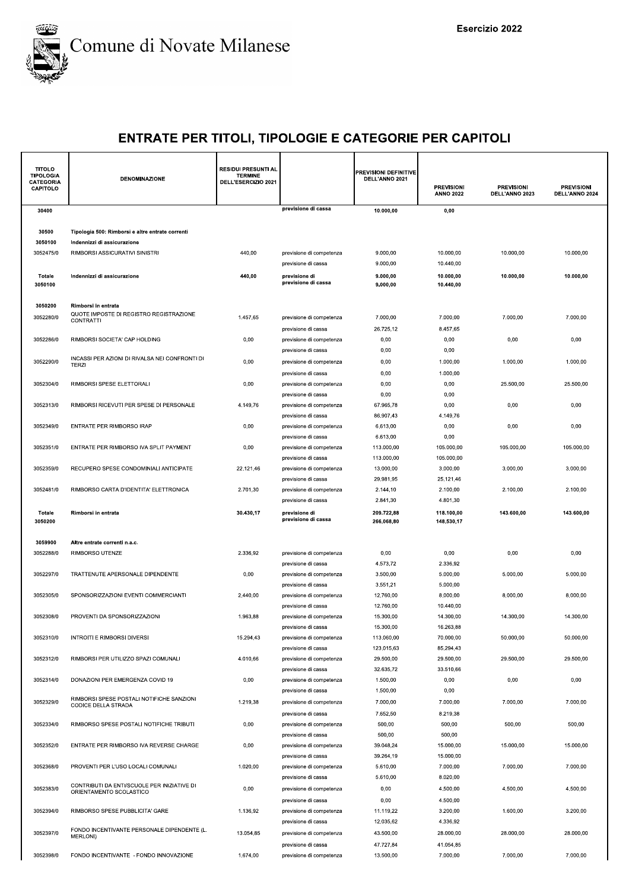# Comune di Novate Milanese

Esercizio 2022

## ENTRATE PER TITOLI, TIPOLOGIE E CATEGORIE PER CAPITOLI

| TITOLO TIPOLOGIA CATEGORIA CAPITOLO | DENOMINAZIONE | RESIDUI PRESUNTI AL TERMINE DELL'ESERCIZIO 2021 | | PREVISIONI DEFINITIVE DELL'ANNO 2021 | PREVISIONI ANNO 2022 | PREVISIONI DELL'ANNO 2023 | PREVISIONI DELL'ANNO 2024 |
|---|---|---|---|---|---|---|---|
| 30400 | | | previsione di cassa | 10.000,00 | 0,00 | | |
| 30500 | Tipologia 500: Rimborsi e altre entrate correnti | | | | | | |
| 3050100 | Indennizzi di assicurazione | | | | | | |
| 3052475/0 | RIMBORSI ASSICURATIVI SINISTRI | 440,00 | previsione di competenza | 9.000,00 | 10.000,00 | 10.000,00 | 10.000,00 |
| | | | previsione di cassa | 9.000,00 | 10.440,00 | | |
| Totale 3050100 | Indennizzi di assicurazione | 440,00 | previsione di previsione di cassa | 9.000,00 9.000,00 | 10.000,00 10.440,00 | 10.000,00 | 10.000,00 |
| 3050200 | Rimborsi in entrata | | | | | | |
| 3052280/0 | QUOTE IMPOSTE DI REGISTRO REGISTRAZIONE CONTRATTI | 1.457,65 | previsione di competenza | 7.000,00 | 7.000,00 | 7.000,00 | 7.000,00 |
| | | | previsione di cassa | 26.725,12 | 8.457,65 | | |
| 3052286/0 | RIMBORSI SOCIETA' CAP HOLDING | 0,00 | previsione di competenza | 0,00 | 0,00 | 0,00 | 0,00 |
| | | | previsione di cassa | 0,00 | 0,00 | | |
| 3052290/0 | INCASSI PER AZIONI DI RIVALSA NEI CONFRONTI DI TERZI | 0,00 | previsione di competenza | 0,00 | 1.000,00 | 1.000,00 | 1.000,00 |
| | | | previsione di cassa | 0,00 | 1.000,00 | | |
| 3052304/0 | RIMBORSI SPESE ELETTORALI | 0,00 | previsione di competenza | 0,00 | 0,00 | 25.500,00 | 25.500,00 |
| | | | previsione di cassa | 0,00 | 0,00 | | |
| 3052313/0 | RIMBORSI RICEVUTI PER SPESE DI PERSONALE | 4.149,76 | previsione di competenza | 67.965,78 | 0,00 | 0,00 | 0,00 |
| | | | previsione di cassa | 86.907,43 | 4.149,76 | | |
| 3052349/0 | ENTRATE PER RIMBORSO IRAP | 0,00 | previsione di competenza | 6.613,00 | 0,00 | 0,00 | 0,00 |
| | | | previsione di cassa | 6.613,00 | 0,00 | | |
| 3052351/0 | ENTRATE PER RIMBORSO IVA SPLIT PAYMENT | 0,00 | previsione di competenza | 113.000,00 | 105.000,00 | 105.000,00 | 105.000,00 |
| | | | previsione di cassa | 113.000,00 | 105.000,00 | | |
| 3052359/0 | RECUPERO SPESE CONDOMINIALI ANTICIPATE | 22.121,46 | previsione di competenza | 13.000,00 | 3.000,00 | 3.000,00 | 3.000,00 |
| | | | previsione di cassa | 29.981,95 | 25.121,46 | | |
| 3052481/0 | RIMBORSO CARTA D'IDENTITA' ELETTRONICA | 2.701,30 | previsione di competenza | 2.144,10 | 2.100,00 | 2.100,00 | 2.100,00 |
| | | | previsione di cassa | 2.841,30 | 4.801,30 | | |
| Totale 3050200 | Rimborsi in entrata | 30.430,17 | previsione di previsione di cassa | 209.722,88 266.068,80 | 118.100,00 148.530,17 | 143.600,00 | 143.600,00 |
| 3059900 | Altre entrate correnti n.a.c. | | | | | | |
| 3052288/0 | RIMBORSO UTENZE | 2.336,92 | previsione di competenza | 0,00 | 0,00 | 0,00 | 0,00 |
| | | | previsione di cassa | 4.573,72 | 2.336,92 | | |
| 3052297/0 | TRATTENUTE APERSONALE DIPENDENTE | 0,00 | previsione di competenza | 3.500,00 | 5.000,00 | 5.000,00 | 5.000,00 |
| | | | previsione di cassa | 3.551,21 | 5.000,00 | | |
| 3052305/0 | SPONSORIZZAZIONI EVENTI COMMERCIANTI | 2.440,00 | previsione di competenza | 12.760,00 | 8.000,00 | 8.000,00 | 8.000,00 |
| | | | previsione di cassa | 12.760,00 | 10.440,00 | | |
| 3052308/0 | PROVENTI DA SPONSORIZZAZIONI | 1.963,88 | previsione di competenza | 15.300,00 | 14.300,00 | 14.300,00 | 14.300,00 |
| | | | previsione di cassa | 15.300,00 | 16.263,88 | | |
| 3052310/0 | INTROITI E RIMBORSI DIVERSI | 15.294,43 | previsione di competenza | 113.060,00 | 70.000,00 | 50.000,00 | 50.000,00 |
| | | | previsione di cassa | 123.015,63 | 85.294,43 | | |
| 3052312/0 | RIMBORSI PER UTILIZZO SPAZI COMUNALI | 4.010,66 | previsione di competenza | 29.500,00 | 29.500,00 | 29.500,00 | 29.500,00 |
| | | | previsione di cassa | 32.635,72 | 33.510,66 | | |
| 3052314/0 | DONAZIONI PER EMERGENZA COVID 19 | 0,00 | previsione di competenza | 1.500,00 | 0,00 | 0,00 | 0,00 |
| | | | previsione di cassa | 1.500,00 | 0,00 | | |
| 3052329/0 | RIMBORSI SPESE POSTALI NOTIFICHE SANZIONI CODICE DELLA STRADA | 1.219,38 | previsione di competenza | 7.000,00 | 7.000,00 | 7.000,00 | 7.000,00 |
| | | | previsione di cassa | 7.652,50 | 8.219,38 | | |
| 3052334/0 | RIMBORSO SPESE POSTALI NOTIFICHE TRIBUTI | 0,00 | previsione di competenza | 500,00 | 500,00 | 500,00 | 500,00 |
| | | | previsione di cassa | 500,00 | 500,00 | | |
| 3052352/0 | ENTRATE PER RIMBORSO IVA REVERSE CHARGE | 0,00 | previsione di competenza | 39.048,24 | 15.000,00 | 15.000,00 | 15.000,00 |
| | | | previsione di cassa | 39.264,19 | 15.000,00 | | |
| 3052368/0 | PROVENTI PER L'USO LOCALI COMUNALI | 1.020,00 | previsione di competenza | 5.610,00 | 7.000,00 | 7.000,00 | 7.000,00 |
| | | | previsione di cassa | 5.610,00 | 8.020,00 | | |
| 3052383/0 | CONTRIBUTI DA ENTI/SCUOLE PER INIZIATIVE DI ORIENTAMENTO SCOLASTICO | 0,00 | previsione di competenza | 0,00 | 4.500,00 | 4.500,00 | 4.500,00 |
| | | | previsione di cassa | 0,00 | 4.500,00 | | |
| 3052394/0 | RIMBORSO SPESE PUBBLICITA' GARE | 1.136,92 | previsione di competenza | 11.119,22 | 3.200,00 | 1.600,00 | 3.200,00 |
| | | | previsione di cassa | 12.035,62 | 4.336,92 | | |
| 3052397/0 | FONDO INCENTIVANTE PERSONALE DIPENDENTE (L. MERLONI) | 13.054,85 | previsione di competenza | 43.500,00 | 28.000,00 | 28.000,00 | 28.000,00 |
| | | | previsione di cassa | 47.727,84 | 41.054,85 | | |
| 3052398/0 | FONDO INCENTIVANTE - FONDO INNOVAZIONE | 1.674,00 | previsione di competenza | 13.500,00 | 7.000,00 | 7.000,00 | 7.000,00 |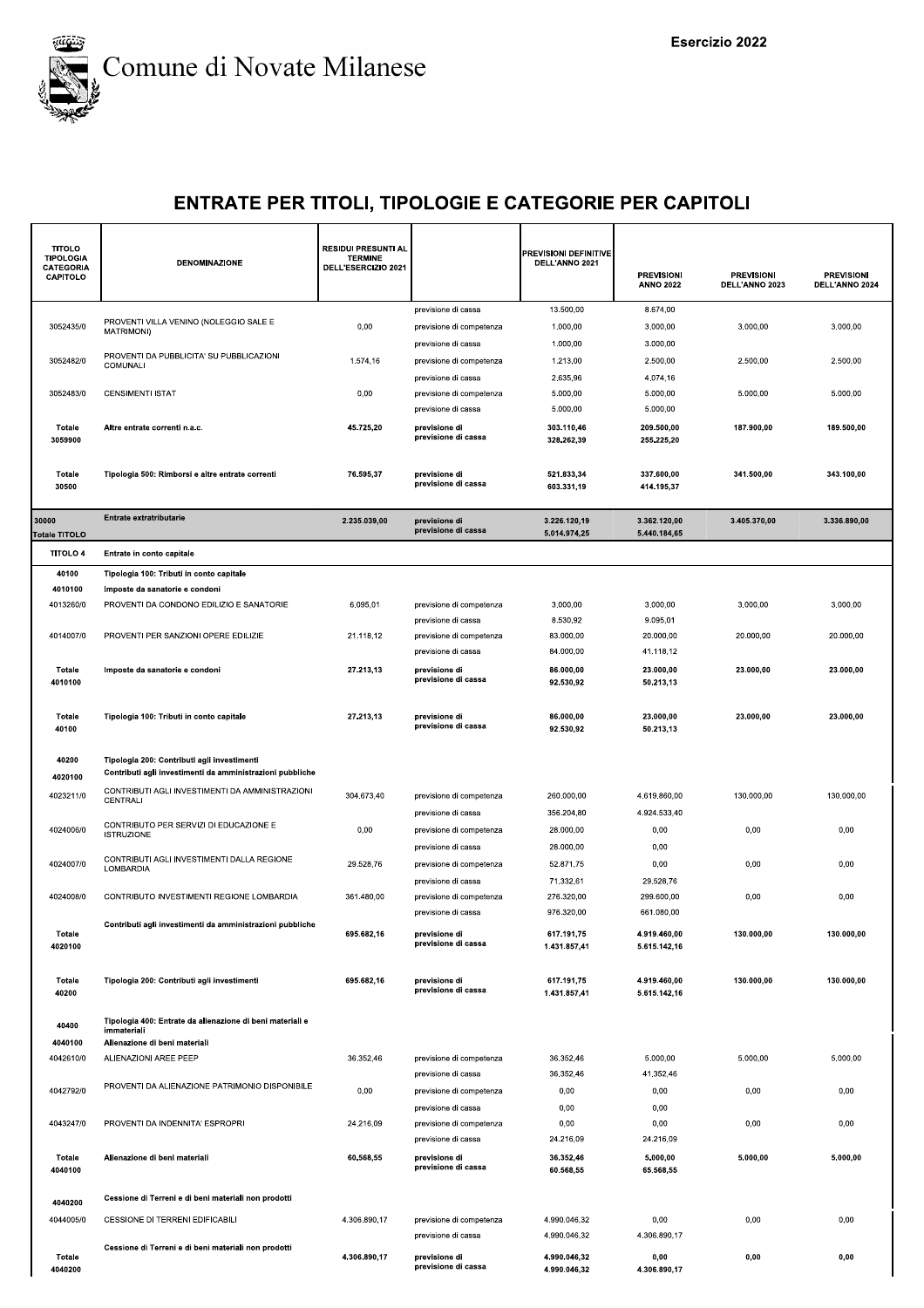# Comune di Novate Milanese

Esercizio 2022

## ENTRATE PER TITOLI, TIPOLOGIE E CATEGORIE PER CAPITOLI

| TITOLO TIPOLOGIA CATEGORIA CAPITOLO | DENOMINAZIONE | RESIDUI PRESUNTI AL TERMINE DELL'ESERCIZIO 2021 | | PREVISIONI DEFINITIVE DELL'ANNO 2021 | PREVISIONI ANNO 2022 | PREVISIONI DELL'ANNO 2023 | PREVISIONI DELL'ANNO 2024 |
|---|---|---|---|---|---|---|---|
| | | | previsione di cassa | 13.500,00 | 8.674,00 | | |
| 3052435/0 | PROVENTI VILLA VENINO (NOLEGGIO SALE E MATRIMONI) | 0,00 | previsione di competenza | 1.000,00 | 3.000,00 | 3.000,00 | 3.000,00 |
| | | | previsione di cassa | 1.000,00 | 3.000,00 | | |
| 3052482/0 | PROVENTI DA PUBBLICITA' SU PUBBLICAZIONI COMUNALI | 1.574,16 | previsione di competenza | 1.213,00 | 2.500,00 | 2.500,00 | 2.500,00 |
| | | | previsione di cassa | 2.635,96 | 4.074,16 | | |
| 3052483/0 | CENSIMENTI ISTAT | 0,00 | previsione di competenza | 5.000,00 | 5.000,00 | 5.000,00 | 5.000,00 |
| | | | previsione di cassa | 5.000,00 | 5.000,00 | | |
| **Totale 3059900** | **Altre entrate correnti n.a.c.** | **45.725,20** | **previsione di** | **303.110,46** | **209.500,00** | **187.900,00** | **189.500,00** |
| | | | **previsione di cassa** | **328.262,39** | **255.225,20** | | |
| **Totale 30500** | **Tipologia 500: Rimborsi e altre entrate correnti** | **76.595,37** | **previsione di** | **521.833,34** | **337.600,00** | **341.500,00** | **343.100,00** |
| | | | **previsione di cassa** | **603.331,19** | **414.195,37** | | |
| **30000 Totale TITOLO** | **Entrate extratributarie** | **2.235.039,00** | **previsione di** | **3.226.120,19** | **3.362.120,00** | **3.405.370,00** | **3.336.890,00** |
| | | | **previsione di cassa** | **5.014.974,25** | **5.440.184,65** | | |
| **TITOLO 4** | **Entrate in conto capitale** | | | | | | |
| **40100** | **Tipologia 100: Tributi in conto capitale** | | | | | | |
| **4010100** | **Imposte da sanatorie e condoni** | | | | | | |
| 4013260/0 | PROVENTI DA CONDONO EDILIZIO E SANATORIE | 6.095,01 | previsione di competenza | 3.000,00 | 3.000,00 | 3.000,00 | 3.000,00 |
| | | | previsione di cassa | 8.530,92 | 9.095,01 | | |
| 4014007/0 | PROVENTI PER SANZIONI OPERE EDILIZIE | 21.118,12 | previsione di competenza | 83.000,00 | 20.000,00 | 20.000,00 | 20.000,00 |
| | | | previsione di cassa | 84.000,00 | 41.118,12 | | |
| **Totale 4010100** | **Imposte da sanatorie e condoni** | **27.213,13** | **previsione di** | **86.000,00** | **23.000,00** | **23.000,00** | **23.000,00** |
| | | | **previsione di cassa** | **92.530,92** | **50.213,13** | | |
| **Totale 40100** | **Tipologia 100: Tributi in conto capitale** | **27.213,13** | **previsione di** | **86.000,00** | **23.000,00** | **23.000,00** | **23.000,00** |
| | | | **previsione di cassa** | **92.530,92** | **50.213,13** | | |
| **40200** | **Tipologia 200: Contributi agli investimenti** | | | | | | |
| **4020100** | **Contributi agli investimenti da amministrazioni pubbliche** | | | | | | |
| 4023211/0 | CONTRIBUTI AGLI INVESTIMENTI DA AMMINISTRAZIONI CENTRALI | 304.673,40 | previsione di competenza | 260.000,00 | 4.619.860,00 | 130.000,00 | 130.000,00 |
| | | | previsione di cassa | 356.204,80 | 4.924.533,40 | | |
| 4024006/0 | CONTRIBUTO PER SERVIZI DI EDUCAZIONE E ISTRUZIONE | 0,00 | previsione di competenza | 28.000,00 | 0,00 | 0,00 | 0,00 |
| | | | previsione di cassa | 28.000,00 | 0,00 | | |
| 4024007/0 | CONTRIBUTI AGLI INVESTIMENTI DALLA REGIONE LOMBARDIA | 29.528,76 | previsione di competenza | 52.871,75 | 0,00 | 0,00 | 0,00 |
| | | | previsione di cassa | 71.332,61 | 29.528,76 | | |
| 4024008/0 | CONTRIBUTO INVESTIMENTI REGIONE LOMBARDIA | 361.480,00 | previsione di competenza | 276.320,00 | 299.600,00 | 0,00 | 0,00 |
| | | | previsione di cassa | 976.320,00 | 661.080,00 | | |
| **Totale 4020100** | **Contributi agli investimenti da amministrazioni pubbliche** | **695.682,16** | **previsione di** | **617.191,75** | **4.919.460,00** | **130.000,00** | **130.000,00** |
| | | | **previsione di cassa** | **1.431.857,41** | **5.615.142,16** | | |
| **Totale 40200** | **Tipologia 200: Contributi agli investimenti** | **695.682,16** | **previsione di** | **617.191,75** | **4.919.460,00** | **130.000,00** | **130.000,00** |
| | | | **previsione di cassa** | **1.431.857,41** | **5.615.142,16** | | |
| **40400** | **Tipologia 400: Entrate da alienazione di beni materiali e immateriali** | | | | | | |
| **4040100** | **Alienazione di beni materiali** | | | | | | |
| 4042610/0 | ALIENAZIONI AREE PEEP | 36.352,46 | previsione di competenza | 36.352,46 | 5.000,00 | 5.000,00 | 5.000,00 |
| | | | previsione di cassa | 36.352,46 | 41.352,46 | | |
| 4042792/0 | PROVENTI DA ALIENAZIONE PATRIMONIO DISPONIBILE | 0,00 | previsione di competenza | 0,00 | 0,00 | 0,00 | 0,00 |
| | | | previsione di cassa | 0,00 | 0,00 | | |
| 4043247/0 | PROVENTI DA INDENNITA' ESPROPRI | 24.216,09 | previsione di competenza | 0,00 | 0,00 | 0,00 | 0,00 |
| | | | previsione di cassa | 24.216,09 | 24.216,09 | | |
| **Totale 4040100** | **Alienazione di beni materiali** | **60.568,55** | **previsione di** | **36.352,46** | **5.000,00** | **5.000,00** | **5.000,00** |
| | | | **previsione di cassa** | **60.568,55** | **65.568,55** | | |
| **4040200** | **Cessione di Terreni e di beni materiali non prodotti** | | | | | | |
| 4044005/0 | CESSIONE DI TERRENI EDIFICABILI | 4.306.890,17 | previsione di competenza | 4.990.046,32 | 0,00 | 0,00 | 0,00 |
| | | | previsione di cassa | 4.990.046,32 | 4.306.890,17 | | |
| **Totale 4040200** | **Cessione di Terreni e di beni materiali non prodotti** | **4.306.890,17** | **previsione di** | **4.990.046,32** | **0,00** | **0,00** | **0,00** |
| | | | **previsione di cassa** | **4.990.046,32** | **4.306.890,17** | | |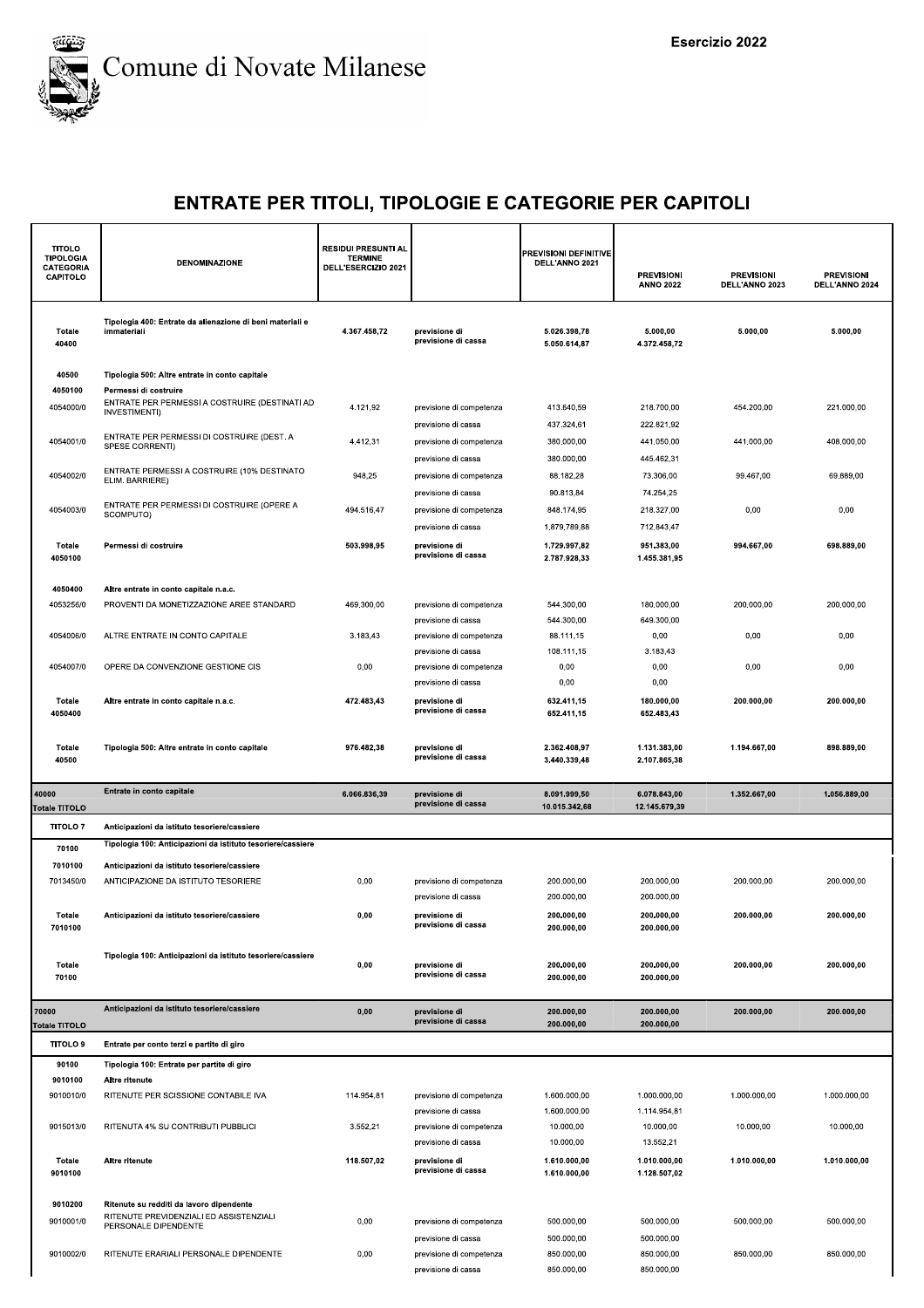# Comune di Novate Milanese

Esercizio 2022

## ENTRATE PER TITOLI, TIPOLOGIE E CATEGORIE PER CAPITOLI

| TITOLO TIPOLOGIA CATEGORIA CAPITOLO | DENOMINAZIONE | RESIDUI PRESUNTI AL TERMINE DELL'ESERCIZIO 2021 | | PREVISIONI DEFINITIVE DELL'ANNO 2021 | PREVISIONI ANNO 2022 | PREVISIONI DELL'ANNO 2023 | PREVISIONI DELL'ANNO 2024 |
|---|---|---|---|---|---|---|---|
| Totale 40400 | Tipologia 400: Entrate da alienazione di beni materiali e immateriali | 4.367.458,72 | previsione di | 5.026.398,78 | 5.000,00 | 5.000,00 | 5.000,00 |
| | | | previsione di cassa | 5.050.614,87 | 4.372.458,72 | | |
| 40500 | Tipologia 500: Altre entrate in conto capitale | | | | | | |
| 4050100 | Permessi di costruire | | | | | | |
| 4054000/0 | ENTRATE PER PERMESSI A COSTRUIRE (DESTINATI AD INVESTIMENTI) | 4.121,92 | previsione di competenza | 413.640,59 | 218.700,00 | 454.200,00 | 221.000,00 |
| | | | previsione di cassa | 437.324,61 | 222.821,92 | | |
| 4054001/0 | ENTRATE PER PERMESSI DI COSTRUIRE (DEST. A SPESE CORRENTI) | 4.412,31 | previsione di competenza | 380.000,00 | 441.050,00 | 441.000,00 | 408.000,00 |
| | | | previsione di cassa | 380.000,00 | 445.462,31 | | |
| 4054002/0 | ENTRATE PERMESSI A COSTRUIRE (10% DESTINATO ELIM. BARRIERE) | 948,25 | previsione di competenza | 88.182,28 | 73.306,00 | 99.467,00 | 69.889,00 |
| | | | previsione di cassa | 90.813,84 | 74.254,25 | | |
| 4054003/0 | ENTRATE PER PERMESSI DI COSTRUIRE (OPERE A SCOMPUTO) | 494.516,47 | previsione di competenza | 848.174,95 | 218.327,00 | 0,00 | 0,00 |
| | | | previsione di cassa | 1.879.789,88 | 712.843,47 | | |
| Totale 4050100 | Permessi di costruire | 503.998,95 | previsione di | 1.729.997,82 | 951.383,00 | 994.667,00 | 698.889,00 |
| | | | previsione di cassa | 2.787.928,33 | 1.455.381,95 | | |
| 4050400 | Altre entrate in conto capitale n.a.c. | | | | | | |
| 4053256/0 | PROVENTI DA MONETIZZAZIONE AREE STANDARD | 469.300,00 | previsione di competenza | 544.300,00 | 180.000,00 | 200.000,00 | 200.000,00 |
| | | | previsione di cassa | 544.300,00 | 649.300,00 | | |
| 4054006/0 | ALTRE ENTRATE IN CONTO CAPITALE | 3.183,43 | previsione di competenza | 88.111,15 | 0,00 | 0,00 | 0,00 |
| | | | previsione di cassa | 108.111,15 | 3.183,43 | | |
| 4054007/0 | OPERE DA CONVENZIONE GESTIONE CIS | 0,00 | previsione di competenza | 0,00 | 0,00 | 0,00 | 0,00 |
| | | | previsione di cassa | 0,00 | 0,00 | | |
| Totale 4050400 | Altre entrate in conto capitale n.a.c. | 472.483,43 | previsione di | 632.411,15 | 180.000,00 | 200.000,00 | 200.000,00 |
| | | | previsione di cassa | 652.411,15 | 652.483,43 | | |
| Totale 40500 | Tipologia 500: Altre entrate in conto capitale | 976.482,38 | previsione di | 2.362.408,97 | 1.131.383,00 | 1.194.667,00 | 898.889,00 |
| | | | previsione di cassa | 3.440.339,48 | 2.107.865,38 | | |
| 40000 Totale TITOLO | Entrate in conto capitale | 6.066.836,39 | previsione di | 8.091.999,50 | 6.078.843,00 | 1.352.667,00 | 1.056.889,00 |
| | | | previsione di cassa | 10.015.342,68 | 12.145.679,39 | | |
| TITOLO 7 | Anticipazioni da istituto tesoriere/cassiere | | | | | | |
| 70100 | Tipologia 100: Anticipazioni da istituto tesoriere/cassiere | | | | | | |
| 7010100 | Anticipazioni da istituto tesoriere/cassiere | | | | | | |
| 7013450/0 | ANTICIPAZIONE DA ISTITUTO TESORIERE | 0,00 | previsione di competenza | 200.000,00 | 200.000,00 | 200.000,00 | 200.000,00 |
| | | | previsione di cassa | 200.000,00 | 200.000,00 | | |
| Totale 7010100 | Anticipazioni da istituto tesoriere/cassiere | 0,00 | previsione di | 200.000,00 | 200.000,00 | 200.000,00 | 200.000,00 |
| | | | previsione di cassa | 200.000,00 | 200.000,00 | | |
| Totale 70100 | Tipologia 100: Anticipazioni da istituto tesoriere/cassiere | 0,00 | previsione di | 200.000,00 | 200.000,00 | 200.000,00 | 200.000,00 |
| | | | previsione di cassa | 200.000,00 | 200.000,00 | | |
| 70000 Totale TITOLO | Anticipazioni da istituto tesoriere/cassiere | 0,00 | previsione di | 200.000,00 | 200.000,00 | 200.000,00 | 200.000,00 |
| | | | previsione di cassa | 200.000,00 | 200.000,00 | | |
| TITOLO 9 | Entrate per conto terzi e partite di giro | | | | | | |
| 90100 | Tipologia 100: Entrate per partite di giro | | | | | | |
| 9010100 | Altre ritenute | | | | | | |
| 9010010/0 | RITENUTE PER SCISSIONE CONTABILE IVA | 114.954,81 | previsione di competenza | 1.600.000,00 | 1.000.000,00 | 1.000.000,00 | 1.000.000,00 |
| | | | previsione di cassa | 1.600.000,00 | 1.114.954,81 | | |
| 9015013/0 | RITENUTA 4% SU CONTRIBUTI PUBBLICI | 3.552,21 | previsione di competenza | 10.000,00 | 10.000,00 | 10.000,00 | 10.000,00 |
| | | | previsione di cassa | 10.000,00 | 13.552,21 | | |
| Totale 9010100 | Altre ritenute | 118.507,02 | previsione di | 1.610.000,00 | 1.010.000,00 | 1.010.000,00 | 1.010.000,00 |
| | | | previsione di cassa | 1.610.000,00 | 1.128.507,02 | | |
| 9010200 | Ritenute su redditi da lavoro dipendente | | | | | | |
| 9010001/0 | RITENUTE PREVIDENZIALI ED ASSISTENZIALI PERSONALE DIPENDENTE | 0,00 | previsione di competenza | 500.000,00 | 500.000,00 | 500.000,00 | 500.000,00 |
| | | | previsione di cassa | 500.000,00 | 500.000,00 | | |
| 9010002/0 | RITENUTE ERARIALI PERSONALE DIPENDENTE | 0,00 | previsione di competenza | 850.000,00 | 850.000,00 | 850.000,00 | 850.000,00 |
| | | | previsione di cassa | 850.000,00 | 850.000,00 | | |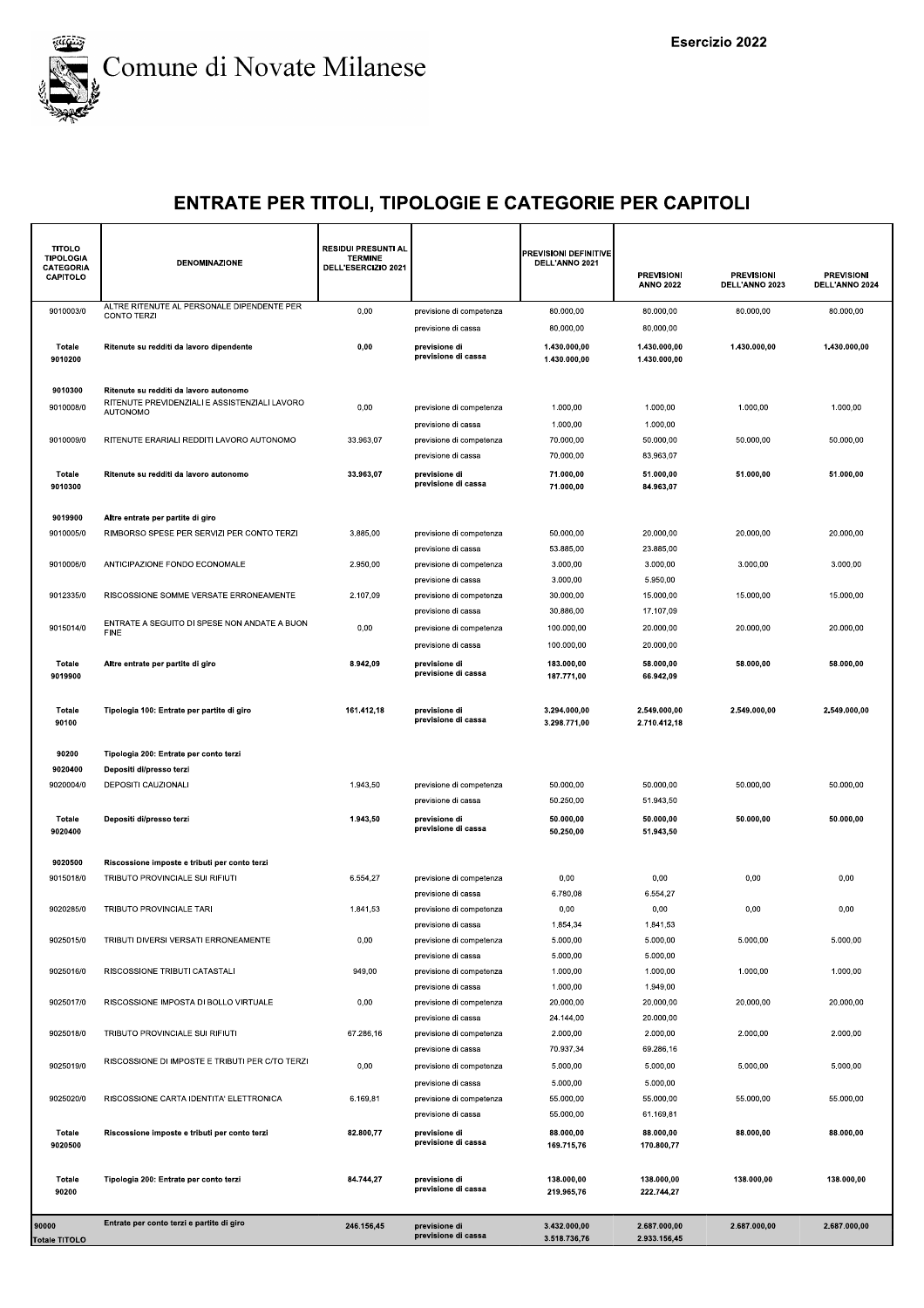Comune di Novate Milanese

Esercizio 2022

# ENTRATE PER TITOLI, TIPOLOGIE E CATEGORIE PER CAPITOLI

| TITOLO TIPOLOGIA CATEGORIA CAPITOLO | DENOMINAZIONE | RESIDUI PRESUNTI AL TERMINE DELL'ESERCIZIO 2021 | | PREVISIONI DEFINITIVE DELL'ANNO 2021 | PREVISIONI ANNO 2022 | PREVISIONI DELL'ANNO 2023 | PREVISIONI DELL'ANNO 2024 |
|---|---|---|---|---|---|---|---|
| 9010003/0 | ALTRE RITENUTE AL PERSONALE DIPENDENTE PER CONTO TERZI | 0,00 | previsione di competenza | 80.000,00 | 80.000,00 | 80.000,00 | 80.000,00 |
| | | | previsione di cassa | 80.000,00 | 80.000,00 | | |
| **Totale 9010200** | **Ritenute su redditi da lavoro dipendente** | **0,00** | **previsione di competenza** | **1.430.000,00** | **1.430.000,00** | **1.430.000,00** | **1.430.000,00** |
| | | | **previsione di cassa** | **1.430.000,00** | **1.430.000,00** | | |
| **9010300** | **Ritenute su redditi da lavoro autonomo** | | | | | | |
| 9010008/0 | RITENUTE PREVIDENZIALI E ASSISTENZIALI LAVORO AUTONOMO | 0,00 | previsione di competenza | 1.000,00 | 1.000,00 | 1.000,00 | 1.000,00 |
| | | | previsione di cassa | 1.000,00 | 1.000,00 | | |
| 9010009/0 | RITENUTE ERARIALI REDDITI LAVORO AUTONOMO | 33.963,07 | previsione di competenza | 70.000,00 | 50.000,00 | 50.000,00 | 50.000,00 |
| | | | previsione di cassa | 70.000,00 | 83.963,07 | | |
| **Totale 9010300** | **Ritenute su redditi da lavoro autonomo** | **33.963,07** | **previsione di competenza** | **71.000,00** | **51.000,00** | **51.000,00** | **51.000,00** |
| | | | **previsione di cassa** | **71.000,00** | **84.963,07** | | |
| **9019900** | **Altre entrate per partite di giro** | | | | | | |
| 9010005/0 | RIMBORSO SPESE PER SERVIZI PER CONTO TERZI | 3.885,00 | previsione di competenza | 50.000,00 | 20.000,00 | 20.000,00 | 20.000,00 |
| | | | previsione di cassa | 53.885,00 | 23.885,00 | | |
| 9010006/0 | ANTICIPAZIONE FONDO ECONOMALE | 2.950,00 | previsione di competenza | 3.000,00 | 3.000,00 | 3.000,00 | 3.000,00 |
| | | | previsione di cassa | 3.000,00 | 5.950,00 | | |
| 9012335/0 | RISCOSSIONE SOMME VERSATE ERRONEAMENTE | 2.107,09 | previsione di competenza | 30.000,00 | 15.000,00 | 15.000,00 | 15.000,00 |
| | | | previsione di cassa | 30.886,00 | 17.107,09 | | |
| 9015014/0 | ENTRATE A SEGUITO DI SPESE NON ANDATE A BUON FINE | 0,00 | previsione di competenza | 100.000,00 | 20.000,00 | 20.000,00 | 20.000,00 |
| | | | previsione di cassa | 100.000,00 | 20.000,00 | | |
| **Totale 9019900** | **Altre entrate per partite di giro** | **8.942,09** | **previsione di competenza** | **183.000,00** | **58.000,00** | **58.000,00** | **58.000,00** |
| | | | **previsione di cassa** | **187.771,00** | **66.942,09** | | |
| **Totale 90100** | **Tipologia 100: Entrate per partite di giro** | **161.412,18** | **previsione di competenza** | **3.294.000,00** | **2.549.000,00** | **2.549.000,00** | **2.549.000,00** |
| | | | **previsione di cassa** | **3.298.771,00** | **2.710.412,18** | | |
| **90200** | **Tipologia 200: Entrate per conto terzi** | | | | | | |
| **9020400** | **Depositi di/presso terzi** | | | | | | |
| 9020004/0 | DEPOSITI CAUZIONALI | 1.943,50 | previsione di competenza | 50.000,00 | 50.000,00 | 50.000,00 | 50.000,00 |
| | | | previsione di cassa | 50.250,00 | 51.943,50 | | |
| **Totale 9020400** | **Depositi di/presso terzi** | **1.943,50** | **previsione di competenza** | **50.000,00** | **50.000,00** | **50.000,00** | **50.000,00** |
| | | | **previsione di cassa** | **50.250,00** | **51.943,50** | | |
| **9020500** | **Riscossione imposte e tributi per conto terzi** | | | | | | |
| 9015018/0 | TRIBUTO PROVINCIALE SUI RIFIUTI | 6.554,27 | previsione di competenza | 0,00 | 0,00 | 0,00 | 0,00 |
| | | | previsione di cassa | 6.780,08 | 6.554,27 | | |
| 9020285/0 | TRIBUTO PROVINCIALE TARI | 1.841,53 | previsione di competenza | 0,00 | 0,00 | 0,00 | 0,00 |
| | | | previsione di cassa | 1.854,34 | 1.841,53 | | |
| 9025015/0 | TRIBUTI DIVERSI VERSATI ERRONEAMENTE | 0,00 | previsione di competenza | 5.000,00 | 5.000,00 | 5.000,00 | 5.000,00 |
| | | | previsione di cassa | 5.000,00 | 5.000,00 | | |
| 9025016/0 | RISCOSSIONE TRIBUTI CATASTALI | 949,00 | previsione di competenza | 1.000,00 | 1.000,00 | 1.000,00 | 1.000,00 |
| | | | previsione di cassa | 1.000,00 | 1.949,00 | | |
| 9025017/0 | RISCOSSIONE IMPOSTA DI BOLLO VIRTUALE | 0,00 | previsione di competenza | 20.000,00 | 20.000,00 | 20.000,00 | 20.000,00 |
| | | | previsione di cassa | 24.144,00 | 20.000,00 | | |
| 9025018/0 | TRIBUTO PROVINCIALE SUI RIFIUTI | 67.286,16 | previsione di competenza | 2.000,00 | 2.000,00 | 2.000,00 | 2.000,00 |
| | | | previsione di cassa | 70.937,34 | 69.286,16 | | |
| 9025019/0 | RISCOSSIONE DI IMPOSTE E TRIBUTI PER C/TO TERZI | 0,00 | previsione di competenza | 5.000,00 | 5.000,00 | 5.000,00 | 5.000,00 |
| | | | previsione di cassa | 5.000,00 | 5.000,00 | | |
| 9025020/0 | RISCOSSIONE CARTA IDENTITA' ELETTRONICA | 6.169,81 | previsione di competenza | 55.000,00 | 55.000,00 | 55.000,00 | 55.000,00 |
| | | | previsione di cassa | 55.000,00 | 61.169,81 | | |
| **Totale 9020500** | **Riscossione imposte e tributi per conto terzi** | **82.800,77** | **previsione di competenza** | **88.000,00** | **88.000,00** | **88.000,00** | **88.000,00** |
| | | | **previsione di cassa** | **169.715,76** | **170.800,77** | | |
| **Totale 90200** | **Tipologia 200: Entrate per conto terzi** | **84.744,27** | **previsione di competenza** | **138.000,00** | **138.000,00** | **138.000,00** | **138.000,00** |
| | | | **previsione di cassa** | **219.965,76** | **222.744,27** | | |
| **90000 Totale TITOLO** | **Entrate per conto terzi e partite di giro** | **246.156,45** | **previsione di competenza** | **3.432.000,00** | **2.687.000,00** | **2.687.000,00** | **2.687.000,00** |
| | | | **previsione di cassa** | **3.518.736,76** | **2.933.156,45** | | |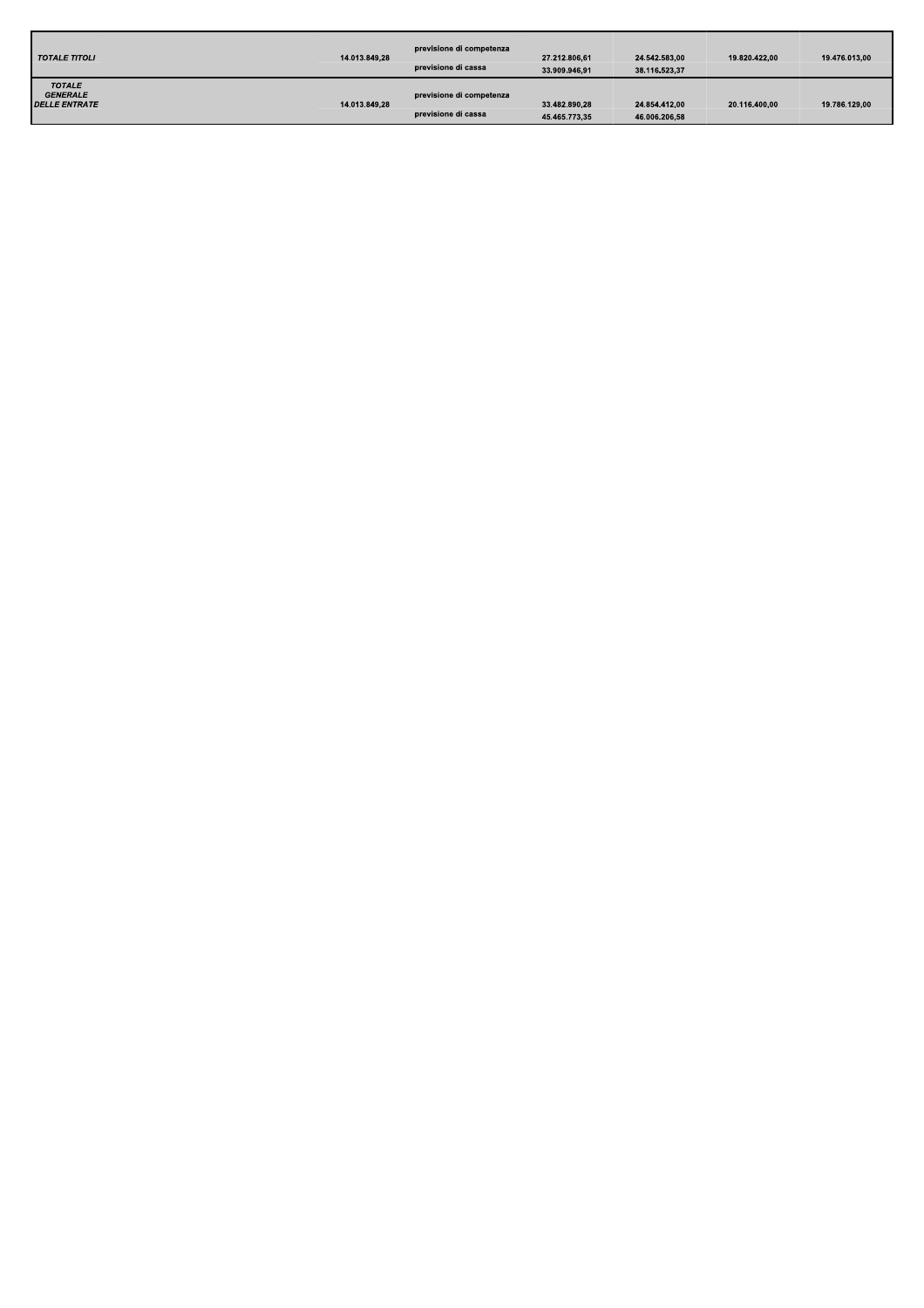| | | | | | | |
|---|---|---|---|---|---|---|
| *TOTALE TITOLI* | 14.013.849,28 | previsione di competenza | 27.212.806,61 | 24.542.583,00 | 19.820.422,00 | 19.476.013,00 |
| | | previsione di cassa | 33.909.946,91 | 38.116.523,37 | | |
| *TOTALE GENERALE DELLE ENTRATE* | 14.013.849,28 | previsione di competenza | 33.482.890,28 | 24.854.412,00 | 20.116.400,00 | 19.786.129,00 |
| | | previsione di cassa | 45.465.773,35 | 46.006.206,58 | | |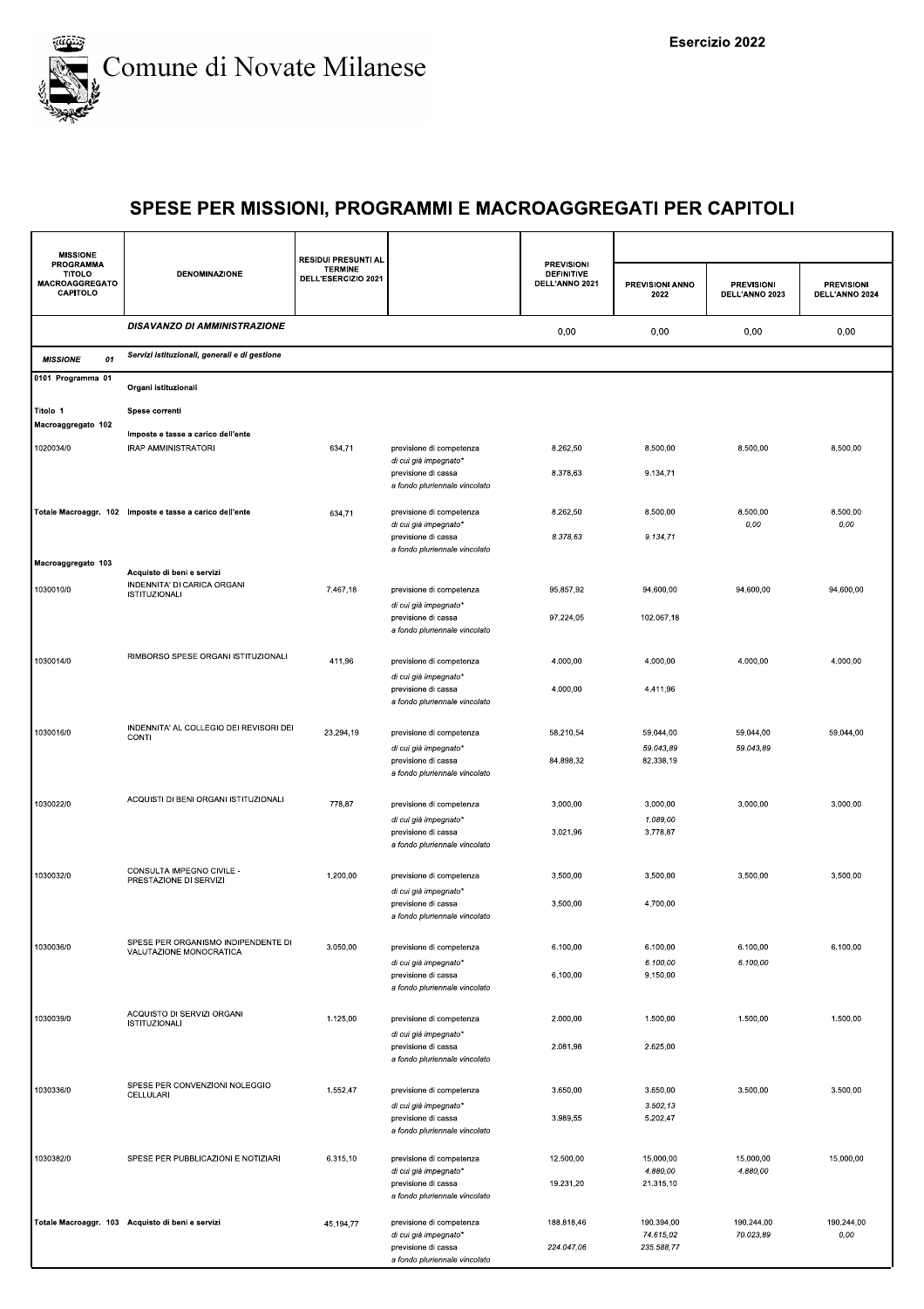Comune di Novate Milanese

Esercizio 2022

# SPESE PER MISSIONI, PROGRAMMI E MACROAGGREGATI PER CAPITOLI

| MISSIONE PROGRAMMA TITOLO MACROAGGREGATO CAPITOLO | DENOMINAZIONE | RESIDUI PRESUNTI AL TERMINE DELL'ESERCIZIO 2021 | | PREVISIONI DEFINITIVE DELL'ANNO 2021 | PREVISIONI ANNO 2022 | PREVISIONI DELL'ANNO 2023 | PREVISIONI DELL'ANNO 2024 |
|---|---|---|---|---|---|---|---|
| | *DISAVANZO DI AMMINISTRAZIONE* | | | 0,00 | 0,00 | 0,00 | 0,00 |
| *MISSIONE 01* | *Servizi istituzionali, generali e di gestione* | | | | | | |
| 0101 Programma 01 | Organi istituzionali | | | | | | |
| Titolo 1 | Spese correnti | | | | | | |
| Macroaggregato 102 | Imposte e tasse a carico dell'ente | | | | | | |
| 1020034/0 | IRAP AMMINISTRATORI | 634,71 | previsione di competenza | 8.262,50 | 8.500,00 | 8.500,00 | 8.500,00 |
| | | | *di cui già impegnato** | | | | |
| | | | previsione di cassa | 8.378,63 | 9.134,71 | | |
| | | | *a fondo pluriennale vincolato* | | | | |
| Totale Macroaggr. 102 | Imposte e tasse a carico dell'ente | 634,71 | previsione di competenza | 8.262,50 | 8.500,00 | 8.500,00 | 8.500,00 |
| | | | *di cui già impegnato** | | | *0,00* | *0,00* |
| | | | previsione di cassa | *8.378,63* | *9.134,71* | | |
| | | | *a fondo pluriennale vincolato* | | | | |
| Macroaggregato 103 | Acquisto di beni e servizi | | | | | | |
| 1030010/0 | INDENNITA' DI CARICA ORGANI ISTITUZIONALI | 7.467,18 | previsione di competenza | 95.857,92 | 94.600,00 | 94.600,00 | 94.600,00 |
| | | | *di cui già impegnato** | | | | |
| | | | previsione di cassa | 97.224,05 | 102.067,18 | | |
| | | | *a fondo pluriennale vincolato* | | | | |
| 1030014/0 | RIMBORSO SPESE ORGANI ISTITUZIONALI | 411,96 | previsione di competenza | 4.000,00 | 4.000,00 | 4.000,00 | 4.000,00 |
| | | | *di cui già impegnato** | | | | |
| | | | previsione di cassa | 4.000,00 | 4.411,96 | | |
| | | | *a fondo pluriennale vincolato* | | | | |
| 1030016/0 | INDENNITA' AL COLLEGIO DEI REVISORI DEI CONTI | 23.294,19 | previsione di competenza | 58.210,54 | 59.044,00 | 59.044,00 | 59.044,00 |
| | | | *di cui già impegnato** | | *59.043,89* | *59.043,89* | |
| | | | previsione di cassa | 84.898,32 | 82.338,19 | | |
| | | | *a fondo pluriennale vincolato* | | | | |
| 1030022/0 | ACQUISTI DI BENI ORGANI ISTITUZIONALI | 778,87 | previsione di competenza | 3.000,00 | 3.000,00 | 3.000,00 | 3.000,00 |
| | | | *di cui già impegnato** | | *1.089,00* | | |
| | | | previsione di cassa | 3.021,96 | 3.778,87 | | |
| | | | *a fondo pluriennale vincolato* | | | | |
| 1030032/0 | CONSULTA IMPEGNO CIVILE - PRESTAZIONE DI SERVIZI | 1.200,00 | previsione di competenza | 3.500,00 | 3.500,00 | 3.500,00 | 3.500,00 |
| | | | *di cui già impegnato** | | | | |
| | | | previsione di cassa | 3.500,00 | 4.700,00 | | |
| | | | *a fondo pluriennale vincolato* | | | | |
| 1030036/0 | SPESE PER ORGANISMO INDIPENDENTE DI VALUTAZIONE MONOCRATICA | 3.050,00 | previsione di competenza | 6.100,00 | 6.100,00 | 6.100,00 | 6.100,00 |
| | | | *di cui già impegnato** | | *6.100,00* | *6.100,00* | |
| | | | previsione di cassa | 6.100,00 | 9.150,00 | | |
| | | | *a fondo pluriennale vincolato* | | | | |
| 1030039/0 | ACQUISTO DI SERVIZI ORGANI ISTITUZIONALI | 1.125,00 | previsione di competenza | 2.000,00 | 1.500,00 | 1.500,00 | 1.500,00 |
| | | | *di cui già impegnato** | | | | |
| | | | previsione di cassa | 2.081,98 | 2.625,00 | | |
| | | | *a fondo pluriennale vincolato* | | | | |
| 1030336/0 | SPESE PER CONVENZIONI NOLEGGIO CELLULARI | 1.552,47 | previsione di competenza | 3.650,00 | 3.650,00 | 3.500,00 | 3.500,00 |
| | | | *di cui già impegnato** | | *3.502,13* | | |
| | | | previsione di cassa | 3.989,55 | 5.202,47 | | |
| | | | *a fondo pluriennale vincolato* | | | | |
| 1030382/0 | SPESE PER PUBBLICAZIONI E NOTIZIARI | 6.315,10 | previsione di competenza | 12.500,00 | 15.000,00 | 15.000,00 | 15.000,00 |
| | | | *di cui già impegnato** | | *4.880,00* | *4.880,00* | |
| | | | previsione di cassa | 19.231,20 | 21.315,10 | | |
| | | | *a fondo pluriennale vincolato* | | | | |
| Totale Macroaggr. 103 | Acquisto di beni e servizi | 45.194,77 | previsione di competenza | 188.818,46 | 190.394,00 | 190.244,00 | 190.244,00 |
| | | | *di cui già impegnato** | | *74.615,02* | *70.023,89* | *0,00* |
| | | | previsione di cassa | *224.047,06* | *235.588,77* | | |
| | | | *a fondo pluriennale vincolato* | | | | |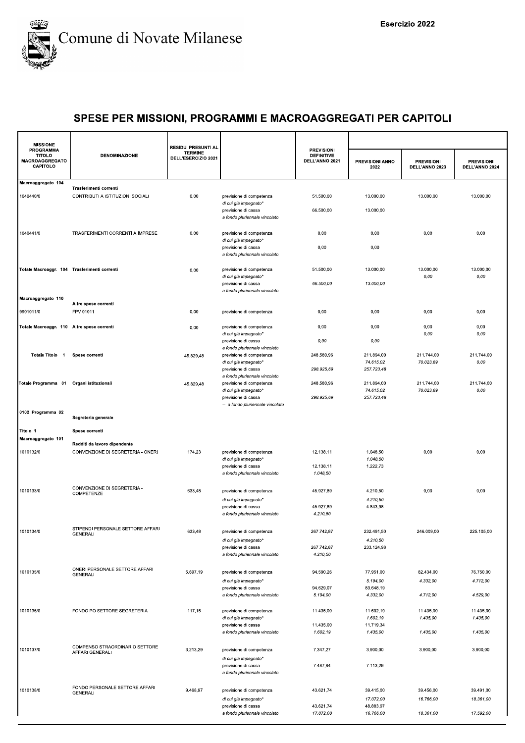# Comune di Novate Milanese

**Esercizio 2022**

## SPESE PER MISSIONI, PROGRAMMI E MACROAGGREGATI PER CAPITOLI

| MISSIONE PROGRAMMA TITOLO MACROAGGREGATO CAPITOLO | DENOMINAZIONE | RESIDUI PRESUNTI AL TERMINE DELL'ESERCIZIO 2021 | | PREVISIONI DEFINITIVE DELL'ANNO 2021 | PREVISIONI ANNO 2022 | PREVISIONI DELL'ANNO 2023 | PREVISIONI DELL'ANNO 2024 |
|---|---|---|---|---|---|---|---|
| Macroaggregato 104 | Trasferimenti correnti | | | | | | |
| 1040440/0 | CONTRIBUTI A ISTITUZIONI SOCIALI | 0,00 | previsione di competenza | 51.500,00 | 13.000,00 | 13.000,00 | 13.000,00 |
| | | | *di cui già impegnato** | | | | |
| | | | previsione di cassa | 66.500,00 | 13.000,00 | | |
| | | | *a fondo pluriennale vincolato* | | | | |
| 1040441/0 | TRASFERIMENTI CORRENTI A IMPRESE | 0,00 | previsione di competenza | 0,00 | 0,00 | 0,00 | 0,00 |
| | | | *di cui già impegnato** | | | | |
| | | | previsione di cassa | 0,00 | 0,00 | | |
| | | | *a fondo pluriennale vincolato* | | | | |
| Totale Macroaggr. 104 | Trasferimenti correnti | 0,00 | previsione di competenza | 51.500,00 | 13.000,00 | 13.000,00 | 13.000,00 |
| | | | *di cui già impegnato** | | | *0,00* | *0,00* |
| | | | previsione di cassa | *66.500,00* | *13.000,00* | | |
| | | | *a fondo pluriennale vincolato* | | | | |
| Macroaggregato 110 | Altre spese correnti | | | | | | |
| 9901011/0 | FPV 01011 | 0,00 | previsione di competenza | 0,00 | 0,00 | 0,00 | 0,00 |
| Totale Macroaggr. 110 | Altre spese correnti | 0,00 | previsione di competenza | 0,00 | 0,00 | 0,00 | 0,00 |
| | | | *di cui già impegnato** | | | *0,00* | *0,00* |
| | | | previsione di cassa | *0,00* | *0,00* | | |
| | | | *a fondo pluriennale vincolato* | | | | |
| Totale Titolo 1 | Spese correnti | 45.829,48 | previsione di competenza | 248.580,96 | 211.894,00 | 211.744,00 | 211.744,00 |
| | | | *di cui già impegnato** | | *74.615,02* | *70.023,89* | *0,00* |
| | | | previsione di cassa | *298.925,69* | *257.723,48* | | |
| | | | *a fondo pluriennale vincolato* | | | | |
| Totale Programma 01 | Organi istituzionali | 45.829,48 | previsione di competenza | 248.580,96 | 211.894,00 | 211.744,00 | 211.744,00 |
| | | | *di cui già impegnato** | | *74.615,02* | *70.023,89* | *0,00* |
| | | | previsione di cassa | *298.925,69* | *257.723,48* | | |
| | | | *-- a fondo pluriennale vincolato* | | | | |
| 0102 Programma 02 | Segreteria generale | | | | | | |
| Titolo 1 | Spese correnti | | | | | | |
| Macroaggregato 101 | Redditi da lavoro dipendente | | | | | | |
| 1010132/0 | CONVENZIONE DI SEGRETERIA - ONERI | 174,23 | previsione di competenza | 12.138,11 | 1.048,50 | 0,00 | 0,00 |
| | | | *di cui già impegnato** | | *1.048,50* | | |
| | | | previsione di cassa | 12.138,11 | 1.222,73 | | |
| | | | *a fondo pluriennale vincolato* | *1.048,50* | | | |
| 1010133/0 | CONVENZIONE DI SEGRETERIA - COMPETENZE | 633,48 | previsione di competenza | 45.927,89 | 4.210,50 | 0,00 | 0,00 |
| | | | *di cui già impegnato** | | *4.210,50* | | |
| | | | previsione di cassa | 45.927,89 | 4.843,98 | | |
| | | | *a fondo pluriennale vincolato* | *4.210,50* | | | |
| 1010134/0 | STIPENDI PERSONALE SETTORE AFFARI GENERALI | 633,48 | previsione di competenza | 267.742,87 | 232.491,50 | 246.009,00 | 225.105,00 |
| | | | *di cui già impegnato** | | *4.210,50* | | |
| | | | previsione di cassa | 267.742,87 | 233.124,98 | | |
| | | | *a fondo pluriennale vincolato* | *4.210,50* | | | |
| 1010135/0 | ONERI PERSONALE SETTORE AFFARI GENERALI | 5.697,19 | previsione di competenza | 94.590,26 | 77.951,00 | 82.434,00 | 76.750,00 |
| | | | *di cui già impegnato** | | *5.194,00* | *4.332,00* | *4.712,00* |
| | | | previsione di cassa | 94.629,07 | 83.648,19 | | |
| | | | *a fondo pluriennale vincolato* | *5.194,00* | *4.332,00* | *4.712,00* | *4.529,00* |
| 1010136/0 | FONDO PO SETTORE SEGRETERIA | 117,15 | previsione di competenza | 11.435,00 | 11.602,19 | 11.435,00 | 11.435,00 |
| | | | *di cui già impegnato** | | *1.602,19* | *1.435,00* | *1.435,00* |
| | | | previsione di cassa | 11.435,00 | 11.719,34 | | |
| | | | *a fondo pluriennale vincolato* | *1.602,19* | *1.435,00* | *1.435,00* | *1.435,00* |
| 1010137/0 | COMPENSO STRAORDINARIO SETTORE AFFARI GENERALI | 3.213,29 | previsione di competenza | 7.347,27 | 3.900,00 | 3.900,00 | 3.900,00 |
| | | | *di cui già impegnato** | | | | |
| | | | previsione di cassa | 7.487,84 | 7.113,29 | | |
| | | | *a fondo pluriennale vincolato* | | | | |
| 1010138/0 | FONDO PERSONALE SETTORE AFFARI GENERALI | 9.468,97 | previsione di competenza | 43.621,74 | 39.415,00 | 39.456,00 | 39.491,00 |
| | | | *di cui già impegnato** | | *17.072,00* | *16.766,00* | *18.361,00* |
| | | | previsione di cassa | 43.621,74 | 48.883,97 | | |
| | | | *a fondo pluriennale vincolato* | *17.072,00* | *16.766,00* | *18.361,00* | *17.592,00* |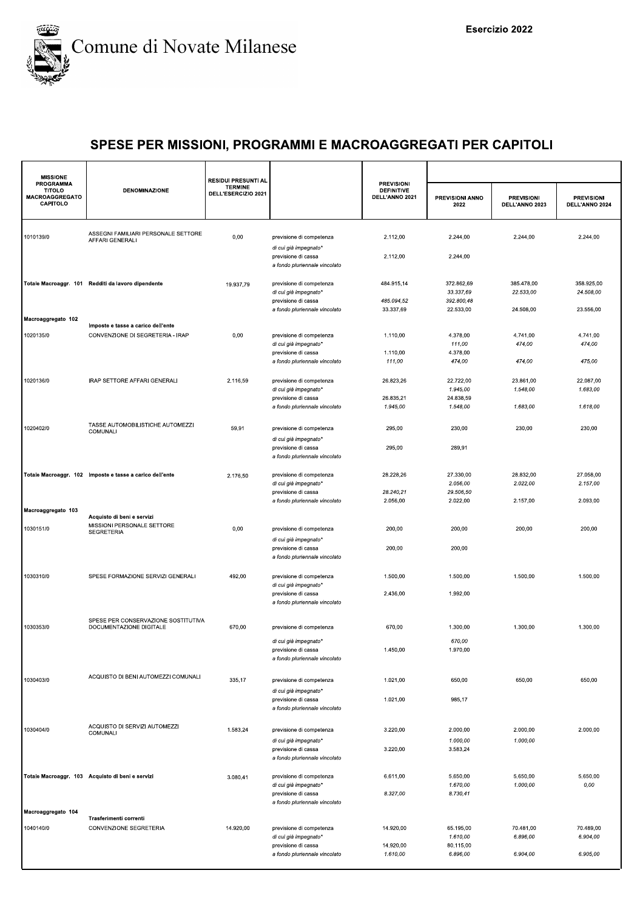Comune di Novate Milanese

Esercizio 2022

## SPESE PER MISSIONI, PROGRAMMI E MACROAGGREGATI PER CAPITOLI

| MISSIONE PROGRAMMA TITOLO MACROAGGREGATO CAPITOLO | DENOMINAZIONE | RESIDUI PRESUNTI AL TERMINE DELL'ESERCIZIO 2021 | | PREVISIONI DEFINITIVE DELL'ANNO 2021 | PREVISIONI ANNO 2022 | PREVISIONI DELL'ANNO 2023 | PREVISIONI DELL'ANNO 2024 |
|---|---|---|---|---|---|---|---|
| 1010139/0 | ASSEGNI FAMILIARI PERSONALE SETTORE AFFARI GENERALI | 0,00 | previsione di competenza | 2.112,00 | 2.244,00 | 2.244,00 | 2.244,00 |
| | | | *di cui già impegnato\** | | | | |
| | | | previsione di cassa | 2.112,00 | 2.244,00 | | |
| | | | *a fondo pluriennale vincolato* | | | | |
| Totale Macroaggr. 101 | Redditi da lavoro dipendente | 19.937,79 | previsione di competenza | 484.915,14 | 372.862,69 | 385.478,00 | 358.925,00 |
| | | | *di cui già impegnato\** | | *33.337,69* | *22.533,00* | *24.508,00* |
| | | | previsione di cassa | *485.094,52* | *392.800,48* | | |
| | | | *a fondo pluriennale vincolato* | 33.337,69 | 22.533,00 | 24.508,00 | 23.556,00 |
| Macroaggregato 102 | Imposte e tasse a carico dell'ente | | | | | | |
| 1020135/0 | CONVENZIONE DI SEGRETERIA - IRAP | 0,00 | previsione di competenza | 1.110,00 | 4.378,00 | 4.741,00 | 4.741,00 |
| | | | *di cui già impegnato\** | | *111,00* | *474,00* | *474,00* |
| | | | previsione di cassa | 1.110,00 | 4.378,00 | | |
| | | | *a fondo pluriennale vincolato* | *111,00* | *474,00* | *474,00* | *475,00* |
| 1020136/0 | IRAP SETTORE AFFARI GENERALI | 2.116,59 | previsione di competenza | 26.823,26 | 22.722,00 | 23.861,00 | 22.087,00 |
| | | | *di cui già impegnato\** | | *1.945,00* | *1.548,00* | *1.683,00* |
| | | | previsione di cassa | 26.835,21 | 24.838,59 | | |
| | | | *a fondo pluriennale vincolato* | *1.945,00* | *1.548,00* | *1.683,00* | *1.618,00* |
| 1020402/0 | TASSE AUTOMOBILISTICHE AUTOMEZZI COMUNALI | 59,91 | previsione di competenza | 295,00 | 230,00 | 230,00 | 230,00 |
| | | | *di cui già impegnato\** | | | | |
| | | | previsione di cassa | 295,00 | 289,91 | | |
| | | | *a fondo pluriennale vincolato* | | | | |
| Totale Macroaggr. 102 | Imposte e tasse a carico dell'ente | 2.176,50 | previsione di competenza | 28.228,26 | 27.330,00 | 28.832,00 | 27.058,00 |
| | | | *di cui già impegnato\** | | *2.056,00* | *2.022,00* | *2.157,00* |
| | | | previsione di cassa | *28.240,21* | *29.506,50* | | |
| | | | *a fondo pluriennale vincolato* | 2.056,00 | 2.022,00 | 2.157,00 | 2.093,00 |
| Macroaggregato 103 | Acquisto di beni e servizi | | | | | | |
| 1030151/0 | MISSIONI PERSONALE SETTORE SEGRETERIA | 0,00 | previsione di competenza | 200,00 | 200,00 | 200,00 | 200,00 |
| | | | *di cui già impegnato\** | | | | |
| | | | previsione di cassa | 200,00 | 200,00 | | |
| | | | *a fondo pluriennale vincolato* | | | | |
| 1030310/0 | SPESE FORMAZIONE SERVIZI GENERALI | 492,00 | previsione di competenza | 1.500,00 | 1.500,00 | 1.500,00 | 1.500,00 |
| | | | *di cui già impegnato\** | | | | |
| | | | previsione di cassa | 2.436,00 | 1.992,00 | | |
| | | | *a fondo pluriennale vincolato* | | | | |
| 1030353/0 | SPESE PER CONSERVAZIONE SOSTITUTIVA DOCUMENTAZIONE DIGITALE | 670,00 | previsione di competenza | 670,00 | 1.300,00 | 1.300,00 | 1.300,00 |
| | | | *di cui già impegnato\** | | *670,00* | | |
| | | | previsione di cassa | 1.450,00 | 1.970,00 | | |
| | | | *a fondo pluriennale vincolato* | | | | |
| 1030403/0 | ACQUISTO DI BENI AUTOMEZZI COMUNALI | 335,17 | previsione di competenza | 1.021,00 | 650,00 | 650,00 | 650,00 |
| | | | *di cui già impegnato\** | | | | |
| | | | previsione di cassa | 1.021,00 | 985,17 | | |
| | | | *a fondo pluriennale vincolato* | | | | |
| 1030404/0 | ACQUISTO DI SERVIZI AUTOMEZZI COMUNALI | 1.583,24 | previsione di competenza | 3.220,00 | 2.000,00 | 2.000,00 | 2.000,00 |
| | | | *di cui già impegnato\** | | *1.000,00* | *1.000,00* | |
| | | | previsione di cassa | 3.220,00 | 3.583,24 | | |
| | | | *a fondo pluriennale vincolato* | | | | |
| Totale Macroaggr. 103 | Acquisto di beni e servizi | 3.080,41 | previsione di competenza | 6.611,00 | 5.650,00 | 5.650,00 | 5.650,00 |
| | | | *di cui già impegnato\** | | *1.670,00* | *1.000,00* | *0,00* |
| | | | previsione di cassa | *8.327,00* | *8.730,41* | | |
| | | | *a fondo pluriennale vincolato* | | | | |
| Macroaggregato 104 | Trasferimenti correnti | | | | | | |
| 1040140/0 | CONVENZIONE SEGRETERIA | 14.920,00 | previsione di competenza | 14.920,00 | 65.195,00 | 70.481,00 | 70.489,00 |
| | | | *di cui già impegnato\** | | *1.610,00* | *6.896,00* | *6.904,00* |
| | | | previsione di cassa | 14.920,00 | 80.115,00 | | |
| | | | *a fondo pluriennale vincolato* | *1.610,00* | *6.896,00* | *6.904,00* | *6.905,00* |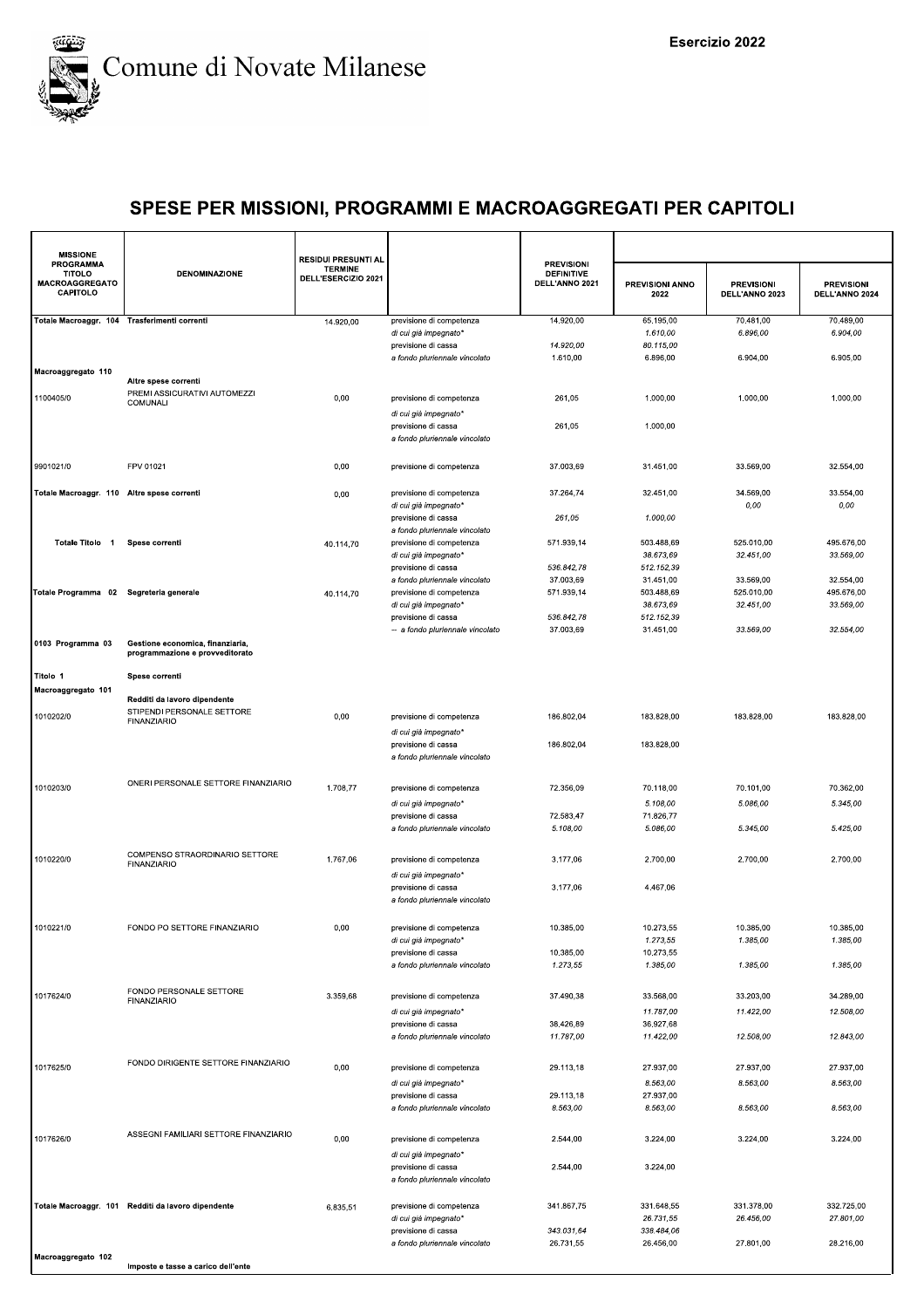Comune di Novate Milanese

Esercizio 2022

# SPESE PER MISSIONI, PROGRAMMI E MACROAGGREGATI PER CAPITOLI

| MISSIONE PROGRAMMA TITOLO MACROAGGREGATO CAPITOLO | DENOMINAZIONE | RESIDUI PRESUNTI AL TERMINE DELL'ESERCIZIO 2021 | | PREVISIONI DEFINITIVE DELL'ANNO 2021 | PREVISIONI ANNO 2022 | PREVISIONI DELL'ANNO 2023 | PREVISIONI DELL'ANNO 2024 |
|---|---|---|---|---|---|---|---|
| Totale Macroaggr. 104 | Trasferimenti correnti | 14.920,00 | previsione di competenza | 14.920,00 | 65.195,00 | 70.481,00 | 70.489,00 |
| | | | *di cui già impegnato** | | *1.610,00* | *6.896,00* | *6.904,00* |
| | | | previsione di cassa | *14.920,00* | *80.115,00* | | |
| | | | a fondo pluriennale vincolato | 1.610,00 | 6.896,00 | 6.904,00 | 6.905,00 |
| Macroaggregato 110 | Altre spese correnti | | | | | | |
| 1100405/0 | PREMI ASSICURATIVI AUTOMEZZI COMUNALI | 0,00 | previsione di competenza | 261,05 | 1.000,00 | 1.000,00 | 1.000,00 |
| | | | *di cui già impegnato** | | | | |
| | | | previsione di cassa | 261,05 | 1.000,00 | | |
| | | | *a fondo pluriennale vincolato* | | | | |
| 9901021/0 | FPV 01021 | 0,00 | previsione di competenza | 37.003,69 | 31.451,00 | 33.569,00 | 32.554,00 |
| Totale Macroaggr. 110 | Altre spese correnti | 0,00 | previsione di competenza | 37.264,74 | 32.451,00 | 34.569,00 | 33.554,00 |
| | | | *di cui già impegnato** | | | *0,00* | *0,00* |
| | | | previsione di cassa | *261,05* | *1.000,00* | | |
| | | | a fondo pluriennale vincolato | | | | |
| Totale Titolo 1 | Spese correnti | 40.114,70 | previsione di competenza | 571.939,14 | 503.488,69 | 525.010,00 | 495.676,00 |
| | | | *di cui già impegnato** | | *38.673,69* | *32.451,00* | *33.569,00* |
| | | | previsione di cassa | *536.842,78* | *512.152,39* | | |
| | | | a fondo pluriennale vincolato | 37.003,69 | 31.451,00 | 33.569,00 | 32.554,00 |
| Totale Programma 02 | Segreteria generale | 40.114,70 | previsione di competenza | 571.939,14 | 503.488,69 | 525.010,00 | 495.676,00 |
| | | | *di cui già impegnato** | | *38.673,69* | *32.451,00* | *33.569,00* |
| | | | previsione di cassa | *536.842,78* | *512.152,39* | | |
| | | | -- *a fondo pluriennale vincolato* | 37.003,69 | 31.451,00 | *33.569,00* | *32.554,00* |
| 0103 Programma 03 | Gestione economica, finanziaria, programmazione e provveditorato | | | | | | |
| Titolo 1 | Spese correnti | | | | | | |
| Macroaggregato 101 | Redditi da lavoro dipendente | | | | | | |
| 1010202/0 | STIPENDI PERSONALE SETTORE FINANZIARIO | 0,00 | previsione di competenza | 186.802,04 | 183.828,00 | 183.828,00 | 183.828,00 |
| | | | *di cui già impegnato** | | | | |
| | | | previsione di cassa | 186.802,04 | 183.828,00 | | |
| | | | *a fondo pluriennale vincolato* | | | | |
| 1010203/0 | ONERI PERSONALE SETTORE FINANZIARIO | 1.708,77 | previsione di competenza | 72.356,09 | 70.118,00 | 70.101,00 | 70.362,00 |
| | | | *di cui già impegnato** | | *5.108,00* | *5.086,00* | *5.345,00* |
| | | | previsione di cassa | 72.583,47 | 71.826,77 | | |
| | | | *a fondo pluriennale vincolato* | *5.108,00* | *5.086,00* | *5.345,00* | *5.425,00* |
| 1010220/0 | COMPENSO STRAORDINARIO SETTORE FINANZIARIO | 1.767,06 | previsione di competenza | 3.177,06 | 2.700,00 | 2.700,00 | 2.700,00 |
| | | | *di cui già impegnato** | | | | |
| | | | previsione di cassa | 3.177,06 | 4.467,06 | | |
| | | | *a fondo pluriennale vincolato* | | | | |
| 1010221/0 | FONDO PO SETTORE FINANZIARIO | 0,00 | previsione di competenza | 10.385,00 | 10.273,55 | 10.385,00 | 10.385,00 |
| | | | *di cui già impegnato** | | *1.273,55* | *1.385,00* | *1.385,00* |
| | | | previsione di cassa | 10.385,00 | 10.273,55 | | |
| | | | *a fondo pluriennale vincolato* | *1.273,55* | *1.385,00* | *1.385,00* | *1.385,00* |
| 1017624/0 | FONDO PERSONALE SETTORE FINANZIARIO | 3.359,68 | previsione di competenza | 37.490,38 | 33.568,00 | 33.203,00 | 34.289,00 |
| | | | *di cui già impegnato** | | *11.787,00* | *11.422,00* | *12.508,00* |
| | | | previsione di cassa | 38.426,89 | 36.927,68 | | |
| | | | *a fondo pluriennale vincolato* | *11.787,00* | *11.422,00* | *12.508,00* | *12.843,00* |
| 1017625/0 | FONDO DIRIGENTE SETTORE FINANZIARIO | 0,00 | previsione di competenza | 29.113,18 | 27.937,00 | 27.937,00 | 27.937,00 |
| | | | *di cui già impegnato** | | *8.563,00* | *8.563,00* | *8.563,00* |
| | | | previsione di cassa | 29.113,18 | 27.937,00 | | |
| | | | *a fondo pluriennale vincolato* | *8.563,00* | *8.563,00* | *8.563,00* | *8.563,00* |
| 1017626/0 | ASSEGNI FAMILIARI SETTORE FINANZIARIO | 0,00 | previsione di competenza | 2.544,00 | 3.224,00 | 3.224,00 | 3.224,00 |
| | | | *di cui già impegnato** | | | | |
| | | | previsione di cassa | 2.544,00 | 3.224,00 | | |
| | | | *a fondo pluriennale vincolato* | | | | |
| Totale Macroaggr. 101 | Redditi da lavoro dipendente | 6.835,51 | previsione di competenza | 341.867,75 | 331.648,55 | 331.378,00 | 332.725,00 |
| | | | *di cui già impegnato** | | *26.731,55* | *26.456,00* | *27.801,00* |
| | | | previsione di cassa | *343.031,64* | *338.484,06* | | |
| | | | a fondo pluriennale vincolato | 26.731,55 | 26.456,00 | 27.801,00 | 28.216,00 |
| Macroaggregato 102 | Imposte e tasse a carico dell'ente | | | | | | |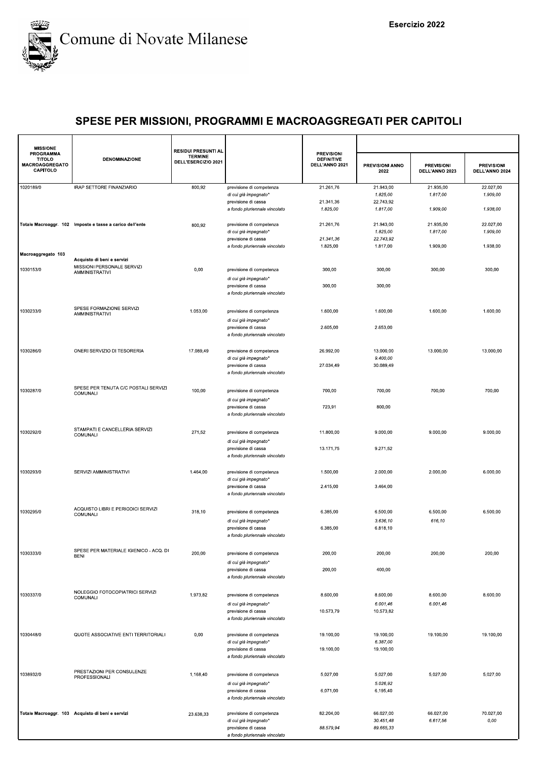Comune di Novate Milanese

Esercizio 2022

## SPESE PER MISSIONI, PROGRAMMI E MACROAGGREGATI PER CAPITOLI

| MISSIONE PROGRAMMA TITOLO MACROAGGREGATO CAPITOLO | DENOMINAZIONE | RESIDUI PRESUNTI AL TERMINE DELL'ESERCIZIO 2021 | | PREVISIONI DEFINITIVE DELL'ANNO 2021 | PREVISIONI ANNO 2022 | PREVISIONI DELL'ANNO 2023 | PREVISIONI DELL'ANNO 2024 |
|---|---|---|---|---|---|---|---|
| 1020189/0 | IRAP SETTORE FINANZIARIO | 800,92 | previsione di competenza | 21.261,76 | 21.943,00 | 21.935,00 | 22.027,00 |
| | | | *di cui già impegnato** | | *1.825,00* | *1.817,00* | *1.909,00* |
| | | | previsione di cassa | 21.341,36 | 22.743,92 | | |
| | | | *a fondo pluriennale vincolato* | *1.825,00* | *1.817,00* | *1.909,00* | *1.938,00* |
| Totale Macroaggr. 102 | Imposte e tasse a carico dell'ente | 800,92 | previsione di competenza | 21.261,76 | 21.943,00 | 21.935,00 | 22.027,00 |
| | | | *di cui già impegnato** | | *1.825,00* | *1.817,00* | *1.909,00* |
| | | | previsione di cassa | *21.341,36* | *22.743,92* | | |
| | | | *a fondo pluriennale vincolato* | 1.825,00 | 1.817,00 | 1.909,00 | 1.938,00 |
| Macroaggregato 103 | Acquisto di beni e servizi | | | | | | |
| 1030153/0 | MISSIONI PERSONALE SERVIZI AMMINISTRATIVI | 0,00 | previsione di competenza | 300,00 | 300,00 | 300,00 | 300,00 |
| | | | *di cui già impegnato** | | | | |
| | | | previsione di cassa | 300,00 | 300,00 | | |
| | | | *a fondo pluriennale vincolato* | | | | |
| 1030233/0 | SPESE FORMAZIONE SERVIZI AMMINISTRATIVI | 1.053,00 | previsione di competenza | 1.600,00 | 1.600,00 | 1.600,00 | 1.600,00 |
| | | | *di cui già impegnato** | | | | |
| | | | previsione di cassa | 2.605,00 | 2.653,00 | | |
| | | | *a fondo pluriennale vincolato* | | | | |
| 1030286/0 | ONERI SERVIZIO DI TESORERIA | 17.089,49 | previsione di competenza | 26.992,00 | 13.000,00 | 13.000,00 | 13.000,00 |
| | | | *di cui già impegnato** | | *9.400,00* | | |
| | | | previsione di cassa | 27.034,49 | 30.089,49 | | |
| | | | *a fondo pluriennale vincolato* | | | | |
| 1030287/0 | SPESE PER TENUTA C/C POSTALI SERVIZI COMUNALI | 100,00 | previsione di competenza | 700,00 | 700,00 | 700,00 | 700,00 |
| | | | *di cui già impegnato** | | | | |
| | | | previsione di cassa | 723,91 | 800,00 | | |
| | | | *a fondo pluriennale vincolato* | | | | |
| 1030292/0 | STAMPATI E CANCELLERIA SERVIZI COMUNALI | 271,52 | previsione di competenza | 11.800,00 | 9.000,00 | 9.000,00 | 9.000,00 |
| | | | *di cui già impegnato** | | | | |
| | | | previsione di cassa | 13.171,75 | 9.271,52 | | |
| | | | *a fondo pluriennale vincolato* | | | | |
| 1030293/0 | SERVIZI AMMINISTRATIVI | 1.464,00 | previsione di competenza | 1.500,00 | 2.000,00 | 2.000,00 | 6.000,00 |
| | | | *di cui già impegnato** | | | | |
| | | | previsione di cassa | 2.415,00 | 3.464,00 | | |
| | | | *a fondo pluriennale vincolato* | | | | |
| 1030295/0 | ACQUISTO LIBRI E PERIODICI SERVIZI COMUNALI | 318,10 | previsione di competenza | 6.385,00 | 6.500,00 | 6.500,00 | 6.500,00 |
| | | | *di cui già impegnato** | | *3.636,10* | *616,10* | |
| | | | previsione di cassa | 6.385,00 | 6.818,10 | | |
| | | | *a fondo pluriennale vincolato* | | | | |
| 1030333/0 | SPESE PER MATERIALE IGIENICO - ACQ. DI BENI | 200,00 | previsione di competenza | 200,00 | 200,00 | 200,00 | 200,00 |
| | | | *di cui già impegnato** | | | | |
| | | | previsione di cassa | 200,00 | 400,00 | | |
| | | | *a fondo pluriennale vincolato* | | | | |
| 1030337/0 | NOLEGGIO FOTOCOPIATRICI SERVIZI COMUNALI | 1.973,82 | previsione di competenza | 8.600,00 | 8.600,00 | 8.600,00 | 8.600,00 |
| | | | *di cui già impegnato** | | *6.001,46* | *6.001,46* | |
| | | | previsione di cassa | 10.573,79 | 10.573,82 | | |
| | | | *a fondo pluriennale vincolato* | | | | |
| 1030448/0 | QUOTE ASSOCIATIVE ENTI TERRITORIALI | 0,00 | previsione di competenza | 19.100,00 | 19.100,00 | 19.100,00 | 19.100,00 |
| | | | *di cui già impegnato** | | *6.387,00* | | |
| | | | previsione di cassa | 19.100,00 | 19.100,00 | | |
| | | | *a fondo pluriennale vincolato* | | | | |
| 1038932/0 | PRESTAZIONI PER CONSULENZE PROFESSIONALI | 1.168,40 | previsione di competenza | 5.027,00 | 5.027,00 | 5.027,00 | 5.027,00 |
| | | | *di cui già impegnato** | | *5.026,92* | | |
| | | | previsione di cassa | 6.071,00 | 6.195,40 | | |
| | | | *a fondo pluriennale vincolato* | | | | |
| Totale Macroaggr. 103 | Acquisto di beni e servizi | 23.638,33 | previsione di competenza | 82.204,00 | 66.027,00 | 66.027,00 | 70.027,00 |
| | | | *di cui già impegnato** | | *30.451,48* | *6.617,56* | *0,00* |
| | | | previsione di cassa | *88.579,94* | *89.665,33* | | |
| | | | *a fondo pluriennale vincolato* | | | | |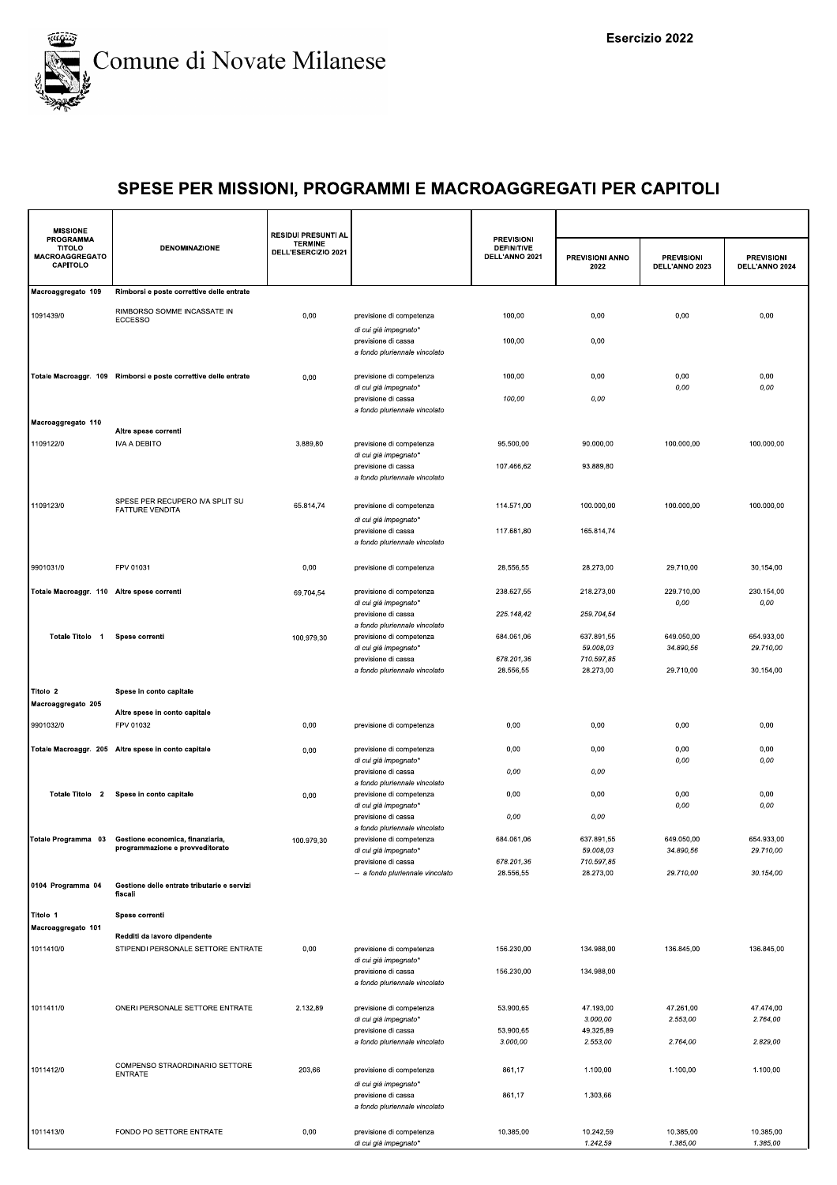# Comune di Novate Milanese

**Esercizio 2022**

## SPESE PER MISSIONI, PROGRAMMI E MACROAGGREGATI PER CAPITOLI

| MISSIONE PROGRAMMA TITOLO MACROAGGREGATO CAPITOLO | DENOMINAZIONE | RESIDUI PRESUNTI AL TERMINE DELL'ESERCIZIO 2021 | | PREVISIONI DEFINITIVE DELL'ANNO 2021 | PREVISIONI ANNO 2022 | PREVISIONI DELL'ANNO 2023 | PREVISIONI DELL'ANNO 2024 |
|---|---|---|---|---|---|---|---|
| Macroaggregato 109 | Rimborsi e poste correttive delle entrate | | | | | | |
| 1091439/0 | RIMBORSO SOMME INCASSATE IN ECCESSO | 0,00 | previsione di competenza | 100,00 | 0,00 | 0,00 | 0,00 |
| | | | *di cui già impegnato** | | | | |
| | | | previsione di cassa | 100,00 | 0,00 | | |
| | | | *a fondo pluriennale vincolato* | | | | |
| Totale Macroaggr. 109 | Rimborsi e poste correttive delle entrate | 0,00 | previsione di competenza | 100,00 | 0,00 | 0,00 | 0,00 |
| | | | *di cui già impegnato** | | | *0,00* | *0,00* |
| | | | previsione di cassa | *100,00* | *0,00* | | |
| | | | *a fondo pluriennale vincolato* | | | | |
| Macroaggregato 110 | Altre spese correnti | | | | | | |
| 1109122/0 | IVA A DEBITO | 3.889,80 | previsione di competenza | 95.500,00 | 90.000,00 | 100.000,00 | 100.000,00 |
| | | | *di cui già impegnato** | | | | |
| | | | previsione di cassa | 107.466,62 | 93.889,80 | | |
| | | | *a fondo pluriennale vincolato* | | | | |
| 1109123/0 | SPESE PER RECUPERO IVA SPLIT SU FATTURE VENDITA | 65.814,74 | previsione di competenza | 114.571,00 | 100.000,00 | 100.000,00 | 100.000,00 |
| | | | *di cui già impegnato** | | | | |
| | | | previsione di cassa | 117.681,80 | 165.814,74 | | |
| | | | *a fondo pluriennale vincolato* | | | | |
| 9901031/0 | FPV 01031 | 0,00 | previsione di competenza | 28.556,55 | 28.273,00 | 29.710,00 | 30.154,00 |
| Totale Macroaggr. 110 | Altre spese correnti | 69.704,54 | previsione di competenza | 238.627,55 | 218.273,00 | 229.710,00 | 230.154,00 |
| | | | *di cui già impegnato** | | | *0,00* | *0,00* |
| | | | previsione di cassa | *225.148,42* | *259.704,54* | | |
| | | | *a fondo pluriennale vincolato* | | | | |
| Totale Titolo 1 | Spese correnti | 100.979,30 | previsione di competenza | 684.061,06 | 637.891,55 | 649.050,00 | 654.933,00 |
| | | | *di cui già impegnato** | | *59.008,03* | *34.890,56* | *29.710,00* |
| | | | previsione di cassa | *678.201,36* | *710.597,85* | | |
| | | | *a fondo pluriennale vincolato* | 28.556,55 | 28.273,00 | 29.710,00 | 30.154,00 |
| Titolo 2 | Spese in conto capitale | | | | | | |
| Macroaggregato 205 | Altre spese in conto capitale | | | | | | |
| 9901032/0 | FPV 01032 | 0,00 | previsione di competenza | 0,00 | 0,00 | 0,00 | 0,00 |
| Totale Macroaggr. 205 | Altre spese in conto capitale | 0,00 | previsione di competenza | 0,00 | 0,00 | 0,00 | 0,00 |
| | | | *di cui già impegnato** | | | *0,00* | *0,00* |
| | | | previsione di cassa | *0,00* | *0,00* | | |
| | | | *a fondo pluriennale vincolato* | | | | |
| Totale Titolo 2 | Spese in conto capitale | 0,00 | previsione di competenza | 0,00 | 0,00 | 0,00 | 0,00 |
| | | | *di cui già impegnato** | | | *0,00* | *0,00* |
| | | | previsione di cassa | *0,00* | *0,00* | | |
| | | | *a fondo pluriennale vincolato* | | | | |
| Totale Programma 03 | Gestione economica, finanziaria, programmazione e provveditorato | 100.979,30 | previsione di competenza | 684.061,06 | 637.891,55 | 649.050,00 | 654.933,00 |
| | | | *di cui già impegnato** | | *59.008,03* | *34.890,56* | *29.710,00* |
| | | | previsione di cassa | *678.201,36* | *710.597,85* | | |
| | | | *-- a fondo pluriennale vincolato* | 28.556,55 | 28.273,00 | *29.710,00* | *30.154,00* |
| 0104 Programma 04 | Gestione delle entrate tributarie e servizi fiscali | | | | | | |
| Titolo 1 | Spese correnti | | | | | | |
| Macroaggregato 101 | Redditi da lavoro dipendente | | | | | | |
| 1011410/0 | STIPENDI PERSONALE SETTORE ENTRATE | 0,00 | previsione di competenza | 156.230,00 | 134.988,00 | 136.845,00 | 136.845,00 |
| | | | *di cui già impegnato** | | | | |
| | | | previsione di cassa | 156.230,00 | 134.988,00 | | |
| | | | *a fondo pluriennale vincolato* | | | | |
| 1011411/0 | ONERI PERSONALE SETTORE ENTRATE | 2.132,89 | previsione di competenza | 53.900,65 | 47.193,00 | 47.261,00 | 47.474,00 |
| | | | *di cui già impegnato** | | *3.000,00* | *2.553,00* | *2.764,00* |
| | | | previsione di cassa | 53.900,65 | 49.325,89 | | |
| | | | *a fondo pluriennale vincolato* | *3.000,00* | *2.553,00* | *2.764,00* | *2.829,00* |
| 1011412/0 | COMPENSO STRAORDINARIO SETTORE ENTRATE | 203,66 | previsione di competenza | 861,17 | 1.100,00 | 1.100,00 | 1.100,00 |
| | | | *di cui già impegnato** | | | | |
| | | | previsione di cassa | 861,17 | 1.303,66 | | |
| | | | *a fondo pluriennale vincolato* | | | | |
| 1011413/0 | FONDO PO SETTORE ENTRATE | 0,00 | previsione di competenza | 10.385,00 | 10.242,59 | 10.385,00 | 10.385,00 |
| | | | *di cui già impegnato** | | *1.242,59* | *1.385,00* | *1.385,00* |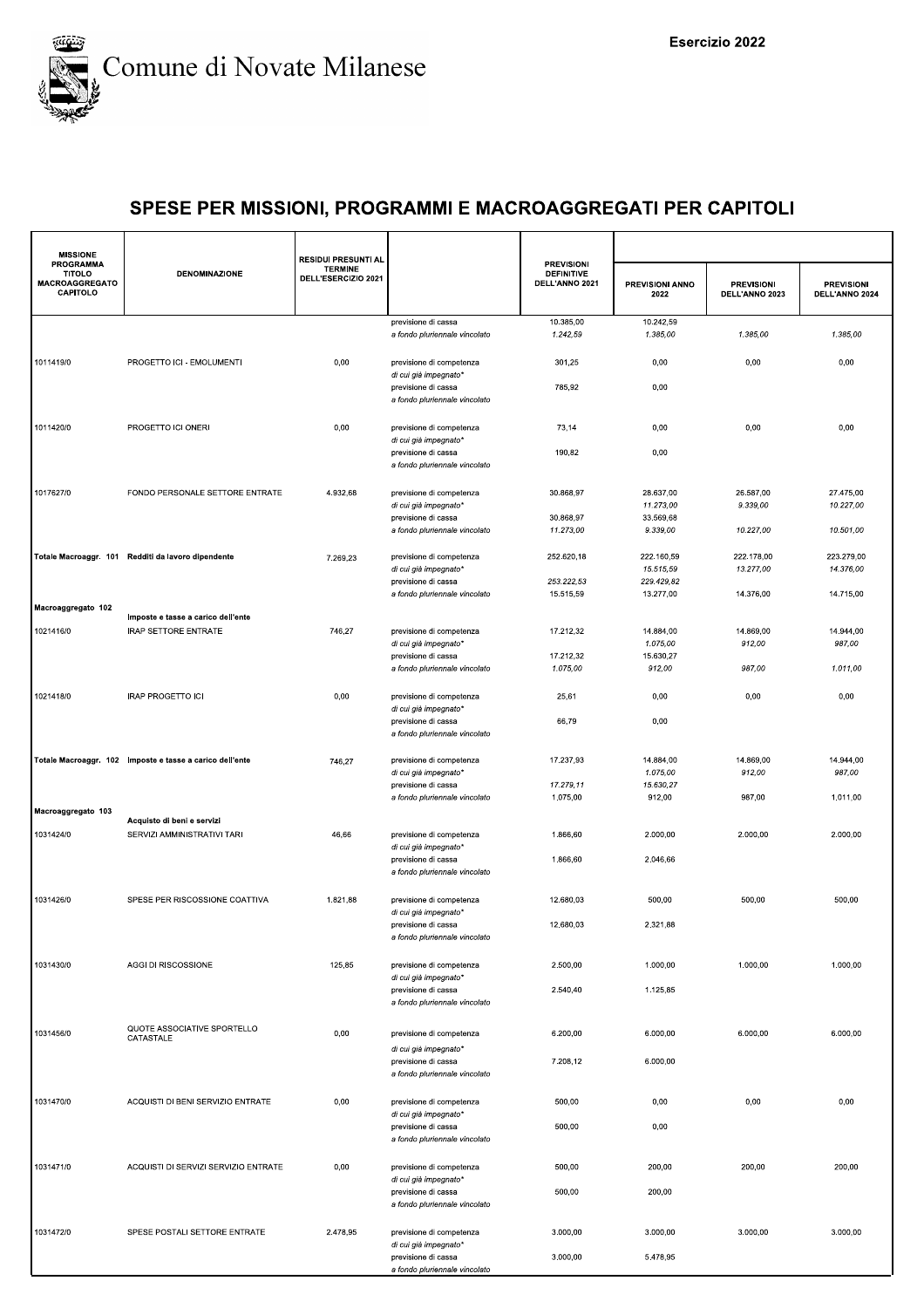Comune di Novate Milanese

Esercizio 2022

## SPESE PER MISSIONI, PROGRAMMI E MACROAGGREGATI PER CAPITOLI

| MISSIONE PROGRAMMA TITOLO MACROAGGREGATO CAPITOLO | DENOMINAZIONE | RESIDUI PRESUNTI AL TERMINE DELL'ESERCIZIO 2021 | | PREVISIONI DEFINITIVE DELL'ANNO 2021 | PREVISIONI ANNO 2022 | PREVISIONI DELL'ANNO 2023 | PREVISIONI DELL'ANNO 2024 |
|---|---|---|---|---|---|---|---|
| | | | previsione di cassa | 10.385,00 | 10.242,59 | | |
| | | | *a fondo pluriennale vincolato* | *1.242,59* | *1.385,00* | *1.385,00* | *1.385,00* |
| 1011419/0 | PROGETTO ICI - EMOLUMENTI | 0,00 | previsione di competenza | 301,25 | 0,00 | 0,00 | 0,00 |
| | | | *di cui già impegnato** | | | | |
| | | | previsione di cassa | 785,92 | 0,00 | | |
| | | | *a fondo pluriennale vincolato* | | | | |
| 1011420/0 | PROGETTO ICI ONERI | 0,00 | previsione di competenza | 73,14 | 0,00 | 0,00 | 0,00 |
| | | | *di cui già impegnato** | | | | |
| | | | previsione di cassa | 190,82 | 0,00 | | |
| | | | *a fondo pluriennale vincolato* | | | | |
| 1017627/0 | FONDO PERSONALE SETTORE ENTRATE | 4.932,68 | previsione di competenza | 30.868,97 | 28.637,00 | 26.587,00 | 27.475,00 |
| | | | *di cui già impegnato** | | *11.273,00* | *9.339,00* | *10.227,00* |
| | | | previsione di cassa | 30.868,97 | 33.569,68 | | |
| | | | *a fondo pluriennale vincolato* | *11.273,00* | *9.339,00* | *10.227,00* | *10.501,00* |
| Totale Macroaggr. 101 | Redditi da lavoro dipendente | 7.269,23 | previsione di competenza | 252.620,18 | 222.160,59 | 222.178,00 | 223.279,00 |
| | | | *di cui già impegnato** | | *15.515,59* | *13.277,00* | *14.376,00* |
| | | | previsione di cassa | *253.222,53* | *229.429,82* | | |
| | | | *a fondo pluriennale vincolato* | 15.515,59 | 13.277,00 | 14.376,00 | 14.715,00 |
| Macroaggregato 102 | Imposte e tasse a carico dell'ente | | | | | | |
| 1021416/0 | IRAP SETTORE ENTRATE | 746,27 | previsione di competenza | 17.212,32 | 14.884,00 | 14.869,00 | 14.944,00 |
| | | | *di cui già impegnato** | | *1.075,00* | *912,00* | *987,00* |
| | | | previsione di cassa | 17.212,32 | 15.630,27 | | |
| | | | *a fondo pluriennale vincolato* | *1.075,00* | *912,00* | *987,00* | *1.011,00* |
| 1021418/0 | IRAP PROGETTO ICI | 0,00 | previsione di competenza | 25,61 | 0,00 | 0,00 | 0,00 |
| | | | *di cui già impegnato** | | | | |
| | | | previsione di cassa | 66,79 | 0,00 | | |
| | | | *a fondo pluriennale vincolato* | | | | |
| Totale Macroaggr. 102 | Imposte e tasse a carico dell'ente | 746,27 | previsione di competenza | 17.237,93 | 14.884,00 | 14.869,00 | 14.944,00 |
| | | | *di cui già impegnato** | | *1.075,00* | *912,00* | *987,00* |
| | | | previsione di cassa | *17.279,11* | *15.630,27* | | |
| | | | *a fondo pluriennale vincolato* | 1.075,00 | 912,00 | 987,00 | 1.011,00 |
| Macroaggregato 103 | Acquisto di beni e servizi | | | | | | |
| 1031424/0 | SERVIZI AMMINISTRATIVI TARI | 46,66 | previsione di competenza | 1.866,60 | 2.000,00 | 2.000,00 | 2.000,00 |
| | | | *di cui già impegnato** | | | | |
| | | | previsione di cassa | 1.866,60 | 2.046,66 | | |
| | | | *a fondo pluriennale vincolato* | | | | |
| 1031426/0 | SPESE PER RISCOSSIONE COATTIVA | 1.821,88 | previsione di competenza | 12.680,03 | 500,00 | 500,00 | 500,00 |
| | | | *di cui già impegnato** | | | | |
| | | | previsione di cassa | 12.680,03 | 2.321,88 | | |
| | | | *a fondo pluriennale vincolato* | | | | |
| 1031430/0 | AGGI DI RISCOSSIONE | 125,85 | previsione di competenza | 2.500,00 | 1.000,00 | 1.000,00 | 1.000,00 |
| | | | *di cui già impegnato** | | | | |
| | | | previsione di cassa | 2.540,40 | 1.125,85 | | |
| | | | *a fondo pluriennale vincolato* | | | | |
| 1031456/0 | QUOTE ASSOCIATIVE SPORTELLO CATASTALE | 0,00 | previsione di competenza | 6.200,00 | 6.000,00 | 6.000,00 | 6.000,00 |
| | | | *di cui già impegnato** | | | | |
| | | | previsione di cassa | 7.208,12 | 6.000,00 | | |
| | | | *a fondo pluriennale vincolato* | | | | |
| 1031470/0 | ACQUISTI DI BENI SERVIZIO ENTRATE | 0,00 | previsione di competenza | 500,00 | 0,00 | 0,00 | 0,00 |
| | | | *di cui già impegnato** | | | | |
| | | | previsione di cassa | 500,00 | 0,00 | | |
| | | | *a fondo pluriennale vincolato* | | | | |
| 1031471/0 | ACQUISTI DI SERVIZI SERVIZIO ENTRATE | 0,00 | previsione di competenza | 500,00 | 200,00 | 200,00 | 200,00 |
| | | | *di cui già impegnato** | | | | |
| | | | previsione di cassa | 500,00 | 200,00 | | |
| | | | *a fondo pluriennale vincolato* | | | | |
| 1031472/0 | SPESE POSTALI SETTORE ENTRATE | 2.478,95 | previsione di competenza | 3.000,00 | 3.000,00 | 3.000,00 | 3.000,00 |
| | | | *di cui già impegnato** | | | | |
| | | | previsione di cassa | 3.000,00 | 5.478,95 | | |
| | | | *a fondo pluriennale vincolato* | | | | |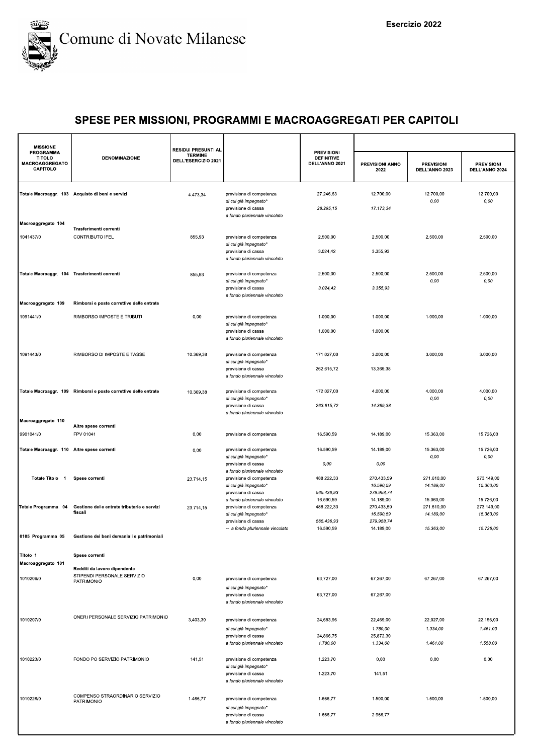Comune di Novate Milanese

Esercizio 2022

# SPESE PER MISSIONI, PROGRAMMI E MACROAGGREGATI PER CAPITOLI

| MISSIONE PROGRAMMA TITOLO MACROAGGREGATO CAPITOLO | DENOMINAZIONE | RESIDUI PRESUNTI AL TERMINE DELL'ESERCIZIO 2021 | | PREVISIONI DEFINITIVE DELL'ANNO 2021 | PREVISIONI ANNO 2022 | PREVISIONI DELL'ANNO 2023 | PREVISIONI DELL'ANNO 2024 |
|---|---|---|---|---|---|---|---|
| Totale Macroaggr. 103 | Acquisto di beni e servizi | 4.473,34 | previsione di competenza | 27.246,63 | 12.700,00 | 12.700,00 | 12.700,00 |
| | | | di cui già impegnato* | | | 0,00 | 0,00 |
| | | | previsione di cassa | 28.295,15 | 17.173,34 | | |
| | | | a fondo pluriennale vincolato | | | | |
| Macroaggregato 104 | Trasferimenti correnti | | | | | | |
| 1041437/0 | CONTRIBUTO IFEL | 855,93 | previsione di competenza | 2.500,00 | 2.500,00 | 2.500,00 | 2.500,00 |
| | | | di cui già impegnato* | | | | |
| | | | previsione di cassa | 3.024,42 | 3.355,93 | | |
| | | | a fondo pluriennale vincolato | | | | |
| Totale Macroaggr. 104 | Trasferimenti correnti | 855,93 | previsione di competenza | 2.500,00 | 2.500,00 | 2.500,00 | 2.500,00 |
| | | | di cui già impegnato* | | | 0,00 | 0,00 |
| | | | previsione di cassa | 3.024,42 | 3.355,93 | | |
| | | | a fondo pluriennale vincolato | | | | |
| Macroaggregato 109 | Rimborsi e poste correttive delle entrate | | | | | | |
| 1091441/0 | RIMBORSO IMPOSTE E TRIBUTI | 0,00 | previsione di competenza | 1.000,00 | 1.000,00 | 1.000,00 | 1.000,00 |
| | | | di cui già impegnato* | | | | |
| | | | previsione di cassa | 1.000,00 | 1.000,00 | | |
| | | | a fondo pluriennale vincolato | | | | |
| 1091443/0 | RIMBORSO DI IMPOSTE E TASSE | 10.369,38 | previsione di competenza | 171.027,00 | 3.000,00 | 3.000,00 | 3.000,00 |
| | | | di cui già impegnato* | | | | |
| | | | previsione di cassa | 262.615,72 | 13.369,38 | | |
| | | | a fondo pluriennale vincolato | | | | |
| Totale Macroaggr. 109 | Rimborsi e poste correttive delle entrate | 10.369,38 | previsione di competenza | 172.027,00 | 4.000,00 | 4.000,00 | 4.000,00 |
| | | | di cui già impegnato* | | | 0,00 | 0,00 |
| | | | previsione di cassa | 263.615,72 | 14.369,38 | | |
| | | | a fondo pluriennale vincolato | | | | |
| Macroaggregato 110 | Altre spese correnti | | | | | | |
| 9901041/0 | FPV 01041 | 0,00 | previsione di competenza | 16.590,59 | 14.189,00 | 15.363,00 | 15.726,00 |
| Totale Macroaggr. 110 | Altre spese correnti | 0,00 | previsione di competenza | 16.590,59 | 14.189,00 | 15.363,00 | 15.726,00 |
| | | | di cui già impegnato* | | | 0,00 | 0,00 |
| | | | previsione di cassa | 0,00 | 0,00 | | |
| | | | a fondo pluriennale vincolato | | | | |
| Totale Titolo 1 | Spese correnti | 23.714,15 | previsione di competenza | 488.222,33 | 270.433,59 | 271.610,00 | 273.149,00 |
| | | | di cui già impegnato* | | 16.590,59 | 14.189,00 | 15.363,00 |
| | | | previsione di cassa | 565.436,93 | 279.958,74 | | |
| | | | a fondo pluriennale vincolato | 16.590,59 | 14.189,00 | 15.363,00 | 15.726,00 |
| Totale Programma 04 | Gestione delle entrate tributarie e servizi fiscali | 23.714,15 | previsione di competenza | 488.222,33 | 270.433,59 | 271.610,00 | 273.149,00 |
| | | | di cui già impegnato* | | 16.590,59 | 14.189,00 | 15.363,00 |
| | | | previsione di cassa | 565.436,93 | 279.958,74 | | |
| | | | -- a fondo pluriennale vincolato | 16.590,59 | 14.189,00 | 15.363,00 | 15.726,00 |
| 0105 Programma 05 | Gestione dei beni demaniali e patrimoniali | | | | | | |
| Titolo 1 | Spese correnti | | | | | | |
| Macroaggregato 101 | Redditi da lavoro dipendente | | | | | | |
| 1010206/0 | STIPENDI PERSONALE SERVIZIO PATRIMONIO | 0,00 | previsione di competenza | 63.727,00 | 67.267,00 | 67.267,00 | 67.267,00 |
| | | | di cui già impegnato* | | | | |
| | | | previsione di cassa | 63.727,00 | 67.267,00 | | |
| | | | a fondo pluriennale vincolato | | | | |
| 1010207/0 | ONERI PERSONALE SERVIZIO PATRIMONIO | 3.403,30 | previsione di competenza | 24.683,96 | 22.469,00 | 22.027,00 | 22.156,00 |
| | | | di cui già impegnato* | | 1.780,00 | 1.334,00 | 1.461,00 |
| | | | previsione di cassa | 24.866,75 | 25.872,30 | | |
| | | | a fondo pluriennale vincolato | 1.780,00 | 1.334,00 | 1.461,00 | 1.558,00 |
| 1010223/0 | FONDO PO SERVIZIO PATRIMONIO | 141,51 | previsione di competenza | 1.223,70 | 0,00 | 0,00 | 0,00 |
| | | | di cui già impegnato* | | | | |
| | | | previsione di cassa | 1.223,70 | 141,51 | | |
| | | | a fondo pluriennale vincolato | | | | |
| 1010226/0 | COMPENSO STRAORDINARIO SERVIZIO PATRIMONIO | 1.466,77 | previsione di competenza | 1.666,77 | 1.500,00 | 1.500,00 | 1.500,00 |
| | | | di cui già impegnato* | | | | |
| | | | previsione di cassa | 1.666,77 | 2.966,77 | | |
| | | | a fondo pluriennale vincolato | | | | |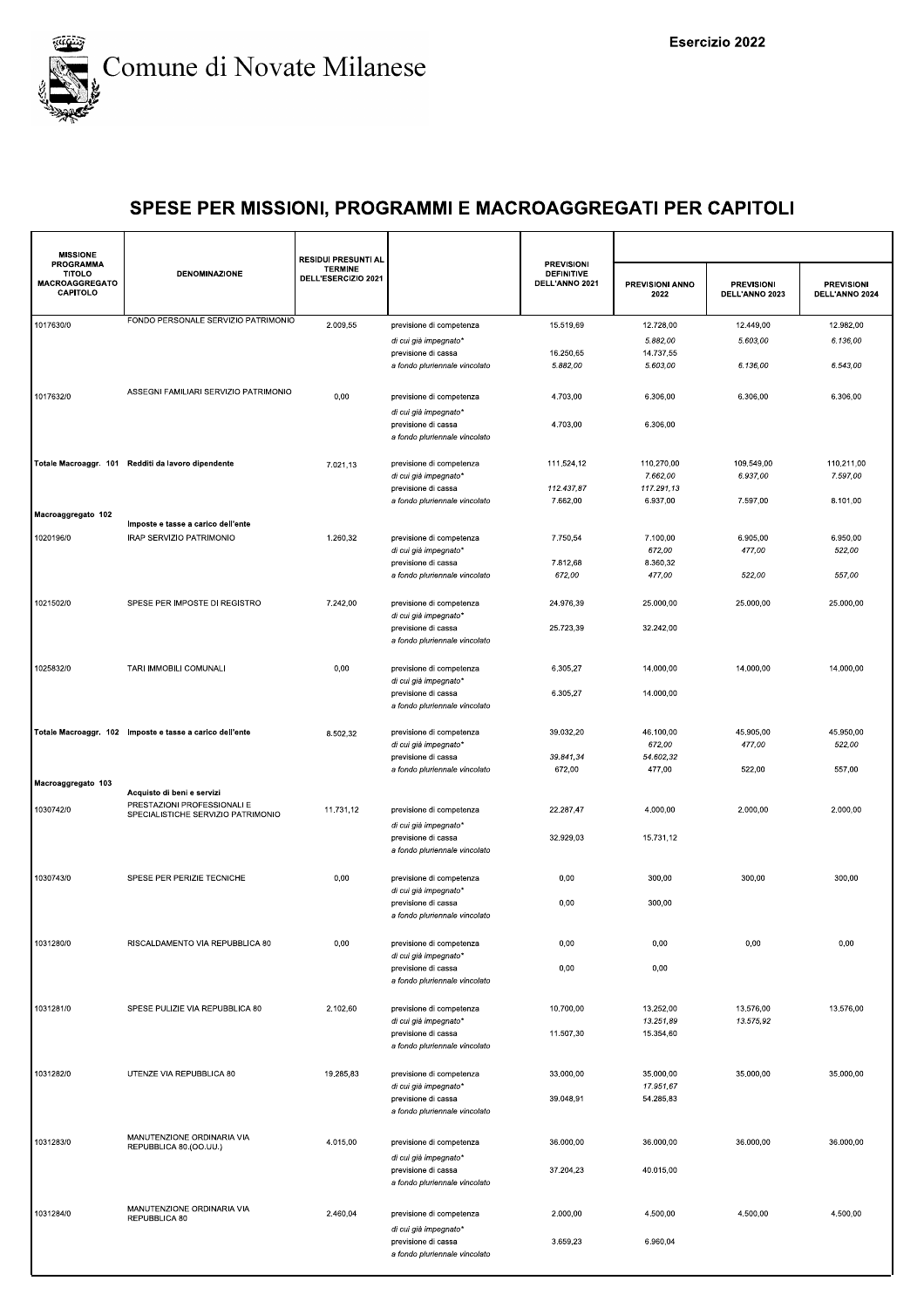# Comune di Novate Milanese

Esercizio 2022

## SPESE PER MISSIONI, PROGRAMMI E MACROAGGREGATI PER CAPITOLI

| MISSIONE PROGRAMMA TITOLO MACROAGGREGATO CAPITOLO | DENOMINAZIONE | RESIDUI PRESUNTI AL TERMINE DELL'ESERCIZIO 2021 | | PREVISIONI DEFINITIVE DELL'ANNO 2021 | PREVISIONI ANNO 2022 | PREVISIONI DELL'ANNO 2023 | PREVISIONI DELL'ANNO 2024 |
|---|---|---|---|---|---|---|---|
| 1017630/0 | FONDO PERSONALE SERVIZIO PATRIMONIO | 2.009,55 | previsione di competenza | 15.519,69 | 12.728,00 | 12.449,00 | 12.982,00 |
| | | | *di cui già impegnato** | | *5.882,00* | *5.603,00* | *6.136,00* |
| | | | previsione di cassa | 16.250,65 | 14.737,55 | | |
| | | | *a fondo pluriennale vincolato* | *5.882,00* | *5.603,00* | *6.136,00* | *6.543,00* |
| 1017632/0 | ASSEGNI FAMILIARI SERVIZIO PATRIMONIO | 0,00 | previsione di competenza | 4.703,00 | 6.306,00 | 6.306,00 | 6.306,00 |
| | | | *di cui già impegnato** | | | | |
| | | | previsione di cassa | 4.703,00 | 6.306,00 | | |
| | | | *a fondo pluriennale vincolato* | | | | |
| **Totale Macroaggr. 101** | **Redditi da lavoro dipendente** | 7.021,13 | previsione di competenza | 111.524,12 | 110.270,00 | 109.549,00 | 110.211,00 |
| | | | *di cui già impegnato** | | *7.662,00* | *6.937,00* | *7.597,00* |
| | | | previsione di cassa | *112.437,87* | *117.291,13* | | |
| | | | *a fondo pluriennale vincolato* | 7.662,00 | 6.937,00 | 7.597,00 | 8.101,00 |
| **Macroaggregato 102** | **Imposte e tasse a carico dell'ente** | | | | | | |
| 1020196/0 | IRAP SERVIZIO PATRIMONIO | 1.260,32 | previsione di competenza | 7.750,54 | 7.100,00 | 6.905,00 | 6.950,00 |
| | | | *di cui già impegnato** | | *672,00* | *477,00* | *522,00* |
| | | | previsione di cassa | 7.812,68 | 8.360,32 | | |
| | | | *a fondo pluriennale vincolato* | *672,00* | *477,00* | *522,00* | *557,00* |
| 1021502/0 | SPESE PER IMPOSTE DI REGISTRO | 7.242,00 | previsione di competenza | 24.976,39 | 25.000,00 | 25.000,00 | 25.000,00 |
| | | | *di cui già impegnato** | | | | |
| | | | previsione di cassa | 25.723,39 | 32.242,00 | | |
| | | | *a fondo pluriennale vincolato* | | | | |
| 1025832/0 | TARI IMMOBILI COMUNALI | 0,00 | previsione di competenza | 6.305,27 | 14.000,00 | 14.000,00 | 14.000,00 |
| | | | *di cui già impegnato** | | | | |
| | | | previsione di cassa | 6.305,27 | 14.000,00 | | |
| | | | *a fondo pluriennale vincolato* | | | | |
| **Totale Macroaggr. 102** | **Imposte e tasse a carico dell'ente** | 8.502,32 | previsione di competenza | 39.032,20 | 46.100,00 | 45.905,00 | 45.950,00 |
| | | | *di cui già impegnato** | | *672,00* | *477,00* | *522,00* |
| | | | previsione di cassa | *39.841,34* | *54.602,32* | | |
| | | | *a fondo pluriennale vincolato* | 672,00 | 477,00 | 522,00 | 557,00 |
| **Macroaggregato 103** | **Acquisto di beni e servizi** | | | | | | |
| 1030742/0 | PRESTAZIONI PROFESSIONALI E SPECIALISTICHE SERVIZIO PATRIMONIO | 11.731,12 | previsione di competenza | 22.287,47 | 4.000,00 | 2.000,00 | 2.000,00 |
| | | | *di cui già impegnato** | | | | |
| | | | previsione di cassa | 32.929,03 | 15.731,12 | | |
| | | | *a fondo pluriennale vincolato* | | | | |
| 1030743/0 | SPESE PER PERIZIE TECNICHE | 0,00 | previsione di competenza | 0,00 | 300,00 | 300,00 | 300,00 |
| | | | *di cui già impegnato** | | | | |
| | | | previsione di cassa | 0,00 | 300,00 | | |
| | | | *a fondo pluriennale vincolato* | | | | |
| 1031280/0 | RISCALDAMENTO VIA REPUBBLICA 80 | 0,00 | previsione di competenza | 0,00 | 0,00 | 0,00 | 0,00 |
| | | | *di cui già impegnato** | | | | |
| | | | previsione di cassa | 0,00 | 0,00 | | |
| | | | *a fondo pluriennale vincolato* | | | | |
| 1031281/0 | SPESE PULIZIE VIA REPUBBLICA 80 | 2.102,60 | previsione di competenza | 10.700,00 | 13.252,00 | 13.576,00 | 13.576,00 |
| | | | *di cui già impegnato** | | *13.251,89* | *13.575,92* | |
| | | | previsione di cassa | 11.507,30 | 15.354,60 | | |
| | | | *a fondo pluriennale vincolato* | | | | |
| 1031282/0 | UTENZE VIA REPUBBLICA 80 | 19.285,83 | previsione di competenza | 33.000,00 | 35.000,00 | 35.000,00 | 35.000,00 |
| | | | *di cui già impegnato** | | *17.951,67* | | |
| | | | previsione di cassa | 39.048,91 | 54.285,83 | | |
| | | | *a fondo pluriennale vincolato* | | | | |
| 1031283/0 | MANUTENZIONE ORDINARIA VIA REPUBBLICA 80.(OO.UU.) | 4.015,00 | previsione di competenza | 36.000,00 | 36.000,00 | 36.000,00 | 36.000,00 |
| | | | *di cui già impegnato** | | | | |
| | | | previsione di cassa | 37.204,23 | 40.015,00 | | |
| | | | *a fondo pluriennale vincolato* | | | | |
| 1031284/0 | MANUTENZIONE ORDINARIA VIA REPUBBLICA 80 | 2.460,04 | previsione di competenza | 2.000,00 | 4.500,00 | 4.500,00 | 4.500,00 |
| | | | *di cui già impegnato** | | | | |
| | | | previsione di cassa | 3.659,23 | 6.960,04 | | |
| | | | *a fondo pluriennale vincolato* | | | | |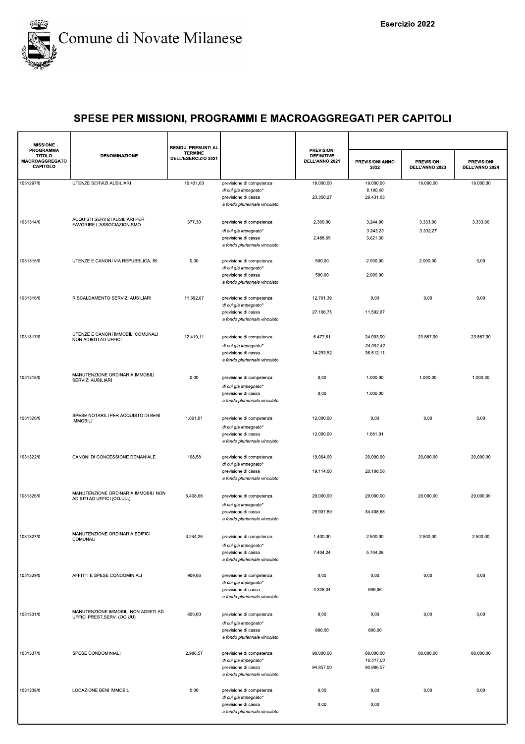Comune di Novate Milanese

Esercizio 2022

# SPESE PER MISSIONI, PROGRAMMI E MACROAGGREGATI PER CAPITOLI

| MISSIONE PROGRAMMA TITOLO MACROAGGREGATO CAPITOLO | DENOMINAZIONE | RESIDUI PRESUNTI AL TERMINE DELL'ESERCIZIO 2021 | | PREVISIONI DEFINITIVE DELL'ANNO 2021 | PREVISIONI ANNO 2022 | PREVISIONI DELL'ANNO 2023 | PREVISIONI DELL'ANNO 2024 |
|---|---|---|---|---|---|---|---|
| 1031297/0 | UTENZE SERVIZI AUSILIARI | 10.431,03 | previsione di competenza | 18.000,00 | 19.000,00 | 19.000,00 | 19.000,00 |
| | | | *di cui già impegnato** | | *8.180,00* | | |
| | | | previsione di cassa | 23.350,27 | 29.431,03 | | |
| | | | *a fondo pluriennale vincolato* | | | | |
| 1031314/0 | ACQUISTI SERVIZI AUSILIARI PER FAVORIRE L'ASSOCIAZIONISMO | 377,30 | previsione di competenza | 2.300,00 | 3.244,00 | 3.333,00 | 3.333,00 |
| | | | *di cui già impegnato** | | *3.243,23* | *3.332,27* | |
| | | | previsione di cassa | 2.488,65 | 3.621,30 | | |
| | | | *a fondo pluriennale vincolato* | | | | |
| 1031315/0 | UTENZE E CANONI VIA REPUBBLICA, 80 | 0,00 | previsione di competenza | 500,00 | 2.000,00 | 2.000,00 | 0,00 |
| | | | *di cui già impegnato** | | | | |
| | | | previsione di cassa | 500,00 | 2.000,00 | | |
| | | | *a fondo pluriennale vincolato* | | | | |
| 1031316/0 | RISCALDAMENTO SERVIZI AUSILIARI | 11.592,67 | previsione di competenza | 12.761,39 | 0,00 | 0,00 | 0,00 |
| | | | *di cui già impegnato** | | | | |
| | | | previsione di cassa | 27.106,75 | 11.592,67 | | |
| | | | *a fondo pluriennale vincolato* | | | | |
| 1031317/0 | UTENZE E CANONI IMMOBILI COMUNALI NON ADIBITI AD UFFICI | 12.419,11 | previsione di competenza | 6.477,61 | 24.093,00 | 23.867,00 | 23.867,00 |
| | | | *di cui già impegnato** | | *24.092,42* | | |
| | | | previsione di cassa | 14.293,52 | 36.512,11 | | |
| | | | *a fondo pluriennale vincolato* | | | | |
| 1031318/0 | MANUTENZIONE ORDINARIA IMMOBILI SERVIZI AUSILIARI | 0,00 | previsione di competenza | 0,00 | 1.000,00 | 1.000,00 | 1.000,00 |
| | | | *di cui già impegnato** | | | | |
| | | | previsione di cassa | 0,00 | 1.000,00 | | |
| | | | *a fondo pluriennale vincolato* | | | | |
| 1031320/0 | SPESE NOTARILI PER ACQUISTO DI BENI IMMOBILI | 1.661,01 | previsione di competenza | 12.000,00 | 0,00 | 0,00 | 0,00 |
| | | | *di cui già impegnato** | | | | |
| | | | previsione di cassa | 12.000,00 | 1.661,01 | | |
| | | | *a fondo pluriennale vincolato* | | | | |
| 1031322/0 | CANONI DI CONCESSIONE DEMANIALE | 108,58 | previsione di competenza | 19.064,00 | 20.000,00 | 20.000,00 | 20.000,00 |
| | | | *di cui già impegnato** | | | | |
| | | | previsione di cassa | 19.114,00 | 20.108,58 | | |
| | | | *a fondo pluriennale vincolato* | | | | |
| 1031326/0 | MANUTENZIONE ORDINARIA IMMOBILI NON ADIBITI AD UFFICI (OO.UU.) | 5.408,68 | previsione di competenza | 29.000,00 | 29.000,00 | 29.000,00 | 29.000,00 |
| | | | *di cui già impegnato** | | | | |
| | | | previsione di cassa | 29.937,69 | 34.408,68 | | |
| | | | *a fondo pluriennale vincolato* | | | | |
| 1031327/0 | MANUTENZIONE ORDINARIA EDIFICI COMUNALI | 3.244,26 | previsione di competenza | 1.400,00 | 2.500,00 | 2.500,00 | 2.500,00 |
| | | | *di cui già impegnato** | | | | |
| | | | previsione di cassa | 7.404,24 | 5.744,26 | | |
| | | | *a fondo pluriennale vincolato* | | | | |
| 1031329/0 | AFFITTI E SPESE CONDOMINIALI | 909,06 | previsione di competenza | 0,00 | 0,00 | 0,00 | 0,00 |
| | | | *di cui già impegnato** | | | | |
| | | | previsione di cassa | 4.328,04 | 909,06 | | |
| | | | *a fondo pluriennale vincolato* | | | | |
| 1031331/0 | MANUTENZIONE IMMOBILI NON ADIBITI AD UFFICI PREST.SERV. (OO.UU) | 800,00 | previsione di competenza | 0,00 | 0,00 | 0,00 | 0,00 |
| | | | *di cui già impegnato** | | | | |
| | | | previsione di cassa | 800,00 | 800,00 | | |
| | | | *a fondo pluriennale vincolato* | | | | |
| 1031337/0 | SPESE CONDOMINIALI | 2.986,57 | previsione di competenza | 90.000,00 | 88.000,00 | 88.000,00 | 88.000,00 |
| | | | *di cui già impegnato** | | *10.517,03* | | |
| | | | previsione di cassa | 94.857,00 | 90.986,57 | | |
| | | | *a fondo pluriennale vincolato* | | | | |
| 1031338/0 | LOCAZIONE BENI IMMOBILI | 0,00 | previsione di competenza | 0,00 | 0,00 | 0,00 | 0,00 |
| | | | *di cui già impegnato** | | | | |
| | | | previsione di cassa | 0,00 | 0,00 | | |
| | | | *a fondo pluriennale vincolato* | | | | |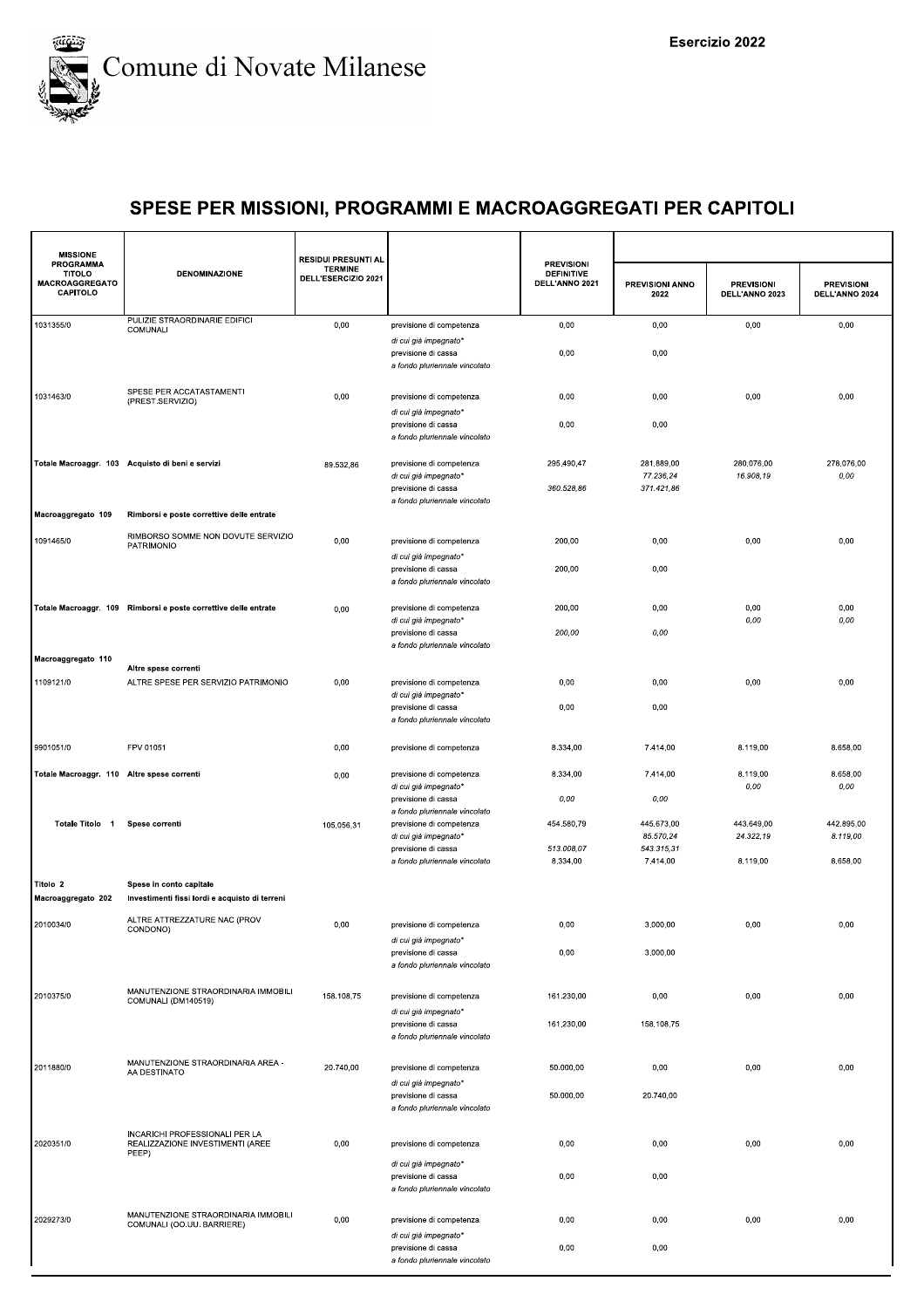# Comune di Novate Milanese

Esercizio 2022

## SPESE PER MISSIONI, PROGRAMMI E MACROAGGREGATI PER CAPITOLI

| MISSIONE PROGRAMMA TITOLO MACROAGGREGATO CAPITOLO | DENOMINAZIONE | RESIDUI PRESUNTI AL TERMINE DELL'ESERCIZIO 2021 | | PREVISIONI DEFINITIVE DELL'ANNO 2021 | PREVISIONI ANNO 2022 | PREVISIONI DELL'ANNO 2023 | PREVISIONI DELL'ANNO 2024 |
|---|---|---|---|---|---|---|---|
| 1031355/0 | PULIZIE STRAORDINARIE EDIFICI COMUNALI | 0,00 | previsione di competenza | 0,00 | 0,00 | 0,00 | 0,00 |
| | | | *di cui già impegnato** | | | | |
| | | | previsione di cassa | 0,00 | 0,00 | | |
| | | | *a fondo pluriennale vincolato* | | | | |
| 1031463/0 | SPESE PER ACCATASTAMENTI (PREST.SERVIZIO) | 0,00 | previsione di competenza | 0,00 | 0,00 | 0,00 | 0,00 |
| | | | *di cui già impegnato** | | | | |
| | | | previsione di cassa | 0,00 | 0,00 | | |
| | | | *a fondo pluriennale vincolato* | | | | |
| **Totale Macroaggr. 103** | **Acquisto di beni e servizi** | 89.532,86 | previsione di competenza | 295.490,47 | 281.889,00 | 280.076,00 | 278.076,00 |
| | | | *di cui già impegnato** | | *77.236,24* | *16.908,19* | *0,00* |
| | | | previsione di cassa | *360.528,86* | *371.421,86* | | |
| | | | *a fondo pluriennale vincolato* | | | | |
| **Macroaggregato 109** | **Rimborsi e poste correttive delle entrate** | | | | | | |
| 1091465/0 | RIMBORSO SOMME NON DOVUTE SERVIZIO PATRIMONIO | 0,00 | previsione di competenza | 200,00 | 0,00 | 0,00 | 0,00 |
| | | | *di cui già impegnato** | | | | |
| | | | previsione di cassa | 200,00 | 0,00 | | |
| | | | *a fondo pluriennale vincolato* | | | | |
| **Totale Macroaggr. 109** | **Rimborsi e poste correttive delle entrate** | 0,00 | previsione di competenza | 200,00 | 0,00 | 0,00 | 0,00 |
| | | | *di cui già impegnato** | | | *0,00* | *0,00* |
| | | | previsione di cassa | *200,00* | *0,00* | | |
| | | | *a fondo pluriennale vincolato* | | | | |
| **Macroaggregato 110** | **Altre spese correnti** | | | | | | |
| 1109121/0 | ALTRE SPESE PER SERVIZIO PATRIMONIO | 0,00 | previsione di competenza | 0,00 | 0,00 | 0,00 | 0,00 |
| | | | *di cui già impegnato** | | | | |
| | | | previsione di cassa | 0,00 | 0,00 | | |
| | | | *a fondo pluriennale vincolato* | | | | |
| 9901051/0 | FPV 01051 | 0,00 | previsione di competenza | 8.334,00 | 7.414,00 | 8.119,00 | 8.658,00 |
| **Totale Macroaggr. 110** | **Altre spese correnti** | 0,00 | previsione di competenza | 8.334,00 | 7.414,00 | 8.119,00 | 8.658,00 |
| | | | *di cui già impegnato** | | | *0,00* | *0,00* |
| | | | previsione di cassa | *0,00* | *0,00* | | |
| | | | *a fondo pluriennale vincolato* | | | | |
| **Totale Titolo 1** | **Spese correnti** | 105.056,31 | previsione di competenza | 454.580,79 | 445.673,00 | 443.649,00 | 442.895,00 |
| | | | *di cui già impegnato** | | *85.570,24* | *24.322,19* | *8.119,00* |
| | | | previsione di cassa | *513.008,07* | *543.315,31* | | |
| | | | *a fondo pluriennale vincolato* | 8.334,00 | 7.414,00 | 8.119,00 | 8.658,00 |
| **Titolo 2** | **Spese in conto capitale** | | | | | | |
| **Macroaggregato 202** | **Investimenti fissi lordi e acquisto di terreni** | | | | | | |
| 2010034/0 | ALTRE ATTREZZATURE NAC (PROV CONDONO) | 0,00 | previsione di competenza | 0,00 | 3.000,00 | 0,00 | 0,00 |
| | | | *di cui già impegnato** | | | | |
| | | | previsione di cassa | 0,00 | 3.000,00 | | |
| | | | *a fondo pluriennale vincolato* | | | | |
| 2010375/0 | MANUTENZIONE STRAORDINARIA IMMOBILI COMUNALI (DM140519) | 158.108,75 | previsione di competenza | 161.230,00 | 0,00 | 0,00 | 0,00 |
| | | | *di cui già impegnato** | | | | |
| | | | previsione di cassa | 161.230,00 | 158.108,75 | | |
| | | | *a fondo pluriennale vincolato* | | | | |
| 2011880/0 | MANUTENZIONE STRAORDINARIA AREA - AA DESTINATO | 20.740,00 | previsione di competenza | 50.000,00 | 0,00 | 0,00 | 0,00 |
| | | | *di cui già impegnato** | | | | |
| | | | previsione di cassa | 50.000,00 | 20.740,00 | | |
| | | | *a fondo pluriennale vincolato* | | | | |
| 2020351/0 | INCARICHI PROFESSIONALI PER LA REALIZZAZIONE INVESTIMENTI (AREE PEEP) | 0,00 | previsione di competenza | 0,00 | 0,00 | 0,00 | 0,00 |
| | | | *di cui già impegnato** | | | | |
| | | | previsione di cassa | 0,00 | 0,00 | | |
| | | | *a fondo pluriennale vincolato* | | | | |
| 2029273/0 | MANUTENZIONE STRAORDINARIA IMMOBILI COMUNALI (OO.UU. BARRIERE) | 0,00 | previsione di competenza | 0,00 | 0,00 | 0,00 | 0,00 |
| | | | *di cui già impegnato** | | | | |
| | | | previsione di cassa | 0,00 | 0,00 | | |
| | | | *a fondo pluriennale vincolato* | | | | |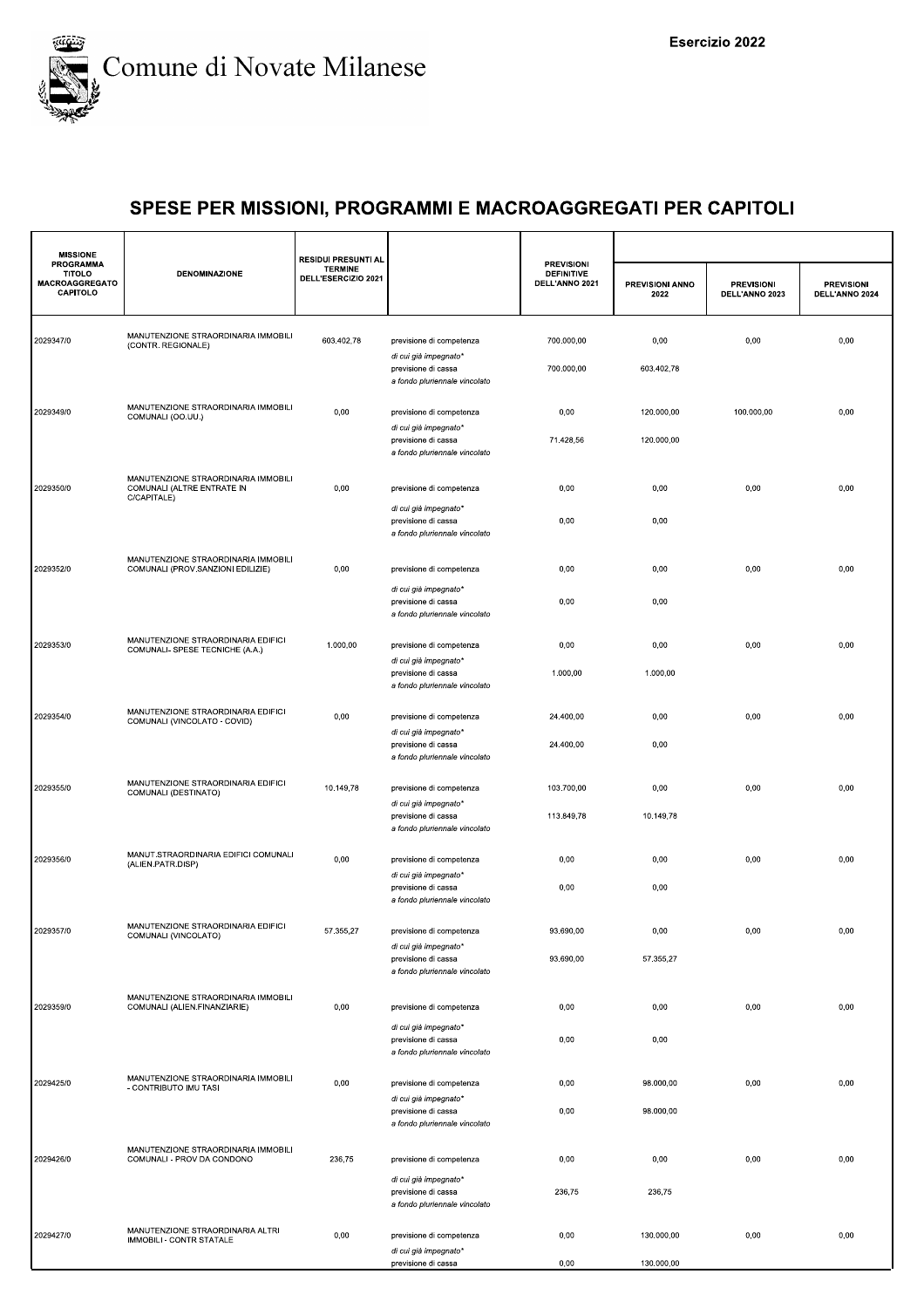Comune di Novate Milanese

Esercizio 2022

# SPESE PER MISSIONI, PROGRAMMI E MACROAGGREGATI PER CAPITOLI

| MISSIONE PROGRAMMA TITOLO MACROAGGREGATO CAPITOLO | DENOMINAZIONE | RESIDUI PRESUNTI AL TERMINE DELL'ESERCIZIO 2021 | | PREVISIONI DEFINITIVE DELL'ANNO 2021 | PREVISIONI ANNO 2022 | PREVISIONI DELL'ANNO 2023 | PREVISIONI DELL'ANNO 2024 |
|---|---|---|---|---|---|---|---|
| 2029347/0 | MANUTENZIONE STRAORDINARIA IMMOBILI (CONTR. REGIONALE) | 603.402,78 | previsione di competenza | 700.000,00 | 0,00 | 0,00 | 0,00 |
| | | | *di cui già impegnato** | | | | |
| | | | previsione di cassa | 700.000,00 | 603.402,78 | | |
| | | | *a fondo pluriennale vincolato* | | | | |
| 2029349/0 | MANUTENZIONE STRAORDINARIA IMMOBILI COMUNALI (OO.UU.) | 0,00 | previsione di competenza | 0,00 | 120.000,00 | 100.000,00 | 0,00 |
| | | | *di cui già impegnato** | | | | |
| | | | previsione di cassa | 71.428,56 | 120.000,00 | | |
| | | | *a fondo pluriennale vincolato* | | | | |
| 2029350/0 | MANUTENZIONE STRAORDINARIA IMMOBILI COMUNALI (ALTRE ENTRATE IN C/CAPITALE) | 0,00 | previsione di competenza | 0,00 | 0,00 | 0,00 | 0,00 |
| | | | *di cui già impegnato** | | | | |
| | | | previsione di cassa | 0,00 | 0,00 | | |
| | | | *a fondo pluriennale vincolato* | | | | |
| 2029352/0 | MANUTENZIONE STRAORDINARIA IMMOBILI COMUNALI (PROV.SANZIONI EDILIZIE) | 0,00 | previsione di competenza | 0,00 | 0,00 | 0,00 | 0,00 |
| | | | *di cui già impegnato** | | | | |
| | | | previsione di cassa | 0,00 | 0,00 | | |
| | | | *a fondo pluriennale vincolato* | | | | |
| 2029353/0 | MANUTENZIONE STRAORDINARIA EDIFICI COMUNALI- SPESE TECNICHE (A.A.) | 1.000,00 | previsione di competenza | 0,00 | 0,00 | 0,00 | 0,00 |
| | | | *di cui già impegnato** | | | | |
| | | | previsione di cassa | 1.000,00 | 1.000,00 | | |
| | | | *a fondo pluriennale vincolato* | | | | |
| 2029354/0 | MANUTENZIONE STRAORDINARIA EDIFICI COMUNALI (VINCOLATO - COVID) | 0,00 | previsione di competenza | 24.400,00 | 0,00 | 0,00 | 0,00 |
| | | | *di cui già impegnato** | | | | |
| | | | previsione di cassa | 24.400,00 | 0,00 | | |
| | | | *a fondo pluriennale vincolato* | | | | |
| 2029355/0 | MANUTENZIONE STRAORDINARIA EDIFICI COMUNALI (DESTINATO) | 10.149,78 | previsione di competenza | 103.700,00 | 0,00 | 0,00 | 0,00 |
| | | | *di cui già impegnato** | | | | |
| | | | previsione di cassa | 113.849,78 | 10.149,78 | | |
| | | | *a fondo pluriennale vincolato* | | | | |
| 2029356/0 | MANUT.STRAORDINARIA EDIFICI COMUNALI (ALIEN.PATR.DISP) | 0,00 | previsione di competenza | 0,00 | 0,00 | 0,00 | 0,00 |
| | | | *di cui già impegnato** | | | | |
| | | | previsione di cassa | 0,00 | 0,00 | | |
| | | | *a fondo pluriennale vincolato* | | | | |
| 2029357/0 | MANUTENZIONE STRAORDINARIA EDIFICI COMUNALI (VINCOLATO) | 57.355,27 | previsione di competenza | 93.690,00 | 0,00 | 0,00 | 0,00 |
| | | | *di cui già impegnato** | | | | |
| | | | previsione di cassa | 93.690,00 | 57.355,27 | | |
| | | | *a fondo pluriennale vincolato* | | | | |
| 2029359/0 | MANUTENZIONE STRAORDINARIA IMMOBILI COMUNALI (ALIEN.FINANZIARIE) | 0,00 | previsione di competenza | 0,00 | 0,00 | 0,00 | 0,00 |
| | | | *di cui già impegnato** | | | | |
| | | | previsione di cassa | 0,00 | 0,00 | | |
| | | | *a fondo pluriennale vincolato* | | | | |
| 2029425/0 | MANUTENZIONE STRAORDINARIA IMMOBILI - CONTRIBUTO IMU TASI | 0,00 | previsione di competenza | 0,00 | 98.000,00 | 0,00 | 0,00 |
| | | | *di cui già impegnato** | | | | |
| | | | previsione di cassa | 0,00 | 98.000,00 | | |
| | | | *a fondo pluriennale vincolato* | | | | |
| 2029426/0 | MANUTENZIONE STRAORDINARIA IMMOBILI COMUNALI - PROV DA CONDONO | 236,75 | previsione di competenza | 0,00 | 0,00 | 0,00 | 0,00 |
| | | | *di cui già impegnato** | | | | |
| | | | previsione di cassa | 236,75 | 236,75 | | |
| | | | *a fondo pluriennale vincolato* | | | | |
| 2029427/0 | MANUTENZIONE STRAORDINARIA ALTRI IMMOBILI - CONTR STATALE | 0,00 | previsione di competenza | 0,00 | 130.000,00 | 0,00 | 0,00 |
| | | | *di cui già impegnato** | | | | |
| | | | previsione di cassa | 0,00 | 130.000,00 | | |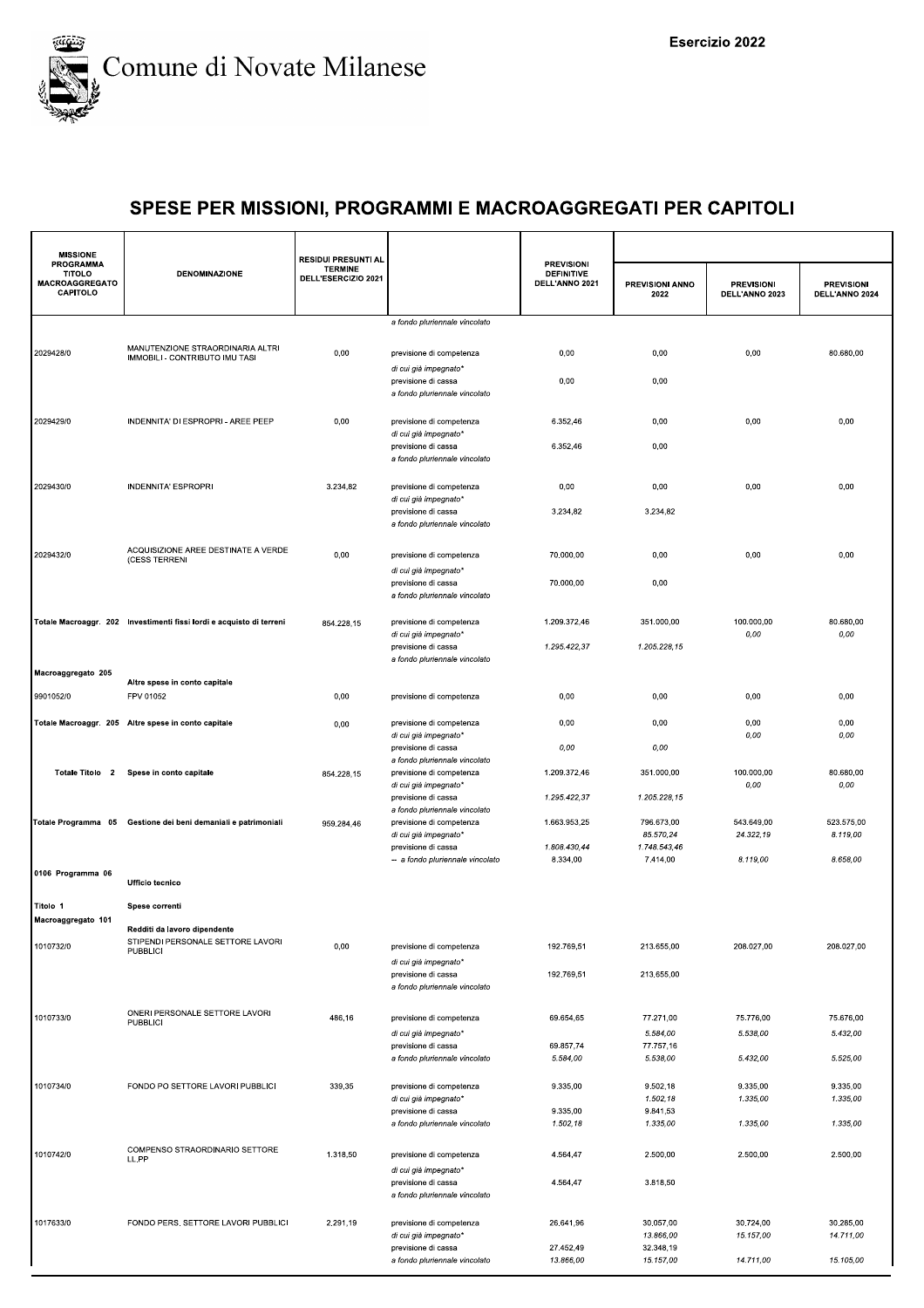# Comune di Novate Milanese

Esercizio 2022

## SPESE PER MISSIONI, PROGRAMMI E MACROAGGREGATI PER CAPITOLI

| MISSIONE PROGRAMMA TITOLO MACROAGGREGATO CAPITOLO | DENOMINAZIONE | RESIDUI PRESUNTI AL TERMINE DELL'ESERCIZIO 2021 | | PREVISIONI DEFINITIVE DELL'ANNO 2021 | PREVISIONI ANNO 2022 | PREVISIONI DELL'ANNO 2023 | PREVISIONI DELL'ANNO 2024 |
|---|---|---|---|---|---|---|---|
| | | | *a fondo pluriennale vincolato* | | | | |
| 2029428/0 | MANUTENZIONE STRAORDINARIA ALTRI IMMOBILI - CONTRIBUTO IMU TASI | 0,00 | previsione di competenza | 0,00 | 0,00 | 0,00 | 80.680,00 |
| | | | *di cui già impegnato** | | | | |
| | | | previsione di cassa | 0,00 | 0,00 | | |
| | | | *a fondo pluriennale vincolato* | | | | |
| 2029429/0 | INDENNITA' DI ESPROPRI - AREE PEEP | 0,00 | previsione di competenza | 6.352,46 | 0,00 | 0,00 | 0,00 |
| | | | *di cui già impegnato** | | | | |
| | | | previsione di cassa | 6.352,46 | 0,00 | | |
| | | | *a fondo pluriennale vincolato* | | | | |
| 2029430/0 | INDENNITA' ESPROPRI | 3.234,82 | previsione di competenza | 0,00 | 0,00 | 0,00 | 0,00 |
| | | | *di cui già impegnato** | | | | |
| | | | previsione di cassa | 3.234,82 | 3.234,82 | | |
| | | | *a fondo pluriennale vincolato* | | | | |
| 2029432/0 | ACQUISIZIONE AREE DESTINATE A VERDE (CESS TERRENI | 0,00 | previsione di competenza | 70.000,00 | 0,00 | 0,00 | 0,00 |
| | | | *di cui già impegnato** | | | | |
| | | | previsione di cassa | 70.000,00 | 0,00 | | |
| | | | *a fondo pluriennale vincolato* | | | | |
| **Totale Macroaggr. 202** | **Investimenti fissi lordi e acquisto di terreni** | 854.228,15 | previsione di competenza | 1.209.372,46 | 351.000,00 | 100.000,00 | 80.680,00 |
| | | | *di cui già impegnato** | | | *0,00* | *0,00* |
| | | | previsione di cassa | *1.295.422,37* | *1.205.228,15* | | |
| | | | *a fondo pluriennale vincolato* | | | | |
| **Macroaggregato 205** | **Altre spese in conto capitale** | | | | | | |
| 9901052/0 | FPV 01052 | 0,00 | previsione di competenza | 0,00 | 0,00 | 0,00 | 0,00 |
| **Totale Macroaggr. 205** | **Altre spese in conto capitale** | 0,00 | previsione di competenza | 0,00 | 0,00 | 0,00 | 0,00 |
| | | | *di cui già impegnato** | | | *0,00* | *0,00* |
| | | | previsione di cassa | *0,00* | *0,00* | | |
| | | | *a fondo pluriennale vincolato* | | | | |
| **Totale Titolo 2** | **Spese in conto capitale** | 854.228,15 | previsione di competenza | 1.209.372,46 | 351.000,00 | 100.000,00 | 80.680,00 |
| | | | *di cui già impegnato** | | | *0,00* | *0,00* |
| | | | previsione di cassa | *1.295.422,37* | *1.205.228,15* | | |
| | | | *a fondo pluriennale vincolato* | | | | |
| **Totale Programma 05** | **Gestione dei beni demaniali e patrimoniali** | 959.284,46 | previsione di competenza | 1.663.953,25 | 796.673,00 | 543.649,00 | 523.575,00 |
| | | | *di cui già impegnato** | | *85.570,24* | *24.322,19* | *8.119,00* |
| | | | previsione di cassa | *1.808.430,44* | *1.748.543,46* | | |
| | | | -- a fondo pluriennale vincolato | 8.334,00 | 7.414,00 | 8.119,00 | 8.658,00 |
| **0106 Programma 06** | **Ufficio tecnico** | | | | | | |
| **Titolo 1** | **Spese correnti** | | | | | | |
| **Macroaggregato 101** | **Redditi da lavoro dipendente** | | | | | | |
| 1010732/0 | STIPENDI PERSONALE SETTORE LAVORI PUBBLICI | 0,00 | previsione di competenza | 192.769,51 | 213.655,00 | 208.027,00 | 208.027,00 |
| | | | *di cui già impegnato** | | | | |
| | | | previsione di cassa | 192.769,51 | 213.655,00 | | |
| | | | *a fondo pluriennale vincolato* | | | | |
| 1010733/0 | ONERI PERSONALE SETTORE LAVORI PUBBLICI | 486,16 | previsione di competenza | 69.654,65 | 77.271,00 | 75.776,00 | 75.676,00 |
| | | | *di cui già impegnato** | | *5.584,00* | *5.538,00* | *5.432,00* |
| | | | previsione di cassa | 69.857,74 | 77.757,16 | | |
| | | | *a fondo pluriennale vincolato* | *5.584,00* | *5.538,00* | *5.432,00* | *5.525,00* |
| 1010734/0 | FONDO PO SETTORE LAVORI PUBBLICI | 339,35 | previsione di competenza | 9.335,00 | 9.502,18 | 9.335,00 | 9.335,00 |
| | | | *di cui già impegnato** | | *1.502,18* | *1.335,00* | *1.335,00* |
| | | | previsione di cassa | 9.335,00 | 9.841,53 | | |
| | | | *a fondo pluriennale vincolato* | *1.502,18* | *1.335,00* | *1.335,00* | *1.335,00* |
| 1010742/0 | COMPENSO STRAORDINARIO SETTORE LL.PP | 1.318,50 | previsione di competenza | 4.564,47 | 2.500,00 | 2.500,00 | 2.500,00 |
| | | | *di cui già impegnato** | | | | |
| | | | previsione di cassa | 4.564,47 | 3.818,50 | | |
| | | | *a fondo pluriennale vincolato* | | | | |
| 1017633/0 | FONDO PERS. SETTORE LAVORI PUBBLICI | 2.291,19 | previsione di competenza | 26.641,96 | 30.057,00 | 30.724,00 | 30.285,00 |
| | | | *di cui già impegnato** | | *13.866,00* | *15.157,00* | *14.711,00* |
| | | | previsione di cassa | 27.452,49 | 32.348,19 | | |
| | | | *a fondo pluriennale vincolato* | *13.866,00* | *15.157,00* | *14.711,00* | *15.105,00* |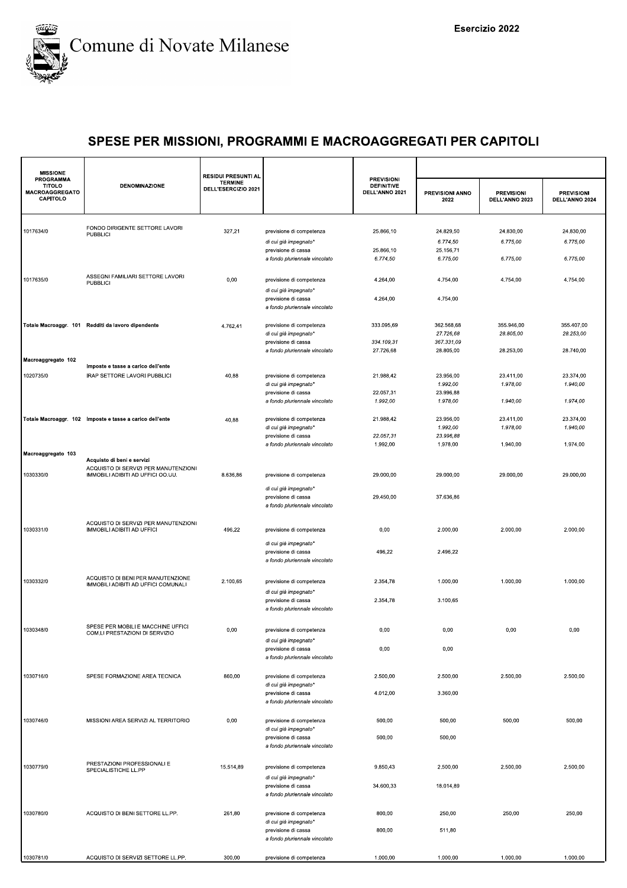Esercizio 2022

# Comune di Novate Milanese

## SPESE PER MISSIONI, PROGRAMMI E MACROAGGREGATI PER CAPITOLI

| MISSIONE PROGRAMMA TITOLO MACROAGGREGATO CAPITOLO | DENOMINAZIONE | RESIDUI PRESUNTI AL TERMINE DELL'ESERCIZIO 2021 | | PREVISIONI DEFINITIVE DELL'ANNO 2021 | PREVISIONI ANNO 2022 | PREVISIONI DELL'ANNO 2023 | PREVISIONI DELL'ANNO 2024 |
|---|---|---|---|---|---|---|---|
| 1017634/0 | FONDO DIRIGENTE SETTORE LAVORI PUBBLICI | 327,21 | previsione di competenza | 25.866,10 | 24.829,50 | 24.830,00 | 24.830,00 |
| | | | *di cui già impegnato** | | *6.774,50* | *6.775,00* | *6.775,00* |
| | | | previsione di cassa | 25.866,10 | 25.156,71 | | |
| | | | *a fondo pluriennale vincolato* | *6.774,50* | *6.775,00* | *6.775,00* | *6.775,00* |
| 1017635/0 | ASSEGNI FAMILIARI SETTORE LAVORI PUBBLICI | 0,00 | previsione di competenza | 4.264,00 | 4.754,00 | 4.754,00 | 4.754,00 |
| | | | *di cui già impegnato** | | | | |
| | | | previsione di cassa | 4.264,00 | 4.754,00 | | |
| | | | *a fondo pluriennale vincolato* | | | | |
| **Totale Macroaggr. 101** | **Redditi da lavoro dipendente** | 4.762,41 | previsione di competenza | 333.095,69 | 362.568,68 | 355.946,00 | 355.407,00 |
| | | | *di cui già impegnato** | | *27.726,68* | *28.805,00* | *28.253,00* |
| | | | previsione di cassa | *334.109,31* | *367.331,09* | | |
| | | | *a fondo pluriennale vincolato* | 27.726,68 | 28.805,00 | 28.253,00 | 28.740,00 |
| **Macroaggregato 102** | **Imposte e tasse a carico dell'ente** | | | | | | |
| 1020735/0 | IRAP SETTORE LAVORI PUBBLICI | 40,88 | previsione di competenza | 21.988,42 | 23.956,00 | 23.411,00 | 23.374,00 |
| | | | *di cui già impegnato** | | *1.992,00* | *1.978,00* | *1.940,00* |
| | | | previsione di cassa | 22.057,31 | 23.996,88 | | |
| | | | *a fondo pluriennale vincolato* | *1.992,00* | *1.978,00* | *1.940,00* | *1.974,00* |
| **Totale Macroaggr. 102** | **Imposte e tasse a carico dell'ente** | 40,88 | previsione di competenza | 21.988,42 | 23.956,00 | 23.411,00 | 23.374,00 |
| | | | *di cui già impegnato** | | *1.992,00* | *1.978,00* | *1.940,00* |
| | | | previsione di cassa | *22.057,31* | *23.996,88* | | |
| | | | *a fondo pluriennale vincolato* | 1.992,00 | 1.978,00 | 1.940,00 | 1.974,00 |
| **Macroaggregato 103** | **Acquisto di beni e servizi** | | | | | | |
| 1030330/0 | ACQUISTO DI SERVIZI PER MANUTENZIONI IMMOBILI ADIBITI AD UFFICI OO.UU. | 8.636,86 | previsione di competenza | 29.000,00 | 29.000,00 | 29.000,00 | 29.000,00 |
| | | | *di cui già impegnato** | | | | |
| | | | previsione di cassa | 29.450,00 | 37.636,86 | | |
| | | | *a fondo pluriennale vincolato* | | | | |
| 1030331/0 | ACQUISTO DI SERVIZI PER MANUTENZIONI IMMOBILI ADIBITI AD UFFICI | 496,22 | previsione di competenza | 0,00 | 2.000,00 | 2.000,00 | 2.000,00 |
| | | | *di cui già impegnato** | | | | |
| | | | previsione di cassa | 496,22 | 2.496,22 | | |
| | | | *a fondo pluriennale vincolato* | | | | |
| 1030332/0 | ACQUISTO DI BENI PER MANUTENZIONE IMMOBILI ADIBITI AD UFFICI COMUNALI | 2.100,65 | previsione di competenza | 2.354,78 | 1.000,00 | 1.000,00 | 1.000,00 |
| | | | *di cui già impegnato** | | | | |
| | | | previsione di cassa | 2.354,78 | 3.100,65 | | |
| | | | *a fondo pluriennale vincolato* | | | | |
| 1030348/0 | SPESE PER MOBILI E MACCHINE UFFICI COM.LI PRESTAZIONI DI SERVIZIO | 0,00 | previsione di competenza | 0,00 | 0,00 | 0,00 | 0,00 |
| | | | *di cui già impegnato** | | | | |
| | | | previsione di cassa | 0,00 | 0,00 | | |
| | | | *a fondo pluriennale vincolato* | | | | |
| 1030716/0 | SPESE FORMAZIONE AREA TECNICA | 860,00 | previsione di competenza | 2.500,00 | 2.500,00 | 2.500,00 | 2.500,00 |
| | | | *di cui già impegnato** | | | | |
| | | | previsione di cassa | 4.012,00 | 3.360,00 | | |
| | | | *a fondo pluriennale vincolato* | | | | |
| 1030746/0 | MISSIONI AREA SERVIZI AL TERRITORIO | 0,00 | previsione di competenza | 500,00 | 500,00 | 500,00 | 500,00 |
| | | | *di cui già impegnato** | | | | |
| | | | previsione di cassa | 500,00 | 500,00 | | |
| | | | *a fondo pluriennale vincolato* | | | | |
| 1030779/0 | PRESTAZIONI PROFESSIONALI E SPECIALISTICHE LL.PP | 15.514,89 | previsione di competenza | 9.850,43 | 2.500,00 | 2.500,00 | 2.500,00 |
| | | | *di cui già impegnato** | | | | |
| | | | previsione di cassa | 34.600,33 | 18.014,89 | | |
| | | | *a fondo pluriennale vincolato* | | | | |
| 1030780/0 | ACQUISTO DI BENI SETTORE LL.PP. | 261,80 | previsione di competenza | 800,00 | 250,00 | 250,00 | 250,00 |
| | | | *di cui già impegnato** | | | | |
| | | | previsione di cassa | 800,00 | 511,80 | | |
| | | | *a fondo pluriennale vincolato* | | | | |
| 1030781/0 | ACQUISTO DI SERVIZI SETTORE LL.PP. | 300,00 | previsione di competenza | 1.000,00 | 1.000,00 | 1.000,00 | 1.000,00 |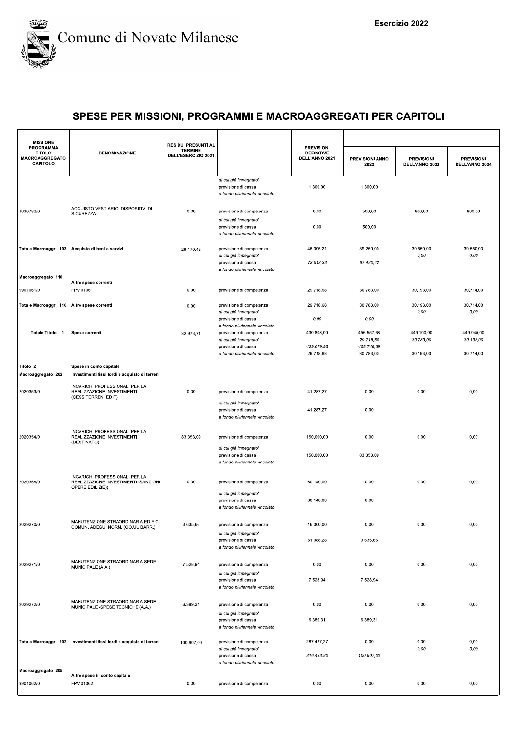# SPESE PER MISSIONI, PROGRAMMI E MACROAGGREGATI PER CAPITOLI

| MISSIONE PROGRAMMA TITOLO MACROAGGREGATO CAPITOLO | DENOMINAZIONE | RESIDUI PRESUNTI AL TERMINE DELL'ESERCIZIO 2021 | | PREVISIONI DEFINITIVE DELL'ANNO 2021 | PREVISIONI ANNO 2022 | PREVISIONI DELL'ANNO 2023 | PREVISIONI DELL'ANNO 2024 |
|---|---|---|---|---|---|---|---|
| | | | *di cui già impegnato** | | | | |
| | | | previsione di cassa | 1.300,00 | 1.300,00 | | |
| | | | *a fondo pluriennale vincolato* | | | | |
| 1030782/0 | ACQUISTO VESTIARIO- DISPOSITIVI DI SICUREZZA | 0,00 | previsione di competenza | 0,00 | 500,00 | 800,00 | 800,00 |
| | | | *di cui già impegnato** | | | | |
| | | | previsione di cassa | 0,00 | 500,00 | | |
| | | | *a fondo pluriennale vincolato* | | | | |
| **Totale Macroaggr. 103** | **Acquisto di beni e servizi** | 28.170,42 | previsione di competenza | 46.005,21 | 39.250,00 | 39.550,00 | 39.550,00 |
| | | | *di cui già impegnato** | | | *0,00* | *0,00* |
| | | | previsione di cassa | *73.513,33* | *67.420,42* | | |
| | | | *a fondo pluriennale vincolato* | | | | |
| **Macroaggregato 110** | **Altre spese correnti** | | | | | | |
| 9901061/0 | FPV 01061 | 0,00 | previsione di competenza | 29.718,68 | 30.783,00 | 30.193,00 | 30.714,00 |
| **Totale Macroaggr. 110** | **Altre spese correnti** | 0,00 | previsione di competenza | 29.718,68 | 30.783,00 | 30.193,00 | 30.714,00 |
| | | | *di cui già impegnato** | | | *0,00* | *0,00* |
| | | | previsione di cassa | *0,00* | *0,00* | | |
| | | | *a fondo pluriennale vincolato* | | | | |
| **Totale Titolo 1** | **Spese correnti** | 32.973,71 | previsione di competenza | 430.808,00 | 456.557,68 | 449.100,00 | 449.045,00 |
| | | | *di cui già impegnato** | | *29.718,68* | *30.783,00* | *30.193,00* |
| | | | previsione di cassa | *429.679,95* | *458.748,39* | | |
| | | | *a fondo pluriennale vincolato* | 29.718,68 | 30.783,00 | 30.193,00 | 30.714,00 |
| **Titolo 2** | **Spese in conto capitale** | | | | | | |
| **Macroaggregato 202** | **Investimenti fissi lordi e acquisto di terreni** | | | | | | |
| 2020353/0 | INCARICHI PROFESSIONALI PER LA REALIZZAZIONE INVESTIMENTI (CESS.TERRENI EDIF) | 0,00 | previsione di competenza | 41.287,27 | 0,00 | 0,00 | 0,00 |
| | | | *di cui già impegnato** | | | | |
| | | | previsione di cassa | 41.287,27 | 0,00 | | |
| | | | *a fondo pluriennale vincolato* | | | | |
| 2020354/0 | INCARICHI PROFESSIONALI PER LA REALIZZAZIONE INVESTIMENTI (DESTINATO) | 83.353,09 | previsione di competenza | 150.000,00 | 0,00 | 0,00 | 0,00 |
| | | | *di cui già impegnato** | | | | |
| | | | previsione di cassa | 150.000,00 | 83.353,09 | | |
| | | | *a fondo pluriennale vincolato* | | | | |
| 2020356/0 | INCARICHI PROFESSIONALI PER LA REALIZZAZIONE INVESTIMENTI (SANZIONI OPERE EDILIZIE)) | 0,00 | previsione di competenza | 60.140,00 | 0,00 | 0,00 | 0,00 |
| | | | *di cui già impegnato** | | | | |
| | | | previsione di cassa | 60.140,00 | 0,00 | | |
| | | | *a fondo pluriennale vincolato* | | | | |
| 2029270/0 | MANUTENZIONE STRAORDINARIA EDIFICI COMUN. ADEGU. NORM. (OO.UU BARR.) | 3.635,66 | previsione di competenza | 16.000,00 | 0,00 | 0,00 | 0,00 |
| | | | *di cui già impegnato** | | | | |
| | | | previsione di cassa | 51.088,28 | 3.635,66 | | |
| | | | *a fondo pluriennale vincolato* | | | | |
| 2029271/0 | MANUTENZIONE STRAORDINARIA SEDE MUNICIPALE (A.A.) | 7.528,94 | previsione di competenza | 0,00 | 0,00 | 0,00 | 0,00 |
| | | | *di cui già impegnato** | | | | |
| | | | previsione di cassa | 7.528,94 | 7.528,94 | | |
| | | | *a fondo pluriennale vincolato* | | | | |
| 2029272/0 | MANUTENZIONE STRAORDINARIA SEDE MUNICIPALE -SPESE TECNICHE (A.A.) | 6.389,31 | previsione di competenza | 0,00 | 0,00 | 0,00 | 0,00 |
| | | | *di cui già impegnato** | | | | |
| | | | previsione di cassa | 6.389,31 | 6.389,31 | | |
| | | | *a fondo pluriennale vincolato* | | | | |
| **Totale Macroaggr. 202** | **Investimenti fissi lordi e acquisto di terreni** | 100.907,00 | previsione di competenza | 267.427,27 | 0,00 | 0,00 | 0,00 |
| | | | *di cui già impegnato** | | | *0,00* | *0,00* |
| | | | previsione di cassa | *316.433,80* | *100.907,00* | | |
| | | | *a fondo pluriennale vincolato* | | | | |
| **Macroaggregato 205** | **Altre spese in conto capitale** | | | | | | |
| 9901062/0 | FPV 01062 | 0,00 | previsione di competenza | 0,00 | 0,00 | 0,00 | 0,00 |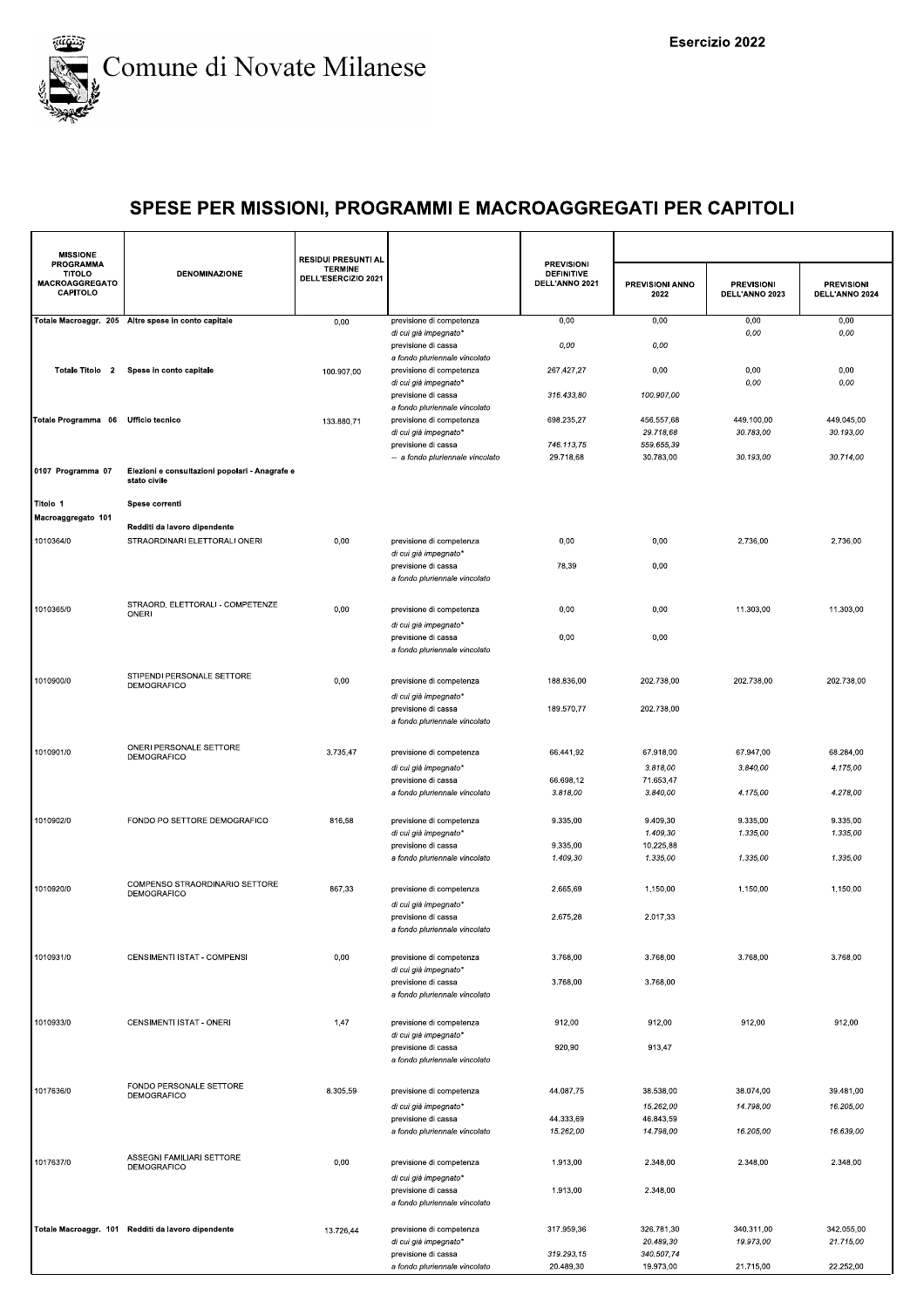# Comune di Novate Milanese

Esercizio 2022

## SPESE PER MISSIONI, PROGRAMMI E MACROAGGREGATI PER CAPITOLI

| MISSIONE PROGRAMMA TITOLO MACROAGGREGATO CAPITOLO | DENOMINAZIONE | RESIDUI PRESUNTI AL TERMINE DELL'ESERCIZIO 2021 | | PREVISIONI DEFINITIVE DELL'ANNO 2021 | PREVISIONI ANNO 2022 | PREVISIONI DELL'ANNO 2023 | PREVISIONI DELL'ANNO 2024 |
|---|---|---|---|---|---|---|---|
| Totale Macroaggr. 205 | Altre spese in conto capitale | 0,00 | previsione di competenza | 0,00 | 0,00 | 0,00 | 0,00 |
| | | | di cui già impegnato* | | | 0,00 | 0,00 |
| | | | previsione di cassa | 0,00 | 0,00 | | |
| | | | a fondo pluriennale vincolato | | | | |
| Totale Titolo 2 | Spese in conto capitale | 100.907,00 | previsione di competenza | 267.427,27 | 0,00 | 0,00 | 0,00 |
| | | | di cui già impegnato* | | | 0,00 | 0,00 |
| | | | previsione di cassa | 316.433,80 | 100.907,00 | | |
| | | | a fondo pluriennale vincolato | | | | |
| Totale Programma 06 | Ufficio tecnico | 133.880,71 | previsione di competenza | 698.235,27 | 456.557,68 | 449.100,00 | 449.045,00 |
| | | | di cui già impegnato* | | 29.718,68 | 30.783,00 | 30.193,00 |
| | | | previsione di cassa | 746.113,75 | 559.655,39 | | |
| | | | -- a fondo pluriennale vincolato | 29.718,68 | 30.783,00 | 30.193,00 | 30.714,00 |
| 0107 Programma 07 | Elezioni e consultazioni popolari - Anagrafe e stato civile | | | | | | |
| Titolo 1 | Spese correnti | | | | | | |
| Macroaggregato 101 | Redditi da lavoro dipendente | | | | | | |
| 1010364/0 | STRAORDINARI ELETTORALI ONERI | 0,00 | previsione di competenza | 0,00 | 0,00 | 2.736,00 | 2.736,00 |
| | | | di cui già impegnato* | | | | |
| | | | previsione di cassa | 78,39 | 0,00 | | |
| | | | a fondo pluriennale vincolato | | | | |
| 1010365/0 | STRAORD. ELETTORALI - COMPETENZE ONERI | 0,00 | previsione di competenza | 0,00 | 0,00 | 11.303,00 | 11.303,00 |
| | | | di cui già impegnato* | | | | |
| | | | previsione di cassa | 0,00 | 0,00 | | |
| | | | a fondo pluriennale vincolato | | | | |
| 1010900/0 | STIPENDI PERSONALE SETTORE DEMOGRAFICO | 0,00 | previsione di competenza | 188.836,00 | 202.738,00 | 202.738,00 | 202.738,00 |
| | | | di cui già impegnato* | | | | |
| | | | previsione di cassa | 189.570,77 | 202.738,00 | | |
| | | | a fondo pluriennale vincolato | | | | |
| 1010901/0 | ONERI PERSONALE SETTORE DEMOGRAFICO | 3.735,47 | previsione di competenza | 66.441,92 | 67.918,00 | 67.947,00 | 68.284,00 |
| | | | di cui già impegnato* | | 3.818,00 | 3.840,00 | 4.175,00 |
| | | | previsione di cassa | 66.698,12 | 71.653,47 | | |
| | | | a fondo pluriennale vincolato | 3.818,00 | 3.840,00 | 4.175,00 | 4.278,00 |
| 1010902/0 | FONDO PO SETTORE DEMOGRAFICO | 816,58 | previsione di competenza | 9.335,00 | 9.409,30 | 9.335,00 | 9.335,00 |
| | | | di cui già impegnato* | | 1.409,30 | 1.335,00 | 1.335,00 |
| | | | previsione di cassa | 9.335,00 | 10.225,88 | | |
| | | | a fondo pluriennale vincolato | 1.409,30 | 1.335,00 | 1.335,00 | 1.335,00 |
| 1010920/0 | COMPENSO STRAORDINARIO SETTORE DEMOGRAFICO | 867,33 | previsione di competenza | 2.665,69 | 1.150,00 | 1.150,00 | 1.150,00 |
| | | | di cui già impegnato* | | | | |
| | | | previsione di cassa | 2.675,28 | 2.017,33 | | |
| | | | a fondo pluriennale vincolato | | | | |
| 1010931/0 | CENSIMENTI ISTAT - COMPENSI | 0,00 | previsione di competenza | 3.768,00 | 3.768,00 | 3.768,00 | 3.768,00 |
| | | | di cui già impegnato* | | | | |
| | | | previsione di cassa | 3.768,00 | 3.768,00 | | |
| | | | a fondo pluriennale vincolato | | | | |
| 1010933/0 | CENSIMENTI ISTAT - ONERI | 1,47 | previsione di competenza | 912,00 | 912,00 | 912,00 | 912,00 |
| | | | di cui già impegnato* | | | | |
| | | | previsione di cassa | 920,90 | 913,47 | | |
| | | | a fondo pluriennale vincolato | | | | |
| 1017636/0 | FONDO PERSONALE SETTORE DEMOGRAFICO | 8.305,59 | previsione di competenza | 44.087,75 | 38.538,00 | 38.074,00 | 39.481,00 |
| | | | di cui già impegnato* | | 15.262,00 | 14.798,00 | 16.205,00 |
| | | | previsione di cassa | 44.333,69 | 46.843,59 | | |
| | | | a fondo pluriennale vincolato | 15.262,00 | 14.798,00 | 16.205,00 | 16.639,00 |
| 1017637/0 | ASSEGNI FAMILIARI SETTORE DEMOGRAFICO | 0,00 | previsione di competenza | 1.913,00 | 2.348,00 | 2.348,00 | 2.348,00 |
| | | | di cui già impegnato* | | | | |
| | | | previsione di cassa | 1.913,00 | 2.348,00 | | |
| | | | a fondo pluriennale vincolato | | | | |
| Totale Macroaggr. 101 | Redditi da lavoro dipendente | 13.726,44 | previsione di competenza | 317.959,36 | 326.781,30 | 340.311,00 | 342.055,00 |
| | | | di cui già impegnato* | | 20.489,30 | 19.973,00 | 21.715,00 |
| | | | previsione di cassa | 319.293,15 | 340.507,74 | | |
| | | | a fondo pluriennale vincolato | 20.489,30 | 19.973,00 | 21.715,00 | 22.252,00 |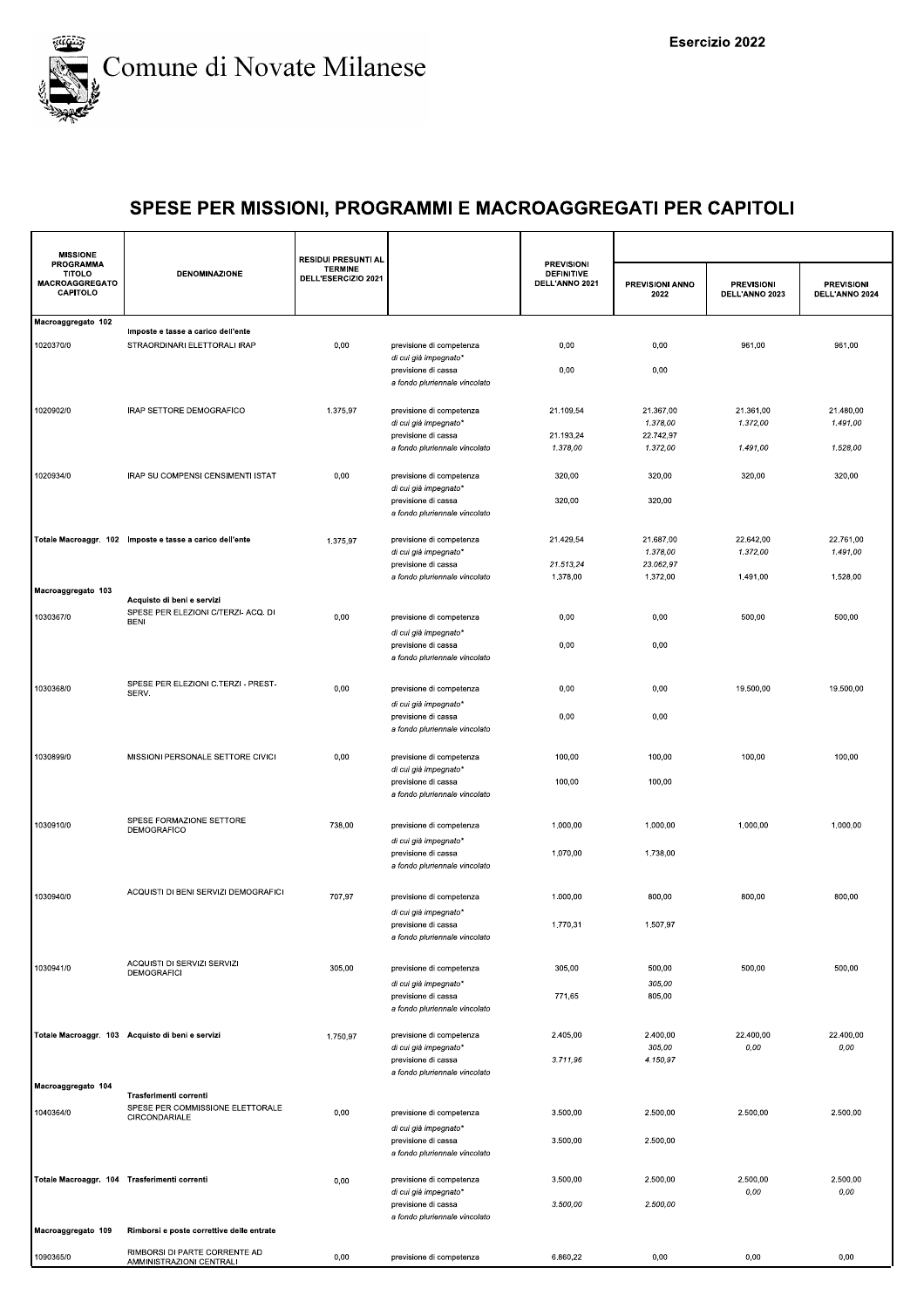# Comune di Novate Milanese

Esercizio 2022

## SPESE PER MISSIONI, PROGRAMMI E MACROAGGREGATI PER CAPITOLI

| MISSIONE PROGRAMMA TITOLO MACROAGGREGATO CAPITOLO | DENOMINAZIONE | RESIDUI PRESUNTI AL TERMINE DELL'ESERCIZIO 2021 | | PREVISIONI DEFINITIVE DELL'ANNO 2021 | PREVISIONI ANNO 2022 | PREVISIONI DELL'ANNO 2023 | PREVISIONI DELL'ANNO 2024 |
|---|---|---|---|---|---|---|---|
| Macroaggregato 102 | Imposte e tasse a carico dell'ente | | | | | | |
| 1020370/0 | STRAORDINARI ELETTORALI IRAP | 0,00 | previsione di competenza | 0,00 | 0,00 | 961,00 | 961,00 |
| | | | *di cui già impegnato** | | | | |
| | | | previsione di cassa | 0,00 | 0,00 | | |
| | | | *a fondo pluriennale vincolato* | | | | |
| 1020902/0 | IRAP SETTORE DEMOGRAFICO | 1.375,97 | previsione di competenza | 21.109,54 | 21.367,00 | 21.361,00 | 21.480,00 |
| | | | *di cui già impegnato** | | *1.378,00* | *1.372,00* | *1.491,00* |
| | | | previsione di cassa | 21.193,24 | 22.742,97 | | |
| | | | *a fondo pluriennale vincolato* | *1.378,00* | *1.372,00* | *1.491,00* | *1.528,00* |
| 1020934/0 | IRAP SU COMPENSI CENSIMENTI ISTAT | 0,00 | previsione di competenza | 320,00 | 320,00 | 320,00 | 320,00 |
| | | | *di cui già impegnato** | | | | |
| | | | previsione di cassa | 320,00 | 320,00 | | |
| | | | *a fondo pluriennale vincolato* | | | | |
| Totale Macroaggr. 102 | Imposte e tasse a carico dell'ente | 1.375,97 | previsione di competenza | 21.429,54 | 21.687,00 | 22.642,00 | 22.761,00 |
| | | | di cui già impegnato* | | *1.378,00* | *1.372,00* | *1.491,00* |
| | | | previsione di cassa | *21.513,24* | *23.062,97* | | |
| | | | a fondo pluriennale vincolato | 1.378,00 | 1.372,00 | 1.491,00 | 1.528,00 |
| Macroaggregato 103 | Acquisto di beni e servizi | | | | | | |
| 1030367/0 | SPESE PER ELEZIONI C/TERZI- ACQ. DI BENI | 0,00 | previsione di competenza | 0,00 | 0,00 | 500,00 | 500,00 |
| | | | *di cui già impegnato** | | | | |
| | | | previsione di cassa | 0,00 | 0,00 | | |
| | | | *a fondo pluriennale vincolato* | | | | |
| 1030368/0 | SPESE PER ELEZIONI C.TERZI - PREST-SERV. | 0,00 | previsione di competenza | 0,00 | 0,00 | 19.500,00 | 19.500,00 |
| | | | *di cui già impegnato** | | | | |
| | | | previsione di cassa | 0,00 | 0,00 | | |
| | | | *a fondo pluriennale vincolato* | | | | |
| 1030899/0 | MISSIONI PERSONALE SETTORE CIVICI | 0,00 | previsione di competenza | 100,00 | 100,00 | 100,00 | 100,00 |
| | | | *di cui già impegnato** | | | | |
| | | | previsione di cassa | 100,00 | 100,00 | | |
| | | | *a fondo pluriennale vincolato* | | | | |
| 1030910/0 | SPESE FORMAZIONE SETTORE DEMOGRAFICO | 738,00 | previsione di competenza | 1.000,00 | 1.000,00 | 1.000,00 | 1.000,00 |
| | | | *di cui già impegnato** | | | | |
| | | | previsione di cassa | 1.070,00 | 1.738,00 | | |
| | | | *a fondo pluriennale vincolato* | | | | |
| 1030940/0 | ACQUISTI DI BENI SERVIZI DEMOGRAFICI | 707,97 | previsione di competenza | 1.000,00 | 800,00 | 800,00 | 800,00 |
| | | | *di cui già impegnato** | | | | |
| | | | previsione di cassa | 1.770,31 | 1.507,97 | | |
| | | | *a fondo pluriennale vincolato* | | | | |
| 1030941/0 | ACQUISTI DI SERVIZI SERVIZI DEMOGRAFICI | 305,00 | previsione di competenza | 305,00 | 500,00 | 500,00 | 500,00 |
| | | | *di cui già impegnato** | | *305,00* | | |
| | | | previsione di cassa | 771,65 | 805,00 | | |
| | | | *a fondo pluriennale vincolato* | | | | |
| Totale Macroaggr. 103 | Acquisto di beni e servizi | 1.750,97 | previsione di competenza | 2.405,00 | 2.400,00 | 22.400,00 | 22.400,00 |
| | | | di cui già impegnato* | | *305,00* | *0,00* | *0,00* |
| | | | previsione di cassa | *3.711,96* | *4.150,97* | | |
| | | | a fondo pluriennale vincolato | | | | |
| Macroaggregato 104 | Trasferimenti correnti | | | | | | |
| 1040364/0 | SPESE PER COMMISSIONE ELETTORALE CIRCONDARIALE | 0,00 | previsione di competenza | 3.500,00 | 2.500,00 | 2.500,00 | 2.500,00 |
| | | | *di cui già impegnato** | | | | |
| | | | previsione di cassa | 3.500,00 | 2.500,00 | | |
| | | | *a fondo pluriennale vincolato* | | | | |
| Totale Macroaggr. 104 | Trasferimenti correnti | 0,00 | previsione di competenza | 3.500,00 | 2.500,00 | 2.500,00 | 2.500,00 |
| | | | di cui già impegnato* | | | *0,00* | *0,00* |
| | | | previsione di cassa | *3.500,00* | *2.500,00* | | |
| | | | a fondo pluriennale vincolato | | | | |
| Macroaggregato 109 | Rimborsi e poste correttive delle entrate | | | | | | |
| 1090365/0 | RIMBORSI DI PARTE CORRENTE AD AMMINISTRAZIONI CENTRALI | 0,00 | previsione di competenza | 6.860,22 | 0,00 | 0,00 | 0,00 |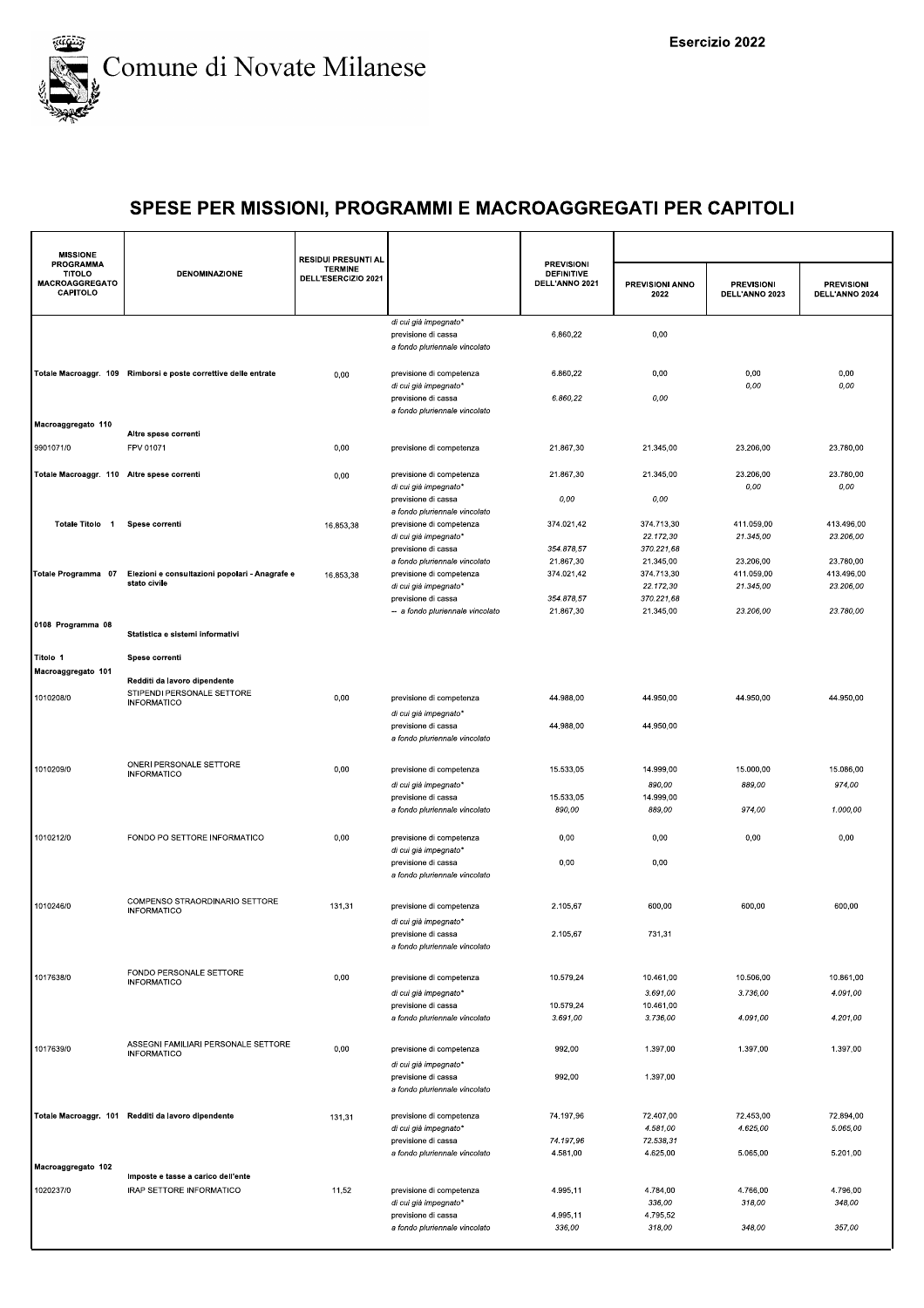Comune di Novate Milanese

Esercizio 2022

## SPESE PER MISSIONI, PROGRAMMI E MACROAGGREGATI PER CAPITOLI

| MISSIONE PROGRAMMA TITOLO MACROAGGREGATO CAPITOLO | DENOMINAZIONE | RESIDUI PRESUNTI AL TERMINE DELL'ESERCIZIO 2021 | | PREVISIONI DEFINITIVE DELL'ANNO 2021 | PREVISIONI ANNO 2022 | PREVISIONI DELL'ANNO 2023 | PREVISIONI DELL'ANNO 2024 |
|---|---|---|---|---|---|---|---|
| | | | *di cui già impegnato** | | | | |
| | | | previsione di cassa | 6.860,22 | 0,00 | | |
| | | | *a fondo pluriennale vincolato* | | | | |
| Totale Macroaggr. 109 | Rimborsi e poste correttive delle entrate | 0,00 | previsione di competenza | 6.860,22 | 0,00 | 0,00 | 0,00 |
| | | | *di cui già impegnato** | | | *0,00* | *0,00* |
| | | | previsione di cassa | *6.860,22* | *0,00* | | |
| | | | *a fondo pluriennale vincolato* | | | | |
| Macroaggregato 110 | Altre spese correnti | | | | | | |
| 9901071/0 | FPV 01071 | 0,00 | previsione di competenza | 21.867,30 | 21.345,00 | 23.206,00 | 23.780,00 |
| Totale Macroaggr. 110 | Altre spese correnti | 0,00 | previsione di competenza | 21.867,30 | 21.345,00 | 23.206,00 | 23.780,00 |
| | | | *di cui già impegnato** | | | *0,00* | *0,00* |
| | | | previsione di cassa | *0,00* | *0,00* | | |
| | | | *a fondo pluriennale vincolato* | | | | |
| Totale Titolo 1 | Spese correnti | 16.853,38 | previsione di competenza | 374.021,42 | 374.713,30 | 411.059,00 | 413.496,00 |
| | | | *di cui già impegnato** | | *22.172,30* | *21.345,00* | *23.206,00* |
| | | | previsione di cassa | *354.878,57* | *370.221,68* | | |
| | | | *a fondo pluriennale vincolato* | 21.867,30 | 21.345,00 | 23.206,00 | 23.780,00 |
| Totale Programma 07 | Elezioni e consultazioni popolari - Anagrafe e stato civile | 16.853,38 | previsione di competenza | 374.021,42 | 374.713,30 | 411.059,00 | 413.496,00 |
| | | | *di cui già impegnato** | | *22.172,30* | *21.345,00* | *23.206,00* |
| | | | previsione di cassa | *354.878,57* | *370.221,68* | | |
| | | | *-- a fondo pluriennale vincolato* | *21.867,30* | *21.345,00* | *23.206,00* | *23.780,00* |
| 0108 Programma 08 | Statistica e sistemi informativi | | | | | | |
| Titolo 1 | Spese correnti | | | | | | |
| Macroaggregato 101 | Redditi da lavoro dipendente | | | | | | |
| 1010208/0 | STIPENDI PERSONALE SETTORE INFORMATICO | 0,00 | previsione di competenza | 44.988,00 | 44.950,00 | 44.950,00 | 44.950,00 |
| | | | *di cui già impegnato** | | | | |
| | | | previsione di cassa | 44.988,00 | 44.950,00 | | |
| | | | *a fondo pluriennale vincolato* | | | | |
| 1010209/0 | ONERI PERSONALE SETTORE INFORMATICO | 0,00 | previsione di competenza | 15.533,05 | 14.999,00 | 15.000,00 | 15.086,00 |
| | | | *di cui già impegnato** | | *890,00* | *889,00* | *974,00* |
| | | | previsione di cassa | 15.533,05 | 14.999,00 | | |
| | | | *a fondo pluriennale vincolato* | *890,00* | *889,00* | *974,00* | *1.000,00* |
| 1010212/0 | FONDO PO SETTORE INFORMATICO | 0,00 | previsione di competenza | 0,00 | 0,00 | 0,00 | 0,00 |
| | | | *di cui già impegnato** | | | | |
| | | | previsione di cassa | 0,00 | 0,00 | | |
| | | | *a fondo pluriennale vincolato* | | | | |
| 1010246/0 | COMPENSO STRAORDINARIO SETTORE INFORMATICO | 131,31 | previsione di competenza | 2.105,67 | 600,00 | 600,00 | 600,00 |
| | | | *di cui già impegnato** | | | | |
| | | | previsione di cassa | 2.105,67 | 731,31 | | |
| | | | *a fondo pluriennale vincolato* | | | | |
| 1017638/0 | FONDO PERSONALE SETTORE INFORMATICO | 0,00 | previsione di competenza | 10.579,24 | 10.461,00 | 10.506,00 | 10.861,00 |
| | | | *di cui già impegnato** | | *3.691,00* | *3.736,00* | *4.091,00* |
| | | | previsione di cassa | 10.579,24 | 10.461,00 | | |
| | | | *a fondo pluriennale vincolato* | *3.691,00* | *3.736,00* | *4.091,00* | *4.201,00* |
| 1017639/0 | ASSEGNI FAMILIARI PERSONALE SETTORE INFORMATICO | 0,00 | previsione di competenza | 992,00 | 1.397,00 | 1.397,00 | 1.397,00 |
| | | | *di cui già impegnato** | | | | |
| | | | previsione di cassa | 992,00 | 1.397,00 | | |
| | | | *a fondo pluriennale vincolato* | | | | |
| Totale Macroaggr. 101 | Redditi da lavoro dipendente | 131,31 | previsione di competenza | 74.197,96 | 72.407,00 | 72.453,00 | 72.894,00 |
| | | | *di cui già impegnato** | | *4.581,00* | *4.625,00* | *5.065,00* |
| | | | previsione di cassa | *74.197,96* | *72.538,31* | | |
| | | | *a fondo pluriennale vincolato* | 4.581,00 | 4.625,00 | 5.065,00 | 5.201,00 |
| Macroaggregato 102 | Imposte e tasse a carico dell'ente | | | | | | |
| 1020237/0 | IRAP SETTORE INFORMATICO | 11,52 | previsione di competenza | 4.995,11 | 4.784,00 | 4.766,00 | 4.796,00 |
| | | | *di cui già impegnato** | | *336,00* | *318,00* | *348,00* |
| | | | previsione di cassa | 4.995,11 | 4.795,52 | | |
| | | | *a fondo pluriennale vincolato* | *336,00* | *318,00* | *348,00* | *357,00* |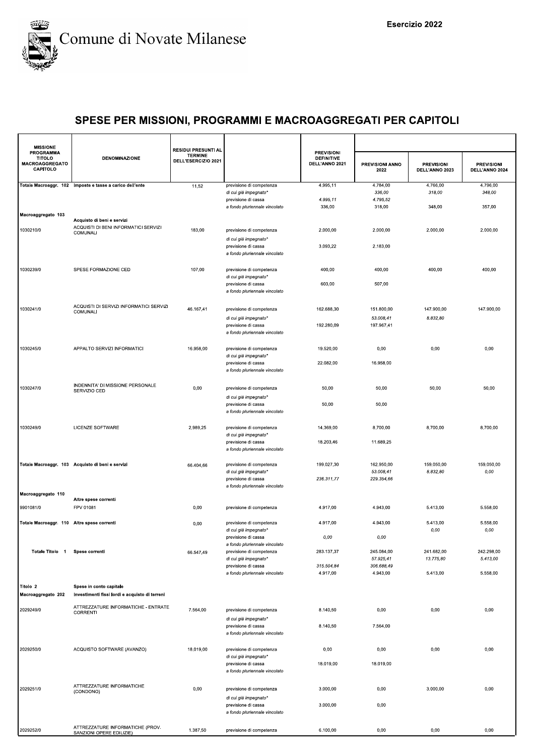# Comune di Novate Milanese

Esercizio 2022

## SPESE PER MISSIONI, PROGRAMMI E MACROAGGREGATI PER CAPITOLI

| MISSIONE PROGRAMMA TITOLO MACROAGGREGATO CAPITOLO | DENOMINAZIONE | RESIDUI PRESUNTI AL TERMINE DELL'ESERCIZIO 2021 | | PREVISIONI DEFINITIVE DELL'ANNO 2021 | PREVISIONI ANNO 2022 | PREVISIONI DELL'ANNO 2023 | PREVISIONI DELL'ANNO 2024 |
|---|---|---|---|---|---|---|---|
| Totale Macroaggr. 102 | Imposte e tasse a carico dell'ente | 11,52 | previsione di competenza | 4.995,11 | 4.784,00 | 4.766,00 | 4.796,00 |
| | | | *di cui già impegnato** | | *336,00* | *318,00* | *348,00* |
| | | | previsione di cassa | *4.995,11* | *4.795,52* | | |
| | | | *a fondo pluriennale vincolato* | 336,00 | 318,00 | 348,00 | 357,00 |
| Macroaggregato 103 | **Acquisto di beni e servizi** | | | | | | |
| 1030210/0 | ACQUISTI DI BENI INFORMATICI SERVIZI COMUNALI | 183,00 | previsione di competenza | 2.000,00 | 2.000,00 | 2.000,00 | 2.000,00 |
| | | | *di cui già impegnato** | | | | |
| | | | previsione di cassa | 3.093,22 | 2.183,00 | | |
| | | | *a fondo pluriennale vincolato* | | | | |
| 1030239/0 | SPESE FORMAZIONE CED | 107,00 | previsione di competenza | 400,00 | 400,00 | 400,00 | 400,00 |
| | | | *di cui già impegnato** | | | | |
| | | | previsione di cassa | 603,00 | 507,00 | | |
| | | | *a fondo pluriennale vincolato* | | | | |
| 1030241/0 | ACQUISTI DI SERVIZI INFORMATICI SERVIZI COMUNALI | 46.167,41 | previsione di competenza | 162.688,30 | 151.800,00 | 147.900,00 | 147.900,00 |
| | | | *di cui già impegnato** | | *53.008,41* | *8.832,80* | |
| | | | previsione di cassa | 192.280,09 | 197.967,41 | | |
| | | | *a fondo pluriennale vincolato* | | | | |
| 1030245/0 | APPALTO SERVIZI INFORMATICI | 16.958,00 | previsione di competenza | 19.520,00 | 0,00 | 0,00 | 0,00 |
| | | | *di cui già impegnato** | | | | |
| | | | previsione di cassa | 22.082,00 | 16.958,00 | | |
| | | | *a fondo pluriennale vincolato* | | | | |
| 1030247/0 | INDENNITA' DI MISSIONE PERSONALE SERVIZIO CED | 0,00 | previsione di competenza | 50,00 | 50,00 | 50,00 | 50,00 |
| | | | *di cui già impegnato** | | | | |
| | | | previsione di cassa | 50,00 | 50,00 | | |
| | | | *a fondo pluriennale vincolato* | | | | |
| 1030249/0 | LICENZE SOFTWARE | 2.989,25 | previsione di competenza | 14.369,00 | 8.700,00 | 8.700,00 | 8.700,00 |
| | | | *di cui già impegnato** | | | | |
| | | | previsione di cassa | 18.203,46 | 11.689,25 | | |
| | | | *a fondo pluriennale vincolato* | | | | |
| Totale Macroaggr. 103 | Acquisto di beni e servizi | 66.404,66 | previsione di competenza | 199.027,30 | 162.950,00 | 159.050,00 | 159.050,00 |
| | | | *di cui già impegnato** | | *53.008,41* | *8.832,80* | *0,00* |
| | | | previsione di cassa | *236.311,77* | *229.354,66* | | |
| | | | *a fondo pluriennale vincolato* | | | | |
| Macroaggregato 110 | **Altre spese correnti** | | | | | | |
| 9901081/0 | FPV 01081 | 0,00 | previsione di competenza | 4.917,00 | 4.943,00 | 5.413,00 | 5.558,00 |
| Totale Macroaggr. 110 | Altre spese correnti | 0,00 | previsione di competenza | 4.917,00 | 4.943,00 | 5.413,00 | 5.558,00 |
| | | | *di cui già impegnato** | | | *0,00* | *0,00* |
| | | | previsione di cassa | *0,00* | *0,00* | | |
| | | | *a fondo pluriennale vincolato* | | | | |
| Totale Titolo 1 | Spese correnti | 66.547,49 | previsione di competenza | 283.137,37 | 245.084,00 | 241.682,00 | 242.298,00 |
| | | | *di cui già impegnato** | | *57.925,41* | *13.775,80* | *5.413,00* |
| | | | previsione di cassa | *315.504,84* | *306.688,49* | | |
| | | | *a fondo pluriennale vincolato* | 4.917,00 | 4.943,00 | 5.413,00 | 5.558,00 |
| Titolo 2 | **Spese in conto capitale** | | | | | | |
| Macroaggregato 202 | **Investimenti fissi lordi e acquisto di terreni** | | | | | | |
| 2029249/0 | ATTREZZATURE INFORMATICHE - ENTRATE CORRENTI | 7.564,00 | previsione di competenza | 8.140,50 | 0,00 | 0,00 | 0,00 |
| | | | *di cui già impegnato** | | | | |
| | | | previsione di cassa | 8.140,50 | 7.564,00 | | |
| | | | *a fondo pluriennale vincolato* | | | | |
| 2029250/0 | ACQUISTO SOFTWARE (AVANZO) | 18.019,00 | previsione di competenza | 0,00 | 0,00 | 0,00 | 0,00 |
| | | | *di cui già impegnato** | | | | |
| | | | previsione di cassa | 18.019,00 | 18.019,00 | | |
| | | | *a fondo pluriennale vincolato* | | | | |
| 2029251/0 | ATTREZZATURE INFORMATICHE (CONDONO) | 0,00 | previsione di competenza | 3.000,00 | 0,00 | 3.000,00 | 0,00 |
| | | | *di cui già impegnato** | | | | |
| | | | previsione di cassa | 3.000,00 | 0,00 | | |
| | | | *a fondo pluriennale vincolato* | | | | |
| 2029252/0 | ATTREZZATURE INFORMATICHE (PROV. SANZIONI OPERE EDILIZIE) | 1.387,50 | previsione di competenza | 6.100,00 | 0,00 | 0,00 | 0,00 |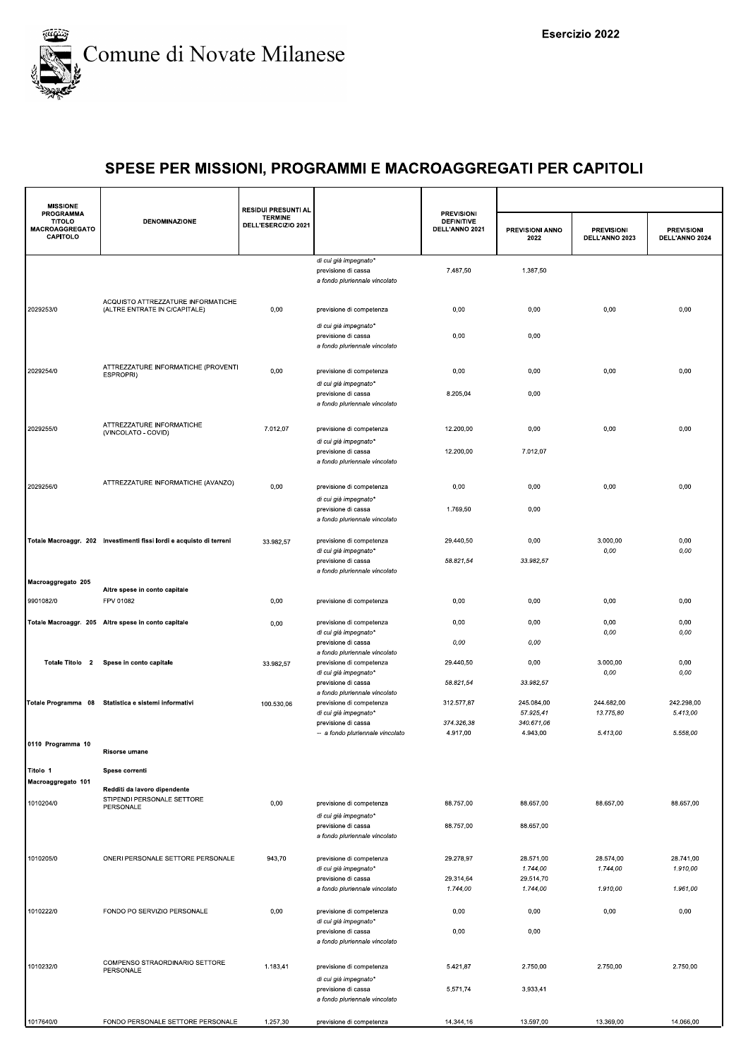# Comune di Novate Milanese

Esercizio 2022

## SPESE PER MISSIONI, PROGRAMMI E MACROAGGREGATI PER CAPITOLI

| MISSIONE PROGRAMMA TITOLO MACROAGGREGATO CAPITOLO | DENOMINAZIONE | RESIDUI PRESUNTI AL TERMINE DELL'ESERCIZIO 2021 | | PREVISIONI DEFINITIVE DELL'ANNO 2021 | PREVISIONI ANNO 2022 | PREVISIONI DELL'ANNO 2023 | PREVISIONI DELL'ANNO 2024 |
|---|---|---|---|---|---|---|---|
| | | | di cui già impegnato* | | | | |
| | | | previsione di cassa | 7.487,50 | 1.387,50 | | |
| | | | a fondo pluriennale vincolato | | | | |
| 2029253/0 | ACQUISTO ATTREZZATURE INFORMATICHE (ALTRE ENTRATE IN C/CAPITALE) | 0,00 | previsione di competenza | 0,00 | 0,00 | 0,00 | 0,00 |
| | | | di cui già impegnato* | | | | |
| | | | previsione di cassa | 0,00 | 0,00 | | |
| | | | a fondo pluriennale vincolato | | | | |
| 2029254/0 | ATTREZZATURE INFORMATICHE (PROVENTI ESPROPRI) | 0,00 | previsione di competenza | 0,00 | 0,00 | 0,00 | 0,00 |
| | | | di cui già impegnato* | | | | |
| | | | previsione di cassa | 8.205,04 | 0,00 | | |
| | | | a fondo pluriennale vincolato | | | | |
| 2029255/0 | ATTREZZATURE INFORMATICHE (VINCOLATO - COVID) | 7.012,07 | previsione di competenza | 12.200,00 | 0,00 | 0,00 | 0,00 |
| | | | di cui già impegnato* | | | | |
| | | | previsione di cassa | 12.200,00 | 7.012,07 | | |
| | | | a fondo pluriennale vincolato | | | | |
| 2029256/0 | ATTREZZATURE INFORMATICHE (AVANZO) | 0,00 | previsione di competenza | 0,00 | 0,00 | 0,00 | 0,00 |
| | | | di cui già impegnato* | | | | |
| | | | previsione di cassa | 1.769,50 | 0,00 | | |
| | | | a fondo pluriennale vincolato | | | | |
| **Totale Macroaggr. 202** | **Investimenti fissi lordi e acquisto di terreni** | 33.982,57 | previsione di competenza | 29.440,50 | 0,00 | 3.000,00 | 0,00 |
| | | | di cui già impegnato* | | | 0,00 | 0,00 |
| | | | previsione di cassa | 58.821,54 | 33.982,57 | | |
| | | | a fondo pluriennale vincolato | | | | |
| **Macroaggregato 205** | **Altre spese in conto capitale** | | | | | | |
| 9901082/0 | FPV 01082 | 0,00 | previsione di competenza | 0,00 | 0,00 | 0,00 | 0,00 |
| **Totale Macroaggr. 205** | **Altre spese in conto capitale** | 0,00 | previsione di competenza | 0,00 | 0,00 | 0,00 | 0,00 |
| | | | di cui già impegnato* | | | 0,00 | 0,00 |
| | | | previsione di cassa | 0,00 | 0,00 | | |
| | | | a fondo pluriennale vincolato | | | | |
| **Totale Titolo 2** | **Spese in conto capitale** | 33.982,57 | previsione di competenza | 29.440,50 | 0,00 | 3.000,00 | 0,00 |
| | | | di cui già impegnato* | | | 0,00 | 0,00 |
| | | | previsione di cassa | 58.821,54 | 33.982,57 | | |
| | | | a fondo pluriennale vincolato | | | | |
| **Totale Programma 08** | **Statistica e sistemi informativi** | 100.530,06 | previsione di competenza | 312.577,87 | 245.084,00 | 244.682,00 | 242.298,00 |
| | | | di cui già impegnato* | | 57.925,41 | 13.775,80 | 5.413,00 |
| | | | previsione di cassa | 374.326,38 | 340.671,06 | | |
| | | | -- a fondo pluriennale vincolato | 4.917,00 | 4.943,00 | 5.413,00 | 5.558,00 |
| **0110 Programma 10** | **Risorse umane** | | | | | | |
| **Titolo 1** | **Spese correnti** | | | | | | |
| **Macroaggregato 101** | **Redditi da lavoro dipendente** | | | | | | |
| 1010204/0 | STIPENDI PERSONALE SETTORE PERSONALE | 0,00 | previsione di competenza | 88.757,00 | 88.657,00 | 88.657,00 | 88.657,00 |
| | | | di cui già impegnato* | | | | |
| | | | previsione di cassa | 88.757,00 | 88.657,00 | | |
| | | | a fondo pluriennale vincolato | | | | |
| 1010205/0 | ONERI PERSONALE SETTORE PERSONALE | 943,70 | previsione di competenza | 29.278,97 | 28.571,00 | 28.574,00 | 28.741,00 |
| | | | di cui già impegnato* | | 1.744,00 | 1.744,00 | 1.910,00 |
| | | | previsione di cassa | 29.314,64 | 29.514,70 | | |
| | | | a fondo pluriennale vincolato | 1.744,00 | 1.744,00 | 1.910,00 | 1.961,00 |
| 1010222/0 | FONDO PO SERVIZIO PERSONALE | 0,00 | previsione di competenza | 0,00 | 0,00 | 0,00 | 0,00 |
| | | | di cui già impegnato* | | | | |
| | | | previsione di cassa | 0,00 | 0,00 | | |
| | | | a fondo pluriennale vincolato | | | | |
| 1010232/0 | COMPENSO STRAORDINARIO SETTORE PERSONALE | 1.183,41 | previsione di competenza | 5.421,87 | 2.750,00 | 2.750,00 | 2.750,00 |
| | | | di cui già impegnato* | | | | |
| | | | previsione di cassa | 5.571,74 | 3.933,41 | | |
| | | | a fondo pluriennale vincolato | | | | |
| 1017640/0 | FONDO PERSONALE SETTORE PERSONALE | 1.257,30 | previsione di competenza | 14.344,16 | 13.597,00 | 13.369,00 | 14.066,00 |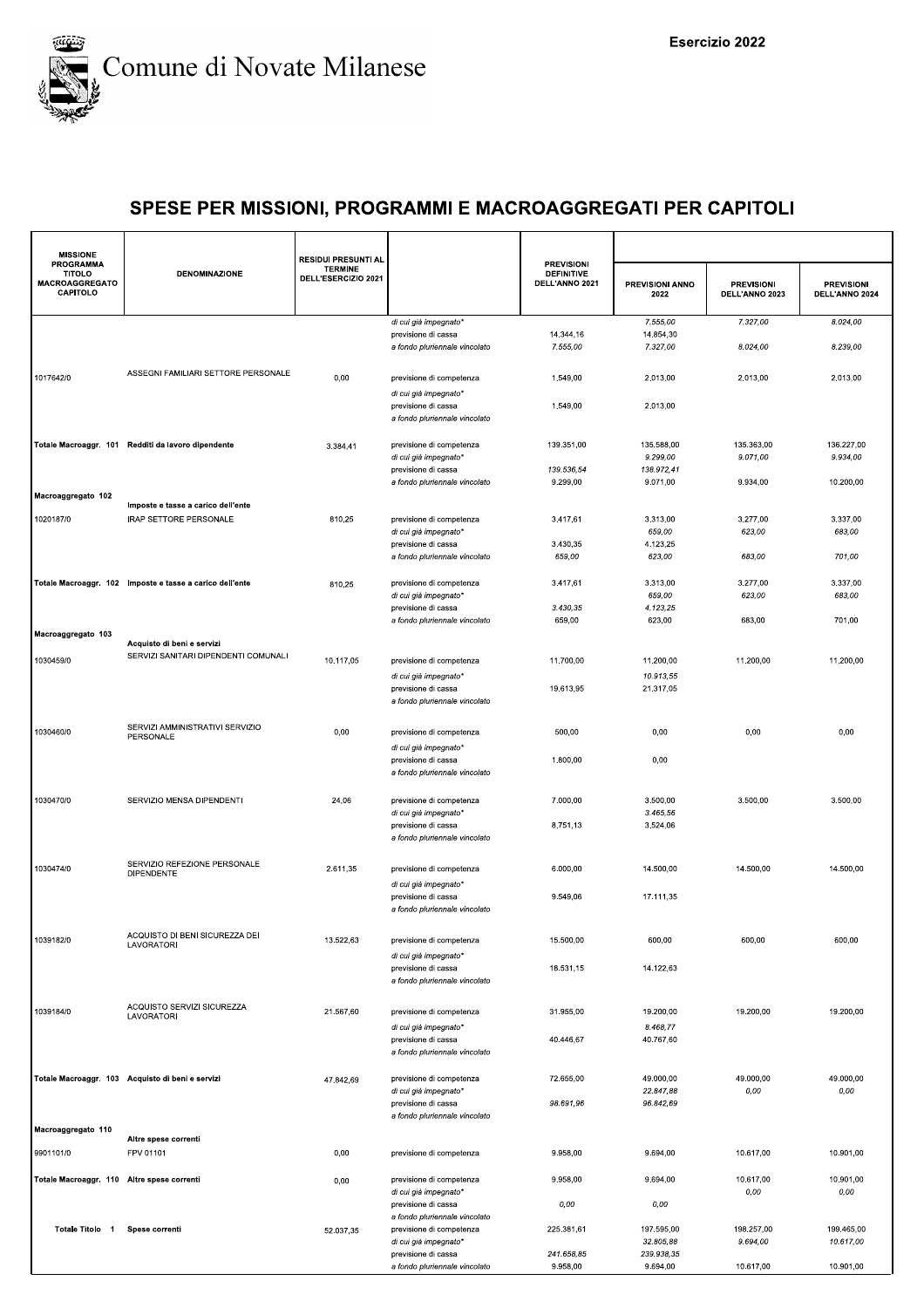# Comune di Novate Milanese

Esercizio 2022

## SPESE PER MISSIONI, PROGRAMMI E MACROAGGREGATI PER CAPITOLI

| MISSIONE PROGRAMMA TITOLO MACROAGGREGATO CAPITOLO | DENOMINAZIONE | RESIDUI PRESUNTI AL TERMINE DELL'ESERCIZIO 2021 | | PREVISIONI DEFINITIVE DELL'ANNO 2021 | PREVISIONI ANNO 2022 | PREVISIONI DELL'ANNO 2023 | PREVISIONI DELL'ANNO 2024 |
|---|---|---|---|---|---|---|---|
| | | | *di cui già impegnato** | | *7.555,00* | *7.327,00* | *8.024,00* |
| | | | previsione di cassa | 14.344,16 | 14.854,30 | | |
| | | | *a fondo pluriennale vincolato* | *7.555,00* | *7.327,00* | *8.024,00* | *8.239,00* |
| 1017642/0 | ASSEGNI FAMILIARI SETTORE PERSONALE | 0,00 | previsione di competenza | 1.549,00 | 2.013,00 | 2.013,00 | 2.013,00 |
| | | | *di cui già impegnato** | | | | |
| | | | previsione di cassa | 1.549,00 | 2.013,00 | | |
| | | | *a fondo pluriennale vincolato* | | | | |
| **Totale Macroaggr. 101** | **Redditi da lavoro dipendente** | 3.384,41 | previsione di competenza | 139.351,00 | 135.588,00 | 135.363,00 | 136.227,00 |
| | | | *di cui già impegnato** | | *9.299,00* | *9.071,00* | *9.934,00* |
| | | | previsione di cassa | *139.536,54* | *138.972,41* | | |
| | | | *a fondo pluriennale vincolato* | 9.299,00 | 9.071,00 | 9.934,00 | 10.200,00 |
| **Macroaggregato 102** | **Imposte e tasse a carico dell'ente** | | | | | | |
| 1020187/0 | IRAP SETTORE PERSONALE | 810,25 | previsione di competenza | 3.417,61 | 3.313,00 | 3.277,00 | 3.337,00 |
| | | | *di cui già impegnato** | | *659,00* | *623,00* | *683,00* |
| | | | previsione di cassa | 3.430,35 | 4.123,25 | | |
| | | | *a fondo pluriennale vincolato* | *659,00* | *623,00* | *683,00* | *701,00* |
| **Totale Macroaggr. 102** | **Imposte e tasse a carico dell'ente** | 810,25 | previsione di competenza | 3.417,61 | 3.313,00 | 3.277,00 | 3.337,00 |
| | | | *di cui già impegnato** | | *659,00* | *623,00* | *683,00* |
| | | | previsione di cassa | *3.430,35* | *4.123,25* | | |
| | | | *a fondo pluriennale vincolato* | 659,00 | 623,00 | 683,00 | 701,00 |
| **Macroaggregato 103** | **Acquisto di beni e servizi** | | | | | | |
| 1030459/0 | SERVIZI SANITARI DIPENDENTI COMUNALI | 10.117,05 | previsione di competenza | 11.700,00 | 11.200,00 | 11.200,00 | 11.200,00 |
| | | | *di cui già impegnato** | | *10.913,55* | | |
| | | | previsione di cassa | 19.613,95 | 21.317,05 | | |
| | | | *a fondo pluriennale vincolato* | | | | |
| 1030460/0 | SERVIZI AMMINISTRATIVI SERVIZIO PERSONALE | 0,00 | previsione di competenza | 500,00 | 0,00 | 0,00 | 0,00 |
| | | | *di cui già impegnato** | | | | |
| | | | previsione di cassa | 1.800,00 | 0,00 | | |
| | | | *a fondo pluriennale vincolato* | | | | |
| 1030470/0 | SERVIZIO MENSA DIPENDENTI | 24,06 | previsione di competenza | 7.000,00 | 3.500,00 | 3.500,00 | 3.500,00 |
| | | | *di cui già impegnato** | | *3.465,56* | | |
| | | | previsione di cassa | 8.751,13 | 3.524,06 | | |
| | | | *a fondo pluriennale vincolato* | | | | |
| 1030474/0 | SERVIZIO REFEZIONE PERSONALE DIPENDENTE | 2.611,35 | previsione di competenza | 6.000,00 | 14.500,00 | 14.500,00 | 14.500,00 |
| | | | *di cui già impegnato** | | | | |
| | | | previsione di cassa | 9.549,06 | 17.111,35 | | |
| | | | *a fondo pluriennale vincolato* | | | | |
| 1039182/0 | ACQUISTO DI BENI SICUREZZA DEI LAVORATORI | 13.522,63 | previsione di competenza | 15.500,00 | 600,00 | 600,00 | 600,00 |
| | | | *di cui già impegnato** | | | | |
| | | | previsione di cassa | 18.531,15 | 14.122,63 | | |
| | | | *a fondo pluriennale vincolato* | | | | |
| 1039184/0 | ACQUISTO SERVIZI SICUREZZA LAVORATORI | 21.567,60 | previsione di competenza | 31.955,00 | 19.200,00 | 19.200,00 | 19.200,00 |
| | | | *di cui già impegnato** | | *8.468,77* | | |
| | | | previsione di cassa | 40.446,67 | 40.767,60 | | |
| | | | *a fondo pluriennale vincolato* | | | | |
| **Totale Macroaggr. 103** | **Acquisto di beni e servizi** | 47.842,69 | previsione di competenza | 72.655,00 | 49.000,00 | 49.000,00 | 49.000,00 |
| | | | *di cui già impegnato** | | *22.847,88* | *0,00* | *0,00* |
| | | | previsione di cassa | *98.691,96* | *96.842,69* | | |
| | | | *a fondo pluriennale vincolato* | | | | |
| **Macroaggregato 110** | **Altre spese correnti** | | | | | | |
| 9901101/0 | FPV 01101 | 0,00 | previsione di competenza | 9.958,00 | 9.694,00 | 10.617,00 | 10.901,00 |
| **Totale Macroaggr. 110** | **Altre spese correnti** | 0,00 | previsione di competenza | 9.958,00 | 9.694,00 | 10.617,00 | 10.901,00 |
| | | | *di cui già impegnato** | | | *0,00* | *0,00* |
| | | | previsione di cassa | *0,00* | *0,00* | | |
| | | | *a fondo pluriennale vincolato* | | | | |
| **Totale Titolo 1** | **Spese correnti** | 52.037,35 | previsione di competenza | 225.381,61 | 197.595,00 | 198.257,00 | 199.465,00 |
| | | | *di cui già impegnato** | | *32.805,88* | *9.694,00* | *10.617,00* |
| | | | previsione di cassa | *241.658,85* | *239.938,35* | | |
| | | | *a fondo pluriennale vincolato* | 9.958,00 | 9.694,00 | 10.617,00 | 10.901,00 |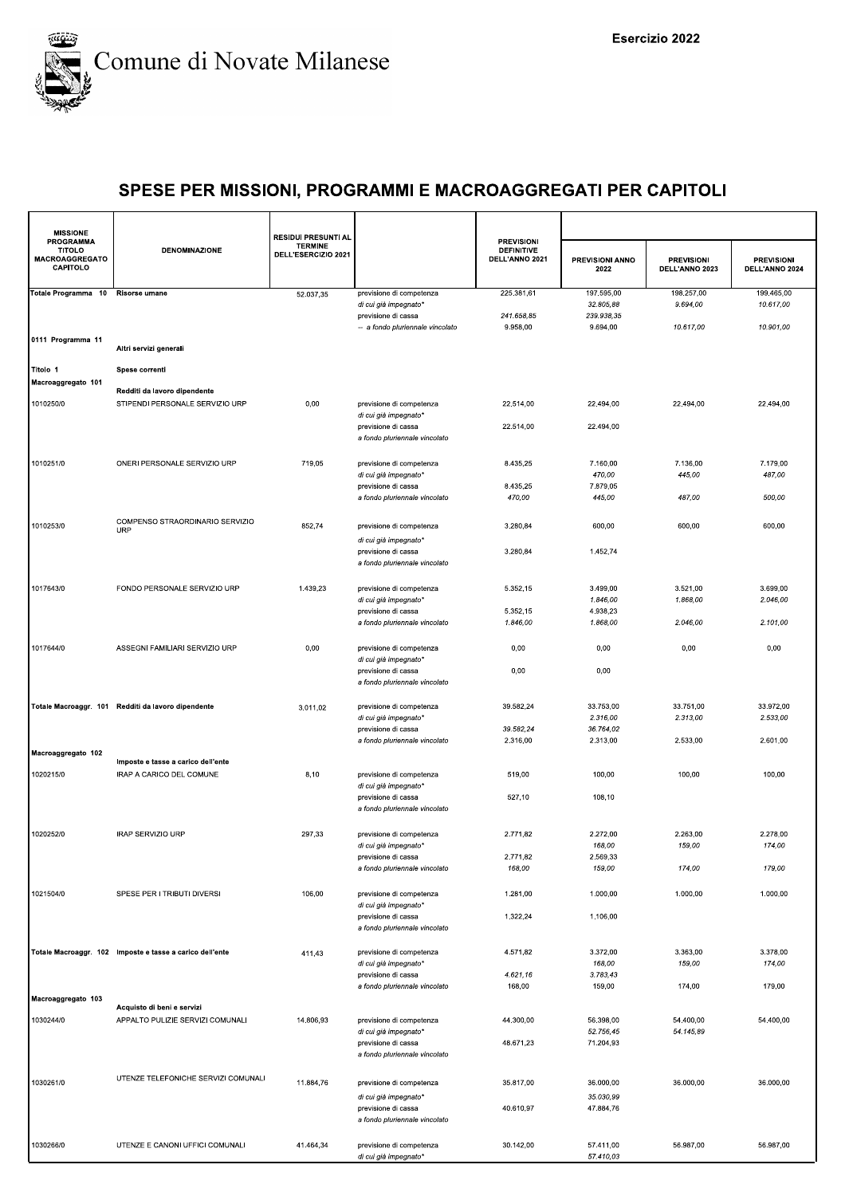# Comune di Novate Milanese

**Esercizio 2022**

## SPESE PER MISSIONI, PROGRAMMI E MACROAGGREGATI PER CAPITOLI

| MISSIONE PROGRAMMA TITOLO MACROAGGREGATO CAPITOLO | DENOMINAZIONE | RESIDUI PRESUNTI AL TERMINE DELL'ESERCIZIO 2021 | | PREVISIONI DEFINITIVE DELL'ANNO 2021 | PREVISIONI ANNO 2022 | PREVISIONI DELL'ANNO 2023 | PREVISIONI DELL'ANNO 2024 |
|---|---|---|---|---|---|---|---|
| Totale Programma 10 | Risorse umane | 52.037,35 | previsione di competenza | 225.381,61 | 197.595,00 | 198.257,00 | 199.465,00 |
| | | | *di cui già impegnato** | | *32.805,88* | *9.694,00* | *10.617,00* |
| | | | previsione di cassa | *241.658,85* | *239.938,35* | | |
| | | | -- a fondo pluriennale vincolato | 9.958,00 | 9.694,00 | 10.617,00 | 10.901,00 |
| 0111 Programma 11 | Altri servizi generali | | | | | | |
| Titolo 1 | Spese correnti | | | | | | |
| Macroaggregato 101 | Redditi da lavoro dipendente | | | | | | |
| 1010250/0 | STIPENDI PERSONALE SERVIZIO URP | 0,00 | previsione di competenza | 22.514,00 | 22.494,00 | 22.494,00 | 22.494,00 |
| | | | *di cui già impegnato** | | | | |
| | | | previsione di cassa | 22.514,00 | 22.494,00 | | |
| | | | *a fondo pluriennale vincolato* | | | | |
| 1010251/0 | ONERI PERSONALE SERVIZIO URP | 719,05 | previsione di competenza | 8.435,25 | 7.160,00 | 7.136,00 | 7.179,00 |
| | | | *di cui già impegnato** | | *470,00* | *445,00* | *487,00* |
| | | | previsione di cassa | 8.435,25 | 7.879,05 | | |
| | | | *a fondo pluriennale vincolato* | *470,00* | *445,00* | *487,00* | *500,00* |
| 1010253/0 | COMPENSO STRAORDINARIO SERVIZIO URP | 852,74 | previsione di competenza | 3.280,84 | 600,00 | 600,00 | 600,00 |
| | | | *di cui già impegnato** | | | | |
| | | | previsione di cassa | 3.280,84 | 1.452,74 | | |
| | | | *a fondo pluriennale vincolato* | | | | |
| 1017643/0 | FONDO PERSONALE SERVIZIO URP | 1.439,23 | previsione di competenza | 5.352,15 | 3.499,00 | 3.521,00 | 3.699,00 |
| | | | *di cui già impegnato** | | *1.846,00* | *1.868,00* | *2.046,00* |
| | | | previsione di cassa | 5.352,15 | 4.938,23 | | |
| | | | *a fondo pluriennale vincolato* | *1.846,00* | *1.868,00* | *2.046,00* | *2.101,00* |
| 1017644/0 | ASSEGNI FAMILIARI SERVIZIO URP | 0,00 | previsione di competenza | 0,00 | 0,00 | 0,00 | 0,00 |
| | | | *di cui già impegnato** | | | | |
| | | | previsione di cassa | 0,00 | 0,00 | | |
| | | | *a fondo pluriennale vincolato* | | | | |
| Totale Macroaggr. 101 | Redditi da lavoro dipendente | 3.011,02 | previsione di competenza | 39.582,24 | 33.753,00 | 33.751,00 | 33.972,00 |
| | | | *di cui già impegnato** | | *2.316,00* | *2.313,00* | *2.533,00* |
| | | | previsione di cassa | *39.582,24* | *36.764,02* | | |
| | | | *a fondo pluriennale vincolato* | 2.316,00 | 2.313,00 | 2.533,00 | 2.601,00 |
| Macroaggregato 102 | Imposte e tasse a carico dell'ente | | | | | | |
| 1020215/0 | IRAP A CARICO DEL COMUNE | 8,10 | previsione di competenza | 519,00 | 100,00 | 100,00 | 100,00 |
| | | | *di cui già impegnato** | | | | |
| | | | previsione di cassa | 527,10 | 108,10 | | |
| | | | *a fondo pluriennale vincolato* | | | | |
| 1020252/0 | IRAP SERVIZIO URP | 297,33 | previsione di competenza | 2.771,82 | 2.272,00 | 2.263,00 | 2.278,00 |
| | | | *di cui già impegnato** | | *168,00* | *159,00* | *174,00* |
| | | | previsione di cassa | 2.771,82 | 2.569,33 | | |
| | | | *a fondo pluriennale vincolato* | *168,00* | *159,00* | *174,00* | *179,00* |
| 1021504/0 | SPESE PER I TRIBUTI DIVERSI | 106,00 | previsione di competenza | 1.281,00 | 1.000,00 | 1.000,00 | 1.000,00 |
| | | | *di cui già impegnato** | | | | |
| | | | previsione di cassa | 1.322,24 | 1.106,00 | | |
| | | | *a fondo pluriennale vincolato* | | | | |
| Totale Macroaggr. 102 | Imposte e tasse a carico dell'ente | 411,43 | previsione di competenza | 4.571,82 | 3.372,00 | 3.363,00 | 3.378,00 |
| | | | *di cui già impegnato** | | *168,00* | *159,00* | *174,00* |
| | | | previsione di cassa | *4.621,16* | *3.783,43* | | |
| | | | *a fondo pluriennale vincolato* | 168,00 | 159,00 | 174,00 | 179,00 |
| Macroaggregato 103 | Acquisto di beni e servizi | | | | | | |
| 1030244/0 | APPALTO PULIZIE SERVIZI COMUNALI | 14.806,93 | previsione di competenza | 44.300,00 | 56.398,00 | 54.400,00 | 54.400,00 |
| | | | *di cui già impegnato** | | *52.756,45* | *54.145,89* | |
| | | | previsione di cassa | 48.671,23 | 71.204,93 | | |
| | | | *a fondo pluriennale vincolato* | | | | |
| 1030261/0 | UTENZE TELEFONICHE SERVIZI COMUNALI | 11.884,76 | previsione di competenza | 35.817,00 | 36.000,00 | 36.000,00 | 36.000,00 |
| | | | *di cui già impegnato** | | *35.030,99* | | |
| | | | previsione di cassa | 40.610,97 | 47.884,76 | | |
| | | | *a fondo pluriennale vincolato* | | | | |
| 1030266/0 | UTENZE E CANONI UFFICI COMUNALI | 41.464,34 | previsione di competenza | 30.142,00 | 57.411,00 | 56.987,00 | 56.987,00 |
| | | | *di cui già impegnato** | | *57.410,03* | | |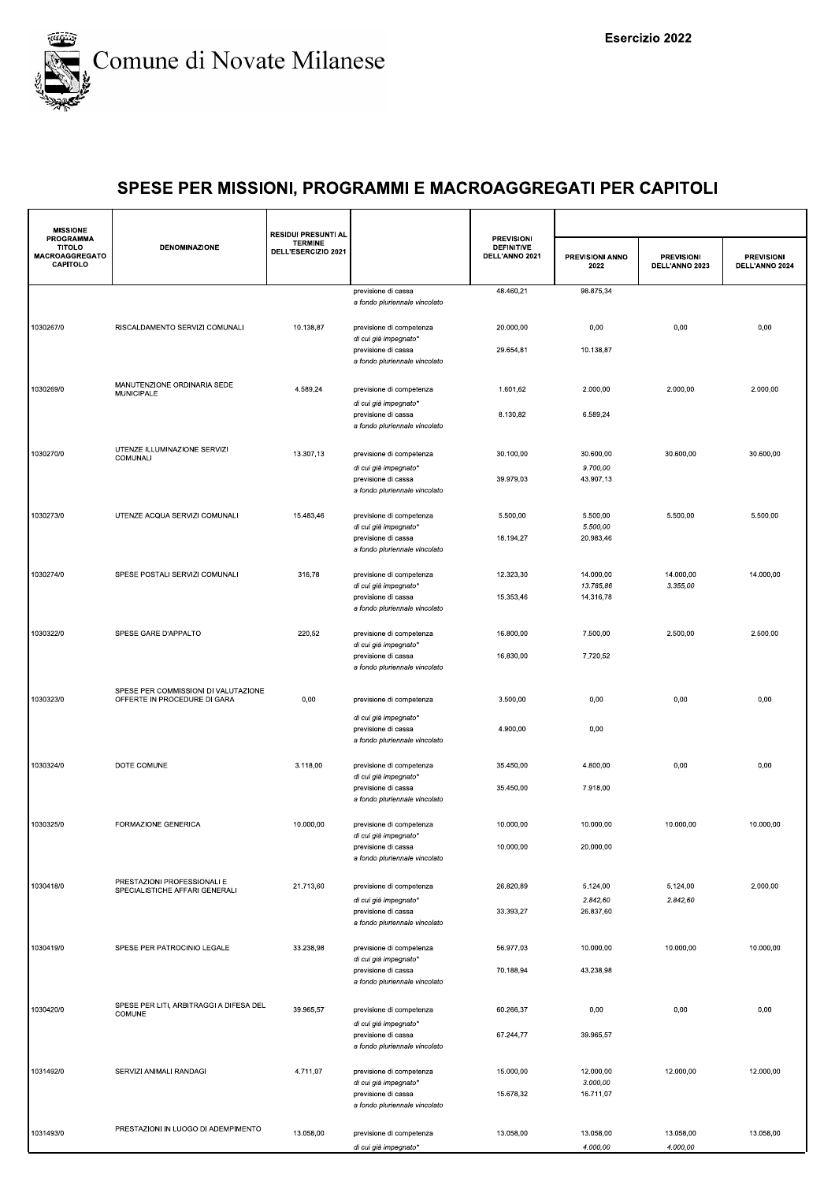Comune di Novate Milanese

Esercizio 2022

# SPESE PER MISSIONI, PROGRAMMI E MACROAGGREGATI PER CAPITOLI

| MISSIONE PROGRAMMA TITOLO MACROAGGREGATO CAPITOLO | DENOMINAZIONE | RESIDUI PRESUNTI AL TERMINE DELL'ESERCIZIO 2021 | | PREVISIONI DEFINITIVE DELL'ANNO 2021 | PREVISIONI ANNO 2022 | PREVISIONI DELL'ANNO 2023 | PREVISIONI DELL'ANNO 2024 |
|---|---|---|---|---|---|---|---|
| | | | previsione di cassa | 48.460,21 | 98.875,34 | | |
| | | | *a fondo pluriennale vincolato* | | | | |
| 1030267/0 | RISCALDAMENTO SERVIZI COMUNALI | 10.138,87 | previsione di competenza | 20.000,00 | 0,00 | 0,00 | 0,00 |
| | | | *di cui già impegnato** | | | | |
| | | | previsione di cassa | 29.654,81 | 10.138,87 | | |
| | | | *a fondo pluriennale vincolato* | | | | |
| 1030269/0 | MANUTENZIONE ORDINARIA SEDE MUNICIPALE | 4.589,24 | previsione di competenza | 1.601,62 | 2.000,00 | 2.000,00 | 2.000,00 |
| | | | *di cui già impegnato** | | | | |
| | | | previsione di cassa | 8.130,82 | 6.589,24 | | |
| | | | *a fondo pluriennale vincolato* | | | | |
| 1030270/0 | UTENZE ILLUMINAZIONE SERVIZI COMUNALI | 13.307,13 | previsione di competenza | 30.100,00 | 30.600,00 | 30.600,00 | 30.600,00 |
| | | | *di cui già impegnato** | | *9.700,00* | | |
| | | | previsione di cassa | 39.979,03 | 43.907,13 | | |
| | | | *a fondo pluriennale vincolato* | | | | |
| 1030273/0 | UTENZE ACQUA SERVIZI COMUNALI | 15.483,46 | previsione di competenza | 5.500,00 | 5.500,00 | 5.500,00 | 5.500,00 |
| | | | *di cui già impegnato** | | *5.500,00* | | |
| | | | previsione di cassa | 18.194,27 | 20.983,46 | | |
| | | | *a fondo pluriennale vincolato* | | | | |
| 1030274/0 | SPESE POSTALI SERVIZI COMUNALI | 316,78 | previsione di competenza | 12.323,30 | 14.000,00 | 14.000,00 | 14.000,00 |
| | | | *di cui già impegnato** | | *13.785,86* | *3.355,00* | |
| | | | previsione di cassa | 15.353,46 | 14.316,78 | | |
| | | | *a fondo pluriennale vincolato* | | | | |
| 1030322/0 | SPESE GARE D'APPALTO | 220,52 | previsione di competenza | 16.800,00 | 7.500,00 | 2.500,00 | 2.500,00 |
| | | | *di cui già impegnato** | | | | |
| | | | previsione di cassa | 16.830,00 | 7.720,52 | | |
| | | | *a fondo pluriennale vincolato* | | | | |
| 1030323/0 | SPESE PER COMMISSIONI DI VALUTAZIONE OFFERTE IN PROCEDURE DI GARA | 0,00 | previsione di competenza | 3.500,00 | 0,00 | 0,00 | 0,00 |
| | | | *di cui già impegnato** | | | | |
| | | | previsione di cassa | 4.900,00 | 0,00 | | |
| | | | *a fondo pluriennale vincolato* | | | | |
| 1030324/0 | DOTE COMUNE | 3.118,00 | previsione di competenza | 35.450,00 | 4.800,00 | 0,00 | 0,00 |
| | | | *di cui già impegnato** | | | | |
| | | | previsione di cassa | 35.450,00 | 7.918,00 | | |
| | | | *a fondo pluriennale vincolato* | | | | |
| 1030325/0 | FORMAZIONE GENERICA | 10.000,00 | previsione di competenza | 10.000,00 | 10.000,00 | 10.000,00 | 10.000,00 |
| | | | *di cui già impegnato** | | | | |
| | | | previsione di cassa | 10.000,00 | 20.000,00 | | |
| | | | *a fondo pluriennale vincolato* | | | | |
| 1030418/0 | PRESTAZIONI PROFESSIONALI E SPECIALISTICHE AFFARI GENERALI | 21.713,60 | previsione di competenza | 26.820,89 | 5.124,00 | 5.124,00 | 2.000,00 |
| | | | *di cui già impegnato** | | *2.842,60* | *2.842,60* | |
| | | | previsione di cassa | 33.393,27 | 26.837,60 | | |
| | | | *a fondo pluriennale vincolato* | | | | |
| 1030419/0 | SPESE PER PATROCINIO LEGALE | 33.238,98 | previsione di competenza | 56.977,03 | 10.000,00 | 10.000,00 | 10.000,00 |
| | | | *di cui già impegnato** | | | | |
| | | | previsione di cassa | 70.188,94 | 43.238,98 | | |
| | | | *a fondo pluriennale vincolato* | | | | |
| 1030420/0 | SPESE PER LITI, ARBITRAGGI A DIFESA DEL COMUNE | 39.965,57 | previsione di competenza | 60.266,37 | 0,00 | 0,00 | 0,00 |
| | | | *di cui già impegnato** | | | | |
| | | | previsione di cassa | 67.244,77 | 39.965,57 | | |
| | | | *a fondo pluriennale vincolato* | | | | |
| 1031492/0 | SERVIZI ANIMALI RANDAGI | 4.711,07 | previsione di competenza | 15.000,00 | 12.000,00 | 12.000,00 | 12.000,00 |
| | | | *di cui già impegnato** | | *3.000,00* | | |
| | | | previsione di cassa | 15.678,32 | 16.711,07 | | |
| | | | *a fondo pluriennale vincolato* | | | | |
| 1031493/0 | PRESTAZIONI IN LUOGO DI ADEMPIMENTO | 13.058,00 | previsione di competenza | 13.058,00 | 13.058,00 | 13.058,00 | 13.058,00 |
| | | | *di cui già impegnato** | | *4.000,00* | *4.000,00* | |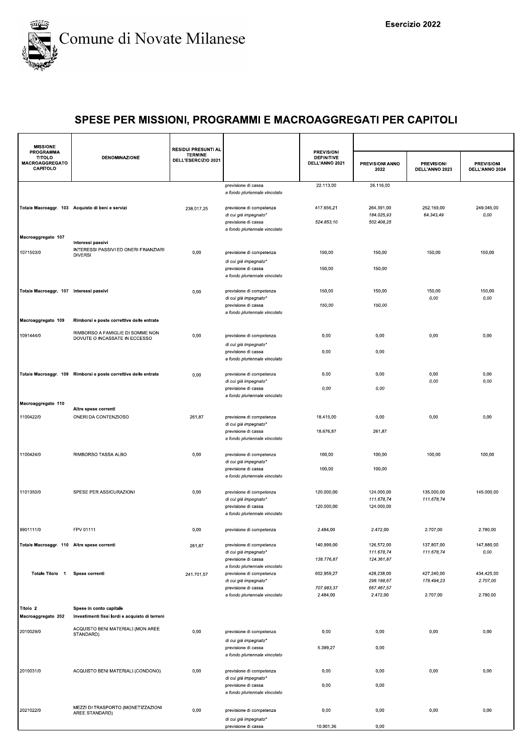Esercizio 2022

# Comune di Novate Milanese

## SPESE PER MISSIONI, PROGRAMMI E MACROAGGREGATI PER CAPITOLI

| MISSIONE PROGRAMMA TITOLO MACROAGGREGATO CAPITOLO | DENOMINAZIONE | RESIDUI PRESUNTI AL TERMINE DELL'ESERCIZIO 2021 | | PREVISIONI DEFINITIVE DELL'ANNO 2021 | PREVISIONI ANNO 2022 | PREVISIONI DELL'ANNO 2023 | PREVISIONI DELL'ANNO 2024 |
|---|---|---|---|---|---|---|---|
| | | | previsione di cassa | 22.113,00 | 26.116,00 | | |
| | | | *a fondo pluriennale vincolato* | | | | |
| Totale Macroaggr. 103 | Acquisto di beni e servizi | 238.017,25 | previsione di competenza | 417.656,21 | 264.391,00 | 252.169,00 | 249.045,00 |
| | | | *di cui già impegnato** | | *184.025,93* | *64.343,49* | *0,00* |
| | | | previsione di cassa | *524.853,10* | *502.408,25* | | |
| | | | *a fondo pluriennale vincolato* | | | | |
| Macroaggregato 107 | Interessi passivi | | | | | | |
| 1071503/0 | INTERESSI PASSIVI ED ONERI FINANZIARI DIVERSI | 0,00 | previsione di competenza | 150,00 | 150,00 | 150,00 | 150,00 |
| | | | *di cui già impegnato** | | | | |
| | | | previsione di cassa | 150,00 | 150,00 | | |
| | | | *a fondo pluriennale vincolato* | | | | |
| Totale Macroaggr. 107 | Interessi passivi | 0,00 | previsione di competenza | 150,00 | 150,00 | 150,00 | 150,00 |
| | | | *di cui già impegnato** | | | *0,00* | *0,00* |
| | | | previsione di cassa | *150,00* | *150,00* | | |
| | | | *a fondo pluriennale vincolato* | | | | |
| Macroaggregato 109 | Rimborsi e poste correttive delle entrate | | | | | | |
| 1091444/0 | RIMBORSO A FAMIGLIE DI SOMME NON DOVUTE O INCASSATE IN ECCESSO | 0,00 | previsione di competenza | 0,00 | 0,00 | 0,00 | 0,00 |
| | | | *di cui già impegnato** | | | | |
| | | | previsione di cassa | 0,00 | 0,00 | | |
| | | | *a fondo pluriennale vincolato* | | | | |
| Totale Macroaggr. 109 | Rimborsi e poste correttive delle entrate | 0,00 | previsione di competenza | 0,00 | 0,00 | 0,00 | 0,00 |
| | | | *di cui già impegnato** | | | *0,00* | *0,00* |
| | | | previsione di cassa | *0,00* | *0,00* | | |
| | | | *a fondo pluriennale vincolato* | | | | |
| Macroaggregato 110 | Altre spese correnti | | | | | | |
| 1100422/0 | ONERI DA CONTENZIOSO | 261,87 | previsione di competenza | 18.415,00 | 0,00 | 0,00 | 0,00 |
| | | | *di cui già impegnato** | | | | |
| | | | previsione di cassa | 18.676,87 | 261,87 | | |
| | | | *a fondo pluriennale vincolato* | | | | |
| 1100424/0 | RIMBORSO TASSA ALBO | 0,00 | previsione di competenza | 100,00 | 100,00 | 100,00 | 100,00 |
| | | | *di cui già impegnato** | | | | |
| | | | previsione di cassa | 100,00 | 100,00 | | |
| | | | *a fondo pluriennale vincolato* | | | | |
| 1101350/0 | SPESE PER ASSICURAZIONI | 0,00 | previsione di competenza | 120.000,00 | 124.000,00 | 135.000,00 | 145.000,00 |
| | | | *di cui già impegnato** | | *111.678,74* | *111.678,74* | |
| | | | previsione di cassa | 120.000,00 | 124.000,00 | | |
| | | | *a fondo pluriennale vincolato* | | | | |
| 9901111/0 | FPV 01111 | 0,00 | previsione di competenza | 2.484,00 | 2.472,00 | 2.707,00 | 2.780,00 |
| Totale Macroaggr. 110 | Altre spese correnti | 261,87 | previsione di competenza | 140.999,00 | 126.572,00 | 137.807,00 | 147.880,00 |
| | | | *di cui già impegnato** | | *111.678,74* | *111.678,74* | *0,00* |
| | | | previsione di cassa | *138.776,87* | *124.361,87* | | |
| | | | *a fondo pluriennale vincolato* | | | | |
| Totale Titolo 1 | Spese correnti | 241.701,57 | previsione di competenza | 602.959,27 | 428.238,00 | 427.240,00 | 434.425,00 |
| | | | *di cui già impegnato** | | *298.188,67* | *178.494,23* | *2.707,00* |
| | | | previsione di cassa | *707.983,37* | *667.467,57* | | |
| | | | *a fondo pluriennale vincolato* | 2.484,00 | 2.472,00 | 2.707,00 | 2.780,00 |
| Titolo 2 | Spese in conto capitale | | | | | | |
| Macroaggregato 202 | Investimenti fissi lordi e acquisto di terreni | | | | | | |
| 2010029/0 | ACQUISTO BENI MATERIALI (MON AREE STANDARD) | 0,00 | previsione di competenza | 0,00 | 0,00 | 0,00 | 0,00 |
| | | | *di cui già impegnato** | | | | |
| | | | previsione di cassa | 5.399,27 | 0,00 | | |
| | | | *a fondo pluriennale vincolato* | | | | |
| 2010031/0 | ACQUISTO BENI MATERIALI (CONDONO) | 0,00 | previsione di competenza | 0,00 | 0,00 | 0,00 | 0,00 |
| | | | *di cui già impegnato** | | | | |
| | | | previsione di cassa | 0,00 | 0,00 | | |
| | | | *a fondo pluriennale vincolato* | | | | |
| 2021022/0 | MEZZI DI TRASPORTO (MONETIZZAZIONI AREE STANDARD) | 0,00 | previsione di competenza | 0,00 | 0,00 | 0,00 | 0,00 |
| | | | *di cui già impegnato** | | | | |
| | | | previsione di cassa | 10.901,36 | 0,00 | | |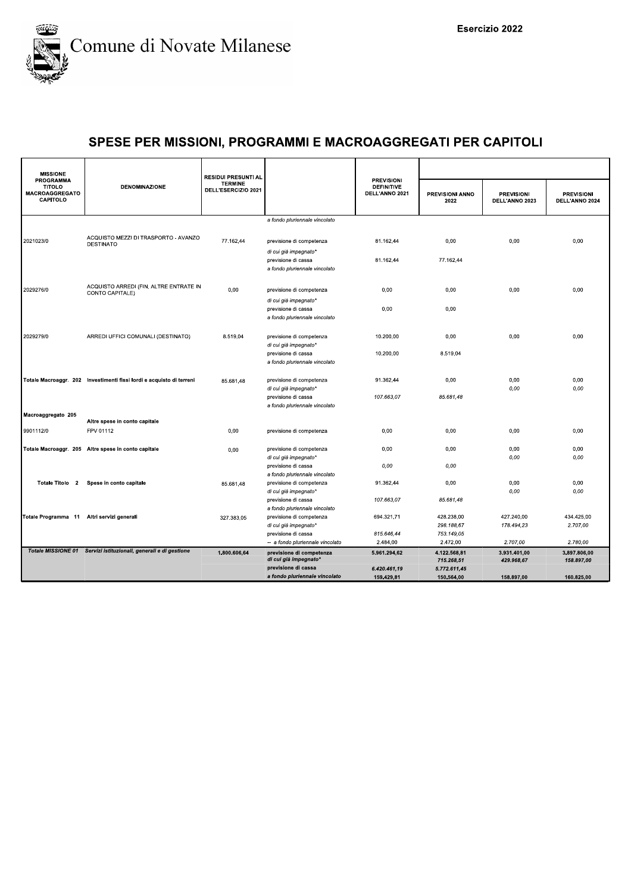Comune di Novate Milanese

Esercizio 2022

## SPESE PER MISSIONI, PROGRAMMI E MACROAGGREGATI PER CAPITOLI

| MISSIONE PROGRAMMA TITOLO MACROAGGREGATO CAPITOLO | DENOMINAZIONE | RESIDUI PRESUNTI AL TERMINE DELL'ESERCIZIO 2021 | | PREVISIONI DEFINITIVE DELL'ANNO 2021 | PREVISIONI ANNO 2022 | PREVISIONI DELL'ANNO 2023 | PREVISIONI DELL'ANNO 2024 |
|---|---|---|---|---|---|---|---|
| | | | a fondo pluriennale vincolato | | | | |
| 2021023/0 | ACQUISTO MEZZI DI TRASPORTO - AVANZO DESTINATO | 77.162,44 | previsione di competenza | 81.162,44 | 0,00 | 0,00 | 0,00 |
| | | | di cui già impegnato* | | | | |
| | | | previsione di cassa | 81.162,44 | 77.162,44 | | |
| | | | a fondo pluriennale vincolato | | | | |
| 2029276/0 | ACQUISTO ARREDI (FIN. ALTRE ENTRATE IN CONTO CAPITALE) | 0,00 | previsione di competenza | 0,00 | 0,00 | 0,00 | 0,00 |
| | | | di cui già impegnato* | | | | |
| | | | previsione di cassa | 0,00 | 0,00 | | |
| | | | a fondo pluriennale vincolato | | | | |
| 2029279/0 | ARREDI UFFICI COMUNALI (DESTINATO) | 8.519,04 | previsione di competenza | 10.200,00 | 0,00 | 0,00 | 0,00 |
| | | | di cui già impegnato* | | | | |
| | | | previsione di cassa | 10.200,00 | 8.519,04 | | |
| | | | a fondo pluriennale vincolato | | | | |
| Totale Macroaggr. 202 | Investimenti fissi lordi e acquisto di terreni | 85.681,48 | previsione di competenza | 91.362,44 | 0,00 | 0,00 | 0,00 |
| | | | di cui già impegnato* | | | 0,00 | 0,00 |
| | | | previsione di cassa | 107.663,07 | 85.681,48 | | |
| | | | a fondo pluriennale vincolato | | | | |
| Macroaggregato 205 | Altre spese in conto capitale | | | | | | |
| 9901112/0 | FPV 01112 | 0,00 | previsione di competenza | 0,00 | 0,00 | 0,00 | 0,00 |
| Totale Macroaggr. 205 | Altre spese in conto capitale | 0,00 | previsione di competenza | 0,00 | 0,00 | 0,00 | 0,00 |
| | | | di cui già impegnato* | | | 0,00 | 0,00 |
| | | | previsione di cassa | 0,00 | 0,00 | | |
| | | | a fondo pluriennale vincolato | | | | |
| Totale Titolo 2 | Spese in conto capitale | 85.681,48 | previsione di competenza | 91.362,44 | 0,00 | 0,00 | 0,00 |
| | | | di cui già impegnato* | | | 0,00 | 0,00 |
| | | | previsione di cassa | 107.663,07 | 85.681,48 | | |
| | | | a fondo pluriennale vincolato | | | | |
| Totale Programma 11 | Altri servizi generali | 327.383,05 | previsione di competenza | 694.321,71 | 428.238,00 | 427.240,00 | 434.425,00 |
| | | | di cui già impegnato* | | 298.188,67 | 178.494,23 | 2.707,00 |
| | | | previsione di cassa | 815.646,44 | 753.149,05 | | |
| | | | -- a fondo pluriennale vincolato | 2.484,00 | 2.472,00 | 2.707,00 | 2.780,00 |
| Totale MISSIONE 01 | Servizi istituzionali, generali e di gestione | 1.800.606,64 | previsione di competenza | 5.961.294,62 | 4.122.568,81 | 3.931.401,00 | 3.897.806,00 |
| | | | di cui già impegnato* | | 715.268,51 | 429.968,67 | 158.897,00 |
| | | | previsione di cassa | 6.420.461,19 | 5.772.611,45 | | |
| | | | a fondo pluriennale vincolato | 159.429,81 | 150.564,00 | 158.897,00 | 160.825,00 |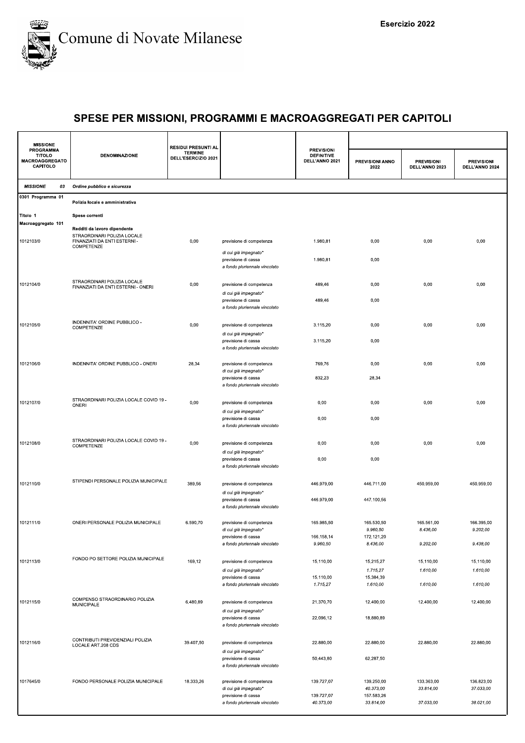Comune di Novate Milanese

Esercizio 2022

# SPESE PER MISSIONI, PROGRAMMI E MACROAGGREGATI PER CAPITOLI

| MISSIONE PROGRAMMA TITOLO MACROAGGREGATO CAPITOLO | DENOMINAZIONE | RESIDUI PRESUNTI AL TERMINE DELL'ESERCIZIO 2021 | | PREVISIONI DEFINITIVE DELL'ANNO 2021 | PREVISIONI ANNO 2022 | PREVISIONI DELL'ANNO 2023 | PREVISIONI DELL'ANNO 2024 |
|---|---|---|---|---|---|---|---|
| *MISSIONE 03* | *Ordine pubblico e sicurezza* | | | | | | |
| 0301 Programma 01 | Polizia locale e amministrativa | | | | | | |
| Titolo 1 | Spese correnti | | | | | | |
| Macroaggregato 101 | Redditi da lavoro dipendente | | | | | | |
| 1012103/0 | STRAORDINARI POLIZIA LOCALE FINANZIATI DA ENTI ESTERNI - COMPETENZE | 0,00 | previsione di competenza | 1.980,81 | 0,00 | 0,00 | 0,00 |
| | | | *di cui già impegnato** | | | | |
| | | | previsione di cassa | 1.980,81 | 0,00 | | |
| | | | *a fondo pluriennale vincolato* | | | | |
| 1012104/0 | STRAORDINARI POLIZIA LOCALE FINANZIATI DA ENTI ESTERNI - ONERI | 0,00 | previsione di competenza | 489,46 | 0,00 | 0,00 | 0,00 |
| | | | *di cui già impegnato** | | | | |
| | | | previsione di cassa | 489,46 | 0,00 | | |
| | | | *a fondo pluriennale vincolato* | | | | |
| 1012105/0 | INDENNITA' ORDINE PUBBLICO - COMPETENZE | 0,00 | previsione di competenza | 3.115,20 | 0,00 | 0,00 | 0,00 |
| | | | *di cui già impegnato** | | | | |
| | | | previsione di cassa | 3.115,20 | 0,00 | | |
| | | | *a fondo pluriennale vincolato* | | | | |
| 1012106/0 | INDENNITA' ORDINE PUBBLICO - ONERI | 28,34 | previsione di competenza | 769,76 | 0,00 | 0,00 | 0,00 |
| | | | *di cui già impegnato** | | | | |
| | | | previsione di cassa | 832,23 | 28,34 | | |
| | | | *a fondo pluriennale vincolato* | | | | |
| 1012107/0 | STRAORDINARI POLIZIA LOCALE COVID 19 - ONERI | 0,00 | previsione di competenza | 0,00 | 0,00 | 0,00 | 0,00 |
| | | | *di cui già impegnato** | | | | |
| | | | previsione di cassa | 0,00 | 0,00 | | |
| | | | *a fondo pluriennale vincolato* | | | | |
| 1012108/0 | STRAORDINARI POLIZIA LOCALE COVID 19 - COMPETENZE | 0,00 | previsione di competenza | 0,00 | 0,00 | 0,00 | 0,00 |
| | | | *di cui già impegnato** | | | | |
| | | | previsione di cassa | 0,00 | 0,00 | | |
| | | | *a fondo pluriennale vincolato* | | | | |
| 1012110/0 | STIPENDI PERSONALE POLIZIA MUNICIPALE | 389,56 | previsione di competenza | 446.979,00 | 446.711,00 | 450.959,00 | 450.959,00 |
| | | | *di cui già impegnato** | | | | |
| | | | previsione di cassa | 446.979,00 | 447.100,56 | | |
| | | | *a fondo pluriennale vincolato* | | | | |
| 1012111/0 | ONERI PERSONALE POLIZIA MUNICIPALE | 6.590,70 | previsione di competenza | 165.985,50 | 165.530,50 | 165.561,00 | 166.395,00 |
| | | | *di cui già impegnato** | | *9.960,50* | *8.436,00* | *9.202,00* |
| | | | previsione di cassa | 166.158,14 | 172.121,20 | | |
| | | | *a fondo pluriennale vincolato* | *9.960,50* | *8.436,00* | *9.202,00* | *9.438,00* |
| 1012113/0 | FONDO PO SETTORE POLIZIA MUNICIPALE | 169,12 | previsione di competenza | 15.110,00 | 15.215,27 | 15.110,00 | 15.110,00 |
| | | | *di cui già impegnato** | | *1.715,27* | *1.610,00* | *1.610,00* |
| | | | previsione di cassa | 15.110,00 | 15.384,39 | | |
| | | | *a fondo pluriennale vincolato* | *1.715,27* | *1.610,00* | *1.610,00* | *1.610,00* |
| 1012115/0 | COMPENSO STRAORDINARIO POLIZIA MUNICIPALE | 6.480,89 | previsione di competenza | 21.370,70 | 12.400,00 | 12.400,00 | 12.400,00 |
| | | | *di cui già impegnato** | | | | |
| | | | previsione di cassa | 22.096,12 | 18.880,89 | | |
| | | | *a fondo pluriennale vincolato* | | | | |
| 1012116/0 | CONTRIBUTI PREVIDENZIALI POLIZIA LOCALE ART.208 CDS | 39.407,50 | previsione di competenza | 22.880,00 | 22.880,00 | 22.880,00 | 22.880,00 |
| | | | *di cui già impegnato** | | | | |
| | | | previsione di cassa | 50.443,80 | 62.287,50 | | |
| | | | *a fondo pluriennale vincolato* | | | | |
| 1017645/0 | FONDO PERSONALE POLIZIA MUNICIPALE | 18.333,26 | previsione di competenza | 139.727,07 | 139.250,00 | 133.363,00 | 136.823,00 |
| | | | *di cui già impegnato** | | *40.373,00* | *33.814,00* | *37.033,00* |
| | | | previsione di cassa | 139.727,07 | 157.583,26 | | |
| | | | *a fondo pluriennale vincolato* | *40.373,00* | *33.814,00* | *37.033,00* | *38.021,00* |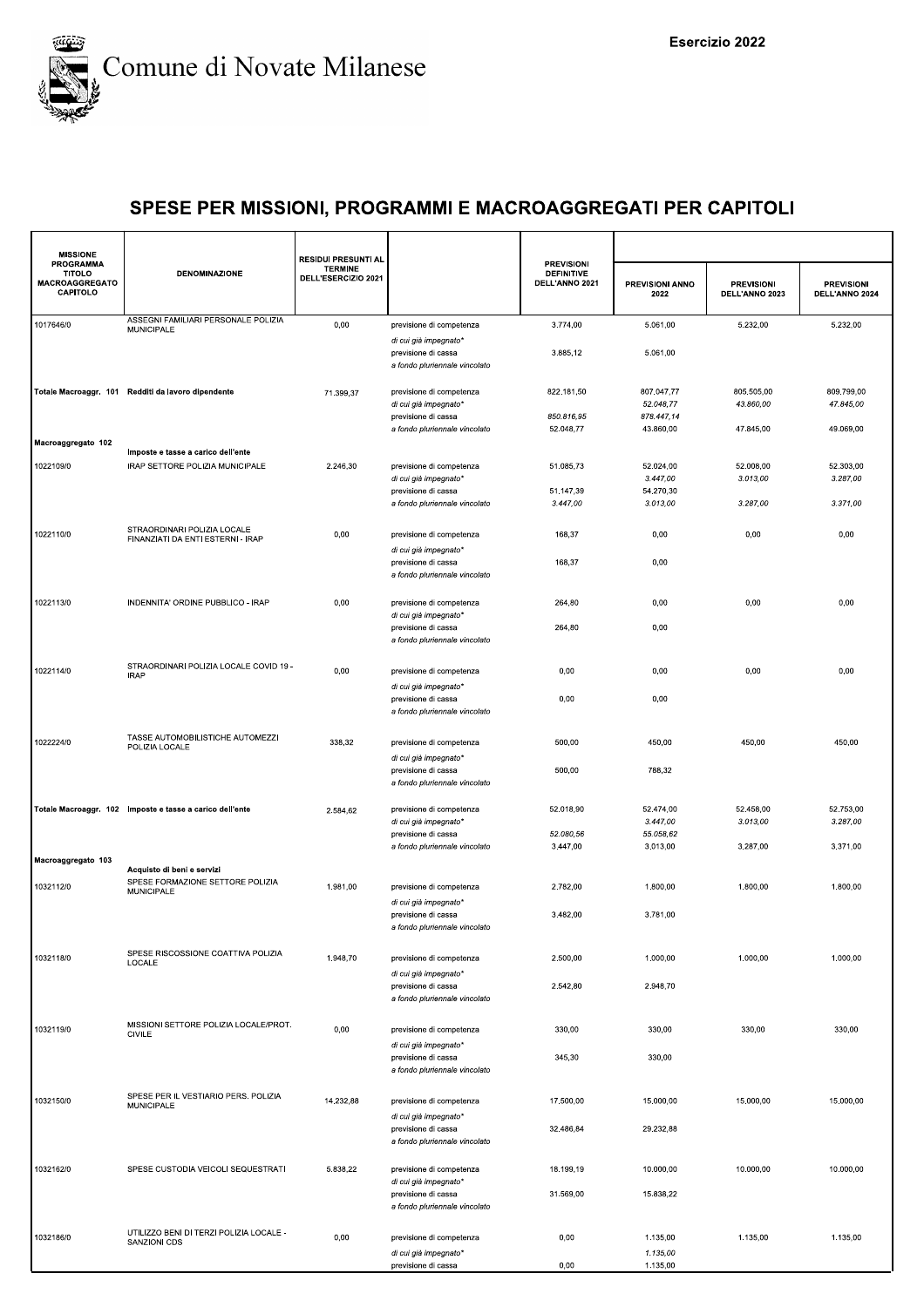Comune di Novate Milanese

Esercizio 2022

# SPESE PER MISSIONI, PROGRAMMI E MACROAGGREGATI PER CAPITOLI

| MISSIONE PROGRAMMA TITOLO MACROAGGREGATO CAPITOLO | DENOMINAZIONE | RESIDUI PRESUNTI AL TERMINE DELL'ESERCIZIO 2021 | | PREVISIONI DEFINITIVE DELL'ANNO 2021 | PREVISIONI ANNO 2022 | PREVISIONI DELL'ANNO 2023 | PREVISIONI DELL'ANNO 2024 |
|---|---|---|---|---|---|---|---|
| 1017646/0 | ASSEGNI FAMILIARI PERSONALE POLIZIA MUNICIPALE | 0,00 | previsione di competenza | 3.774,00 | 5.061,00 | 5.232,00 | 5.232,00 |
| | | | *di cui già impegnato** | | | | |
| | | | previsione di cassa | 3.885,12 | 5.061,00 | | |
| | | | *a fondo pluriennale vincolato* | | | | |
| Totale Macroaggr. 101 | Redditi da lavoro dipendente | 71.399,37 | previsione di competenza | 822.181,50 | 807.047,77 | 805.505,00 | 809.799,00 |
| | | | *di cui già impegnato** | | *52.048,77* | *43.860,00* | *47.845,00* |
| | | | previsione di cassa | *850.816,95* | *878.447,14* | | |
| | | | *a fondo pluriennale vincolato* | 52.048,77 | 43.860,00 | 47.845,00 | 49.069,00 |
| Macroaggregato 102 | Imposte e tasse a carico dell'ente | | | | | | |
| 1022109/0 | IRAP SETTORE POLIZIA MUNICIPALE | 2.246,30 | previsione di competenza | 51.085,73 | 52.024,00 | 52.008,00 | 52.303,00 |
| | | | *di cui già impegnato** | | *3.447,00* | *3.013,00* | *3.287,00* |
| | | | previsione di cassa | 51.147,39 | 54.270,30 | | |
| | | | *a fondo pluriennale vincolato* | *3.447,00* | *3.013,00* | *3.287,00* | *3.371,00* |
| 1022110/0 | STRAORDINARI POLIZIA LOCALE FINANZIATI DA ENTI ESTERNI - IRAP | 0,00 | previsione di competenza | 168,37 | 0,00 | 0,00 | 0,00 |
| | | | *di cui già impegnato** | | | | |
| | | | previsione di cassa | 168,37 | 0,00 | | |
| | | | *a fondo pluriennale vincolato* | | | | |
| 1022113/0 | INDENNITA' ORDINE PUBBLICO - IRAP | 0,00 | previsione di competenza | 264,80 | 0,00 | 0,00 | 0,00 |
| | | | *di cui già impegnato** | | | | |
| | | | previsione di cassa | 264,80 | 0,00 | | |
| | | | *a fondo pluriennale vincolato* | | | | |
| 1022114/0 | STRAORDINARI POLIZIA LOCALE COVID 19 - IRAP | 0,00 | previsione di competenza | 0,00 | 0,00 | 0,00 | 0,00 |
| | | | *di cui già impegnato** | | | | |
| | | | previsione di cassa | 0,00 | 0,00 | | |
| | | | *a fondo pluriennale vincolato* | | | | |
| 1022224/0 | TASSE AUTOMOBILISTICHE AUTOMEZZI POLIZIA LOCALE | 338,32 | previsione di competenza | 500,00 | 450,00 | 450,00 | 450,00 |
| | | | *di cui già impegnato** | | | | |
| | | | previsione di cassa | 500,00 | 788,32 | | |
| | | | *a fondo pluriennale vincolato* | | | | |
| Totale Macroaggr. 102 | Imposte e tasse a carico dell'ente | 2.584,62 | previsione di competenza | 52.018,90 | 52.474,00 | 52.458,00 | 52.753,00 |
| | | | *di cui già impegnato** | | *3.447,00* | *3.013,00* | *3.287,00* |
| | | | previsione di cassa | *52.080,56* | *55.058,62* | | |
| | | | *a fondo pluriennale vincolato* | 3.447,00 | 3.013,00 | 3.287,00 | 3.371,00 |
| Macroaggregato 103 | Acquisto di beni e servizi | | | | | | |
| 1032112/0 | SPESE FORMAZIONE SETTORE POLIZIA MUNICIPALE | 1.981,00 | previsione di competenza | 2.782,00 | 1.800,00 | 1.800,00 | 1.800,00 |
| | | | *di cui già impegnato** | | | | |
| | | | previsione di cassa | 3.482,00 | 3.781,00 | | |
| | | | *a fondo pluriennale vincolato* | | | | |
| 1032118/0 | SPESE RISCOSSIONE COATTIVA POLIZIA LOCALE | 1.948,70 | previsione di competenza | 2.500,00 | 1.000,00 | 1.000,00 | 1.000,00 |
| | | | *di cui già impegnato** | | | | |
| | | | previsione di cassa | 2.542,80 | 2.948,70 | | |
| | | | *a fondo pluriennale vincolato* | | | | |
| 1032119/0 | MISSIONI SETTORE POLIZIA LOCALE/PROT. CIVILE | 0,00 | previsione di competenza | 330,00 | 330,00 | 330,00 | 330,00 |
| | | | *di cui già impegnato** | | | | |
| | | | previsione di cassa | 345,30 | 330,00 | | |
| | | | *a fondo pluriennale vincolato* | | | | |
| 1032150/0 | SPESE PER IL VESTIARIO PERS. POLIZIA MUNICIPALE | 14.232,88 | previsione di competenza | 17.500,00 | 15.000,00 | 15.000,00 | 15.000,00 |
| | | | *di cui già impegnato** | | | | |
| | | | previsione di cassa | 32.486,84 | 29.232,88 | | |
| | | | *a fondo pluriennale vincolato* | | | | |
| 1032162/0 | SPESE CUSTODIA VEICOLI SEQUESTRATI | 5.838,22 | previsione di competenza | 18.199,19 | 10.000,00 | 10.000,00 | 10.000,00 |
| | | | *di cui già impegnato** | | | | |
| | | | previsione di cassa | 31.569,00 | 15.838,22 | | |
| | | | *a fondo pluriennale vincolato* | | | | |
| 1032186/0 | UTILIZZO BENI DI TERZI POLIZIA LOCALE - SANZIONI CDS | 0,00 | previsione di competenza | 0,00 | 1.135,00 | 1.135,00 | 1.135,00 |
| | | | *di cui già impegnato** | | *1.135,00* | | |
| | | | previsione di cassa | 0,00 | 1.135,00 | | |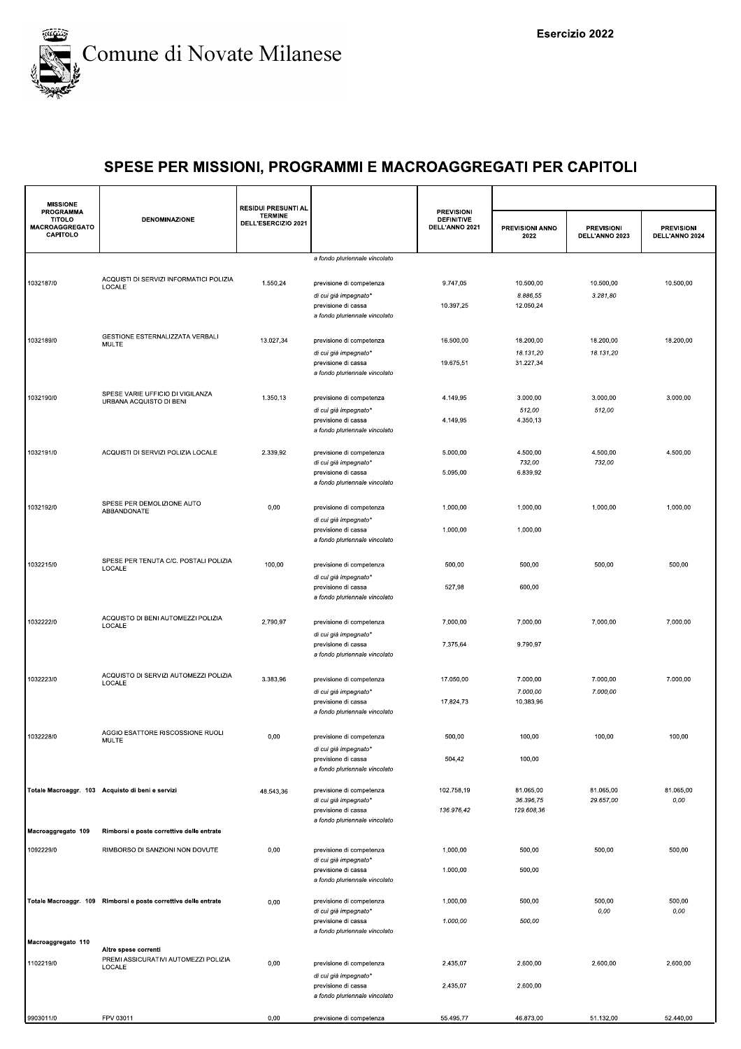# Comune di Novate Milanese

Esercizio 2022

## SPESE PER MISSIONI, PROGRAMMI E MACROAGGREGATI PER CAPITOLI

| MISSIONE PROGRAMMA TITOLO MACROAGGREGATO CAPITOLO | DENOMINAZIONE | RESIDUI PRESUNTI AL TERMINE DELL'ESERCIZIO 2021 | | PREVISIONI DEFINITIVE DELL'ANNO 2021 | PREVISIONI ANNO 2022 | PREVISIONI DELL'ANNO 2023 | PREVISIONI DELL'ANNO 2024 |
|---|---|---|---|---|---|---|---|
| | | | *a fondo pluriennale vincolato* | | | | |
| 1032187/0 | ACQUISTI DI SERVIZI INFORMATICI POLIZIA LOCALE | 1.550,24 | previsione di competenza | 9.747,05 | 10.500,00 | 10.500,00 | 10.500,00 |
| | | | *di cui già impegnato** | | *8.886,55* | *3.281,80* | |
| | | | previsione di cassa | 10.397,25 | 12.050,24 | | |
| | | | *a fondo pluriennale vincolato* | | | | |
| 1032189/0 | GESTIONE ESTERNALIZZATA VERBALI MULTE | 13.027,34 | previsione di competenza | 16.500,00 | 18.200,00 | 18.200,00 | 18.200,00 |
| | | | *di cui già impegnato** | | *18.131,20* | *18.131,20* | |
| | | | previsione di cassa | 19.675,51 | 31.227,34 | | |
| | | | *a fondo pluriennale vincolato* | | | | |
| 1032190/0 | SPESE VARIE UFFICIO DI VIGILANZA URBANA ACQUISTO DI BENI | 1.350,13 | previsione di competenza | 4.149,95 | 3.000,00 | 3.000,00 | 3.000,00 |
| | | | *di cui già impegnato** | | *512,00* | *512,00* | |
| | | | previsione di cassa | 4.149,95 | 4.350,13 | | |
| | | | *a fondo pluriennale vincolato* | | | | |
| 1032191/0 | ACQUISTI DI SERVIZI POLIZIA LOCALE | 2.339,92 | previsione di competenza | 5.000,00 | 4.500,00 | 4.500,00 | 4.500,00 |
| | | | *di cui già impegnato** | | *732,00* | *732,00* | |
| | | | previsione di cassa | 5.095,00 | 6.839,92 | | |
| | | | *a fondo pluriennale vincolato* | | | | |
| 1032192/0 | SPESE PER DEMOLIZIONE AUTO ABBANDONATE | 0,00 | previsione di competenza | 1.000,00 | 1.000,00 | 1.000,00 | 1.000,00 |
| | | | *di cui già impegnato** | | | | |
| | | | previsione di cassa | 1.000,00 | 1.000,00 | | |
| | | | *a fondo pluriennale vincolato* | | | | |
| 1032215/0 | SPESE PER TENUTA C/C. POSTALI POLIZIA LOCALE | 100,00 | previsione di competenza | 500,00 | 500,00 | 500,00 | 500,00 |
| | | | *di cui già impegnato** | | | | |
| | | | previsione di cassa | 527,98 | 600,00 | | |
| | | | *a fondo pluriennale vincolato* | | | | |
| 1032222/0 | ACQUISTO DI BENI AUTOMEZZI POLIZIA LOCALE | 2.790,97 | previsione di competenza | 7.000,00 | 7.000,00 | 7.000,00 | 7.000,00 |
| | | | *di cui già impegnato** | | | | |
| | | | previsione di cassa | 7.375,64 | 9.790,97 | | |
| | | | *a fondo pluriennale vincolato* | | | | |
| 1032223/0 | ACQUISTO DI SERVIZI AUTOMEZZI POLIZIA LOCALE | 3.383,96 | previsione di competenza | 17.050,00 | 7.000,00 | 7.000,00 | 7.000,00 |
| | | | *di cui già impegnato** | | *7.000,00* | *7.000,00* | |
| | | | previsione di cassa | 17.824,73 | 10.383,96 | | |
| | | | *a fondo pluriennale vincolato* | | | | |
| 1032228/0 | AGGIO ESATTORE RISCOSSIONE RUOLI MULTE | 0,00 | previsione di competenza | 500,00 | 100,00 | 100,00 | 100,00 |
| | | | *di cui già impegnato** | | | | |
| | | | previsione di cassa | 504,42 | 100,00 | | |
| | | | *a fondo pluriennale vincolato* | | | | |
| **Totale Macroaggr. 103** | **Acquisto di beni e servizi** | 48.543,36 | previsione di competenza | 102.758,19 | 81.065,00 | 81.065,00 | 81.065,00 |
| | | | *di cui già impegnato** | | *36.396,75* | *29.657,00* | *0,00* |
| | | | previsione di cassa | *136.976,42* | *129.608,36* | | |
| | | | *a fondo pluriennale vincolato* | | | | |
| **Macroaggregato 109** | **Rimborsi e poste correttive delle entrate** | | | | | | |
| 1092229/0 | RIMBORSO DI SANZIONI NON DOVUTE | 0,00 | previsione di competenza | 1.000,00 | 500,00 | 500,00 | 500,00 |
| | | | *di cui già impegnato** | | | | |
| | | | previsione di cassa | 1.000,00 | 500,00 | | |
| | | | *a fondo pluriennale vincolato* | | | | |
| **Totale Macroaggr. 109** | **Rimborsi e poste correttive delle entrate** | 0,00 | previsione di competenza | 1.000,00 | 500,00 | 500,00 | 500,00 |
| | | | *di cui già impegnato** | | | *0,00* | *0,00* |
| | | | previsione di cassa | *1.000,00* | *500,00* | | |
| | | | *a fondo pluriennale vincolato* | | | | |
| **Macroaggregato 110** | **Altre spese correnti** | | | | | | |
| 1102219/0 | PREMI ASSICURATIVI AUTOMEZZI POLIZIA LOCALE | 0,00 | previsione di competenza | 2.435,07 | 2.600,00 | 2.600,00 | 2.600,00 |
| | | | *di cui già impegnato** | | | | |
| | | | previsione di cassa | 2.435,07 | 2.600,00 | | |
| | | | *a fondo pluriennale vincolato* | | | | |
| 9903011/0 | FPV 03011 | 0,00 | previsione di competenza | 55.495,77 | 46.873,00 | 51.132,00 | 52.440,00 |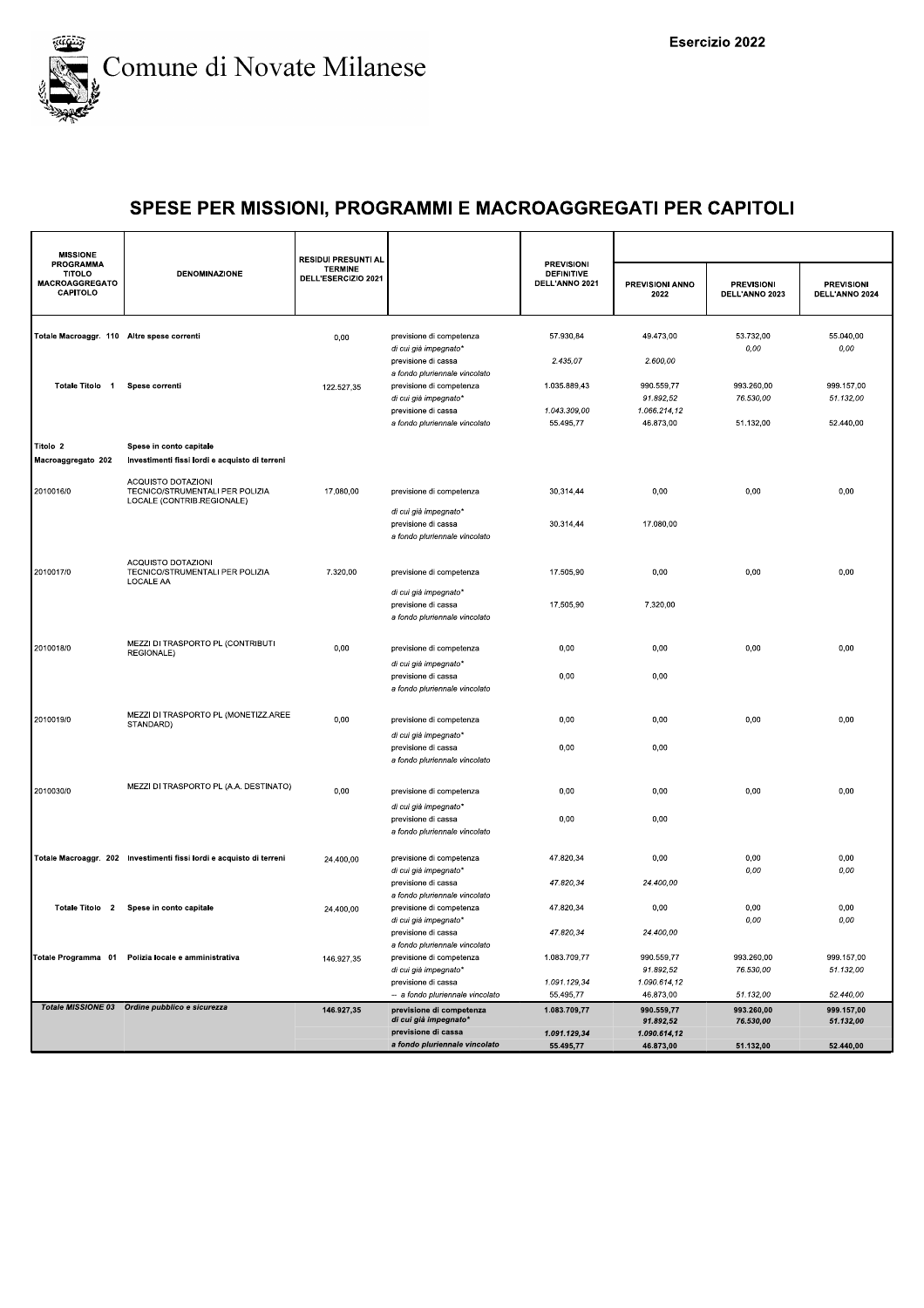# Comune di Novate Milanese

Esercizio 2022

## SPESE PER MISSIONI, PROGRAMMI E MACROAGGREGATI PER CAPITOLI

| MISSIONE PROGRAMMA TITOLO MACROAGGREGATO CAPITOLO | DENOMINAZIONE | RESIDUI PRESUNTI AL TERMINE DELL'ESERCIZIO 2021 | | PREVISIONI DEFINITIVE DELL'ANNO 2021 | PREVISIONI ANNO 2022 | PREVISIONI DELL'ANNO 2023 | PREVISIONI DELL'ANNO 2024 |
|---|---|---|---|---|---|---|---|
| Totale Macroaggr. 110 | Altre spese correnti | 0,00 | previsione di competenza | 57.930,84 | 49.473,00 | 53.732,00 | 55.040,00 |
| | | | *di cui già impegnato** | | | *0,00* | *0,00* |
| | | | previsione di cassa | *2.435,07* | *2.600,00* | | |
| | | | *a fondo pluriennale vincolato* | | | | |
| Totale Titolo 1 | Spese correnti | 122.527,35 | previsione di competenza | 1.035.889,43 | 990.559,77 | 993.260,00 | 999.157,00 |
| | | | *di cui già impegnato** | | *91.892,52* | *76.530,00* | *51.132,00* |
| | | | previsione di cassa | *1.043.309,00* | *1.066.214,12* | | |
| | | | *a fondo pluriennale vincolato* | 55.495,77 | 46.873,00 | 51.132,00 | 52.440,00 |
| Titolo 2 | Spese in conto capitale | | | | | | |
| Macroaggregato 202 | Investimenti fissi lordi e acquisto di terreni | | | | | | |
| 2010016/0 | ACQUISTO DOTAZIONI TECNICO/STRUMENTALI PER POLIZIA LOCALE (CONTRIB.REGIONALE) | 17.080,00 | previsione di competenza | 30.314,44 | 0,00 | 0,00 | 0,00 |
| | | | *di cui già impegnato** | | | | |
| | | | previsione di cassa | 30.314,44 | 17.080,00 | | |
| | | | *a fondo pluriennale vincolato* | | | | |
| 2010017/0 | ACQUISTO DOTAZIONI TECNICO/STRUMENTALI PER POLIZIA LOCALE AA | 7.320,00 | previsione di competenza | 17.505,90 | 0,00 | 0,00 | 0,00 |
| | | | *di cui già impegnato** | | | | |
| | | | previsione di cassa | 17.505,90 | 7.320,00 | | |
| | | | *a fondo pluriennale vincolato* | | | | |
| 2010018/0 | MEZZI DI TRASPORTO PL (CONTRIBUTI REGIONALE) | 0,00 | previsione di competenza | 0,00 | 0,00 | 0,00 | 0,00 |
| | | | *di cui già impegnato** | | | | |
| | | | previsione di cassa | 0,00 | 0,00 | | |
| | | | *a fondo pluriennale vincolato* | | | | |
| 2010019/0 | MEZZI DI TRASPORTO PL (MONETIZZ.AREE STANDARD) | 0,00 | previsione di competenza | 0,00 | 0,00 | 0,00 | 0,00 |
| | | | *di cui già impegnato** | | | | |
| | | | previsione di cassa | 0,00 | 0,00 | | |
| | | | *a fondo pluriennale vincolato* | | | | |
| 2010030/0 | MEZZI DI TRASPORTO PL (A.A. DESTINATO) | 0,00 | previsione di competenza | 0,00 | 0,00 | 0,00 | 0,00 |
| | | | *di cui già impegnato** | | | | |
| | | | previsione di cassa | 0,00 | 0,00 | | |
| | | | *a fondo pluriennale vincolato* | | | | |
| Totale Macroaggr. 202 | Investimenti fissi lordi e acquisto di terreni | 24.400,00 | previsione di competenza | 47.820,34 | 0,00 | 0,00 | 0,00 |
| | | | *di cui già impegnato** | | | *0,00* | *0,00* |
| | | | previsione di cassa | *47.820,34* | *24.400,00* | | |
| | | | *a fondo pluriennale vincolato* | | | | |
| Totale Titolo 2 | Spese in conto capitale | 24.400,00 | previsione di competenza | 47.820,34 | 0,00 | 0,00 | 0,00 |
| | | | *di cui già impegnato** | | | *0,00* | *0,00* |
| | | | previsione di cassa | *47.820,34* | *24.400,00* | | |
| | | | *a fondo pluriennale vincolato* | | | | |
| Totale Programma 01 | Polizia locale e amministrativa | 146.927,35 | previsione di competenza | 1.083.709,77 | 990.559,77 | 993.260,00 | 999.157,00 |
| | | | *di cui già impegnato** | | *91.892,52* | *76.530,00* | *51.132,00* |
| | | | previsione di cassa | *1.091.129,34* | *1.090.614,12* | | |
| | | | -- *a fondo pluriennale vincolato* | 55.495,77 | 46.873,00 | *51.132,00* | *52.440,00* |
| ***Totale MISSIONE 03*** | ***Ordine pubblico e sicurezza*** | **146.927,35** | **previsione di competenza** | **1.083.709,77** | **990.559,77** | **993.260,00** | **999.157,00** |
| | | | ***di cui già impegnato**** | | ***91.892,52*** | ***76.530,00*** | ***51.132,00*** |
| | | | **previsione di cassa** | ***1.091.129,34*** | ***1.090.614,12*** | | |
| | | | ***a fondo pluriennale vincolato*** | **55.495,77** | **46.873,00** | **51.132,00** | **52.440,00** |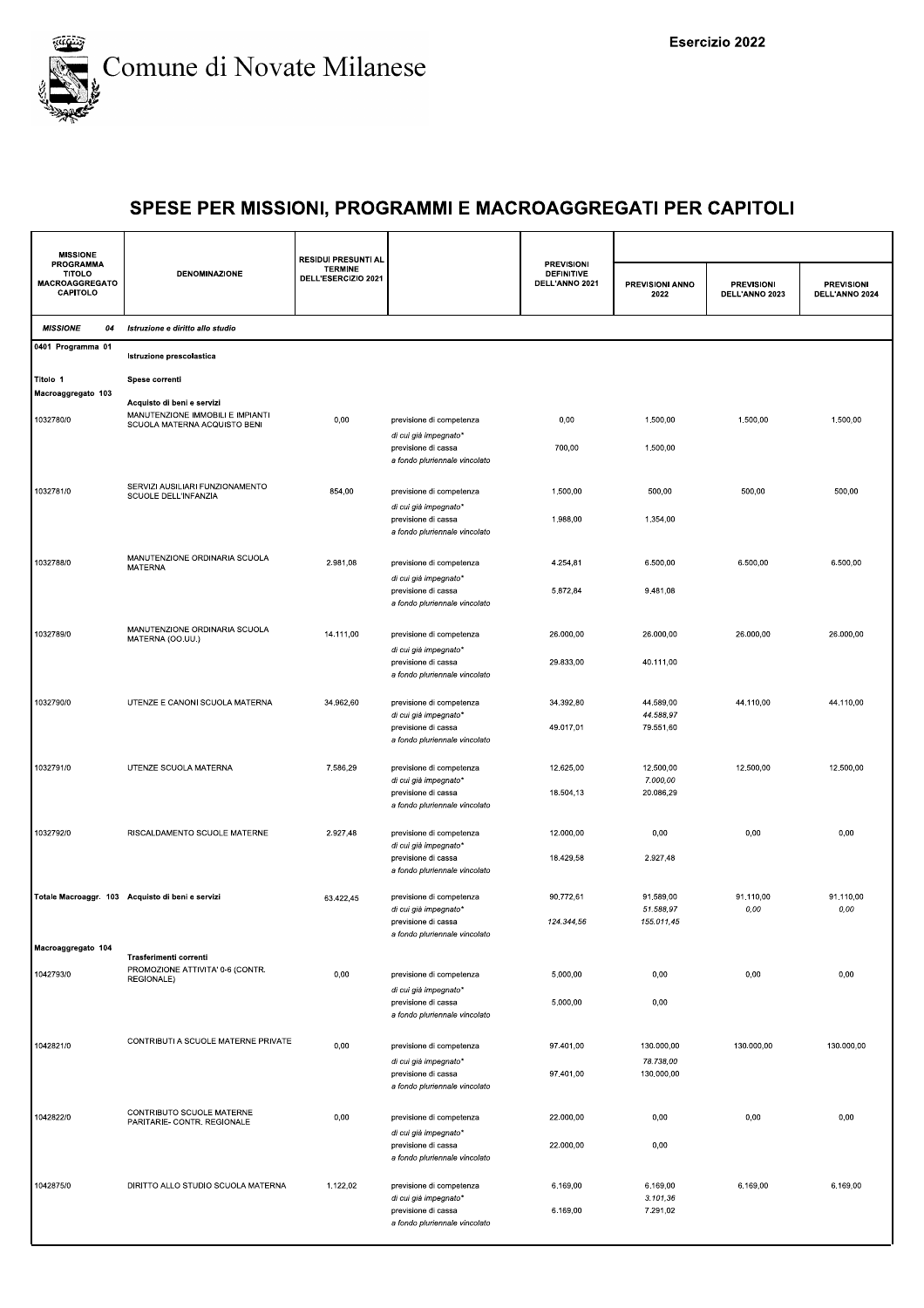Comune di Novate Milanese

Esercizio 2022

# SPESE PER MISSIONI, PROGRAMMI E MACROAGGREGATI PER CAPITOLI

| MISSIONE PROGRAMMA TITOLO MACROAGGREGATO CAPITOLO | DENOMINAZIONE | RESIDUI PRESUNTI AL TERMINE DELL'ESERCIZIO 2021 | | PREVISIONI DEFINITIVE DELL'ANNO 2021 | PREVISIONI ANNO 2022 | PREVISIONI DELL'ANNO 2023 | PREVISIONI DELL'ANNO 2024 |
|---|---|---|---|---|---|---|---|
| *MISSIONE 04* | *Istruzione e diritto allo studio* | | | | | | |
| 0401 Programma 01 | Istruzione prescolastica | | | | | | |
| Titolo 1 | Spese correnti | | | | | | |
| Macroaggregato 103 | Acquisto di beni e servizi | | | | | | |
| 1032780/0 | MANUTENZIONE IMMOBILI E IMPIANTI SCUOLA MATERNA ACQUISTO BENI | 0,00 | previsione di competenza | 0,00 | 1.500,00 | 1.500,00 | 1.500,00 |
| | | | *di cui già impegnato** | | | | |
| | | | previsione di cassa | 700,00 | 1.500,00 | | |
| | | | *a fondo pluriennale vincolato* | | | | |
| 1032781/0 | SERVIZI AUSILIARI FUNZIONAMENTO SCUOLE DELL'INFANZIA | 854,00 | previsione di competenza | 1.500,00 | 500,00 | 500,00 | 500,00 |
| | | | *di cui già impegnato** | | | | |
| | | | previsione di cassa | 1.988,00 | 1.354,00 | | |
| | | | *a fondo pluriennale vincolato* | | | | |
| 1032788/0 | MANUTENZIONE ORDINARIA SCUOLA MATERNA | 2.981,08 | previsione di competenza | 4.254,81 | 6.500,00 | 6.500,00 | 6.500,00 |
| | | | *di cui già impegnato** | | | | |
| | | | previsione di cassa | 5.872,84 | 9.481,08 | | |
| | | | *a fondo pluriennale vincolato* | | | | |
| 1032789/0 | MANUTENZIONE ORDINARIA SCUOLA MATERNA (OO.UU.) | 14.111,00 | previsione di competenza | 26.000,00 | 26.000,00 | 26.000,00 | 26.000,00 |
| | | | *di cui già impegnato** | | | | |
| | | | previsione di cassa | 29.833,00 | 40.111,00 | | |
| | | | *a fondo pluriennale vincolato* | | | | |
| 1032790/0 | UTENZE E CANONI SCUOLA MATERNA | 34.962,60 | previsione di competenza | 34.392,80 | 44.589,00 | 44.110,00 | 44.110,00 |
| | | | *di cui già impegnato** | | *44.588,97* | | |
| | | | previsione di cassa | 49.017,01 | 79.551,60 | | |
| | | | *a fondo pluriennale vincolato* | | | | |
| 1032791/0 | UTENZE SCUOLA MATERNA | 7.586,29 | previsione di competenza | 12.625,00 | 12.500,00 | 12.500,00 | 12.500,00 |
| | | | *di cui già impegnato** | | *7.000,00* | | |
| | | | previsione di cassa | 18.504,13 | 20.086,29 | | |
| | | | *a fondo pluriennale vincolato* | | | | |
| 1032792/0 | RISCALDAMENTO SCUOLE MATERNE | 2.927,48 | previsione di competenza | 12.000,00 | 0,00 | 0,00 | 0,00 |
| | | | *di cui già impegnato** | | | | |
| | | | previsione di cassa | 18.429,58 | 2.927,48 | | |
| | | | *a fondo pluriennale vincolato* | | | | |
| Totale Macroaggr. 103 | Acquisto di beni e servizi | 63.422,45 | previsione di competenza | 90.772,61 | 91.589,00 | 91.110,00 | 91.110,00 |
| | | | *di cui già impegnato** | | *51.588,97* | *0,00* | *0,00* |
| | | | previsione di cassa | *124.344,56* | *155.011,45* | | |
| | | | *a fondo pluriennale vincolato* | | | | |
| Macroaggregato 104 | Trasferimenti correnti | | | | | | |
| 1042793/0 | PROMOZIONE ATTIVITA' 0-6 (CONTR. REGIONALE) | 0,00 | previsione di competenza | 5.000,00 | 0,00 | 0,00 | 0,00 |
| | | | *di cui già impegnato** | | | | |
| | | | previsione di cassa | 5.000,00 | 0,00 | | |
| | | | *a fondo pluriennale vincolato* | | | | |
| 1042821/0 | CONTRIBUTI A SCUOLE MATERNE PRIVATE | 0,00 | previsione di competenza | 97.401,00 | 130.000,00 | 130.000,00 | 130.000,00 |
| | | | *di cui già impegnato** | | *78.738,00* | | |
| | | | previsione di cassa | 97.401,00 | 130.000,00 | | |
| | | | *a fondo pluriennale vincolato* | | | | |
| 1042822/0 | CONTRIBUTO SCUOLE MATERNE PARITARIE- CONTR. REGIONALE | 0,00 | previsione di competenza | 22.000,00 | 0,00 | 0,00 | 0,00 |
| | | | *di cui già impegnato** | | | | |
| | | | previsione di cassa | 22.000,00 | 0,00 | | |
| | | | *a fondo pluriennale vincolato* | | | | |
| 1042875/0 | DIRITTO ALLO STUDIO SCUOLA MATERNA | 1.122,02 | previsione di competenza | 6.169,00 | 6.169,00 | 6.169,00 | 6.169,00 |
| | | | *di cui già impegnato** | | *3.101,36* | | |
| | | | previsione di cassa | 6.169,00 | 7.291,02 | | |
| | | | *a fondo pluriennale vincolato* | | | | |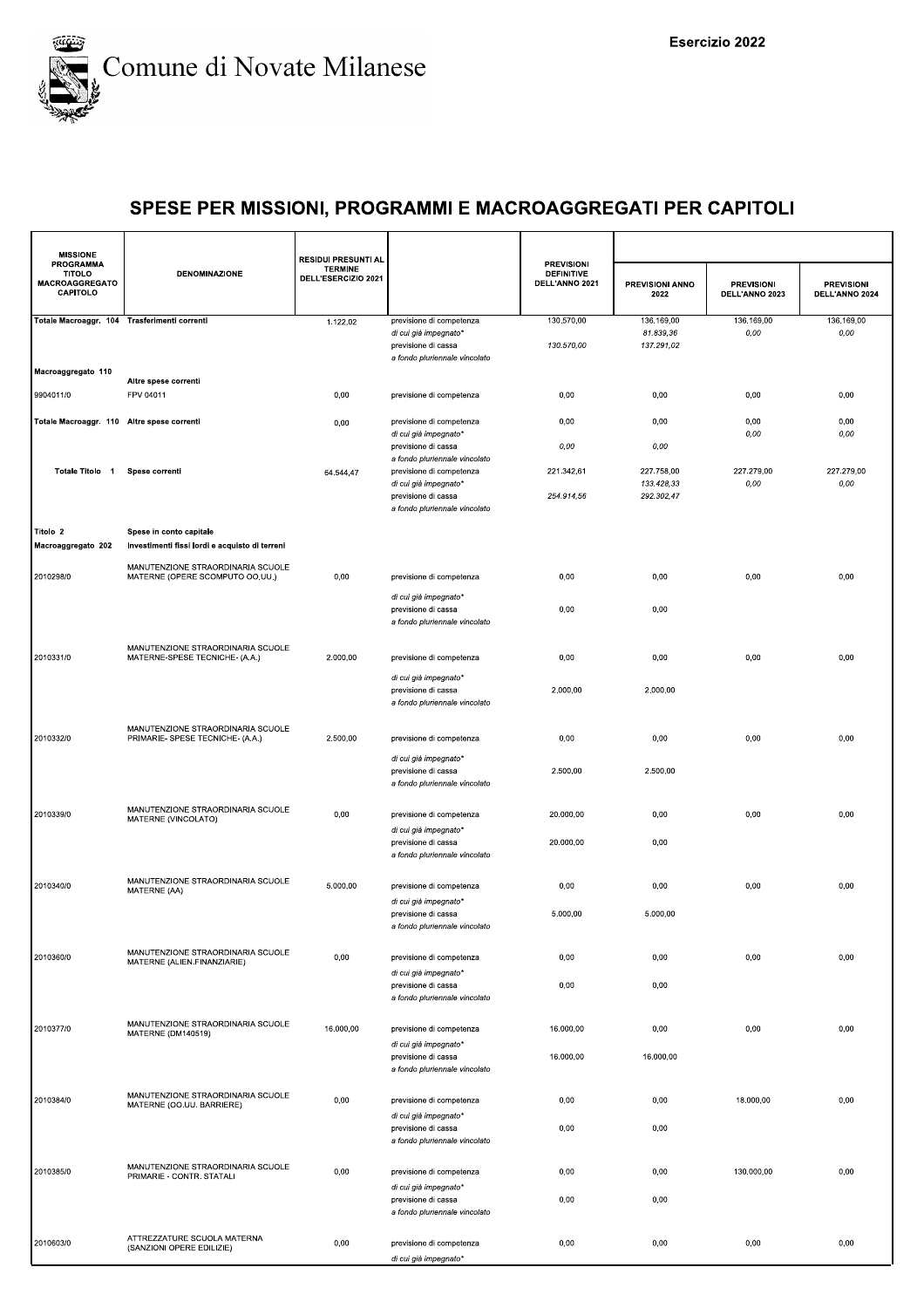Comune di Novate Milanese

Esercizio 2022

# SPESE PER MISSIONI, PROGRAMMI E MACROAGGREGATI PER CAPITOLI

| MISSIONE PROGRAMMA TITOLO MACROAGGREGATO CAPITOLO | DENOMINAZIONE | RESIDUI PRESUNTI AL TERMINE DELL'ESERCIZIO 2021 | | PREVISIONI DEFINITIVE DELL'ANNO 2021 | PREVISIONI ANNO 2022 | PREVISIONI DELL'ANNO 2023 | PREVISIONI DELL'ANNO 2024 |
|---|---|---|---|---|---|---|---|
| Totale Macroaggr. 104 | Trasferimenti correnti | 1.122,02 | previsione di competenza | 130.570,00 | 136.169,00 | 136.169,00 | 136.169,00 |
| | | | *di cui già impegnato** | | *81.839,36* | *0,00* | *0,00* |
| | | | previsione di cassa | 130.570,00 | 137.291,02 | | |
| | | | *a fondo pluriennale vincolato* | | | | |
| Macroaggregato 110 | Altre spese correnti | | | | | | |
| 9904011/0 | FPV 04011 | 0,00 | previsione di competenza | 0,00 | 0,00 | 0,00 | 0,00 |
| Totale Macroaggr. 110 | Altre spese correnti | 0,00 | previsione di competenza | 0,00 | 0,00 | 0,00 | 0,00 |
| | | | *di cui già impegnato** | | | *0,00* | *0,00* |
| | | | previsione di cassa | *0,00* | *0,00* | | |
| | | | *a fondo pluriennale vincolato* | | | | |
| Totale Titolo 1 | Spese correnti | 64.544,47 | previsione di competenza | 221.342,61 | 227.758,00 | 227.279,00 | 227.279,00 |
| | | | *di cui già impegnato** | | *133.428,33* | *0,00* | *0,00* |
| | | | previsione di cassa | *254.914,56* | *292.302,47* | | |
| | | | *a fondo pluriennale vincolato* | | | | |
| Titolo 2 | Spese in conto capitale | | | | | | |
| Macroaggregato 202 | Investimenti fissi lordi e acquisto di terreni | | | | | | |
| 2010298/0 | MANUTENZIONE STRAORDINARIA SCUOLE MATERNE (OPERE SCOMPUTO OO.UU.) | 0,00 | previsione di competenza | 0,00 | 0,00 | 0,00 | 0,00 |
| | | | *di cui già impegnato** | | | | |
| | | | previsione di cassa | 0,00 | 0,00 | | |
| | | | *a fondo pluriennale vincolato* | | | | |
| 2010331/0 | MANUTENZIONE STRAORDINARIA SCUOLE MATERNE-SPESE TECNICHE- (A.A.) | 2.000,00 | previsione di competenza | 0,00 | 0,00 | 0,00 | 0,00 |
| | | | *di cui già impegnato** | | | | |
| | | | previsione di cassa | 2.000,00 | 2.000,00 | | |
| | | | *a fondo pluriennale vincolato* | | | | |
| 2010332/0 | MANUTENZIONE STRAORDINARIA SCUOLE PRIMARIE- SPESE TECNICHE- (A.A.) | 2.500,00 | previsione di competenza | 0,00 | 0,00 | 0,00 | 0,00 |
| | | | *di cui già impegnato** | | | | |
| | | | previsione di cassa | 2.500,00 | 2.500,00 | | |
| | | | *a fondo pluriennale vincolato* | | | | |
| 2010339/0 | MANUTENZIONE STRAORDINARIA SCUOLE MATERNE (VINCOLATO) | 0,00 | previsione di competenza | 20.000,00 | 0,00 | 0,00 | 0,00 |
| | | | *di cui già impegnato** | | | | |
| | | | previsione di cassa | 20.000,00 | 0,00 | | |
| | | | *a fondo pluriennale vincolato* | | | | |
| 2010340/0 | MANUTENZIONE STRAORDINARIA SCUOLE MATERNE (AA) | 5.000,00 | previsione di competenza | 0,00 | 0,00 | 0,00 | 0,00 |
| | | | *di cui già impegnato** | | | | |
| | | | previsione di cassa | 5.000,00 | 5.000,00 | | |
| | | | *a fondo pluriennale vincolato* | | | | |
| 2010360/0 | MANUTENZIONE STRAORDINARIA SCUOLE MATERNE (ALIEN.FINANZIARIE) | 0,00 | previsione di competenza | 0,00 | 0,00 | 0,00 | 0,00 |
| | | | *di cui già impegnato** | | | | |
| | | | previsione di cassa | 0,00 | 0,00 | | |
| | | | *a fondo pluriennale vincolato* | | | | |
| 2010377/0 | MANUTENZIONE STRAORDINARIA SCUOLE MATERNE (DM140519) | 16.000,00 | previsione di competenza | 16.000,00 | 0,00 | 0,00 | 0,00 |
| | | | *di cui già impegnato** | | | | |
| | | | previsione di cassa | 16.000,00 | 16.000,00 | | |
| | | | *a fondo pluriennale vincolato* | | | | |
| 2010384/0 | MANUTENZIONE STRAORDINARIA SCUOLE MATERNE (OO.UU. BARRIERE) | 0,00 | previsione di competenza | 0,00 | 0,00 | 18.000,00 | 0,00 |
| | | | *di cui già impegnato** | | | | |
| | | | previsione di cassa | 0,00 | 0,00 | | |
| | | | *a fondo pluriennale vincolato* | | | | |
| 2010385/0 | MANUTENZIONE STRAORDINARIA SCUOLE PRIMARIE - CONTR. STATALI | 0,00 | previsione di competenza | 0,00 | 0,00 | 130.000,00 | 0,00 |
| | | | *di cui già impegnato** | | | | |
| | | | previsione di cassa | 0,00 | 0,00 | | |
| | | | *a fondo pluriennale vincolato* | | | | |
| 2010603/0 | ATTREZZATURE SCUOLA MATERNA (SANZIONI OPERE EDILIZIE) | 0,00 | previsione di competenza | 0,00 | 0,00 | 0,00 | 0,00 |
| | | | *di cui già impegnato** | | | | |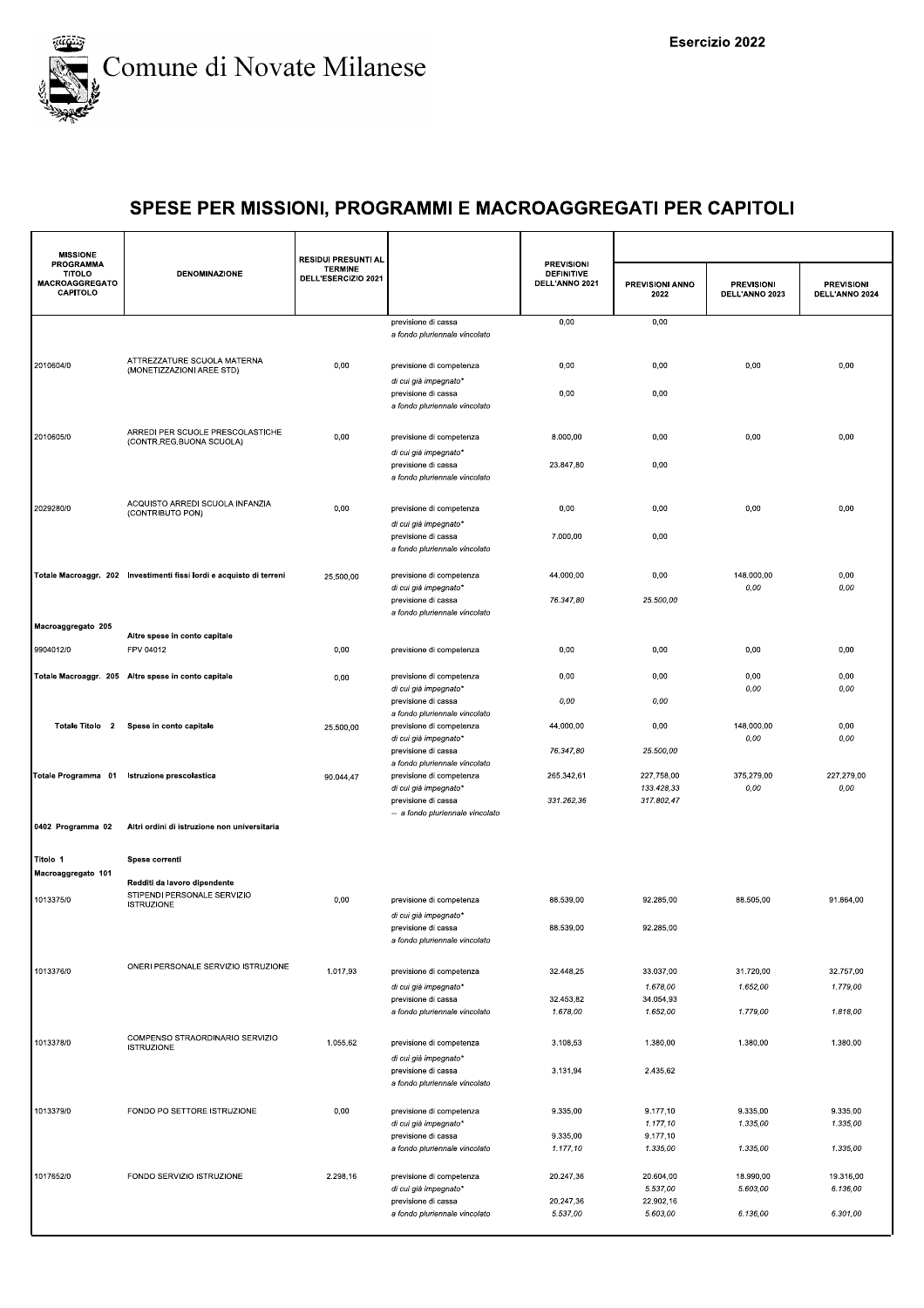# Comune di Novate Milanese

Esercizio 2022

## SPESE PER MISSIONI, PROGRAMMI E MACROAGGREGATI PER CAPITOLI

| MISSIONE PROGRAMMA TITOLO MACROAGGREGATO CAPITOLO | DENOMINAZIONE | RESIDUI PRESUNTI AL TERMINE DELL'ESERCIZIO 2021 | | PREVISIONI DEFINITIVE DELL'ANNO 2021 | PREVISIONI ANNO 2022 | PREVISIONI DELL'ANNO 2023 | PREVISIONI DELL'ANNO 2024 |
|---|---|---|---|---|---|---|---|
| | | | previsione di cassa | 0,00 | 0,00 | | |
| | | | *a fondo pluriennale vincolato* | | | | |
| 2010604/0 | ATTREZZATURE SCUOLA MATERNA (MONETIZZAZIONI AREE STD) | 0,00 | previsione di competenza | 0,00 | 0,00 | 0,00 | 0,00 |
| | | | *di cui già impegnato** | | | | |
| | | | previsione di cassa | 0,00 | 0,00 | | |
| | | | *a fondo pluriennale vincolato* | | | | |
| 2010605/0 | ARREDI PER SCUOLE PRESCOLASTICHE (CONTR.REG.BUONA SCUOLA) | 0,00 | previsione di competenza | 8.000,00 | 0,00 | 0,00 | 0,00 |
| | | | *di cui già impegnato** | | | | |
| | | | previsione di cassa | 23.847,80 | 0,00 | | |
| | | | *a fondo pluriennale vincolato* | | | | |
| 2029280/0 | ACQUISTO ARREDI SCUOLA INFANZIA (CONTRIBUTO PON) | 0,00 | previsione di competenza | 0,00 | 0,00 | 0,00 | 0,00 |
| | | | *di cui già impegnato** | | | | |
| | | | previsione di cassa | 7.000,00 | 0,00 | | |
| | | | *a fondo pluriennale vincolato* | | | | |
| **Totale Macroaggr. 202** | **Investimenti fissi lordi e acquisto di terreni** | 25.500,00 | previsione di competenza | 44.000,00 | 0,00 | 148.000,00 | 0,00 |
| | | | *di cui già impegnato** | | | *0,00* | *0,00* |
| | | | previsione di cassa | *76.347,80* | *25.500,00* | | |
| | | | *a fondo pluriennale vincolato* | | | | |
| **Macroaggregato 205** | **Altre spese in conto capitale** | | | | | | |
| 9904012/0 | FPV 04012 | 0,00 | previsione di competenza | 0,00 | 0,00 | 0,00 | 0,00 |
| **Totale Macroaggr. 205** | **Altre spese in conto capitale** | 0,00 | previsione di competenza | 0,00 | 0,00 | 0,00 | 0,00 |
| | | | *di cui già impegnato** | | | *0,00* | *0,00* |
| | | | previsione di cassa | *0,00* | *0,00* | | |
| | | | *a fondo pluriennale vincolato* | | | | |
| **Totale Titolo 2** | **Spese in conto capitale** | 25.500,00 | previsione di competenza | 44.000,00 | 0,00 | 148.000,00 | 0,00 |
| | | | *di cui già impegnato** | | | *0,00* | *0,00* |
| | | | previsione di cassa | *76.347,80* | *25.500,00* | | |
| | | | *a fondo pluriennale vincolato* | | | | |
| **Totale Programma 01** | **Istruzione prescolastica** | 90.044,47 | previsione di competenza | 265.342,61 | 227.758,00 | 375.279,00 | 227.279,00 |
| | | | *di cui già impegnato** | | *133.428,33* | *0,00* | *0,00* |
| | | | previsione di cassa | *331.262,36* | *317.802,47* | | |
| | | | *-- a fondo pluriennale vincolato* | | | | |
| **0402 Programma 02** | **Altri ordini di istruzione non universitaria** | | | | | | |
| **Titolo 1** | **Spese correnti** | | | | | | |
| **Macroaggregato 101** | **Redditi da lavoro dipendente** | | | | | | |
| 1013375/0 | STIPENDI PERSONALE SERVIZIO ISTRUZIONE | 0,00 | previsione di competenza | 88.539,00 | 92.285,00 | 88.505,00 | 91.864,00 |
| | | | *di cui già impegnato** | | | | |
| | | | previsione di cassa | 88.539,00 | 92.285,00 | | |
| | | | *a fondo pluriennale vincolato* | | | | |
| 1013376/0 | ONERI PERSONALE SERVIZIO ISTRUZIONE | 1.017,93 | previsione di competenza | 32.448,25 | 33.037,00 | 31.720,00 | 32.757,00 |
| | | | *di cui già impegnato** | | *1.678,00* | *1.652,00* | *1.779,00* |
| | | | previsione di cassa | 32.453,82 | 34.054,93 | | |
| | | | *a fondo pluriennale vincolato* | *1.678,00* | *1.652,00* | *1.779,00* | *1.818,00* |
| 1013378/0 | COMPENSO STRAORDINARIO SERVIZIO ISTRUZIONE | 1.055,62 | previsione di competenza | 3.108,53 | 1.380,00 | 1.380,00 | 1.380,00 |
| | | | *di cui già impegnato** | | | | |
| | | | previsione di cassa | 3.131,94 | 2.435,62 | | |
| | | | *a fondo pluriennale vincolato* | | | | |
| 1013379/0 | FONDO PO SETTORE ISTRUZIONE | 0,00 | previsione di competenza | 9.335,00 | 9.177,10 | 9.335,00 | 9.335,00 |
| | | | *di cui già impegnato** | | *1.177,10* | *1.335,00* | *1.335,00* |
| | | | previsione di cassa | 9.335,00 | 9.177,10 | | |
| | | | *a fondo pluriennale vincolato* | *1.177,10* | *1.335,00* | *1.335,00* | *1.335,00* |
| 1017652/0 | FONDO SERVIZIO ISTRUZIONE | 2.298,16 | previsione di competenza | 20.247,36 | 20.604,00 | 18.990,00 | 19.316,00 |
| | | | *di cui già impegnato** | | *5.537,00* | *5.603,00* | *6.136,00* |
| | | | previsione di cassa | 20.247,36 | 22.902,16 | | |
| | | | *a fondo pluriennale vincolato* | *5.537,00* | *5.603,00* | *6.136,00* | *6.301,00* |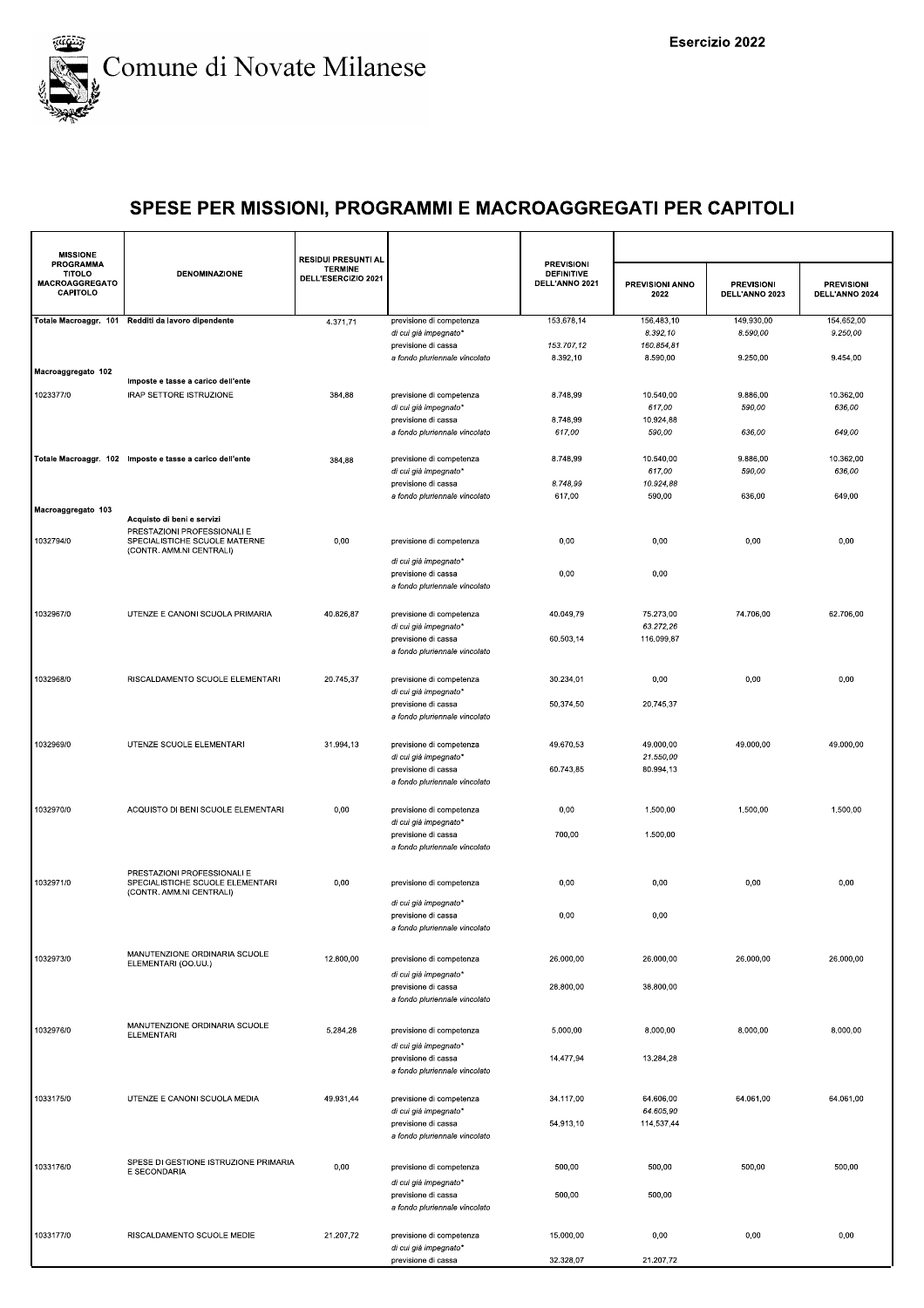# Comune di Novate Milanese

Esercizio 2022

## SPESE PER MISSIONI, PROGRAMMI E MACROAGGREGATI PER CAPITOLI

| MISSIONE PROGRAMMA TITOLO MACROAGGREGATO CAPITOLO | DENOMINAZIONE | RESIDUI PRESUNTI AL TERMINE DELL'ESERCIZIO 2021 | | PREVISIONI DEFINITIVE DELL'ANNO 2021 | PREVISIONI ANNO 2022 | PREVISIONI DELL'ANNO 2023 | PREVISIONI DELL'ANNO 2024 |
|---|---|---|---|---|---|---|---|
| Totale Macroaggr. 101 | Redditi da lavoro dipendente | 4.371,71 | previsione di competenza | 153.678,14 | 156.483,10 | 149.930,00 | 154.652,00 |
| | | | *di cui già impegnato** | | *8.392,10* | *8.590,00* | *9.250,00* |
| | | | previsione di cassa | *153.707,12* | *160.854,81* | | |
| | | | *a fondo pluriennale vincolato* | 8.392,10 | 8.590,00 | 9.250,00 | 9.454,00 |
| Macroaggregato 102 | Imposte e tasse a carico dell'ente | | | | | | |
| 1023377/0 | IRAP SETTORE ISTRUZIONE | 384,88 | previsione di competenza | 8.748,99 | 10.540,00 | 9.886,00 | 10.362,00 |
| | | | *di cui già impegnato** | | *617,00* | *590,00* | *636,00* |
| | | | previsione di cassa | 8.748,99 | 10.924,88 | | |
| | | | *a fondo pluriennale vincolato* | *617,00* | *590,00* | *636,00* | *649,00* |
| Totale Macroaggr. 102 | Imposte e tasse a carico dell'ente | 384,88 | previsione di competenza | 8.748,99 | 10.540,00 | 9.886,00 | 10.362,00 |
| | | | *di cui già impegnato** | | *617,00* | *590,00* | *636,00* |
| | | | previsione di cassa | *8.748,99* | *10.924,88* | | |
| | | | *a fondo pluriennale vincolato* | 617,00 | 590,00 | 636,00 | 649,00 |
| Macroaggregato 103 | Acquisto di beni e servizi | | | | | | |
| 1032794/0 | PRESTAZIONI PROFESSIONALI E SPECIALISTICHE SCUOLE MATERNE (CONTR. AMM.NI CENTRALI) | 0,00 | previsione di competenza | 0,00 | 0,00 | 0,00 | 0,00 |
| | | | *di cui già impegnato** | | | | |
| | | | previsione di cassa | 0,00 | 0,00 | | |
| | | | *a fondo pluriennale vincolato* | | | | |
| 1032967/0 | UTENZE E CANONI SCUOLA PRIMARIA | 40.826,87 | previsione di competenza | 40.049,79 | 75.273,00 | 74.706,00 | 62.706,00 |
| | | | *di cui già impegnato** | | *63.272,26* | | |
| | | | previsione di cassa | 60.503,14 | 116.099,87 | | |
| | | | *a fondo pluriennale vincolato* | | | | |
| 1032968/0 | RISCALDAMENTO SCUOLE ELEMENTARI | 20.745,37 | previsione di competenza | 30.234,01 | 0,00 | 0,00 | 0,00 |
| | | | *di cui già impegnato** | | | | |
| | | | previsione di cassa | 50.374,50 | 20.745,37 | | |
| | | | *a fondo pluriennale vincolato* | | | | |
| 1032969/0 | UTENZE SCUOLE ELEMENTARI | 31.994,13 | previsione di competenza | 49.670,53 | 49.000,00 | 49.000,00 | 49.000,00 |
| | | | *di cui già impegnato** | | *21.550,00* | | |
| | | | previsione di cassa | 60.743,85 | 80.994,13 | | |
| | | | *a fondo pluriennale vincolato* | | | | |
| 1032970/0 | ACQUISTO DI BENI SCUOLE ELEMENTARI | 0,00 | previsione di competenza | 0,00 | 1.500,00 | 1.500,00 | 1.500,00 |
| | | | *di cui già impegnato** | | | | |
| | | | previsione di cassa | 700,00 | 1.500,00 | | |
| | | | *a fondo pluriennale vincolato* | | | | |
| 1032971/0 | PRESTAZIONI PROFESSIONALI E SPECIALISTICHE SCUOLE ELEMENTARI (CONTR. AMM.NI CENTRALI) | 0,00 | previsione di competenza | 0,00 | 0,00 | 0,00 | 0,00 |
| | | | *di cui già impegnato** | | | | |
| | | | previsione di cassa | 0,00 | 0,00 | | |
| | | | *a fondo pluriennale vincolato* | | | | |
| 1032973/0 | MANUTENZIONE ORDINARIA SCUOLE ELEMENTARI (OO.UU.) | 12.800,00 | previsione di competenza | 26.000,00 | 26.000,00 | 26.000,00 | 26.000,00 |
| | | | *di cui già impegnato** | | | | |
| | | | previsione di cassa | 28.800,00 | 38.800,00 | | |
| | | | *a fondo pluriennale vincolato* | | | | |
| 1032976/0 | MANUTENZIONE ORDINARIA SCUOLE ELEMENTARI | 5.284,28 | previsione di competenza | 5.000,00 | 8.000,00 | 8.000,00 | 8.000,00 |
| | | | *di cui già impegnato** | | | | |
| | | | previsione di cassa | 14.477,94 | 13.284,28 | | |
| | | | *a fondo pluriennale vincolato* | | | | |
| 1033175/0 | UTENZE E CANONI SCUOLA MEDIA | 49.931,44 | previsione di competenza | 34.117,00 | 64.606,00 | 64.061,00 | 64.061,00 |
| | | | *di cui già impegnato** | | *64.605,90* | | |
| | | | previsione di cassa | 54.913,10 | 114.537,44 | | |
| | | | *a fondo pluriennale vincolato* | | | | |
| 1033176/0 | SPESE DI GESTIONE ISTRUZIONE PRIMARIA E SECONDARIA | 0,00 | previsione di competenza | 500,00 | 500,00 | 500,00 | 500,00 |
| | | | *di cui già impegnato** | | | | |
| | | | previsione di cassa | 500,00 | 500,00 | | |
| | | | *a fondo pluriennale vincolato* | | | | |
| 1033177/0 | RISCALDAMENTO SCUOLE MEDIE | 21.207,72 | previsione di competenza | 15.000,00 | 0,00 | 0,00 | 0,00 |
| | | | *di cui già impegnato** | | | | |
| | | | previsione di cassa | 32.328,07 | 21.207,72 | | |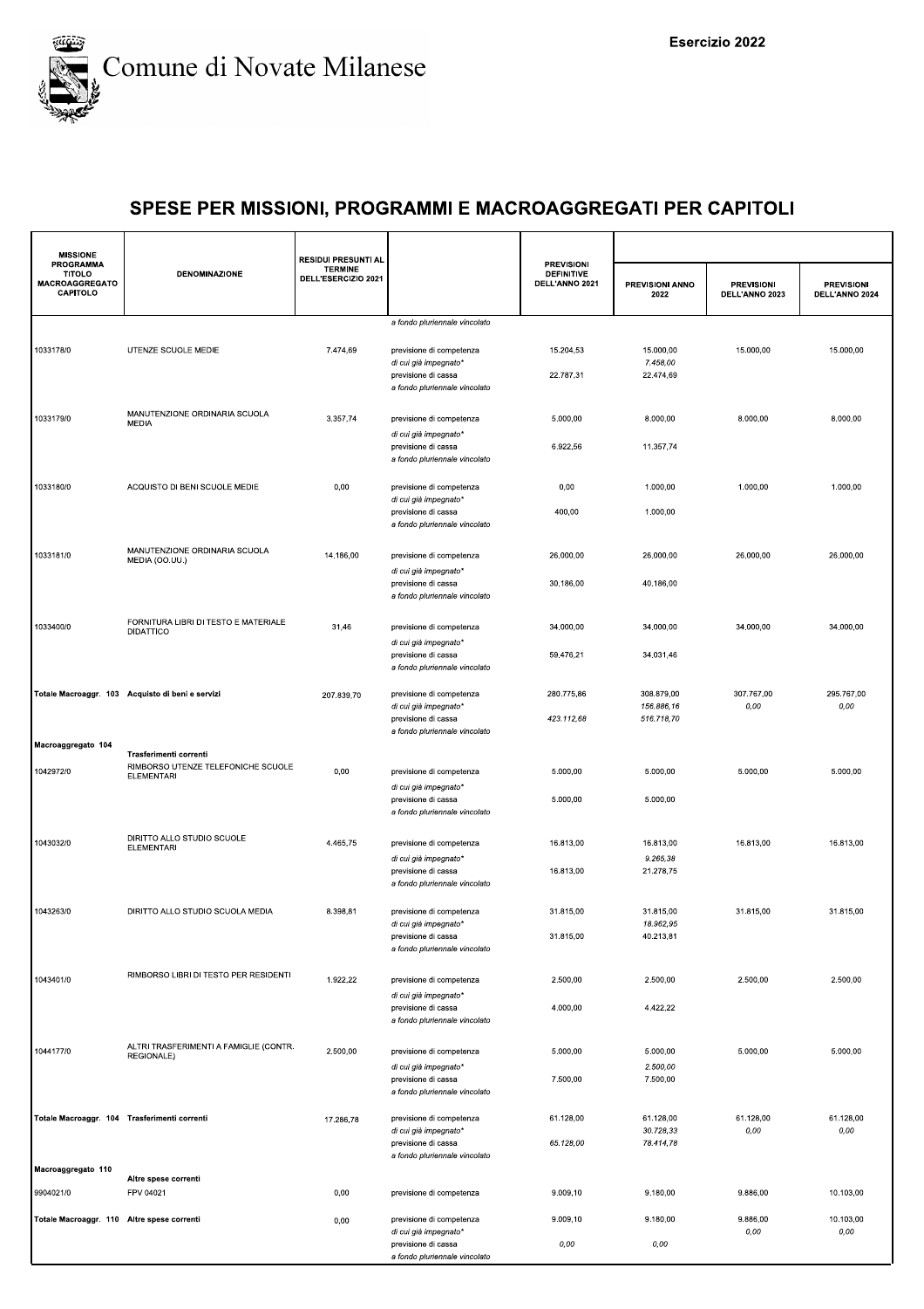# SPESE PER MISSIONI, PROGRAMMI E MACROAGGREGATI PER CAPITOLI

| MISSIONE PROGRAMMA TITOLO MACROAGGREGATO CAPITOLO | DENOMINAZIONE | RESIDUI PRESUNTI AL TERMINE DELL'ESERCIZIO 2021 | | PREVISIONI DEFINITIVE DELL'ANNO 2021 | PREVISIONI ANNO 2022 | PREVISIONI DELL'ANNO 2023 | PREVISIONI DELL'ANNO 2024 |
|---|---|---|---|---|---|---|---|
| | | | *a fondo pluriennale vincolato* | | | | |
| 1033178/0 | UTENZE SCUOLE MEDIE | 7.474,69 | previsione di competenza | 15.204,53 | 15.000,00 | 15.000,00 | 15.000,00 |
| | | | *di cui già impegnato** | | *7.458,00* | | |
| | | | previsione di cassa | 22.787,31 | 22.474,69 | | |
| | | | *a fondo pluriennale vincolato* | | | | |
| 1033179/0 | MANUTENZIONE ORDINARIA SCUOLA MEDIA | 3.357,74 | previsione di competenza | 5.000,00 | 8.000,00 | 8.000,00 | 8.000,00 |
| | | | *di cui già impegnato** | | | | |
| | | | previsione di cassa | 6.922,56 | 11.357,74 | | |
| | | | *a fondo pluriennale vincolato* | | | | |
| 1033180/0 | ACQUISTO DI BENI SCUOLE MEDIE | 0,00 | previsione di competenza | 0,00 | 1.000,00 | 1.000,00 | 1.000,00 |
| | | | *di cui già impegnato** | | | | |
| | | | previsione di cassa | 400,00 | 1.000,00 | | |
| | | | *a fondo pluriennale vincolato* | | | | |
| 1033181/0 | MANUTENZIONE ORDINARIA SCUOLA MEDIA (OO.UU.) | 14.186,00 | previsione di competenza | 26.000,00 | 26.000,00 | 26.000,00 | 26.000,00 |
| | | | *di cui già impegnato** | | | | |
| | | | previsione di cassa | 30.186,00 | 40.186,00 | | |
| | | | *a fondo pluriennale vincolato* | | | | |
| 1033400/0 | FORNITURA LIBRI DI TESTO E MATERIALE DIDATTICO | 31,46 | previsione di competenza | 34.000,00 | 34.000,00 | 34.000,00 | 34.000,00 |
| | | | *di cui già impegnato** | | | | |
| | | | previsione di cassa | 59.476,21 | 34.031,46 | | |
| | | | *a fondo pluriennale vincolato* | | | | |
| **Totale Macroaggr. 103** | **Acquisto di beni e servizi** | 207.839,70 | previsione di competenza | 280.775,86 | 308.879,00 | 307.767,00 | 295.767,00 |
| | | | *di cui già impegnato** | | *156.886,16* | *0,00* | *0,00* |
| | | | previsione di cassa | *423.112,68* | *516.718,70* | | |
| | | | *a fondo pluriennale vincolato* | | | | |
| **Macroaggregato 104** | **Trasferimenti correnti** | | | | | | |
| 1042972/0 | RIMBORSO UTENZE TELEFONICHE SCUOLE ELEMENTARI | 0,00 | previsione di competenza | 5.000,00 | 5.000,00 | 5.000,00 | 5.000,00 |
| | | | *di cui già impegnato** | | | | |
| | | | previsione di cassa | 5.000,00 | 5.000,00 | | |
| | | | *a fondo pluriennale vincolato* | | | | |
| 1043032/0 | DIRITTO ALLO STUDIO SCUOLE ELEMENTARI | 4.465,75 | previsione di competenza | 16.813,00 | 16.813,00 | 16.813,00 | 16.813,00 |
| | | | *di cui già impegnato** | | *9.265,38* | | |
| | | | previsione di cassa | 16.813,00 | 21.278,75 | | |
| | | | *a fondo pluriennale vincolato* | | | | |
| 1043263/0 | DIRITTO ALLO STUDIO SCUOLA MEDIA | 8.398,81 | previsione di competenza | 31.815,00 | 31.815,00 | 31.815,00 | 31.815,00 |
| | | | *di cui già impegnato** | | *18.962,95* | | |
| | | | previsione di cassa | 31.815,00 | 40.213,81 | | |
| | | | *a fondo pluriennale vincolato* | | | | |
| 1043401/0 | RIMBORSO LIBRI DI TESTO PER RESIDENTI | 1.922,22 | previsione di competenza | 2.500,00 | 2.500,00 | 2.500,00 | 2.500,00 |
| | | | *di cui già impegnato** | | | | |
| | | | previsione di cassa | 4.000,00 | 4.422,22 | | |
| | | | *a fondo pluriennale vincolato* | | | | |
| 1044177/0 | ALTRI TRASFERIMENTI A FAMIGLIE (CONTR. REGIONALE) | 2.500,00 | previsione di competenza | 5.000,00 | 5.000,00 | 5.000,00 | 5.000,00 |
| | | | *di cui già impegnato** | | *2.500,00* | | |
| | | | previsione di cassa | 7.500,00 | 7.500,00 | | |
| | | | *a fondo pluriennale vincolato* | | | | |
| **Totale Macroaggr. 104** | **Trasferimenti correnti** | 17.286,78 | previsione di competenza | 61.128,00 | 61.128,00 | 61.128,00 | 61.128,00 |
| | | | *di cui già impegnato** | | *30.728,33* | *0,00* | *0,00* |
| | | | previsione di cassa | *65.128,00* | *78.414,78* | | |
| | | | *a fondo pluriennale vincolato* | | | | |
| **Macroaggregato 110** | **Altre spese correnti** | | | | | | |
| 9904021/0 | FPV 04021 | 0,00 | previsione di competenza | 9.009,10 | 9.180,00 | 9.886,00 | 10.103,00 |
| **Totale Macroaggr. 110** | **Altre spese correnti** | 0,00 | previsione di competenza | 9.009,10 | 9.180,00 | 9.886,00 | 10.103,00 |
| | | | *di cui già impegnato** | | | *0,00* | *0,00* |
| | | | previsione di cassa | *0,00* | *0,00* | | |
| | | | *a fondo pluriennale vincolato* | | | | |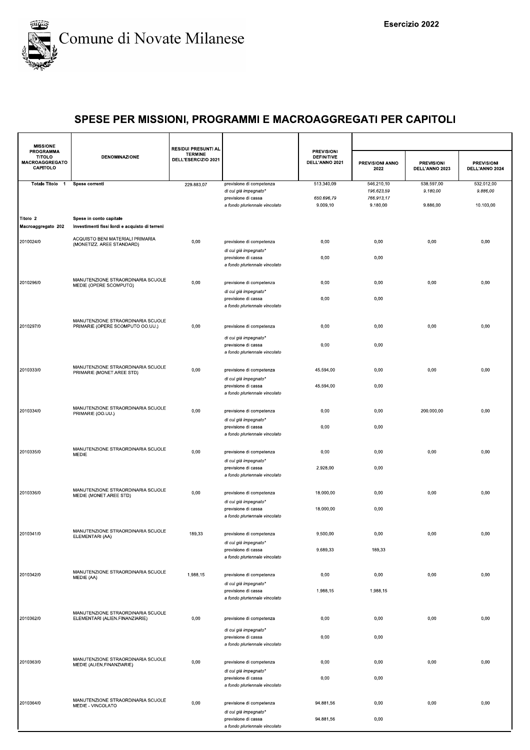# SPESE PER MISSIONI, PROGRAMMI E MACROAGGREGATI PER CAPITOLI

| MISSIONE PROGRAMMA TITOLO MACROAGGREGATO CAPITOLO | DENOMINAZIONE | RESIDUI PRESUNTI AL TERMINE DELL'ESERCIZIO 2021 | | PREVISIONI DEFINITIVE DELL'ANNO 2021 | PREVISIONI ANNO 2022 | PREVISIONI DELL'ANNO 2023 | PREVISIONI DELL'ANNO 2024 |
|---|---|---|---|---|---|---|---|
| Totale Titolo 1 | Spese correnti | 229.883,07 | previsione di competenza | 513.340,09 | 546.210,10 | 538.597,00 | 532.012,00 |
| | | | *di cui già impegnato** | | *196.623,59* | *9.180,00* | *9.886,00* |
| | | | previsione di cassa | 650.696,79 | 766.913,17 | | |
| | | | *a fondo pluriennale vincolato* | 9.009,10 | 9.180,00 | 9.886,00 | 10.103,00 |
| **Titolo 2** | **Spese in conto capitale** | | | | | | |
| **Macroaggregato 202** | **Investimenti fissi lordi e acquisto di terreni** | | | | | | |
| 2010024/0 | ACQUISTO BENI MATERIALI PRIMARIA (MONETIZZ. AREE STANDARD) | 0,00 | previsione di competenza | 0,00 | 0,00 | 0,00 | 0,00 |
| | | | *di cui già impegnato** | | | | |
| | | | previsione di cassa | 0,00 | 0,00 | | |
| | | | *a fondo pluriennale vincolato* | | | | |
| 2010296/0 | MANUTENZIONE STRAORDINARIA SCUOLE MEDIE (OPERE SCOMPUTO) | 0,00 | previsione di competenza | 0,00 | 0,00 | 0,00 | 0,00 |
| | | | *di cui già impegnato** | | | | |
| | | | previsione di cassa | 0,00 | 0,00 | | |
| | | | *a fondo pluriennale vincolato* | | | | |
| 2010297/0 | MANUTENZIONE STRAORDINARIA SCUOLE PRIMARIE (OPERE SCOMPUTO OO.UU.) | 0,00 | previsione di competenza | 0,00 | 0,00 | 0,00 | 0,00 |
| | | | *di cui già impegnato** | | | | |
| | | | previsione di cassa | 0,00 | 0,00 | | |
| | | | *a fondo pluriennale vincolato* | | | | |
| 2010333/0 | MANUTENZIONE STRAORDINARIA SCUOLE PRIMARIE (MONET.AREE STD) | 0,00 | previsione di competenza | 45.594,00 | 0,00 | 0,00 | 0,00 |
| | | | *di cui già impegnato** | | | | |
| | | | previsione di cassa | 45.594,00 | 0,00 | | |
| | | | *a fondo pluriennale vincolato* | | | | |
| 2010334/0 | MANUTENZIONE STRAORDINARIA SCUOLE PRIMARIE (OO.UU.) | 0,00 | previsione di competenza | 0,00 | 0,00 | 200.000,00 | 0,00 |
| | | | *di cui già impegnato** | | | | |
| | | | previsione di cassa | 0,00 | 0,00 | | |
| | | | *a fondo pluriennale vincolato* | | | | |
| 2010335/0 | MANUTENZIONE STRAORDINARIA SCUOLE MEDIE | 0,00 | previsione di competenza | 0,00 | 0,00 | 0,00 | 0,00 |
| | | | *di cui già impegnato** | | | | |
| | | | previsione di cassa | 2.928,00 | 0,00 | | |
| | | | *a fondo pluriennale vincolato* | | | | |
| 2010336/0 | MANUTENZIONE STRAORDINARIA SCUOLE MEDIE (MONET.AREE STD) | 0,00 | previsione di competenza | 18.000,00 | 0,00 | 0,00 | 0,00 |
| | | | *di cui già impegnato** | | | | |
| | | | previsione di cassa | 18.000,00 | 0,00 | | |
| | | | *a fondo pluriennale vincolato* | | | | |
| 2010341/0 | MANUTENZIONE STRAORDINARIA SCUOLE ELEMENTARI (AA) | 189,33 | previsione di competenza | 9.500,00 | 0,00 | 0,00 | 0,00 |
| | | | *di cui già impegnato** | | | | |
| | | | previsione di cassa | 9.689,33 | 189,33 | | |
| | | | *a fondo pluriennale vincolato* | | | | |
| 2010342/0 | MANUTENZIONE STRAORDINARIA SCUOLE MEDIE (AA) | 1.988,15 | previsione di competenza | 0,00 | 0,00 | 0,00 | 0,00 |
| | | | *di cui già impegnato** | | | | |
| | | | previsione di cassa | 1.988,15 | 1.988,15 | | |
| | | | *a fondo pluriennale vincolato* | | | | |
| 2010362/0 | MANUTENZIONE STRAORDINARIA SCUOLE ELEMENTARI (ALIEN.FINANZIARIE) | 0,00 | previsione di competenza | 0,00 | 0,00 | 0,00 | 0,00 |
| | | | *di cui già impegnato** | | | | |
| | | | previsione di cassa | 0,00 | 0,00 | | |
| | | | *a fondo pluriennale vincolato* | | | | |
| 2010363/0 | MANUTENZIONE STRAORDINARIA SCUOLE MEDIE (ALIEN.FINANZIARIE) | 0,00 | previsione di competenza | 0,00 | 0,00 | 0,00 | 0,00 |
| | | | *di cui già impegnato** | | | | |
| | | | previsione di cassa | 0,00 | 0,00 | | |
| | | | *a fondo pluriennale vincolato* | | | | |
| 2010364/0 | MANUTENZIONE STRAORDINARIA SCUOLE MEDIE - VINCOLATO | 0,00 | previsione di competenza | 94.881,56 | 0,00 | 0,00 | 0,00 |
| | | | *di cui già impegnato** | | | | |
| | | | previsione di cassa | 94.881,56 | 0,00 | | |
| | | | *a fondo pluriennale vincolato* | | | | |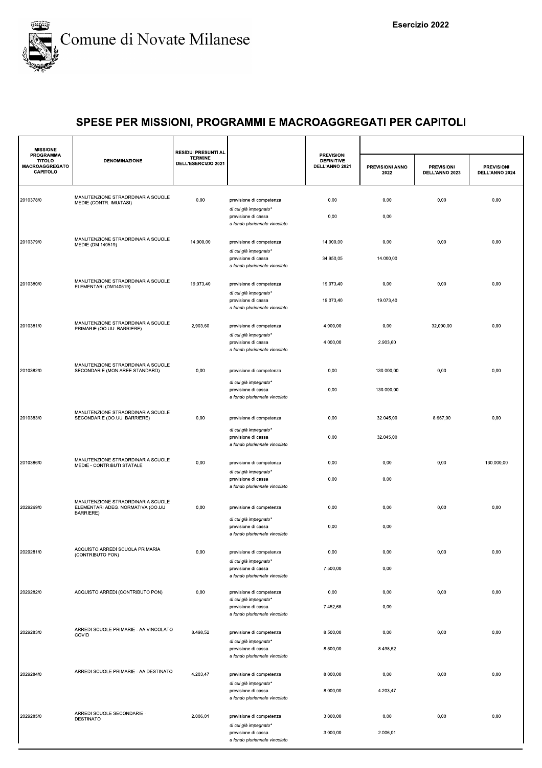Comune di Novate Milanese

Esercizio 2022

# SPESE PER MISSIONI, PROGRAMMI E MACROAGGREGATI PER CAPITOLI

| MISSIONE PROGRAMMA TITOLO MACROAGGREGATO CAPITOLO | DENOMINAZIONE | RESIDUI PRESUNTI AL TERMINE DELL'ESERCIZIO 2021 | | PREVISIONI DEFINITIVE DELL'ANNO 2021 | PREVISIONI ANNO 2022 | PREVISIONI DELL'ANNO 2023 | PREVISIONI DELL'ANNO 2024 |
|---|---|---|---|---|---|---|---|
| 2010378/0 | MANUTENZIONE STRAORDINARIA SCUOLE MEDIE (CONTR. IMU/TASI) | 0,00 | previsione di competenza | 0,00 | 0,00 | 0,00 | 0,00 |
| | | | *di cui già impegnato** | | | | |
| | | | previsione di cassa | 0,00 | 0,00 | | |
| | | | *a fondo pluriennale vincolato* | | | | |
| 2010379/0 | MANUTENZIONE STRAORDINARIA SCUOLE MEDIE (DM 140519) | 14.000,00 | previsione di competenza | 14.000,00 | 0,00 | 0,00 | 0,00 |
| | | | *di cui già impegnato** | | | | |
| | | | previsione di cassa | 34.950,05 | 14.000,00 | | |
| | | | *a fondo pluriennale vincolato* | | | | |
| 2010380/0 | MANUTENZIONE STRAORDINARIA SCUOLE ELEMENTARI (DM140519) | 19.073,40 | previsione di competenza | 19.073,40 | 0,00 | 0,00 | 0,00 |
| | | | *di cui già impegnato** | | | | |
| | | | previsione di cassa | 19.073,40 | 19.073,40 | | |
| | | | *a fondo pluriennale vincolato* | | | | |
| 2010381/0 | MANUTENZIONE STRAORDINARIA SCUOLE PRIMARIE (OO.UU. BARRIERE) | 2.903,60 | previsione di competenza | 4.000,00 | 0,00 | 32.000,00 | 0,00 |
| | | | *di cui già impegnato** | | | | |
| | | | previsione di cassa | 4.000,00 | 2.903,60 | | |
| | | | *a fondo pluriennale vincolato* | | | | |
| 2010382/0 | MANUTENZIONE STRAORDINARIA SCUOLE SECONDARIE (MON.AREE STANDARD) | 0,00 | previsione di competenza | 0,00 | 130.000,00 | 0,00 | 0,00 |
| | | | *di cui già impegnato** | | | | |
| | | | previsione di cassa | 0,00 | 130.000,00 | | |
| | | | *a fondo pluriennale vincolato* | | | | |
| 2010383/0 | MANUTENZIONE STRAORDINARIA SCUOLE SECONDARIE (OO.UU. BARRIERE) | 0,00 | previsione di competenza | 0,00 | 32.045,00 | 8.667,00 | 0,00 |
| | | | *di cui già impegnato** | | | | |
| | | | previsione di cassa | 0,00 | 32.045,00 | | |
| | | | *a fondo pluriennale vincolato* | | | | |
| 2010386/0 | MANUTENZIONE STRAORDINARIA SCUOLE MEDIE - CONTRIBUTI STATALE | 0,00 | previsione di competenza | 0,00 | 0,00 | 0,00 | 130.000,00 |
| | | | *di cui già impegnato** | | | | |
| | | | previsione di cassa | 0,00 | 0,00 | | |
| | | | *a fondo pluriennale vincolato* | | | | |
| 2029269/0 | MANUTENZIONE STRAORDINARIA SCUOLE ELEMENTARI ADEG. NORMATIVA (OO.UU BARRIERE) | 0,00 | previsione di competenza | 0,00 | 0,00 | 0,00 | 0,00 |
| | | | *di cui già impegnato** | | | | |
| | | | previsione di cassa | 0,00 | 0,00 | | |
| | | | *a fondo pluriennale vincolato* | | | | |
| 2029281/0 | ACQUISTO ARREDI SCUOLA PRIMARIA (CONTRIBUTO PON) | 0,00 | previsione di competenza | 0,00 | 0,00 | 0,00 | 0,00 |
| | | | *di cui già impegnato** | | | | |
| | | | previsione di cassa | 7.500,00 | 0,00 | | |
| | | | *a fondo pluriennale vincolato* | | | | |
| 2029282/0 | ACQUISTO ARREDI (CONTRIBUTO PON) | 0,00 | previsione di competenza | 0,00 | 0,00 | 0,00 | 0,00 |
| | | | *di cui già impegnato** | | | | |
| | | | previsione di cassa | 7.452,68 | 0,00 | | |
| | | | *a fondo pluriennale vincolato* | | | | |
| 2029283/0 | ARREDI SCUOLE PRIMARIE - AA VINCOLATO COVID | 8.498,52 | previsione di competenza | 8.500,00 | 0,00 | 0,00 | 0,00 |
| | | | *di cui già impegnato** | | | | |
| | | | previsione di cassa | 8.500,00 | 8.498,52 | | |
| | | | *a fondo pluriennale vincolato* | | | | |
| 2029284/0 | ARREDI SCUOLE PRIMARIE - AA DESTINATO | 4.203,47 | previsione di competenza | 8.000,00 | 0,00 | 0,00 | 0,00 |
| | | | *di cui già impegnato** | | | | |
| | | | previsione di cassa | 8.000,00 | 4.203,47 | | |
| | | | *a fondo pluriennale vincolato* | | | | |
| 2029285/0 | ARREDI SCUOLE SECONDARIE - DESTINATO | 2.006,01 | previsione di competenza | 3.000,00 | 0,00 | 0,00 | 0,00 |
| | | | *di cui già impegnato** | | | | |
| | | | previsione di cassa | 3.000,00 | 2.006,01 | | |
| | | | *a fondo pluriennale vincolato* | | | | |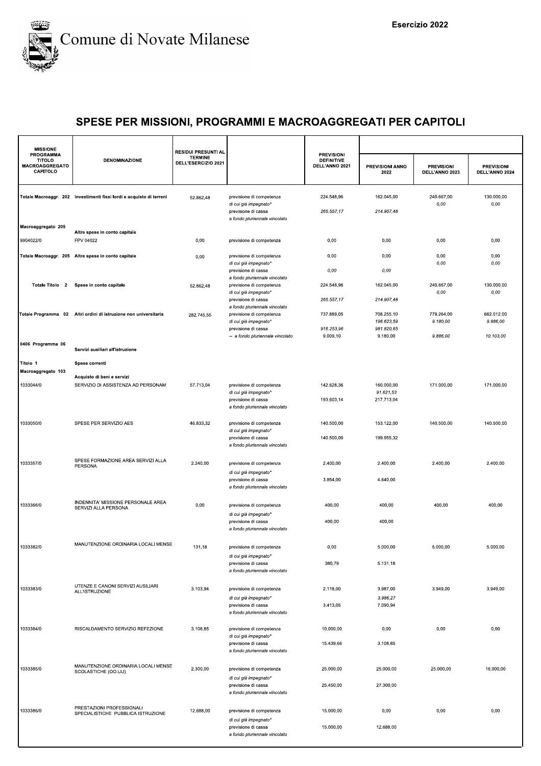# Comune di Novate Milanese

**Esercizio 2022**

## SPESE PER MISSIONI, PROGRAMMI E MACROAGGREGATI PER CAPITOLI

| MISSIONE PROGRAMMA TITOLO MACROAGGREGATO CAPITOLO | DENOMINAZIONE | RESIDUI PRESUNTI AL TERMINE DELL'ESERCIZIO 2021 | | PREVISIONI DEFINITIVE DELL'ANNO 2021 | PREVISIONI ANNO 2022 | PREVISIONI DELL'ANNO 2023 | PREVISIONI DELL'ANNO 2024 |
|---|---|---|---|---|---|---|---|
| Totale Macroaggr. 202 | Investimenti fissi lordi e acquisto di terreni | 52.862,48 | previsione di competenza | 224.548,96 | 162.045,00 | 240.667,00 | 130.000,00 |
| | | | *di cui già impegnato** | | | *0,00* | *0,00* |
| | | | previsione di cassa | *265.557,17* | *214.907,48* | | |
| | | | *a fondo pluriennale vincolato* | | | | |
| Macroaggregato 205 | Altre spese in conto capitale | | | | | | |
| 9904022/0 | FPV 04022 | 0,00 | previsione di competenza | 0,00 | 0,00 | 0,00 | 0,00 |
| Totale Macroaggr. 205 | Altre spese in conto capitale | 0,00 | previsione di competenza | 0,00 | 0,00 | 0,00 | 0,00 |
| | | | *di cui già impegnato** | | | *0,00* | *0,00* |
| | | | previsione di cassa | *0,00* | *0,00* | | |
| | | | *a fondo pluriennale vincolato* | | | | |
| Totale Titolo 2 | Spese in conto capitale | 52.862,48 | previsione di competenza | 224.548,96 | 162.045,00 | 240.667,00 | 130.000,00 |
| | | | *di cui già impegnato** | | | *0,00* | *0,00* |
| | | | previsione di cassa | *265.557,17* | *214.907,48* | | |
| | | | *a fondo pluriennale vincolato* | | | | |
| Totale Programma 02 | Altri ordini di istruzione non universitaria | 282.745,55 | previsione di competenza | 737.889,05 | 708.255,10 | 779.264,00 | 662.012,00 |
| | | | *di cui già impegnato** | | *196.623,59* | *9.180,00* | *9.886,00* |
| | | | previsione di cassa | *916.253,96* | *981.820,65* | | |
| | | | *-- a fondo pluriennale vincolato* | 9.009,10 | 9.180,00 | *9.886,00* | *10.103,00* |
| 0406 Programma 06 | Servizi ausiliari all'istruzione | | | | | | |
| Titolo 1 | Spese correnti | | | | | | |
| Macroaggregato 103 | Acquisto di beni e servizi | | | | | | |
| 1033044/0 | SERVIZIO DI ASSISTENZA AD PERSONAM | 57.713,04 | previsione di competenza | 142.628,36 | 160.000,00 | 171.000,00 | 171.000,00 |
| | | | *di cui già impegnato** | | *91.621,53* | | |
| | | | previsione di cassa | 193.603,14 | 217.713,04 | | |
| | | | *a fondo pluriennale vincolato* | | | | |
| 1033050/0 | SPESE PER SERVIZIO AES | 46.833,32 | previsione di competenza | 140.500,00 | 153.122,00 | 140.500,00 | 140.500,00 |
| | | | *di cui già impegnato** | | | | |
| | | | previsione di cassa | 140.500,00 | 199.955,32 | | |
| | | | *a fondo pluriennale vincolato* | | | | |
| 1033357/0 | SPESE FORMAZIONE AREA SERVIZI ALLA PERSONA | 2.240,00 | previsione di competenza | 2.400,00 | 2.400,00 | 2.400,00 | 2.400,00 |
| | | | *di cui già impegnato** | | | | |
| | | | previsione di cassa | 3.954,00 | 4.640,00 | | |
| | | | *a fondo pluriennale vincolato* | | | | |
| 1033366/0 | INDENNITA' MISSIONE PERSONALE AREA SERVIZI ALLA PERSONA | 0,00 | previsione di competenza | 400,00 | 400,00 | 400,00 | 400,00 |
| | | | *di cui già impegnato** | | | | |
| | | | previsione di cassa | 400,00 | 400,00 | | |
| | | | *a fondo pluriennale vincolato* | | | | |
| 1033382/0 | MANUTENZIONE ORDINARIA LOCALI MENSE | 131,18 | previsione di competenza | 0,00 | 5.000,00 | 5.000,00 | 5.000,00 |
| | | | *di cui già impegnato** | | | | |
| | | | previsione di cassa | 380,79 | 5.131,18 | | |
| | | | *a fondo pluriennale vincolato* | | | | |
| 1033383/0 | UTENZE E CANONI SERVIZI AUSILIARI ALL'ISTRUZIONE | 3.103,94 | previsione di competenza | 2.118,00 | 3.987,00 | 3.949,00 | 3.949,00 |
| | | | *di cui già impegnato** | | *3.986,27* | | |
| | | | previsione di cassa | 3.413,05 | 7.090,94 | | |
| | | | *a fondo pluriennale vincolato* | | | | |
| 1033384/0 | RISCALDAMENTO SERVIZIO REFEZIONE | 3.108,85 | previsione di competenza | 10.000,00 | 0,00 | 0,00 | 0,00 |
| | | | *di cui già impegnato** | | | | |
| | | | previsione di cassa | 15.439,66 | 3.108,85 | | |
| | | | *a fondo pluriennale vincolato* | | | | |
| 1033385/0 | MANUTENZIONE ORDINARIA LOCALI MENSE SCOLASTICHE (OO.UU) | 2.300,00 | previsione di competenza | 25.000,00 | 25.000,00 | 25.000,00 | 16.000,00 |
| | | | *di cui già impegnato** | | | | |
| | | | previsione di cassa | 25.450,00 | 27.300,00 | | |
| | | | *a fondo pluriennale vincolato* | | | | |
| 1033386/0 | PRESTAZIONI PROFESSIONALI SPECIALISTICHE PUBBLICA ISTRUZIONE | 12.688,00 | previsione di competenza | 15.000,00 | 0,00 | 0,00 | 0,00 |
| | | | *di cui già impegnato** | | | | |
| | | | previsione di cassa | 15.000,00 | 12.688,00 | | |
| | | | *a fondo pluriennale vincolato* | | | | |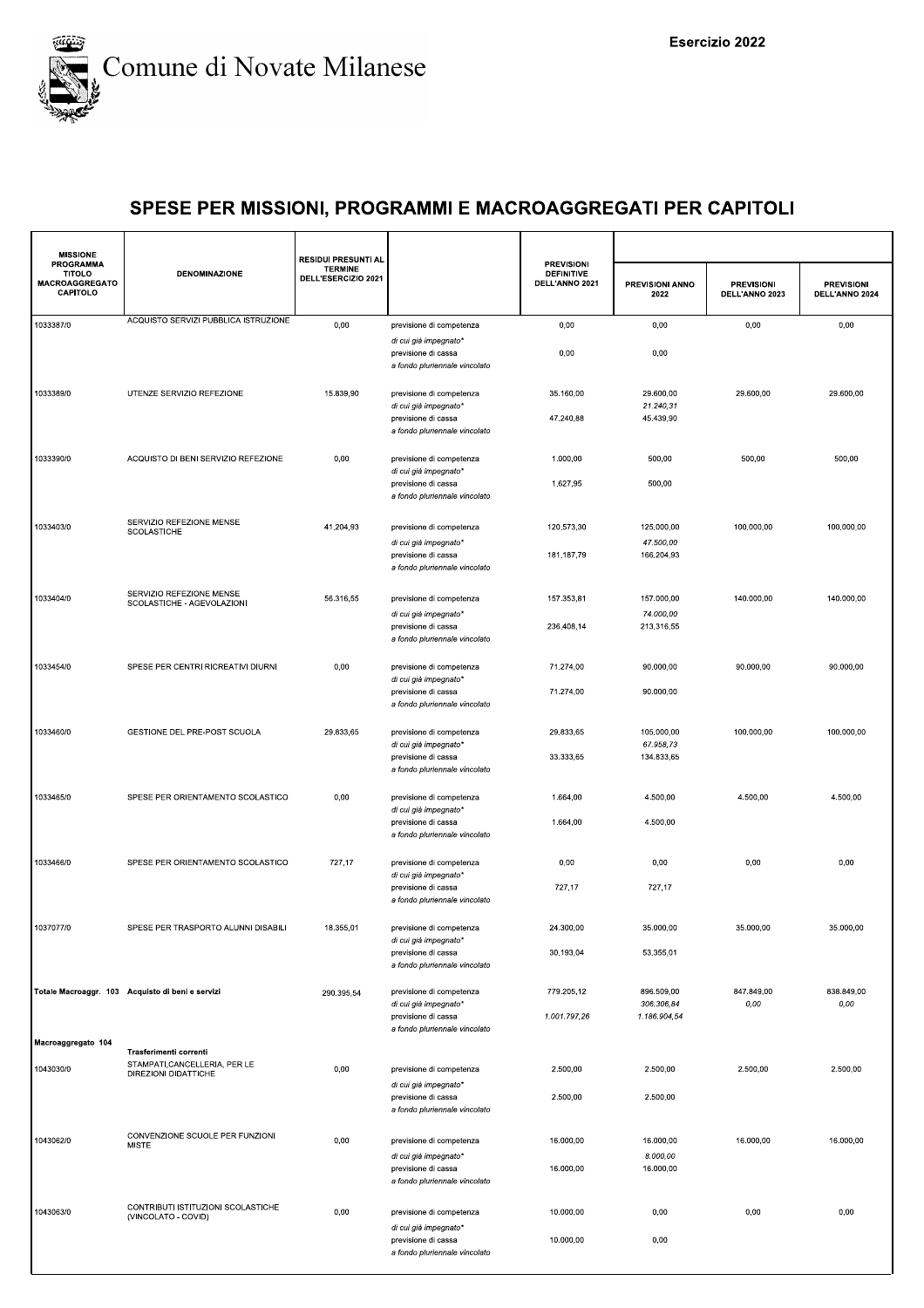Comune di Novate Milanese

Esercizio 2022

# SPESE PER MISSIONI, PROGRAMMI E MACROAGGREGATI PER CAPITOLI

| MISSIONE PROGRAMMA TITOLO MACROAGGREGATO CAPITOLO | DENOMINAZIONE | RESIDUI PRESUNTI AL TERMINE DELL'ESERCIZIO 2021 | | PREVISIONI DEFINITIVE DELL'ANNO 2021 | PREVISIONI ANNO 2022 | PREVISIONI DELL'ANNO 2023 | PREVISIONI DELL'ANNO 2024 |
|---|---|---|---|---|---|---|---|
| 1033387/0 | ACQUISTO SERVIZI PUBBLICA ISTRUZIONE | 0,00 | previsione di competenza | 0,00 | 0,00 | 0,00 | 0,00 |
| | | | *di cui già impegnato** | | | | |
| | | | previsione di cassa | 0,00 | 0,00 | | |
| | | | *a fondo pluriennale vincolato* | | | | |
| 1033389/0 | UTENZE SERVIZIO REFEZIONE | 15.839,90 | previsione di competenza | 35.160,00 | 29.600,00 | 29.600,00 | 29.600,00 |
| | | | *di cui già impegnato** | | *21.240,31* | | |
| | | | previsione di cassa | 47.240,88 | 45.439,90 | | |
| | | | *a fondo pluriennale vincolato* | | | | |
| 1033390/0 | ACQUISTO DI BENI SERVIZIO REFEZIONE | 0,00 | previsione di competenza | 1.000,00 | 500,00 | 500,00 | 500,00 |
| | | | *di cui già impegnato** | | | | |
| | | | previsione di cassa | 1.627,95 | 500,00 | | |
| | | | *a fondo pluriennale vincolato* | | | | |
| 1033403/0 | SERVIZIO REFEZIONE MENSE SCOLASTICHE | 41.204,93 | previsione di competenza | 120.573,30 | 125.000,00 | 100.000,00 | 100.000,00 |
| | | | *di cui già impegnato** | | *47.500,00* | | |
| | | | previsione di cassa | 181.187,79 | 166.204,93 | | |
| | | | *a fondo pluriennale vincolato* | | | | |
| 1033404/0 | SERVIZIO REFEZIONE MENSE SCOLASTICHE - AGEVOLAZIONI | 56.316,55 | previsione di competenza | 157.353,81 | 157.000,00 | 140.000,00 | 140.000,00 |
| | | | *di cui già impegnato** | | *74.000,00* | | |
| | | | previsione di cassa | 236.408,14 | 213.316,55 | | |
| | | | *a fondo pluriennale vincolato* | | | | |
| 1033454/0 | SPESE PER CENTRI RICREATIVI DIURNI | 0,00 | previsione di competenza | 71.274,00 | 90.000,00 | 90.000,00 | 90.000,00 |
| | | | *di cui già impegnato** | | | | |
| | | | previsione di cassa | 71.274,00 | 90.000,00 | | |
| | | | *a fondo pluriennale vincolato* | | | | |
| 1033460/0 | GESTIONE DEL PRE-POST SCUOLA | 29.833,65 | previsione di competenza | 29.833,65 | 105.000,00 | 100.000,00 | 100.000,00 |
| | | | *di cui già impegnato** | | *67.958,73* | | |
| | | | previsione di cassa | 33.333,65 | 134.833,65 | | |
| | | | *a fondo pluriennale vincolato* | | | | |
| 1033465/0 | SPESE PER ORIENTAMENTO SCOLASTICO | 0,00 | previsione di competenza | 1.664,00 | 4.500,00 | 4.500,00 | 4.500,00 |
| | | | *di cui già impegnato** | | | | |
| | | | previsione di cassa | 1.664,00 | 4.500,00 | | |
| | | | *a fondo pluriennale vincolato* | | | | |
| 1033466/0 | SPESE PER ORIENTAMENTO SCOLASTICO | 727,17 | previsione di competenza | 0,00 | 0,00 | 0,00 | 0,00 |
| | | | *di cui già impegnato** | | | | |
| | | | previsione di cassa | 727,17 | 727,17 | | |
| | | | *a fondo pluriennale vincolato* | | | | |
| 1037077/0 | SPESE PER TRASPORTO ALUNNI DISABILI | 18.355,01 | previsione di competenza | 24.300,00 | 35.000,00 | 35.000,00 | 35.000,00 |
| | | | *di cui già impegnato** | | | | |
| | | | previsione di cassa | 30.193,04 | 53.355,01 | | |
| | | | *a fondo pluriennale vincolato* | | | | |
| **Totale Macroaggr. 103** | **Acquisto di beni e servizi** | 290.395,54 | previsione di competenza | 779.205,12 | 896.509,00 | 847.849,00 | 838.849,00 |
| | | | *di cui già impegnato** | | *306.306,84* | *0,00* | *0,00* |
| | | | previsione di cassa | *1.001.797,26* | *1.186.904,54* | | |
| | | | *a fondo pluriennale vincolato* | | | | |
| **Macroaggregato 104** | **Trasferimenti correnti** | | | | | | |
| 1043030/0 | STAMPATI,CANCELLERIA, PER LE DIREZIONI DIDATTICHE | 0,00 | previsione di competenza | 2.500,00 | 2.500,00 | 2.500,00 | 2.500,00 |
| | | | *di cui già impegnato** | | | | |
| | | | previsione di cassa | 2.500,00 | 2.500,00 | | |
| | | | *a fondo pluriennale vincolato* | | | | |
| 1043062/0 | CONVENZIONE SCUOLE PER FUNZIONI MISTE | 0,00 | previsione di competenza | 16.000,00 | 16.000,00 | 16.000,00 | 16.000,00 |
| | | | *di cui già impegnato** | | *8.000,00* | | |
| | | | previsione di cassa | 16.000,00 | 16.000,00 | | |
| | | | *a fondo pluriennale vincolato* | | | | |
| 1043063/0 | CONTRIBUTI ISTITUZIONI SCOLASTICHE (VINCOLATO - COVID) | 0,00 | previsione di competenza | 10.000,00 | 0,00 | 0,00 | 0,00 |
| | | | *di cui già impegnato** | | | | |
| | | | previsione di cassa | 10.000,00 | 0,00 | | |
| | | | *a fondo pluriennale vincolato* | | | | |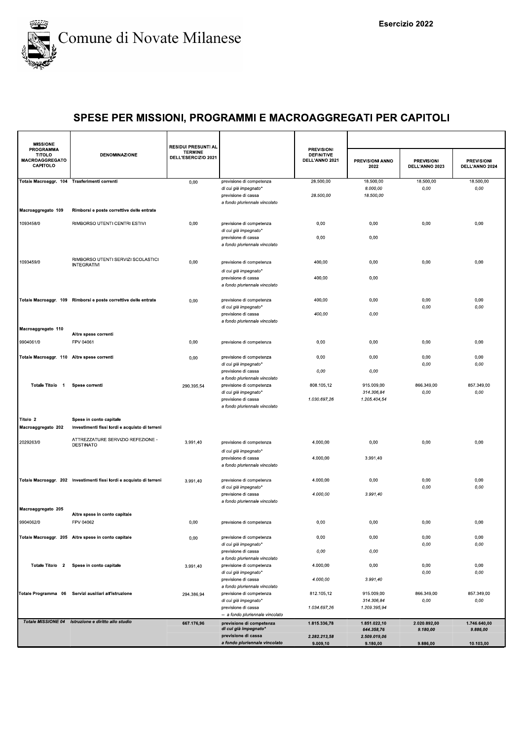# Comune di Novate Milanese

Esercizio 2022

## SPESE PER MISSIONI, PROGRAMMI E MACROAGGREGATI PER CAPITOLI

| MISSIONE PROGRAMMA TITOLO MACROAGGREGATO CAPITOLO | DENOMINAZIONE | RESIDUI PRESUNTI AL TERMINE DELL'ESERCIZIO 2021 | | PREVISIONI DEFINITIVE DELL'ANNO 2021 | PREVISIONI ANNO 2022 | PREVISIONI DELL'ANNO 2023 | PREVISIONI DELL'ANNO 2024 |
|---|---|---|---|---|---|---|---|
| Totale Macroaggr. 104 | Trasferimenti correnti | 0,00 | previsione di competenza | 28.500,00 | 18.500,00 | 18.500,00 | 18.500,00 |
| | | | *di cui già impegnato** | | *8.000,00* | *0,00* | *0,00* |
| | | | previsione di cassa | 28.500,00 | 18.500,00 | | |
| | | | *a fondo pluriennale vincolato* | | | | |
| Macroaggregato 109 | Rimborsi e poste correttive delle entrate | | | | | | |
| 1093458/0 | RIMBORSO UTENTI CENTRI ESTIVI | 0,00 | previsione di competenza | 0,00 | 0,00 | 0,00 | 0,00 |
| | | | *di cui già impegnato** | | | | |
| | | | previsione di cassa | 0,00 | 0,00 | | |
| | | | *a fondo pluriennale vincolato* | | | | |
| 1093459/0 | RIMBORSO UTENTI SERVIZI SCOLASTICI INTEGRATIVI | 0,00 | previsione di competenza | 400,00 | 0,00 | 0,00 | 0,00 |
| | | | *di cui già impegnato** | | | | |
| | | | previsione di cassa | 400,00 | 0,00 | | |
| | | | *a fondo pluriennale vincolato* | | | | |
| Totale Macroaggr. 109 | Rimborsi e poste correttive delle entrate | 0,00 | previsione di competenza | 400,00 | 0,00 | 0,00 | 0,00 |
| | | | *di cui già impegnato** | | | *0,00* | *0,00* |
| | | | previsione di cassa | *400,00* | *0,00* | | |
| | | | *a fondo pluriennale vincolato* | | | | |
| Macroaggregato 110 | Altre spese correnti | | | | | | |
| 9904061/0 | FPV 04061 | 0,00 | previsione di competenza | 0,00 | 0,00 | 0,00 | 0,00 |
| Totale Macroaggr. 110 | Altre spese correnti | 0,00 | previsione di competenza | 0,00 | 0,00 | 0,00 | 0,00 |
| | | | *di cui già impegnato** | | | *0,00* | *0,00* |
| | | | previsione di cassa | *0,00* | *0,00* | | |
| | | | *a fondo pluriennale vincolato* | | | | |
| Totale Titolo 1 | Spese correnti | 290.395,54 | previsione di competenza | 808.105,12 | 915.009,00 | 866.349,00 | 857.349,00 |
| | | | *di cui già impegnato** | | *314.306,84* | *0,00* | *0,00* |
| | | | previsione di cassa | *1.030.697,26* | *1.205.404,54* | | |
| | | | *a fondo pluriennale vincolato* | | | | |
| Titolo 2 | Spese in conto capitale | | | | | | |
| Macroaggregato 202 | Investimenti fissi lordi e acquisto di terreni | | | | | | |
| 2029263/0 | ATTREZZATURE SERVIZIO REFEZIONE - DESTINATO | 3.991,40 | previsione di competenza | 4.000,00 | 0,00 | 0,00 | 0,00 |
| | | | *di cui già impegnato** | | | | |
| | | | previsione di cassa | 4.000,00 | 3.991,40 | | |
| | | | *a fondo pluriennale vincolato* | | | | |
| Totale Macroaggr. 202 | Investimenti fissi lordi e acquisto di terreni | 3.991,40 | previsione di competenza | 4.000,00 | 0,00 | 0,00 | 0,00 |
| | | | *di cui già impegnato** | | | *0,00* | *0,00* |
| | | | previsione di cassa | *4.000,00* | *3.991,40* | | |
| | | | *a fondo pluriennale vincolato* | | | | |
| Macroaggregato 205 | Altre spese in conto capitale | | | | | | |
| 9904062/0 | FPV 04062 | 0,00 | previsione di competenza | 0,00 | 0,00 | 0,00 | 0,00 |
| Totale Macroaggr. 205 | Altre spese in conto capitale | 0,00 | previsione di competenza | 0,00 | 0,00 | 0,00 | 0,00 |
| | | | *di cui già impegnato** | | | *0,00* | *0,00* |
| | | | previsione di cassa | *0,00* | *0,00* | | |
| | | | *a fondo pluriennale vincolato* | | | | |
| Totale Titolo 2 | Spese in conto capitale | 3.991,40 | previsione di competenza | 4.000,00 | 0,00 | 0,00 | 0,00 |
| | | | *di cui già impegnato** | | | *0,00* | *0,00* |
| | | | previsione di cassa | *4.000,00* | *3.991,40* | | |
| | | | *a fondo pluriennale vincolato* | | | | |
| Totale Programma 06 | Servizi ausiliari all'istruzione | 294.386,94 | previsione di competenza | 812.105,12 | 915.009,00 | 866.349,00 | 857.349,00 |
| | | | *di cui già impegnato** | | *314.306,84* | *0,00* | *0,00* |
| | | | previsione di cassa | *1.034.697,26* | *1.209.395,94* | | |
| | | | *-- a fondo pluriennale vincolato* | | | | |
| *Totale MISSIONE 04* | *Istruzione e diritto allo studio* | 667.176,96 | previsione di competenza | 1.815.336,78 | 1.851.022,10 | 2.020.892,00 | 1.746.640,00 |
| | | | *di cui già impegnato** | | *644.358,76* | *9.180,00* | *9.886,00* |
| | | | previsione di cassa | 2.282.213,58 | 2.509.019,06 | | |
| | | | *a fondo pluriennale vincolato* | 9.009,10 | 9.180,00 | 9.886,00 | 10.103,00 |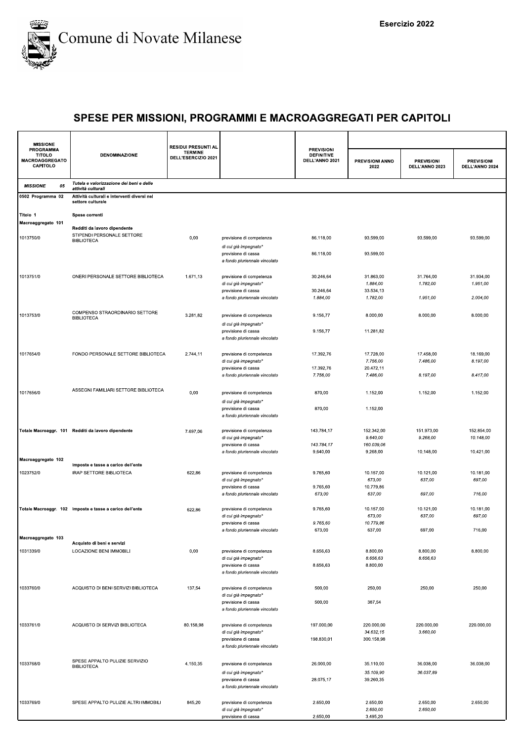Comune di Novate Milanese

Esercizio 2022

# SPESE PER MISSIONI, PROGRAMMI E MACROAGGREGATI PER CAPITOLI

| MISSIONE PROGRAMMA TITOLO MACROAGGREGATO CAPITOLO | DENOMINAZIONE | RESIDUI PRESUNTI AL TERMINE DELL'ESERCIZIO 2021 | | PREVISIONI DEFINITIVE DELL'ANNO 2021 | PREVISIONI ANNO 2022 | PREVISIONI DELL'ANNO 2023 | PREVISIONI DELL'ANNO 2024 |
|---|---|---|---|---|---|---|---|
| MISSIONE 05 | *Tutela e valorizzazione dei beni e delle attività culturali* | | | | | | |
| 0502 Programma 02 | Attività culturali e interventi diversi nel settore culturale | | | | | | |
| Titolo 1 | Spese correnti | | | | | | |
| Macroaggregato 101 | Redditi da lavoro dipendente | | | | | | |
| 1013750/0 | STIPENDI PERSONALE SETTORE BIBLIOTECA | 0,00 | previsione di competenza | 86.118,00 | 93.599,00 | 93.599,00 | 93.599,00 |
| | | | *di cui già impegnato** | | | | |
| | | | previsione di cassa | 86.118,00 | 93.599,00 | | |
| | | | *a fondo pluriennale vincolato* | | | | |
| 1013751/0 | ONERI PERSONALE SETTORE BIBLIOTECA | 1.671,13 | previsione di competenza | 30.246,64 | 31.863,00 | 31.764,00 | 31.934,00 |
| | | | *di cui già impegnato** | | *1.884,00* | *1.782,00* | *1.951,00* |
| | | | previsione di cassa | 30.246,64 | 33.534,13 | | |
| | | | *a fondo pluriennale vincolato* | *1.884,00* | *1.782,00* | *1.951,00* | *2.004,00* |
| 1013753/0 | COMPENSO STRAORDINARIO SETTORE BIBLIOTECA | 3.281,82 | previsione di competenza | 9.156,77 | 8.000,00 | 8.000,00 | 8.000,00 |
| | | | *di cui già impegnato** | | | | |
| | | | previsione di cassa | 9.156,77 | 11.281,82 | | |
| | | | *a fondo pluriennale vincolato* | | | | |
| 1017654/0 | FONDO PERSONALE SETTORE BIBLIOTECA | 2.744,11 | previsione di competenza | 17.392,76 | 17.728,00 | 17.458,00 | 18.169,00 |
| | | | *di cui già impegnato** | | *7.756,00* | *7.486,00* | *8.197,00* |
| | | | previsione di cassa | 17.392,76 | 20.472,11 | | |
| | | | *a fondo pluriennale vincolato* | *7.756,00* | *7.486,00* | *8.197,00* | *8.417,00* |
| 1017656/0 | ASSEGNI FAMILIARI SETTORE BIBLIOTECA | 0,00 | previsione di competenza | 870,00 | 1.152,00 | 1.152,00 | 1.152,00 |
| | | | *di cui già impegnato** | | | | |
| | | | previsione di cassa | 870,00 | 1.152,00 | | |
| | | | *a fondo pluriennale vincolato* | | | | |
| Totale Macroaggr. 101 | Redditi da lavoro dipendente | 7.697,06 | previsione di competenza | 143.784,17 | 152.342,00 | 151.973,00 | 152.854,00 |
| | | | *di cui già impegnato** | | *9.640,00* | *9.268,00* | *10.148,00* |
| | | | previsione di cassa | *143.784,17* | *160.039,06* | | |
| | | | *a fondo pluriennale vincolato* | 9.640,00 | 9.268,00 | 10.148,00 | 10.421,00 |
| Macroaggregato 102 | Imposte e tasse a carico dell'ente | | | | | | |
| 1023752/0 | IRAP SETTORE BIBLIOTECA | 622,86 | previsione di competenza | 9.765,60 | 10.157,00 | 10.121,00 | 10.181,00 |
| | | | *di cui già impegnato** | | *673,00* | *637,00* | *697,00* |
| | | | previsione di cassa | 9.765,60 | 10.779,86 | | |
| | | | *a fondo pluriennale vincolato* | *673,00* | *637,00* | *697,00* | *716,00* |
| Totale Macroaggr. 102 | Imposte e tasse a carico dell'ente | 622,86 | previsione di competenza | 9.765,60 | 10.157,00 | 10.121,00 | 10.181,00 |
| | | | *di cui già impegnato** | | *673,00* | *637,00* | *697,00* |
| | | | previsione di cassa | *9.765,60* | *10.779,86* | | |
| | | | *a fondo pluriennale vincolato* | 673,00 | 637,00 | 697,00 | 716,00 |
| Macroaggregato 103 | Acquisto di beni e servizi | | | | | | |
| 1031339/0 | LOCAZIONE BENI IMMOBILI | 0,00 | previsione di competenza | 8.656,63 | 8.800,00 | 8.800,00 | 8.800,00 |
| | | | *di cui già impegnato** | | *8.656,63* | *8.656,63* | |
| | | | previsione di cassa | 8.656,63 | 8.800,00 | | |
| | | | *a fondo pluriennale vincolato* | | | | |
| 1033760/0 | ACQUISTO DI BENI SERVIZI BIBLIOTECA | 137,54 | previsione di competenza | 500,00 | 250,00 | 250,00 | 250,00 |
| | | | *di cui già impegnato** | | | | |
| | | | previsione di cassa | 500,00 | 387,54 | | |
| | | | *a fondo pluriennale vincolato* | | | | |
| 1033761/0 | ACQUISTO DI SERVIZI BIBLIOTECA | 80.158,98 | previsione di competenza | 197.000,00 | 220.000,00 | 220.000,00 | 220.000,00 |
| | | | *di cui già impegnato** | | *34.632,15* | *3.660,00* | |
| | | | previsione di cassa | 198.830,01 | 300.158,98 | | |
| | | | *a fondo pluriennale vincolato* | | | | |
| 1033768/0 | SPESE APPALTO PULIZIE SERVIZIO BIBLIOTECA | 4.150,35 | previsione di competenza | 26.000,00 | 35.110,00 | 36.038,00 | 36.038,00 |
| | | | *di cui già impegnato** | | *35.109,90* | *36.037,89* | |
| | | | previsione di cassa | 28.075,17 | 39.260,35 | | |
| | | | *a fondo pluriennale vincolato* | | | | |
| 1033769/0 | SPESE APPALTO PULIZIE ALTRI IMMOBILI | 845,20 | previsione di competenza | 2.650,00 | 2.650,00 | 2.650,00 | 2.650,00 |
| | | | *di cui già impegnato** | | *2.650,00* | *2.650,00* | |
| | | | previsione di cassa | 2.650,00 | 3.495,20 | | |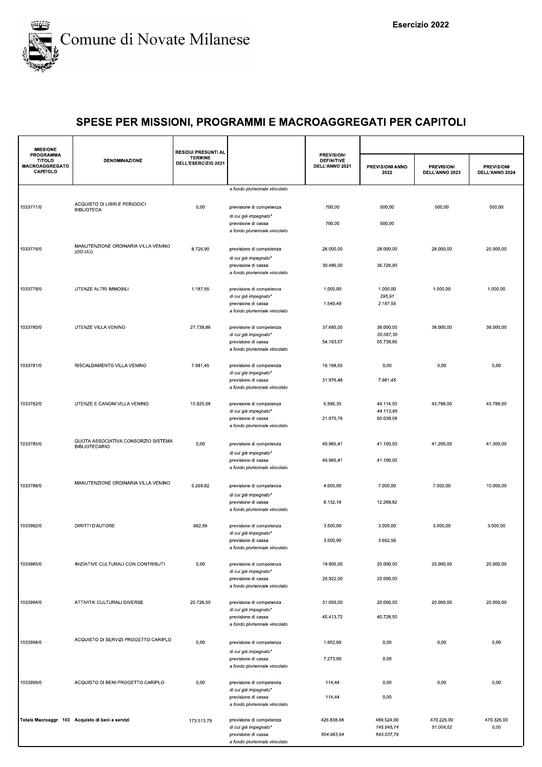Comune di Novate Milanese

Esercizio 2022

# SPESE PER MISSIONI, PROGRAMMI E MACROAGGREGATI PER CAPITOLI

| MISSIONE PROGRAMMA TITOLO MACROAGGREGATO CAPITOLO | DENOMINAZIONE | RESIDUI PRESUNTI AL TERMINE DELL'ESERCIZIO 2021 | | PREVISIONI DEFINITIVE DELL'ANNO 2021 | PREVISIONI ANNO 2022 | PREVISIONI DELL'ANNO 2023 | PREVISIONI DELL'ANNO 2024 |
|---|---|---|---|---|---|---|---|
| | | | *a fondo pluriennale vincolato* | | | | |
| 1033771/0 | ACQUISTO DI LIBRI E PERIODICI BIBLIOTECA | 0,00 | previsione di competenza | 700,00 | 500,00 | 500,00 | 500,00 |
| | | | *di cui già impegnato** | | | | |
| | | | previsione di cassa | 700,00 | 500,00 | | |
| | | | *a fondo pluriennale vincolato* | | | | |
| 1033776/0 | MANUTENZIONE ORDINARIA VILLA VENINO (OO.UU) | 8.726,90 | previsione di competenza | 28.000,00 | 28.000,00 | 28.000,00 | 25.000,00 |
| | | | *di cui già impegnato** | | | | |
| | | | previsione di cassa | 30.486,00 | 36.726,90 | | |
| | | | *a fondo pluriennale vincolato* | | | | |
| 1033779/0 | UTENZE ALTRI IMMOBILI | 1.187,55 | previsione di competenza | 1.000,00 | 1.000,00 | 1.000,00 | 1.000,00 |
| | | | *di cui già impegnato** | | *295,91* | | |
| | | | previsione di cassa | 1.549,49 | 2.187,55 | | |
| | | | *a fondo pluriennale vincolato* | | | | |
| 1033780/0 | UTENZE VILLA VENINO | 27.739,86 | previsione di competenza | 37.685,00 | 38.000,00 | 38.000,00 | 38.000,00 |
| | | | *di cui già impegnato** | | *20.087,30* | | |
| | | | previsione di cassa | 54.163,67 | 65.739,86 | | |
| | | | *a fondo pluriennale vincolato* | | | | |
| 1033781/0 | RISCALDAMENTO VILLA VENINO | 7.981,45 | previsione di competenza | 16.168,65 | 0,00 | 0,00 | 0,00 |
| | | | *di cui già impegnato** | | | | |
| | | | previsione di cassa | 31.976,48 | 7.981,45 | | |
| | | | *a fondo pluriennale vincolato* | | | | |
| 1033782/0 | UTENZE E CANONI VILLA VENINO | 15.925,08 | previsione di competenza | 6.996,35 | 44.114,00 | 43.788,00 | 43.788,00 |
| | | | *di cui già impegnato** | | *44.113,85* | | |
| | | | previsione di cassa | 21.075,76 | 60.039,08 | | |
| | | | *a fondo pluriennale vincolato* | | | | |
| 1033785/0 | QUOTA ASSOCIATIVA CONSORZIO SISTEMA BIBLIOTECARIO | 0,00 | previsione di competenza | 40.965,41 | 41.100,00 | 41.200,00 | 41.300,00 |
| | | | *di cui già impegnato** | | | | |
| | | | previsione di cassa | 40.965,41 | 41.100,00 | | |
| | | | *a fondo pluriennale vincolato* | | | | |
| 1033788/0 | MANUTENZIONE ORDINARIA VILLA VENINO | 5.269,82 | previsione di competenza | 4.000,00 | 7.000,00 | 7.000,00 | 10.000,00 |
| | | | *di cui già impegnato** | | | | |
| | | | previsione di cassa | 8.132,16 | 12.269,82 | | |
| | | | *a fondo pluriennale vincolato* | | | | |
| 1033982/0 | DIRITTI D'AUTORE | 662,56 | previsione di competenza | 3.500,00 | 3.000,00 | 3.000,00 | 3.000,00 |
| | | | *di cui già impegnato** | | | | |
| | | | previsione di cassa | 3.500,00 | 3.662,56 | | |
| | | | *a fondo pluriennale vincolato* | | | | |
| 1033985/0 | INIZIATIVE CULTURALI CON CONTRIBUTI | 0,00 | previsione di competenza | 19.900,00 | 20.000,00 | 20.000,00 | 20.000,00 |
| | | | *di cui già impegnato** | | | | |
| | | | previsione di cassa | 20.922,00 | 20.000,00 | | |
| | | | *a fondo pluriennale vincolato* | | | | |
| 1033994/0 | ATTIVITA' CULTURALI DIVERSE | 20.728,50 | previsione di competenza | 31.050,00 | 20.000,00 | 20.000,00 | 20.000,00 |
| | | | *di cui già impegnato** | | | | |
| | | | previsione di cassa | 45.413,72 | 40.728,50 | | |
| | | | *a fondo pluriennale vincolato* | | | | |
| 1033998/0 | ACQUISTO DI SERVIZI PROGETTO CARIPLO | 0,00 | previsione di competenza | 1.952,00 | 0,00 | 0,00 | 0,00 |
| | | | *di cui già impegnato** | | | | |
| | | | previsione di cassa | 7.273,00 | 0,00 | | |
| | | | *a fondo pluriennale vincolato* | | | | |
| 1033999/0 | ACQUISTO DI BENI PROGETTO CARIPLO | 0,00 | previsione di competenza | 114,44 | 0,00 | 0,00 | 0,00 |
| | | | *di cui già impegnato** | | | | |
| | | | previsione di cassa | 114,44 | 0,00 | | |
| | | | *a fondo pluriennale vincolato* | | | | |
| Totale Macroaggr. 103 | Acquisto di beni e servizi | 173.513,79 | previsione di competenza | 426.838,48 | 469.524,00 | 470.226,00 | 470.326,00 |
| | | | *di cui già impegnato** | | *145.545,74* | *51.004,52* | *0,00* |
| | | | previsione di cassa | *504.983,94* | *643.037,79* | | |
| | | | *a fondo pluriennale vincolato* | | | | |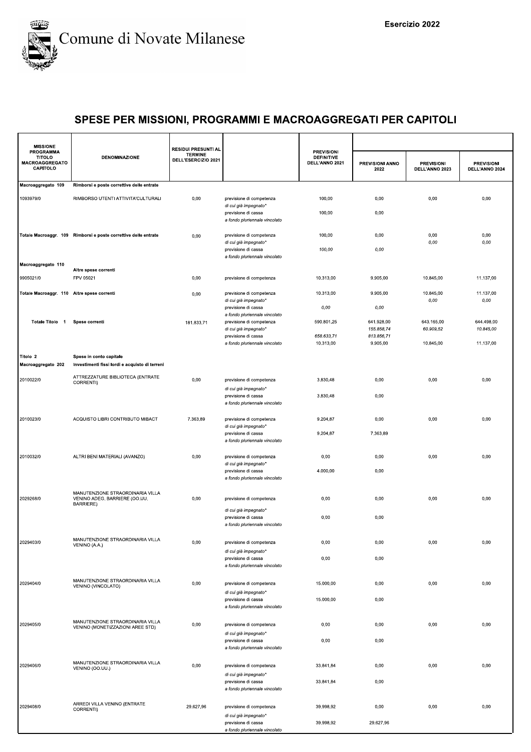Comune di Novate Milanese

Esercizio 2022

## SPESE PER MISSIONI, PROGRAMMI E MACROAGGREGATI PER CAPITOLI

| MISSIONE PROGRAMMA TITOLO MACROAGGREGATO CAPITOLO | DENOMINAZIONE | RESIDUI PRESUNTI AL TERMINE DELL'ESERCIZIO 2021 | | PREVISIONI DEFINITIVE DELL'ANNO 2021 | PREVISIONI ANNO 2022 | PREVISIONI DELL'ANNO 2023 | PREVISIONI DELL'ANNO 2024 |
|---|---|---|---|---|---|---|---|
| Macroaggregato 109 | Rimborsi e poste correttive delle entrate | | | | | | |
| 1093979/0 | RIMBORSO UTENTI ATTIVITA'CULTURALI | 0,00 | previsione di competenza | 100,00 | 0,00 | 0,00 | 0,00 |
| | | | *di cui già impegnato** | | | | |
| | | | previsione di cassa | 100,00 | 0,00 | | |
| | | | *a fondo pluriennale vincolato* | | | | |
| Totale Macroaggr. 109 | Rimborsi e poste correttive delle entrate | 0,00 | previsione di competenza | 100,00 | 0,00 | 0,00 | 0,00 |
| | | | *di cui già impegnato** | | | *0,00* | *0,00* |
| | | | previsione di cassa | *100,00* | *0,00* | | |
| | | | *a fondo pluriennale vincolato* | | | | |
| Macroaggregato 110 | Altre spese correnti | | | | | | |
| 9905021/0 | FPV 05021 | 0,00 | previsione di competenza | 10.313,00 | 9.905,00 | 10.845,00 | 11.137,00 |
| Totale Macroaggr. 110 | Altre spese correnti | 0,00 | previsione di competenza | 10.313,00 | 9.905,00 | 10.845,00 | 11.137,00 |
| | | | *di cui già impegnato** | | | *0,00* | *0,00* |
| | | | previsione di cassa | *0,00* | *0,00* | | |
| | | | *a fondo pluriennale vincolato* | | | | |
| Totale Titolo 1 | Spese correnti | 181.833,71 | previsione di competenza | 590.801,25 | 641.928,00 | 643.165,00 | 644.498,00 |
| | | | *di cui già impegnato** | | *155.858,74* | *60.909,52* | *10.845,00* |
| | | | previsione di cassa | *658.633,71* | *813.856,71* | | |
| | | | *a fondo pluriennale vincolato* | 10.313,00 | 9.905,00 | 10.845,00 | 11.137,00 |
| Titolo 2 | Spese in conto capitale | | | | | | |
| Macroaggregato 202 | Investimenti fissi lordi e acquisto di terreni | | | | | | |
| 2010022/0 | ATTREZZATURE BIBLIOTECA (ENTRATE CORRENTI) | 0,00 | previsione di competenza | 3.830,48 | 0,00 | 0,00 | 0,00 |
| | | | *di cui già impegnato** | | | | |
| | | | previsione di cassa | 3.830,48 | 0,00 | | |
| | | | *a fondo pluriennale vincolato* | | | | |
| 2010023/0 | ACQUISTO LIBRI CONTRIBUTO MIBACT | 7.363,89 | previsione di competenza | 9.204,87 | 0,00 | 0,00 | 0,00 |
| | | | *di cui già impegnato** | | | | |
| | | | previsione di cassa | 9.204,87 | 7.363,89 | | |
| | | | *a fondo pluriennale vincolato* | | | | |
| 2010032/0 | ALTRI BENI MATERIALI (AVANZO) | 0,00 | previsione di competenza | 0,00 | 0,00 | 0,00 | 0,00 |
| | | | *di cui già impegnato** | | | | |
| | | | previsione di cassa | 4.000,00 | 0,00 | | |
| | | | *a fondo pluriennale vincolato* | | | | |
| 2029268/0 | MANUTENZIONE STRAORDINARIA VILLA VENINO ADEG. BARRIERE (OO.UU. BARRIERE) | 0,00 | previsione di competenza | 0,00 | 0,00 | 0,00 | 0,00 |
| | | | *di cui già impegnato** | | | | |
| | | | previsione di cassa | 0,00 | 0,00 | | |
| | | | *a fondo pluriennale vincolato* | | | | |
| 2029403/0 | MANUTENZIONE STRAORDINARIA VILLA VENINO (A.A.) | 0,00 | previsione di competenza | 0,00 | 0,00 | 0,00 | 0,00 |
| | | | *di cui già impegnato** | | | | |
| | | | previsione di cassa | 0,00 | 0,00 | | |
| | | | *a fondo pluriennale vincolato* | | | | |
| 2029404/0 | MANUTENZIONE STRAORDINARIA VILLA VENINO (VINCOLATO) | 0,00 | previsione di competenza | 15.000,00 | 0,00 | 0,00 | 0,00 |
| | | | *di cui già impegnato** | | | | |
| | | | previsione di cassa | 15.000,00 | 0,00 | | |
| | | | *a fondo pluriennale vincolato* | | | | |
| 2029405/0 | MANUTENZIONE STRAORDINARIA VILLA VENINO (MONETIZZAZIONI AREE STD) | 0,00 | previsione di competenza | 0,00 | 0,00 | 0,00 | 0,00 |
| | | | *di cui già impegnato** | | | | |
| | | | previsione di cassa | 0,00 | 0,00 | | |
| | | | *a fondo pluriennale vincolato* | | | | |
| 2029406/0 | MANUTENZIONE STRAORDINARIA VILLA VENINO (OO.UU.) | 0,00 | previsione di competenza | 33.841,84 | 0,00 | 0,00 | 0,00 |
| | | | *di cui già impegnato** | | | | |
| | | | previsione di cassa | 33.841,84 | 0,00 | | |
| | | | *a fondo pluriennale vincolato* | | | | |
| 2029408/0 | ARREDI VILLA VENINO (ENTRATE CORRENTI) | 29.627,96 | previsione di competenza | 39.998,92 | 0,00 | 0,00 | 0,00 |
| | | | *di cui già impegnato** | | | | |
| | | | previsione di cassa | 39.998,92 | 29.627,96 | | |
| | | | *a fondo pluriennale vincolato* | | | | |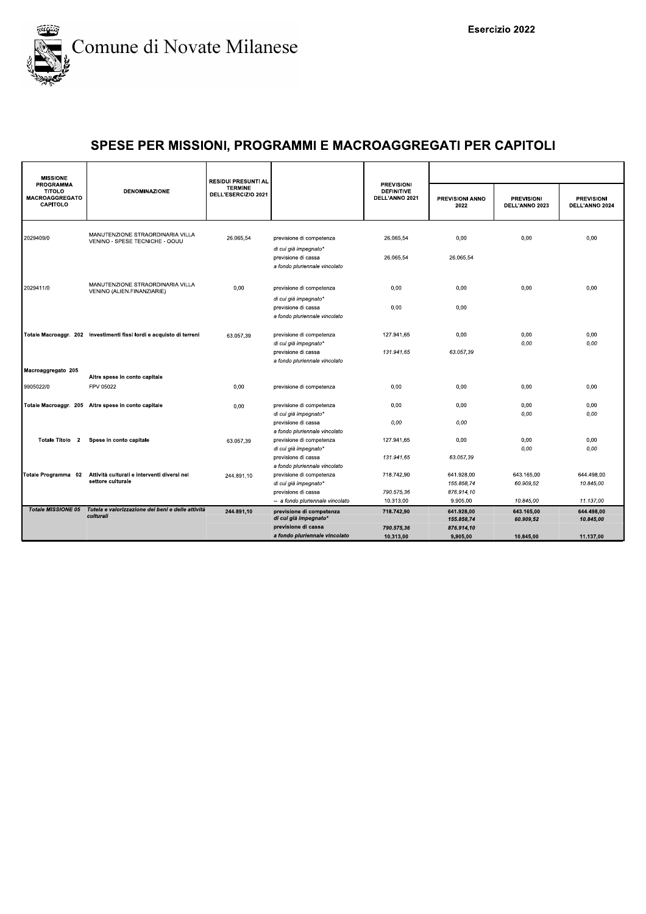Comune di Novate Milanese

Esercizio 2022

# SPESE PER MISSIONI, PROGRAMMI E MACROAGGREGATI PER CAPITOLI

| MISSIONE PROGRAMMA TITOLO MACROAGGREGATO CAPITOLO | DENOMINAZIONE | RESIDUI PRESUNTI AL TERMINE DELL'ESERCIZIO 2021 | | PREVISIONI DEFINITIVE DELL'ANNO 2021 | PREVISIONI ANNO 2022 | PREVISIONI DELL'ANNO 2023 | PREVISIONI DELL'ANNO 2024 |
|---|---|---|---|---|---|---|---|
| 2029409/0 | MANUTENZIONE STRAORDINARIA VILLA VENINO - SPESE TECNICHE - OOUU | 26.065,54 | previsione di competenza | 26.065,54 | 0,00 | 0,00 | 0,00 |
| | | | *di cui già impegnato** | | | | |
| | | | previsione di cassa | 26.065,54 | 26.065,54 | | |
| | | | *a fondo pluriennale vincolato* | | | | |
| 2029411/0 | MANUTENZIONE STRAORDINARIA VILLA VENINO (ALIEN.FINANZIARIE) | 0,00 | previsione di competenza | 0,00 | 0,00 | 0,00 | 0,00 |
| | | | *di cui già impegnato** | | | | |
| | | | previsione di cassa | 0,00 | 0,00 | | |
| | | | *a fondo pluriennale vincolato* | | | | |
| **Totale Macroaggr. 202** | **Investimenti fissi lordi e acquisto di terreni** | 63.057,39 | previsione di competenza | 127.941,65 | 0,00 | 0,00 | 0,00 |
| | | | *di cui già impegnato** | | | *0,00* | *0,00* |
| | | | previsione di cassa | *131.941,65* | *63.057,39* | | |
| | | | *a fondo pluriennale vincolato* | | | | |
| **Macroaggregato 205** | **Altre spese in conto capitale** | | | | | | |
| 9905022/0 | FPV 05022 | 0,00 | previsione di competenza | 0,00 | 0,00 | 0,00 | 0,00 |
| **Totale Macroaggr. 205** | **Altre spese in conto capitale** | 0,00 | previsione di competenza | 0,00 | 0,00 | 0,00 | 0,00 |
| | | | *di cui già impegnato** | | | *0,00* | *0,00* |
| | | | previsione di cassa | *0,00* | *0,00* | | |
| | | | *a fondo pluriennale vincolato* | | | | |
| **Totale Titolo 2** | **Spese in conto capitale** | 63.057,39 | previsione di competenza | 127.941,65 | 0,00 | 0,00 | 0,00 |
| | | | *di cui già impegnato** | | | *0,00* | *0,00* |
| | | | previsione di cassa | *131.941,65* | *63.057,39* | | |
| | | | *a fondo pluriennale vincolato* | | | | |
| **Totale Programma 02** | **Attività culturali e interventi diversi nel settore culturale** | 244.891,10 | previsione di competenza | 718.742,90 | 641.928,00 | 643.165,00 | 644.498,00 |
| | | | *di cui già impegnato** | | *155.858,74* | *60.909,52* | *10.845,00* |
| | | | previsione di cassa | *790.575,36* | *876.914,10* | | |
| | | | -- a fondo pluriennale vincolato | 10.313,00 | 9.905,00 | *10.845,00* | *11.137,00* |
| **Totale MISSIONE 05** | ***Tutela e valorizzazione dei beni e delle attività culturali*** | **244.891,10** | **previsione di competenza** | **718.742,90** | **641.928,00** | **643.165,00** | **644.498,00** |
| | | | ***di cui già impegnato**** | | ***155.858,74*** | ***60.909,52*** | ***10.845,00*** |
| | | | **previsione di cassa** | ***790.575,36*** | ***876.914,10*** | | |
| | | | ***a fondo pluriennale vincolato*** | **10.313,00** | **9.905,00** | **10.845,00** | **11.137,00** |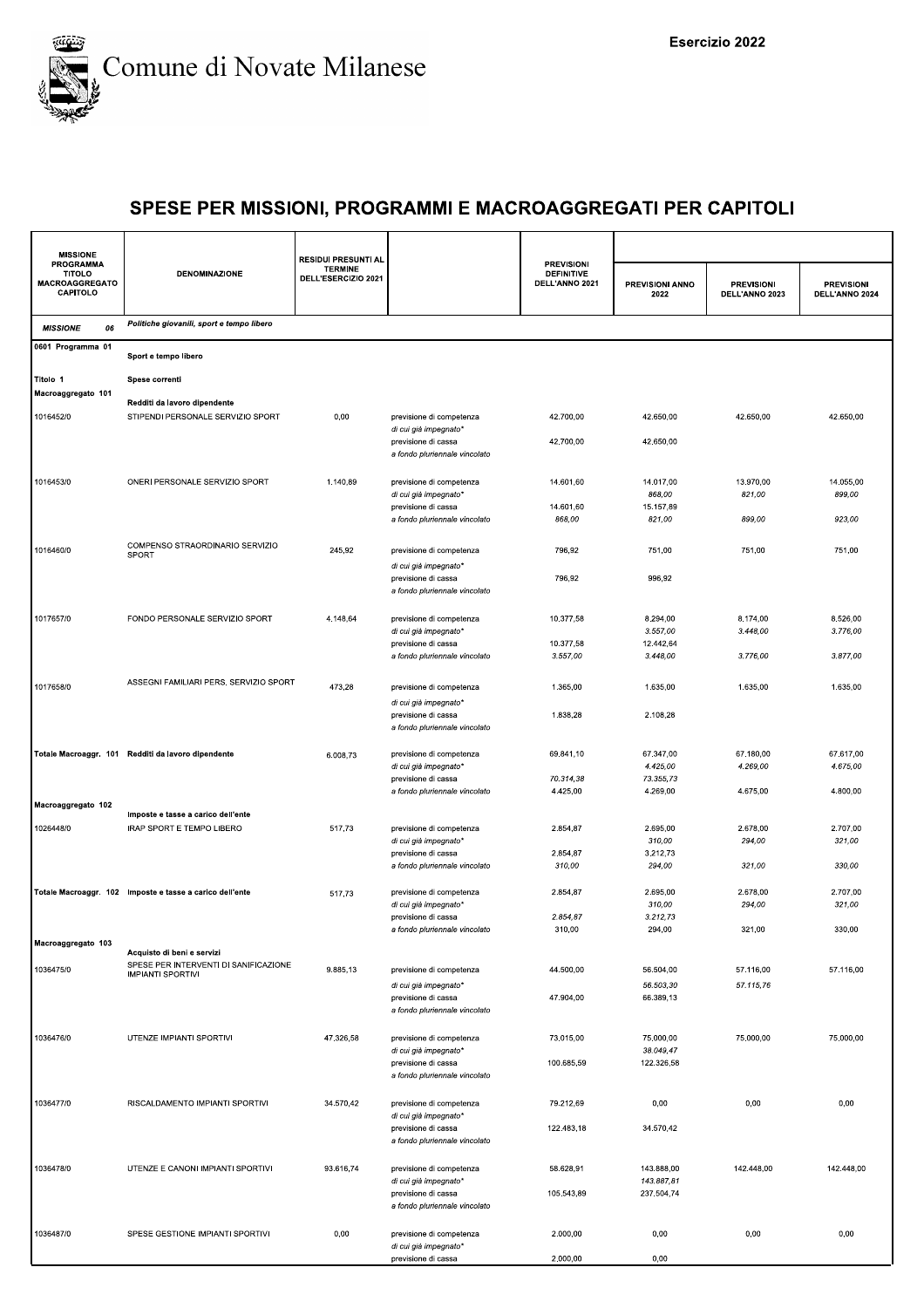Comune di Novate Milanese

Esercizio 2022

# SPESE PER MISSIONI, PROGRAMMI E MACROAGGREGATI PER CAPITOLI

| MISSIONE PROGRAMMA TITOLO MACROAGGREGATO CAPITOLO | DENOMINAZIONE | RESIDUI PRESUNTI AL TERMINE DELL'ESERCIZIO 2021 | | PREVISIONI DEFINITIVE DELL'ANNO 2021 | PREVISIONI ANNO 2022 | PREVISIONI DELL'ANNO 2023 | PREVISIONI DELL'ANNO 2024 |
|---|---|---|---|---|---|---|---|
| *MISSIONE 06* | *Politiche giovanili, sport e tempo libero* | | | | | | |
| 0601 Programma 01 | Sport e tempo libero | | | | | | |
| Titolo 1 | Spese correnti | | | | | | |
| Macroaggregato 101 | Redditi da lavoro dipendente | | | | | | |
| 1016452/0 | STIPENDI PERSONALE SERVIZIO SPORT | 0,00 | previsione di competenza | 42.700,00 | 42.650,00 | 42.650,00 | 42.650,00 |
| | | | *di cui già impegnato** | | | | |
| | | | previsione di cassa | 42.700,00 | 42.650,00 | | |
| | | | *a fondo pluriennale vincolato* | | | | |
| 1016453/0 | ONERI PERSONALE SERVIZIO SPORT | 1.140,89 | previsione di competenza | 14.601,60 | 14.017,00 | 13.970,00 | 14.055,00 |
| | | | *di cui già impegnato** | | *868,00* | *821,00* | *899,00* |
| | | | previsione di cassa | 14.601,60 | 15.157,89 | | |
| | | | *a fondo pluriennale vincolato* | *868,00* | *821,00* | *899,00* | *923,00* |
| 1016460/0 | COMPENSO STRAORDINARIO SERVIZIO SPORT | 245,92 | previsione di competenza | 796,92 | 751,00 | 751,00 | 751,00 |
| | | | *di cui già impegnato** | | | | |
| | | | previsione di cassa | 796,92 | 996,92 | | |
| | | | *a fondo pluriennale vincolato* | | | | |
| 1017657/0 | FONDO PERSONALE SERVIZIO SPORT | 4.148,64 | previsione di competenza | 10.377,58 | 8.294,00 | 8.174,00 | 8.526,00 |
| | | | *di cui già impegnato** | | *3.557,00* | *3.448,00* | *3.776,00* |
| | | | previsione di cassa | 10.377,58 | 12.442,64 | | |
| | | | *a fondo pluriennale vincolato* | *3.557,00* | *3.448,00* | *3.776,00* | *3.877,00* |
| 1017658/0 | ASSEGNI FAMILIARI PERS. SERVIZIO SPORT | 473,28 | previsione di competenza | 1.365,00 | 1.635,00 | 1.635,00 | 1.635,00 |
| | | | *di cui già impegnato** | | | | |
| | | | previsione di cassa | 1.838,28 | 2.108,28 | | |
| | | | *a fondo pluriennale vincolato* | | | | |
| **Totale Macroaggr. 101** | **Redditi da lavoro dipendente** | 6.008,73 | previsione di competenza | 69.841,10 | 67.347,00 | 67.180,00 | 67.617,00 |
| | | | *di cui già impegnato** | | *4.425,00* | *4.269,00* | *4.675,00* |
| | | | previsione di cassa | *70.314,38* | *73.355,73* | | |
| | | | *a fondo pluriennale vincolato* | 4.425,00 | 4.269,00 | 4.675,00 | 4.800,00 |
| Macroaggregato 102 | Imposte e tasse a carico dell'ente | | | | | | |
| 1026448/0 | IRAP SPORT E TEMPO LIBERO | 517,73 | previsione di competenza | 2.854,87 | 2.695,00 | 2.678,00 | 2.707,00 |
| | | | *di cui già impegnato** | | *310,00* | *294,00* | *321,00* |
| | | | previsione di cassa | 2.854,87 | 3.212,73 | | |
| | | | *a fondo pluriennale vincolato* | *310,00* | *294,00* | *321,00* | *330,00* |
| **Totale Macroaggr. 102** | **Imposte e tasse a carico dell'ente** | 517,73 | previsione di competenza | 2.854,87 | 2.695,00 | 2.678,00 | 2.707,00 |
| | | | *di cui già impegnato** | | *310,00* | *294,00* | *321,00* |
| | | | previsione di cassa | *2.854,87* | *3.212,73* | | |
| | | | *a fondo pluriennale vincolato* | 310,00 | 294,00 | 321,00 | 330,00 |
| Macroaggregato 103 | Acquisto di beni e servizi | | | | | | |
| 1036475/0 | SPESE PER INTERVENTI DI SANIFICAZIONE IMPIANTI SPORTIVI | 9.885,13 | previsione di competenza | 44.500,00 | 56.504,00 | 57.116,00 | 57.116,00 |
| | | | *di cui già impegnato** | | *56.503,30* | *57.115,76* | |
| | | | previsione di cassa | 47.904,00 | 66.389,13 | | |
| | | | *a fondo pluriennale vincolato* | | | | |
| 1036476/0 | UTENZE IMPIANTI SPORTIVI | 47.326,58 | previsione di competenza | 73.015,00 | 75.000,00 | 75.000,00 | 75.000,00 |
| | | | *di cui già impegnato** | | *38.049,47* | | |
| | | | previsione di cassa | 100.685,59 | 122.326,58 | | |
| | | | *a fondo pluriennale vincolato* | | | | |
| 1036477/0 | RISCALDAMENTO IMPIANTI SPORTIVI | 34.570,42 | previsione di competenza | 79.212,69 | 0,00 | 0,00 | 0,00 |
| | | | *di cui già impegnato** | | | | |
| | | | previsione di cassa | 122.483,18 | 34.570,42 | | |
| | | | *a fondo pluriennale vincolato* | | | | |
| 1036478/0 | UTENZE E CANONI IMPIANTI SPORTIVI | 93.616,74 | previsione di competenza | 58.628,91 | 143.888,00 | 142.448,00 | 142.448,00 |
| | | | *di cui già impegnato** | | *143.887,81* | | |
| | | | previsione di cassa | 105.543,89 | 237.504,74 | | |
| | | | *a fondo pluriennale vincolato* | | | | |
| 1036487/0 | SPESE GESTIONE IMPIANTI SPORTIVI | 0,00 | previsione di competenza | 2.000,00 | 0,00 | 0,00 | 0,00 |
| | | | *di cui già impegnato** | | | | |
| | | | previsione di cassa | 2.000,00 | 0,00 | | |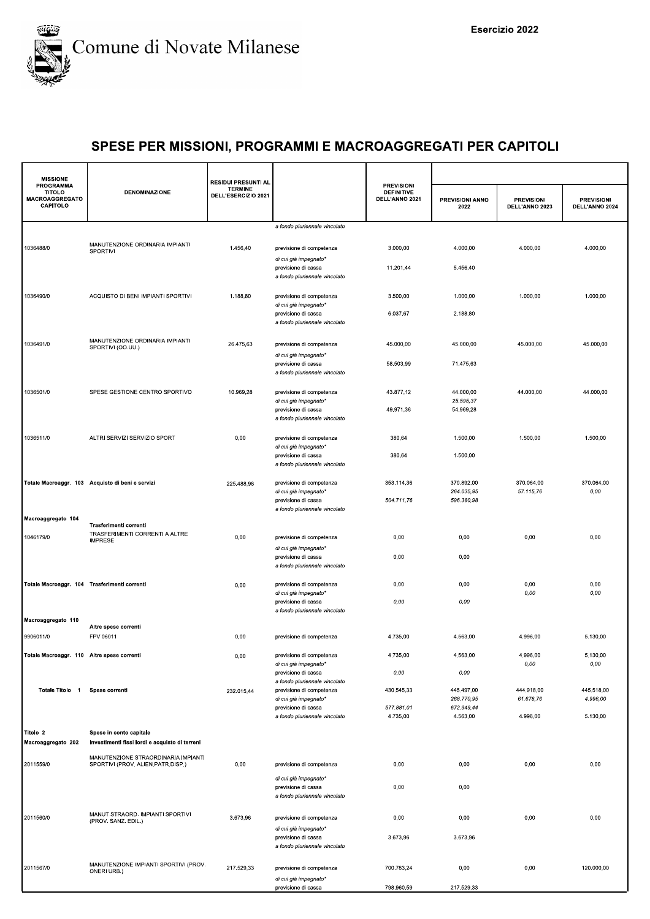# Comune di Novate Milanese

Esercizio 2022

## SPESE PER MISSIONI, PROGRAMMI E MACROAGGREGATI PER CAPITOLI

| MISSIONE PROGRAMMA TITOLO MACROAGGREGATO CAPITOLO | DENOMINAZIONE | RESIDUI PRESUNTI AL TERMINE DELL'ESERCIZIO 2021 | | PREVISIONI DEFINITIVE DELL'ANNO 2021 | PREVISIONI ANNO 2022 | PREVISIONI DELL'ANNO 2023 | PREVISIONI DELL'ANNO 2024 |
|---|---|---|---|---|---|---|---|
| | | | *a fondo pluriennale vincolato* | | | | |
| 1036488/0 | MANUTENZIONE ORDINARIA IMPIANTI SPORTIVI | 1.456,40 | previsione di competenza | 3.000,00 | 4.000,00 | 4.000,00 | 4.000,00 |
| | | | *di cui già impegnato\** | | | | |
| | | | previsione di cassa | 11.201,44 | 5.456,40 | | |
| | | | *a fondo pluriennale vincolato* | | | | |
| 1036490/0 | ACQUISTO DI BENI IMPIANTI SPORTIVI | 1.188,80 | previsione di competenza | 3.500,00 | 1.000,00 | 1.000,00 | 1.000,00 |
| | | | *di cui già impegnato\** | | | | |
| | | | previsione di cassa | 6.037,67 | 2.188,80 | | |
| | | | *a fondo pluriennale vincolato* | | | | |
| 1036491/0 | MANUTENZIONE ORDINARIA IMPIANTI SPORTIVI (OO.UU.) | 26.475,63 | previsione di competenza | 45.000,00 | 45.000,00 | 45.000,00 | 45.000,00 |
| | | | *di cui già impegnato\** | | | | |
| | | | previsione di cassa | 58.503,99 | 71.475,63 | | |
| | | | *a fondo pluriennale vincolato* | | | | |
| 1036501/0 | SPESE GESTIONE CENTRO SPORTIVO | 10.969,28 | previsione di competenza | 43.877,12 | 44.000,00 | 44.000,00 | 44.000,00 |
| | | | *di cui già impegnato\** | | *25.595,37* | | |
| | | | previsione di cassa | 49.971,36 | 54.969,28 | | |
| | | | *a fondo pluriennale vincolato* | | | | |
| 1036511/0 | ALTRI SERVIZI SERVIZIO SPORT | 0,00 | previsione di competenza | 380,64 | 1.500,00 | 1.500,00 | 1.500,00 |
| | | | *di cui già impegnato\** | | | | |
| | | | previsione di cassa | 380,64 | 1.500,00 | | |
| | | | *a fondo pluriennale vincolato* | | | | |
| **Totale Macroaggr. 103** | **Acquisto di beni e servizi** | 225.488,98 | previsione di competenza | 353.114,36 | 370.892,00 | 370.064,00 | 370.064,00 |
| | | | *di cui già impegnato\** | | *264.035,95* | *57.115,76* | *0,00* |
| | | | previsione di cassa | *504.711,76* | *596.380,98* | | |
| | | | *a fondo pluriennale vincolato* | | | | |
| **Macroaggregato 104** | **Trasferimenti correnti** | | | | | | |
| 1046179/0 | TRASFERIMENTI CORRENTI A ALTRE IMPRESE | 0,00 | previsione di competenza | 0,00 | 0,00 | 0,00 | 0,00 |
| | | | *di cui già impegnato\** | | | | |
| | | | previsione di cassa | 0,00 | 0,00 | | |
| | | | *a fondo pluriennale vincolato* | | | | |
| **Totale Macroaggr. 104** | **Trasferimenti correnti** | 0,00 | previsione di competenza | 0,00 | 0,00 | 0,00 | 0,00 |
| | | | *di cui già impegnato\** | | | *0,00* | *0,00* |
| | | | previsione di cassa | *0,00* | *0,00* | | |
| | | | *a fondo pluriennale vincolato* | | | | |
| **Macroaggregato 110** | **Altre spese correnti** | | | | | | |
| 9906011/0 | FPV 06011 | 0,00 | previsione di competenza | 4.735,00 | 4.563,00 | 4.996,00 | 5.130,00 |
| **Totale Macroaggr. 110** | **Altre spese correnti** | 0,00 | previsione di competenza | 4.735,00 | 4.563,00 | 4.996,00 | 5.130,00 |
| | | | *di cui già impegnato\** | | | *0,00* | *0,00* |
| | | | previsione di cassa | *0,00* | *0,00* | | |
| | | | *a fondo pluriennale vincolato* | | | | |
| **Totale Titolo 1** | **Spese correnti** | 232.015,44 | previsione di competenza | 430.545,33 | 445.497,00 | 444.918,00 | 445.518,00 |
| | | | *di cui già impegnato\** | | *268.770,95* | *61.678,76* | *4.996,00* |
| | | | previsione di cassa | *577.881,01* | *672.949,44* | | |
| | | | *a fondo pluriennale vincolato* | 4.735,00 | 4.563,00 | 4.996,00 | 5.130,00 |
| **Titolo 2** | **Spese in conto capitale** | | | | | | |
| **Macroaggregato 202** | **Investimenti fissi lordi e acquisto di terreni** | | | | | | |
| 2011559/0 | MANUTENZIONE STRAORDINARIA IMPIANTI SPORTIVI (PROV. ALIEN.PATR.DISP.) | 0,00 | previsione di competenza | 0,00 | 0,00 | 0,00 | 0,00 |
| | | | *di cui già impegnato\** | | | | |
| | | | previsione di cassa | 0,00 | 0,00 | | |
| | | | *a fondo pluriennale vincolato* | | | | |
| 2011560/0 | MANUT.STRAORD. IMPIANTI SPORTIVI (PROV. SANZ. EDIL.) | 3.673,96 | previsione di competenza | 0,00 | 0,00 | 0,00 | 0,00 |
| | | | *di cui già impegnato\** | | | | |
| | | | previsione di cassa | 3.673,96 | 3.673,96 | | |
| | | | *a fondo pluriennale vincolato* | | | | |
| 2011567/0 | MANUTENZIONE IMPIANTI SPORTIVI (PROV. ONERI URB.) | 217.529,33 | previsione di competenza | 700.783,24 | 0,00 | 0,00 | 120.000,00 |
| | | | *di cui già impegnato\** | | | | |
| | | | previsione di cassa | 798.960,59 | 217.529,33 | | |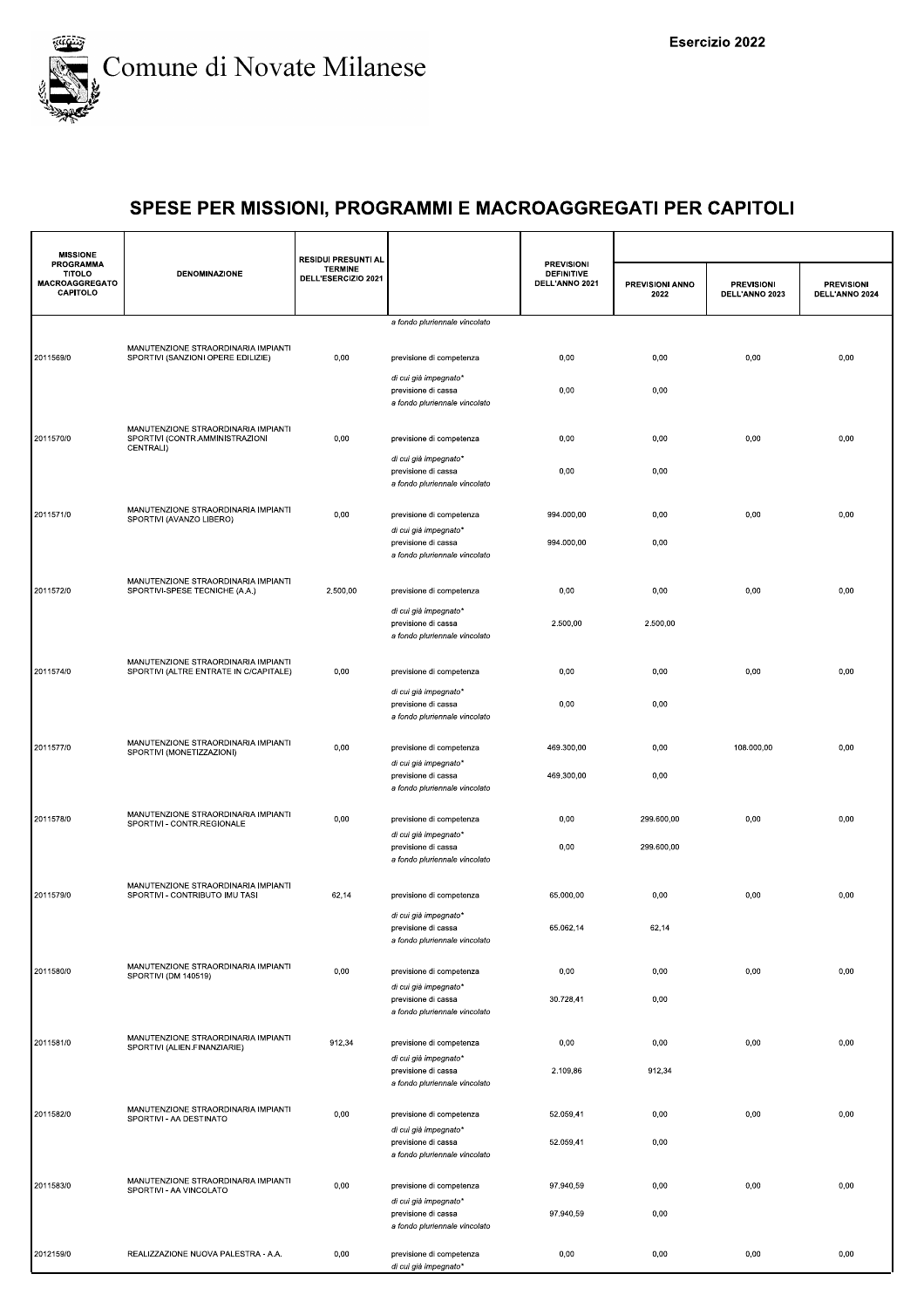Comune di Novate Milanese

Esercizio 2022

# SPESE PER MISSIONI, PROGRAMMI E MACROAGGREGATI PER CAPITOLI

| MISSIONE PROGRAMMA TITOLO MACROAGGREGATO CAPITOLO | DENOMINAZIONE | RESIDUI PRESUNTI AL TERMINE DELL'ESERCIZIO 2021 | | PREVISIONI DEFINITIVE DELL'ANNO 2021 | PREVISIONI ANNO 2022 | PREVISIONI DELL'ANNO 2023 | PREVISIONI DELL'ANNO 2024 |
|---|---|---|---|---|---|---|---|
| | | | *a fondo pluriennale vincolato* | | | | |
| 2011569/0 | MANUTENZIONE STRAORDINARIA IMPIANTI SPORTIVI (SANZIONI OPERE EDILIZIE) | 0,00 | previsione di competenza | 0,00 | 0,00 | 0,00 | 0,00 |
| | | | *di cui già impegnato** | | | | |
| | | | previsione di cassa | 0,00 | 0,00 | | |
| | | | *a fondo pluriennale vincolato* | | | | |
| 2011570/0 | MANUTENZIONE STRAORDINARIA IMPIANTI SPORTIVI (CONTR.AMMINISTRAZIONI CENTRALI) | 0,00 | previsione di competenza | 0,00 | 0,00 | 0,00 | 0,00 |
| | | | *di cui già impegnato** | | | | |
| | | | previsione di cassa | 0,00 | 0,00 | | |
| | | | *a fondo pluriennale vincolato* | | | | |
| 2011571/0 | MANUTENZIONE STRAORDINARIA IMPIANTI SPORTIVI (AVANZO LIBERO) | 0,00 | previsione di competenza | 994.000,00 | 0,00 | 0,00 | 0,00 |
| | | | *di cui già impegnato** | | | | |
| | | | previsione di cassa | 994.000,00 | 0,00 | | |
| | | | *a fondo pluriennale vincolato* | | | | |
| 2011572/0 | MANUTENZIONE STRAORDINARIA IMPIANTI SPORTIVI-SPESE TECNICHE (A.A.) | 2.500,00 | previsione di competenza | 0,00 | 0,00 | 0,00 | 0,00 |
| | | | *di cui già impegnato** | | | | |
| | | | previsione di cassa | 2.500,00 | 2.500,00 | | |
| | | | *a fondo pluriennale vincolato* | | | | |
| 2011574/0 | MANUTENZIONE STRAORDINARIA IMPIANTI SPORTIVI (ALTRE ENTRATE IN C/CAPITALE) | 0,00 | previsione di competenza | 0,00 | 0,00 | 0,00 | 0,00 |
| | | | *di cui già impegnato** | | | | |
| | | | previsione di cassa | 0,00 | 0,00 | | |
| | | | *a fondo pluriennale vincolato* | | | | |
| 2011577/0 | MANUTENZIONE STRAORDINARIA IMPIANTI SPORTIVI (MONETIZZAZIONI) | 0,00 | previsione di competenza | 469.300,00 | 0,00 | 108.000,00 | 0,00 |
| | | | *di cui già impegnato** | | | | |
| | | | previsione di cassa | 469.300,00 | 0,00 | | |
| | | | *a fondo pluriennale vincolato* | | | | |
| 2011578/0 | MANUTENZIONE STRAORDINARIA IMPIANTI SPORTIVI - CONTR.REGIONALE | 0,00 | previsione di competenza | 0,00 | 299.600,00 | 0,00 | 0,00 |
| | | | *di cui già impegnato** | | | | |
| | | | previsione di cassa | 0,00 | 299.600,00 | | |
| | | | *a fondo pluriennale vincolato* | | | | |
| 2011579/0 | MANUTENZIONE STRAORDINARIA IMPIANTI SPORTIVI - CONTRIBUTO IMU TASI | 62,14 | previsione di competenza | 65.000,00 | 0,00 | 0,00 | 0,00 |
| | | | *di cui già impegnato** | | | | |
| | | | previsione di cassa | 65.062,14 | 62,14 | | |
| | | | *a fondo pluriennale vincolato* | | | | |
| 2011580/0 | MANUTENZIONE STRAORDINARIA IMPIANTI SPORTIVI (DM 140519) | 0,00 | previsione di competenza | 0,00 | 0,00 | 0,00 | 0,00 |
| | | | *di cui già impegnato** | | | | |
| | | | previsione di cassa | 30.728,41 | 0,00 | | |
| | | | *a fondo pluriennale vincolato* | | | | |
| 2011581/0 | MANUTENZIONE STRAORDINARIA IMPIANTI SPORTIVI (ALIEN.FINANZIARIE) | 912,34 | previsione di competenza | 0,00 | 0,00 | 0,00 | 0,00 |
| | | | *di cui già impegnato** | | | | |
| | | | previsione di cassa | 2.109,86 | 912,34 | | |
| | | | *a fondo pluriennale vincolato* | | | | |
| 2011582/0 | MANUTENZIONE STRAORDINARIA IMPIANTI SPORTIVI - AA DESTINATO | 0,00 | previsione di competenza | 52.059,41 | 0,00 | 0,00 | 0,00 |
| | | | *di cui già impegnato** | | | | |
| | | | previsione di cassa | 52.059,41 | 0,00 | | |
| | | | *a fondo pluriennale vincolato* | | | | |
| 2011583/0 | MANUTENZIONE STRAORDINARIA IMPIANTI SPORTIVI - AA VINCOLATO | 0,00 | previsione di competenza | 97.940,59 | 0,00 | 0,00 | 0,00 |
| | | | *di cui già impegnato** | | | | |
| | | | previsione di cassa | 97.940,59 | 0,00 | | |
| | | | *a fondo pluriennale vincolato* | | | | |
| 2012159/0 | REALIZZAZIONE NUOVA PALESTRA - A.A. | 0,00 | previsione di competenza | 0,00 | 0,00 | 0,00 | 0,00 |
| | | | *di cui già impegnato** | | | | |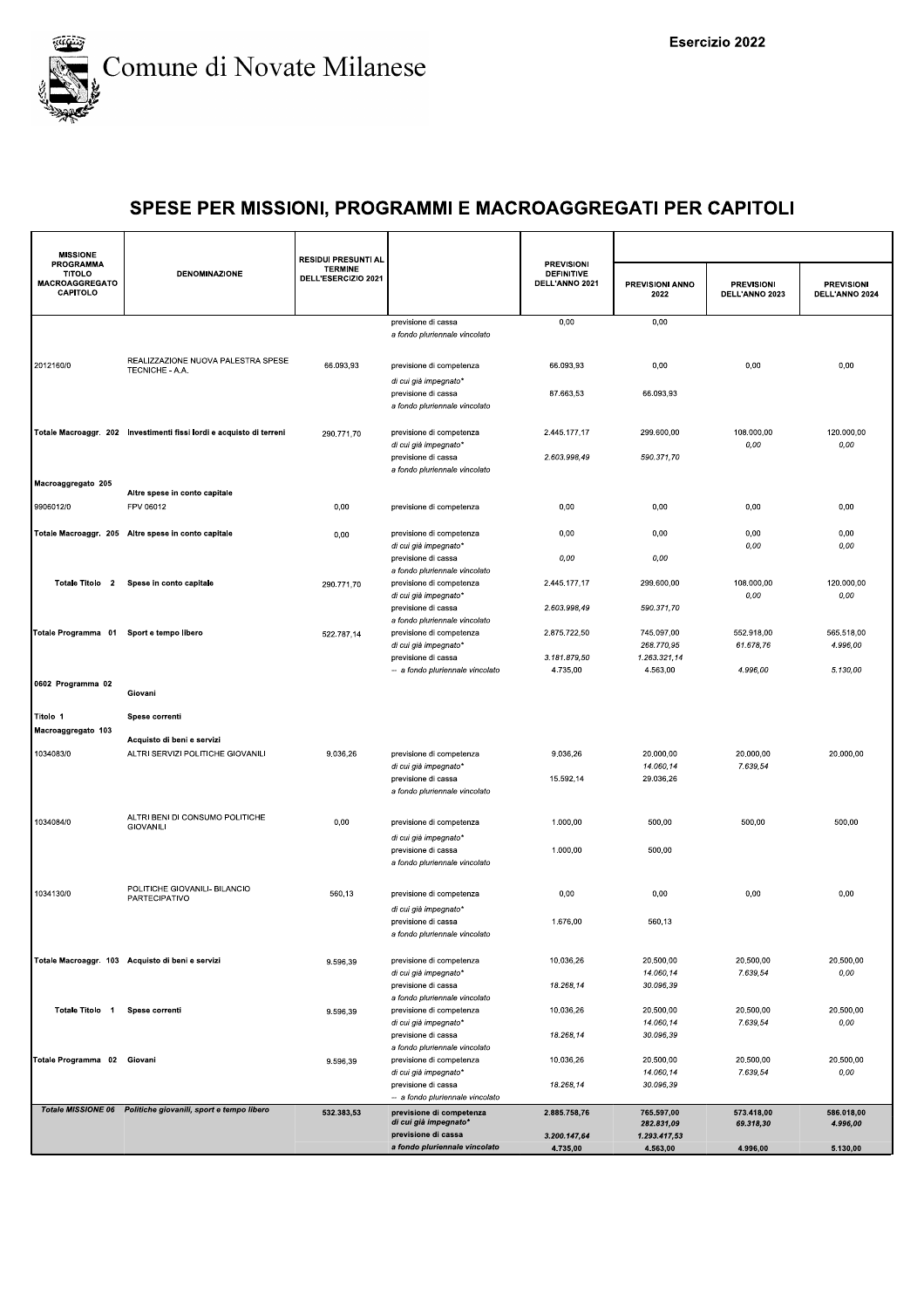Comune di Novate Milanese

Esercizio 2022

# SPESE PER MISSIONI, PROGRAMMI E MACROAGGREGATI PER CAPITOLI

| MISSIONE PROGRAMMA TITOLO MACROAGGREGATO CAPITOLO | DENOMINAZIONE | RESIDUI PRESUNTI AL TERMINE DELL'ESERCIZIO 2021 | | PREVISIONI DEFINITIVE DELL'ANNO 2021 | PREVISIONI ANNO 2022 | PREVISIONI DELL'ANNO 2023 | PREVISIONI DELL'ANNO 2024 |
|---|---|---|---|---|---|---|---|
| | | | previsione di cassa | 0,00 | 0,00 | | |
| | | | *a fondo pluriennale vincolato* | | | | |
| 2012160/0 | REALIZZAZIONE NUOVA PALESTRA SPESE TECNICHE - A.A. | 66.093,93 | previsione di competenza | 66.093,93 | 0,00 | 0,00 | 0,00 |
| | | | *di cui già impegnato** | | | | |
| | | | previsione di cassa | 87.663,53 | 66.093,93 | | |
| | | | *a fondo pluriennale vincolato* | | | | |
| **Totale Macroaggr. 202** | **Investimenti fissi lordi e acquisto di terreni** | 290.771,70 | previsione di competenza | 2.445.177,17 | 299.600,00 | 108.000,00 | 120.000,00 |
| | | | *di cui già impegnato** | | | *0,00* | *0,00* |
| | | | previsione di cassa | *2.603.998,49* | *590.371,70* | | |
| | | | *a fondo pluriennale vincolato* | | | | |
| **Macroaggregato 205** | **Altre spese in conto capitale** | | | | | | |
| 9906012/0 | FPV 06012 | 0,00 | previsione di competenza | 0,00 | 0,00 | 0,00 | 0,00 |
| **Totale Macroaggr. 205** | **Altre spese in conto capitale** | 0,00 | previsione di competenza | 0,00 | 0,00 | 0,00 | 0,00 |
| | | | *di cui già impegnato** | | | *0,00* | *0,00* |
| | | | previsione di cassa | *0,00* | *0,00* | | |
| | | | *a fondo pluriennale vincolato* | | | | |
| **Totale Titolo 2** | **Spese in conto capitale** | 290.771,70 | previsione di competenza | 2.445.177,17 | 299.600,00 | 108.000,00 | 120.000,00 |
| | | | *di cui già impegnato** | | | *0,00* | *0,00* |
| | | | previsione di cassa | *2.603.998,49* | *590.371,70* | | |
| | | | *a fondo pluriennale vincolato* | | | | |
| **Totale Programma 01** | **Sport e tempo libero** | 522.787,14 | previsione di competenza | 2.875.722,50 | 745.097,00 | 552.918,00 | 565.518,00 |
| | | | *di cui già impegnato** | | *268.770,95* | *61.678,76* | *4.996,00* |
| | | | previsione di cassa | *3.181.879,50* | *1.263.321,14* | | |
| | | | *-- a fondo pluriennale vincolato* | 4.735,00 | 4.563,00 | *4.996,00* | *5.130,00* |
| **0602 Programma 02** | **Giovani** | | | | | | |
| **Titolo 1** | **Spese correnti** | | | | | | |
| **Macroaggregato 103** | **Acquisto di beni e servizi** | | | | | | |
| 1034083/0 | ALTRI SERVIZI POLITICHE GIOVANILI | 9.036,26 | previsione di competenza | 9.036,26 | 20.000,00 | 20.000,00 | 20.000,00 |
| | | | *di cui già impegnato** | | *14.060,14* | *7.639,54* | |
| | | | previsione di cassa | 15.592,14 | 29.036,26 | | |
| | | | *a fondo pluriennale vincolato* | | | | |
| 1034084/0 | ALTRI BENI DI CONSUMO POLITICHE GIOVANILI | 0,00 | previsione di competenza | 1.000,00 | 500,00 | 500,00 | 500,00 |
| | | | *di cui già impegnato** | | | | |
| | | | previsione di cassa | 1.000,00 | 500,00 | | |
| | | | *a fondo pluriennale vincolato* | | | | |
| 1034130/0 | POLITICHE GIOVANILI- BILANCIO PARTECIPATIVO | 560,13 | previsione di competenza | 0,00 | 0,00 | 0,00 | 0,00 |
| | | | *di cui già impegnato** | | | | |
| | | | previsione di cassa | 1.676,00 | 560,13 | | |
| | | | *a fondo pluriennale vincolato* | | | | |
| **Totale Macroaggr. 103** | **Acquisto di beni e servizi** | 9.596,39 | previsione di competenza | 10.036,26 | 20.500,00 | 20.500,00 | 20.500,00 |
| | | | *di cui già impegnato** | | *14.060,14* | *7.639,54* | *0,00* |
| | | | previsione di cassa | *18.268,14* | *30.096,39* | | |
| | | | *a fondo pluriennale vincolato* | | | | |
| **Totale Titolo 1** | **Spese correnti** | 9.596,39 | previsione di competenza | 10.036,26 | 20.500,00 | 20.500,00 | 20.500,00 |
| | | | *di cui già impegnato** | | *14.060,14* | *7.639,54* | *0,00* |
| | | | previsione di cassa | *18.268,14* | *30.096,39* | | |
| | | | *a fondo pluriennale vincolato* | | | | |
| **Totale Programma 02** | **Giovani** | 9.596,39 | previsione di competenza | 10.036,26 | 20.500,00 | 20.500,00 | 20.500,00 |
| | | | *di cui già impegnato** | | *14.060,14* | *7.639,54* | *0,00* |
| | | | previsione di cassa | *18.268,14* | *30.096,39* | | |
| | | | *-- a fondo pluriennale vincolato* | | | | |
| ***Totale MISSIONE 06*** | ***Politiche giovanili, sport e tempo libero*** | **532.383,53** | **previsione di competenza** | **2.885.758,76** | **765.597,00** | **573.418,00** | **586.018,00** |
| | | | ***di cui già impegnato**** | | ***282.831,09*** | ***69.318,30*** | ***4.996,00*** |
| | | | **previsione di cassa** | ***3.200.147,64*** | ***1.293.417,53*** | | |
| | | | ***a fondo pluriennale vincolato*** | **4.735,00** | **4.563,00** | **4.996,00** | **5.130,00** |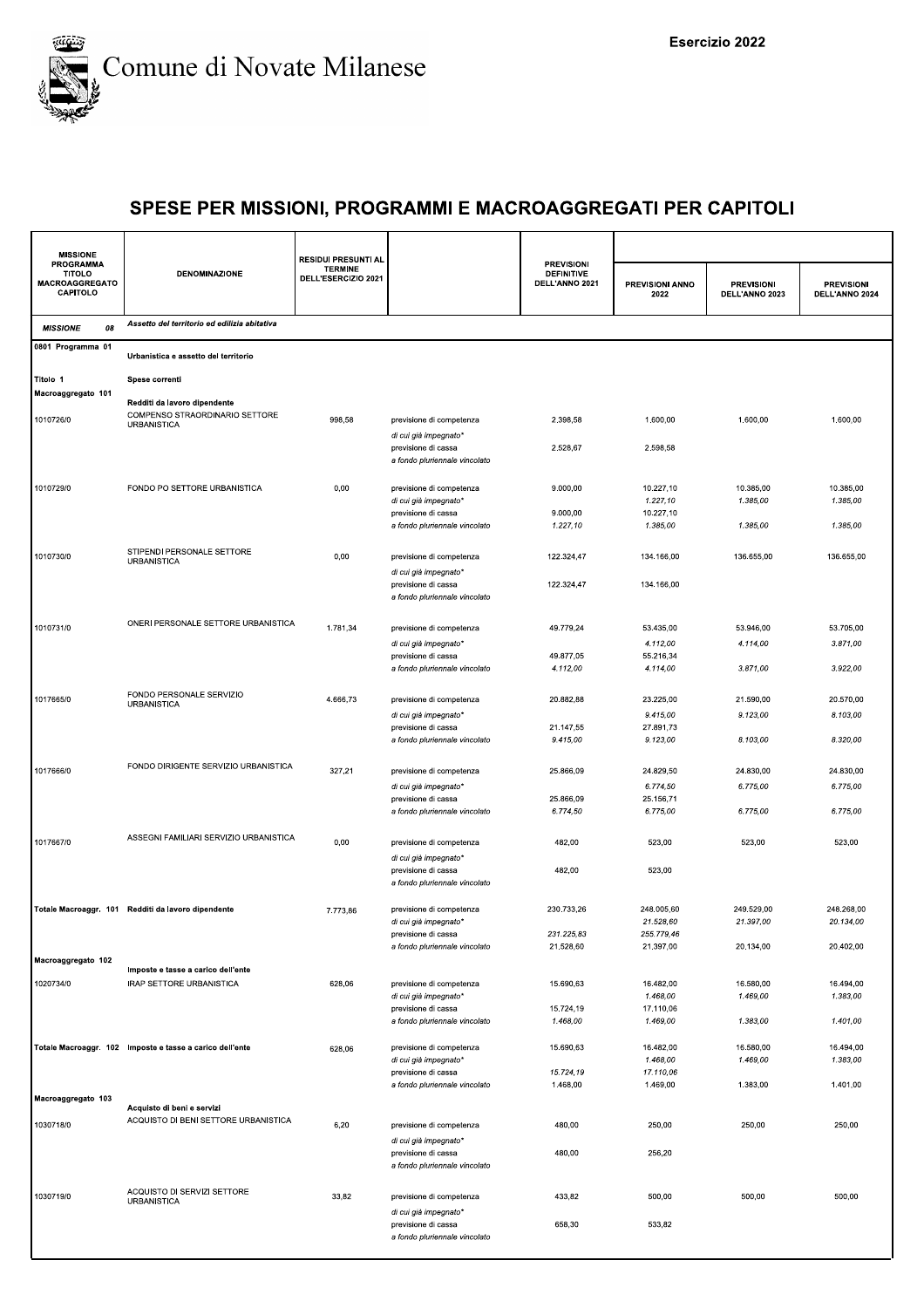# Comune di Novate Milanese

Esercizio 2022

## SPESE PER MISSIONI, PROGRAMMI E MACROAGGREGATI PER CAPITOLI

| MISSIONE PROGRAMMA TITOLO MACROAGGREGATO CAPITOLO | DENOMINAZIONE | RESIDUI PRESUNTI AL TERMINE DELL'ESERCIZIO 2021 | | PREVISIONI DEFINITIVE DELL'ANNO 2021 | PREVISIONI ANNO 2022 | PREVISIONI DELL'ANNO 2023 | PREVISIONI DELL'ANNO 2024 |
|---|---|---|---|---|---|---|---|
| MISSIONE 08 | Assetto del territorio ed edilizia abitativa | | | | | | |
| 0801 Programma 01 | Urbanistica e assetto del territorio | | | | | | |
| Titolo 1 | Spese correnti | | | | | | |
| Macroaggregato 101 | Redditi da lavoro dipendente | | | | | | |
| 1010726/0 | COMPENSO STRAORDINARIO SETTORE URBANISTICA | 998,58 | previsione di competenza | 2.398,58 | 1.600,00 | 1.600,00 | 1.600,00 |
| | | | *di cui già impegnato** | | | | |
| | | | previsione di cassa | 2.528,67 | 2.598,58 | | |
| | | | *a fondo pluriennale vincolato* | | | | |
| 1010729/0 | FONDO PO SETTORE URBANISTICA | 0,00 | previsione di competenza | 9.000,00 | 10.227,10 | 10.385,00 | 10.385,00 |
| | | | *di cui già impegnato** | | *1.227,10* | *1.385,00* | *1.385,00* |
| | | | previsione di cassa | 9.000,00 | 10.227,10 | | |
| | | | *a fondo pluriennale vincolato* | *1.227,10* | *1.385,00* | *1.385,00* | *1.385,00* |
| 1010730/0 | STIPENDI PERSONALE SETTORE URBANISTICA | 0,00 | previsione di competenza | 122.324,47 | 134.166,00 | 136.655,00 | 136.655,00 |
| | | | *di cui già impegnato** | | | | |
| | | | previsione di cassa | 122.324,47 | 134.166,00 | | |
| | | | *a fondo pluriennale vincolato* | | | | |
| 1010731/0 | ONERI PERSONALE SETTORE URBANISTICA | 1.781,34 | previsione di competenza | 49.779,24 | 53.435,00 | 53.946,00 | 53.705,00 |
| | | | *di cui già impegnato** | | *4.112,00* | *4.114,00* | *3.871,00* |
| | | | previsione di cassa | 49.877,05 | 55.216,34 | | |
| | | | *a fondo pluriennale vincolato* | *4.112,00* | *4.114,00* | *3.871,00* | *3.922,00* |
| 1017665/0 | FONDO PERSONALE SERVIZIO URBANISTICA | 4.666,73 | previsione di competenza | 20.882,88 | 23.225,00 | 21.590,00 | 20.570,00 |
| | | | *di cui già impegnato** | | *9.415,00* | *9.123,00* | *8.103,00* |
| | | | previsione di cassa | 21.147,55 | 27.891,73 | | |
| | | | *a fondo pluriennale vincolato* | *9.415,00* | *9.123,00* | *8.103,00* | *8.320,00* |
| 1017666/0 | FONDO DIRIGENTE SERVIZIO URBANISTICA | 327,21 | previsione di competenza | 25.866,09 | 24.829,50 | 24.830,00 | 24.830,00 |
| | | | *di cui già impegnato** | | *6.774,50* | *6.775,00* | *6.775,00* |
| | | | previsione di cassa | 25.866,09 | 25.156,71 | | |
| | | | *a fondo pluriennale vincolato* | *6.774,50* | *6.775,00* | *6.775,00* | *6.775,00* |
| 1017667/0 | ASSEGNI FAMILIARI SERVIZIO URBANISTICA | 0,00 | previsione di competenza | 482,00 | 523,00 | 523,00 | 523,00 |
| | | | *di cui già impegnato** | | | | |
| | | | previsione di cassa | 482,00 | 523,00 | | |
| | | | *a fondo pluriennale vincolato* | | | | |
| Totale Macroaggr. 101 | Redditi da lavoro dipendente | 7.773,86 | previsione di competenza | 230.733,26 | 248.005,60 | 249.529,00 | 248.268,00 |
| | | | *di cui già impegnato** | | *21.528,60* | *21.397,00* | *20.134,00* |
| | | | previsione di cassa | *231.225,83* | *255.779,46* | | |
| | | | *a fondo pluriennale vincolato* | 21.528,60 | 21.397,00 | 20.134,00 | 20.402,00 |
| Macroaggregato 102 | Imposte e tasse a carico dell'ente | | | | | | |
| 1020734/0 | IRAP SETTORE URBANISTICA | 628,06 | previsione di competenza | 15.690,63 | 16.482,00 | 16.580,00 | 16.494,00 |
| | | | *di cui già impegnato** | | *1.468,00* | *1.469,00* | *1.383,00* |
| | | | previsione di cassa | 15.724,19 | 17.110,06 | | |
| | | | *a fondo pluriennale vincolato* | *1.468,00* | *1.469,00* | *1.383,00* | *1.401,00* |
| Totale Macroaggr. 102 | Imposte e tasse a carico dell'ente | 628,06 | previsione di competenza | 15.690,63 | 16.482,00 | 16.580,00 | 16.494,00 |
| | | | *di cui già impegnato** | | *1.468,00* | *1.469,00* | *1.383,00* |
| | | | previsione di cassa | *15.724,19* | *17.110,06* | | |
| | | | *a fondo pluriennale vincolato* | 1.468,00 | 1.469,00 | 1.383,00 | 1.401,00 |
| Macroaggregato 103 | Acquisto di beni e servizi | | | | | | |
| 1030718/0 | ACQUISTO DI BENI SETTORE URBANISTICA | 6,20 | previsione di competenza | 480,00 | 250,00 | 250,00 | 250,00 |
| | | | *di cui già impegnato** | | | | |
| | | | previsione di cassa | 480,00 | 256,20 | | |
| | | | *a fondo pluriennale vincolato* | | | | |
| 1030719/0 | ACQUISTO DI SERVIZI SETTORE URBANISTICA | 33,82 | previsione di competenza | 433,82 | 500,00 | 500,00 | 500,00 |
| | | | *di cui già impegnato** | | | | |
| | | | previsione di cassa | 658,30 | 533,82 | | |
| | | | *a fondo pluriennale vincolato* | | | | |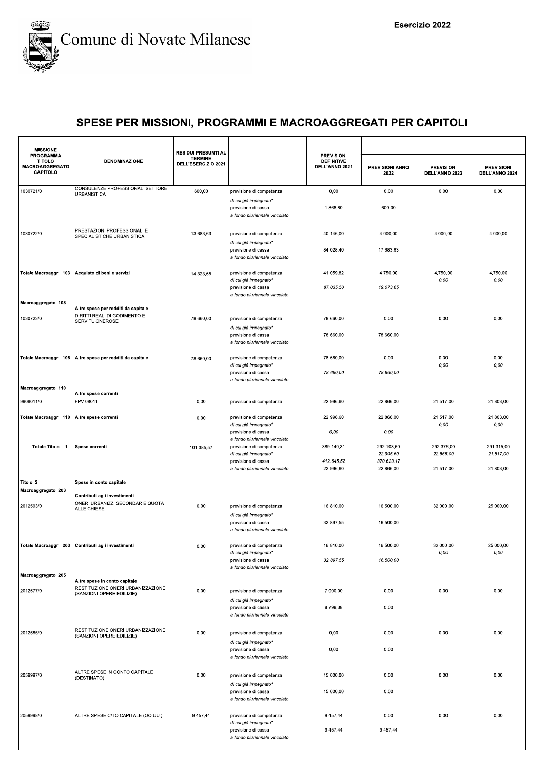Comune di Novate Milanese

Esercizio 2022

# SPESE PER MISSIONI, PROGRAMMI E MACROAGGREGATI PER CAPITOLI

| MISSIONE PROGRAMMA TITOLO MACROAGGREGATO CAPITOLO | DENOMINAZIONE | RESIDUI PRESUNTI AL TERMINE DELL'ESERCIZIO 2021 | | PREVISIONI DEFINITIVE DELL'ANNO 2021 | PREVISIONI ANNO 2022 | PREVISIONI DELL'ANNO 2023 | PREVISIONI DELL'ANNO 2024 |
|---|---|---|---|---|---|---|---|
| 1030721/0 | CONSULENZE PROFESSIONALI SETTORE URBANISTICA | 600,00 | previsione di competenza | 0,00 | 0,00 | 0,00 | 0,00 |
| | | | *di cui già impegnato** | | | | |
| | | | previsione di cassa | 1.868,80 | 600,00 | | |
| | | | *a fondo pluriennale vincolato* | | | | |
| 1030722/0 | PRESTAZIONI PROFESSIONALI E SPECIALISTICHE URBANISTICA | 13.683,63 | previsione di competenza | 40.146,00 | 4.000,00 | 4.000,00 | 4.000,00 |
| | | | *di cui già impegnato** | | | | |
| | | | previsione di cassa | 84.028,40 | 17.683,63 | | |
| | | | *a fondo pluriennale vincolato* | | | | |
| **Totale Macroaggr. 103** | **Acquisto di beni e servizi** | 14.323,65 | previsione di competenza | 41.059,82 | 4.750,00 | 4.750,00 | 4.750,00 |
| | | | *di cui già impegnato** | | | *0,00* | *0,00* |
| | | | previsione di cassa | *87.035,50* | *19.073,65* | | |
| | | | *a fondo pluriennale vincolato* | | | | |
| **Macroaggregato 108** | **Altre spese per redditi da capitale** | | | | | | |
| 1030723/0 | DIRITTI REALI DI GODIMENTO E SERVITU'ONEROSE | 78.660,00 | previsione di competenza | 78.660,00 | 0,00 | 0,00 | 0,00 |
| | | | *di cui già impegnato** | | | | |
| | | | previsione di cassa | 78.660,00 | 78.660,00 | | |
| | | | *a fondo pluriennale vincolato* | | | | |
| **Totale Macroaggr. 108** | **Altre spese per redditi da capitale** | 78.660,00 | previsione di competenza | 78.660,00 | 0,00 | 0,00 | 0,00 |
| | | | *di cui già impegnato** | | | *0,00* | *0,00* |
| | | | previsione di cassa | *78.660,00* | *78.660,00* | | |
| | | | *a fondo pluriennale vincolato* | | | | |
| **Macroaggregato 110** | **Altre spese correnti** | | | | | | |
| 9908011/0 | FPV 08011 | 0,00 | previsione di competenza | 22.996,60 | 22.866,00 | 21.517,00 | 21.803,00 |
| **Totale Macroaggr. 110** | **Altre spese correnti** | 0,00 | previsione di competenza | 22.996,60 | 22.866,00 | 21.517,00 | 21.803,00 |
| | | | *di cui già impegnato** | | | *0,00* | *0,00* |
| | | | previsione di cassa | *0,00* | *0,00* | | |
| | | | *a fondo pluriennale vincolato* | | | | |
| **Totale Titolo 1** | **Spese correnti** | 101.385,57 | previsione di competenza | 389.140,31 | 292.103,60 | 292.376,00 | 291.315,00 |
| | | | *di cui già impegnato** | | *22.996,60* | *22.866,00* | *21.517,00* |
| | | | previsione di cassa | *412.645,52* | *370.623,17* | | |
| | | | *a fondo pluriennale vincolato* | 22.996,60 | 22.866,00 | 21.517,00 | 21.803,00 |
| **Titolo 2** | **Spese in conto capitale** | | | | | | |
| **Macroaggregato 203** | **Contributi agli investimenti** | | | | | | |
| 2012593/0 | ONERI URBANIZZ. SECONDARIE QUOTA ALLE CHIESE | 0,00 | previsione di competenza | 16.810,00 | 16.500,00 | 32.000,00 | 25.000,00 |
| | | | *di cui già impegnato** | | | | |
| | | | previsione di cassa | 32.897,55 | 16.500,00 | | |
| | | | *a fondo pluriennale vincolato* | | | | |
| **Totale Macroaggr. 203** | **Contributi agli investimenti** | 0,00 | previsione di competenza | 16.810,00 | 16.500,00 | 32.000,00 | 25.000,00 |
| | | | *di cui già impegnato** | | | *0,00* | *0,00* |
| | | | previsione di cassa | *32.897,55* | *16.500,00* | | |
| | | | *a fondo pluriennale vincolato* | | | | |
| **Macroaggregato 205** | **Altre spese in conto capitale** | | | | | | |
| 2012577/0 | RESTITUZIONE ONERI URBANIZZAZIONE (SANZIONI OPERE EDILIZIE) | 0,00 | previsione di competenza | 7.000,00 | 0,00 | 0,00 | 0,00 |
| | | | *di cui già impegnato** | | | | |
| | | | previsione di cassa | 8.798,38 | 0,00 | | |
| | | | *a fondo pluriennale vincolato* | | | | |
| 2012585/0 | RESTITUZIONE ONERI URBANIZZAZIONE (SANZIONI OPERE EDILIZIE) | 0,00 | previsione di competenza | 0,00 | 0,00 | 0,00 | 0,00 |
| | | | *di cui già impegnato** | | | | |
| | | | previsione di cassa | 0,00 | 0,00 | | |
| | | | *a fondo pluriennale vincolato* | | | | |
| 2059997/0 | ALTRE SPESE IN CONTO CAPITALE (DESTINATO) | 0,00 | previsione di competenza | 15.000,00 | 0,00 | 0,00 | 0,00 |
| | | | *di cui già impegnato** | | | | |
| | | | previsione di cassa | 15.000,00 | 0,00 | | |
| | | | *a fondo pluriennale vincolato* | | | | |
| 2059998/0 | ALTRE SPESE C/TO CAPITALE (OO.UU.) | 9.457,44 | previsione di competenza | 9.457,44 | 0,00 | 0,00 | 0,00 |
| | | | *di cui già impegnato** | | | | |
| | | | previsione di cassa | 9.457,44 | 9.457,44 | | |
| | | | *a fondo pluriennale vincolato* | | | | |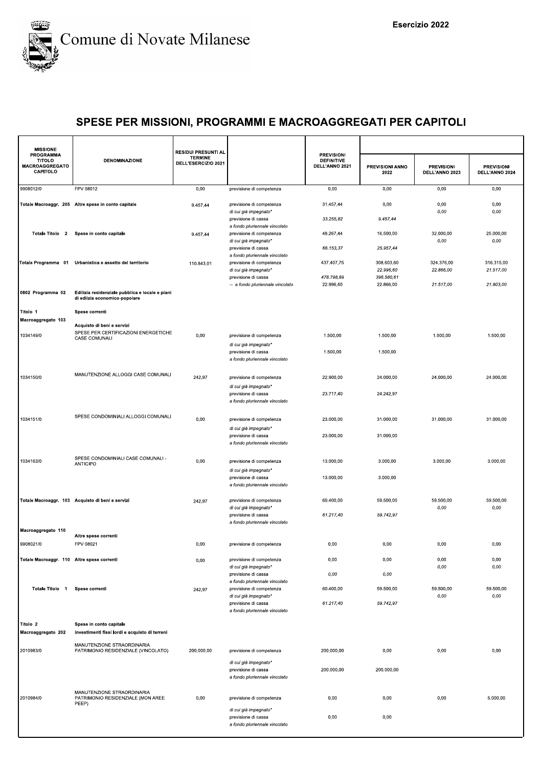Comune di Novate Milanese

Esercizio 2022

## SPESE PER MISSIONI, PROGRAMMI E MACROAGGREGATI PER CAPITOLI

| MISSIONE PROGRAMMA TITOLO MACROAGGREGATO CAPITOLO | DENOMINAZIONE | RESIDUI PRESUNTI AL TERMINE DELL'ESERCIZIO 2021 | | PREVISIONI DEFINITIVE DELL'ANNO 2021 | PREVISIONI ANNO 2022 | PREVISIONI DELL'ANNO 2023 | PREVISIONI DELL'ANNO 2024 |
|---|---|---|---|---|---|---|---|
| 9908012/0 | FPV 08012 | 0,00 | previsione di competenza | 0,00 | 0,00 | 0,00 | 0,00 |
| Totale Macroaggr. 205 | Altre spese in conto capitale | 9.457,44 | previsione di competenza | 31.457,44 | 0,00 | 0,00 | 0,00 |
| | | | *di cui già impegnato** | | | *0,00* | *0,00* |
| | | | previsione di cassa | *33.255,82* | *9.457,44* | | |
| | | | *a fondo pluriennale vincolato* | | | | |
| Totale Titolo 2 | Spese in conto capitale | 9.457,44 | previsione di competenza | 48.267,44 | 16.500,00 | 32.000,00 | 25.000,00 |
| | | | *di cui già impegnato** | | | *0,00* | *0,00* |
| | | | previsione di cassa | *66.153,37* | *25.957,44* | | |
| | | | *a fondo pluriennale vincolato* | | | | |
| Totale Programma 01 | Urbanistica e assetto del territorio | 110.843,01 | previsione di competenza | 437.407,75 | 308.603,60 | 324.376,00 | 316.315,00 |
| | | | *di cui già impegnato** | | *22.996,60* | *22.866,00* | *21.517,00* |
| | | | previsione di cassa | *478.798,89* | *396.580,61* | | |
| | | | *-- a fondo pluriennale vincolato* | 22.996,60 | 22.866,00 | *21.517,00* | *21.803,00* |
| 0802 Programma 02 | Edilizia residenziale pubblica e locale e piani di edilizia economico-popolare | | | | | | |
| Titolo 1 | Spese correnti | | | | | | |
| Macroaggregato 103 | Acquisto di beni e servizi | | | | | | |
| 1034149/0 | SPESE PER CERTIFICAZIONI ENERGETICHE CASE COMUNALI | 0,00 | previsione di competenza | 1.500,00 | 1.500,00 | 1.500,00 | 1.500,00 |
| | | | *di cui già impegnato** | | | | |
| | | | previsione di cassa | 1.500,00 | 1.500,00 | | |
| | | | *a fondo pluriennale vincolato* | | | | |
| 1034150/0 | MANUTENZIONE ALLOGGI CASE COMUNALI | 242,97 | previsione di competenza | 22.900,00 | 24.000,00 | 24.000,00 | 24.000,00 |
| | | | *di cui già impegnato** | | | | |
| | | | previsione di cassa | 23.717,40 | 24.242,97 | | |
| | | | *a fondo pluriennale vincolato* | | | | |
| 1034151/0 | SPESE CONDOMINIALI ALLOGGI COMUNALI | 0,00 | previsione di competenza | 23.000,00 | 31.000,00 | 31.000,00 | 31.000,00 |
| | | | *di cui già impegnato** | | | | |
| | | | previsione di cassa | 23.000,00 | 31.000,00 | | |
| | | | *a fondo pluriennale vincolato* | | | | |
| 1034163/0 | SPESE CONDOMINIALI CASE COMUNALI - ANTICIPO | 0,00 | previsione di competenza | 13.000,00 | 3.000,00 | 3.000,00 | 3.000,00 |
| | | | *di cui già impegnato** | | | | |
| | | | previsione di cassa | 13.000,00 | 3.000,00 | | |
| | | | *a fondo pluriennale vincolato* | | | | |
| Totale Macroaggr. 103 | Acquisto di beni e servizi | 242,97 | previsione di competenza | 60.400,00 | 59.500,00 | 59.500,00 | 59.500,00 |
| | | | *di cui già impegnato** | | | *0,00* | *0,00* |
| | | | previsione di cassa | *61.217,40* | *59.742,97* | | |
| | | | *a fondo pluriennale vincolato* | | | | |
| Macroaggregato 110 | Altre spese correnti | | | | | | |
| 9908021/0 | FPV 08021 | 0,00 | previsione di competenza | 0,00 | 0,00 | 0,00 | 0,00 |
| Totale Macroaggr. 110 | Altre spese correnti | 0,00 | previsione di competenza | 0,00 | 0,00 | 0,00 | 0,00 |
| | | | *di cui già impegnato** | | | *0,00* | *0,00* |
| | | | previsione di cassa | *0,00* | *0,00* | | |
| | | | *a fondo pluriennale vincolato* | | | | |
| Totale Titolo 1 | Spese correnti | 242,97 | previsione di competenza | 60.400,00 | 59.500,00 | 59.500,00 | 59.500,00 |
| | | | *di cui già impegnato** | | | *0,00* | *0,00* |
| | | | previsione di cassa | *61.217,40* | *59.742,97* | | |
| | | | *a fondo pluriennale vincolato* | | | | |
| Titolo 2 | Spese in conto capitale | | | | | | |
| Macroaggregato 202 | Investimenti fissi lordi e acquisto di terreni | | | | | | |
| 2010983/0 | MANUTENZIONE STRAORDINARIA PATRIMONIO RESIDENZIALE (VINCOLATO) | 200.000,00 | previsione di competenza | 200.000,00 | 0,00 | 0,00 | 0,00 |
| | | | *di cui già impegnato** | | | | |
| | | | previsione di cassa | 200.000,00 | 200.000,00 | | |
| | | | *a fondo pluriennale vincolato* | | | | |
| 2010984/0 | MANUTENZIONE STRAORDINARIA PATRIMONIO RESIDENZIALE (NON AREE PEEP) | 0,00 | previsione di competenza | 0,00 | 0,00 | 0,00 | 5.000,00 |
| | | | *di cui già impegnato** | | | | |
| | | | previsione di cassa | 0,00 | 0,00 | | |
| | | | *a fondo pluriennale vincolato* | | | | |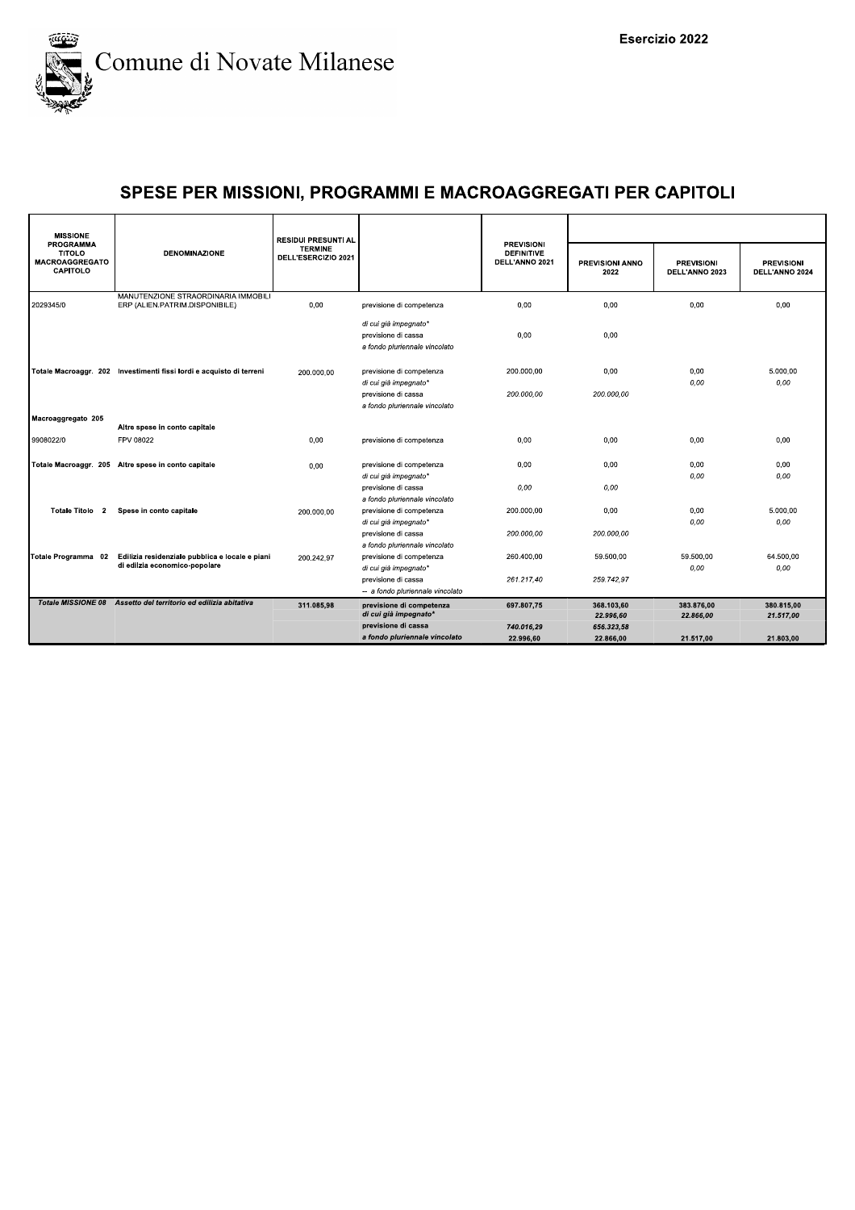Comune di Novate Milanese

Esercizio 2022

## SPESE PER MISSIONI, PROGRAMMI E MACROAGGREGATI PER CAPITOLI

| MISSIONE PROGRAMMA TITOLO MACROAGGREGATO CAPITOLO | DENOMINAZIONE | RESIDUI PRESUNTI AL TERMINE DELL'ESERCIZIO 2021 | | PREVISIONI DEFINITIVE DELL'ANNO 2021 | PREVISIONI ANNO 2022 | PREVISIONI DELL'ANNO 2023 | PREVISIONI DELL'ANNO 2024 |
|---|---|---|---|---|---|---|---|
| 2029345/0 | MANUTENZIONE STRAORDINARIA IMMOBILI ERP (ALIEN.PATRIM.DISPONIBILE) | 0,00 | previsione di competenza | 0,00 | 0,00 | 0,00 | 0,00 |
| | | | *di cui già impegnato** | | | | |
| | | | previsione di cassa | 0,00 | 0,00 | | |
| | | | *a fondo pluriennale vincolato* | | | | |
| **Totale Macroaggr. 202** | **Investimenti fissi lordi e acquisto di terreni** | 200.000,00 | previsione di competenza | 200.000,00 | 0,00 | 0,00 | 5.000,00 |
| | | | *di cui già impegnato** | | | *0,00* | *0,00* |
| | | | previsione di cassa | *200.000,00* | *200.000,00* | | |
| | | | *a fondo pluriennale vincolato* | | | | |
| **Macroaggregato 205** | **Altre spese in conto capitale** | | | | | | |
| 9908022/0 | FPV 08022 | 0,00 | previsione di competenza | 0,00 | 0,00 | 0,00 | 0,00 |
| **Totale Macroaggr. 205** | **Altre spese in conto capitale** | 0,00 | previsione di competenza | 0,00 | 0,00 | 0,00 | 0,00 |
| | | | *di cui già impegnato** | | | *0,00* | *0,00* |
| | | | previsione di cassa | *0,00* | *0,00* | | |
| | | | *a fondo pluriennale vincolato* | | | | |
| **Totale Titolo 2** | **Spese in conto capitale** | 200.000,00 | previsione di competenza | 200.000,00 | 0,00 | 0,00 | 5.000,00 |
| | | | *di cui già impegnato** | | | *0,00* | *0,00* |
| | | | previsione di cassa | *200.000,00* | *200.000,00* | | |
| | | | *a fondo pluriennale vincolato* | | | | |
| **Totale Programma 02** | **Edilizia residenziale pubblica e locale e piani di edilizia economico-popolare** | 200.242,97 | previsione di competenza | 260.400,00 | 59.500,00 | 59.500,00 | 64.500,00 |
| | | | *di cui già impegnato** | | | *0,00* | *0,00* |
| | | | previsione di cassa | *261.217,40* | *259.742,97* | | |
| | | | *-- a fondo pluriennale vincolato* | | | | |
| ***Totale MISSIONE 08*** | ***Assetto del territorio ed edilizia abitativa*** | **311.085,98** | **previsione di competenza** | **697.807,75** | **368.103,60** | **383.876,00** | **380.815,00** |
| | | | ***di cui già impegnato**** | | ***22.996,60*** | ***22.866,00*** | ***21.517,00*** |
| | | | **previsione di cassa** | ***740.016,29*** | ***656.323,58*** | | |
| | | | ***a fondo pluriennale vincolato*** | **22.996,60** | **22.866,00** | **21.517,00** | **21.803,00** |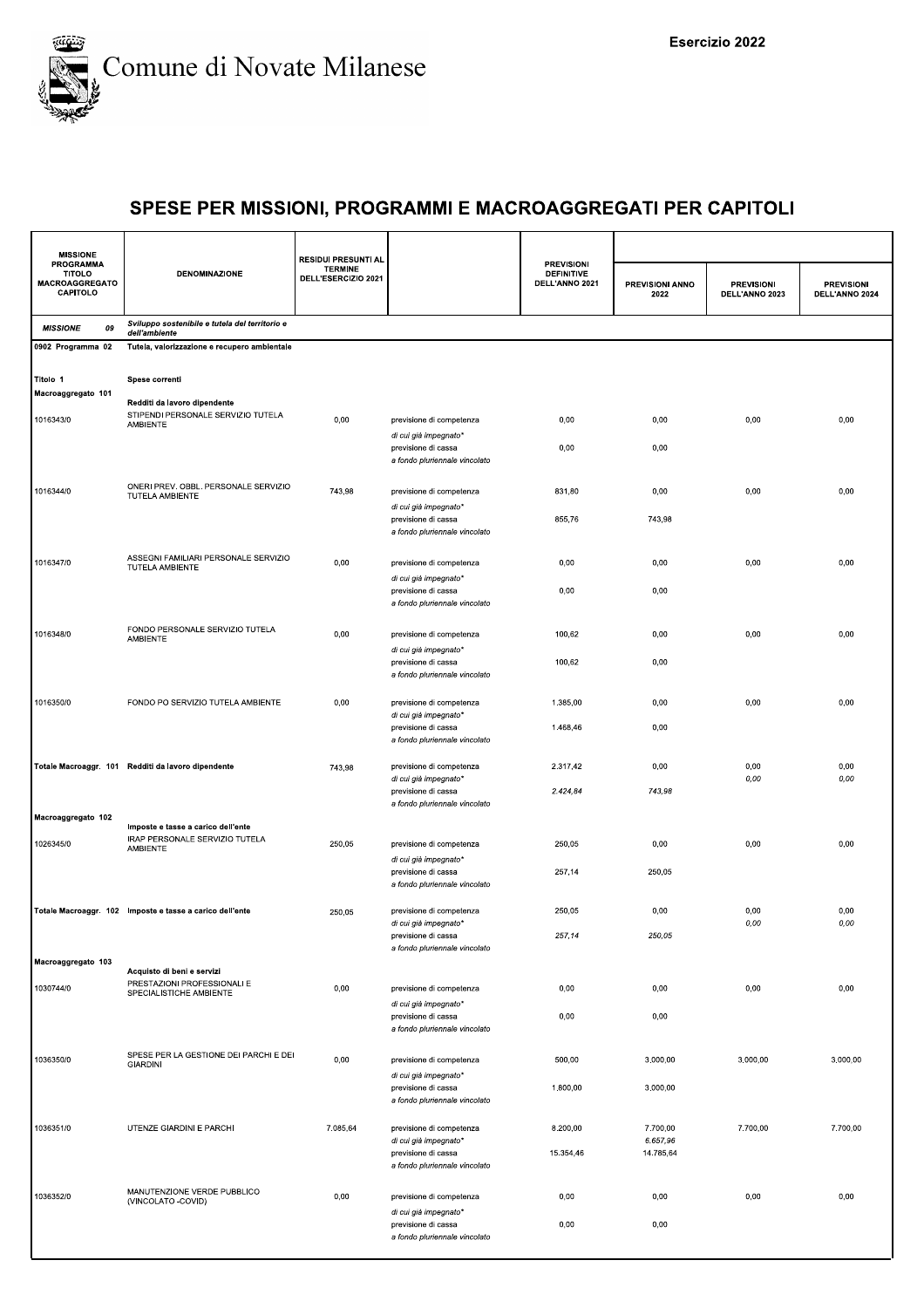# Comune di Novate Milanese

Esercizio 2022

## SPESE PER MISSIONI, PROGRAMMI E MACROAGGREGATI PER CAPITOLI

| MISSIONE PROGRAMMA TITOLO MACROAGGREGATO CAPITOLO | DENOMINAZIONE | RESIDUI PRESUNTI AL TERMINE DELL'ESERCIZIO 2021 | | PREVISIONI DEFINITIVE DELL'ANNO 2021 | PREVISIONI ANNO 2022 | PREVISIONI DELL'ANNO 2023 | PREVISIONI DELL'ANNO 2024 |
|---|---|---|---|---|---|---|---|
| *MISSIONE 09* | *Sviluppo sostenibile e tutela del territorio e dell'ambiente* | | | | | | |
| 0902 Programma 02 | Tutela, valorizzazione e recupero ambientale | | | | | | |
| Titolo 1 | Spese correnti | | | | | | |
| Macroaggregato 101 | Redditi da lavoro dipendente | | | | | | |
| 1016343/0 | STIPENDI PERSONALE SERVIZIO TUTELA AMBIENTE | 0,00 | previsione di competenza | 0,00 | 0,00 | 0,00 | 0,00 |
| | | | *di cui già impegnato** | | | | |
| | | | previsione di cassa | 0,00 | 0,00 | | |
| | | | *a fondo pluriennale vincolato* | | | | |
| 1016344/0 | ONERI PREV. OBBL. PERSONALE SERVIZIO TUTELA AMBIENTE | 743,98 | previsione di competenza | 831,80 | 0,00 | 0,00 | 0,00 |
| | | | *di cui già impegnato** | | | | |
| | | | previsione di cassa | 855,76 | 743,98 | | |
| | | | *a fondo pluriennale vincolato* | | | | |
| 1016347/0 | ASSEGNI FAMILIARI PERSONALE SERVIZIO TUTELA AMBIENTE | 0,00 | previsione di competenza | 0,00 | 0,00 | 0,00 | 0,00 |
| | | | *di cui già impegnato** | | | | |
| | | | previsione di cassa | 0,00 | 0,00 | | |
| | | | *a fondo pluriennale vincolato* | | | | |
| 1016348/0 | FONDO PERSONALE SERVIZIO TUTELA AMBIENTE | 0,00 | previsione di competenza | 100,62 | 0,00 | 0,00 | 0,00 |
| | | | *di cui già impegnato** | | | | |
| | | | previsione di cassa | 100,62 | 0,00 | | |
| | | | *a fondo pluriennale vincolato* | | | | |
| 1016350/0 | FONDO PO SERVIZIO TUTELA AMBIENTE | 0,00 | previsione di competenza | 1.385,00 | 0,00 | 0,00 | 0,00 |
| | | | *di cui già impegnato** | | | | |
| | | | previsione di cassa | 1.468,46 | 0,00 | | |
| | | | *a fondo pluriennale vincolato* | | | | |
| Totale Macroaggr. 101 | Redditi da lavoro dipendente | 743,98 | previsione di competenza | 2.317,42 | 0,00 | 0,00 | 0,00 |
| | | | *di cui già impegnato** | | | *0,00* | *0,00* |
| | | | previsione di cassa | *2.424,84* | *743,98* | | |
| | | | *a fondo pluriennale vincolato* | | | | |
| Macroaggregato 102 | Imposte e tasse a carico dell'ente | | | | | | |
| 1026345/0 | IRAP PERSONALE SERVIZIO TUTELA AMBIENTE | 250,05 | previsione di competenza | 250,05 | 0,00 | 0,00 | 0,00 |
| | | | *di cui già impegnato** | | | | |
| | | | previsione di cassa | 257,14 | 250,05 | | |
| | | | *a fondo pluriennale vincolato* | | | | |
| Totale Macroaggr. 102 | Imposte e tasse a carico dell'ente | 250,05 | previsione di competenza | 250,05 | 0,00 | 0,00 | 0,00 |
| | | | *di cui già impegnato** | | | *0,00* | *0,00* |
| | | | previsione di cassa | *257,14* | *250,05* | | |
| | | | *a fondo pluriennale vincolato* | | | | |
| Macroaggregato 103 | Acquisto di beni e servizi | | | | | | |
| 1030744/0 | PRESTAZIONI PROFESSIONALI E SPECIALISTICHE AMBIENTE | 0,00 | previsione di competenza | 0,00 | 0,00 | 0,00 | 0,00 |
| | | | *di cui già impegnato** | | | | |
| | | | previsione di cassa | 0,00 | 0,00 | | |
| | | | *a fondo pluriennale vincolato* | | | | |
| 1036350/0 | SPESE PER LA GESTIONE DEI PARCHI E DEI GIARDINI | 0,00 | previsione di competenza | 500,00 | 3.000,00 | 3.000,00 | 3.000,00 |
| | | | *di cui già impegnato** | | | | |
| | | | previsione di cassa | 1.800,00 | 3.000,00 | | |
| | | | *a fondo pluriennale vincolato* | | | | |
| 1036351/0 | UTENZE GIARDINI E PARCHI | 7.085,64 | previsione di competenza | 8.200,00 | 7.700,00 | 7.700,00 | 7.700,00 |
| | | | *di cui già impegnato** | | *6.657,96* | | |
| | | | previsione di cassa | 15.354,46 | 14.785,64 | | |
| | | | *a fondo pluriennale vincolato* | | | | |
| 1036352/0 | MANUTENZIONE VERDE PUBBLICO (VINCOLATO -COVID) | 0,00 | previsione di competenza | 0,00 | 0,00 | 0,00 | 0,00 |
| | | | *di cui già impegnato** | | | | |
| | | | previsione di cassa | 0,00 | 0,00 | | |
| | | | *a fondo pluriennale vincolato* | | | | |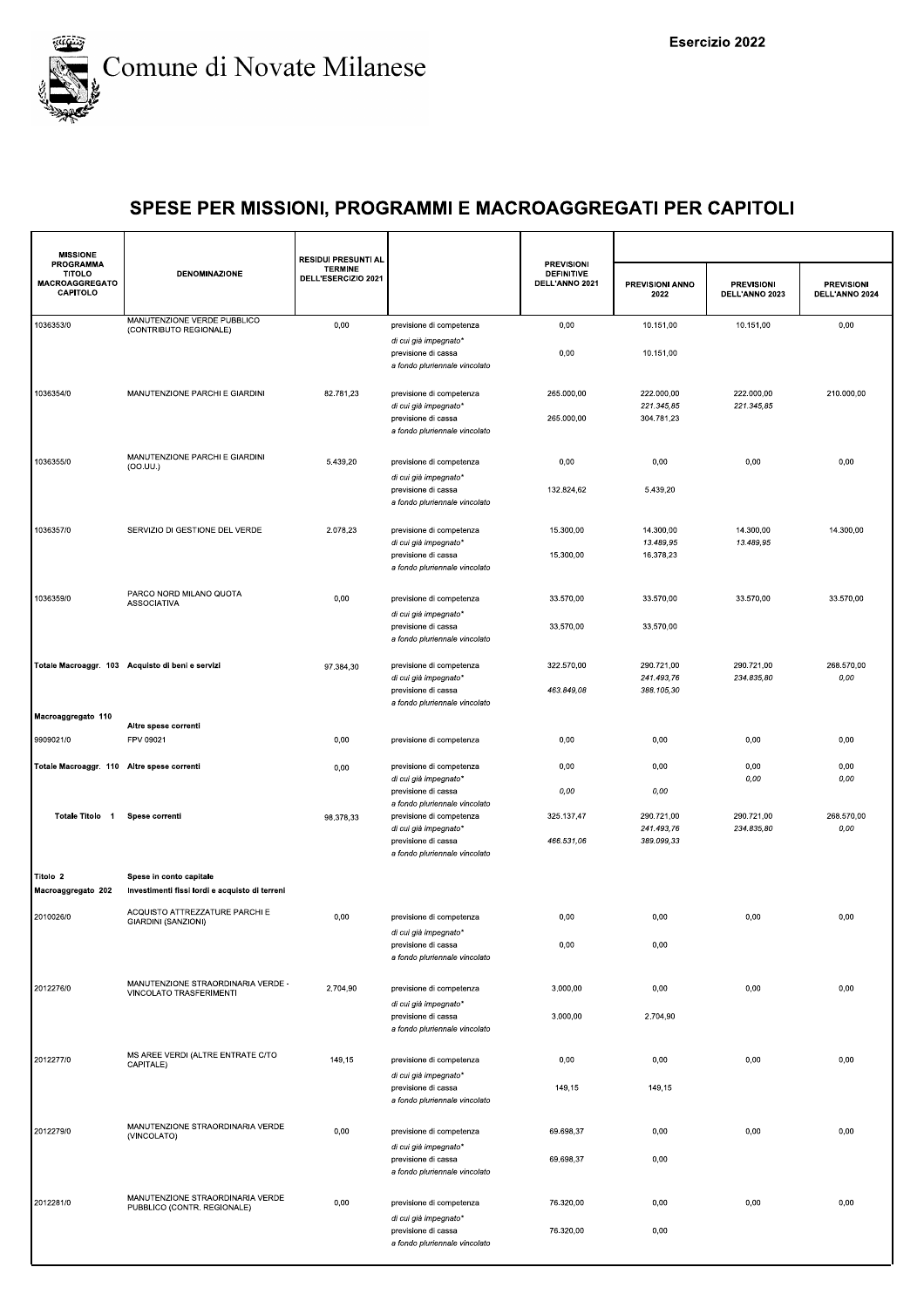## SPESE PER MISSIONI, PROGRAMMI E MACROAGGREGATI PER CAPITOLI

| MISSIONE PROGRAMMA TITOLO MACROAGGREGATO CAPITOLO | DENOMINAZIONE | RESIDUI PRESUNTI AL TERMINE DELL'ESERCIZIO 2021 | | PREVISIONI DEFINITIVE DELL'ANNO 2021 | PREVISIONI ANNO 2022 | PREVISIONI DELL'ANNO 2023 | PREVISIONI DELL'ANNO 2024 |
|---|---|---|---|---|---|---|---|
| 1036353/0 | MANUTENZIONE VERDE PUBBLICO (CONTRIBUTO REGIONALE) | 0,00 | previsione di competenza | 0,00 | 10.151,00 | 10.151,00 | 0,00 |
| | | | *di cui già impegnato** | | | | |
| | | | previsione di cassa | 0,00 | 10.151,00 | | |
| | | | *a fondo pluriennale vincolato* | | | | |
| 1036354/0 | MANUTENZIONE PARCHI E GIARDINI | 82.761,23 | previsione di competenza | 265.000,00 | 222.000,00 | 222.000,00 | 210.000,00 |
| | | | *di cui già impegnato** | | *221.345,85* | *221.345,85* | |
| | | | previsione di cassa | 265.000,00 | 304.781,23 | | |
| | | | *a fondo pluriennale vincolato* | | | | |
| 1036355/0 | MANUTENZIONE PARCHI E GIARDINI (OO.UU.) | 5.439,20 | previsione di competenza | 0,00 | 0,00 | 0,00 | 0,00 |
| | | | *di cui già impegnato** | | | | |
| | | | previsione di cassa | 132.824,62 | 5.439,20 | | |
| | | | *a fondo pluriennale vincolato* | | | | |
| 1036357/0 | SERVIZIO DI GESTIONE DEL VERDE | 2.078,23 | previsione di competenza | 15.300,00 | 14.300,00 | 14.300,00 | 14.300,00 |
| | | | *di cui già impegnato** | | *13.489,95* | *13.489,95* | |
| | | | previsione di cassa | 15.300,00 | 16.378,23 | | |
| | | | *a fondo pluriennale vincolato* | | | | |
| 1036359/0 | PARCO NORD MILANO QUOTA ASSOCIATIVA | 0,00 | previsione di competenza | 33.570,00 | 33.570,00 | 33.570,00 | 33.570,00 |
| | | | *di cui già impegnato** | | | | |
| | | | previsione di cassa | 33.570,00 | 33.570,00 | | |
| | | | *a fondo pluriennale vincolato* | | | | |
| **Totale Macroaggr. 103** | **Acquisto di beni e servizi** | 97.384,30 | previsione di competenza | 322.570,00 | 290.721,00 | 290.721,00 | 268.570,00 |
| | | | *di cui già impegnato** | | *241.493,76* | *234.835,80* | *0,00* |
| | | | previsione di cassa | *463.849,08* | *388.105,30* | | |
| | | | *a fondo pluriennale vincolato* | | | | |
| **Macroaggregato 110** | **Altre spese correnti** | | | | | | |
| 9909021/0 | FPV 09021 | 0,00 | previsione di competenza | 0,00 | 0,00 | 0,00 | 0,00 |
| **Totale Macroaggr. 110** | **Altre spese correnti** | 0,00 | previsione di competenza | 0,00 | 0,00 | 0,00 | 0,00 |
| | | | *di cui già impegnato** | | | *0,00* | *0,00* |
| | | | previsione di cassa | *0,00* | *0,00* | | |
| | | | *a fondo pluriennale vincolato* | | | | |
| **Totale Titolo 1** | **Spese correnti** | 98.378,33 | previsione di competenza | 325.137,47 | 290.721,00 | 290.721,00 | 268.570,00 |
| | | | *di cui già impegnato** | | *241.493,76* | *234.835,80* | *0,00* |
| | | | previsione di cassa | *466.531,06* | *389.099,33* | | |
| | | | *a fondo pluriennale vincolato* | | | | |
| **Titolo 2** | **Spese in conto capitale** | | | | | | |
| **Macroaggregato 202** | **Investimenti fissi lordi e acquisto di terreni** | | | | | | |
| 2010026/0 | ACQUISTO ATTREZZATURE PARCHI E GIARDINI (SANZIONI) | 0,00 | previsione di competenza | 0,00 | 0,00 | 0,00 | 0,00 |
| | | | *di cui già impegnato** | | | | |
| | | | previsione di cassa | 0,00 | 0,00 | | |
| | | | *a fondo pluriennale vincolato* | | | | |
| 2012276/0 | MANUTENZIONE STRAORDINARIA VERDE - VINCOLATO TRASFERIMENTI | 2.704,90 | previsione di competenza | 3.000,00 | 0,00 | 0,00 | 0,00 |
| | | | *di cui già impegnato** | | | | |
| | | | previsione di cassa | 3.000,00 | 2.704,90 | | |
| | | | *a fondo pluriennale vincolato* | | | | |
| 2012277/0 | MS AREE VERDI (ALTRE ENTRATE C/TO CAPITALE) | 149,15 | previsione di competenza | 0,00 | 0,00 | 0,00 | 0,00 |
| | | | *di cui già impegnato** | | | | |
| | | | previsione di cassa | 149,15 | 149,15 | | |
| | | | *a fondo pluriennale vincolato* | | | | |
| 2012279/0 | MANUTENZIONE STRAORDINARIA VERDE (VINCOLATO) | 0,00 | previsione di competenza | 69.698,37 | 0,00 | 0,00 | 0,00 |
| | | | *di cui già impegnato** | | | | |
| | | | previsione di cassa | 69.698,37 | 0,00 | | |
| | | | *a fondo pluriennale vincolato* | | | | |
| 2012281/0 | MANUTENZIONE STRAORDINARIA VERDE PUBBLICO (CONTR. REGIONALE) | 0,00 | previsione di competenza | 76.320,00 | 0,00 | 0,00 | 0,00 |
| | | | *di cui già impegnato** | | | | |
| | | | previsione di cassa | 76.320,00 | 0,00 | | |
| | | | *a fondo pluriennale vincolato* | | | | |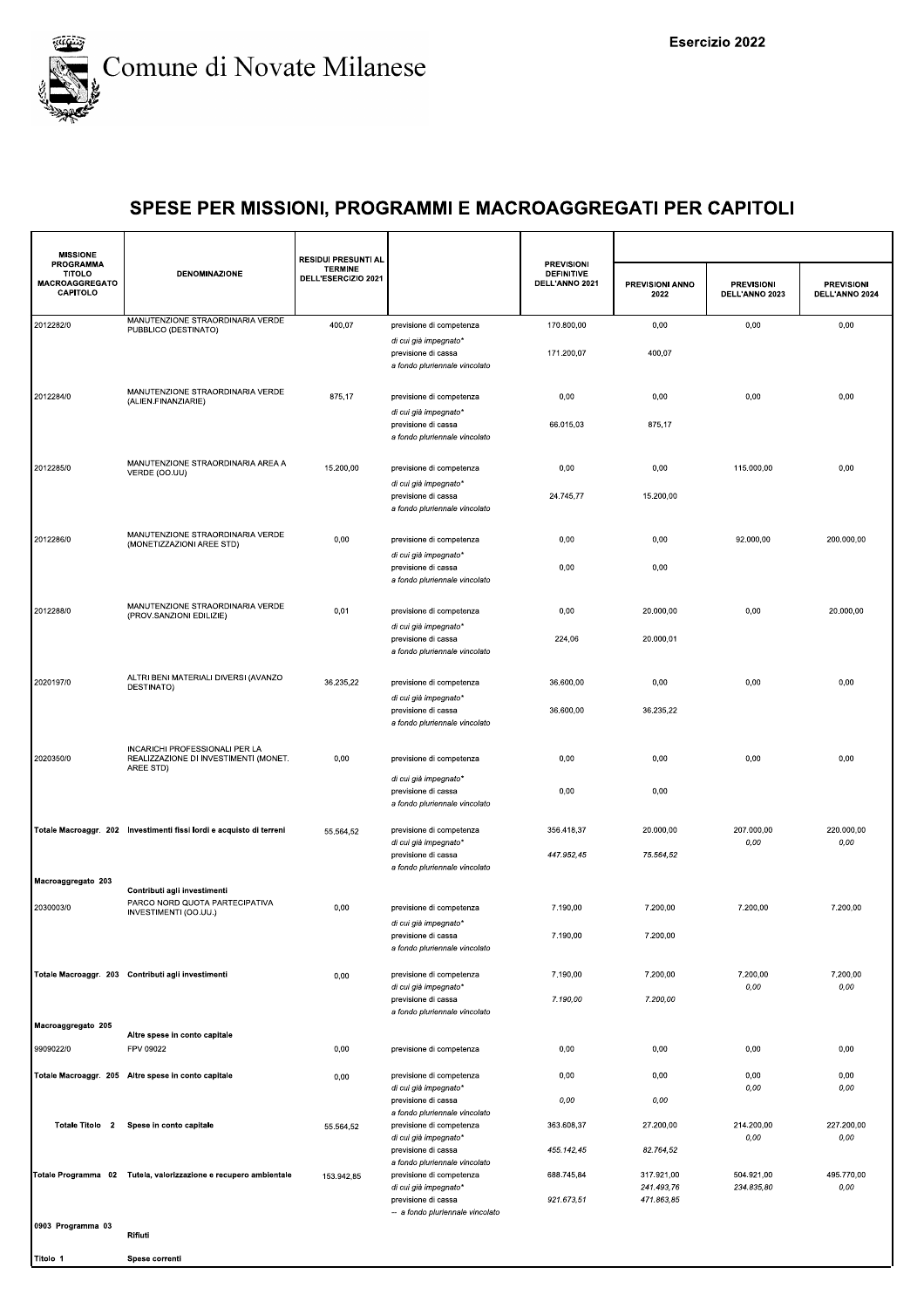Comune di Novate Milanese

Esercizio 2022

## SPESE PER MISSIONI, PROGRAMMI E MACROAGGREGATI PER CAPITOLI

| MISSIONE PROGRAMMA TITOLO MACROAGGREGATO CAPITOLO | DENOMINAZIONE | RESIDUI PRESUNTI AL TERMINE DELL'ESERCIZIO 2021 | | PREVISIONI DEFINITIVE DELL'ANNO 2021 | PREVISIONI ANNO 2022 | PREVISIONI DELL'ANNO 2023 | PREVISIONI DELL'ANNO 2024 |
|---|---|---|---|---|---|---|---|
| 2012282/0 | MANUTENZIONE STRAORDINARIA VERDE PUBBLICO (DESTINATO) | 400,07 | previsione di competenza | 170.800,00 | 0,00 | 0,00 | 0,00 |
| | | | *di cui già impegnato** | | | | |
| | | | previsione di cassa | 171.200,07 | 400,07 | | |
| | | | *a fondo pluriennale vincolato* | | | | |
| 2012284/0 | MANUTENZIONE STRAORDINARIA VERDE (ALIEN.FINANZIARIE) | 875,17 | previsione di competenza | 0,00 | 0,00 | 0,00 | 0,00 |
| | | | *di cui già impegnato** | | | | |
| | | | previsione di cassa | 66.015,03 | 875,17 | | |
| | | | *a fondo pluriennale vincolato* | | | | |
| 2012285/0 | MANUTENZIONE STRAORDINARIA AREA A VERDE (OO.UU) | 15.200,00 | previsione di competenza | 0,00 | 0,00 | 115.000,00 | 0,00 |
| | | | *di cui già impegnato** | | | | |
| | | | previsione di cassa | 24.745,77 | 15.200,00 | | |
| | | | *a fondo pluriennale vincolato* | | | | |
| 2012286/0 | MANUTENZIONE STRAORDINARIA VERDE (MONETIZZAZIONI AREE STD) | 0,00 | previsione di competenza | 0,00 | 0,00 | 92.000,00 | 200.000,00 |
| | | | *di cui già impegnato** | | | | |
| | | | previsione di cassa | 0,00 | 0,00 | | |
| | | | *a fondo pluriennale vincolato* | | | | |
| 2012288/0 | MANUTENZIONE STRAORDINARIA VERDE (PROV.SANZIONI EDILIZIE) | 0,01 | previsione di competenza | 0,00 | 20.000,00 | 0,00 | 20.000,00 |
| | | | *di cui già impegnato** | | | | |
| | | | previsione di cassa | 224,06 | 20.000,01 | | |
| | | | *a fondo pluriennale vincolato* | | | | |
| 2020197/0 | ALTRI BENI MATERIALI DIVERSI (AVANZO DESTINATO) | 36.235,22 | previsione di competenza | 36.600,00 | 0,00 | 0,00 | 0,00 |
| | | | *di cui già impegnato** | | | | |
| | | | previsione di cassa | 36.600,00 | 36.235,22 | | |
| | | | *a fondo pluriennale vincolato* | | | | |
| 2020350/0 | INCARICHI PROFESSIONALI PER LA REALIZZAZIONE DI INVESTIMENTI (MONET. AREE STD) | 0,00 | previsione di competenza | 0,00 | 0,00 | 0,00 | 0,00 |
| | | | *di cui già impegnato** | | | | |
| | | | previsione di cassa | 0,00 | 0,00 | | |
| | | | *a fondo pluriennale vincolato* | | | | |
| **Totale Macroaggr. 202** | **Investimenti fissi lordi e acquisto di terreni** | 55.564,52 | previsione di competenza | 356.418,37 | 20.000,00 | 207.000,00 | 220.000,00 |
| | | | *di cui già impegnato** | | | *0,00* | *0,00* |
| | | | previsione di cassa | *447.952,45* | *75.564,52* | | |
| | | | *a fondo pluriennale vincolato* | | | | |
| **Macroaggregato 203** | **Contributi agli investimenti** | | | | | | |
| 2030003/0 | PARCO NORD QUOTA PARTECIPATIVA INVESTIMENTI (OO.UU.) | 0,00 | previsione di competenza | 7.190,00 | 7.200,00 | 7.200,00 | 7.200,00 |
| | | | *di cui già impegnato** | | | | |
| | | | previsione di cassa | 7.190,00 | 7.200,00 | | |
| | | | *a fondo pluriennale vincolato* | | | | |
| **Totale Macroaggr. 203** | **Contributi agli investimenti** | 0,00 | previsione di competenza | 7.190,00 | 7.200,00 | 7.200,00 | 7.200,00 |
| | | | *di cui già impegnato** | | | *0,00* | *0,00* |
| | | | previsione di cassa | *7.190,00* | *7.200,00* | | |
| | | | *a fondo pluriennale vincolato* | | | | |
| **Macroaggregato 205** | **Altre spese in conto capitale** | | | | | | |
| 9909022/0 | FPV 09022 | 0,00 | previsione di competenza | 0,00 | 0,00 | 0,00 | 0,00 |
| **Totale Macroaggr. 205** | **Altre spese in conto capitale** | 0,00 | previsione di competenza | 0,00 | 0,00 | 0,00 | 0,00 |
| | | | *di cui già impegnato** | | | *0,00* | *0,00* |
| | | | previsione di cassa | *0,00* | *0,00* | | |
| | | | *a fondo pluriennale vincolato* | | | | |
| **Totale Titolo 2** | **Spese in conto capitale** | 55.564,52 | previsione di competenza | 363.608,37 | 27.200,00 | 214.200,00 | 227.200,00 |
| | | | *di cui già impegnato** | | | *0,00* | *0,00* |
| | | | previsione di cassa | *455.142,45* | *82.764,52* | | |
| | | | *a fondo pluriennale vincolato* | | | | |
| **Totale Programma 02** | **Tutela, valorizzazione e recupero ambientale** | 153.942,85 | previsione di competenza | 688.745,84 | 317.921,00 | 504.921,00 | 495.770,00 |
| | | | *di cui già impegnato** | | 241.493,76 | 234.835,80 | 0,00 |
| | | | previsione di cassa | 921.673,51 | 471.863,85 | | |
| | | | *-- a fondo pluriennale vincolato* | | | | |
| **0903 Programma 03** | **Rifiuti** | | | | | | |
| **Titolo 1** | **Spese correnti** | | | | | | |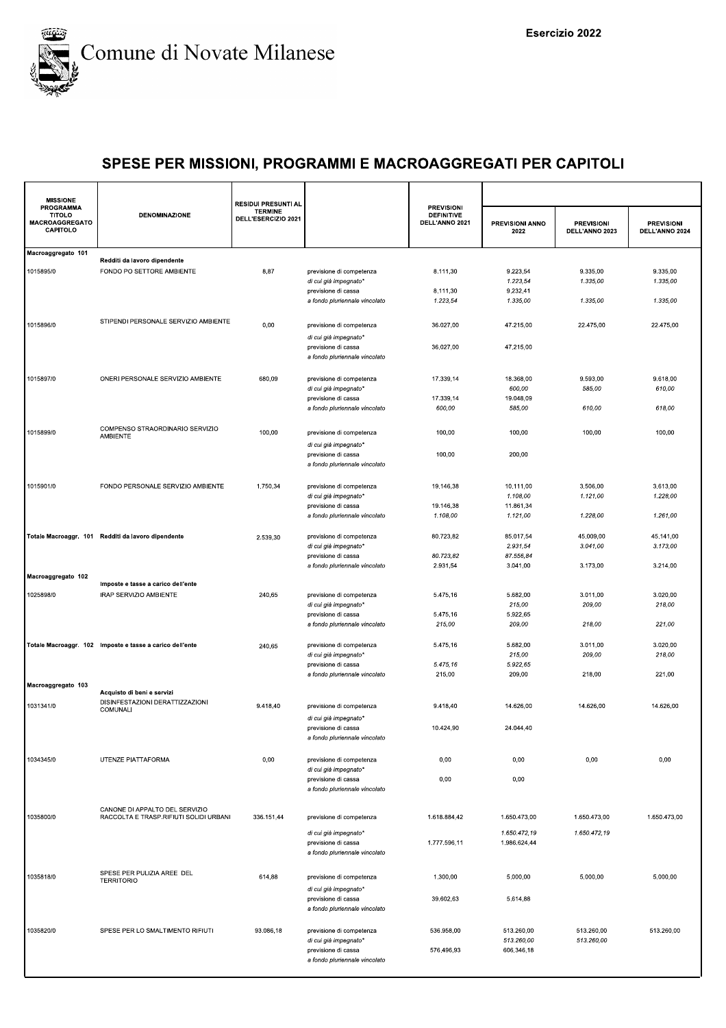Comune di Novate Milanese

Esercizio 2022

## SPESE PER MISSIONI, PROGRAMMI E MACROAGGREGATI PER CAPITOLI

| MISSIONE PROGRAMMA TITOLO MACROAGGREGATO CAPITOLO | DENOMINAZIONE | RESIDUI PRESUNTI AL TERMINE DELL'ESERCIZIO 2021 | | PREVISIONI DEFINITIVE DELL'ANNO 2021 | PREVISIONI ANNO 2022 | PREVISIONI DELL'ANNO 2023 | PREVISIONI DELL'ANNO 2024 |
|---|---|---|---|---|---|---|---|
| Macroaggregato 101 | Redditi da lavoro dipendente | | | | | | |
| 1015895/0 | FONDO PO SETTORE AMBIENTE | 8,87 | previsione di competenza | 8.111,30 | 9.223,54 | 9.335,00 | 9.335,00 |
| | | | *di cui già impegnato\** | | *1.223,54* | *1.335,00* | *1.335,00* |
| | | | previsione di cassa | 8.111,30 | 9.232,41 | | |
| | | | *a fondo pluriennale vincolato* | *1.223,54* | *1.335,00* | *1.335,00* | *1.335,00* |
| 1015896/0 | STIPENDI PERSONALE SERVIZIO AMBIENTE | 0,00 | previsione di competenza | 36.027,00 | 47.215,00 | 22.475,00 | 22.475,00 |
| | | | *di cui già impegnato\** | | | | |
| | | | previsione di cassa | 36.027,00 | 47.215,00 | | |
| | | | *a fondo pluriennale vincolato* | | | | |
| 1015897/0 | ONERI PERSONALE SERVIZIO AMBIENTE | 680,09 | previsione di competenza | 17.339,14 | 18.368,00 | 9.593,00 | 9.618,00 |
| | | | *di cui già impegnato\** | | *600,00* | *585,00* | *610,00* |
| | | | previsione di cassa | 17.339,14 | 19.048,09 | | |
| | | | *a fondo pluriennale vincolato* | *600,00* | *585,00* | *610,00* | *618,00* |
| 1015899/0 | COMPENSO STRAORDINARIO SERVIZIO AMBIENTE | 100,00 | previsione di competenza | 100,00 | 100,00 | 100,00 | 100,00 |
| | | | *di cui già impegnato\** | | | | |
| | | | previsione di cassa | 100,00 | 200,00 | | |
| | | | *a fondo pluriennale vincolato* | | | | |
| 1015901/0 | FONDO PERSONALE SERVIZIO AMBIENTE | 1.750,34 | previsione di competenza | 19.146,38 | 10.111,00 | 3.506,00 | 3.613,00 |
| | | | *di cui già impegnato\** | | *1.108,00* | *1.121,00* | *1.228,00* |
| | | | previsione di cassa | 19.146,38 | 11.861,34 | | |
| | | | *a fondo pluriennale vincolato* | *1.108,00* | *1.121,00* | *1.228,00* | *1.261,00* |
| Totale Macroaggr. 101 | Redditi da lavoro dipendente | 2.539,30 | previsione di competenza | 80.723,82 | 85.017,54 | 45.009,00 | 45.141,00 |
| | | | *di cui già impegnato\** | | *2.931,54* | *3.041,00* | *3.173,00* |
| | | | previsione di cassa | *80.723,82* | *87.556,84* | | |
| | | | *a fondo pluriennale vincolato* | 2.931,54 | 3.041,00 | 3.173,00 | 3.214,00 |
| Macroaggregato 102 | Imposte e tasse a carico dell'ente | | | | | | |
| 1025898/0 | IRAP SERVIZIO AMBIENTE | 240,65 | previsione di competenza | 5.475,16 | 5.682,00 | 3.011,00 | 3.020,00 |
| | | | *di cui già impegnato\** | | *215,00* | *209,00* | *218,00* |
| | | | previsione di cassa | 5.475,16 | 5.922,65 | | |
| | | | *a fondo pluriennale vincolato* | *215,00* | *209,00* | *218,00* | *221,00* |
| Totale Macroaggr. 102 | Imposte e tasse a carico dell'ente | 240,65 | previsione di competenza | 5.475,16 | 5.682,00 | 3.011,00 | 3.020,00 |
| | | | *di cui già impegnato\** | | *215,00* | *209,00* | *218,00* |
| | | | previsione di cassa | *5.475,16* | *5.922,65* | | |
| | | | *a fondo pluriennale vincolato* | 215,00 | 209,00 | 218,00 | 221,00 |
| Macroaggregato 103 | Acquisto di beni e servizi | | | | | | |
| 1031341/0 | DISINFESTAZIONI DERATTIZZAZIONI COMUNALI | 9.418,40 | previsione di competenza | 9.418,40 | 14.626,00 | 14.626,00 | 14.626,00 |
| | | | *di cui già impegnato\** | | | | |
| | | | previsione di cassa | 10.424,90 | 24.044,40 | | |
| | | | *a fondo pluriennale vincolato* | | | | |
| 1034345/0 | UTENZE PIATTAFORMA | 0,00 | previsione di competenza | 0,00 | 0,00 | 0,00 | 0,00 |
| | | | *di cui già impegnato\** | | | | |
| | | | previsione di cassa | 0,00 | 0,00 | | |
| | | | *a fondo pluriennale vincolato* | | | | |
| 1035800/0 | CANONE DI APPALTO DEL SERVIZIO RACCOLTA E TRASP.RIFIUTI SOLIDI URBANI | 336.151,44 | previsione di competenza | 1.618.884,42 | 1.650.473,00 | 1.650.473,00 | 1.650.473,00 |
| | | | *di cui già impegnato\** | | *1.650.472,19* | *1.650.472,19* | |
| | | | previsione di cassa | 1.777.596,11 | 1.986.624,44 | | |
| | | | *a fondo pluriennale vincolato* | | | | |
| 1035818/0 | SPESE PER PULIZIA AREE DEL TERRITORIO | 614,88 | previsione di competenza | 1.300,00 | 5.000,00 | 5.000,00 | 5.000,00 |
| | | | *di cui già impegnato\** | | | | |
| | | | previsione di cassa | 39.602,63 | 5.614,88 | | |
| | | | *a fondo pluriennale vincolato* | | | | |
| 1035820/0 | SPESE PER LO SMALTIMENTO RIFIUTI | 93.086,18 | previsione di competenza | 536.958,00 | 513.260,00 | 513.260,00 | 513.260,00 |
| | | | *di cui già impegnato\** | | *513.260,00* | *513.260,00* | |
| | | | previsione di cassa | 576.496,93 | 606.346,18 | | |
| | | | *a fondo pluriennale vincolato* | | | | |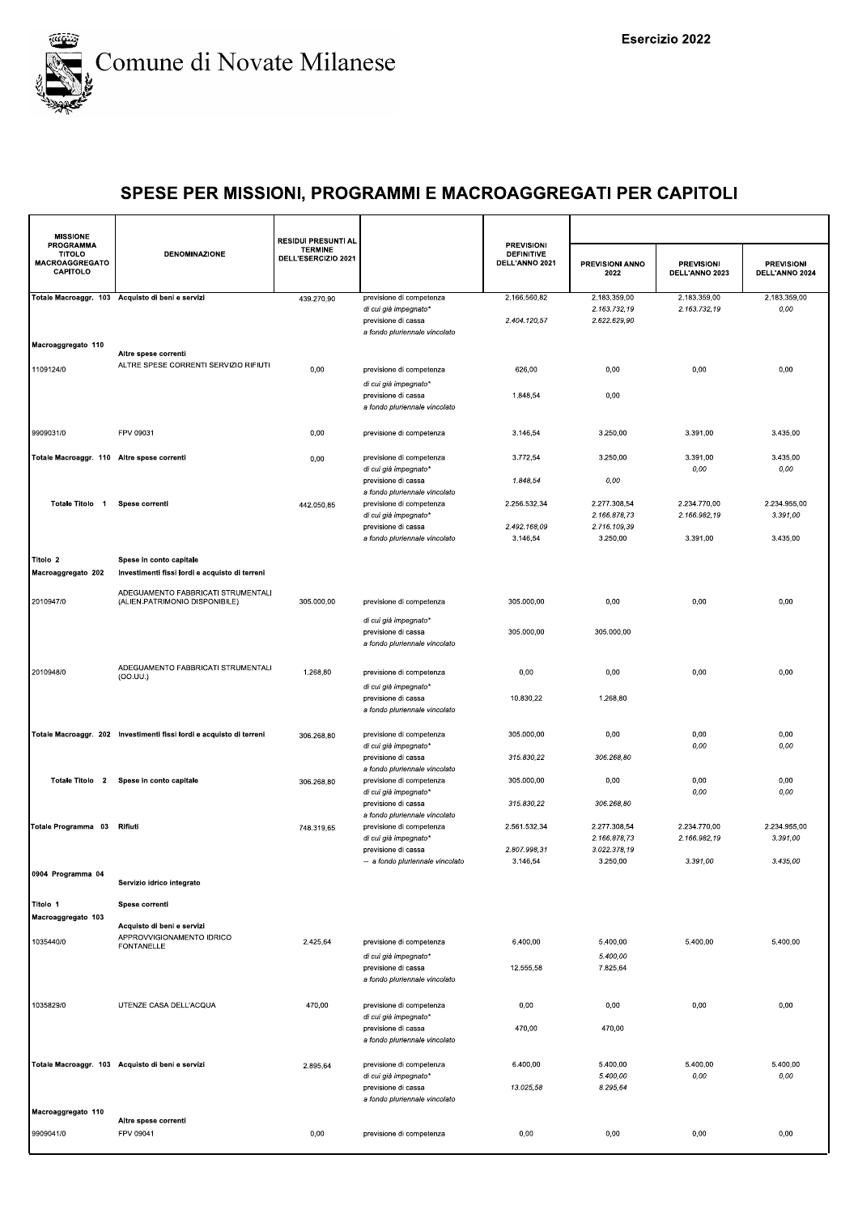# Comune di Novate Milanese

Esercizio 2022

## SPESE PER MISSIONI, PROGRAMMI E MACROAGGREGATI PER CAPITOLI

| MISSIONE PROGRAMMA TITOLO MACROAGGREGATO CAPITOLO | DENOMINAZIONE | RESIDUI PRESUNTI AL TERMINE DELL'ESERCIZIO 2021 | | PREVISIONI DEFINITIVE DELL'ANNO 2021 | PREVISIONI ANNO 2022 | PREVISIONI DELL'ANNO 2023 | PREVISIONI DELL'ANNO 2024 |
|---|---|---|---|---|---|---|---|
| Totale Macroaggr. 103 | Acquisto di beni e servizi | 439.270,90 | previsione di competenza | 2.166.560,82 | 2.183.359,00 | 2.183.359,00 | 2.183.359,00 |
| | | | di cui già impegnato* | | 2.163.732,19 | 2.163.732,19 | 0,00 |
| | | | previsione di cassa | 2.404.120,57 | 2.622.629,90 | | |
| | | | a fondo pluriennale vincolato | | | | |
| Macroaggregato 110 | Altre spese correnti | | | | | | |
| 1109124/0 | ALTRE SPESE CORRENTI SERVIZIO RIFIUTI | 0,00 | previsione di competenza | 626,00 | 0,00 | 0,00 | 0,00 |
| | | | di cui già impegnato* | | | | |
| | | | previsione di cassa | 1.848,54 | 0,00 | | |
| | | | a fondo pluriennale vincolato | | | | |
| 9909031/0 | FPV 09031 | 0,00 | previsione di competenza | 3.146,54 | 3.250,00 | 3.391,00 | 3.435,00 |
| Totale Macroaggr. 110 | Altre spese correnti | 0,00 | previsione di competenza | 3.772,54 | 3.250,00 | 3.391,00 | 3.435,00 |
| | | | di cui già impegnato* | | | 0,00 | 0,00 |
| | | | previsione di cassa | 1.848,54 | 0,00 | | |
| | | | a fondo pluriennale vincolato | | | | |
| Totale Titolo 1 | Spese correnti | 442.050,85 | previsione di competenza | 2.256.532,34 | 2.277.308,54 | 2.234.770,00 | 2.234.955,00 |
| | | | di cui già impegnato* | | 2.166.878,73 | 2.166.982,19 | 3.391,00 |
| | | | previsione di cassa | 2.492.168,09 | 2.716.109,39 | | |
| | | | a fondo pluriennale vincolato | 3.146,54 | 3.250,00 | 3.391,00 | 3.435,00 |
| Titolo 2 | Spese in conto capitale | | | | | | |
| Macroaggregato 202 | Investimenti fissi lordi e acquisto di terreni | | | | | | |
| 2010947/0 | ADEGUAMENTO FABBRICATI STRUMENTALI (ALIEN.PATRIMONIO DISPONIBILE) | 305.000,00 | previsione di competenza | 305.000,00 | 0,00 | 0,00 | 0,00 |
| | | | di cui già impegnato* | | | | |
| | | | previsione di cassa | 305.000,00 | 305.000,00 | | |
| | | | a fondo pluriennale vincolato | | | | |
| 2010948/0 | ADEGUAMENTO FABBRICATI STRUMENTALI (OO.UU.) | 1.268,80 | previsione di competenza | 0,00 | 0,00 | 0,00 | 0,00 |
| | | | di cui già impegnato* | | | | |
| | | | previsione di cassa | 10.830,22 | 1.268,80 | | |
| | | | a fondo pluriennale vincolato | | | | |
| Totale Macroaggr. 202 | Investimenti fissi lordi e acquisto di terreni | 306.268,80 | previsione di competenza | 305.000,00 | 0,00 | 0,00 | 0,00 |
| | | | di cui già impegnato* | | | 0,00 | 0,00 |
| | | | previsione di cassa | 315.830,22 | 306.268,80 | | |
| | | | a fondo pluriennale vincolato | | | | |
| Totale Titolo 2 | Spese in conto capitale | 306.268,80 | previsione di competenza | 305.000,00 | 0,00 | 0,00 | 0,00 |
| | | | di cui già impegnato* | | | 0,00 | 0,00 |
| | | | previsione di cassa | 315.830,22 | 306.268,80 | | |
| | | | a fondo pluriennale vincolato | | | | |
| Totale Programma 03 | Rifiuti | 748.319,65 | previsione di competenza | 2.561.532,34 | 2.277.308,54 | 2.234.770,00 | 2.234.955,00 |
| | | | di cui già impegnato* | | 2.166.878,73 | 2.166.982,19 | 3.391,00 |
| | | | previsione di cassa | 2.807.998,31 | 3.022.378,19 | | |
| | | | -- a fondo pluriennale vincolato | 3.146,54 | 3.250,00 | 3.391,00 | 3.435,00 |
| 0904 Programma 04 | Servizio idrico integrato | | | | | | |
| Titolo 1 | Spese correnti | | | | | | |
| Macroaggregato 103 | Acquisto di beni e servizi | | | | | | |
| 1035440/0 | APPROVVIGIONAMENTO IDRICO FONTANELLE | 2.425,64 | previsione di competenza | 6.400,00 | 5.400,00 | 5.400,00 | 5.400,00 |
| | | | di cui già impegnato* | | 5.400,00 | | |
| | | | previsione di cassa | 12.555,58 | 7.825,64 | | |
| | | | a fondo pluriennale vincolato | | | | |
| 1035829/0 | UTENZE CASA DELL'ACQUA | 470,00 | previsione di competenza | 0,00 | 0,00 | 0,00 | 0,00 |
| | | | di cui già impegnato* | | | | |
| | | | previsione di cassa | 470,00 | 470,00 | | |
| | | | a fondo pluriennale vincolato | | | | |
| Totale Macroaggr. 103 | Acquisto di beni e servizi | 2.895,64 | previsione di competenza | 6.400,00 | 5.400,00 | 5.400,00 | 5.400,00 |
| | | | di cui già impegnato* | | 5.400,00 | 0,00 | 0,00 |
| | | | previsione di cassa | 13.025,58 | 8.295,64 | | |
| | | | a fondo pluriennale vincolato | | | | |
| Macroaggregato 110 | Altre spese correnti | | | | | | |
| 9909041/0 | FPV 09041 | 0,00 | previsione di competenza | 0,00 | 0,00 | 0,00 | 0,00 |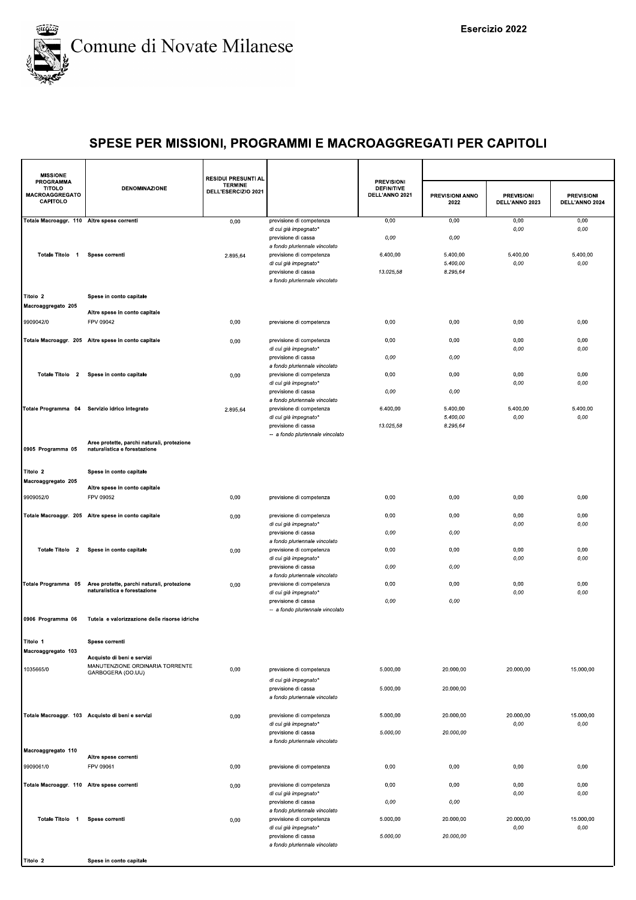Comune di Novate Milanese

Esercizio 2022

## SPESE PER MISSIONI, PROGRAMMI E MACROAGGREGATI PER CAPITOLI

| MISSIONE PROGRAMMA TITOLO MACROAGGREGATO CAPITOLO | DENOMINAZIONE | RESIDUI PRESUNTI AL TERMINE DELL'ESERCIZIO 2021 | | PREVISIONI DEFINITIVE DELL'ANNO 2021 | PREVISIONI ANNO 2022 | PREVISIONI DELL'ANNO 2023 | PREVISIONI DELL'ANNO 2024 |
|---|---|---|---|---|---|---|---|
| Totale Macroaggr. 110 | Altre spese correnti | 0,00 | previsione di competenza | 0,00 | 0,00 | 0,00 | 0,00 |
| | | | di cui già impegnato* | | | 0,00 | 0,00 |
| | | | previsione di cassa | 0,00 | 0,00 | | |
| | | | a fondo pluriennale vincolato | | | | |
| Totale Titolo 1 | Spese correnti | 2.895,64 | previsione di competenza | 6.400,00 | 5.400,00 | 5.400,00 | 5.400,00 |
| | | | di cui già impegnato* | | 5.400,00 | 0,00 | 0,00 |
| | | | previsione di cassa | 13.025,58 | 8.295,64 | | |
| | | | a fondo pluriennale vincolato | | | | |
| Titolo 2 | Spese in conto capitale | | | | | | |
| Macroaggregato 205 | Altre spese in conto capitale | | | | | | |
| 9909042/0 | FPV 09042 | 0,00 | previsione di competenza | 0,00 | 0,00 | 0,00 | 0,00 |
| Totale Macroaggr. 205 | Altre spese in conto capitale | 0,00 | previsione di competenza | 0,00 | 0,00 | 0,00 | 0,00 |
| | | | di cui già impegnato* | | | 0,00 | 0,00 |
| | | | previsione di cassa | 0,00 | 0,00 | | |
| | | | a fondo pluriennale vincolato | | | | |
| Totale Titolo 2 | Spese in conto capitale | 0,00 | previsione di competenza | 0,00 | 0,00 | 0,00 | 0,00 |
| | | | di cui già impegnato* | | | 0,00 | 0,00 |
| | | | previsione di cassa | 0,00 | 0,00 | | |
| | | | a fondo pluriennale vincolato | | | | |
| Totale Programma 04 | Servizio idrico integrato | 2.895,64 | previsione di competenza | 6.400,00 | 5.400,00 | 5.400,00 | 5.400,00 |
| | | | di cui già impegnato* | | 5.400,00 | 0,00 | 0,00 |
| | | | previsione di cassa | 13.025,58 | 8.295,64 | | |
| | | | -- a fondo pluriennale vincolato | | | | |
| 0905 Programma 05 | Aree protette, parchi naturali, protezione naturalistica e forestazione | | | | | | |
| Titolo 2 | Spese in conto capitale | | | | | | |
| Macroaggregato 205 | Altre spese in conto capitale | | | | | | |
| 9909052/0 | FPV 09052 | 0,00 | previsione di competenza | 0,00 | 0,00 | 0,00 | 0,00 |
| Totale Macroaggr. 205 | Altre spese in conto capitale | 0,00 | previsione di competenza | 0,00 | 0,00 | 0,00 | 0,00 |
| | | | di cui già impegnato* | | | 0,00 | 0,00 |
| | | | previsione di cassa | 0,00 | 0,00 | | |
| | | | a fondo pluriennale vincolato | | | | |
| Totale Titolo 2 | Spese in conto capitale | 0,00 | previsione di competenza | 0,00 | 0,00 | 0,00 | 0,00 |
| | | | di cui già impegnato* | | | 0,00 | 0,00 |
| | | | previsione di cassa | 0,00 | 0,00 | | |
| | | | a fondo pluriennale vincolato | | | | |
| Totale Programma 05 | Aree protette, parchi naturali, protezione naturalistica e forestazione | 0,00 | previsione di competenza | 0,00 | 0,00 | 0,00 | 0,00 |
| | | | di cui già impegnato* | | | 0,00 | 0,00 |
| | | | previsione di cassa | 0,00 | 0,00 | | |
| | | | -- a fondo pluriennale vincolato | | | | |
| 0906 Programma 06 | Tutela e valorizzazione delle risorse idriche | | | | | | |
| Titolo 1 | Spese correnti | | | | | | |
| Macroaggregato 103 | Acquisto di beni e servizi | | | | | | |
| 1035665/0 | MANUTENZIONE ORDINARIA TORRENTE GARBOGERA (OO.UU) | 0,00 | previsione di competenza | 5.000,00 | 20.000,00 | 20.000,00 | 15.000,00 |
| | | | di cui già impegnato* | | | | |
| | | | previsione di cassa | 5.000,00 | 20.000,00 | | |
| | | | a fondo pluriennale vincolato | | | | |
| Totale Macroaggr. 103 | Acquisto di beni e servizi | 0,00 | previsione di competenza | 5.000,00 | 20.000,00 | 20.000,00 | 15.000,00 |
| | | | di cui già impegnato* | | | 0,00 | 0,00 |
| | | | previsione di cassa | 5.000,00 | 20.000,00 | | |
| | | | a fondo pluriennale vincolato | | | | |
| Macroaggregato 110 | Altre spese correnti | | | | | | |
| 9909061/0 | FPV 09061 | 0,00 | previsione di competenza | 0,00 | 0,00 | 0,00 | 0,00 |
| Totale Macroaggr. 110 | Altre spese correnti | 0,00 | previsione di competenza | 0,00 | 0,00 | 0,00 | 0,00 |
| | | | di cui già impegnato* | | | 0,00 | 0,00 |
| | | | previsione di cassa | 0,00 | 0,00 | | |
| | | | a fondo pluriennale vincolato | | | | |
| Totale Titolo 1 | Spese correnti | 0,00 | previsione di competenza | 5.000,00 | 20.000,00 | 20.000,00 | 15.000,00 |
| | | | di cui già impegnato* | | | 0,00 | 0,00 |
| | | | previsione di cassa | 5.000,00 | 20.000,00 | | |
| | | | a fondo pluriennale vincolato | | | | |
| Titolo 2 | Spese in conto capitale | | | | | | |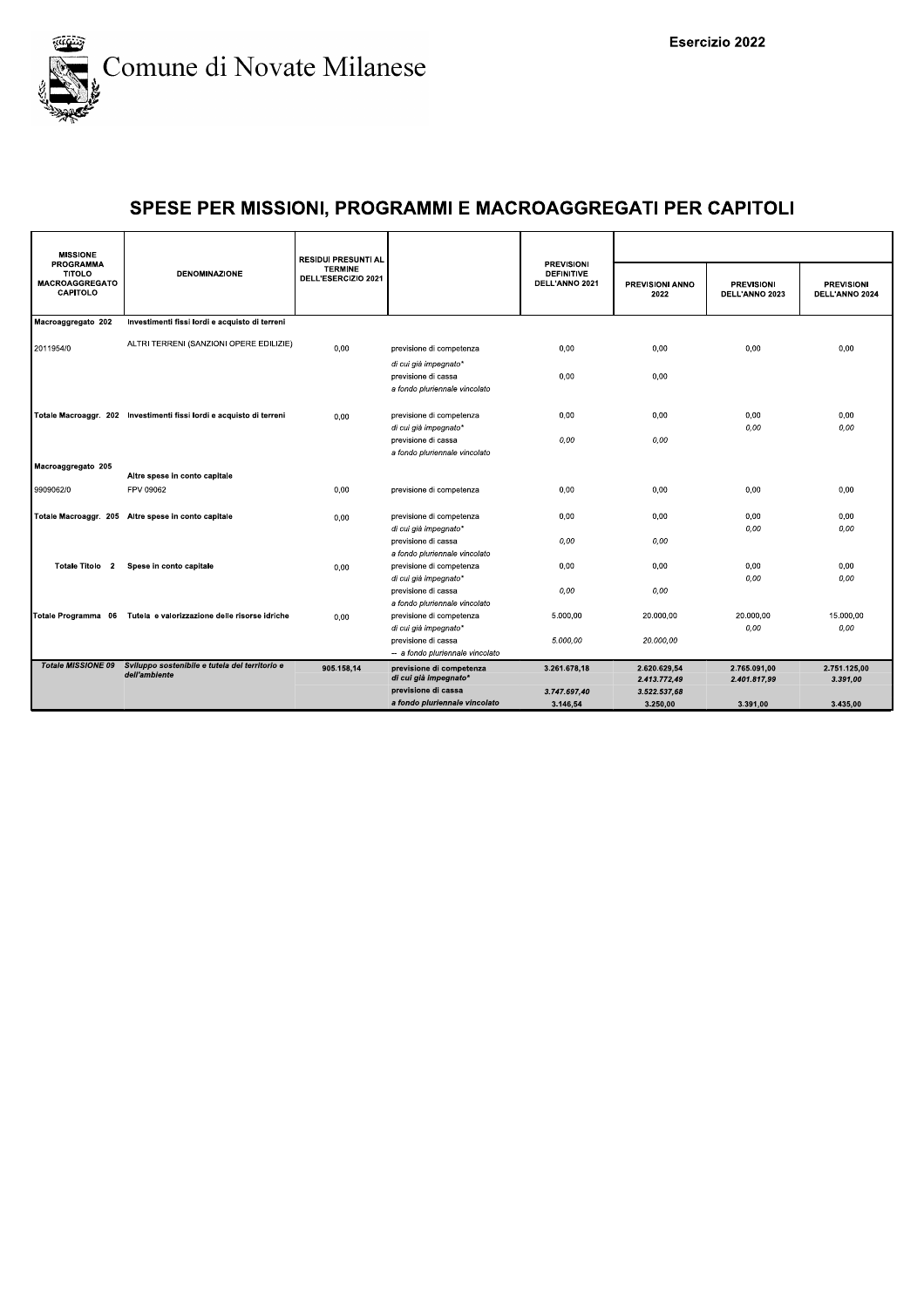Comune di Novate Milanese

Esercizio 2022

## SPESE PER MISSIONI, PROGRAMMI E MACROAGGREGATI PER CAPITOLI

| MISSIONE PROGRAMMA TITOLO MACROAGGREGATO CAPITOLO | DENOMINAZIONE | RESIDUI PRESUNTI AL TERMINE DELL'ESERCIZIO 2021 | | PREVISIONI DEFINITIVE DELL'ANNO 2021 | PREVISIONI ANNO 2022 | PREVISIONI DELL'ANNO 2023 | PREVISIONI DELL'ANNO 2024 |
|---|---|---|---|---|---|---|---|
| Macroaggregato 202 | Investimenti fissi lordi e acquisto di terreni | | | | | | |
| 2011954/0 | ALTRI TERRENI (SANZIONI OPERE EDILIZIE) | 0,00 | previsione di competenza | 0,00 | 0,00 | 0,00 | 0,00 |
| | | | *di cui già impegnato** | | | | |
| | | | previsione di cassa | 0,00 | 0,00 | | |
| | | | *a fondo pluriennale vincolato* | | | | |
| Totale Macroaggr. 202 | Investimenti fissi lordi e acquisto di terreni | 0,00 | previsione di competenza | 0,00 | 0,00 | 0,00 | 0,00 |
| | | | *di cui già impegnato** | | | *0,00* | *0,00* |
| | | | previsione di cassa | *0,00* | *0,00* | | |
| | | | *a fondo pluriennale vincolato* | | | | |
| Macroaggregato 205 | Altre spese in conto capitale | | | | | | |
| 9909062/0 | FPV 09062 | 0,00 | previsione di competenza | 0,00 | 0,00 | 0,00 | 0,00 |
| Totale Macroaggr. 205 | Altre spese in conto capitale | 0,00 | previsione di competenza | 0,00 | 0,00 | 0,00 | 0,00 |
| | | | *di cui già impegnato** | | | *0,00* | *0,00* |
| | | | previsione di cassa | *0,00* | *0,00* | | |
| | | | *a fondo pluriennale vincolato* | | | | |
| Totale Titolo 2 | Spese in conto capitale | 0,00 | previsione di competenza | 0,00 | 0,00 | 0,00 | 0,00 |
| | | | *di cui già impegnato** | | | *0,00* | *0,00* |
| | | | previsione di cassa | *0,00* | *0,00* | | |
| | | | *a fondo pluriennale vincolato* | | | | |
| Totale Programma 06 | Tutela e valorizzazione delle risorse idriche | 0,00 | previsione di competenza | 5.000,00 | 20.000,00 | 20.000,00 | 15.000,00 |
| | | | *di cui già impegnato** | | | *0,00* | *0,00* |
| | | | previsione di cassa | *5.000,00* | *20.000,00* | | |
| | | | *-- a fondo pluriennale vincolato* | | | | |
| ***Totale MISSIONE 09*** | ***Sviluppo sostenibile e tutela del territorio e dell'ambiente*** | **905.158,14** | **previsione di competenza** | **3.261.678,18** | **2.620.629,54** | **2.765.091,00** | **2.751.125,00** |
| | | | ***di cui già impegnato**** | | ***2.413.772,49*** | ***2.401.817,99*** | ***3.391,00*** |
| | | | **previsione di cassa** | ***3.747.697,40*** | ***3.522.537,68*** | | |
| | | | ***a fondo pluriennale vincolato*** | **3.146,54** | **3.250,00** | **3.391,00** | **3.435,00** |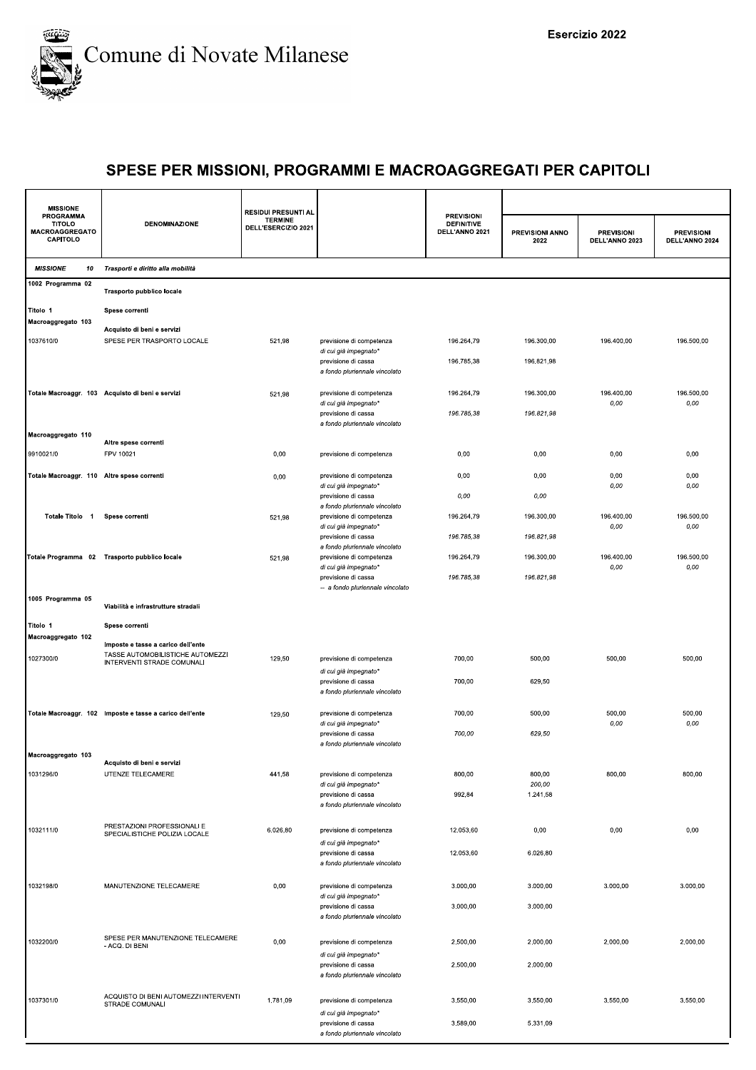Comune di Novate Milanese

Esercizio 2022

# SPESE PER MISSIONI, PROGRAMMI E MACROAGGREGATI PER CAPITOLI

| MISSIONE PROGRAMMA TITOLO MACROAGGREGATO CAPITOLO | DENOMINAZIONE | RESIDUI PRESUNTI AL TERMINE DELL'ESERCIZIO 2021 | | PREVISIONI DEFINITIVE DELL'ANNO 2021 | PREVISIONI ANNO 2022 | PREVISIONI DELL'ANNO 2023 | PREVISIONI DELL'ANNO 2024 |
|---|---|---|---|---|---|---|---|
| *MISSIONE 10* | *Trasporti e diritto alla mobilità* | | | | | | |
| 1002 Programma 02 | **Trasporto pubblico locale** | | | | | | |
| Titolo 1 | **Spese correnti** | | | | | | |
| Macroaggregato 103 | **Acquisto di beni e servizi** | | | | | | |
| 1037610/0 | SPESE PER TRASPORTO LOCALE | 521,98 | previsione di competenza | 196.264,79 | 196.300,00 | 196.400,00 | 196.500,00 |
| | | | *di cui già impegnato** | | | | |
| | | | previsione di cassa | 196.785,38 | 196.821,98 | | |
| | | | *a fondo pluriennale vincolato* | | | | |
| Totale Macroaggr. 103 | Acquisto di beni e servizi | 521,98 | previsione di competenza | 196.264,79 | 196.300,00 | 196.400,00 | 196.500,00 |
| | | | *di cui già impegnato** | | | *0,00* | *0,00* |
| | | | previsione di cassa | *196.785,38* | *196.821,98* | | |
| | | | *a fondo pluriennale vincolato* | | | | |
| Macroaggregato 110 | **Altre spese correnti** | | | | | | |
| 9910021/0 | FPV 10021 | 0,00 | previsione di competenza | 0,00 | 0,00 | 0,00 | 0,00 |
| Totale Macroaggr. 110 | Altre spese correnti | 0,00 | previsione di competenza | 0,00 | 0,00 | 0,00 | 0,00 |
| | | | *di cui già impegnato** | | | *0,00* | *0,00* |
| | | | previsione di cassa | *0,00* | *0,00* | | |
| | | | *a fondo pluriennale vincolato* | | | | |
| Totale Titolo 1 | Spese correnti | 521,98 | previsione di competenza | 196.264,79 | 196.300,00 | 196.400,00 | 196.500,00 |
| | | | *di cui già impegnato** | | | *0,00* | *0,00* |
| | | | previsione di cassa | *196.785,38* | *196.821,98* | | |
| | | | *a fondo pluriennale vincolato* | | | | |
| Totale Programma 02 | Trasporto pubblico locale | 521,98 | previsione di competenza | 196.264,79 | 196.300,00 | 196.400,00 | 196.500,00 |
| | | | *di cui già impegnato** | | | *0,00* | *0,00* |
| | | | previsione di cassa | *196.785,38* | *196.821,98* | | |
| | | | *-- a fondo pluriennale vincolato* | | | | |
| 1005 Programma 05 | **Viabilità e infrastrutture stradali** | | | | | | |
| Titolo 1 | **Spese correnti** | | | | | | |
| Macroaggregato 102 | **Imposte e tasse a carico dell'ente** | | | | | | |
| 1027300/0 | TASSE AUTOMOBILISTICHE AUTOMEZZI INTERVENTI STRADE COMUNALI | 129,50 | previsione di competenza | 700,00 | 500,00 | 500,00 | 500,00 |
| | | | *di cui già impegnato** | | | | |
| | | | previsione di cassa | 700,00 | 629,50 | | |
| | | | *a fondo pluriennale vincolato* | | | | |
| Totale Macroaggr. 102 | Imposte e tasse a carico dell'ente | 129,50 | previsione di competenza | 700,00 | 500,00 | 500,00 | 500,00 |
| | | | *di cui già impegnato** | | | *0,00* | *0,00* |
| | | | previsione di cassa | *700,00* | *629,50* | | |
| | | | *a fondo pluriennale vincolato* | | | | |
| Macroaggregato 103 | **Acquisto di beni e servizi** | | | | | | |
| 1031296/0 | UTENZE TELECAMERE | 441,58 | previsione di competenza | 800,00 | 800,00 | 800,00 | 800,00 |
| | | | *di cui già impegnato** | | *200,00* | | |
| | | | previsione di cassa | 992,84 | 1.241,58 | | |
| | | | *a fondo pluriennale vincolato* | | | | |
| 1032111/0 | PRESTAZIONI PROFESSIONALI E SPECIALISTICHE POLIZIA LOCALE | 6.026,80 | previsione di competenza | 12.053,60 | 0,00 | 0,00 | 0,00 |
| | | | *di cui già impegnato** | | | | |
| | | | previsione di cassa | 12.053,60 | 6.026,80 | | |
| | | | *a fondo pluriennale vincolato* | | | | |
| 1032198/0 | MANUTENZIONE TELECAMERE | 0,00 | previsione di competenza | 3.000,00 | 3.000,00 | 3.000,00 | 3.000,00 |
| | | | *di cui già impegnato** | | | | |
| | | | previsione di cassa | 3.000,00 | 3.000,00 | | |
| | | | *a fondo pluriennale vincolato* | | | | |
| 1032200/0 | SPESE PER MANUTENZIONE TELECAMERE - ACQ. DI BENI | 0,00 | previsione di competenza | 2.500,00 | 2.000,00 | 2.000,00 | 2.000,00 |
| | | | *di cui già impegnato** | | | | |
| | | | previsione di cassa | 2.500,00 | 2.000,00 | | |
| | | | *a fondo pluriennale vincolato* | | | | |
| 1037301/0 | ACQUISTO DI BENI AUTOMEZZI INTERVENTI STRADE COMUNALI | 1.781,09 | previsione di competenza | 3.550,00 | 3.550,00 | 3.550,00 | 3.550,00 |
| | | | *di cui già impegnato** | | | | |
| | | | previsione di cassa | 3.589,00 | 5.331,09 | | |
| | | | *a fondo pluriennale vincolato* | | | | |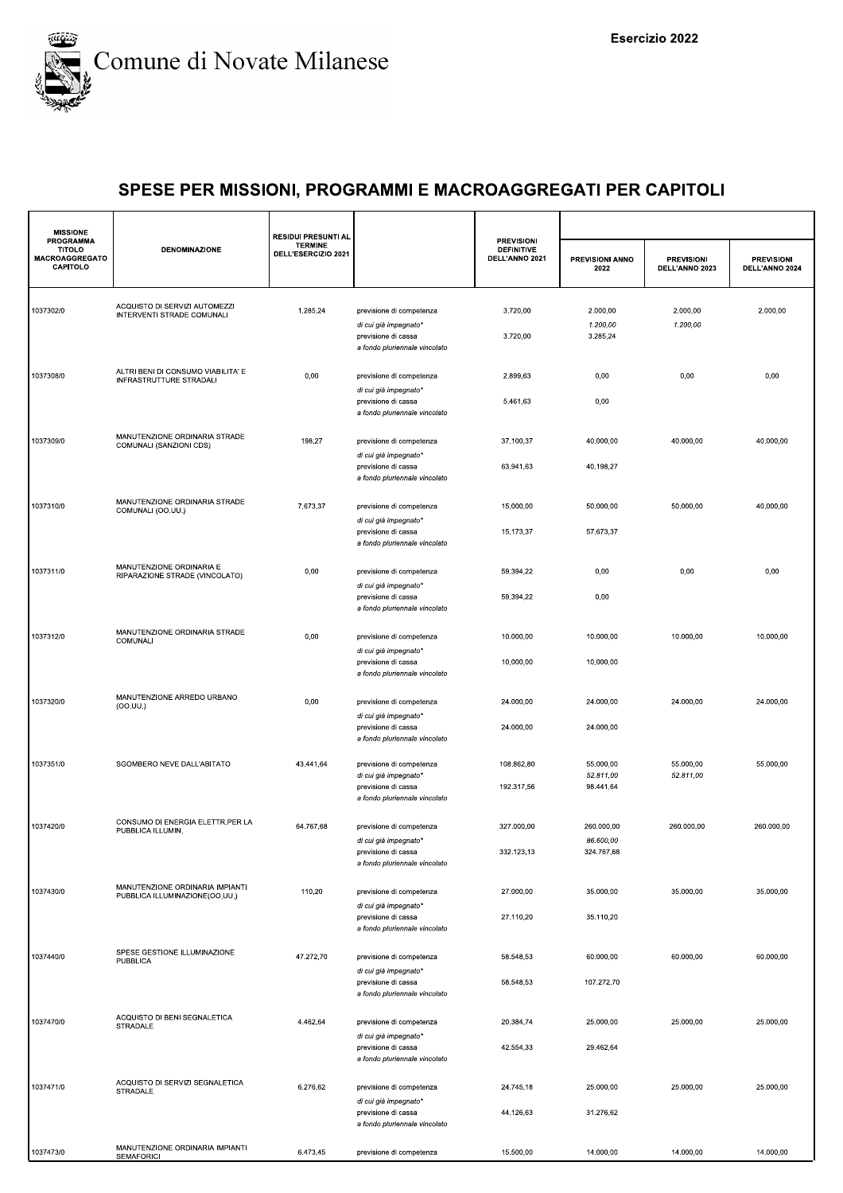Comune di Novate Milanese

Esercizio 2022

# SPESE PER MISSIONI, PROGRAMMI E MACROAGGREGATI PER CAPITOLI

| MISSIONE PROGRAMMA TITOLO MACROAGGREGATO CAPITOLO | DENOMINAZIONE | RESIDUI PRESUNTI AL TERMINE DELL'ESERCIZIO 2021 | | PREVISIONI DEFINITIVE DELL'ANNO 2021 | PREVISIONI ANNO 2022 | PREVISIONI DELL'ANNO 2023 | PREVISIONI DELL'ANNO 2024 |
|---|---|---|---|---|---|---|---|
| 1037302/0 | ACQUISTO DI SERVIZI AUTOMEZZI INTERVENTI STRADE COMUNALI | 1.285,24 | previsione di competenza | 3.720,00 | 2.000,00 | 2.000,00 | 2.000,00 |
| | | | *di cui già impegnato** | | *1.200,00* | *1.200,00* | |
| | | | previsione di cassa | 3.720,00 | 3.285,24 | | |
| | | | *a fondo pluriennale vincolato* | | | | |
| 1037308/0 | ALTRI BENI DI CONSUMO VIABILITA' E INFRASTRUTTURE STRADALI | 0,00 | previsione di competenza | 2.899,63 | 0,00 | 0,00 | 0,00 |
| | | | *di cui già impegnato** | | | | |
| | | | previsione di cassa | 5.461,63 | 0,00 | | |
| | | | *a fondo pluriennale vincolato* | | | | |
| 1037309/0 | MANUTENZIONE ORDINARIA STRADE COMUNALI (SANZIONI CDS) | 198,27 | previsione di competenza | 37.100,37 | 40.000,00 | 40.000,00 | 40.000,00 |
| | | | *di cui già impegnato** | | | | |
| | | | previsione di cassa | 63.941,63 | 40.198,27 | | |
| | | | *a fondo pluriennale vincolato* | | | | |
| 1037310/0 | MANUTENZIONE ORDINARIA STRADE COMUNALI (OO.UU.) | 7.673,37 | previsione di competenza | 15.000,00 | 50.000,00 | 50.000,00 | 40.000,00 |
| | | | *di cui già impegnato** | | | | |
| | | | previsione di cassa | 15.173,37 | 57.673,37 | | |
| | | | *a fondo pluriennale vincolato* | | | | |
| 1037311/0 | MANUTENZIONE ORDINARIA E RIPARAZIONE STRADE (VINCOLATO) | 0,00 | previsione di competenza | 59.394,22 | 0,00 | 0,00 | 0,00 |
| | | | *di cui già impegnato** | | | | |
| | | | previsione di cassa | 59.394,22 | 0,00 | | |
| | | | *a fondo pluriennale vincolato* | | | | |
| 1037312/0 | MANUTENZIONE ORDINARIA STRADE COMUNALI | 0,00 | previsione di competenza | 10.000,00 | 10.000,00 | 10.000,00 | 10.000,00 |
| | | | *di cui già impegnato** | | | | |
| | | | previsione di cassa | 10.000,00 | 10.000,00 | | |
| | | | *a fondo pluriennale vincolato* | | | | |
| 1037320/0 | MANUTENZIONE ARREDO URBANO (OO.UU.) | 0,00 | previsione di competenza | 24.000,00 | 24.000,00 | 24.000,00 | 24.000,00 |
| | | | *di cui già impegnato** | | | | |
| | | | previsione di cassa | 24.000,00 | 24.000,00 | | |
| | | | *a fondo pluriennale vincolato* | | | | |
| 1037351/0 | SGOMBERO NEVE DALL'ABITATO | 43.441,64 | previsione di competenza | 108.862,80 | 55.000,00 | 55.000,00 | 55.000,00 |
| | | | *di cui già impegnato** | | *52.811,00* | *52.811,00* | |
| | | | previsione di cassa | 192.317,56 | 98.441,64 | | |
| | | | *a fondo pluriennale vincolato* | | | | |
| 1037420/0 | CONSUMO DI ENERGIA ELETTR.PER LA PUBBLICA ILLUMIN. | 64.767,68 | previsione di competenza | 327.000,00 | 260.000,00 | 260.000,00 | 260.000,00 |
| | | | *di cui già impegnato** | | *86.600,00* | | |
| | | | previsione di cassa | 332.123,13 | 324.767,68 | | |
| | | | *a fondo pluriennale vincolato* | | | | |
| 1037430/0 | MANUTENZIONE ORDINARIA IMPIANTI PUBBLICA ILLUMINAZIONE(OO.UU.) | 110,20 | previsione di competenza | 27.000,00 | 35.000,00 | 35.000,00 | 35.000,00 |
| | | | *di cui già impegnato** | | | | |
| | | | previsione di cassa | 27.110,20 | 35.110,20 | | |
| | | | *a fondo pluriennale vincolato* | | | | |
| 1037440/0 | SPESE GESTIONE ILLUMINAZIONE PUBBLICA | 47.272,70 | previsione di competenza | 58.548,53 | 60.000,00 | 60.000,00 | 60.000,00 |
| | | | *di cui già impegnato** | | | | |
| | | | previsione di cassa | 58.548,53 | 107.272,70 | | |
| | | | *a fondo pluriennale vincolato* | | | | |
| 1037470/0 | ACQUISTO DI BENI SEGNALETICA STRADALE | 4.462,64 | previsione di competenza | 20.384,74 | 25.000,00 | 25.000,00 | 25.000,00 |
| | | | *di cui già impegnato** | | | | |
| | | | previsione di cassa | 42.554,33 | 29.462,64 | | |
| | | | *a fondo pluriennale vincolato* | | | | |
| 1037471/0 | ACQUISTO DI SERVIZI SEGNALETICA STRADALE | 6.276,62 | previsione di competenza | 24.745,18 | 25.000,00 | 25.000,00 | 25.000,00 |
| | | | *di cui già impegnato** | | | | |
| | | | previsione di cassa | 44.126,63 | 31.276,62 | | |
| | | | *a fondo pluriennale vincolato* | | | | |
| 1037473/0 | MANUTENZIONE ORDINARIA IMPIANTI SEMAFORICI | 6.473,45 | previsione di competenza | 15.500,00 | 14.000,00 | 14.000,00 | 14.000,00 |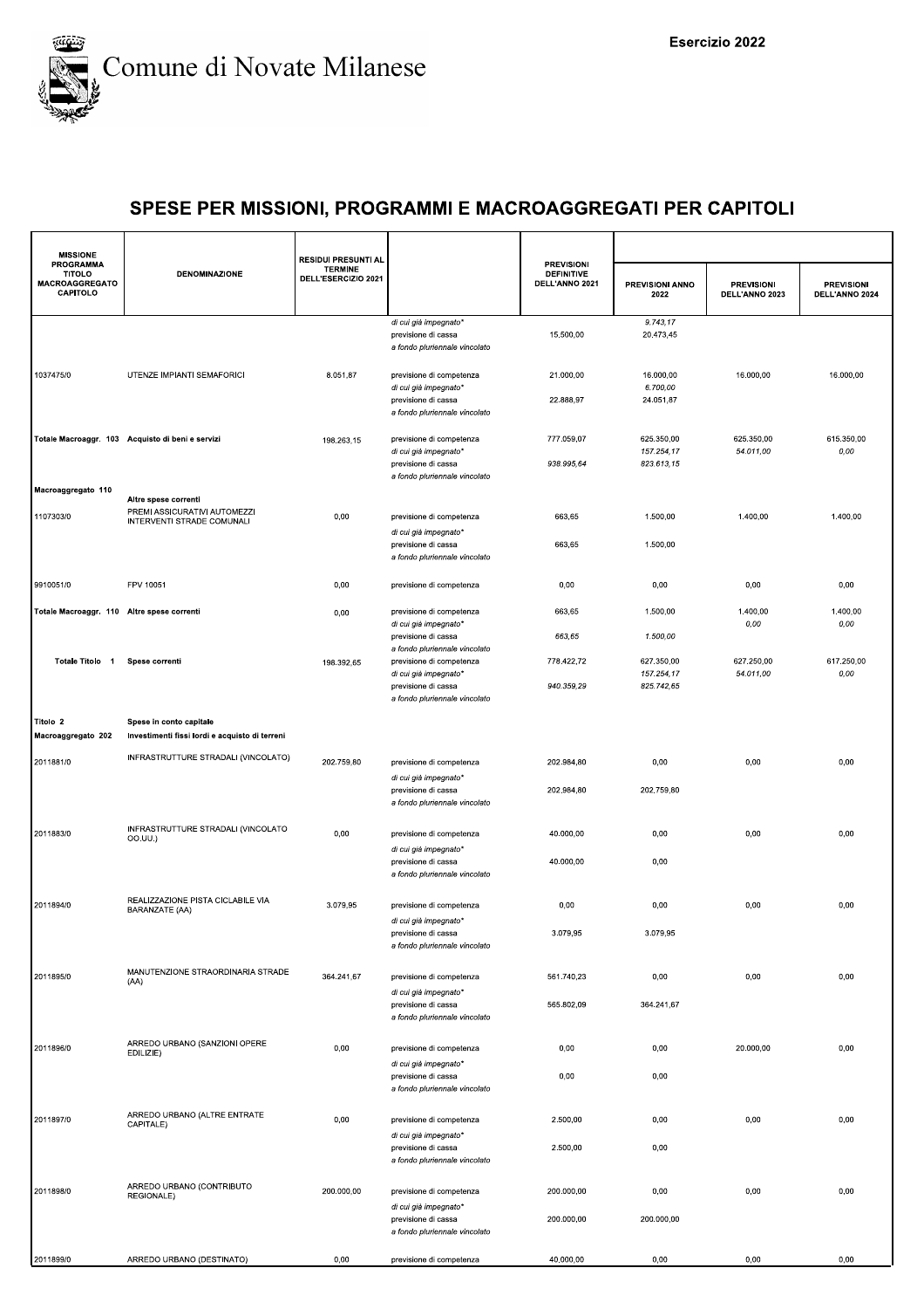# Comune di Novate Milanese

Esercizio 2022

## SPESE PER MISSIONI, PROGRAMMI E MACROAGGREGATI PER CAPITOLI

| MISSIONE PROGRAMMA TITOLO MACROAGGREGATO CAPITOLO | DENOMINAZIONE | RESIDUI PRESUNTI AL TERMINE DELL'ESERCIZIO 2021 | | PREVISIONI DEFINITIVE DELL'ANNO 2021 | PREVISIONI ANNO 2022 | PREVISIONI DELL'ANNO 2023 | PREVISIONI DELL'ANNO 2024 |
|---|---|---|---|---|---|---|---|
| | | | *di cui già impegnato** | | *9.743,17* | | |
| | | | previsione di cassa | 15.500,00 | 20.473,45 | | |
| | | | *a fondo pluriennale vincolato* | | | | |
| 1037475/0 | UTENZE IMPIANTI SEMAFORICI | 8.051,87 | previsione di competenza | 21.000,00 | 16.000,00 | 16.000,00 | 16.000,00 |
| | | | *di cui già impegnato** | | *6.700,00* | | |
| | | | previsione di cassa | 22.888,97 | 24.051,87 | | |
| | | | *a fondo pluriennale vincolato* | | | | |
| **Totale Macroaggr. 103** | **Acquisto di beni e servizi** | 198.263,15 | previsione di competenza | 777.059,07 | 625.350,00 | 625.350,00 | 615.350,00 |
| | | | *di cui già impegnato** | | *157.254,17* | *54.011,00* | *0,00* |
| | | | previsione di cassa | 938.995,64 | 823.613,15 | | |
| | | | *a fondo pluriennale vincolato* | | | | |
| **Macroaggregato 110** | **Altre spese correnti** | | | | | | |
| 1107303/0 | PREMI ASSICURATIVI AUTOMEZZI INTERVENTI STRADE COMUNALI | 0,00 | previsione di competenza | 663,65 | 1.500,00 | 1.400,00 | 1.400,00 |
| | | | *di cui già impegnato** | | | | |
| | | | previsione di cassa | 663,65 | 1.500,00 | | |
| | | | *a fondo pluriennale vincolato* | | | | |
| 9910051/0 | FPV 10051 | 0,00 | previsione di competenza | 0,00 | 0,00 | 0,00 | 0,00 |
| **Totale Macroaggr. 110** | **Altre spese correnti** | 0,00 | previsione di competenza | 663,65 | 1.500,00 | 1.400,00 | 1.400,00 |
| | | | *di cui già impegnato** | | | *0,00* | *0,00* |
| | | | previsione di cassa | *663,65* | *1.500,00* | | |
| | | | *a fondo pluriennale vincolato* | | | | |
| **Totale Titolo 1** | **Spese correnti** | 198.392,65 | previsione di competenza | 778.422,72 | 627.350,00 | 627.250,00 | 617.250,00 |
| | | | *di cui già impegnato** | | *157.254,17* | *54.011,00* | *0,00* |
| | | | previsione di cassa | 940.359,29 | 825.742,65 | | |
| | | | *a fondo pluriennale vincolato* | | | | |
| **Titolo 2** | **Spese in conto capitale** | | | | | | |
| **Macroaggregato 202** | **Investimenti fissi lordi e acquisto di terreni** | | | | | | |
| 2011881/0 | INFRASTRUTTURE STRADALI (VINCOLATO) | 202.759,80 | previsione di competenza | 202.984,80 | 0,00 | 0,00 | 0,00 |
| | | | *di cui già impegnato** | | | | |
| | | | previsione di cassa | 202.984,80 | 202.759,80 | | |
| | | | *a fondo pluriennale vincolato* | | | | |
| 2011883/0 | INFRASTRUTTURE STRADALI (VINCOLATO OO.UU.) | 0,00 | previsione di competenza | 40.000,00 | 0,00 | 0,00 | 0,00 |
| | | | *di cui già impegnato** | | | | |
| | | | previsione di cassa | 40.000,00 | 0,00 | | |
| | | | *a fondo pluriennale vincolato* | | | | |
| 2011894/0 | REALIZZAZIONE PISTA CICLABILE VIA BARANZATE (AA) | 3.079,95 | previsione di competenza | 0,00 | 0,00 | 0,00 | 0,00 |
| | | | *di cui già impegnato** | | | | |
| | | | previsione di cassa | 3.079,95 | 3.079,95 | | |
| | | | *a fondo pluriennale vincolato* | | | | |
| 2011895/0 | MANUTENZIONE STRAORDINARIA STRADE (AA) | 364.241,67 | previsione di competenza | 561.740,23 | 0,00 | 0,00 | 0,00 |
| | | | *di cui già impegnato** | | | | |
| | | | previsione di cassa | 565.802,09 | 364.241,67 | | |
| | | | *a fondo pluriennale vincolato* | | | | |
| 2011896/0 | ARREDO URBANO (SANZIONI OPERE EDILIZIE) | 0,00 | previsione di competenza | 0,00 | 0,00 | 20.000,00 | 0,00 |
| | | | *di cui già impegnato** | | | | |
| | | | previsione di cassa | 0,00 | 0,00 | | |
| | | | *a fondo pluriennale vincolato* | | | | |
| 2011897/0 | ARREDO URBANO (ALTRE ENTRATE CAPITALE) | 0,00 | previsione di competenza | 2.500,00 | 0,00 | 0,00 | 0,00 |
| | | | *di cui già impegnato** | | | | |
| | | | previsione di cassa | 2.500,00 | 0,00 | | |
| | | | *a fondo pluriennale vincolato* | | | | |
| 2011898/0 | ARREDO URBANO (CONTRIBUTO REGIONALE) | 200.000,00 | previsione di competenza | 200.000,00 | 0,00 | 0,00 | 0,00 |
| | | | *di cui già impegnato** | | | | |
| | | | previsione di cassa | 200.000,00 | 200.000,00 | | |
| | | | *a fondo pluriennale vincolato* | | | | |
| 2011899/0 | ARREDO URBANO (DESTINATO) | 0,00 | previsione di competenza | 40.000,00 | 0,00 | 0,00 | 0,00 |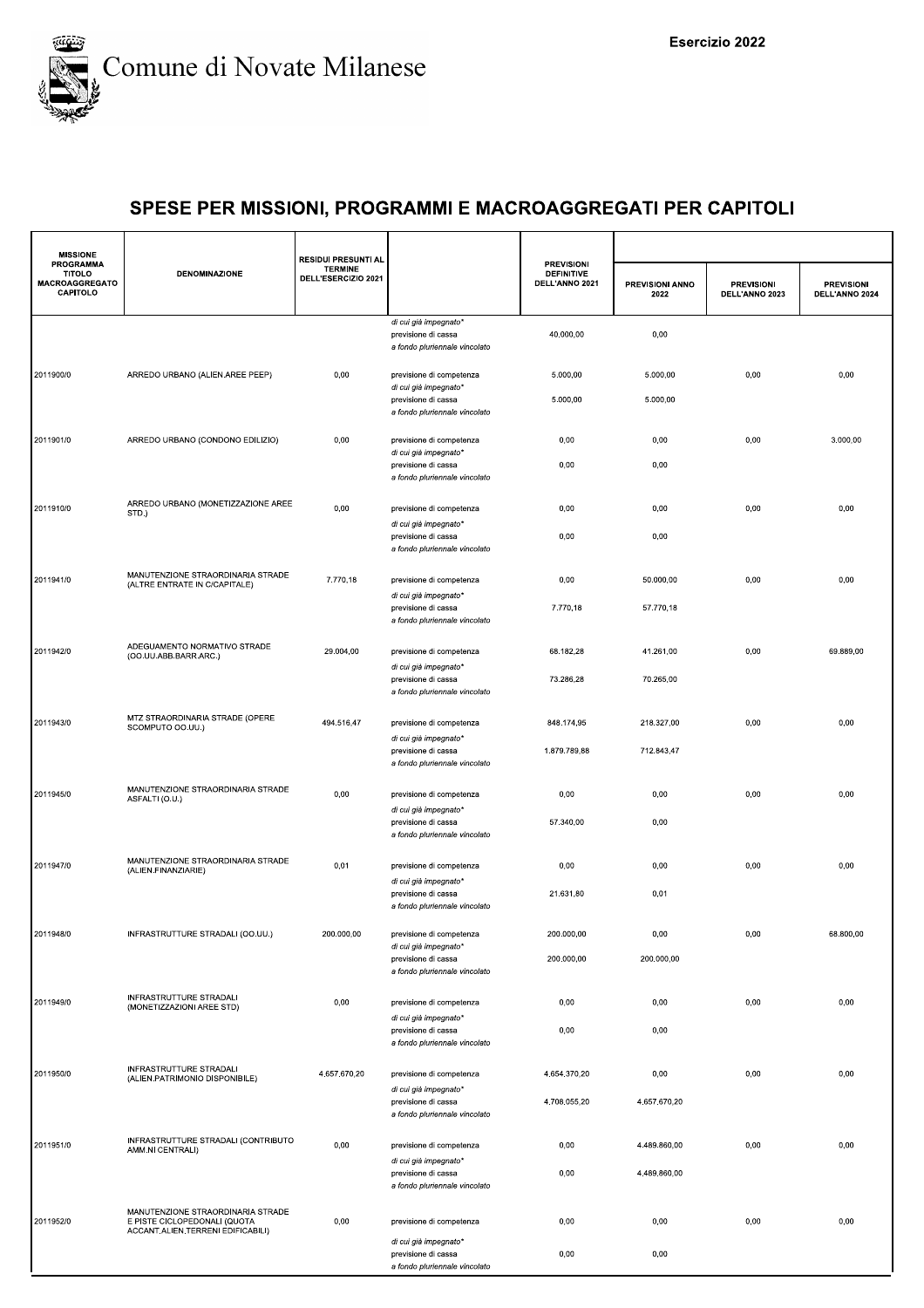Comune di Novate Milanese

Esercizio 2022

## SPESE PER MISSIONI, PROGRAMMI E MACROAGGREGATI PER CAPITOLI

| MISSIONE PROGRAMMA TITOLO MACROAGGREGATO CAPITOLO | DENOMINAZIONE | RESIDUI PRESUNTI AL TERMINE DELL'ESERCIZIO 2021 | | PREVISIONI DEFINITIVE DELL'ANNO 2021 | PREVISIONI ANNO 2022 | PREVISIONI DELL'ANNO 2023 | PREVISIONI DELL'ANNO 2024 |
|---|---|---|---|---|---|---|---|
| | | | di cui già impegnato* | | | | |
| | | | previsione di cassa | 40.000,00 | 0,00 | | |
| | | | a fondo pluriennale vincolato | | | | |
| 2011900/0 | ARREDO URBANO (ALIEN.AREE PEEP) | 0,00 | previsione di competenza | 5.000,00 | 5.000,00 | 0,00 | 0,00 |
| | | | di cui già impegnato* | | | | |
| | | | previsione di cassa | 5.000,00 | 5.000,00 | | |
| | | | a fondo pluriennale vincolato | | | | |
| 2011901/0 | ARREDO URBANO (CONDONO EDILIZIO) | 0,00 | previsione di competenza | 0,00 | 0,00 | 0,00 | 3.000,00 |
| | | | di cui già impegnato* | | | | |
| | | | previsione di cassa | 0,00 | 0,00 | | |
| | | | a fondo pluriennale vincolato | | | | |
| 2011910/0 | ARREDO URBANO (MONETIZZAZIONE AREE STD.) | 0,00 | previsione di competenza | 0,00 | 0,00 | 0,00 | 0,00 |
| | | | di cui già impegnato* | | | | |
| | | | previsione di cassa | 0,00 | 0,00 | | |
| | | | a fondo pluriennale vincolato | | | | |
| 2011941/0 | MANUTENZIONE STRAORDINARIA STRADE (ALTRE ENTRATE IN C/CAPITALE) | 7.770,18 | previsione di competenza | 0,00 | 50.000,00 | 0,00 | 0,00 |
| | | | di cui già impegnato* | | | | |
| | | | previsione di cassa | 7.770,18 | 57.770,18 | | |
| | | | a fondo pluriennale vincolato | | | | |
| 2011942/0 | ADEGUAMENTO NORMATIVO STRADE (OO.UU.ABB.BARR.ARC.) | 29.004,00 | previsione di competenza | 68.182,28 | 41.261,00 | 0,00 | 69.889,00 |
| | | | di cui già impegnato* | | | | |
| | | | previsione di cassa | 73.286,28 | 70.265,00 | | |
| | | | a fondo pluriennale vincolato | | | | |
| 2011943/0 | MTZ STRAORDINARIA STRADE (OPERE SCOMPUTO OO.UU.) | 494.516,47 | previsione di competenza | 848.174,95 | 218.327,00 | 0,00 | 0,00 |
| | | | di cui già impegnato* | | | | |
| | | | previsione di cassa | 1.879.789,88 | 712.843,47 | | |
| | | | a fondo pluriennale vincolato | | | | |
| 2011945/0 | MANUTENZIONE STRAORDINARIA STRADE ASFALTI (O.U.) | 0,00 | previsione di competenza | 0,00 | 0,00 | 0,00 | 0,00 |
| | | | di cui già impegnato* | | | | |
| | | | previsione di cassa | 57.340,00 | 0,00 | | |
| | | | a fondo pluriennale vincolato | | | | |
| 2011947/0 | MANUTENZIONE STRAORDINARIA STRADE (ALIEN.FINANZIARIE) | 0,01 | previsione di competenza | 0,00 | 0,00 | 0,00 | 0,00 |
| | | | di cui già impegnato* | | | | |
| | | | previsione di cassa | 21.631,80 | 0,01 | | |
| | | | a fondo pluriennale vincolato | | | | |
| 2011948/0 | INFRASTRUTTURE STRADALI (OO.UU.) | 200.000,00 | previsione di competenza | 200.000,00 | 0,00 | 0,00 | 68.800,00 |
| | | | di cui già impegnato* | | | | |
| | | | previsione di cassa | 200.000,00 | 200.000,00 | | |
| | | | a fondo pluriennale vincolato | | | | |
| 2011949/0 | INFRASTRUTTURE STRADALI (MONETIZZAZIONI AREE STD) | 0,00 | previsione di competenza | 0,00 | 0,00 | 0,00 | 0,00 |
| | | | di cui già impegnato* | | | | |
| | | | previsione di cassa | 0,00 | 0,00 | | |
| | | | a fondo pluriennale vincolato | | | | |
| 2011950/0 | INFRASTRUTTURE STRADALI (ALIEN.PATRIMONIO DISPONIBILE) | 4.657.670,20 | previsione di competenza | 4.654.370,20 | 0,00 | 0,00 | 0,00 |
| | | | di cui già impegnato* | | | | |
| | | | previsione di cassa | 4.708.055,20 | 4.657.670,20 | | |
| | | | a fondo pluriennale vincolato | | | | |
| 2011951/0 | INFRASTRUTTURE STRADALI (CONTRIBUTO AMM.NI CENTRALI) | 0,00 | previsione di competenza | 0,00 | 4.489.860,00 | 0,00 | 0,00 |
| | | | di cui già impegnato* | | | | |
| | | | previsione di cassa | 0,00 | 4.489.860,00 | | |
| | | | a fondo pluriennale vincolato | | | | |
| 2011952/0 | MANUTENZIONE STRAORDINARIA STRADE E PISTE CICLOPEDONALI (QUOTA ACCANT.ALIEN.TERRENI EDIFICABILI) | 0,00 | previsione di competenza | 0,00 | 0,00 | 0,00 | 0,00 |
| | | | di cui già impegnato* | | | | |
| | | | previsione di cassa | 0,00 | 0,00 | | |
| | | | a fondo pluriennale vincolato | | | | |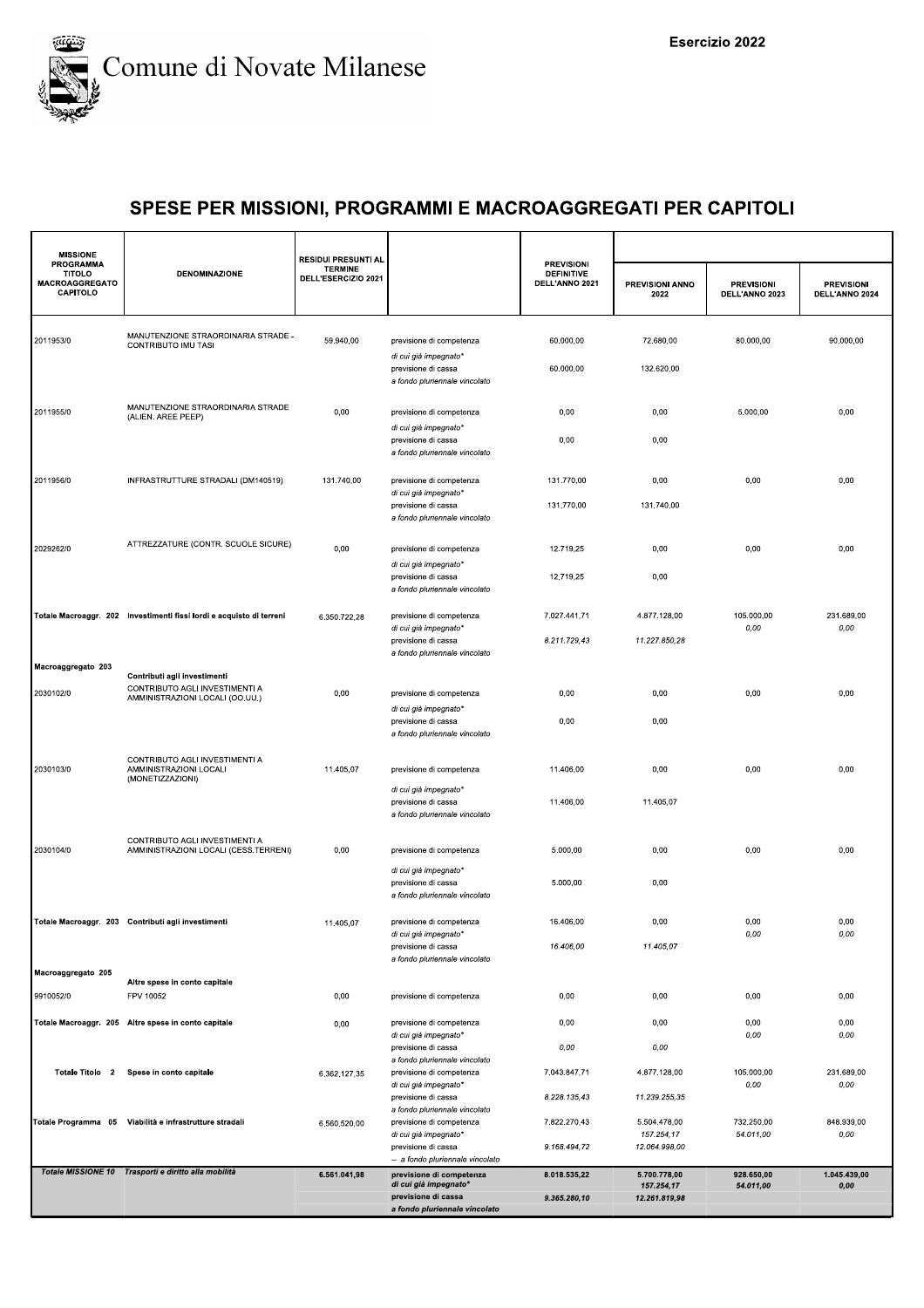Comune di Novate Milanese

Esercizio 2022

## SPESE PER MISSIONI, PROGRAMMI E MACROAGGREGATI PER CAPITOLI

| MISSIONE PROGRAMMA TITOLO MACROAGGREGATO CAPITOLO | DENOMINAZIONE | RESIDUI PRESUNTI AL TERMINE DELL'ESERCIZIO 2021 | | PREVISIONI DEFINITIVE DELL'ANNO 2021 | PREVISIONI ANNO 2022 | PREVISIONI DELL'ANNO 2023 | PREVISIONI DELL'ANNO 2024 |
|---|---|---|---|---|---|---|---|
| 2011953/0 | MANUTENZIONE STRAORDINARIA STRADE - CONTRIBUTO IMU TASI | 59.940,00 | previsione di competenza | 60.000,00 | 72.680,00 | 80.000,00 | 90.000,00 |
| | | | *di cui già impegnato** | | | | |
| | | | previsione di cassa | 60.000,00 | 132.620,00 | | |
| | | | *a fondo pluriennale vincolato* | | | | |
| 2011955/0 | MANUTENZIONE STRAORDINARIA STRADE (ALIEN. AREE PEEP) | 0,00 | previsione di competenza | 0,00 | 0,00 | 5.000,00 | 0,00 |
| | | | *di cui già impegnato** | | | | |
| | | | previsione di cassa | 0,00 | 0,00 | | |
| | | | *a fondo pluriennale vincolato* | | | | |
| 2011956/0 | INFRASTRUTTURE STRADALI (DM140519) | 131.740,00 | previsione di competenza | 131.770,00 | 0,00 | 0,00 | 0,00 |
| | | | *di cui già impegnato** | | | | |
| | | | previsione di cassa | 131.770,00 | 131.740,00 | | |
| | | | *a fondo pluriennale vincolato* | | | | |
| 2029262/0 | ATTREZZATURE (CONTR. SCUOLE SICURE) | 0,00 | previsione di competenza | 12.719,25 | 0,00 | 0,00 | 0,00 |
| | | | *di cui già impegnato** | | | | |
| | | | previsione di cassa | 12.719,25 | 0,00 | | |
| | | | *a fondo pluriennale vincolato* | | | | |
| **Totale Macroaggr. 202** | **Investimenti fissi lordi e acquisto di terreni** | 6.350.722,28 | previsione di competenza | 7.027.441,71 | 4.877.128,00 | 105.000,00 | 231.689,00 |
| | | | *di cui già impegnato** | | | *0,00* | *0,00* |
| | | | previsione di cassa | *8.211.729,43* | *11.227.850,28* | | |
| | | | *a fondo pluriennale vincolato* | | | | |
| **Macroaggregato 203** | **Contributi agli investimenti** | | | | | | |
| 2030102/0 | CONTRIBUTO AGLI INVESTIMENTI A AMMINISTRAZIONI LOCALI (OO.UU.) | 0,00 | previsione di competenza | 0,00 | 0,00 | 0,00 | 0,00 |
| | | | *di cui già impegnato** | | | | |
| | | | previsione di cassa | 0,00 | 0,00 | | |
| | | | *a fondo pluriennale vincolato* | | | | |
| 2030103/0 | CONTRIBUTO AGLI INVESTIMENTI A AMMINISTRAZIONI LOCALI (MONETIZZAZIONI) | 11.405,07 | previsione di competenza | 11.406,00 | 0,00 | 0,00 | 0,00 |
| | | | *di cui già impegnato** | | | | |
| | | | previsione di cassa | 11.406,00 | 11.405,07 | | |
| | | | *a fondo pluriennale vincolato* | | | | |
| 2030104/0 | CONTRIBUTO AGLI INVESTIMENTI A AMMINISTRAZIONI LOCALI (CESS.TERRENI) | 0,00 | previsione di competenza | 5.000,00 | 0,00 | 0,00 | 0,00 |
| | | | *di cui già impegnato** | | | | |
| | | | previsione di cassa | 5.000,00 | 0,00 | | |
| | | | *a fondo pluriennale vincolato* | | | | |
| **Totale Macroaggr. 203** | **Contributi agli investimenti** | 11.405,07 | previsione di competenza | 16.406,00 | 0,00 | 0,00 | 0,00 |
| | | | *di cui già impegnato** | | | *0,00* | *0,00* |
| | | | previsione di cassa | *16.406,00* | *11.405,07* | | |
| | | | *a fondo pluriennale vincolato* | | | | |
| **Macroaggregato 205** | **Altre spese in conto capitale** | | | | | | |
| 9910052/0 | FPV 10052 | 0,00 | previsione di competenza | 0,00 | 0,00 | 0,00 | 0,00 |
| **Totale Macroaggr. 205** | **Altre spese in conto capitale** | 0,00 | previsione di competenza | 0,00 | 0,00 | 0,00 | 0,00 |
| | | | *di cui già impegnato** | | | *0,00* | *0,00* |
| | | | previsione di cassa | *0,00* | *0,00* | | |
| | | | *a fondo pluriennale vincolato* | | | | |
| **Totale Titolo 2** | **Spese in conto capitale** | 6.362.127,35 | previsione di competenza | 7.043.847,71 | 4.877.128,00 | 105.000,00 | 231.689,00 |
| | | | *di cui già impegnato** | | | *0,00* | *0,00* |
| | | | previsione di cassa | *8.228.135,43* | *11.239.255,35* | | |
| | | | *a fondo pluriennale vincolato* | | | | |
| **Totale Programma 05** | **Viabilità e infrastrutture stradali** | 6.560.520,00 | previsione di competenza | 7.822.270,43 | 5.504.478,00 | 732.250,00 | 848.939,00 |
| | | | *di cui già impegnato** | | *157.254,17* | *54.011,00* | *0,00* |
| | | | previsione di cassa | *9.168.494,72* | *12.064.998,00* | | |
| | | | *-- a fondo pluriennale vincolato* | | | | |
| ***Totale MISSIONE 10*** | ***Trasporti e diritto alla mobilità*** | **6.561.041,98** | **previsione di competenza** | **8.018.535,22** | **5.700.778,00** | **928.650,00** | **1.045.439,00** |
| | | | ***di cui già impegnato**** | | ***157.254,17*** | ***54.011,00*** | ***0,00*** |
| | | | **previsione di cassa** | ***9.365.280,10*** | ***12.261.819,98*** | | |
| | | | ***a fondo pluriennale vincolato*** | | | | |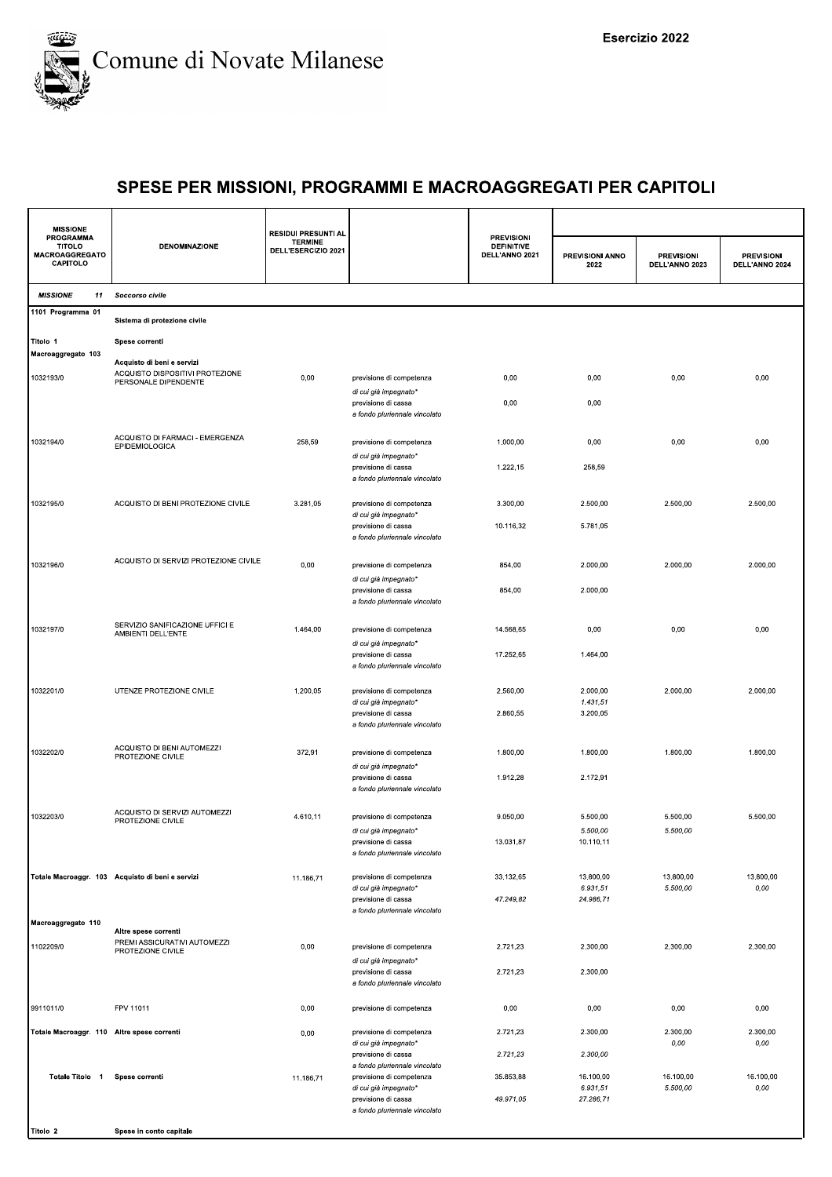# Comune di Novate Milanese

Esercizio 2022

## SPESE PER MISSIONI, PROGRAMMI E MACROAGGREGATI PER CAPITOLI

| MISSIONE PROGRAMMA TITOLO MACROAGGREGATO CAPITOLO | DENOMINAZIONE | RESIDUI PRESUNTI AL TERMINE DELL'ESERCIZIO 2021 | | PREVISIONI DEFINITIVE DELL'ANNO 2021 | PREVISIONI ANNO 2022 | PREVISIONI DELL'ANNO 2023 | PREVISIONI DELL'ANNO 2024 |
|---|---|---|---|---|---|---|---|
| *MISSIONE 11* | *Soccorso civile* | | | | | | |
| 1101 Programma 01 | Sistema di protezione civile | | | | | | |
| Titolo 1 | Spese correnti | | | | | | |
| Macroaggregato 103 | Acquisto di beni e servizi | | | | | | |
| 1032193/0 | ACQUISTO DISPOSITIVI PROTEZIONE PERSONALE DIPENDENTE | 0,00 | previsione di competenza | 0,00 | 0,00 | 0,00 | 0,00 |
| | | | *di cui già impegnato** | | | | |
| | | | previsione di cassa | 0,00 | 0,00 | | |
| | | | *a fondo pluriennale vincolato* | | | | |
| 1032194/0 | ACQUISTO DI FARMACI - EMERGENZA EPIDEMIOLOGICA | 258,59 | previsione di competenza | 1.000,00 | 0,00 | 0,00 | 0,00 |
| | | | *di cui già impegnato** | | | | |
| | | | previsione di cassa | 1.222,15 | 258,59 | | |
| | | | *a fondo pluriennale vincolato* | | | | |
| 1032195/0 | ACQUISTO DI BENI PROTEZIONE CIVILE | 3.281,05 | previsione di competenza | 3.300,00 | 2.500,00 | 2.500,00 | 2.500,00 |
| | | | *di cui già impegnato** | | | | |
| | | | previsione di cassa | 10.116,32 | 5.781,05 | | |
| | | | *a fondo pluriennale vincolato* | | | | |
| 1032196/0 | ACQUISTO DI SERVIZI PROTEZIONE CIVILE | 0,00 | previsione di competenza | 854,00 | 2.000,00 | 2.000,00 | 2.000,00 |
| | | | *di cui già impegnato** | | | | |
| | | | previsione di cassa | 854,00 | 2.000,00 | | |
| | | | *a fondo pluriennale vincolato* | | | | |
| 1032197/0 | SERVIZIO SANIFICAZIONE UFFICI E AMBIENTI DELL'ENTE | 1.464,00 | previsione di competenza | 14.568,65 | 0,00 | 0,00 | 0,00 |
| | | | *di cui già impegnato** | | | | |
| | | | previsione di cassa | 17.252,65 | 1.464,00 | | |
| | | | *a fondo pluriennale vincolato* | | | | |
| 1032201/0 | UTENZE PROTEZIONE CIVILE | 1.200,05 | previsione di competenza | 2.560,00 | 2.000,00 | 2.000,00 | 2.000,00 |
| | | | *di cui già impegnato** | | *1.431,51* | | |
| | | | previsione di cassa | 2.860,55 | 3.200,05 | | |
| | | | *a fondo pluriennale vincolato* | | | | |
| 1032202/0 | ACQUISTO DI BENI AUTOMEZZI PROTEZIONE CIVILE | 372,91 | previsione di competenza | 1.800,00 | 1.800,00 | 1.800,00 | 1.800,00 |
| | | | *di cui già impegnato** | | | | |
| | | | previsione di cassa | 1.912,28 | 2.172,91 | | |
| | | | *a fondo pluriennale vincolato* | | | | |
| 1032203/0 | ACQUISTO DI SERVIZI AUTOMEZZI PROTEZIONE CIVILE | 4.610,11 | previsione di competenza | 9.050,00 | 5.500,00 | 5.500,00 | 5.500,00 |
| | | | *di cui già impegnato** | | *5.500,00* | *5.500,00* | |
| | | | previsione di cassa | 13.031,87 | 10.110,11 | | |
| | | | *a fondo pluriennale vincolato* | | | | |
| Totale Macroaggr. 103 | Acquisto di beni e servizi | 11.186,71 | previsione di competenza | 33.132,65 | 13.800,00 | 13.800,00 | 13.800,00 |
| | | | *di cui già impegnato** | | *6.931,51* | *5.500,00* | *0,00* |
| | | | previsione di cassa | *47.249,82* | *24.986,71* | | |
| | | | *a fondo pluriennale vincolato* | | | | |
| Macroaggregato 110 | Altre spese correnti | | | | | | |
| 1102209/0 | PREMI ASSICURATIVI AUTOMEZZI PROTEZIONE CIVILE | 0,00 | previsione di competenza | 2.721,23 | 2.300,00 | 2.300,00 | 2.300,00 |
| | | | *di cui già impegnato** | | | | |
| | | | previsione di cassa | 2.721,23 | 2.300,00 | | |
| | | | *a fondo pluriennale vincolato* | | | | |
| 9911011/0 | FPV 11011 | 0,00 | previsione di competenza | 0,00 | 0,00 | 0,00 | 0,00 |
| Totale Macroaggr. 110 | Altre spese correnti | 0,00 | previsione di competenza | 2.721,23 | 2.300,00 | 2.300,00 | 2.300,00 |
| | | | *di cui già impegnato** | | | *0,00* | *0,00* |
| | | | previsione di cassa | *2.721,23* | *2.300,00* | | |
| | | | *a fondo pluriennale vincolato* | | | | |
| Totale Titolo 1 | Spese correnti | 11.186,71 | previsione di competenza | 35.853,88 | 16.100,00 | 16.100,00 | 16.100,00 |
| | | | *di cui già impegnato** | | *6.931,51* | *5.500,00* | *0,00* |
| | | | previsione di cassa | *49.971,05* | *27.286,71* | | |
| | | | *a fondo pluriennale vincolato* | | | | |
| Titolo 2 | Spese in conto capitale | | | | | | |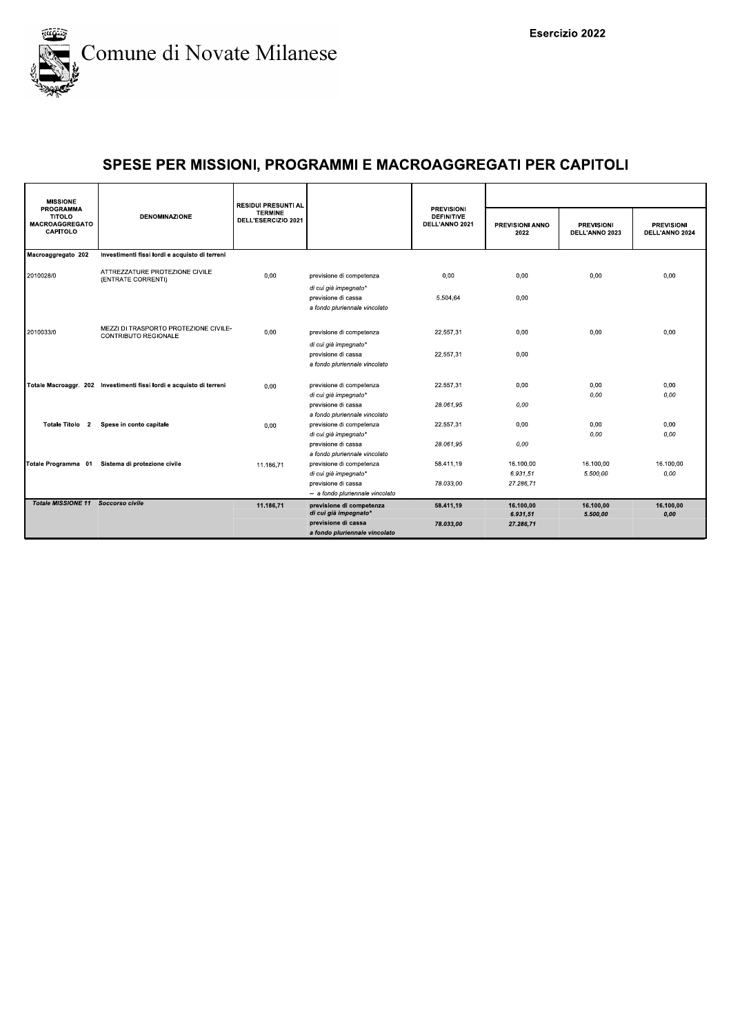Comune di Novate Milanese

Esercizio 2022

## SPESE PER MISSIONI, PROGRAMMI E MACROAGGREGATI PER CAPITOLI

| MISSIONE PROGRAMMA TITOLO MACROAGGREGATO CAPITOLO | DENOMINAZIONE | RESIDUI PRESUNTI AL TERMINE DELL'ESERCIZIO 2021 | | PREVISIONI DEFINITIVE DELL'ANNO 2021 | PREVISIONI ANNO 2022 | PREVISIONI DELL'ANNO 2023 | PREVISIONI DELL'ANNO 2024 |
|---|---|---|---|---|---|---|---|
| Macroaggregato 202 | Investimenti fissi lordi e acquisto di terreni | | | | | | |
| 2010028/0 | ATTREZZATURE PROTEZIONE CIVILE (ENTRATE CORRENTI) | 0,00 | previsione di competenza | 0,00 | 0,00 | 0,00 | 0,00 |
| | | | *di cui già impegnato** | | | | |
| | | | previsione di cassa | 5.504,64 | 0,00 | | |
| | | | *a fondo pluriennale vincolato* | | | | |
| 2010033/0 | MEZZI DI TRASPORTO PROTEZIONE CIVILE-CONTRIBUTO REGIONALE | 0,00 | previsione di competenza | 22.557,31 | 0,00 | 0,00 | 0,00 |
| | | | *di cui già impegnato** | | | | |
| | | | previsione di cassa | 22.557,31 | 0,00 | | |
| | | | *a fondo pluriennale vincolato* | | | | |
| Totale Macroaggr. 202 | Investimenti fissi lordi e acquisto di terreni | 0,00 | previsione di competenza | 22.557,31 | 0,00 | 0,00 | 0,00 |
| | | | *di cui già impegnato** | | | *0,00* | *0,00* |
| | | | previsione di cassa | *28.061,95* | *0,00* | | |
| | | | *a fondo pluriennale vincolato* | | | | |
| Totale Titolo 2 | Spese in conto capitale | 0,00 | previsione di competenza | 22.557,31 | 0,00 | 0,00 | 0,00 |
| | | | *di cui già impegnato** | | | *0,00* | *0,00* |
| | | | previsione di cassa | *28.061,95* | *0,00* | | |
| | | | *a fondo pluriennale vincolato* | | | | |
| Totale Programma 01 | Sistema di protezione civile | 11.186,71 | previsione di competenza | 58.411,19 | 16.100,00 | 16.100,00 | 16.100,00 |
| | | | *di cui già impegnato** | | *6.931,51* | *5.500,00* | *0,00* |
| | | | previsione di cassa | *78.033,00* | *27.286,71* | | |
| | | | *-- a fondo pluriennale vincolato* | | | | |
| ***Totale MISSIONE 11*** | ***Soccorso civile*** | **11.186,71** | **previsione di competenza** | **58.411,19** | **16.100,00** | **16.100,00** | **16.100,00** |
| | | | ***di cui già impegnato**** | | ***6.931,51*** | ***5.500,00*** | ***0,00*** |
| | | | **previsione di cassa** | ***78.033,00*** | ***27.286,71*** | | |
| | | | ***a fondo pluriennale vincolato*** | | | | |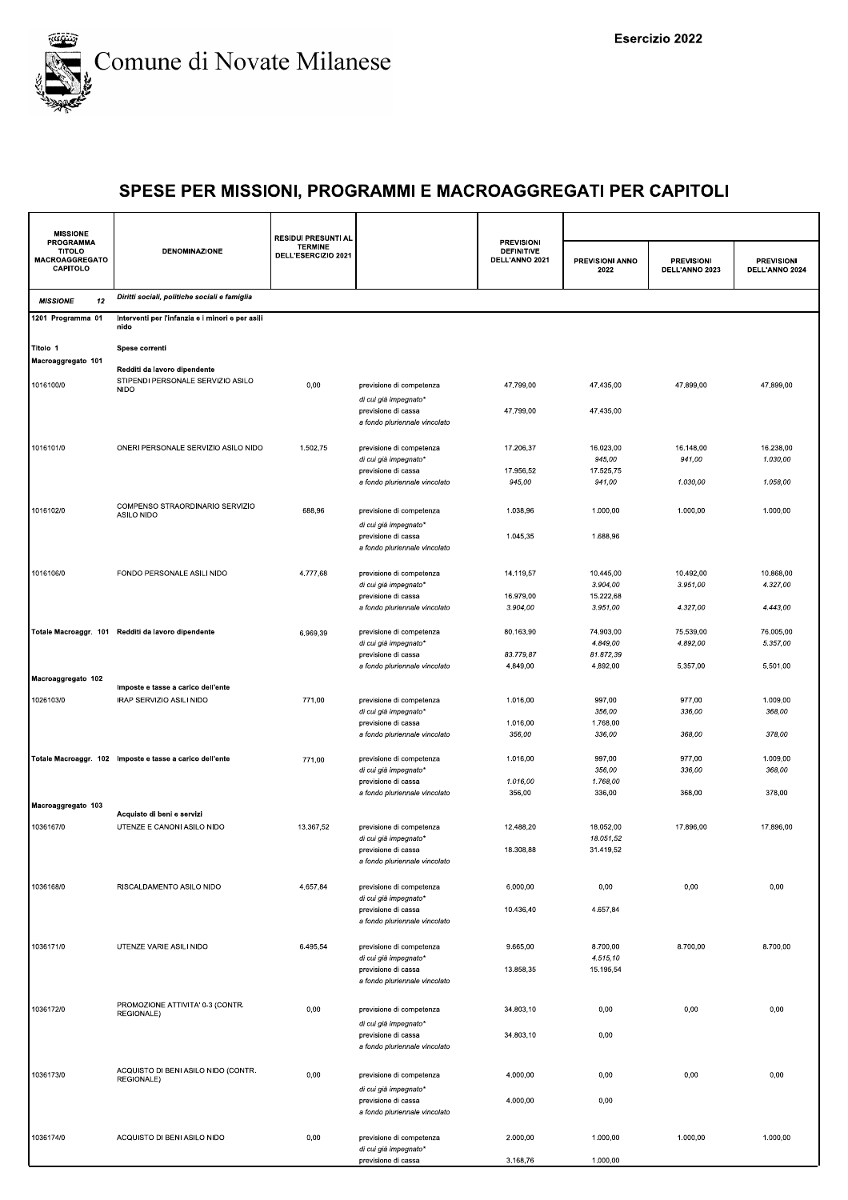Esercizio 2022

Comune di Novate Milanese

# SPESE PER MISSIONI, PROGRAMMI E MACROAGGREGATI PER CAPITOLI

| MISSIONE PROGRAMMA TITOLO MACROAGGREGATO CAPITOLO | DENOMINAZIONE | RESIDUI PRESUNTI AL TERMINE DELL'ESERCIZIO 2021 | | PREVISIONI DEFINITIVE DELL'ANNO 2021 | PREVISIONI ANNO 2022 | PREVISIONI DELL'ANNO 2023 | PREVISIONI DELL'ANNO 2024 |
|---|---|---|---|---|---|---|---|
| MISSIONE 12 | Diritti sociali, politiche sociali e famiglia | | | | | | |
| 1201 Programma 01 | Interventi per l'infanzia e i minori e per asili nido | | | | | | |
| Titolo 1 | Spese correnti | | | | | | |
| Macroaggregato 101 | Redditi da lavoro dipendente | | | | | | |
| 1016100/0 | STIPENDI PERSONALE SERVIZIO ASILO NIDO | 0,00 | previsione di competenza | 47.799,00 | 47.435,00 | 47.899,00 | 47.899,00 |
| | | | *di cui già impegnato** | | | | |
| | | | previsione di cassa | 47.799,00 | 47.435,00 | | |
| | | | *a fondo pluriennale vincolato* | | | | |
| 1016101/0 | ONERI PERSONALE SERVIZIO ASILO NIDO | 1.502,75 | previsione di competenza | 17.206,37 | 16.023,00 | 16.148,00 | 16.238,00 |
| | | | *di cui già impegnato** | | *945,00* | *941,00* | *1.030,00* |
| | | | previsione di cassa | 17.956,52 | 17.525,75 | | |
| | | | *a fondo pluriennale vincolato* | *945,00* | *941,00* | *1.030,00* | *1.058,00* |
| 1016102/0 | COMPENSO STRAORDINARIO SERVIZIO ASILO NIDO | 688,96 | previsione di competenza | 1.038,96 | 1.000,00 | 1.000,00 | 1.000,00 |
| | | | *di cui già impegnato** | | | | |
| | | | previsione di cassa | 1.045,35 | 1.688,96 | | |
| | | | *a fondo pluriennale vincolato* | | | | |
| 1016106/0 | FONDO PERSONALE ASILI NIDO | 4.777,68 | previsione di competenza | 14.119,57 | 10.445,00 | 10.492,00 | 10.868,00 |
| | | | *di cui già impegnato** | | *3.904,00* | *3.951,00* | *4.327,00* |
| | | | previsione di cassa | 16.979,00 | 15.222,68 | | |
| | | | *a fondo pluriennale vincolato* | *3.904,00* | *3.951,00* | *4.327,00* | *4.443,00* |
| Totale Macroaggr. 101 | Redditi da lavoro dipendente | 6.969,39 | previsione di competenza | 80.163,90 | 74.903,00 | 75.539,00 | 76.005,00 |
| | | | *di cui già impegnato** | | *4.849,00* | *4.892,00* | *5.357,00* |
| | | | previsione di cassa | *83.779,87* | *81.872,39* | | |
| | | | *a fondo pluriennale vincolato* | 4.849,00 | 4.892,00 | 5.357,00 | 5.501,00 |
| Macroaggregato 102 | Imposte e tasse a carico dell'ente | | | | | | |
| 1026103/0 | IRAP SERVIZIO ASILI NIDO | 771,00 | previsione di competenza | 1.016,00 | 997,00 | 977,00 | 1.009,00 |
| | | | *di cui già impegnato** | | *356,00* | *336,00* | *368,00* |
| | | | previsione di cassa | 1.016,00 | 1.768,00 | | |
| | | | *a fondo pluriennale vincolato* | *356,00* | *336,00* | *368,00* | *378,00* |
| Totale Macroaggr. 102 | Imposte e tasse a carico dell'ente | 771,00 | previsione di competenza | 1.016,00 | 997,00 | 977,00 | 1.009,00 |
| | | | *di cui già impegnato** | | *356,00* | *336,00* | *368,00* |
| | | | previsione di cassa | *1.016,00* | *1.768,00* | | |
| | | | *a fondo pluriennale vincolato* | 356,00 | 336,00 | 368,00 | 378,00 |
| Macroaggregato 103 | Acquisto di beni e servizi | | | | | | |
| 1036167/0 | UTENZE E CANONI ASILO NIDO | 13.367,52 | previsione di competenza | 12.488,20 | 18.052,00 | 17.896,00 | 17.896,00 |
| | | | *di cui già impegnato** | | *18.051,52* | | |
| | | | previsione di cassa | 18.308,88 | 31.419,52 | | |
| | | | *a fondo pluriennale vincolato* | | | | |
| 1036168/0 | RISCALDAMENTO ASILO NIDO | 4.657,84 | previsione di competenza | 6.000,00 | 0,00 | 0,00 | 0,00 |
| | | | *di cui già impegnato** | | | | |
| | | | previsione di cassa | 10.436,40 | 4.657,84 | | |
| | | | *a fondo pluriennale vincolato* | | | | |
| 1036171/0 | UTENZE VARIE ASILI NIDO | 6.495,54 | previsione di competenza | 9.665,00 | 8.700,00 | 8.700,00 | 8.700,00 |
| | | | *di cui già impegnato** | | *4.515,10* | | |
| | | | previsione di cassa | 13.858,35 | 15.195,54 | | |
| | | | *a fondo pluriennale vincolato* | | | | |
| 1036172/0 | PROMOZIONE ATTIVITA' 0-3 (CONTR. REGIONALE) | 0,00 | previsione di competenza | 34.803,10 | 0,00 | 0,00 | 0,00 |
| | | | *di cui già impegnato** | | | | |
| | | | previsione di cassa | 34.803,10 | 0,00 | | |
| | | | *a fondo pluriennale vincolato* | | | | |
| 1036173/0 | ACQUISTO DI BENI ASILO NIDO (CONTR. REGIONALE) | 0,00 | previsione di competenza | 4.000,00 | 0,00 | 0,00 | 0,00 |
| | | | *di cui già impegnato** | | | | |
| | | | previsione di cassa | 4.000,00 | 0,00 | | |
| | | | *a fondo pluriennale vincolato* | | | | |
| 1036174/0 | ACQUISTO DI BENI ASILO NIDO | 0,00 | previsione di competenza | 2.000,00 | 1.000,00 | 1.000,00 | 1.000,00 |
| | | | *di cui già impegnato** | | | | |
| | | | previsione di cassa | 3.168,76 | 1.000,00 | | |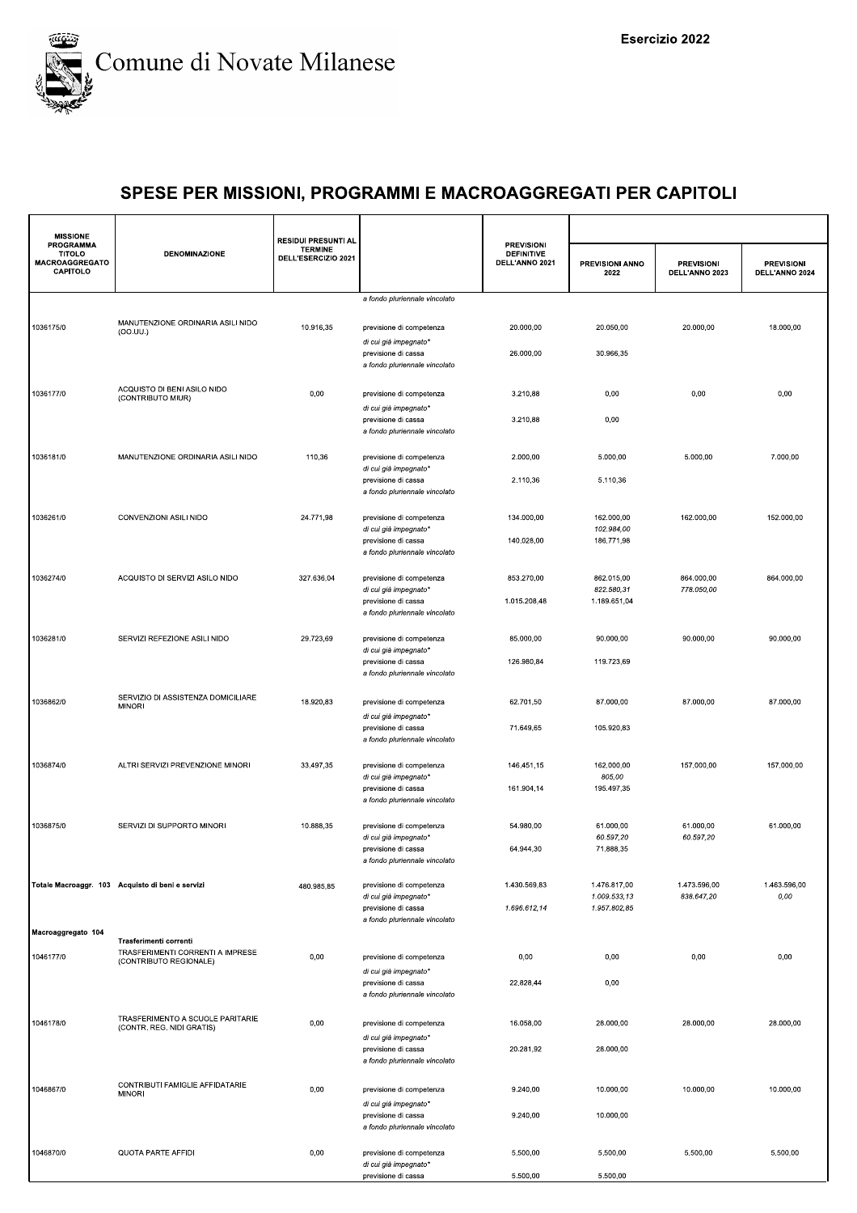# SPESE PER MISSIONI, PROGRAMMI E MACROAGGREGATI PER CAPITOLI

| MISSIONE PROGRAMMA TITOLO MACROAGGREGATO CAPITOLO | DENOMINAZIONE | RESIDUI PRESUNTI AL TERMINE DELL'ESERCIZIO 2021 | | PREVISIONI DEFINITIVE DELL'ANNO 2021 | PREVISIONI ANNO 2022 | PREVISIONI DELL'ANNO 2023 | PREVISIONI DELL'ANNO 2024 |
|---|---|---|---|---|---|---|---|
| | | | *a fondo pluriennale vincolato* | | | | |
| 1036175/0 | MANUTENZIONE ORDINARIA ASILI NIDO (OO.UU.) | 10.916,35 | previsione di competenza | 20.000,00 | 20.050,00 | 20.000,00 | 18.000,00 |
| | | | *di cui già impegnato** | | | | |
| | | | previsione di cassa | 26.000,00 | 30.966,35 | | |
| | | | *a fondo pluriennale vincolato* | | | | |
| 1036177/0 | ACQUISTO DI BENI ASILO NIDO (CONTRIBUTO MIUR) | 0,00 | previsione di competenza | 3.210,88 | 0,00 | 0,00 | 0,00 |
| | | | *di cui già impegnato** | | | | |
| | | | previsione di cassa | 3.210,88 | 0,00 | | |
| | | | *a fondo pluriennale vincolato* | | | | |
| 1036181/0 | MANUTENZIONE ORDINARIA ASILI NIDO | 110,36 | previsione di competenza | 2.000,00 | 5.000,00 | 5.000,00 | 7.000,00 |
| | | | *di cui già impegnato** | | | | |
| | | | previsione di cassa | 2.110,36 | 5.110,36 | | |
| | | | *a fondo pluriennale vincolato* | | | | |
| 1036261/0 | CONVENZIONI ASILI NIDO | 24.771,98 | previsione di competenza | 134.000,00 | 162.000,00 | 162.000,00 | 152.000,00 |
| | | | *di cui già impegnato** | | *102.984,00* | | |
| | | | previsione di cassa | 140.028,00 | 186.771,98 | | |
| | | | *a fondo pluriennale vincolato* | | | | |
| 1036274/0 | ACQUISTO DI SERVIZI ASILO NIDO | 327.636,04 | previsione di competenza | 853.270,00 | 862.015,00 | 864.000,00 | 864.000,00 |
| | | | *di cui già impegnato** | | *822.580,31* | *778.050,00* | |
| | | | previsione di cassa | 1.015.208,48 | 1.189.651,04 | | |
| | | | *a fondo pluriennale vincolato* | | | | |
| 1036281/0 | SERVIZI REFEZIONE ASILI NIDO | 29.723,69 | previsione di competenza | 85.000,00 | 90.000,00 | 90.000,00 | 90.000,00 |
| | | | *di cui già impegnato** | | | | |
| | | | previsione di cassa | 126.980,84 | 119.723,69 | | |
| | | | *a fondo pluriennale vincolato* | | | | |
| 1036862/0 | SERVIZIO DI ASSISTENZA DOMICILIARE MINORI | 18.920,83 | previsione di competenza | 62.701,50 | 87.000,00 | 87.000,00 | 87.000,00 |
| | | | *di cui già impegnato** | | | | |
| | | | previsione di cassa | 71.649,65 | 105.920,83 | | |
| | | | *a fondo pluriennale vincolato* | | | | |
| 1036874/0 | ALTRI SERVIZI PREVENZIONE MINORI | 33.497,35 | previsione di competenza | 146.451,15 | 162.000,00 | 157.000,00 | 157.000,00 |
| | | | *di cui già impegnato** | | *805,00* | | |
| | | | previsione di cassa | 161.904,14 | 195.497,35 | | |
| | | | *a fondo pluriennale vincolato* | | | | |
| 1036875/0 | SERVIZI DI SUPPORTO MINORI | 10.888,35 | previsione di competenza | 54.980,00 | 61.000,00 | 61.000,00 | 61.000,00 |
| | | | *di cui già impegnato** | | *60.597,20* | *60.597,20* | |
| | | | previsione di cassa | 64.944,30 | 71.888,35 | | |
| | | | *a fondo pluriennale vincolato* | | | | |
| **Totale Macroaggr. 103** | **Acquisto di beni e servizi** | 480.985,85 | previsione di competenza | 1.430.569,83 | 1.476.817,00 | 1.473.596,00 | 1.463.596,00 |
| | | | *di cui già impegnato** | | *1.009.533,13* | *838.647,20* | *0,00* |
| | | | previsione di cassa | *1.696.612,14* | *1.957.802,85* | | |
| | | | *a fondo pluriennale vincolato* | | | | |
| **Macroaggregato 104** | **Trasferimenti correnti** | | | | | | |
| 1046177/0 | TRASFERIMENTI CORRENTI A IMPRESE (CONTRIBUTO REGIONALE) | 0,00 | previsione di competenza | 0,00 | 0,00 | 0,00 | 0,00 |
| | | | *di cui già impegnato** | | | | |
| | | | previsione di cassa | 22.828,44 | 0,00 | | |
| | | | *a fondo pluriennale vincolato* | | | | |
| 1046178/0 | TRASFERIMENTO A SCUOLE PARITARIE (CONTR. REG. NIDI GRATIS) | 0,00 | previsione di competenza | 16.058,00 | 28.000,00 | 28.000,00 | 28.000,00 |
| | | | *di cui già impegnato** | | | | |
| | | | previsione di cassa | 20.281,92 | 28.000,00 | | |
| | | | *a fondo pluriennale vincolato* | | | | |
| 1046867/0 | CONTRIBUTI FAMIGLIE AFFIDATARIE MINORI | 0,00 | previsione di competenza | 9.240,00 | 10.000,00 | 10.000,00 | 10.000,00 |
| | | | *di cui già impegnato** | | | | |
| | | | previsione di cassa | 9.240,00 | 10.000,00 | | |
| | | | *a fondo pluriennale vincolato* | | | | |
| 1046870/0 | QUOTA PARTE AFFIDI | 0,00 | previsione di competenza | 5.500,00 | 5.500,00 | 5.500,00 | 5.500,00 |
| | | | *di cui già impegnato** | | | | |
| | | | previsione di cassa | 5.500,00 | 5.500,00 | | |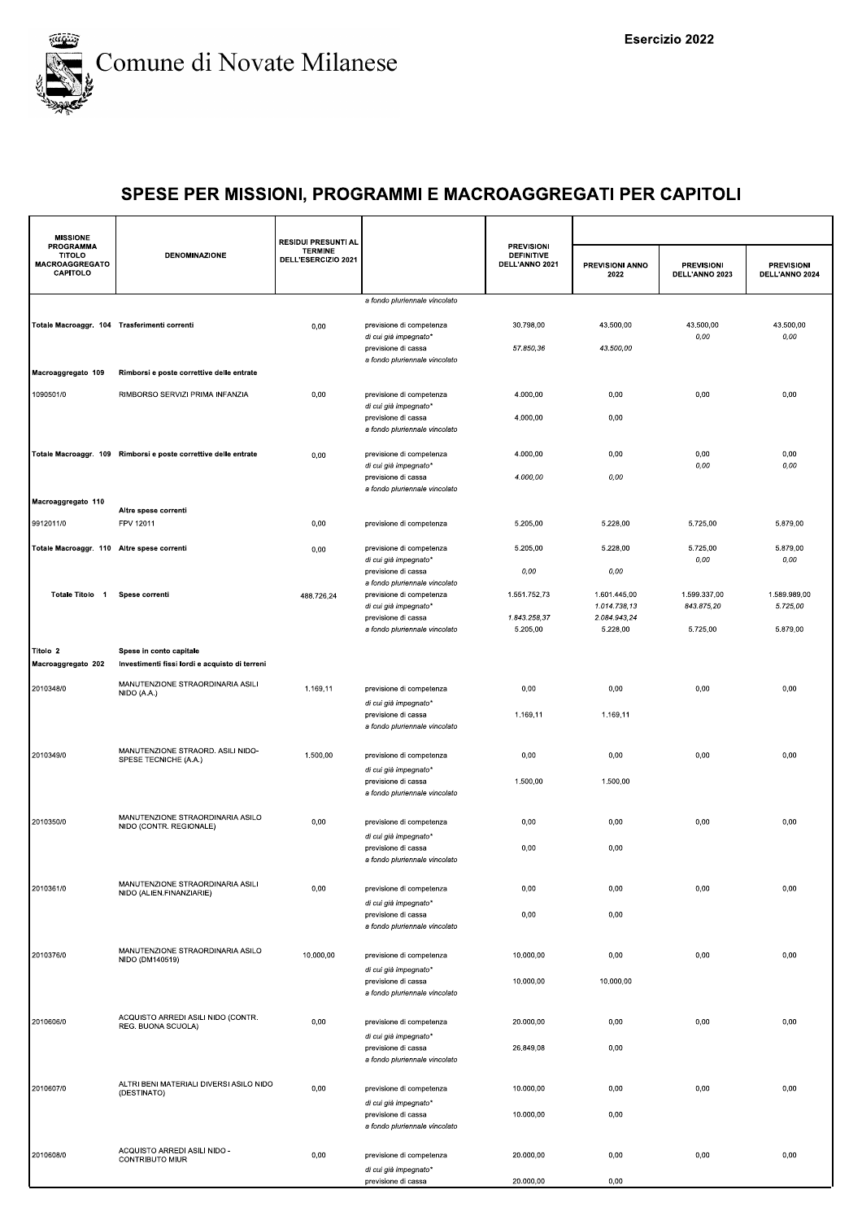Comune di Novate Milanese

Esercizio 2022

## SPESE PER MISSIONI, PROGRAMMI E MACROAGGREGATI PER CAPITOLI

| MISSIONE PROGRAMMA TITOLO MACROAGGREGATO CAPITOLO | DENOMINAZIONE | RESIDUI PRESUNTI AL TERMINE DELL'ESERCIZIO 2021 | | PREVISIONI DEFINITIVE DELL'ANNO 2021 | PREVISIONI ANNO 2022 | PREVISIONI DELL'ANNO 2023 | PREVISIONI DELL'ANNO 2024 |
|---|---|---|---|---|---|---|---|
| | | | *a fondo pluriennale vincolato* | | | | |
| Totale Macroaggr. 104 | Trasferimenti correnti | 0,00 | previsione di competenza | 30.798,00 | 43.500,00 | 43.500,00 | 43.500,00 |
| | | | *di cui già impegnato** | | | *0,00* | *0,00* |
| | | | previsione di cassa | *57.850,36* | *43.500,00* | | |
| | | | *a fondo pluriennale vincolato* | | | | |
| Macroaggregato 109 | Rimborsi e poste correttive delle entrate | | | | | | |
| 1090501/0 | RIMBORSO SERVIZI PRIMA INFANZIA | 0,00 | previsione di competenza | 4.000,00 | 0,00 | 0,00 | 0,00 |
| | | | *di cui già impegnato** | | | | |
| | | | previsione di cassa | 4.000,00 | 0,00 | | |
| | | | *a fondo pluriennale vincolato* | | | | |
| Totale Macroaggr. 109 | Rimborsi e poste correttive delle entrate | 0,00 | previsione di competenza | 4.000,00 | 0,00 | 0,00 | 0,00 |
| | | | *di cui già impegnato** | | | *0,00* | *0,00* |
| | | | previsione di cassa | *4.000,00* | *0,00* | | |
| | | | *a fondo pluriennale vincolato* | | | | |
| Macroaggregato 110 | Altre spese correnti | | | | | | |
| 9912011/0 | FPV 12011 | 0,00 | previsione di competenza | 5.205,00 | 5.228,00 | 5.725,00 | 5.879,00 |
| Totale Macroaggr. 110 | Altre spese correnti | 0,00 | previsione di competenza | 5.205,00 | 5.228,00 | 5.725,00 | 5.879,00 |
| | | | *di cui già impegnato** | | | *0,00* | *0,00* |
| | | | previsione di cassa | *0,00* | *0,00* | | |
| | | | *a fondo pluriennale vincolato* | | | | |
| Totale Titolo 1 | Spese correnti | 488.726,24 | previsione di competenza | 1.551.752,73 | 1.601.445,00 | 1.599.337,00 | 1.589.989,00 |
| | | | *di cui già impegnato** | | *1.014.738,13* | *843.875,20* | *5.725,00* |
| | | | previsione di cassa | *1.843.258,37* | *2.084.943,24* | | |
| | | | *a fondo pluriennale vincolato* | 5.205,00 | 5.228,00 | 5.725,00 | 5.879,00 |
| Titolo 2 | Spese in conto capitale | | | | | | |
| Macroaggregato 202 | Investimenti fissi lordi e acquisto di terreni | | | | | | |
| 2010348/0 | MANUTENZIONE STRAORDINARIA ASILI NIDO (A.A.) | 1.169,11 | previsione di competenza | 0,00 | 0,00 | 0,00 | 0,00 |
| | | | *di cui già impegnato** | | | | |
| | | | previsione di cassa | 1.169,11 | 1.169,11 | | |
| | | | *a fondo pluriennale vincolato* | | | | |
| 2010349/0 | MANUTENZIONE STRAORD. ASILI NIDO-SPESE TECNICHE (A.A.) | 1.500,00 | previsione di competenza | 0,00 | 0,00 | 0,00 | 0,00 |
| | | | *di cui già impegnato** | | | | |
| | | | previsione di cassa | 1.500,00 | 1.500,00 | | |
| | | | *a fondo pluriennale vincolato* | | | | |
| 2010350/0 | MANUTENZIONE STRAORDINARIA ASILO NIDO (CONTR. REGIONALE) | 0,00 | previsione di competenza | 0,00 | 0,00 | 0,00 | 0,00 |
| | | | *di cui già impegnato** | | | | |
| | | | previsione di cassa | 0,00 | 0,00 | | |
| | | | *a fondo pluriennale vincolato* | | | | |
| 2010361/0 | MANUTENZIONE STRAORDINARIA ASILI NIDO (ALIEN.FINANZIARIE) | 0,00 | previsione di competenza | 0,00 | 0,00 | 0,00 | 0,00 |
| | | | *di cui già impegnato** | | | | |
| | | | previsione di cassa | 0,00 | 0,00 | | |
| | | | *a fondo pluriennale vincolato* | | | | |
| 2010376/0 | MANUTENZIONE STRAORDINARIA ASILO NIDO (DM140519) | 10.000,00 | previsione di competenza | 10.000,00 | 0,00 | 0,00 | 0,00 |
| | | | *di cui già impegnato** | | | | |
| | | | previsione di cassa | 10.000,00 | 10.000,00 | | |
| | | | *a fondo pluriennale vincolato* | | | | |
| 2010606/0 | ACQUISTO ARREDI ASILI NIDO (CONTR. REG. BUONA SCUOLA) | 0,00 | previsione di competenza | 20.000,00 | 0,00 | 0,00 | 0,00 |
| | | | *di cui già impegnato** | | | | |
| | | | previsione di cassa | 26.849,08 | 0,00 | | |
| | | | *a fondo pluriennale vincolato* | | | | |
| 2010607/0 | ALTRI BENI MATERIALI DIVERSI ASILO NIDO (DESTINATO) | 0,00 | previsione di competenza | 10.000,00 | 0,00 | 0,00 | 0,00 |
| | | | *di cui già impegnato** | | | | |
| | | | previsione di cassa | 10.000,00 | 0,00 | | |
| | | | *a fondo pluriennale vincolato* | | | | |
| 2010608/0 | ACQUISTO ARREDI ASILI NIDO - CONTRIBUTO MIUR | 0,00 | previsione di competenza | 20.000,00 | 0,00 | 0,00 | 0,00 |
| | | | *di cui già impegnato** | | | | |
| | | | previsione di cassa | 20.000,00 | 0,00 | | |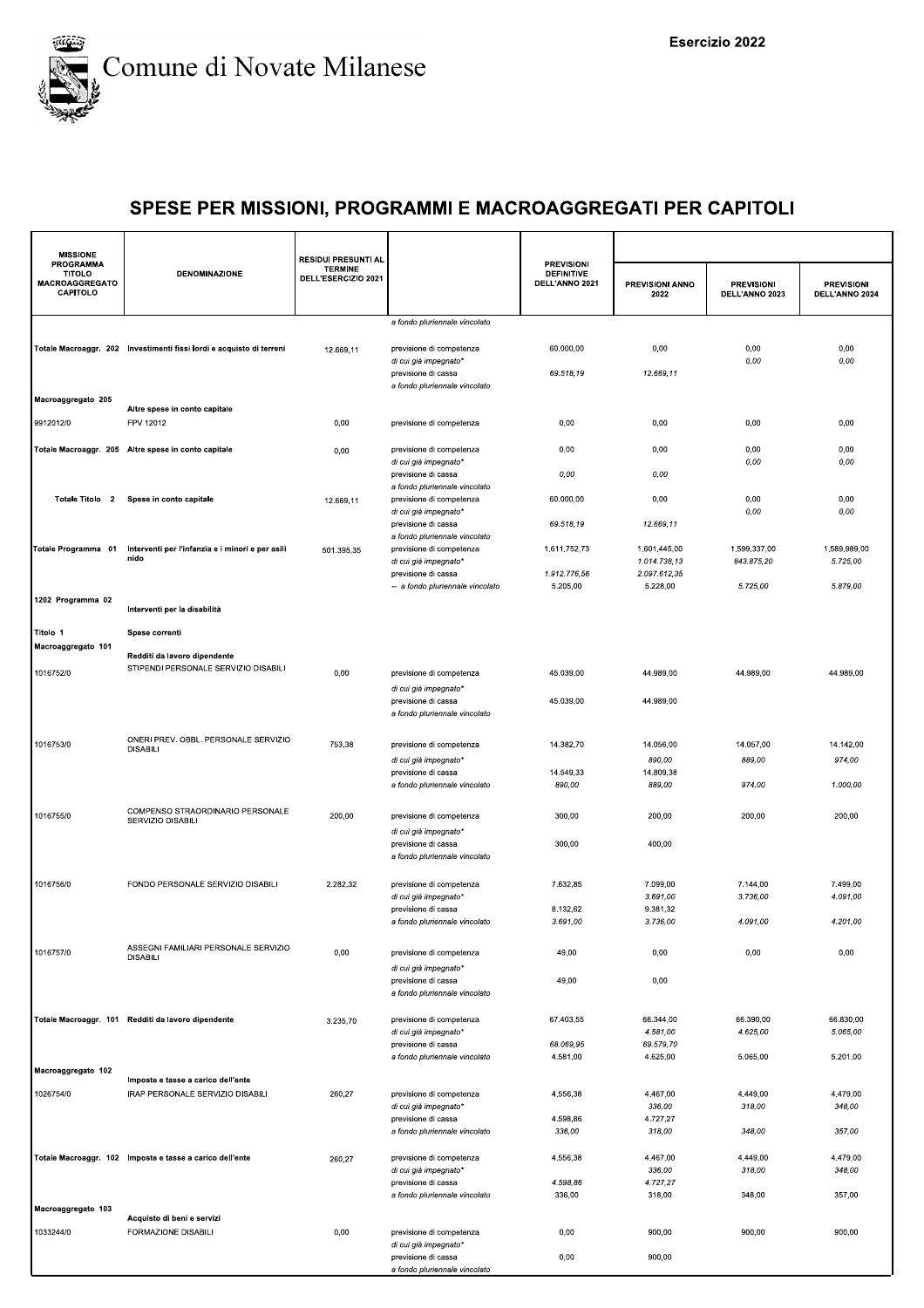# Comune di Novate Milanese

Esercizio 2022

## SPESE PER MISSIONI, PROGRAMMI E MACROAGGREGATI PER CAPITOLI

| MISSIONE PROGRAMMA TITOLO MACROAGGREGATO CAPITOLO | DENOMINAZIONE | RESIDUI PRESUNTI AL TERMINE DELL'ESERCIZIO 2021 | | PREVISIONI DEFINITIVE DELL'ANNO 2021 | PREVISIONI ANNO 2022 | PREVISIONI DELL'ANNO 2023 | PREVISIONI DELL'ANNO 2024 |
|---|---|---|---|---|---|---|---|
| | | | *a fondo pluriennale vincolato* | | | | |
| Totale Macroaggr. 202 | Investimenti fissi lordi e acquisto di terreni | 12.669,11 | previsione di competenza | 60.000,00 | 0,00 | 0,00 | 0,00 |
| | | | *di cui già impegnato** | | | *0,00* | *0,00* |
| | | | previsione di cassa | *69.518,19* | *12.669,11* | | |
| | | | *a fondo pluriennale vincolato* | | | | |
| Macroaggregato 205 | Altre spese in conto capitale | | | | | | |
| 9912012/0 | FPV 12012 | 0,00 | previsione di competenza | 0,00 | 0,00 | 0,00 | 0,00 |
| Totale Macroaggr. 205 | Altre spese in conto capitale | 0,00 | previsione di competenza | 0,00 | 0,00 | 0,00 | 0,00 |
| | | | *di cui già impegnato** | | | *0,00* | *0,00* |
| | | | previsione di cassa | *0,00* | *0,00* | | |
| | | | *a fondo pluriennale vincolato* | | | | |
| Totale Titolo 2 | Spese in conto capitale | 12.669,11 | previsione di competenza | 60.000,00 | 0,00 | 0,00 | 0,00 |
| | | | *di cui già impegnato** | | | *0,00* | *0,00* |
| | | | previsione di cassa | *69.518,19* | *12.669,11* | | |
| | | | *a fondo pluriennale vincolato* | | | | |
| Totale Programma 01 | Interventi per l'infanzia e i minori e per asili nido | 501.395,35 | previsione di competenza | 1.611.752,73 | 1.601.445,00 | 1.599.337,00 | 1.589.989,00 |
| | | | *di cui già impegnato** | | *1.014.738,13* | *843.875,20* | *5.725,00* |
| | | | previsione di cassa | *1.912.776,56* | *2.097.612,35* | | |
| | | | -- *a fondo pluriennale vincolato* | *5.205,00* | *5.228,00* | *5.725,00* | *5.879,00* |
| 1202 Programma 02 | Interventi per la disabilità | | | | | | |
| Titolo 1 | Spese correnti | | | | | | |
| Macroaggregato 101 | Redditi da lavoro dipendente | | | | | | |
| 1016752/0 | STIPENDI PERSONALE SERVIZIO DISABILI | 0,00 | previsione di competenza | 45.039,00 | 44.989,00 | 44.989,00 | 44.989,00 |
| | | | *di cui già impegnato** | | | | |
| | | | previsione di cassa | 45.039,00 | 44.989,00 | | |
| | | | *a fondo pluriennale vincolato* | | | | |
| 1016753/0 | ONERI PREV. OBBL. PERSONALE SERVIZIO DISABILI | 753,38 | previsione di competenza | 14.382,70 | 14.056,00 | 14.057,00 | 14.142,00 |
| | | | *di cui già impegnato** | | *890,00* | *889,00* | *974,00* |
| | | | previsione di cassa | 14.549,33 | 14.809,38 | | |
| | | | *a fondo pluriennale vincolato* | *890,00* | *889,00* | *974,00* | *1.000,00* |
| 1016755/0 | COMPENSO STRAORDINARIO PERSONALE SERVIZIO DISABILI | 200,00 | previsione di competenza | 300,00 | 200,00 | 200,00 | 200,00 |
| | | | *di cui già impegnato** | | | | |
| | | | previsione di cassa | 300,00 | 400,00 | | |
| | | | *a fondo pluriennale vincolato* | | | | |
| 1016756/0 | FONDO PERSONALE SERVIZIO DISABILI | 2.282,32 | previsione di competenza | 7.632,85 | 7.099,00 | 7.144,00 | 7.499,00 |
| | | | *di cui già impegnato** | | *3.691,00* | *3.736,00* | *4.091,00* |
| | | | previsione di cassa | 8.132,62 | 9.381,32 | | |
| | | | *a fondo pluriennale vincolato* | *3.691,00* | *3.736,00* | *4.091,00* | *4.201,00* |
| 1016757/0 | ASSEGNI FAMILIARI PERSONALE SERVIZIO DISABILI | 0,00 | previsione di competenza | 49,00 | 0,00 | 0,00 | 0,00 |
| | | | *di cui già impegnato** | | | | |
| | | | previsione di cassa | 49,00 | 0,00 | | |
| | | | *a fondo pluriennale vincolato* | | | | |
| Totale Macroaggr. 101 | Redditi da lavoro dipendente | 3.235,70 | previsione di competenza | 67.403,55 | 66.344,00 | 66.390,00 | 66.830,00 |
| | | | *di cui già impegnato** | | *4.581,00* | *4.625,00* | *5.065,00* |
| | | | previsione di cassa | *68.069,95* | *69.579,70* | | |
| | | | *a fondo pluriennale vincolato* | 4.581,00 | 4.625,00 | 5.065,00 | 5.201,00 |
| Macroaggregato 102 | Imposte e tasse a carico dell'ente | | | | | | |
| 1026754/0 | IRAP PERSONALE SERVIZIO DISABILI | 260,27 | previsione di competenza | 4.556,38 | 4.467,00 | 4.449,00 | 4.479,00 |
| | | | *di cui già impegnato** | | *336,00* | *318,00* | *348,00* |
| | | | previsione di cassa | 4.598,86 | 4.727,27 | | |
| | | | *a fondo pluriennale vincolato* | *336,00* | *318,00* | *348,00* | *357,00* |
| Totale Macroaggr. 102 | Imposte e tasse a carico dell'ente | 260,27 | previsione di competenza | 4.556,38 | 4.467,00 | 4.449,00 | 4.479,00 |
| | | | *di cui già impegnato** | | *336,00* | *318,00* | *348,00* |
| | | | previsione di cassa | *4.598,86* | *4.727,27* | | |
| | | | *a fondo pluriennale vincolato* | 336,00 | 318,00 | 348,00 | 357,00 |
| Macroaggregato 103 | Acquisto di beni e servizi | | | | | | |
| 1033244/0 | FORMAZIONE DISABILI | 0,00 | previsione di competenza | 0,00 | 900,00 | 900,00 | 900,00 |
| | | | *di cui già impegnato** | | | | |
| | | | previsione di cassa | 0,00 | 900,00 | | |
| | | | *a fondo pluriennale vincolato* | | | | |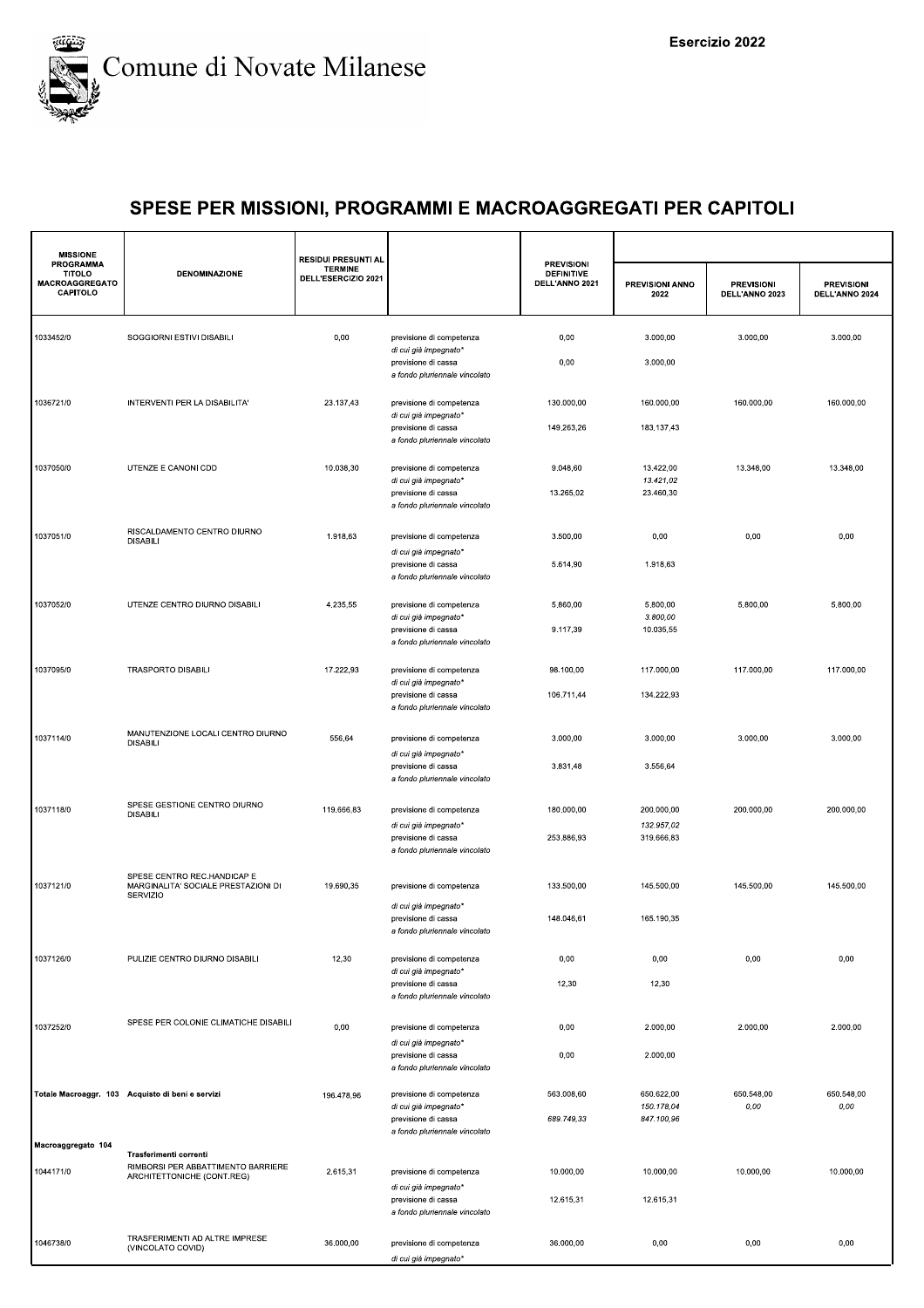Esercizio 2022

# Comune di Novate Milanese

## SPESE PER MISSIONI, PROGRAMMI E MACROAGGREGATI PER CAPITOLI

| MISSIONE PROGRAMMA TITOLO MACROAGGREGATO CAPITOLO | DENOMINAZIONE | RESIDUI PRESUNTI AL TERMINE DELL'ESERCIZIO 2021 | | PREVISIONI DEFINITIVE DELL'ANNO 2021 | PREVISIONI ANNO 2022 | PREVISIONI DELL'ANNO 2023 | PREVISIONI DELL'ANNO 2024 |
|---|---|---|---|---|---|---|---|
| 1033452/0 | SOGGIORNI ESTIVI DISABILI | 0,00 | previsione di competenza | 0,00 | 3.000,00 | 3.000,00 | 3.000,00 |
| | | | *di cui già impegnato** | | | | |
| | | | previsione di cassa | 0,00 | 3.000,00 | | |
| | | | *a fondo pluriennale vincolato* | | | | |
| 1036721/0 | INTERVENTI PER LA DISABILITA' | 23.137,43 | previsione di competenza | 130.000,00 | 160.000,00 | 160.000,00 | 160.000,00 |
| | | | *di cui già impegnato** | | | | |
| | | | previsione di cassa | 149.263,26 | 183.137,43 | | |
| | | | *a fondo pluriennale vincolato* | | | | |
| 1037050/0 | UTENZE E CANONI CDD | 10.038,30 | previsione di competenza | 9.048,60 | 13.422,00 | 13.348,00 | 13.348,00 |
| | | | *di cui già impegnato** | | *13.421,02* | | |
| | | | previsione di cassa | 13.265,02 | 23.460,30 | | |
| | | | *a fondo pluriennale vincolato* | | | | |
| 1037051/0 | RISCALDAMENTO CENTRO DIURNO DISABILI | 1.918,63 | previsione di competenza | 3.500,00 | 0,00 | 0,00 | 0,00 |
| | | | *di cui già impegnato** | | | | |
| | | | previsione di cassa | 5.614,90 | 1.918,63 | | |
| | | | *a fondo pluriennale vincolato* | | | | |
| 1037052/0 | UTENZE CENTRO DIURNO DISABILI | 4.235,55 | previsione di competenza | 5.860,00 | 5.800,00 | 5.800,00 | 5.800,00 |
| | | | *di cui già impegnato** | | *3.800,00* | | |
| | | | previsione di cassa | 9.117,39 | 10.035,55 | | |
| | | | *a fondo pluriennale vincolato* | | | | |
| 1037095/0 | TRASPORTO DISABILI | 17.222,93 | previsione di competenza | 98.100,00 | 117.000,00 | 117.000,00 | 117.000,00 |
| | | | *di cui già impegnato** | | | | |
| | | | previsione di cassa | 106.711,44 | 134.222,93 | | |
| | | | *a fondo pluriennale vincolato* | | | | |
| 1037114/0 | MANUTENZIONE LOCALI CENTRO DIURNO DISABILI | 556,64 | previsione di competenza | 3.000,00 | 3.000,00 | 3.000,00 | 3.000,00 |
| | | | *di cui già impegnato** | | | | |
| | | | previsione di cassa | 3.831,48 | 3.556,64 | | |
| | | | *a fondo pluriennale vincolato* | | | | |
| 1037118/0 | SPESE GESTIONE CENTRO DIURNO DISABILI | 119.666,83 | previsione di competenza | 180.000,00 | 200.000,00 | 200.000,00 | 200.000,00 |
| | | | *di cui già impegnato** | | *132.957,02* | | |
| | | | previsione di cassa | 253.886,93 | 319.666,83 | | |
| | | | *a fondo pluriennale vincolato* | | | | |
| 1037121/0 | SPESE CENTRO REC.HANDICAP E MARGINALITA' SOCIALE PRESTAZIONI DI SERVIZIO | 19.690,35 | previsione di competenza | 133.500,00 | 145.500,00 | 145.500,00 | 145.500,00 |
| | | | *di cui già impegnato** | | | | |
| | | | previsione di cassa | 148.046,61 | 165.190,35 | | |
| | | | *a fondo pluriennale vincolato* | | | | |
| 1037126/0 | PULIZIE CENTRO DIURNO DISABILI | 12,30 | previsione di competenza | 0,00 | 0,00 | 0,00 | 0,00 |
| | | | *di cui già impegnato** | | | | |
| | | | previsione di cassa | 12,30 | 12,30 | | |
| | | | *a fondo pluriennale vincolato* | | | | |
| 1037252/0 | SPESE PER COLONIE CLIMATICHE DISABILI | 0,00 | previsione di competenza | 0,00 | 2.000,00 | 2.000,00 | 2.000,00 |
| | | | *di cui già impegnato** | | | | |
| | | | previsione di cassa | 0,00 | 2.000,00 | | |
| | | | *a fondo pluriennale vincolato* | | | | |
| **Totale Macroaggr. 103** | **Acquisto di beni e servizi** | 196.478,96 | previsione di competenza | 563.008,60 | 650.622,00 | 650.548,00 | 650.548,00 |
| | | | *di cui già impegnato** | | *150.178,04* | *0,00* | *0,00* |
| | | | previsione di cassa | *689.749,33* | *847.100,96* | | |
| | | | *a fondo pluriennale vincolato* | | | | |
| **Macroaggregato 104** | **Trasferimenti correnti** | | | | | | |
| 1044171/0 | RIMBORSI PER ABBATTIMENTO BARRIERE ARCHITETTONICHE (CONT.REG) | 2.615,31 | previsione di competenza | 10.000,00 | 10.000,00 | 10.000,00 | 10.000,00 |
| | | | *di cui già impegnato** | | | | |
| | | | previsione di cassa | 12.615,31 | 12.615,31 | | |
| | | | *a fondo pluriennale vincolato* | | | | |
| 1046738/0 | TRASFERIMENTI AD ALTRE IMPRESE (VINCOLATO COVID) | 36.000,00 | previsione di competenza | 36.000,00 | 0,00 | 0,00 | 0,00 |
| | | | *di cui già impegnato** | | | | |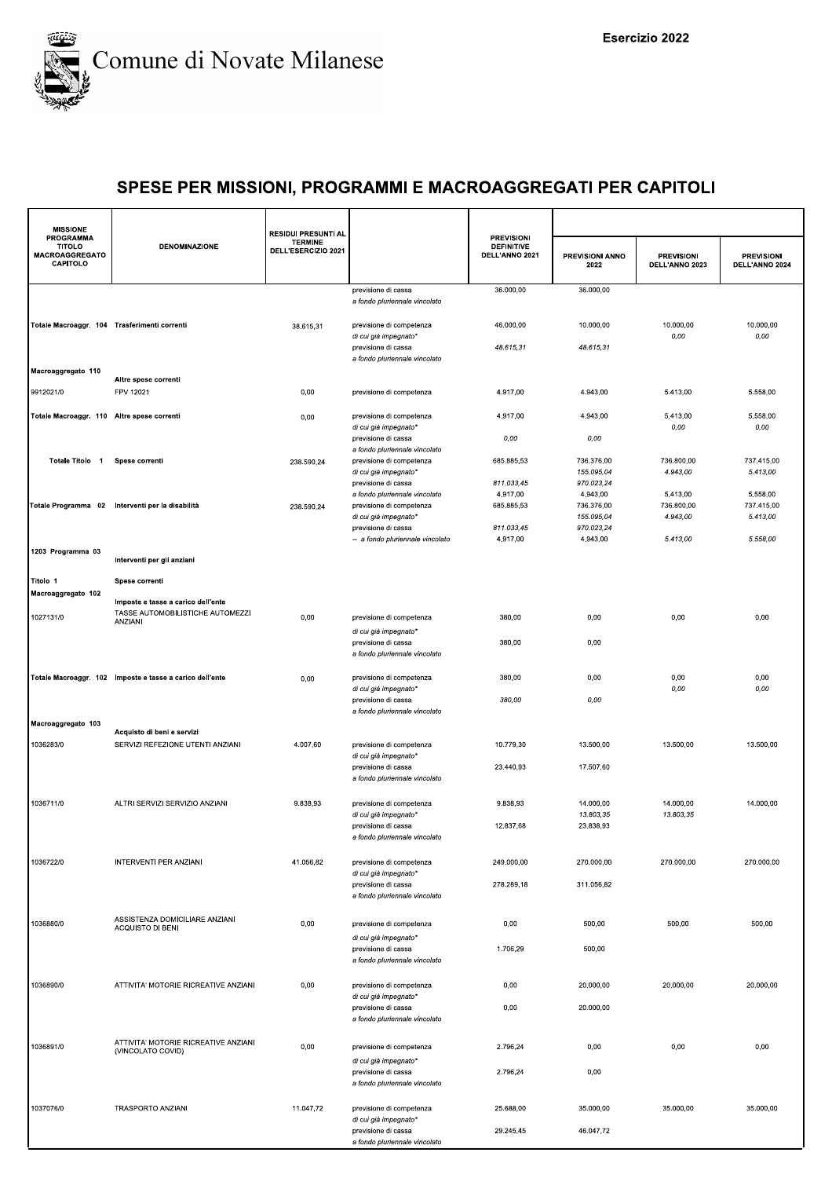# Comune di Novate Milanese

**Esercizio 2022**

## SPESE PER MISSIONI, PROGRAMMI E MACROAGGREGATI PER CAPITOLI

| MISSIONE PROGRAMMA TITOLO MACROAGGREGATO CAPITOLO | DENOMINAZIONE | RESIDUI PRESUNTI AL TERMINE DELL'ESERCIZIO 2021 | | PREVISIONI DEFINITIVE DELL'ANNO 2021 | PREVISIONI ANNO 2022 | PREVISIONI DELL'ANNO 2023 | PREVISIONI DELL'ANNO 2024 |
|---|---|---|---|---|---|---|---|
| | | | previsione di cassa | 36.000,00 | 36.000,00 | | |
| | | | *a fondo pluriennale vincolato* | | | | |
| Totale Macroaggr. 104 | Trasferimenti correnti | 38.615,31 | previsione di competenza | 46.000,00 | 10.000,00 | 10.000,00 | 10.000,00 |
| | | | *di cui già impegnato** | | | *0,00* | *0,00* |
| | | | previsione di cassa | *48.615,31* | *48.615,31* | | |
| | | | *a fondo pluriennale vincolato* | | | | |
| Macroaggregato 110 | Altre spese correnti | | | | | | |
| 9912021/0 | FPV 12021 | 0,00 | previsione di competenza | 4.917,00 | 4.943,00 | 5.413,00 | 5.558,00 |
| Totale Macroaggr. 110 | Altre spese correnti | 0,00 | previsione di competenza | 4.917,00 | 4.943,00 | 5.413,00 | 5.558,00 |
| | | | *di cui già impegnato** | | | *0,00* | *0,00* |
| | | | previsione di cassa | *0,00* | *0,00* | | |
| | | | *a fondo pluriennale vincolato* | | | | |
| Totale Titolo 1 | Spese correnti | 238.590,24 | previsione di competenza | 685.885,53 | 736.376,00 | 736.800,00 | 737.415,00 |
| | | | *di cui già impegnato** | | *155.095,04* | *4.943,00* | *5.413,00* |
| | | | previsione di cassa | *811.033,45* | *970.023,24* | | |
| | | | *a fondo pluriennale vincolato* | 4.917,00 | 4.943,00 | 5.413,00 | 5.558,00 |
| Totale Programma 02 | Interventi per la disabilità | 238.590,24 | previsione di competenza | 685.885,53 | 736.376,00 | 736.800,00 | 737.415,00 |
| | | | *di cui già impegnato** | | *155.095,04* | *4.943,00* | *5.413,00* |
| | | | previsione di cassa | *811.033,45* | *970.023,24* | | |
| | | | *-- a fondo pluriennale vincolato* | 4.917,00 | 4.943,00 | *5.413,00* | *5.558,00* |
| 1203 Programma 03 | Interventi per gli anziani | | | | | | |
| Titolo 1 | Spese correnti | | | | | | |
| Macroaggregato 102 | Imposte e tasse a carico dell'ente | | | | | | |
| 1027131/0 | TASSE AUTOMOBILISTICHE AUTOMEZZI ANZIANI | 0,00 | previsione di competenza | 380,00 | 0,00 | 0,00 | 0,00 |
| | | | *di cui già impegnato** | | | | |
| | | | previsione di cassa | 380,00 | 0,00 | | |
| | | | *a fondo pluriennale vincolato* | | | | |
| Totale Macroaggr. 102 | Imposte e tasse a carico dell'ente | 0,00 | previsione di competenza | 380,00 | 0,00 | 0,00 | 0,00 |
| | | | *di cui già impegnato** | | | *0,00* | *0,00* |
| | | | previsione di cassa | *380,00* | *0,00* | | |
| | | | *a fondo pluriennale vincolato* | | | | |
| Macroaggregato 103 | Acquisto di beni e servizi | | | | | | |
| 1036283/0 | SERVIZI REFEZIONE UTENTI ANZIANI | 4.007,60 | previsione di competenza | 10.779,30 | 13.500,00 | 13.500,00 | 13.500,00 |
| | | | *di cui già impegnato** | | | | |
| | | | previsione di cassa | 23.440,93 | 17.507,60 | | |
| | | | *a fondo pluriennale vincolato* | | | | |
| 1036711/0 | ALTRI SERVIZI SERVIZIO ANZIANI | 9.838,93 | previsione di competenza | 9.838,93 | 14.000,00 | 14.000,00 | 14.000,00 |
| | | | *di cui già impegnato** | | *13.803,35* | *13.803,35* | |
| | | | previsione di cassa | 12.837,68 | 23.838,93 | | |
| | | | *a fondo pluriennale vincolato* | | | | |
| 1036722/0 | INTERVENTI PER ANZIANI | 41.056,82 | previsione di competenza | 249.000,00 | 270.000,00 | 270.000,00 | 270.000,00 |
| | | | *di cui già impegnato** | | | | |
| | | | previsione di cassa | 278.289,18 | 311.056,82 | | |
| | | | *a fondo pluriennale vincolato* | | | | |
| 1036880/0 | ASSISTENZA DOMICILIARE ANZIANI ACQUISTO DI BENI | 0,00 | previsione di competenza | 0,00 | 500,00 | 500,00 | 500,00 |
| | | | *di cui già impegnato** | | | | |
| | | | previsione di cassa | 1.706,29 | 500,00 | | |
| | | | *a fondo pluriennale vincolato* | | | | |
| 1036890/0 | ATTIVITA' MOTORIE RICREATIVE ANZIANI | 0,00 | previsione di competenza | 0,00 | 20.000,00 | 20.000,00 | 20.000,00 |
| | | | *di cui già impegnato** | | | | |
| | | | previsione di cassa | 0,00 | 20.000,00 | | |
| | | | *a fondo pluriennale vincolato* | | | | |
| 1036891/0 | ATTIVITA' MOTORIE RICREATIVE ANZIANI (VINCOLATO COVID) | 0,00 | previsione di competenza | 2.796,24 | 0,00 | 0,00 | 0,00 |
| | | | *di cui già impegnato** | | | | |
| | | | previsione di cassa | 2.796,24 | 0,00 | | |
| | | | *a fondo pluriennale vincolato* | | | | |
| 1037076/0 | TRASPORTO ANZIANI | 11.047,72 | previsione di competenza | 25.688,00 | 35.000,00 | 35.000,00 | 35.000,00 |
| | | | *di cui già impegnato** | | | | |
| | | | previsione di cassa | 29.245,45 | 46.047,72 | | |
| | | | *a fondo pluriennale vincolato* | | | | |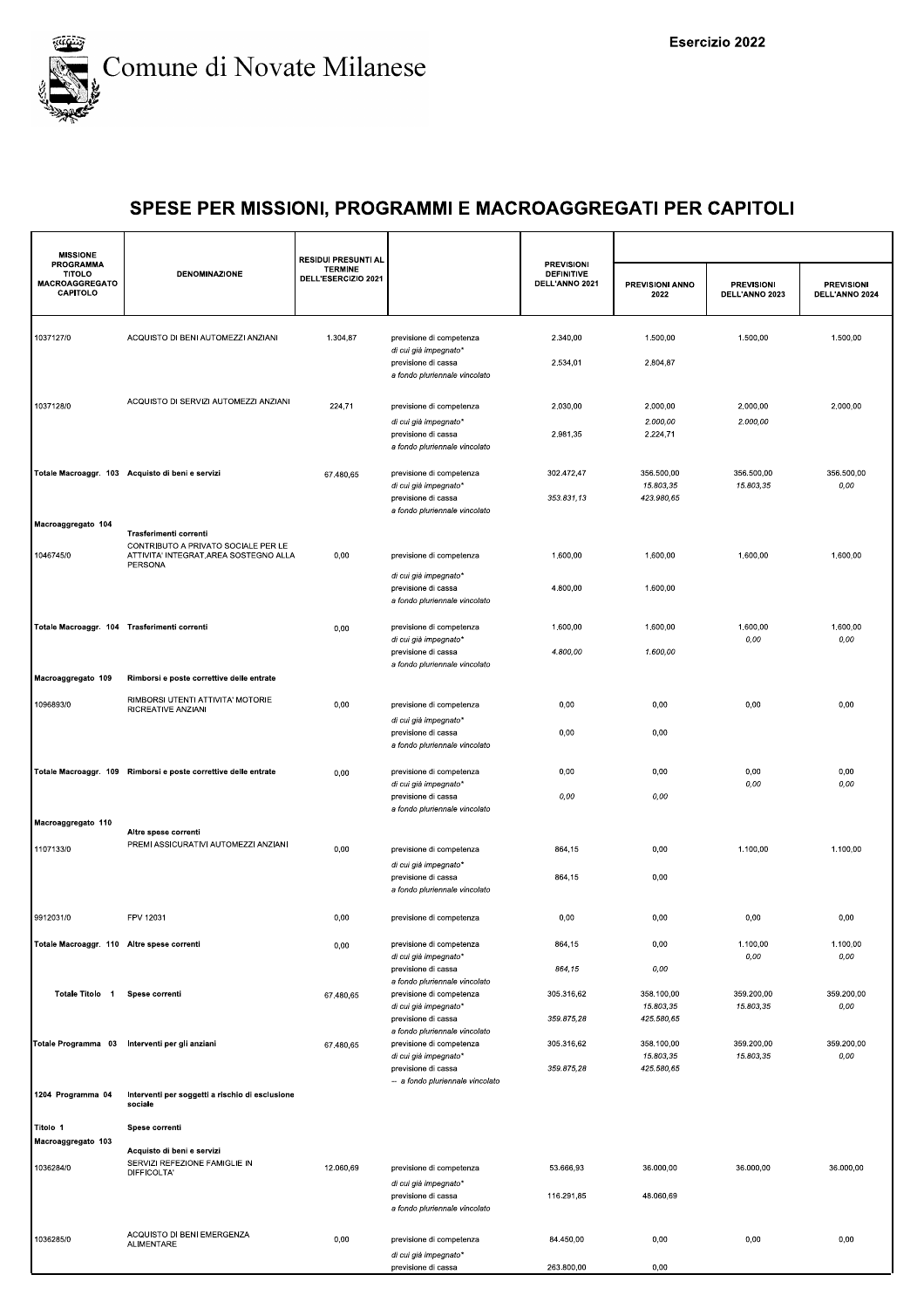## SPESE PER MISSIONI, PROGRAMMI E MACROAGGREGATI PER CAPITOLI

| MISSIONE PROGRAMMA TITOLO MACROAGGREGATO CAPITOLO | DENOMINAZIONE | RESIDUI PRESUNTI AL TERMINE DELL'ESERCIZIO 2021 | | PREVISIONI DEFINITIVE DELL'ANNO 2021 | PREVISIONI ANNO 2022 | PREVISIONI DELL'ANNO 2023 | PREVISIONI DELL'ANNO 2024 |
|---|---|---|---|---|---|---|---|
| 1037127/0 | ACQUISTO DI BENI AUTOMEZZI ANZIANI | 1.304,87 | previsione di competenza | 2.340,00 | 1.500,00 | 1.500,00 | 1.500,00 |
| | | | *di cui già impegnato** | | | | |
| | | | previsione di cassa | 2.534,01 | 2.804,87 | | |
| | | | *a fondo pluriennale vincolato* | | | | |
| 1037128/0 | ACQUISTO DI SERVIZI AUTOMEZZI ANZIANI | 224,71 | previsione di competenza | 2.030,00 | 2.000,00 | 2.000,00 | 2.000,00 |
| | | | *di cui già impegnato** | | *2.000,00* | *2.000,00* | |
| | | | previsione di cassa | 2.981,35 | 2.224,71 | | |
| | | | *a fondo pluriennale vincolato* | | | | |
| Totale Macroaggr. 103 | Acquisto di beni e servizi | 67.480,65 | previsione di competenza | 302.472,47 | 356.500,00 | 356.500,00 | 356.500,00 |
| | | | *di cui già impegnato** | | *15.803,35* | *15.803,35* | *0,00* |
| | | | previsione di cassa | *353.831,13* | *423.980,65* | | |
| | | | *a fondo pluriennale vincolato* | | | | |
| Macroaggregato 104 | Trasferimenti correnti | | | | | | |
| 1046745/0 | CONTRIBUTO A PRIVATO SOCIALE PER LE ATTIVITA' INTEGRAT.AREA SOSTEGNO ALLA PERSONA | 0,00 | previsione di competenza | 1.600,00 | 1.600,00 | 1.600,00 | 1.600,00 |
| | | | *di cui già impegnato** | | | | |
| | | | previsione di cassa | 4.800,00 | 1.600,00 | | |
| | | | *a fondo pluriennale vincolato* | | | | |
| Totale Macroaggr. 104 | Trasferimenti correnti | 0,00 | previsione di competenza | 1.600,00 | 1.600,00 | 1.600,00 | 1.600,00 |
| | | | *di cui già impegnato** | | | *0,00* | *0,00* |
| | | | previsione di cassa | *4.800,00* | *1.600,00* | | |
| | | | *a fondo pluriennale vincolato* | | | | |
| Macroaggregato 109 | Rimborsi e poste correttive delle entrate | | | | | | |
| 1096893/0 | RIMBORSI UTENTI ATTIVITA' MOTORIE RICREATIVE ANZIANI | 0,00 | previsione di competenza | 0,00 | 0,00 | 0,00 | 0,00 |
| | | | *di cui già impegnato** | | | | |
| | | | previsione di cassa | 0,00 | 0,00 | | |
| | | | *a fondo pluriennale vincolato* | | | | |
| Totale Macroaggr. 109 | Rimborsi e poste correttive delle entrate | 0,00 | previsione di competenza | 0,00 | 0,00 | 0,00 | 0,00 |
| | | | *di cui già impegnato** | | | *0,00* | *0,00* |
| | | | previsione di cassa | *0,00* | *0,00* | | |
| | | | *a fondo pluriennale vincolato* | | | | |
| Macroaggregato 110 | Altre spese correnti | | | | | | |
| 1107133/0 | PREMI ASSICURATIVI AUTOMEZZI ANZIANI | 0,00 | previsione di competenza | 864,15 | 0,00 | 1.100,00 | 1.100,00 |
| | | | *di cui già impegnato** | | | | |
| | | | previsione di cassa | 864,15 | 0,00 | | |
| | | | *a fondo pluriennale vincolato* | | | | |
| 9912031/0 | FPV 12031 | 0,00 | previsione di competenza | 0,00 | 0,00 | 0,00 | 0,00 |
| Totale Macroaggr. 110 | Altre spese correnti | 0,00 | previsione di competenza | 864,15 | 0,00 | 1.100,00 | 1.100,00 |
| | | | *di cui già impegnato** | | | *0,00* | *0,00* |
| | | | previsione di cassa | *864,15* | *0,00* | | |
| | | | *a fondo pluriennale vincolato* | | | | |
| Totale Titolo 1 | Spese correnti | 67.480,65 | previsione di competenza | 305.316,62 | 358.100,00 | 359.200,00 | 359.200,00 |
| | | | *di cui già impegnato** | | *15.803,35* | *15.803,35* | *0,00* |
| | | | previsione di cassa | *359.875,28* | *425.580,65* | | |
| | | | *a fondo pluriennale vincolato* | | | | |
| Totale Programma 03 | Interventi per gli anziani | 67.480,65 | previsione di competenza | 305.316,62 | 358.100,00 | 359.200,00 | 359.200,00 |
| | | | *di cui già impegnato** | | *15.803,35* | *15.803,35* | *0,00* |
| | | | previsione di cassa | *359.875,28* | *425.580,65* | | |
| | | | *-- a fondo pluriennale vincolato* | | | | |
| 1204 Programma 04 | Interventi per soggetti a rischio di esclusione sociale | | | | | | |
| Titolo 1 | Spese correnti | | | | | | |
| Macroaggregato 103 | Acquisto di beni e servizi | | | | | | |
| 1036284/0 | SERVIZI REFEZIONE FAMIGLIE IN DIFFICOLTA' | 12.060,69 | previsione di competenza | 53.666,93 | 36.000,00 | 36.000,00 | 36.000,00 |
| | | | *di cui già impegnato** | | | | |
| | | | previsione di cassa | 116.291,85 | 48.060,69 | | |
| | | | *a fondo pluriennale vincolato* | | | | |
| 1036285/0 | ACQUISTO DI BENI EMERGENZA ALIMENTARE | 0,00 | previsione di competenza | 84.450,00 | 0,00 | 0,00 | 0,00 |
| | | | *di cui già impegnato** | | | | |
| | | | previsione di cassa | 263.800,00 | 0,00 | | |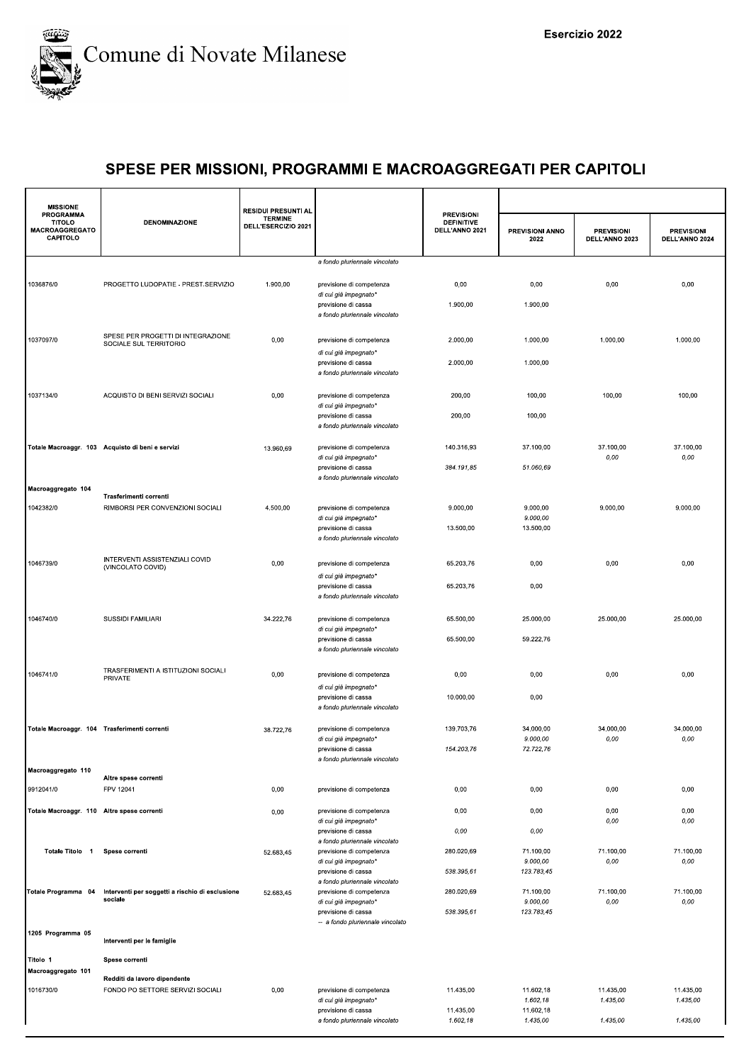## SPESE PER MISSIONI, PROGRAMMI E MACROAGGREGATI PER CAPITOLI

| MISSIONE PROGRAMMA TITOLO MACROAGGREGATO CAPITOLO | DENOMINAZIONE | RESIDUI PRESUNTI AL TERMINE DELL'ESERCIZIO 2021 | | PREVISIONI DEFINITIVE DELL'ANNO 2021 | PREVISIONI ANNO 2022 | PREVISIONI DELL'ANNO 2023 | PREVISIONI DELL'ANNO 2024 |
|---|---|---|---|---|---|---|---|
| | | | *a fondo pluriennale vincolato* | | | | |
| 1036876/0 | PROGETTO LUDOPATIE - PREST.SERVIZIO | 1.900,00 | previsione di competenza | 0,00 | 0,00 | 0,00 | 0,00 |
| | | | *di cui già impegnato** | | | | |
| | | | previsione di cassa | 1.900,00 | 1.900,00 | | |
| | | | *a fondo pluriennale vincolato* | | | | |
| 1037097/0 | SPESE PER PROGETTI DI INTEGRAZIONE SOCIALE SUL TERRITORIO | 0,00 | previsione di competenza | 2.000,00 | 1.000,00 | 1.000,00 | 1.000,00 |
| | | | *di cui già impegnato** | | | | |
| | | | previsione di cassa | 2.000,00 | 1.000,00 | | |
| | | | *a fondo pluriennale vincolato* | | | | |
| 1037134/0 | ACQUISTO DI BENI SERVIZI SOCIALI | 0,00 | previsione di competenza | 200,00 | 100,00 | 100,00 | 100,00 |
| | | | *di cui già impegnato** | | | | |
| | | | previsione di cassa | 200,00 | 100,00 | | |
| | | | *a fondo pluriennale vincolato* | | | | |
| Totale Macroaggr. 103 | Acquisto di beni e servizi | 13.960,69 | previsione di competenza | 140.316,93 | 37.100,00 | 37.100,00 | 37.100,00 |
| | | | *di cui già impegnato** | | | *0,00* | *0,00* |
| | | | previsione di cassa | *384.191,85* | *51.060,69* | | |
| | | | *a fondo pluriennale vincolato* | | | | |
| Macroaggregato 104 | Trasferimenti correnti | | | | | | |
| 1042382/0 | RIMBORSI PER CONVENZIONI SOCIALI | 4.500,00 | previsione di competenza | 9.000,00 | 9.000,00 | 9.000,00 | 9.000,00 |
| | | | *di cui già impegnato** | | *9.000,00* | | |
| | | | previsione di cassa | 13.500,00 | 13.500,00 | | |
| | | | *a fondo pluriennale vincolato* | | | | |
| 1046739/0 | INTERVENTI ASSISTENZIALI COVID (VINCOLATO COVID) | 0,00 | previsione di competenza | 65.203,76 | 0,00 | 0,00 | 0,00 |
| | | | *di cui già impegnato** | | | | |
| | | | previsione di cassa | 65.203,76 | 0,00 | | |
| | | | *a fondo pluriennale vincolato* | | | | |
| 1046740/0 | SUSSIDI FAMILIARI | 34.222,76 | previsione di competenza | 65.500,00 | 25.000,00 | 25.000,00 | 25.000,00 |
| | | | *di cui già impegnato** | | | | |
| | | | previsione di cassa | 65.500,00 | 59.222,76 | | |
| | | | *a fondo pluriennale vincolato* | | | | |
| 1046741/0 | TRASFERIMENTI A ISTITUZIONI SOCIALI PRIVATE | 0,00 | previsione di competenza | 0,00 | 0,00 | 0,00 | 0,00 |
| | | | *di cui già impegnato** | | | | |
| | | | previsione di cassa | 10.000,00 | 0,00 | | |
| | | | *a fondo pluriennale vincolato* | | | | |
| Totale Macroaggr. 104 | Trasferimenti correnti | 38.722,76 | previsione di competenza | 139.703,76 | 34.000,00 | 34.000,00 | 34.000,00 |
| | | | *di cui già impegnato** | | *9.000,00* | *0,00* | *0,00* |
| | | | previsione di cassa | *154.203,76* | *72.722,76* | | |
| | | | *a fondo pluriennale vincolato* | | | | |
| Macroaggregato 110 | Altre spese correnti | | | | | | |
| 9912041/0 | FPV 12041 | 0,00 | previsione di competenza | 0,00 | 0,00 | 0,00 | 0,00 |
| Totale Macroaggr. 110 | Altre spese correnti | 0,00 | previsione di competenza | 0,00 | 0,00 | 0,00 | 0,00 |
| | | | *di cui già impegnato** | | | *0,00* | *0,00* |
| | | | previsione di cassa | *0,00* | *0,00* | | |
| | | | *a fondo pluriennale vincolato* | | | | |
| Totale Titolo 1 | Spese correnti | 52.683,45 | previsione di competenza | 280.020,69 | 71.100,00 | 71.100,00 | 71.100,00 |
| | | | *di cui già impegnato** | | *9.000,00* | *0,00* | *0,00* |
| | | | previsione di cassa | *538.395,61* | *123.783,45* | | |
| | | | *a fondo pluriennale vincolato* | | | | |
| Totale Programma 04 | Interventi per soggetti a rischio di esclusione sociale | 52.683,45 | previsione di competenza | 280.020,69 | 71.100,00 | 71.100,00 | 71.100,00 |
| | | | *di cui già impegnato** | | *9.000,00* | *0,00* | *0,00* |
| | | | previsione di cassa | *538.395,61* | *123.783,45* | | |
| | | | *-- a fondo pluriennale vincolato* | | | | |
| 1205 Programma 05 | Interventi per le famiglie | | | | | | |
| Titolo 1 | Spese correnti | | | | | | |
| Macroaggregato 101 | Redditi da lavoro dipendente | | | | | | |
| 1016730/0 | FONDO PO SETTORE SERVIZI SOCIALI | 0,00 | previsione di competenza | 11.435,00 | 11.602,18 | 11.435,00 | 11.435,00 |
| | | | *di cui già impegnato** | | *1.602,18* | *1.435,00* | *1.435,00* |
| | | | previsione di cassa | 11.435,00 | 11.602,18 | | |
| | | | *a fondo pluriennale vincolato* | *1.602,18* | *1.435,00* | *1.435,00* | *1.435,00* |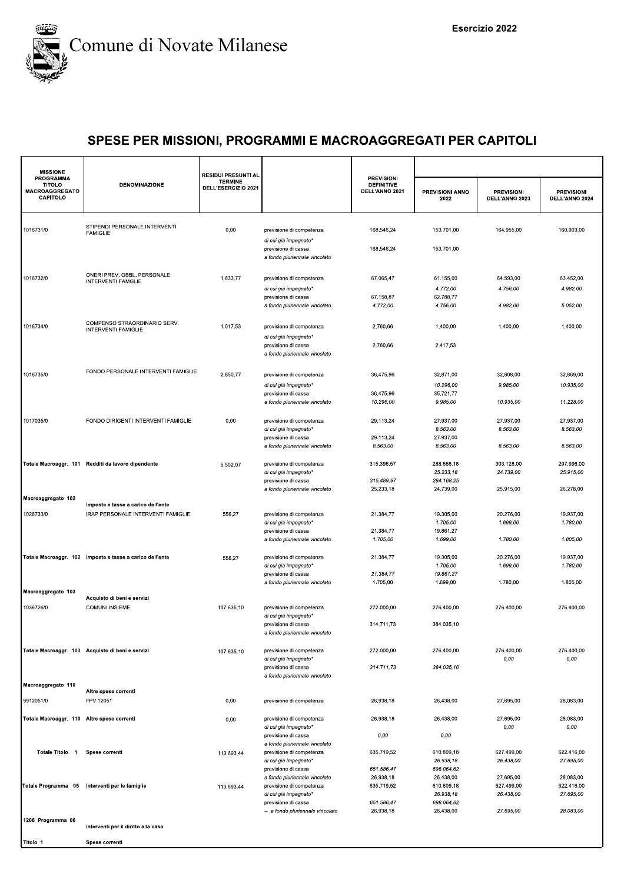Comune di Novate Milanese

Esercizio 2022

# SPESE PER MISSIONI, PROGRAMMI E MACROAGGREGATI PER CAPITOLI

| MISSIONE PROGRAMMA TITOLO MACROAGGREGATO CAPITOLO | DENOMINAZIONE | RESIDUI PRESUNTI AL TERMINE DELL'ESERCIZIO 2021 | | PREVISIONI DEFINITIVE DELL'ANNO 2021 | PREVISIONI ANNO 2022 | PREVISIONI DELL'ANNO 2023 | PREVISIONI DELL'ANNO 2024 |
|---|---|---|---|---|---|---|---|
| 1016731/0 | STIPENDI PERSONALE INTERVENTI FAMIGLIE | 0,00 | previsione di competenza | 168.546,24 | 153.701,00 | 164.955,00 | 160.903,00 |
| | | | *di cui già impegnato** | | | | |
| | | | previsione di cassa | 168.546,24 | 153.701,00 | | |
| | | | *a fondo pluriennale vincolato* | | | | |
| 1016732/0 | ONERI PREV. OBBL. PERSONALE INTERVENTI FAMGLIE | 1.633,77 | previsione di competenza | 67.065,47 | 61.155,00 | 64.593,00 | 63.452,00 |
| | | | *di cui già impegnato** | | *4.772,00* | *4.756,00* | *4.982,00* |
| | | | previsione di cassa | 67.158,87 | 62.788,77 | | |
| | | | *a fondo pluriennale vincolato* | *4.772,00* | *4.756,00* | *4.982,00* | *5.052,00* |
| 1016734/0 | COMPENSO STRAORDINARIO SERV. INTERVENTI FAMIGLIE | 1.017,53 | previsione di competenza | 2.760,66 | 1.400,00 | 1.400,00 | 1.400,00 |
| | | | *di cui già impegnato** | | | | |
| | | | previsione di cassa | 2.760,66 | 2.417,53 | | |
| | | | *a fondo pluriennale vincolato* | | | | |
| 1016735/0 | FONDO PERSONALE INTERVENTI FAMIGLIE | 2.850,77 | previsione di competenza | 36.475,96 | 32.871,00 | 32.808,00 | 32.869,00 |
| | | | *di cui già impegnato** | | *10.296,00* | *9.985,00* | *10.935,00* |
| | | | previsione di cassa | 36.475,96 | 35.721,77 | | |
| | | | *a fondo pluriennale vincolato* | *10.296,00* | *9.985,00* | *10.935,00* | *11.228,00* |
| 1017035/0 | FONDO DIRIGENTI INTERVENTI FAMIGLIE | 0,00 | previsione di competenza | 29.113,24 | 27.937,00 | 27.937,00 | 27.937,00 |
| | | | *di cui già impegnato** | | *8.563,00* | *8.563,00* | *8.563,00* |
| | | | previsione di cassa | 29.113,24 | 27.937,00 | | |
| | | | *a fondo pluriennale vincolato* | *8.563,00* | *8.563,00* | *8.563,00* | *8.563,00* |
| **Totale Macroaggr. 101** | **Redditi da lavoro dipendente** | 5.502,07 | previsione di competenza | 315.396,57 | 288.666,18 | 303.128,00 | 297.996,00 |
| | | | *di cui già impegnato** | | *25.233,18* | *24.739,00* | *25.915,00* |
| | | | previsione di cassa | *315.489,97* | *294.168,25* | | |
| | | | *a fondo pluriennale vincolato* | 25.233,18 | 24.739,00 | 25.915,00 | 26.278,00 |
| **Macroaggregato 102** | **Imposte e tasse a carico dell'ente** | | | | | | |
| 1026733/0 | IRAP PERSONALE INTERVENTI FAMIGLIE | 556,27 | previsione di competenza | 21.384,77 | 19.305,00 | 20.276,00 | 19.937,00 |
| | | | *di cui già impegnato** | | *1.705,00* | *1.699,00* | *1.780,00* |
| | | | previsione di cassa | 21.384,77 | 19.861,27 | | |
| | | | *a fondo pluriennale vincolato* | *1.705,00* | *1.699,00* | *1.780,00* | *1.805,00* |
| **Totale Macroaggr. 102** | **Imposte e tasse a carico dell'ente** | 556,27 | previsione di competenza | 21.384,77 | 19.305,00 | 20.276,00 | 19.937,00 |
| | | | *di cui già impegnato** | | *1.705,00* | *1.699,00* | *1.780,00* |
| | | | previsione di cassa | *21.384,77* | *19.861,27* | | |
| | | | *a fondo pluriennale vincolato* | 1.705,00 | 1.699,00 | 1.780,00 | 1.805,00 |
| **Macroaggregato 103** | **Acquisto di beni e servizi** | | | | | | |
| 1036726/0 | COMUNI INSIEME | 107.635,10 | previsione di competenza | 272.000,00 | 276.400,00 | 276.400,00 | 276.400,00 |
| | | | *di cui già impegnato** | | | | |
| | | | previsione di cassa | 314.711,73 | 384.035,10 | | |
| | | | *a fondo pluriennale vincolato* | | | | |
| **Totale Macroaggr. 103** | **Acquisto di beni e servizi** | 107.635,10 | previsione di competenza | 272.000,00 | 276.400,00 | 276.400,00 | 276.400,00 |
| | | | *di cui già impegnato** | | | *0,00* | *0,00* |
| | | | previsione di cassa | *314.711,73* | *384.035,10* | | |
| | | | *a fondo pluriennale vincolato* | | | | |
| **Macroaggregato 110** | **Altre spese correnti** | | | | | | |
| 9912051/0 | FPV 12051 | 0,00 | previsione di competenza | 26.938,18 | 26.438,00 | 27.695,00 | 28.083,00 |
| **Totale Macroaggr. 110** | **Altre spese correnti** | 0,00 | previsione di competenza | 26.938,18 | 26.438,00 | 27.695,00 | 28.083,00 |
| | | | *di cui già impegnato** | | | *0,00* | *0,00* |
| | | | previsione di cassa | *0,00* | *0,00* | | |
| | | | *a fondo pluriennale vincolato* | | | | |
| **Totale Titolo 1** | **Spese correnti** | 113.693,44 | previsione di competenza | 635.719,52 | 610.809,18 | 627.499,00 | 622.416,00 |
| | | | *di cui già impegnato** | | *26.938,18* | *26.438,00* | *27.695,00* |
| | | | previsione di cassa | *651.586,47* | *698.064,62* | | |
| | | | *a fondo pluriennale vincolato* | 26.938,18 | 26.438,00 | 27.695,00 | 28.083,00 |
| **Totale Programma 05** | **Interventi per le famiglie** | 113.693,44 | previsione di competenza | 635.719,52 | 610.809,18 | 627.499,00 | 622.416,00 |
| | | | *di cui già impegnato** | | *26.938,18* | *26.438,00* | *27.695,00* |
| | | | previsione di cassa | *651.586,47* | *698.064,62* | | |
| | | | *-- a fondo pluriennale vincolato* | 26.938,18 | 26.438,00 | *27.695,00* | *28.083,00* |
| **1206 Programma 06** | **Interventi per il diritto alla casa** | | | | | | |
| **Titolo 1** | **Spese correnti** | | | | | | |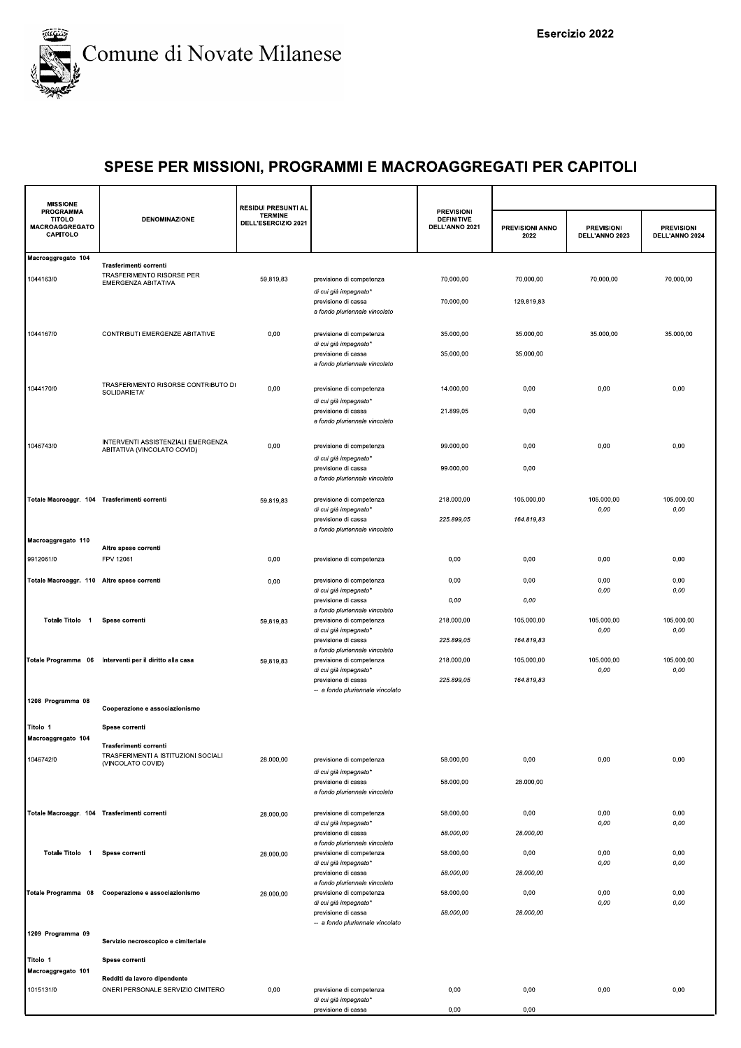# Comune di Novate Milanese

Esercizio 2022

## SPESE PER MISSIONI, PROGRAMMI E MACROAGGREGATI PER CAPITOLI

| MISSIONE PROGRAMMA TITOLO MACROAGGREGATO CAPITOLO | DENOMINAZIONE | RESIDUI PRESUNTI AL TERMINE DELL'ESERCIZIO 2021 | | PREVISIONI DEFINITIVE DELL'ANNO 2021 | PREVISIONI ANNO 2022 | PREVISIONI DELL'ANNO 2023 | PREVISIONI DELL'ANNO 2024 |
|---|---|---|---|---|---|---|---|
| Macroaggregato 104 | Trasferimenti correnti | | | | | | |
| 1044163/0 | TRASFERIMENTO RISORSE PER EMERGENZA ABITATIVA | 59.819,83 | previsione di competenza | 70.000,00 | 70.000,00 | 70.000,00 | 70.000,00 |
| | | | *di cui già impegnato** | | | | |
| | | | previsione di cassa | 70.000,00 | 129.819,83 | | |
| | | | *a fondo pluriennale vincolato* | | | | |
| 1044167/0 | CONTRIBUTI EMERGENZE ABITATIVE | 0,00 | previsione di competenza | 35.000,00 | 35.000,00 | 35.000,00 | 35.000,00 |
| | | | *di cui già impegnato** | | | | |
| | | | previsione di cassa | 35.000,00 | 35.000,00 | | |
| | | | *a fondo pluriennale vincolato* | | | | |
| 1044170/0 | TRASFERIMENTO RISORSE CONTRIBUTO DI SOLIDARIETA' | 0,00 | previsione di competenza | 14.000,00 | 0,00 | 0,00 | 0,00 |
| | | | *di cui già impegnato** | | | | |
| | | | previsione di cassa | 21.899,05 | 0,00 | | |
| | | | *a fondo pluriennale vincolato* | | | | |
| 1046743/0 | INTERVENTI ASSISTENZIALI EMERGENZA ABITATIVA (VINCOLATO COVID) | 0,00 | previsione di competenza | 99.000,00 | 0,00 | 0,00 | 0,00 |
| | | | *di cui già impegnato** | | | | |
| | | | previsione di cassa | 99.000,00 | 0,00 | | |
| | | | *a fondo pluriennale vincolato* | | | | |
| **Totale Macroaggr. 104** | **Trasferimenti correnti** | 59.819,83 | previsione di competenza | 218.000,00 | 105.000,00 | 105.000,00 | 105.000,00 |
| | | | *di cui già impegnato** | | | *0,00* | *0,00* |
| | | | previsione di cassa | *225.899,05* | *164.819,83* | | |
| | | | *a fondo pluriennale vincolato* | | | | |
| Macroaggregato 110 | Altre spese correnti | | | | | | |
| 9912061/0 | FPV 12061 | 0,00 | previsione di competenza | 0,00 | 0,00 | 0,00 | 0,00 |
| **Totale Macroaggr. 110** | **Altre spese correnti** | 0,00 | previsione di competenza | 0,00 | 0,00 | 0,00 | 0,00 |
| | | | *di cui già impegnato** | | | *0,00* | *0,00* |
| | | | previsione di cassa | *0,00* | *0,00* | | |
| | | | *a fondo pluriennale vincolato* | | | | |
| **Totale Titolo 1** | **Spese correnti** | 59.819,83 | previsione di competenza | 218.000,00 | 105.000,00 | 105.000,00 | 105.000,00 |
| | | | *di cui già impegnato** | | | *0,00* | *0,00* |
| | | | previsione di cassa | *225.899,05* | *164.819,83* | | |
| | | | *a fondo pluriennale vincolato* | | | | |
| **Totale Programma 06** | **Interventi per il diritto alla casa** | 59.819,83 | previsione di competenza | 218.000,00 | 105.000,00 | 105.000,00 | 105.000,00 |
| | | | *di cui già impegnato** | | | *0,00* | *0,00* |
| | | | previsione di cassa | *225.899,05* | *164.819,83* | | |
| | | | *-- a fondo pluriennale vincolato* | | | | |
| 1208 Programma 08 | Cooperazione e associazionismo | | | | | | |
| Titolo 1 | Spese correnti | | | | | | |
| Macroaggregato 104 | Trasferimenti correnti | | | | | | |
| 1046742/0 | TRASFERIMENTI A ISTITUZIONI SOCIALI (VINCOLATO COVID) | 28.000,00 | previsione di competenza | 58.000,00 | 0,00 | 0,00 | 0,00 |
| | | | *di cui già impegnato** | | | | |
| | | | previsione di cassa | 58.000,00 | 28.000,00 | | |
| | | | *a fondo pluriennale vincolato* | | | | |
| **Totale Macroaggr. 104** | **Trasferimenti correnti** | 28.000,00 | previsione di competenza | 58.000,00 | 0,00 | 0,00 | 0,00 |
| | | | *di cui già impegnato** | | | *0,00* | *0,00* |
| | | | previsione di cassa | *58.000,00* | *28.000,00* | | |
| | | | *a fondo pluriennale vincolato* | | | | |
| **Totale Titolo 1** | **Spese correnti** | 28.000,00 | previsione di competenza | 58.000,00 | 0,00 | 0,00 | 0,00 |
| | | | *di cui già impegnato** | | | *0,00* | *0,00* |
| | | | previsione di cassa | *58.000,00* | *28.000,00* | | |
| | | | *a fondo pluriennale vincolato* | | | | |
| **Totale Programma 08** | **Cooperazione e associazionismo** | 28.000,00 | previsione di competenza | 58.000,00 | 0,00 | 0,00 | 0,00 |
| | | | *di cui già impegnato** | | | *0,00* | *0,00* |
| | | | previsione di cassa | *58.000,00* | *28.000,00* | | |
| | | | *-- a fondo pluriennale vincolato* | | | | |
| 1209 Programma 09 | Servizio necroscopico e cimiteriale | | | | | | |
| Titolo 1 | Spese correnti | | | | | | |
| Macroaggregato 101 | Redditi da lavoro dipendente | | | | | | |
| 1015131/0 | ONERI PERSONALE SERVIZIO CIMITERO | 0,00 | previsione di competenza | 0,00 | 0,00 | 0,00 | 0,00 |
| | | | *di cui già impegnato** | | | | |
| | | | previsione di cassa | 0,00 | 0,00 | | |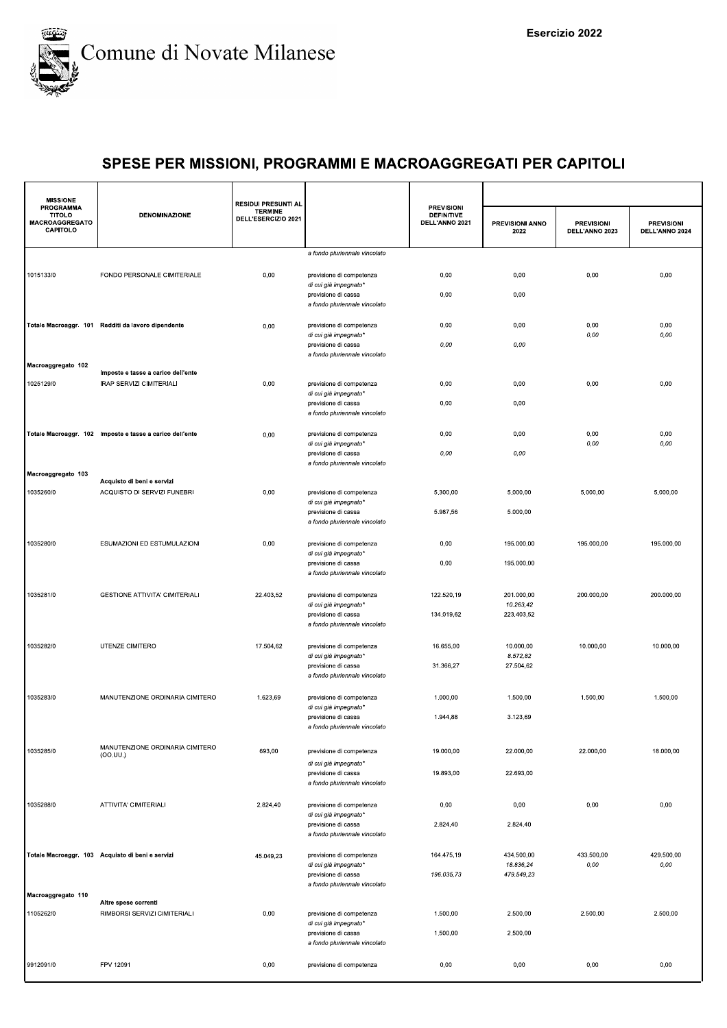# Comune di Novate Milanese

Esercizio 2022

## SPESE PER MISSIONI, PROGRAMMI E MACROAGGREGATI PER CAPITOLI

| MISSIONE PROGRAMMA TITOLO MACROAGGREGATO CAPITOLO | DENOMINAZIONE | RESIDUI PRESUNTI AL TERMINE DELL'ESERCIZIO 2021 | | PREVISIONI DEFINITIVE DELL'ANNO 2021 | PREVISIONI ANNO 2022 | PREVISIONI DELL'ANNO 2023 | PREVISIONI DELL'ANNO 2024 |
|---|---|---|---|---|---|---|---|
| | | | *a fondo pluriennale vincolato* | | | | |
| 1015133/0 | FONDO PERSONALE CIMITERIALE | 0,00 | previsione di competenza | 0,00 | 0,00 | 0,00 | 0,00 |
| | | | *di cui già impegnato** | | | | |
| | | | previsione di cassa | 0,00 | 0,00 | | |
| | | | *a fondo pluriennale vincolato* | | | | |
| Totale Macroaggr. 101 | Redditi da lavoro dipendente | 0,00 | previsione di competenza | 0,00 | 0,00 | 0,00 | 0,00 |
| | | | *di cui già impegnato** | | | *0,00* | *0,00* |
| | | | previsione di cassa | *0,00* | *0,00* | | |
| | | | *a fondo pluriennale vincolato* | | | | |
| Macroaggregato 102 | Imposte e tasse a carico dell'ente | | | | | | |
| 1025129/0 | IRAP SERVIZI CIMITERIALI | 0,00 | previsione di competenza | 0,00 | 0,00 | 0,00 | 0,00 |
| | | | *di cui già impegnato** | | | | |
| | | | previsione di cassa | 0,00 | 0,00 | | |
| | | | *a fondo pluriennale vincolato* | | | | |
| Totale Macroaggr. 102 | Imposte e tasse a carico dell'ente | 0,00 | previsione di competenza | 0,00 | 0,00 | 0,00 | 0,00 |
| | | | *di cui già impegnato** | | | *0,00* | *0,00* |
| | | | previsione di cassa | *0,00* | *0,00* | | |
| | | | *a fondo pluriennale vincolato* | | | | |
| Macroaggregato 103 | Acquisto di beni e servizi | | | | | | |
| 1035260/0 | ACQUISTO DI SERVIZI FUNEBRI | 0,00 | previsione di competenza | 5.300,00 | 5.000,00 | 5.000,00 | 5.000,00 |
| | | | *di cui già impegnato** | | | | |
| | | | previsione di cassa | 5.987,56 | 5.000,00 | | |
| | | | *a fondo pluriennale vincolato* | | | | |
| 1035280/0 | ESUMAZIONI ED ESTUMULAZIONI | 0,00 | previsione di competenza | 0,00 | 195.000,00 | 195.000,00 | 195.000,00 |
| | | | *di cui già impegnato** | | | | |
| | | | previsione di cassa | 0,00 | 195.000,00 | | |
| | | | *a fondo pluriennale vincolato* | | | | |
| 1035281/0 | GESTIONE ATTIVITA' CIMITERIALI | 22.403,52 | previsione di competenza | 122.520,19 | 201.000,00 | 200.000,00 | 200.000,00 |
| | | | *di cui già impegnato** | | *10.263,42* | | |
| | | | previsione di cassa | 134.019,62 | 223.403,52 | | |
| | | | *a fondo pluriennale vincolato* | | | | |
| 1035282/0 | UTENZE CIMITERO | 17.504,62 | previsione di competenza | 16.655,00 | 10.000,00 | 10.000,00 | 10.000,00 |
| | | | *di cui già impegnato** | | *8.572,82* | | |
| | | | previsione di cassa | 31.366,27 | 27.504,62 | | |
| | | | *a fondo pluriennale vincolato* | | | | |
| 1035283/0 | MANUTENZIONE ORDINARIA CIMITERO | 1.623,69 | previsione di competenza | 1.000,00 | 1.500,00 | 1.500,00 | 1.500,00 |
| | | | *di cui già impegnato** | | | | |
| | | | previsione di cassa | 1.944,88 | 3.123,69 | | |
| | | | *a fondo pluriennale vincolato* | | | | |
| 1035285/0 | MANUTENZIONE ORDINARIA CIMITERO (OO.UU.) | 693,00 | previsione di competenza | 19.000,00 | 22.000,00 | 22.000,00 | 18.000,00 |
| | | | *di cui già impegnato** | | | | |
| | | | previsione di cassa | 19.893,00 | 22.693,00 | | |
| | | | *a fondo pluriennale vincolato* | | | | |
| 1035288/0 | ATTIVITA' CIMITERIALI | 2.824,40 | previsione di competenza | 0,00 | 0,00 | 0,00 | 0,00 |
| | | | *di cui già impegnato** | | | | |
| | | | previsione di cassa | 2.824,40 | 2.824,40 | | |
| | | | *a fondo pluriennale vincolato* | | | | |
| Totale Macroaggr. 103 | Acquisto di beni e servizi | 45.049,23 | previsione di competenza | 164.475,19 | 434.500,00 | 433.500,00 | 429.500,00 |
| | | | *di cui già impegnato** | | *18.836,24* | *0,00* | *0,00* |
| | | | previsione di cassa | *196.035,73* | *479.549,23* | | |
| | | | *a fondo pluriennale vincolato* | | | | |
| Macroaggregato 110 | Altre spese correnti | | | | | | |
| 1105262/0 | RIMBORSI SERVIZI CIMITERIALI | 0,00 | previsione di competenza | 1.500,00 | 2.500,00 | 2.500,00 | 2.500,00 |
| | | | *di cui già impegnato** | | | | |
| | | | previsione di cassa | 1.500,00 | 2.500,00 | | |
| | | | *a fondo pluriennale vincolato* | | | | |
| 9912091/0 | FPV 12091 | 0,00 | previsione di competenza | 0,00 | 0,00 | 0,00 | 0,00 |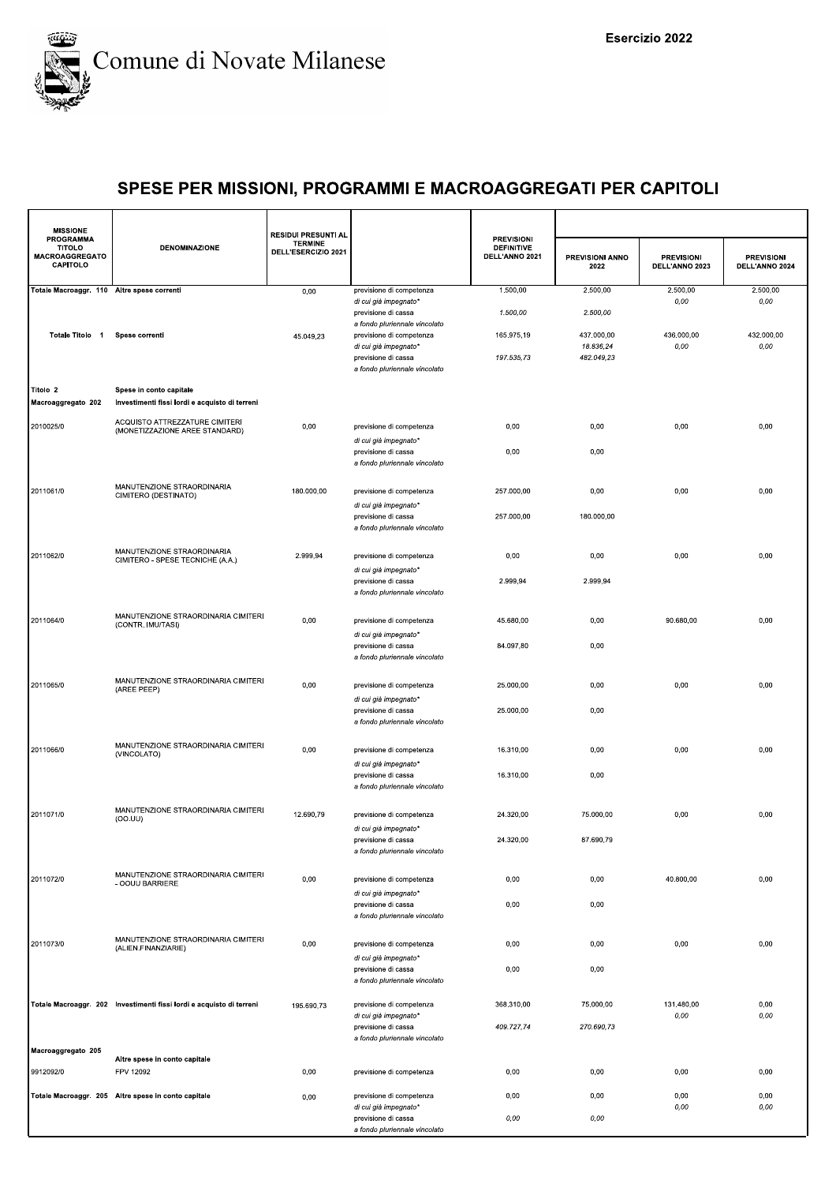Comune di Novate Milanese

Esercizio 2022

# SPESE PER MISSIONI, PROGRAMMI E MACROAGGREGATI PER CAPITOLI

| MISSIONE PROGRAMMA TITOLO MACROAGGREGATO CAPITOLO | DENOMINAZIONE | RESIDUI PRESUNTI AL TERMINE DELL'ESERCIZIO 2021 | | PREVISIONI DEFINITIVE DELL'ANNO 2021 | PREVISIONI ANNO 2022 | PREVISIONI DELL'ANNO 2023 | PREVISIONI DELL'ANNO 2024 |
|---|---|---|---|---|---|---|---|
| Totale Macroaggr. 110 | Altre spese correnti | 0,00 | previsione di competenza | 1.500,00 | 2.500,00 | 2.500,00 | 2.500,00 |
| | | | *di cui già impegnato** | | | *0,00* | *0,00* |
| | | | previsione di cassa | *1.500,00* | *2.500,00* | | |
| | | | *a fondo pluriennale vincolato* | | | | |
| Totale Titolo 1 | Spese correnti | 45.049,23 | previsione di competenza | 165.975,19 | 437.000,00 | 436.000,00 | 432.000,00 |
| | | | *di cui già impegnato** | | *18.836,24* | *0,00* | *0,00* |
| | | | previsione di cassa | *197.535,73* | *482.049,23* | | |
| | | | *a fondo pluriennale vincolato* | | | | |
| Titolo 2 | Spese in conto capitale | | | | | | |
| Macroaggregato 202 | Investimenti fissi lordi e acquisto di terreni | | | | | | |
| 2010025/0 | ACQUISTO ATTREZZATURE CIMITERI (MONETIZZAZIONE AREE STANDARD) | 0,00 | previsione di competenza | 0,00 | 0,00 | 0,00 | 0,00 |
| | | | *di cui già impegnato** | | | | |
| | | | previsione di cassa | 0,00 | 0,00 | | |
| | | | *a fondo pluriennale vincolato* | | | | |
| 2011061/0 | MANUTENZIONE STRAORDINARIA CIMITERO (DESTINATO) | 180.000,00 | previsione di competenza | 257.000,00 | 0,00 | 0,00 | 0,00 |
| | | | *di cui già impegnato** | | | | |
| | | | previsione di cassa | 257.000,00 | 180.000,00 | | |
| | | | *a fondo pluriennale vincolato* | | | | |
| 2011062/0 | MANUTENZIONE STRAORDINARIA CIMITERO - SPESE TECNICHE (A.A.) | 2.999,94 | previsione di competenza | 0,00 | 0,00 | 0,00 | 0,00 |
| | | | *di cui già impegnato** | | | | |
| | | | previsione di cassa | 2.999,94 | 2.999,94 | | |
| | | | *a fondo pluriennale vincolato* | | | | |
| 2011064/0 | MANUTENZIONE STRAORDINARIA CIMITERI (CONTR. IMU/TASI) | 0,00 | previsione di competenza | 45.680,00 | 0,00 | 90.680,00 | 0,00 |
| | | | *di cui già impegnato** | | | | |
| | | | previsione di cassa | 84.097,80 | 0,00 | | |
| | | | *a fondo pluriennale vincolato* | | | | |
| 2011065/0 | MANUTENZIONE STRAORDINARIA CIMITERI (AREE PEEP) | 0,00 | previsione di competenza | 25.000,00 | 0,00 | 0,00 | 0,00 |
| | | | *di cui già impegnato** | | | | |
| | | | previsione di cassa | 25.000,00 | 0,00 | | |
| | | | *a fondo pluriennale vincolato* | | | | |
| 2011066/0 | MANUTENZIONE STRAORDINARIA CIMITERI (VINCOLATO) | 0,00 | previsione di competenza | 16.310,00 | 0,00 | 0,00 | 0,00 |
| | | | *di cui già impegnato** | | | | |
| | | | previsione di cassa | 16.310,00 | 0,00 | | |
| | | | *a fondo pluriennale vincolato* | | | | |
| 2011071/0 | MANUTENZIONE STRAORDINARIA CIMITERI (OO.UU) | 12.690,79 | previsione di competenza | 24.320,00 | 75.000,00 | 0,00 | 0,00 |
| | | | *di cui già impegnato** | | | | |
| | | | previsione di cassa | 24.320,00 | 87.690,79 | | |
| | | | *a fondo pluriennale vincolato* | | | | |
| 2011072/0 | MANUTENZIONE STRAORDINARIA CIMITERI - OOUU BARRIERE | 0,00 | previsione di competenza | 0,00 | 0,00 | 40.800,00 | 0,00 |
| | | | *di cui già impegnato** | | | | |
| | | | previsione di cassa | 0,00 | 0,00 | | |
| | | | *a fondo pluriennale vincolato* | | | | |
| 2011073/0 | MANUTENZIONE STRAORDINARIA CIMITERI (ALIEN.FINANZIARIE) | 0,00 | previsione di competenza | 0,00 | 0,00 | 0,00 | 0,00 |
| | | | *di cui già impegnato** | | | | |
| | | | previsione di cassa | 0,00 | 0,00 | | |
| | | | *a fondo pluriennale vincolato* | | | | |
| Totale Macroaggr. 202 | Investimenti fissi lordi e acquisto di terreni | 195.690,73 | previsione di competenza | 368.310,00 | 75.000,00 | 131.480,00 | 0,00 |
| | | | *di cui già impegnato** | | | *0,00* | *0,00* |
| | | | previsione di cassa | *409.727,74* | *270.690,73* | | |
| | | | *a fondo pluriennale vincolato* | | | | |
| Macroaggregato 205 | Altre spese in conto capitale | | | | | | |
| 9912092/0 | FPV 12092 | 0,00 | previsione di competenza | 0,00 | 0,00 | 0,00 | 0,00 |
| Totale Macroaggr. 205 | Altre spese in conto capitale | 0,00 | previsione di competenza | 0,00 | 0,00 | 0,00 | 0,00 |
| | | | *di cui già impegnato** | | | *0,00* | *0,00* |
| | | | previsione di cassa | *0,00* | *0,00* | | |
| | | | *a fondo pluriennale vincolato* | | | | |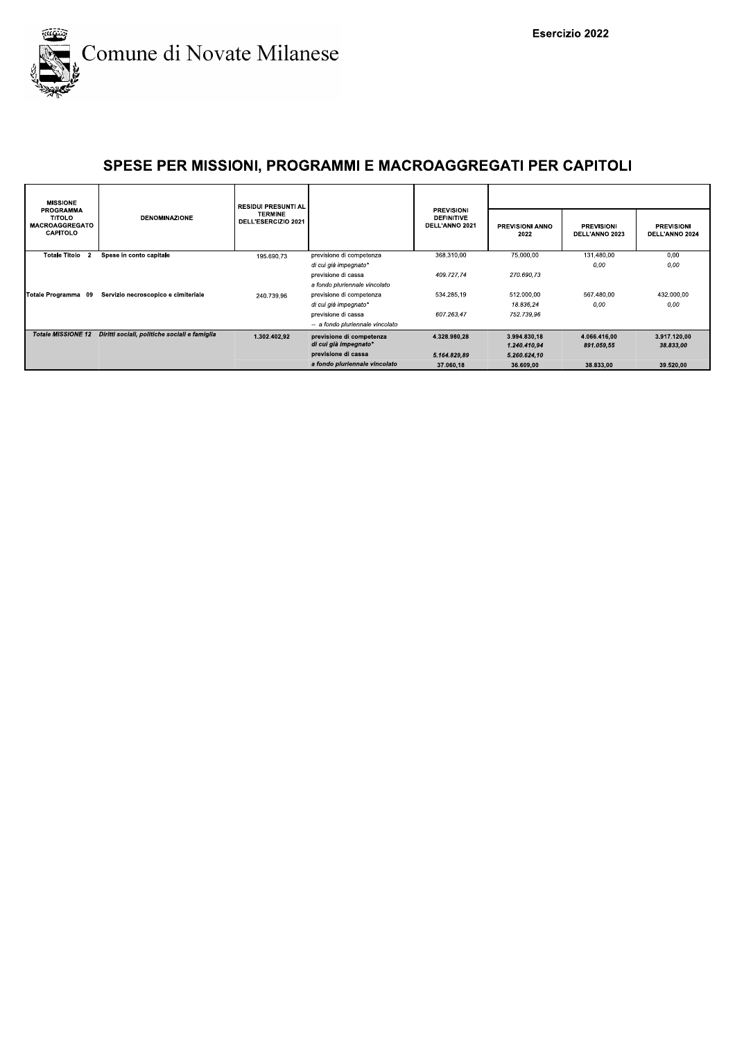Comune di Novate Milanese

Esercizio 2022

## SPESE PER MISSIONI, PROGRAMMI E MACROAGGREGATI PER CAPITOLI

| MISSIONE PROGRAMMA TITOLO MACROAGGREGATO CAPITOLO | DENOMINAZIONE | RESIDUI PRESUNTI AL TERMINE DELL'ESERCIZIO 2021 | | PREVISIONI DEFINITIVE DELL'ANNO 2021 | PREVISIONI ANNO 2022 | PREVISIONI DELL'ANNO 2023 | PREVISIONI DELL'ANNO 2024 |
|---|---|---|---|---|---|---|---|
| Totale Titolo 2 | Spese in conto capitale | 195.690,73 | previsione di competenza | 368.310,00 | 75.000,00 | 131.480,00 | 0,00 |
| | | | *di cui già impegnato\** | | | *0,00* | *0,00* |
| | | | previsione di cassa | *409.727,74* | *270.690,73* | | |
| | | | *a fondo pluriennale vincolato* | | | | |
| Totale Programma 09 | Servizio necroscopico e cimiteriale | 240.739,96 | previsione di competenza | 534.285,19 | 512.000,00 | 567.480,00 | 432.000,00 |
| | | | *di cui già impegnato\** | | *18.836,24* | *0,00* | *0,00* |
| | | | previsione di cassa | *607.263,47* | *752.739,96* | | |
| | | | *-- a fondo pluriennale vincolato* | | | | |
| ***Totale MISSIONE 12*** | ***Diritti sociali, politiche sociali e famiglia*** | **1.302.402,92** | **previsione di competenza** | **4.328.980,28** | **3.994.830,18** | **4.066.416,00** | **3.917.120,00** |
| | | | ***di cui già impegnato\**** | | ***1.240.410,94*** | ***891.059,55*** | ***38.833,00*** |
| | | | **previsione di cassa** | ***5.164.829,89*** | ***5.260.624,10*** | | |
| | | | ***a fondo pluriennale vincolato*** | **37.060,18** | **36.609,00** | **38.833,00** | **39.520,00** |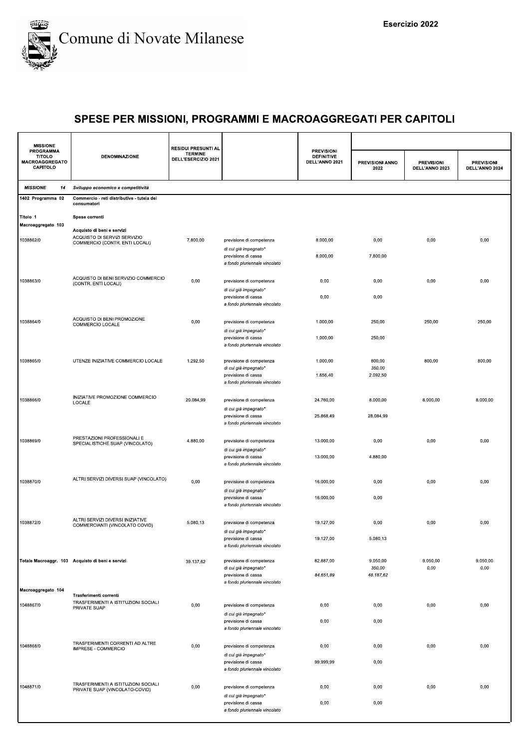# Comune di Novate Milanese

Esercizio 2022

## SPESE PER MISSIONI, PROGRAMMI E MACROAGGREGATI PER CAPITOLI

| MISSIONE PROGRAMMA TITOLO MACROAGGREGATO CAPITOLO | DENOMINAZIONE | RESIDUI PRESUNTI AL TERMINE DELL'ESERCIZIO 2021 | | PREVISIONI DEFINITIVE DELL'ANNO 2021 | PREVISIONI ANNO 2022 | PREVISIONI DELL'ANNO 2023 | PREVISIONI DELL'ANNO 2024 |
|---|---|---|---|---|---|---|---|
| *MISSIONE 14* | *Sviluppo economico e competitività* | | | | | | |
| 1402 Programma 02 | Commercio - reti distributive - tutela dei consumatori | | | | | | |
| Titolo 1 | Spese correnti | | | | | | |
| Macroaggregato 103 | Acquisto di beni e servizi | | | | | | |
| 1038862/0 | ACQUISTO DI SERVIZI SERVIZIO COMMERCIO (CONTR. ENTI LOCALI) | 7.800,00 | previsione di competenza | 8.000,00 | 0,00 | 0,00 | 0,00 |
| | | | *di cui già impegnato** | | | | |
| | | | previsione di cassa | 8.000,00 | 7.800,00 | | |
| | | | *a fondo pluriennale vincolato* | | | | |
| 1038863/0 | ACQUISTO DI BENI SERVIZIO COMMERCIO (CONTR. ENTI LOCALI) | 0,00 | previsione di competenza | 0,00 | 0,00 | 0,00 | 0,00 |
| | | | *di cui già impegnato** | | | | |
| | | | previsione di cassa | 0,00 | 0,00 | | |
| | | | *a fondo pluriennale vincolato* | | | | |
| 1038864/0 | ACQUISTO DI BENI PROMOZIONE COMMERCIO LOCALE | 0,00 | previsione di competenza | 1.000,00 | 250,00 | 250,00 | 250,00 |
| | | | *di cui già impegnato** | | | | |
| | | | previsione di cassa | 1.000,00 | 250,00 | | |
| | | | *a fondo pluriennale vincolato* | | | | |
| 1038865/0 | UTENZE INIZIATIVE COMMERCIO LOCALE | 1.292,50 | previsione di competenza | 1.000,00 | 800,00 | 800,00 | 800,00 |
| | | | *di cui già impegnato** | | *350,00* | | |
| | | | previsione di cassa | 1.656,40 | 2.092,50 | | |
| | | | *a fondo pluriennale vincolato* | | | | |
| 1038866/0 | INIZIATIVE PROMOZIONE COMMERCIO LOCALE | 20.084,99 | previsione di competenza | 24.760,00 | 8.000,00 | 8.000,00 | 8.000,00 |
| | | | *di cui già impegnato** | | | | |
| | | | previsione di cassa | 25.868,49 | 28.084,99 | | |
| | | | *a fondo pluriennale vincolato* | | | | |
| 1038869/0 | PRESTAZIONI PROFESSIONALI E SPECIALISTICHE SUAP (VINCOLATO) | 4.880,00 | previsione di competenza | 13.000,00 | 0,00 | 0,00 | 0,00 |
| | | | *di cui già impegnato** | | | | |
| | | | previsione di cassa | 13.000,00 | 4.880,00 | | |
| | | | *a fondo pluriennale vincolato* | | | | |
| 1038870/0 | ALTRI SERVIZI DIVERSI SUAP (VINCOLATO) | 0,00 | previsione di competenza | 16.000,00 | 0,00 | 0,00 | 0,00 |
| | | | *di cui già impegnato** | | | | |
| | | | previsione di cassa | 16.000,00 | 0,00 | | |
| | | | *a fondo pluriennale vincolato* | | | | |
| 1038872/0 | ALTRI SERVIZI DIVERSI INIZIATIVE COMMERCIANTI (VINCOLATO COVID) | 5.080,13 | previsione di competenza | 19.127,00 | 0,00 | 0,00 | 0,00 |
| | | | *di cui già impegnato** | | | | |
| | | | previsione di cassa | 19.127,00 | 5.080,13 | | |
| | | | *a fondo pluriennale vincolato* | | | | |
| Totale Macroaggr. 103 | Acquisto di beni e servizi | 39.137,62 | previsione di competenza | 82.887,00 | 9.050,00 | 9.050,00 | 9.050,00 |
| | | | *di cui già impegnato** | | *350,00* | *0,00* | *0,00* |
| | | | previsione di cassa | *84.651,89* | *48.187,62* | | |
| | | | *a fondo pluriennale vincolato* | | | | |
| Macroaggregato 104 | Trasferimenti correnti | | | | | | |
| 1048867/0 | TRASFERIMENTI A ISTITUZIONI SOCIALI PRIVATE SUAP | 0,00 | previsione di competenza | 0,00 | 0,00 | 0,00 | 0,00 |
| | | | *di cui già impegnato** | | | | |
| | | | previsione di cassa | 0,00 | 0,00 | | |
| | | | *a fondo pluriennale vincolato* | | | | |
| 1048868/0 | TRASFERIMENTI CORRENTI AD ALTRE IMPRESE - COMMERCIO | 0,00 | previsione di competenza | 0,00 | 0,00 | 0,00 | 0,00 |
| | | | *di cui già impegnato** | | | | |
| | | | previsione di cassa | 99.999,99 | 0,00 | | |
| | | | *a fondo pluriennale vincolato* | | | | |
| 1048871/0 | TRASFERIMENTI A ISTITUZIONI SOCIALI PRIVATE SUAP (VINCOLATO-COVID) | 0,00 | previsione di competenza | 0,00 | 0,00 | 0,00 | 0,00 |
| | | | *di cui già impegnato** | | | | |
| | | | previsione di cassa | 0,00 | 0,00 | | |
| | | | *a fondo pluriennale vincolato* | | | | |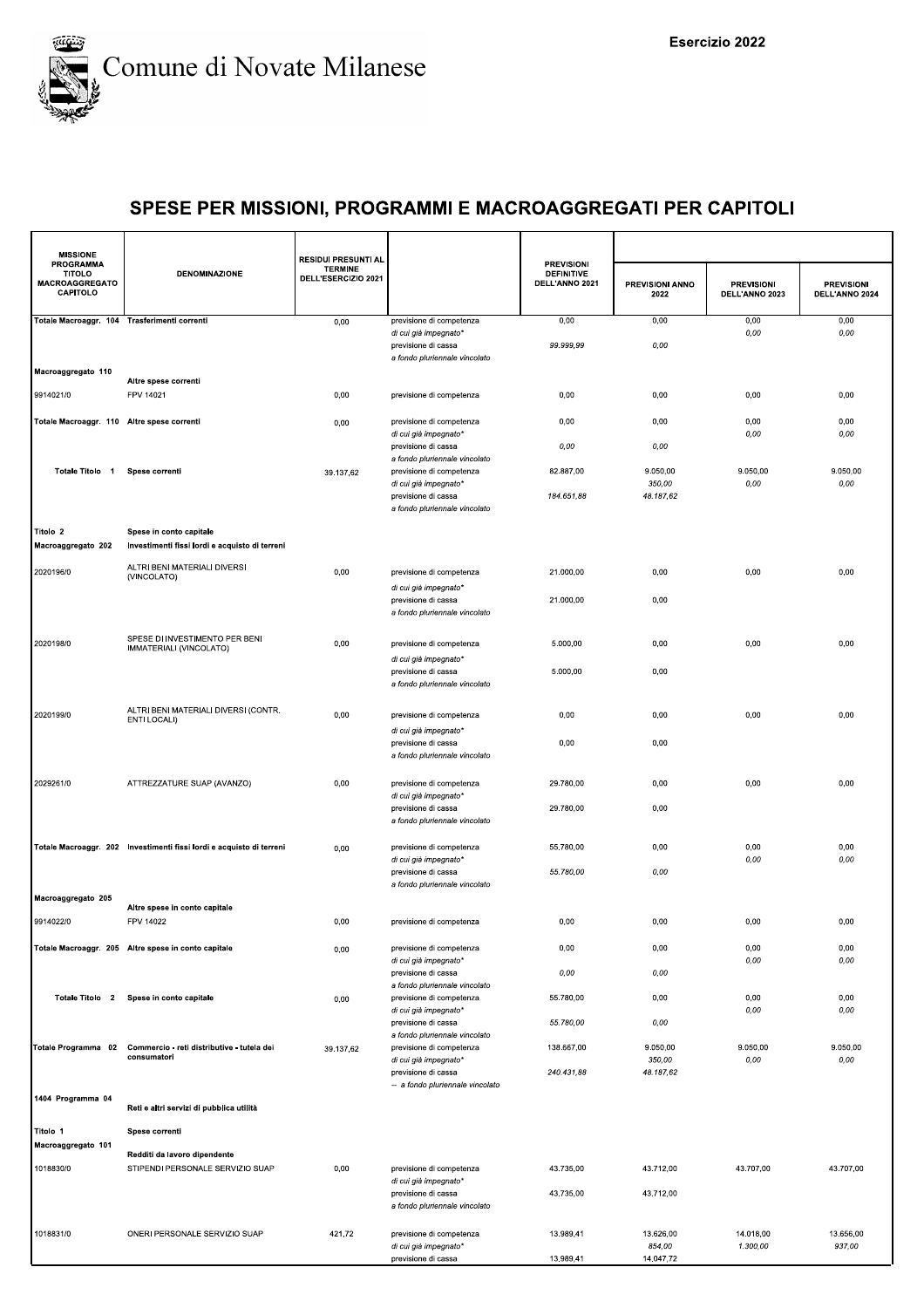Comune di Novate Milanese

Esercizio 2022

## SPESE PER MISSIONI, PROGRAMMI E MACROAGGREGATI PER CAPITOLI

| MISSIONE PROGRAMMA TITOLO MACROAGGREGATO CAPITOLO | DENOMINAZIONE | RESIDUI PRESUNTI AL TERMINE DELL'ESERCIZIO 2021 | | PREVISIONI DEFINITIVE DELL'ANNO 2021 | PREVISIONI ANNO 2022 | PREVISIONI DELL'ANNO 2023 | PREVISIONI DELL'ANNO 2024 |
|---|---|---|---|---|---|---|---|
| Totale Macroaggr. 104 | Trasferimenti correnti | 0,00 | previsione di competenza | 0,00 | 0,00 | 0,00 | 0,00 |
| | | | di cui già impegnato* | | | 0,00 | 0,00 |
| | | | previsione di cassa | 99.999,99 | 0,00 | | |
| | | | a fondo pluriennale vincolato | | | | |
| Macroaggregato 110 | Altre spese correnti | | | | | | |
| 9914021/0 | FPV 14021 | 0,00 | previsione di competenza | 0,00 | 0,00 | 0,00 | 0,00 |
| Totale Macroaggr. 110 | Altre spese correnti | 0,00 | previsione di competenza | 0,00 | 0,00 | 0,00 | 0,00 |
| | | | di cui già impegnato* | | | 0,00 | 0,00 |
| | | | previsione di cassa | 0,00 | 0,00 | | |
| | | | a fondo pluriennale vincolato | | | | |
| Totale Titolo 1 | Spese correnti | 39.137,62 | previsione di competenza | 82.887,00 | 9.050,00 | 9.050,00 | 9.050,00 |
| | | | di cui già impegnato* | | 350,00 | 0,00 | 0,00 |
| | | | previsione di cassa | 184.651,88 | 48.187,62 | | |
| | | | a fondo pluriennale vincolato | | | | |
| Titolo 2 | Spese in conto capitale | | | | | | |
| Macroaggregato 202 | Investimenti fissi lordi e acquisto di terreni | | | | | | |
| 2020196/0 | ALTRI BENI MATERIALI DIVERSI (VINCOLATO) | 0,00 | previsione di competenza | 21.000,00 | 0,00 | 0,00 | 0,00 |
| | | | di cui già impegnato* | | | | |
| | | | previsione di cassa | 21.000,00 | 0,00 | | |
| | | | a fondo pluriennale vincolato | | | | |
| 2020198/0 | SPESE DI INVESTIMENTO PER BENI IMMATERIALI (VINCOLATO) | 0,00 | previsione di competenza | 5.000,00 | 0,00 | 0,00 | 0,00 |
| | | | di cui già impegnato* | | | | |
| | | | previsione di cassa | 5.000,00 | 0,00 | | |
| | | | a fondo pluriennale vincolato | | | | |
| 2020199/0 | ALTRI BENI MATERIALI DIVERSI (CONTR. ENTI LOCALI) | 0,00 | previsione di competenza | 0,00 | 0,00 | 0,00 | 0,00 |
| | | | di cui già impegnato* | | | | |
| | | | previsione di cassa | 0,00 | 0,00 | | |
| | | | a fondo pluriennale vincolato | | | | |
| 2029261/0 | ATTREZZATURE SUAP (AVANZO) | 0,00 | previsione di competenza | 29.780,00 | 0,00 | 0,00 | 0,00 |
| | | | di cui già impegnato* | | | | |
| | | | previsione di cassa | 29.780,00 | 0,00 | | |
| | | | a fondo pluriennale vincolato | | | | |
| Totale Macroaggr. 202 | Investimenti fissi lordi e acquisto di terreni | 0,00 | previsione di competenza | 55.780,00 | 0,00 | 0,00 | 0,00 |
| | | | di cui già impegnato* | | | 0,00 | 0,00 |
| | | | previsione di cassa | 55.780,00 | 0,00 | | |
| | | | a fondo pluriennale vincolato | | | | |
| Macroaggregato 205 | Altre spese in conto capitale | | | | | | |
| 9914022/0 | FPV 14022 | 0,00 | previsione di competenza | 0,00 | 0,00 | 0,00 | 0,00 |
| Totale Macroaggr. 205 | Altre spese in conto capitale | 0,00 | previsione di competenza | 0,00 | 0,00 | 0,00 | 0,00 |
| | | | di cui già impegnato* | | | 0,00 | 0,00 |
| | | | previsione di cassa | 0,00 | 0,00 | | |
| | | | a fondo pluriennale vincolato | | | | |
| Totale Titolo 2 | Spese in conto capitale | 0,00 | previsione di competenza | 55.780,00 | 0,00 | 0,00 | 0,00 |
| | | | di cui già impegnato* | | | 0,00 | 0,00 |
| | | | previsione di cassa | 55.780,00 | 0,00 | | |
| | | | a fondo pluriennale vincolato | | | | |
| Totale Programma 02 | Commercio - reti distributive - tutela dei consumatori | 39.137,62 | previsione di competenza | 138.667,00 | 9.050,00 | 9.050,00 | 9.050,00 |
| | | | di cui già impegnato* | | 350,00 | 0,00 | 0,00 |
| | | | previsione di cassa | 240.431,88 | 48.187,62 | | |
| | | | -- a fondo pluriennale vincolato | | | | |
| 1404 Programma 04 | Reti e altri servizi di pubblica utilità | | | | | | |
| Titolo 1 | Spese correnti | | | | | | |
| Macroaggregato 101 | Redditi da lavoro dipendente | | | | | | |
| 1018830/0 | STIPENDI PERSONALE SERVIZIO SUAP | 0,00 | previsione di competenza | 43.735,00 | 43.712,00 | 43.707,00 | 43.707,00 |
| | | | di cui già impegnato* | | | | |
| | | | previsione di cassa | 43.735,00 | 43.712,00 | | |
| | | | a fondo pluriennale vincolato | | | | |
| 1018831/0 | ONERI PERSONALE SERVIZIO SUAP | 421,72 | previsione di competenza | 13.989,41 | 13.626,00 | 14.018,00 | 13.656,00 |
| | | | di cui già impegnato* | | 854,00 | 1.300,00 | 937,00 |
| | | | previsione di cassa | 13.989,41 | 14.047,72 | | |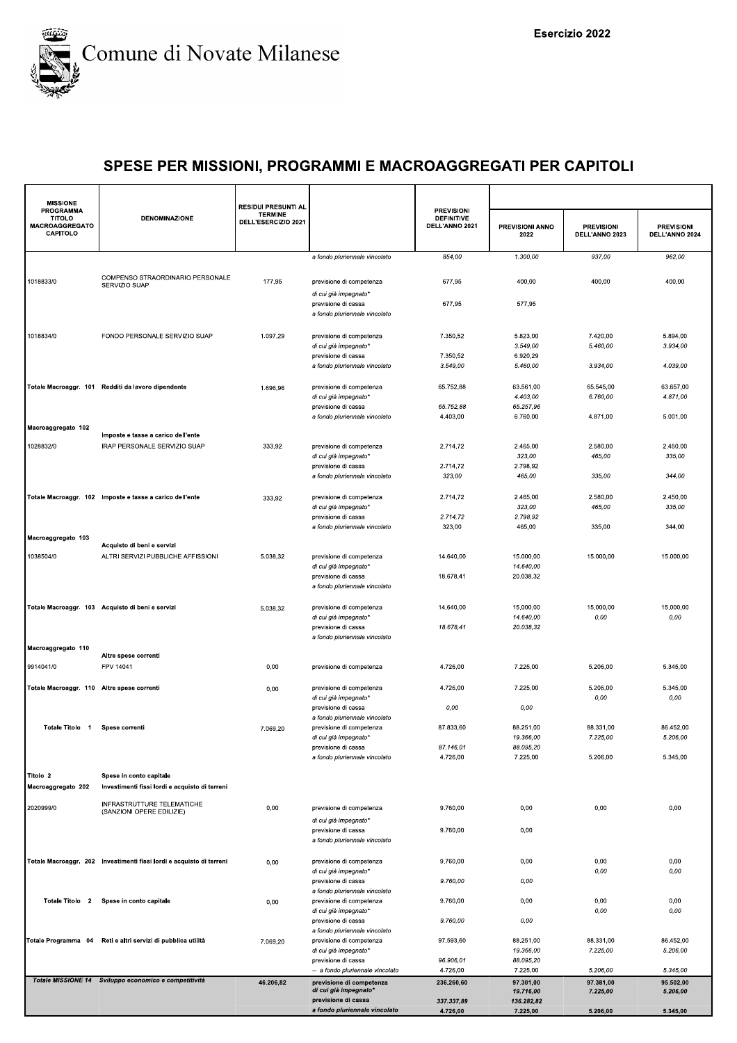# Comune di Novate Milanese

Esercizio 2022

## SPESE PER MISSIONI, PROGRAMMI E MACROAGGREGATI PER CAPITOLI

| MISSIONE PROGRAMMA TITOLO MACROAGGREGATO CAPITOLO | DENOMINAZIONE | RESIDUI PRESUNTI AL TERMINE DELL'ESERCIZIO 2021 | | PREVISIONI DEFINITIVE DELL'ANNO 2021 | PREVISIONI ANNO 2022 | PREVISIONI DELL'ANNO 2023 | PREVISIONI DELL'ANNO 2024 |
|---|---|---|---|---|---|---|---|
| | | | *a fondo pluriennale vincolato* | *854,00* | *1.300,00* | *937,00* | *962,00* |
| 1018833/0 | COMPENSO STRAORDINARIO PERSONALE SERVIZIO SUAP | 177,95 | previsione di competenza | 677,95 | 400,00 | 400,00 | 400,00 |
| | | | *di cui già impegnato** | | | | |
| | | | previsione di cassa | 677,95 | 577,95 | | |
| | | | *a fondo pluriennale vincolato* | | | | |
| 1018834/0 | FONDO PERSONALE SERVIZIO SUAP | 1.097,29 | previsione di competenza | 7.350,52 | 5.823,00 | 7.420,00 | 5.894,00 |
| | | | *di cui già impegnato** | | *3.549,00* | *5.460,00* | *3.934,00* |
| | | | previsione di cassa | 7.350,52 | 6.920,29 | | |
| | | | *a fondo pluriennale vincolato* | *3.549,00* | *5.460,00* | *3.934,00* | *4.039,00* |
| Totale Macroaggr. 101 | Redditi da lavoro dipendente | 1.696,96 | previsione di competenza | 65.752,88 | 63.561,00 | 65.545,00 | 63.657,00 |
| | | | *di cui già impegnato** | | *4.403,00* | *6.760,00* | *4.871,00* |
| | | | previsione di cassa | *65.752,88* | *65.257,96* | | |
| | | | *a fondo pluriennale vincolato* | 4.403,00 | 6.760,00 | 4.871,00 | 5.001,00 |
| Macroaggregato 102 | Imposte e tasse a carico dell'ente | | | | | | |
| 1028832/0 | IRAP PERSONALE SERVIZIO SUAP | 333,92 | previsione di competenza | 2.714,72 | 2.465,00 | 2.580,00 | 2.450,00 |
| | | | *di cui già impegnato** | | *323,00* | *465,00* | *335,00* |
| | | | previsione di cassa | 2.714,72 | 2.798,92 | | |
| | | | *a fondo pluriennale vincolato* | *323,00* | *465,00* | *335,00* | *344,00* |
| Totale Macroaggr. 102 | Imposte e tasse a carico dell'ente | 333,92 | previsione di competenza | 2.714,72 | 2.465,00 | 2.580,00 | 2.450,00 |
| | | | *di cui già impegnato** | | *323,00* | *465,00* | *335,00* |
| | | | previsione di cassa | *2.714,72* | *2.798,92* | | |
| | | | *a fondo pluriennale vincolato* | 323,00 | 465,00 | 335,00 | 344,00 |
| Macroaggregato 103 | Acquisto di beni e servizi | | | | | | |
| 1038504/0 | ALTRI SERVIZI PUBBLICHE AFFISSIONI | 5.038,32 | previsione di competenza | 14.640,00 | 15.000,00 | 15.000,00 | 15.000,00 |
| | | | *di cui già impegnato** | | *14.640,00* | | |
| | | | previsione di cassa | 18.678,41 | 20.038,32 | | |
| | | | *a fondo pluriennale vincolato* | | | | |
| Totale Macroaggr. 103 | Acquisto di beni e servizi | 5.038,32 | previsione di competenza | 14.640,00 | 15.000,00 | 15.000,00 | 15.000,00 |
| | | | *di cui già impegnato** | | *14.640,00* | *0,00* | *0,00* |
| | | | previsione di cassa | *18.678,41* | *20.038,32* | | |
| | | | *a fondo pluriennale vincolato* | | | | |
| Macroaggregato 110 | Altre spese correnti | | | | | | |
| 9914041/0 | FPV 14041 | 0,00 | previsione di competenza | 4.726,00 | 7.225,00 | 5.206,00 | 5.345,00 |
| Totale Macroaggr. 110 | Altre spese correnti | 0,00 | previsione di competenza | 4.726,00 | 7.225,00 | 5.206,00 | 5.345,00 |
| | | | *di cui già impegnato** | | | *0,00* | *0,00* |
| | | | previsione di cassa | *0,00* | *0,00* | | |
| | | | *a fondo pluriennale vincolato* | | | | |
| Totale Titolo 1 | Spese correnti | 7.069,20 | previsione di competenza | 87.833,60 | 88.251,00 | 88.331,00 | 86.452,00 |
| | | | *di cui già impegnato** | | *19.366,00* | *7.225,00* | *5.206,00* |
| | | | previsione di cassa | *87.146,01* | *88.095,20* | | |
| | | | *a fondo pluriennale vincolato* | 4.726,00 | 7.225,00 | 5.206,00 | 5.345,00 |
| Titolo 2 | Spese in conto capitale | | | | | | |
| Macroaggregato 202 | Investimenti fissi lordi e acquisto di terreni | | | | | | |
| 2020999/0 | INFRASTRUTTURE TELEMATICHE (SANZIONI OPERE EDILIZIE) | 0,00 | previsione di competenza | 9.760,00 | 0,00 | 0,00 | 0,00 |
| | | | *di cui già impegnato** | | | | |
| | | | previsione di cassa | 9.760,00 | 0,00 | | |
| | | | *a fondo pluriennale vincolato* | | | | |
| Totale Macroaggr. 202 | Investimenti fissi lordi e acquisto di terreni | 0,00 | previsione di competenza | 9.760,00 | 0,00 | 0,00 | 0,00 |
| | | | *di cui già impegnato** | | | *0,00* | *0,00* |
| | | | previsione di cassa | *9.760,00* | *0,00* | | |
| | | | *a fondo pluriennale vincolato* | | | | |
| Totale Titolo 2 | Spese in conto capitale | 0,00 | previsione di competenza | 9.760,00 | 0,00 | 0,00 | 0,00 |
| | | | *di cui già impegnato** | | | *0,00* | *0,00* |
| | | | previsione di cassa | *9.760,00* | *0,00* | | |
| | | | *a fondo pluriennale vincolato* | | | | |
| Totale Programma 04 | Reti e altri servizi di pubblica utilità | 7.069,20 | previsione di competenza | 97.593,60 | 88.251,00 | 88.331,00 | 86.452,00 |
| | | | *di cui già impegnato** | | *19.366,00* | *7.225,00* | *5.206,00* |
| | | | previsione di cassa | *96.906,01* | *88.095,20* | | |
| | | | -- *a fondo pluriennale vincolato* | 4.726,00 | 7.225,00 | *5.206,00* | *5.345,00* |
| **Totale MISSIONE 14** | **Sviluppo economico e competitività** | **46.206,82** | **previsione di competenza** | **236.260,60** | **97.301,00** | **97.381,00** | **95.502,00** |
| | | | ***di cui già impegnato**** | | ***19.716,00*** | ***7.225,00*** | ***5.206,00*** |
| | | | **previsione di cassa** | ***337.337,89*** | ***136.282,82*** | | |
| | | | ***a fondo pluriennale vincolato*** | **4.726,00** | **7.225,00** | **5.206,00** | **5.345,00** |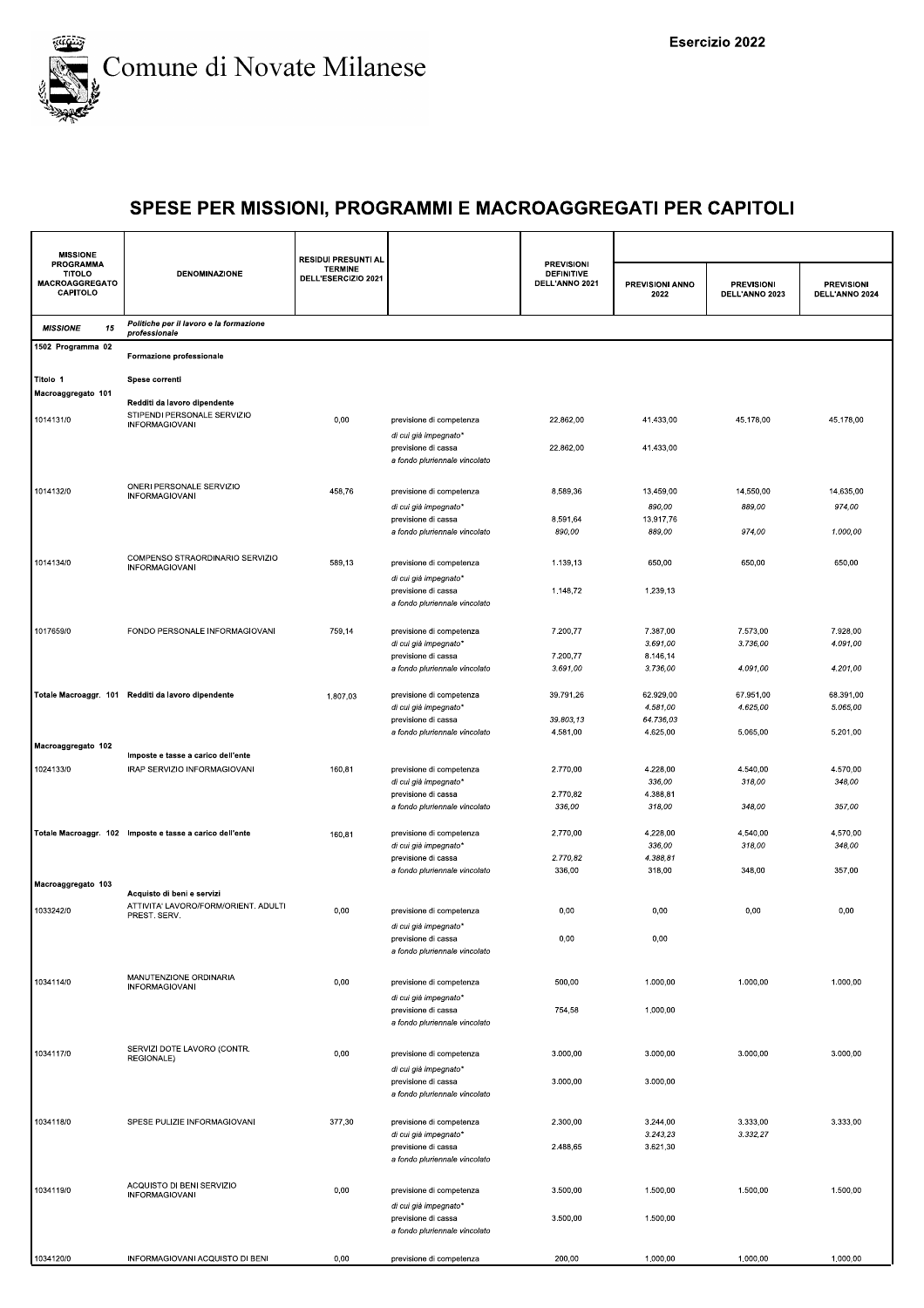# Comune di Novate Milanese

Esercizio 2022

## SPESE PER MISSIONI, PROGRAMMI E MACROAGGREGATI PER CAPITOLI

| MISSIONE PROGRAMMA TITOLO MACROAGGREGATO CAPITOLO | DENOMINAZIONE | RESIDUI PRESUNTI AL TERMINE DELL'ESERCIZIO 2021 | | PREVISIONI DEFINITIVE DELL'ANNO 2021 | PREVISIONI ANNO 2022 | PREVISIONI DELL'ANNO 2023 | PREVISIONI DELL'ANNO 2024 |
|---|---|---|---|---|---|---|---|
| *MISSIONE 15* | *Politiche per il lavoro e la formazione professionale* | | | | | | |
| 1502 Programma 02 | Formazione professionale | | | | | | |
| Titolo 1 | Spese correnti | | | | | | |
| Macroaggregato 101 | Redditi da lavoro dipendente | | | | | | |
| 1014131/0 | STIPENDI PERSONALE SERVIZIO INFORMAGIOVANI | 0,00 | previsione di competenza | 22.862,00 | 41.433,00 | 45.178,00 | 45.178,00 |
| | | | *di cui già impegnato** | | | | |
| | | | previsione di cassa | 22.862,00 | 41.433,00 | | |
| | | | *a fondo pluriennale vincolato* | | | | |
| 1014132/0 | ONERI PERSONALE SERVIZIO INFORMAGIOVANI | 458,76 | previsione di competenza | 8.589,36 | 13.459,00 | 14.550,00 | 14.635,00 |
| | | | *di cui già impegnato** | | *890,00* | *889,00* | *974,00* |
| | | | previsione di cassa | 8.591,64 | 13.917,76 | | |
| | | | *a fondo pluriennale vincolato* | *890,00* | *889,00* | *974,00* | *1.000,00* |
| 1014134/0 | COMPENSO STRAORDINARIO SERVIZIO INFORMAGIOVANI | 589,13 | previsione di competenza | 1.139,13 | 650,00 | 650,00 | 650,00 |
| | | | *di cui già impegnato** | | | | |
| | | | previsione di cassa | 1.148,72 | 1.239,13 | | |
| | | | *a fondo pluriennale vincolato* | | | | |
| 1017659/0 | FONDO PERSONALE INFORMAGIOVANI | 759,14 | previsione di competenza | 7.200,77 | 7.387,00 | 7.573,00 | 7.928,00 |
| | | | *di cui già impegnato** | | *3.691,00* | *3.736,00* | *4.091,00* |
| | | | previsione di cassa | 7.200,77 | 8.146,14 | | |
| | | | *a fondo pluriennale vincolato* | *3.691,00* | *3.736,00* | *4.091,00* | *4.201,00* |
| Totale Macroaggr. 101 | Redditi da lavoro dipendente | 1.807,03 | previsione di competenza | 39.791,26 | 62.929,00 | 67.951,00 | 68.391,00 |
| | | | *di cui già impegnato** | | *4.581,00* | *4.625,00* | *5.065,00* |
| | | | previsione di cassa | *39.803,13* | *64.736,03* | | |
| | | | *a fondo pluriennale vincolato* | 4.581,00 | 4.625,00 | 5.065,00 | 5.201,00 |
| Macroaggregato 102 | Imposte e tasse a carico dell'ente | | | | | | |
| 1024133/0 | IRAP SERVIZIO INFORMAGIOVANI | 160,81 | previsione di competenza | 2.770,00 | 4.228,00 | 4.540,00 | 4.570,00 |
| | | | *di cui già impegnato** | | *336,00* | *318,00* | *348,00* |
| | | | previsione di cassa | 2.770,82 | 4.388,81 | | |
| | | | *a fondo pluriennale vincolato* | *336,00* | *318,00* | *348,00* | *357,00* |
| Totale Macroaggr. 102 | Imposte e tasse a carico dell'ente | 160,81 | previsione di competenza | 2.770,00 | 4.228,00 | 4.540,00 | 4.570,00 |
| | | | *di cui già impegnato** | | *336,00* | *318,00* | *348,00* |
| | | | previsione di cassa | *2.770,82* | *4.388,81* | | |
| | | | *a fondo pluriennale vincolato* | 336,00 | 318,00 | 348,00 | 357,00 |
| Macroaggregato 103 | Acquisto di beni e servizi | | | | | | |
| 1033242/0 | ATTIVITA' LAVORO/FORM/ORIENT. ADULTI PREST. SERV. | 0,00 | previsione di competenza | 0,00 | 0,00 | 0,00 | 0,00 |
| | | | *di cui già impegnato** | | | | |
| | | | previsione di cassa | 0,00 | 0,00 | | |
| | | | *a fondo pluriennale vincolato* | | | | |
| 1034114/0 | MANUTENZIONE ORDINARIA INFORMAGIOVANI | 0,00 | previsione di competenza | 500,00 | 1.000,00 | 1.000,00 | 1.000,00 |
| | | | *di cui già impegnato** | | | | |
| | | | previsione di cassa | 754,58 | 1.000,00 | | |
| | | | *a fondo pluriennale vincolato* | | | | |
| 1034117/0 | SERVIZI DOTE LAVORO (CONTR. REGIONALE) | 0,00 | previsione di competenza | 3.000,00 | 3.000,00 | 3.000,00 | 3.000,00 |
| | | | *di cui già impegnato** | | | | |
| | | | previsione di cassa | 3.000,00 | 3.000,00 | | |
| | | | *a fondo pluriennale vincolato* | | | | |
| 1034118/0 | SPESE PULIZIE INFORMAGIOVANI | 377,30 | previsione di competenza | 2.300,00 | 3.244,00 | 3.333,00 | 3.333,00 |
| | | | *di cui già impegnato** | | *3.243,23* | *3.332,27* | |
| | | | previsione di cassa | 2.488,65 | 3.621,30 | | |
| | | | *a fondo pluriennale vincolato* | | | | |
| 1034119/0 | ACQUISTO DI BENI SERVIZIO INFORMAGIOVANI | 0,00 | previsione di competenza | 3.500,00 | 1.500,00 | 1.500,00 | 1.500,00 |
| | | | *di cui già impegnato** | | | | |
| | | | previsione di cassa | 3.500,00 | 1.500,00 | | |
| | | | *a fondo pluriennale vincolato* | | | | |
| 1034120/0 | INFORMAGIOVANI ACQUISTO DI BENI | 0,00 | previsione di competenza | 200,00 | 1.000,00 | 1.000,00 | 1.000,00 |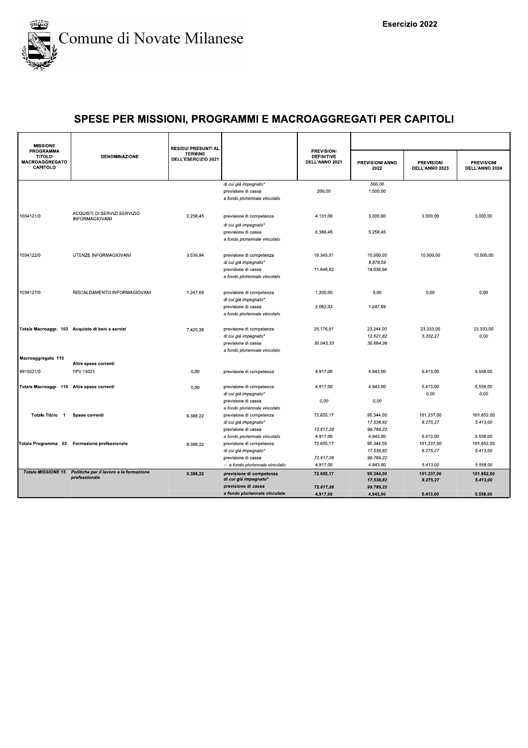Comune di Novate Milanese

Esercizio 2022

## SPESE PER MISSIONI, PROGRAMMI E MACROAGGREGATI PER CAPITOLI

| MISSIONE PROGRAMMA TITOLO MACROAGGREGATO CAPITOLO | DENOMINAZIONE | RESIDUI PRESUNTI AL TERMINE DELL'ESERCIZIO 2021 | | PREVISIONI DEFINITIVE DELL'ANNO 2021 | PREVISIONI ANNO 2022 | PREVISIONI DELL'ANNO 2023 | PREVISIONI DELL'ANNO 2024 |
|---|---|---|---|---|---|---|---|
| | | | *di cui già impegnato** | | *500,00* | | |
| | | | previsione di cassa | 200,00 | 1.000,00 | | |
| | | | *a fondo pluriennale vincolato* | | | | |
| 1034121/0 | ACQUISTI DI SERVIZI SERVIZIO INFORMAGIOVANI | 2.258,45 | previsione di competenza | 4.131,00 | 3.000,00 | 3.000,00 | 3.000,00 |
| | | | *di cui già impegnato** | | | | |
| | | | previsione di cassa | 6.389,45 | 5.258,45 | | |
| | | | *a fondo pluriennale vincolato* | | | | |
| 1034122/0 | UTENZE INFORMAGIOVANI | 3.536,94 | previsione di competenza | 10.345,91 | 10.500,00 | 10.500,00 | 10.500,00 |
| | | | *di cui già impegnato** | | *8.878,59* | | |
| | | | previsione di cassa | 11.648,62 | 14.036,94 | | |
| | | | *a fondo pluriennale vincolato* | | | | |
| 1034127/0 | RISCALDAMENTO INFORMAGIOVANI | 1.247,69 | previsione di competenza | 1.200,00 | 0,00 | 0,00 | 0,00 |
| | | | *di cui già impegnato** | | | | |
| | | | previsione di cassa | 2.062,03 | 1.247,69 | | |
| | | | *a fondo pluriennale vincolato* | | | | |
| **Totale Macroaggr. 103** | **Acquisto di beni e servizi** | 7.420,38 | previsione di competenza | 25.176,91 | 23.244,00 | 23.333,00 | 23.333,00 |
| | | | *di cui già impegnato** | | *12.621,82* | *3.332,27* | *0,00* |
| | | | previsione di cassa | *30.043,33* | *30.664,38* | | |
| | | | *a fondo pluriennale vincolato* | | | | |
| **Macroaggregato 110** | **Altre spese correnti** | | | | | | |
| 9915021/0 | FPV 15021 | 0,00 | previsione di competenza | 4.917,00 | 4.943,00 | 5.413,00 | 5.558,00 |
| **Totale Macroaggr. 110** | **Altre spese correnti** | 0,00 | previsione di competenza | 4.917,00 | 4.943,00 | 5.413,00 | 5.558,00 |
| | | | *di cui già impegnato** | | | *0,00* | *0,00* |
| | | | previsione di cassa | *0,00* | *0,00* | | |
| | | | *a fondo pluriennale vincolato* | | | | |
| **Totale Titolo 1** | **Spese correnti** | 9.388,22 | previsione di competenza | 72.655,17 | 95.344,00 | 101.237,00 | 101.852,00 |
| | | | *di cui già impegnato** | | *17.538,82* | *8.275,27* | *5.413,00* |
| | | | previsione di cassa | *72.617,28* | *99.789,22* | | |
| | | | *a fondo pluriennale vincolato* | 4.917,00 | 4.943,00 | 5.413,00 | 5.558,00 |
| **Totale Programma 02** | **Formazione professionale** | 9.388,22 | previsione di competenza | 72.655,17 | 95.344,00 | 101.237,00 | 101.852,00 |
| | | | *di cui già impegnato** | | *17.538,82* | *8.275,27* | *5.413,00* |
| | | | previsione di cassa | *72.617,28* | *99.789,22* | | |
| | | | -- *a fondo pluriennale vincolato* | 4.917,00 | 4.943,00 | *5.413,00* | *5.558,00* |
| ***Totale MISSIONE 15*** | ***Politiche per il lavoro e la formazione professionale*** | **9.388,22** | **previsione di competenza** | **72.655,17** | **95.344,00** | **101.237,00** | **101.852,00** |
| | | | ***di cui già impegnato**** | | ***17.538,82*** | ***8.275,27*** | ***5.413,00*** |
| | | | **previsione di cassa** | ***72.617,28*** | ***99.789,22*** | | |
| | | | ***a fondo pluriennale vincolato*** | **4.917,00** | **4.943,00** | **5.413,00** | **5.558,00** |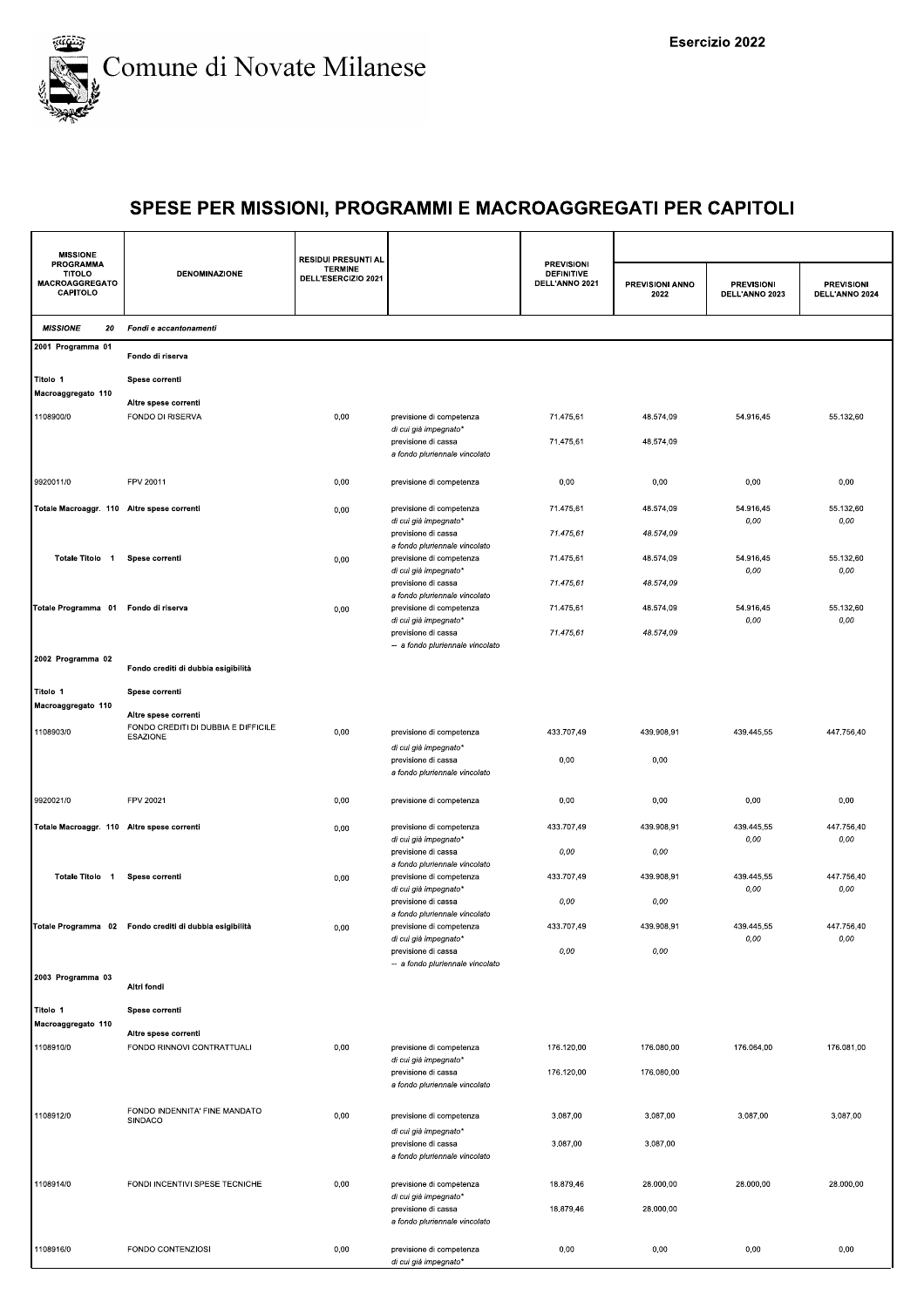Comune di Novate Milanese

Esercizio 2022

# SPESE PER MISSIONI, PROGRAMMI E MACROAGGREGATI PER CAPITOLI

| MISSIONE PROGRAMMA TITOLO MACROAGGREGATO CAPITOLO | DENOMINAZIONE | RESIDUI PRESUNTI AL TERMINE DELL'ESERCIZIO 2021 | | PREVISIONI DEFINITIVE DELL'ANNO 2021 | PREVISIONI ANNO 2022 | PREVISIONI DELL'ANNO 2023 | PREVISIONI DELL'ANNO 2024 |
|---|---|---|---|---|---|---|---|
| *MISSIONE 20* | *Fondi e accantonamenti* | | | | | | |
| 2001 Programma 01 | Fondo di riserva | | | | | | |
| Titolo 1 | Spese correnti | | | | | | |
| Macroaggregato 110 | Altre spese correnti | | | | | | |
| 1108900/0 | FONDO DI RISERVA | 0,00 | previsione di competenza | 71.475,61 | 48.574,09 | 54.916,45 | 55.132,60 |
| | | | *di cui già impegnato** | | | | |
| | | | previsione di cassa | 71.475,61 | 48.574,09 | | |
| | | | *a fondo pluriennale vincolato* | | | | |
| 9920011/0 | FPV 20011 | 0,00 | previsione di competenza | 0,00 | 0,00 | 0,00 | 0,00 |
| Totale Macroaggr. 110 | Altre spese correnti | 0,00 | previsione di competenza | 71.475,61 | 48.574,09 | 54.916,45 | 55.132,60 |
| | | | *di cui già impegnato** | | | *0,00* | *0,00* |
| | | | previsione di cassa | *71.475,61* | *48.574,09* | | |
| | | | *a fondo pluriennale vincolato* | | | | |
| Totale Titolo 1 | Spese correnti | 0,00 | previsione di competenza | 71.475,61 | 48.574,09 | 54.916,45 | 55.132,60 |
| | | | *di cui già impegnato** | | | *0,00* | *0,00* |
| | | | previsione di cassa | *71.475,61* | *48.574,09* | | |
| | | | *a fondo pluriennale vincolato* | | | | |
| Totale Programma 01 | Fondo di riserva | 0,00 | previsione di competenza | 71.475,61 | 48.574,09 | 54.916,45 | 55.132,60 |
| | | | *di cui già impegnato** | | | *0,00* | *0,00* |
| | | | previsione di cassa | *71.475,61* | *48.574,09* | | |
| | | | *-- a fondo pluriennale vincolato* | | | | |
| 2002 Programma 02 | Fondo crediti di dubbia esigibilità | | | | | | |
| Titolo 1 | Spese correnti | | | | | | |
| Macroaggregato 110 | Altre spese correnti | | | | | | |
| 1108903/0 | FONDO CREDITI DI DUBBIA E DIFFICILE ESAZIONE | 0,00 | previsione di competenza | 433.707,49 | 439.908,91 | 439.445,55 | 447.756,40 |
| | | | *di cui già impegnato** | | | | |
| | | | previsione di cassa | 0,00 | 0,00 | | |
| | | | *a fondo pluriennale vincolato* | | | | |
| 9920021/0 | FPV 20021 | 0,00 | previsione di competenza | 0,00 | 0,00 | 0,00 | 0,00 |
| Totale Macroaggr. 110 | Altre spese correnti | 0,00 | previsione di competenza | 433.707,49 | 439.908,91 | 439.445,55 | 447.756,40 |
| | | | *di cui già impegnato** | | | *0,00* | *0,00* |
| | | | previsione di cassa | *0,00* | *0,00* | | |
| | | | *a fondo pluriennale vincolato* | | | | |
| Totale Titolo 1 | Spese correnti | 0,00 | previsione di competenza | 433.707,49 | 439.908,91 | 439.445,55 | 447.756,40 |
| | | | *di cui già impegnato** | | | *0,00* | *0,00* |
| | | | previsione di cassa | *0,00* | *0,00* | | |
| | | | *a fondo pluriennale vincolato* | | | | |
| Totale Programma 02 | Fondo crediti di dubbia esigibilità | 0,00 | previsione di competenza | 433.707,49 | 439.908,91 | 439.445,55 | 447.756,40 |
| | | | *di cui già impegnato** | | | *0,00* | *0,00* |
| | | | previsione di cassa | *0,00* | *0,00* | | |
| | | | *-- a fondo pluriennale vincolato* | | | | |
| 2003 Programma 03 | Altri fondi | | | | | | |
| Titolo 1 | Spese correnti | | | | | | |
| Macroaggregato 110 | Altre spese correnti | | | | | | |
| 1108910/0 | FONDO RINNOVI CONTRATTUALI | 0,00 | previsione di competenza | 176.120,00 | 176.080,00 | 176.064,00 | 176.081,00 |
| | | | *di cui già impegnato** | | | | |
| | | | previsione di cassa | 176.120,00 | 176.080,00 | | |
| | | | *a fondo pluriennale vincolato* | | | | |
| 1108912/0 | FONDO INDENNITA' FINE MANDATO SINDACO | 0,00 | previsione di competenza | 3.087,00 | 3.087,00 | 3.087,00 | 3.087,00 |
| | | | *di cui già impegnato** | | | | |
| | | | previsione di cassa | 3.087,00 | 3.087,00 | | |
| | | | *a fondo pluriennale vincolato* | | | | |
| 1108914/0 | FONDI INCENTIVI SPESE TECNICHE | 0,00 | previsione di competenza | 18.879,46 | 28.000,00 | 28.000,00 | 28.000,00 |
| | | | *di cui già impegnato** | | | | |
| | | | previsione di cassa | 18.879,46 | 28.000,00 | | |
| | | | *a fondo pluriennale vincolato* | | | | |
| 1108916/0 | FONDO CONTENZIOSI | 0,00 | previsione di competenza | 0,00 | 0,00 | 0,00 | 0,00 |
| | | | *di cui già impegnato** | | | | |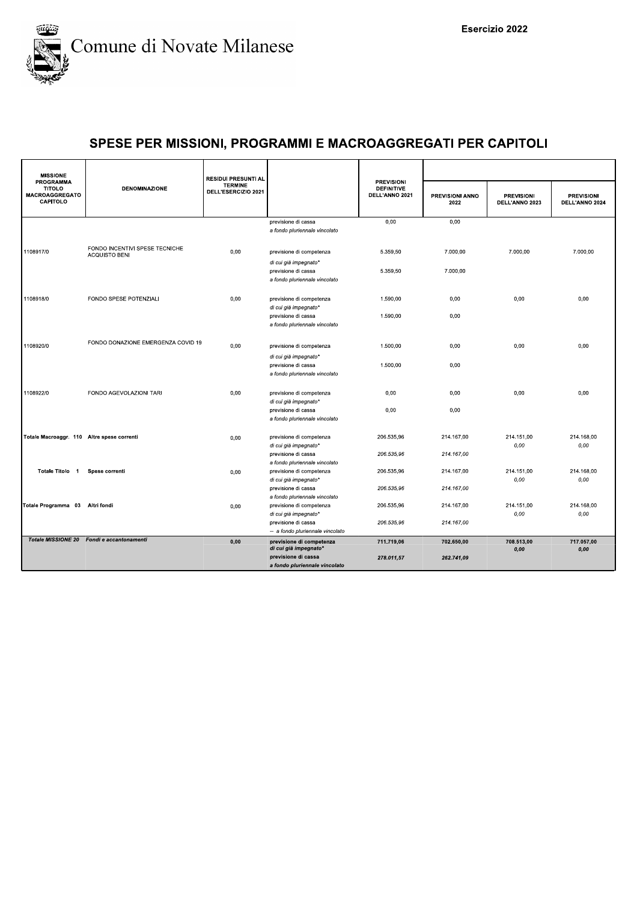# Comune di Novate Milanese

Esercizio 2022

## SPESE PER MISSIONI, PROGRAMMI E MACROAGGREGATI PER CAPITOLI

| MISSIONE PROGRAMMA TITOLO MACROAGGREGATO CAPITOLO | DENOMINAZIONE | RESIDUI PRESUNTI AL TERMINE DELL'ESERCIZIO 2021 | | PREVISIONI DEFINITIVE DELL'ANNO 2021 | PREVISIONI ANNO 2022 | PREVISIONI DELL'ANNO 2023 | PREVISIONI DELL'ANNO 2024 |
|---|---|---|---|---|---|---|---|
| | | | previsione di cassa | 0,00 | 0,00 | | |
| | | | *a fondo pluriennale vincolato* | | | | |
| 1108917/0 | FONDO INCENTIVI SPESE TECNICHE ACQUISTO BENI | 0,00 | previsione di competenza | 5.359,50 | 7.000,00 | 7.000,00 | 7.000,00 |
| | | | *di cui già impegnato** | | | | |
| | | | previsione di cassa | 5.359,50 | 7.000,00 | | |
| | | | *a fondo pluriennale vincolato* | | | | |
| 1108918/0 | FONDO SPESE POTENZIALI | 0,00 | previsione di competenza | 1.590,00 | 0,00 | 0,00 | 0,00 |
| | | | *di cui già impegnato** | | | | |
| | | | previsione di cassa | 1.590,00 | 0,00 | | |
| | | | *a fondo pluriennale vincolato* | | | | |
| 1108920/0 | FONDO DONAZIONE EMERGENZA COVID 19 | 0,00 | previsione di competenza | 1.500,00 | 0,00 | 0,00 | 0,00 |
| | | | *di cui già impegnato** | | | | |
| | | | previsione di cassa | 1.500,00 | 0,00 | | |
| | | | *a fondo pluriennale vincolato* | | | | |
| 1108922/0 | FONDO AGEVOLAZIONI TARI | 0,00 | previsione di competenza | 0,00 | 0,00 | 0,00 | 0,00 |
| | | | *di cui già impegnato** | | | | |
| | | | previsione di cassa | 0,00 | 0,00 | | |
| | | | *a fondo pluriennale vincolato* | | | | |
| **Totale Macroaggr. 110** | **Altre spese correnti** | 0,00 | previsione di competenza | 206.535,96 | 214.167,00 | 214.151,00 | 214.168,00 |
| | | | *di cui già impegnato** | | | *0,00* | *0,00* |
| | | | previsione di cassa | *206.535,96* | *214.167,00* | | |
| | | | *a fondo pluriennale vincolato* | | | | |
| **Totale Titolo 1** | **Spese correnti** | 0,00 | previsione di competenza | 206.535,96 | 214.167,00 | 214.151,00 | 214.168,00 |
| | | | *di cui già impegnato** | | | *0,00* | *0,00* |
| | | | previsione di cassa | *206.535,96* | *214.167,00* | | |
| | | | *a fondo pluriennale vincolato* | | | | |
| **Totale Programma 03** | **Altri fondi** | 0,00 | previsione di competenza | 206.535,96 | 214.167,00 | 214.151,00 | 214.168,00 |
| | | | *di cui già impegnato** | | | *0,00* | *0,00* |
| | | | previsione di cassa | *206.535,96* | *214.167,00* | | |
| | | | *-- a fondo pluriennale vincolato* | | | | |
| ***Totale MISSIONE 20*** | ***Fondi e accantonamenti*** | **0,00** | **previsione di competenza** | **711.719,06** | **702.650,00** | **708.513,00** | **717.057,00** |
| | | | ***di cui già impegnato**** | | | ***0,00*** | ***0,00*** |
| | | | **previsione di cassa** | ***278.011,57*** | ***262.741,09*** | | |
| | | | ***a fondo pluriennale vincolato*** | | | | |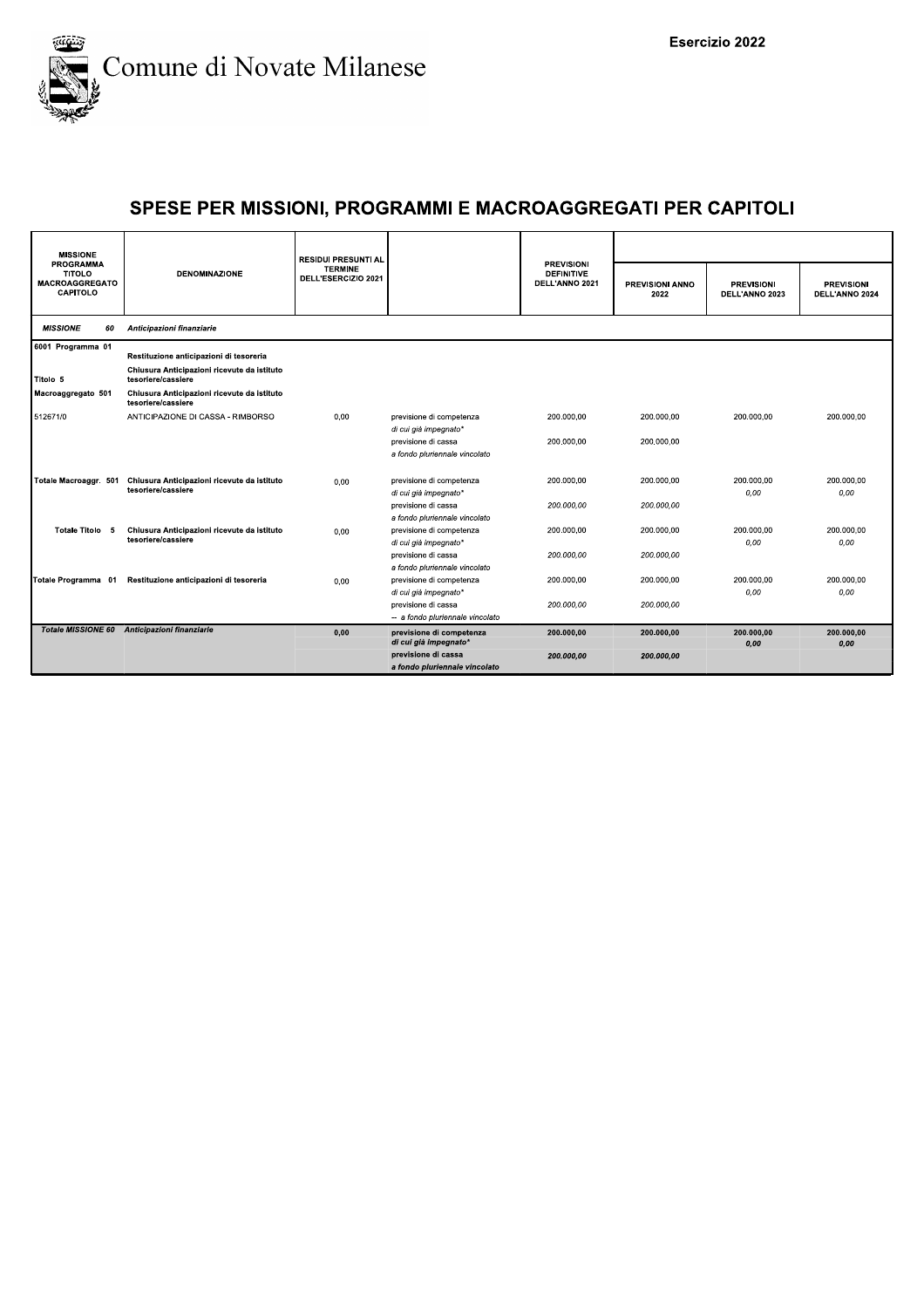# Comune di Novate Milanese

Esercizio 2022

## SPESE PER MISSIONI, PROGRAMMI E MACROAGGREGATI PER CAPITOLI

| MISSIONE PROGRAMMA TITOLO MACROAGGREGATO CAPITOLO | DENOMINAZIONE | RESIDUI PRESUNTI AL TERMINE DELL'ESERCIZIO 2021 | | PREVISIONI DEFINITIVE DELL'ANNO 2021 | PREVISIONI ANNO 2022 | PREVISIONI DELL'ANNO 2023 | PREVISIONI DELL'ANNO 2024 |
|---|---|---|---|---|---|---|---|
| ***MISSIONE 60*** | ***Anticipazioni finanziarie*** | | | | | | |
| **6001 Programma 01** | **Restituzione anticipazioni di tesoreria** | | | | | | |
| Titolo 5 | **Chiusura Anticipazioni ricevute da istituto tesoriere/cassiere** | | | | | | |
| Macroaggregato 501 | **Chiusura Anticipazioni ricevute da istituto tesoriere/cassiere** | | | | | | |
| 512671/0 | ANTICIPAZIONE DI CASSA - RIMBORSO | 0,00 | previsione di competenza | 200.000,00 | 200.000,00 | 200.000,00 | 200.000,00 |
| | | | *di cui già impegnato** | | | | |
| | | | previsione di cassa | 200.000,00 | 200.000,00 | | |
| | | | *a fondo pluriennale vincolato* | | | | |
| **Totale Macroaggr. 501** | **Chiusura Anticipazioni ricevute da istituto tesoriere/cassiere** | 0,00 | previsione di competenza | 200.000,00 | 200.000,00 | 200.000,00 | 200.000,00 |
| | | | *di cui già impegnato** | | | *0,00* | *0,00* |
| | | | previsione di cassa | *200.000,00* | *200.000,00* | | |
| | | | *a fondo pluriennale vincolato* | | | | |
| **Totale Titolo 5** | **Chiusura Anticipazioni ricevute da istituto tesoriere/cassiere** | 0,00 | previsione di competenza | 200.000,00 | 200.000,00 | 200.000,00 | 200.000,00 |
| | | | *di cui già impegnato** | | | *0,00* | *0,00* |
| | | | previsione di cassa | *200.000,00* | *200.000,00* | | |
| | | | *a fondo pluriennale vincolato* | | | | |
| **Totale Programma 01** | **Restituzione anticipazioni di tesoreria** | 0,00 | previsione di competenza | 200.000,00 | 200.000,00 | 200.000,00 | 200.000,00 |
| | | | *di cui già impegnato** | | | *0,00* | *0,00* |
| | | | previsione di cassa | *200.000,00* | *200.000,00* | | |
| | | | *-- a fondo pluriennale vincolato* | | | | |
| ***Totale MISSIONE 60*** | ***Anticipazioni finanziarie*** | **0,00** | **previsione di competenza** | **200.000,00** | **200.000,00** | **200.000,00** | **200.000,00** |
| | | | ***di cui già impegnato**** | | | ***0,00*** | ***0,00*** |
| | | | **previsione di cassa** | ***200.000,00*** | ***200.000,00*** | | |
| | | | ***a fondo pluriennale vincolato*** | | | | |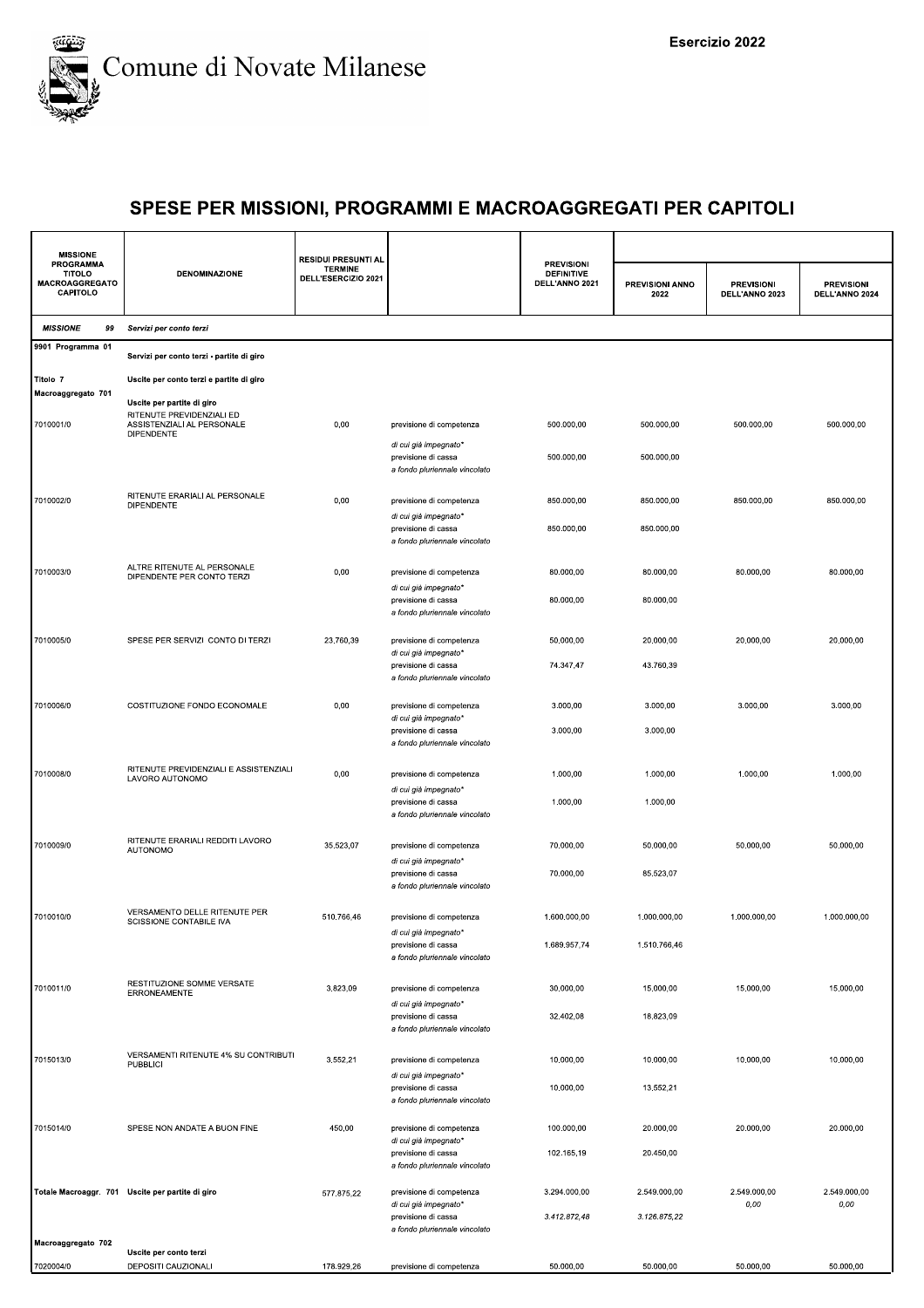# SPESE PER MISSIONI, PROGRAMMI E MACROAGGREGATI PER CAPITOLI

| MISSIONE PROGRAMMA TITOLO MACROAGGREGATO CAPITOLO | DENOMINAZIONE | RESIDUI PRESUNTI AL TERMINE DELL'ESERCIZIO 2021 | | PREVISIONI DEFINITIVE DELL'ANNO 2021 | PREVISIONI ANNO 2022 | PREVISIONI DELL'ANNO 2023 | PREVISIONI DELL'ANNO 2024 |
|---|---|---|---|---|---|---|---|
| *MISSIONE 99* | *Servizi per conto terzi* | | | | | | |
| 9901 Programma 01 | Servizi per conto terzi - partite di giro | | | | | | |
| Titolo 7 | Uscite per conto terzi e partite di giro | | | | | | |
| Macroaggregato 701 | Uscite per partite di giro | | | | | | |
| 7010001/0 | RITENUTE PREVIDENZIALI ED ASSISTENZIALI AL PERSONALE DIPENDENTE | 0,00 | previsione di competenza | 500.000,00 | 500.000,00 | 500.000,00 | 500.000,00 |
| | | | *di cui già impegnato** | | | | |
| | | | previsione di cassa | 500.000,00 | 500.000,00 | | |
| | | | *a fondo pluriennale vincolato* | | | | |
| 7010002/0 | RITENUTE ERARIALI AL PERSONALE DIPENDENTE | 0,00 | previsione di competenza | 850.000,00 | 850.000,00 | 850.000,00 | 850.000,00 |
| | | | *di cui già impegnato** | | | | |
| | | | previsione di cassa | 850.000,00 | 850.000,00 | | |
| | | | *a fondo pluriennale vincolato* | | | | |
| 7010003/0 | ALTRE RITENUTE AL PERSONALE DIPENDENTE PER CONTO TERZI | 0,00 | previsione di competenza | 80.000,00 | 80.000,00 | 80.000,00 | 80.000,00 |
| | | | *di cui già impegnato** | | | | |
| | | | previsione di cassa | 80.000,00 | 80.000,00 | | |
| | | | *a fondo pluriennale vincolato* | | | | |
| 7010005/0 | SPESE PER SERVIZI CONTO DI TERZI | 23.760,39 | previsione di competenza | 50.000,00 | 20.000,00 | 20.000,00 | 20.000,00 |
| | | | *di cui già impegnato** | | | | |
| | | | previsione di cassa | 74.347,47 | 43.760,39 | | |
| | | | *a fondo pluriennale vincolato* | | | | |
| 7010006/0 | COSTITUZIONE FONDO ECONOMALE | 0,00 | previsione di competenza | 3.000,00 | 3.000,00 | 3.000,00 | 3.000,00 |
| | | | *di cui già impegnato** | | | | |
| | | | previsione di cassa | 3.000,00 | 3.000,00 | | |
| | | | *a fondo pluriennale vincolato* | | | | |
| 7010008/0 | RITENUTE PREVIDENZIALI E ASSISTENZIALI LAVORO AUTONOMO | 0,00 | previsione di competenza | 1.000,00 | 1.000,00 | 1.000,00 | 1.000,00 |
| | | | *di cui già impegnato** | | | | |
| | | | previsione di cassa | 1.000,00 | 1.000,00 | | |
| | | | *a fondo pluriennale vincolato* | | | | |
| 7010009/0 | RITENUTE ERARIALI REDDITI LAVORO AUTONOMO | 35.523,07 | previsione di competenza | 70.000,00 | 50.000,00 | 50.000,00 | 50.000,00 |
| | | | *di cui già impegnato** | | | | |
| | | | previsione di cassa | 70.000,00 | 85.523,07 | | |
| | | | *a fondo pluriennale vincolato* | | | | |
| 7010010/0 | VERSAMENTO DELLE RITENUTE PER SCISSIONE CONTABILE IVA | 510.766,46 | previsione di competenza | 1.600.000,00 | 1.000.000,00 | 1.000.000,00 | 1.000.000,00 |
| | | | *di cui già impegnato** | | | | |
| | | | previsione di cassa | 1.689.957,74 | 1.510.766,46 | | |
| | | | *a fondo pluriennale vincolato* | | | | |
| 7010011/0 | RESTITUZIONE SOMME VERSATE ERRONEAMENTE | 3.823,09 | previsione di competenza | 30.000,00 | 15.000,00 | 15.000,00 | 15.000,00 |
| | | | *di cui già impegnato** | | | | |
| | | | previsione di cassa | 32.402,08 | 18.823,09 | | |
| | | | *a fondo pluriennale vincolato* | | | | |
| 7015013/0 | VERSAMENTI RITENUTE 4% SU CONTRIBUTI PUBBLICI | 3.552,21 | previsione di competenza | 10.000,00 | 10.000,00 | 10.000,00 | 10.000,00 |
| | | | *di cui già impegnato** | | | | |
| | | | previsione di cassa | 10.000,00 | 13.552,21 | | |
| | | | *a fondo pluriennale vincolato* | | | | |
| 7015014/0 | SPESE NON ANDATE A BUON FINE | 450,00 | previsione di competenza | 100.000,00 | 20.000,00 | 20.000,00 | 20.000,00 |
| | | | *di cui già impegnato** | | | | |
| | | | previsione di cassa | 102.165,19 | 20.450,00 | | |
| | | | *a fondo pluriennale vincolato* | | | | |
| Totale Macroaggr. 701 | Uscite per partite di giro | 577.875,22 | previsione di competenza | 3.294.000,00 | 2.549.000,00 | 2.549.000,00 | 2.549.000,00 |
| | | | *di cui già impegnato** | | | *0,00* | *0,00* |
| | | | previsione di cassa | *3.412.872,48* | *3.126.875,22* | | |
| | | | *a fondo pluriennale vincolato* | | | | |
| Macroaggregato 702 | Uscite per conto terzi | | | | | | |
| 7020004/0 | DEPOSITI CAUZIONALI | 178.929,26 | previsione di competenza | 50.000,00 | 50.000,00 | 50.000,00 | 50.000,00 |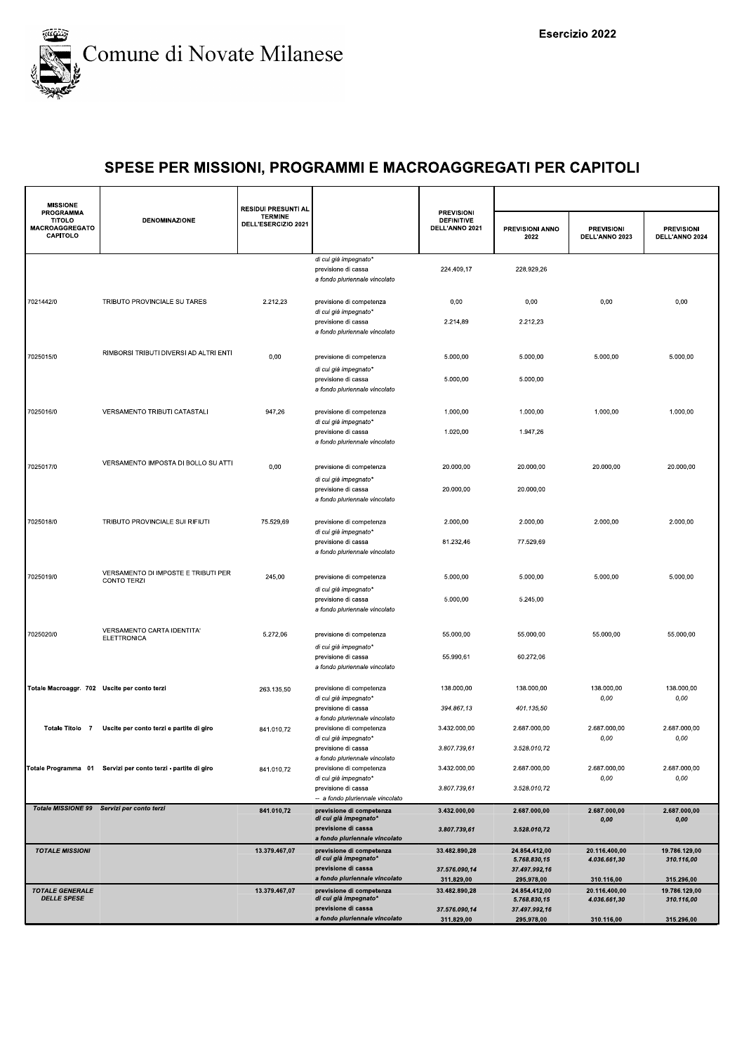Comune di Novate Milanese

Esercizio 2022

# SPESE PER MISSIONI, PROGRAMMI E MACROAGGREGATI PER CAPITOLI

| MISSIONE PROGRAMMA TITOLO MACROAGGREGATO CAPITOLO | DENOMINAZIONE | RESIDUI PRESUNTI AL TERMINE DELL'ESERCIZIO 2021 | | PREVISIONI DEFINITIVE DELL'ANNO 2021 | PREVISIONI ANNO 2022 | PREVISIONI DELL'ANNO 2023 | PREVISIONI DELL'ANNO 2024 |
|---|---|---|---|---|---|---|---|
| | | | *di cui già impegnato** | | | | |
| | | | previsione di cassa | 224.409,17 | 228.929,26 | | |
| | | | *a fondo pluriennale vincolato* | | | | |
| 7021442/0 | TRIBUTO PROVINCIALE SU TARES | 2.212,23 | previsione di competenza | 0,00 | 0,00 | 0,00 | 0,00 |
| | | | *di cui già impegnato** | | | | |
| | | | previsione di cassa | 2.214,89 | 2.212,23 | | |
| | | | *a fondo pluriennale vincolato* | | | | |
| 7025015/0 | RIMBORSI TRIBUTI DIVERSI AD ALTRI ENTI | 0,00 | previsione di competenza | 5.000,00 | 5.000,00 | 5.000,00 | 5.000,00 |
| | | | *di cui già impegnato** | | | | |
| | | | previsione di cassa | 5.000,00 | 5.000,00 | | |
| | | | *a fondo pluriennale vincolato* | | | | |
| 7025016/0 | VERSAMENTO TRIBUTI CATASTALI | 947,26 | previsione di competenza | 1.000,00 | 1.000,00 | 1.000,00 | 1.000,00 |
| | | | *di cui già impegnato** | | | | |
| | | | previsione di cassa | 1.020,00 | 1.947,26 | | |
| | | | *a fondo pluriennale vincolato* | | | | |
| 7025017/0 | VERSAMENTO IMPOSTA DI BOLLO SU ATTI | 0,00 | previsione di competenza | 20.000,00 | 20.000,00 | 20.000,00 | 20.000,00 |
| | | | *di cui già impegnato** | | | | |
| | | | previsione di cassa | 20.000,00 | 20.000,00 | | |
| | | | *a fondo pluriennale vincolato* | | | | |
| 7025018/0 | TRIBUTO PROVINCIALE SUI RIFIUTI | 75.529,69 | previsione di competenza | 2.000,00 | 2.000,00 | 2.000,00 | 2.000,00 |
| | | | *di cui già impegnato** | | | | |
| | | | previsione di cassa | 81.232,46 | 77.529,69 | | |
| | | | *a fondo pluriennale vincolato* | | | | |
| 7025019/0 | VERSAMENTO DI IMPOSTE E TRIBUTI PER CONTO TERZI | 245,00 | previsione di competenza | 5.000,00 | 5.000,00 | 5.000,00 | 5.000,00 |
| | | | *di cui già impegnato** | | | | |
| | | | previsione di cassa | 5.000,00 | 5.245,00 | | |
| | | | *a fondo pluriennale vincolato* | | | | |
| 7025020/0 | VERSAMENTO CARTA IDENTITA' ELETTRONICA | 5.272,06 | previsione di competenza | 55.000,00 | 55.000,00 | 55.000,00 | 55.000,00 |
| | | | *di cui già impegnato** | | | | |
| | | | previsione di cassa | 55.990,61 | 60.272,06 | | |
| | | | *a fondo pluriennale vincolato* | | | | |
| **Totale Macroaggr. 702** | **Uscite per conto terzi** | 263.135,50 | previsione di competenza | 138.000,00 | 138.000,00 | 138.000,00 | 138.000,00 |
| | | | *di cui già impegnato** | | | *0,00* | *0,00* |
| | | | previsione di cassa | *394.867,13* | *401.135,50* | | |
| | | | *a fondo pluriennale vincolato* | | | | |
| **Totale Titolo 7** | **Uscite per conto terzi e partite di giro** | 841.010,72 | previsione di competenza | 3.432.000,00 | 2.687.000,00 | 2.687.000,00 | 2.687.000,00 |
| | | | *di cui già impegnato** | | | *0,00* | *0,00* |
| | | | previsione di cassa | *3.807.739,61* | *3.528.010,72* | | |
| | | | *a fondo pluriennale vincolato* | | | | |
| **Totale Programma 01** | **Servizi per conto terzi - partite di giro** | 841.010,72 | previsione di competenza | 3.432.000,00 | 2.687.000,00 | 2.687.000,00 | 2.687.000,00 |
| | | | *di cui già impegnato** | | | *0,00* | *0,00* |
| | | | previsione di cassa | *3.807.739,61* | *3.528.010,72* | | |
| | | | -- *a fondo pluriennale vincolato* | | | | |
| ***Totale MISSIONE 99*** | ***Servizi per conto terzi*** | **841.010,72** | **previsione di competenza** | **3.432.000,00** | **2.687.000,00** | **2.687.000,00** | **2.687.000,00** |
| | | | ***di cui già impegnato**** | | | ***0,00*** | ***0,00*** |
| | | | **previsione di cassa** | ***3.807.739,61*** | ***3.528.010,72*** | | |
| | | | ***a fondo pluriennale vincolato*** | | | | |
| ***TOTALE MISSIONI*** | | **13.379.467,07** | **previsione di competenza** | **33.482.890,28** | **24.854.412,00** | **20.116.400,00** | **19.786.129,00** |
| | | | ***di cui già impegnato**** | | ***5.768.830,15*** | ***4.036.661,30*** | ***310.116,00*** |
| | | | **previsione di cassa** | ***37.576.090,14*** | ***37.497.992,16*** | | |
| | | | ***a fondo pluriennale vincolato*** | **311.829,00** | **295.978,00** | **310.116,00** | **315.296,00** |
| ***TOTALE GENERALE DELLE SPESE*** | | **13.379.467,07** | **previsione di competenza** | **33.482.890,28** | **24.854.412,00** | **20.116.400,00** | **19.786.129,00** |
| | | | ***di cui già impegnato**** | | ***5.768.830,15*** | ***4.036.661,30*** | ***310.116,00*** |
| | | | **previsione di cassa** | ***37.576.090,14*** | ***37.497.992,16*** | | |
| | | | ***a fondo pluriennale vincolato*** | **311.829,00** | **295.978,00** | **310.116,00** | **315.296,00** |